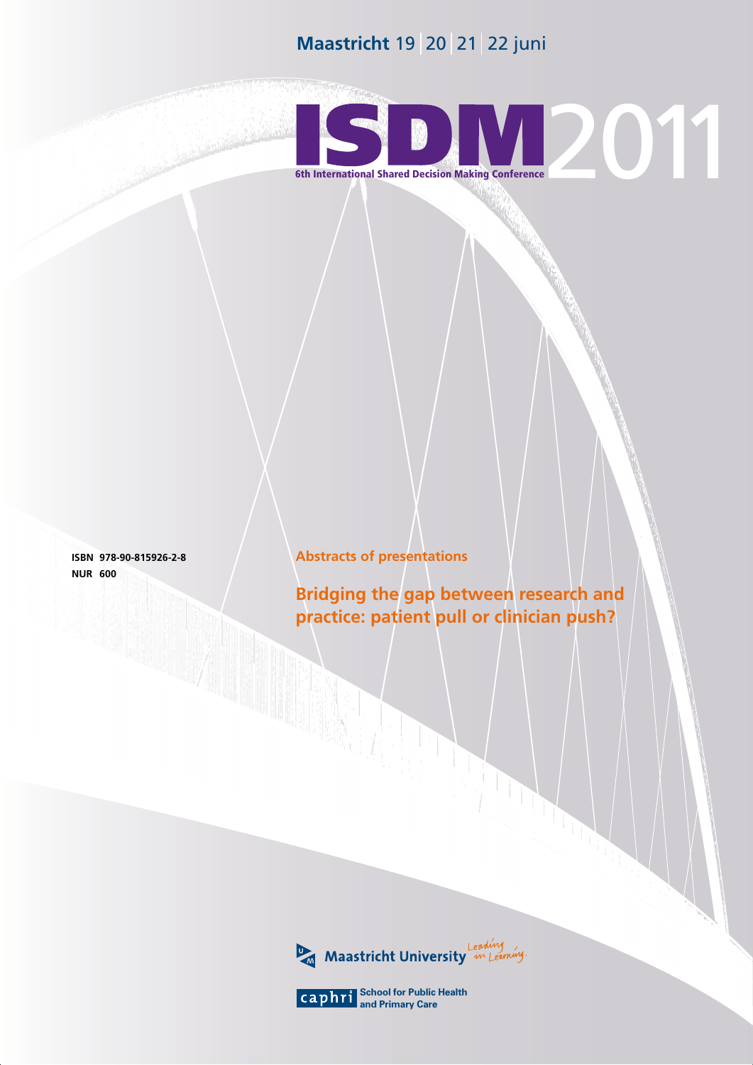**Maastricht** 19 | 20 | 21 | 22 juni

# ISDM2011

**6th International Shared Decision Making Conference**

**ISBN 978-90-815926-2-8**
**NUR 600**

**Abstracts of presentations**

## Bridging the gap between research and practice: patient pull or clinician push?

Maastricht University *Leading in Learning*

caphri School for Public Health and Primary Care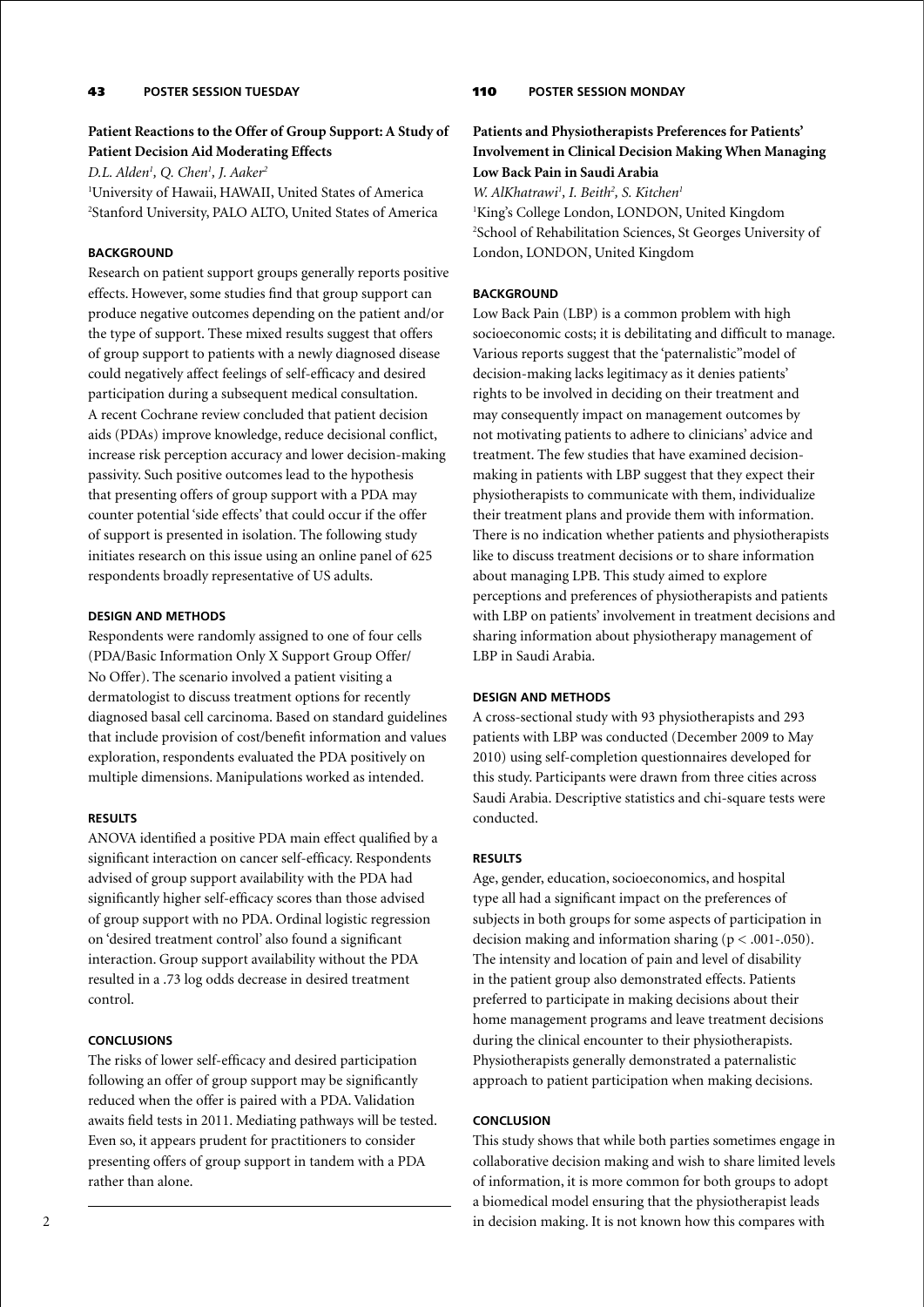## 43 POSTER SESSION TUESDAY

### Patient Reactions to the Offer of Group Support: A Study of Patient Decision Aid Moderating Effects

*D.L. Alden[1], Q. Chen[1], J. Aaker[2]*

[1]University of Hawaii, HAWAII, United States of America
[2]Stanford University, PALO ALTO, United States of America

#### BACKGROUND

Research on patient support groups generally reports positive effects. However, some studies find that group support can produce negative outcomes depending on the patient and/or the type of support. These mixed results suggest that offers of group support to patients with a newly diagnosed disease could negatively affect feelings of self-efficacy and desired participation during a subsequent medical consultation. A recent Cochrane review concluded that patient decision aids (PDAs) improve knowledge, reduce decisional conflict, increase risk perception accuracy and lower decision-making passivity. Such positive outcomes lead to the hypothesis that presenting offers of group support with a PDA may counter potential 'side effects' that could occur if the offer of support is presented in isolation. The following study initiates research on this issue using an online panel of 625 respondents broadly representative of US adults.

#### DESIGN AND METHODS

Respondents were randomly assigned to one of four cells (PDA/Basic Information Only X Support Group Offer/ No Offer). The scenario involved a patient visiting a dermatologist to discuss treatment options for recently diagnosed basal cell carcinoma. Based on standard guidelines that include provision of cost/benefit information and values exploration, respondents evaluated the PDA positively on multiple dimensions. Manipulations worked as intended.

#### RESULTS

ANOVA identified a positive PDA main effect qualified by a significant interaction on cancer self-efficacy. Respondents advised of group support availability with the PDA had significantly higher self-efficacy scores than those advised of group support with no PDA. Ordinal logistic regression on 'desired treatment control' also found a significant interaction. Group support availability without the PDA resulted in a .73 log odds decrease in desired treatment control.

#### CONCLUSIONS

The risks of lower self-efficacy and desired participation following an offer of group support may be significantly reduced when the offer is paired with a PDA. Validation awaits field tests in 2011. Mediating pathways will be tested. Even so, it appears prudent for practitioners to consider presenting offers of group support in tandem with a PDA rather than alone.

## 110 POSTER SESSION MONDAY

### Patients and Physiotherapists Preferences for Patients' Involvement in Clinical Decision Making When Managing Low Back Pain in Saudi Arabia

*W. AlKhatrawi[1], I. Beith[2], S. Kitchen[1]*

[1]King's College London, LONDON, United Kingdom
[2]School of Rehabilitation Sciences, St Georges University of London, LONDON, United Kingdom

#### BACKGROUND

Low Back Pain (LBP) is a common problem with high socioeconomic costs; it is debilitating and difficult to manage. Various reports suggest that the 'paternalistic"model of decision-making lacks legitimacy as it denies patients' rights to be involved in deciding on their treatment and may consequently impact on management outcomes by not motivating patients to adhere to clinicians' advice and treatment. The few studies that have examined decision-making in patients with LBP suggest that they expect their physiotherapists to communicate with them, individualize their treatment plans and provide them with information. There is no indication whether patients and physiotherapists like to discuss treatment decisions or to share information about managing LPB. This study aimed to explore perceptions and preferences of physiotherapists and patients with LBP on patients' involvement in treatment decisions and sharing information about physiotherapy management of LBP in Saudi Arabia.

#### DESIGN AND METHODS

A cross-sectional study with 93 physiotherapists and 293 patients with LBP was conducted (December 2009 to May 2010) using self-completion questionnaires developed for this study. Participants were drawn from three cities across Saudi Arabia. Descriptive statistics and chi-square tests were conducted.

#### RESULTS

Age, gender, education, socioeconomics, and hospital type all had a significant impact on the preferences of subjects in both groups for some aspects of participation in decision making and information sharing ($p < .001$-$.050$). The intensity and location of pain and level of disability in the patient group also demonstrated effects. Patients preferred to participate in making decisions about their home management programs and leave treatment decisions during the clinical encounter to their physiotherapists. Physiotherapists generally demonstrated a paternalistic approach to patient participation when making decisions.

#### CONCLUSION

This study shows that while both parties sometimes engage in collaborative decision making and wish to share limited levels of information, it is more common for both groups to adopt a biomedical model ensuring that the physiotherapist leads in decision making. It is not known how this compares with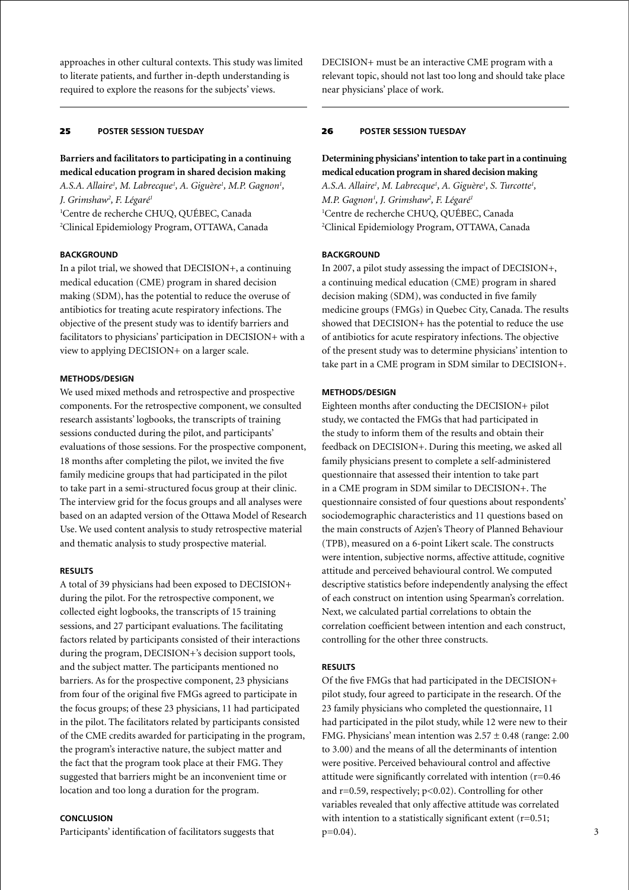approaches in other cultural contexts. This study was limited to literate patients, and further in-depth understanding is required to explore the reasons for the subjects' views.

## 25 POSTER SESSION TUESDAY

### Barriers and facilitators to participating in a continuing medical education program in shared decision making

*A.S.A. Allaire[1], M. Labrecque[1], A. Giguère[1], M.P. Gagnon[1], J. Grimshaw[2], F. Légaré[1]*

[1]Centre de recherche CHUQ, QUÉBEC, Canada
[2]Clinical Epidemiology Program, OTTAWA, Canada

**BACKGROUND**

In a pilot trial, we showed that DECISION+, a continuing medical education (CME) program in shared decision making (SDM), has the potential to reduce the overuse of antibiotics for treating acute respiratory infections. The objective of the present study was to identify barriers and facilitators to physicians' participation in DECISION+ with a view to applying DECISION+ on a larger scale.

**METHODS/DESIGN**

We used mixed methods and retrospective and prospective components. For the retrospective component, we consulted research assistants' logbooks, the transcripts of training sessions conducted during the pilot, and participants' evaluations of those sessions. For the prospective component, 18 months after completing the pilot, we invited the five family medicine groups that had participated in the pilot to take part in a semi-structured focus group at their clinic. The interview grid for the focus groups and all analyses were based on an adapted version of the Ottawa Model of Research Use. We used content analysis to study retrospective material and thematic analysis to study prospective material.

**RESULTS**

A total of 39 physicians had been exposed to DECISION+ during the pilot. For the retrospective component, we collected eight logbooks, the transcripts of 15 training sessions, and 27 participant evaluations. The facilitating factors related by participants consisted of their interactions during the program, DECISION+'s decision support tools, and the subject matter. The participants mentioned no barriers. As for the prospective component, 23 physicians from four of the original five FMGs agreed to participate in the focus groups; of these 23 physicians, 11 had participated in the pilot. The facilitators related by participants consisted of the CME credits awarded for participating in the program, the program's interactive nature, the subject matter and the fact that the program took place at their FMG. They suggested that barriers might be an inconvenient time or location and too long a duration for the program.

**CONCLUSION**

Participants' identification of facilitators suggests that DECISION+ must be an interactive CME program with a relevant topic, should not last too long and should take place near physicians' place of work.

## 26 POSTER SESSION TUESDAY

### Determining physicians' intention to take part in a continuing medical education program in shared decision making

*A.S.A. Allaire[1], M. Labrecque[1], A. Giguère[1], S. Turcotte[1], M.P. Gagnon[1], J. Grimshaw[2], F. Légaré[1]*

[1]Centre de recherche CHUQ, QUÉBEC, Canada
[2]Clinical Epidemiology Program, OTTAWA, Canada

**BACKGROUND**

In 2007, a pilot study assessing the impact of DECISION+, a continuing medical education (CME) program in shared decision making (SDM), was conducted in five family medicine groups (FMGs) in Quebec City, Canada. The results showed that DECISION+ has the potential to reduce the use of antibiotics for acute respiratory infections. The objective of the present study was to determine physicians' intention to take part in a CME program in SDM similar to DECISION+.

**METHODS/DESIGN**

Eighteen months after conducting the DECISION+ pilot study, we contacted the FMGs that had participated in the study to inform them of the results and obtain their feedback on DECISION+. During this meeting, we asked all family physicians present to complete a self-administered questionnaire that assessed their intention to take part in a CME program in SDM similar to DECISION+. The questionnaire consisted of four questions about respondents' sociodemographic characteristics and 11 questions based on the main constructs of Azjen's Theory of Planned Behaviour (TPB), measured on a 6-point Likert scale. The constructs were intention, subjective norms, affective attitude, cognitive attitude and perceived behavioural control. We computed descriptive statistics before independently analysing the effect of each construct on intention using Spearman's correlation. Next, we calculated partial correlations to obtain the correlation coefficient between intention and each construct, controlling for the other three constructs.

**RESULTS**

Of the five FMGs that had participated in the DECISION+ pilot study, four agreed to participate in the research. Of the 23 family physicians who completed the questionnaire, 11 had participated in the pilot study, while 12 were new to their FMG. Physicians' mean intention was $2.57 \pm 0.48$ (range: 2.00 to 3.00) and the means of all the determinants of intention were positive. Perceived behavioural control and affective attitude were significantly correlated with intention ($r=0.46$ and $r=0.59$, respectively; $p<0.02$). Controlling for other variables revealed that only affective attitude was correlated with intention to a statistically significant extent ($r=0.51$; $p=0.04$).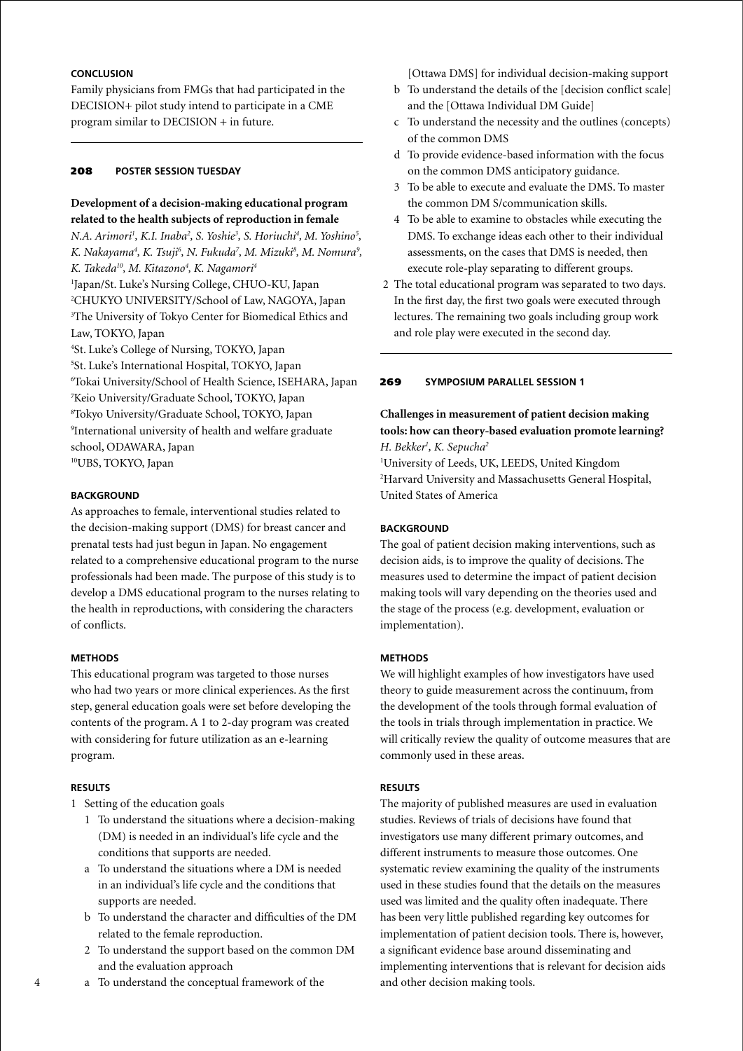### CONCLUSION

Family physicians from FMGs that had participated in the DECISION+ pilot study intend to participate in a CME program similar to DECISION + in future.

## 208 POSTER SESSION TUESDAY

### Development of a decision-making educational program related to the health subjects of reproduction in female

*N.A. Arimori[1], K.I. Inaba[2], S. Yoshie[3], S. Horiuchi[4], M. Yoshino[5], K. Nakayama[4], K. Tsuji[6], N. Fukuda[7], M. Mizuki[8], M. Nomura[9], K. Takeda[10], M. Kitazono[4], K. Nagamori[4]*

[1]Japan/St. Luke's Nursing College, CHUO-KU, Japan
[2]CHUKYO UNIVERSITY/School of Law, NAGOYA, Japan
[3]The University of Tokyo Center for Biomedical Ethics and Law, TOKYO, Japan
[4]St. Luke's College of Nursing, TOKYO, Japan
[5]St. Luke's International Hospital, TOKYO, Japan
[6]Tokai University/School of Health Science, ISEHARA, Japan
[7]Keio University/Graduate School, TOKYO, Japan
[8]Tokyo University/Graduate School, TOKYO, Japan
[9]International university of health and welfare graduate school, ODAWARA, Japan
[10]UBS, TOKYO, Japan

### BACKGROUND

As approaches to female, interventional studies related to the decision-making support (DMS) for breast cancer and prenatal tests had just begun in Japan. No engagement related to a comprehensive educational program to the nurse professionals had been made. The purpose of this study is to develop a DMS educational program to the nurses relating to the health in reproductions, with considering the characters of conflicts.

### METHODS

This educational program was targeted to those nurses who had two years or more clinical experiences. As the first step, general education goals were set before developing the contents of the program. A 1 to 2-day program was created with considering for future utilization as an e-learning program.

### RESULTS

1 Setting of the education goals
   1 To understand the situations where a decision-making (DM) is needed in an individual's life cycle and the conditions that supports are needed.
   a To understand the situations where a DM is needed in an individual's life cycle and the conditions that supports are needed.
   b To understand the character and difficulties of the DM related to the female reproduction.
   2 To understand the support based on the common DM and the evaluation approach
   a To understand the conceptual framework of the [Ottawa DMS] for individual decision-making support
   b To understand the details of the [decision conflict scale] and the [Ottawa Individual DM Guide]
   c To understand the necessity and the outlines (concepts) of the common DMS
   d To provide evidence-based information with the focus on the common DMS anticipatory guidance.
   3 To be able to execute and evaluate the DMS. To master the common DM S/communication skills.
   4 To be able to examine to obstacles while executing the DMS. To exchange ideas each other to their individual assessments, on the cases that DMS is needed, then execute role-play separating to different groups.

2 The total educational program was separated to two days. In the first day, the first two goals were executed through lectures. The remaining two goals including group work and role play were executed in the second day.

## 269 SYMPOSIUM PARALLEL SESSION 1

### Challenges in measurement of patient decision making tools: how can theory-based evaluation promote learning?

*H. Bekker[1], K. Sepucha[2]*

[1]University of Leeds, UK, LEEDS, United Kingdom
[2]Harvard University and Massachusetts General Hospital, United States of America

### BACKGROUND

The goal of patient decision making interventions, such as decision aids, is to improve the quality of decisions. The measures used to determine the impact of patient decision making tools will vary depending on the theories used and the stage of the process (e.g. development, evaluation or implementation).

### METHODS

We will highlight examples of how investigators have used theory to guide measurement across the continuum, from the development of the tools through formal evaluation of the tools in trials through implementation in practice. We will critically review the quality of outcome measures that are commonly used in these areas.

### RESULTS

The majority of published measures are used in evaluation studies. Reviews of trials of decisions have found that investigators use many different primary outcomes, and different instruments to measure those outcomes. One systematic review examining the quality of the instruments used in these studies found that the details on the measures used was limited and the quality often inadequate. There has been very little published regarding key outcomes for implementation of patient decision tools. There is, however, a significant evidence base around disseminating and implementing interventions that is relevant for decision aids and other decision making tools.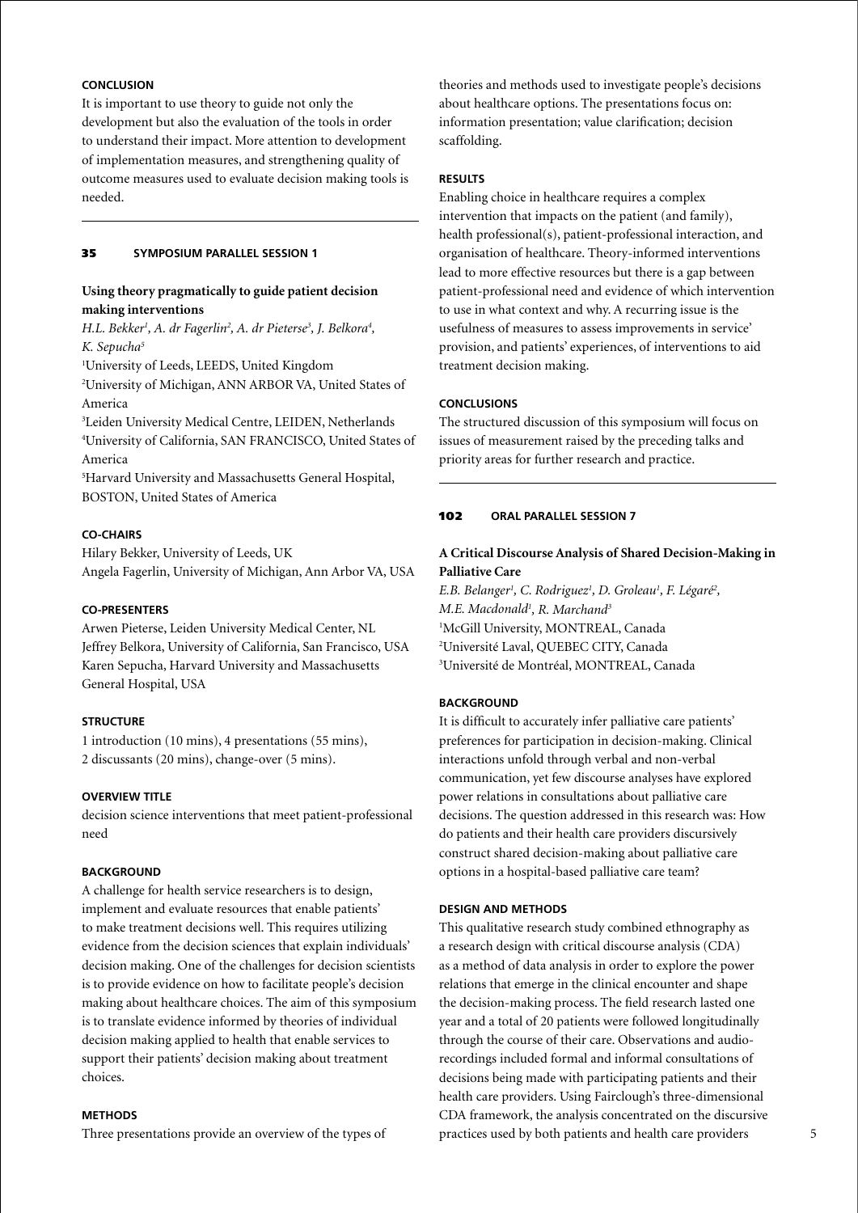#### CONCLUSION

It is important to use theory to guide not only the development but also the evaluation of the tools in order to understand their impact. More attention to development of implementation measures, and strengthening quality of outcome measures used to evaluate decision making tools is needed.

---

## 35 SYMPOSIUM PARALLEL SESSION 1

### Using theory pragmatically to guide patient decision making interventions

*H.L. Bekker[1], A. dr Fagerlin[2], A. dr Pieterse[3], J. Belkora[4], K. Sepucha[5]*

[1]University of Leeds, LEEDS, United Kingdom
[2]University of Michigan, ANN ARBOR VA, United States of America
[3]Leiden University Medical Centre, LEIDEN, Netherlands
[4]University of California, SAN FRANCISCO, United States of America
[5]Harvard University and Massachusetts General Hospital, BOSTON, United States of America

#### CO-CHAIRS

Hilary Bekker, University of Leeds, UK
Angela Fagerlin, University of Michigan, Ann Arbor VA, USA

#### CO-PRESENTERS

Arwen Pieterse, Leiden University Medical Center, NL
Jeffrey Belkora, University of California, San Francisco, USA
Karen Sepucha, Harvard University and Massachusetts General Hospital, USA

#### STRUCTURE

1 introduction (10 mins), 4 presentations (55 mins), 2 discussants (20 mins), change-over (5 mins).

#### OVERVIEW TITLE

decision science interventions that meet patient-professional need

#### BACKGROUND

A challenge for health service researchers is to design, implement and evaluate resources that enable patients' to make treatment decisions well. This requires utilizing evidence from the decision sciences that explain individuals' decision making. One of the challenges for decision scientists is to provide evidence on how to facilitate people's decision making about healthcare choices. The aim of this symposium is to translate evidence informed by theories of individual decision making applied to health that enable services to support their patients' decision making about treatment choices.

#### METHODS

Three presentations provide an overview of the types of theories and methods used to investigate people's decisions about healthcare options. The presentations focus on: information presentation; value clarification; decision scaffolding.

#### RESULTS

Enabling choice in healthcare requires a complex intervention that impacts on the patient (and family), health professional(s), patient-professional interaction, and organisation of healthcare. Theory-informed interventions lead to more effective resources but there is a gap between patient-professional need and evidence of which intervention to use in what context and why. A recurring issue is the usefulness of measures to assess improvements in service' provision, and patients' experiences, of interventions to aid treatment decision making.

#### CONCLUSIONS

The structured discussion of this symposium will focus on issues of measurement raised by the preceding talks and priority areas for further research and practice.

---

## 102 ORAL PARALLEL SESSION 7

### A Critical Discourse Analysis of Shared Decision-Making in Palliative Care

*E.B. Belanger[1], C. Rodriguez[1], D. Groleau[1], F. Légaré[2], M.E. Macdonald[1], R. Marchand[3]*

[1]McGill University, MONTREAL, Canada
[2]Université Laval, QUEBEC CITY, Canada
[3]Université de Montréal, MONTREAL, Canada

#### BACKGROUND

It is difficult to accurately infer palliative care patients' preferences for participation in decision-making. Clinical interactions unfold through verbal and non-verbal communication, yet few discourse analyses have explored power relations in consultations about palliative care decisions. The question addressed in this research was: How do patients and their health care providers discursively construct shared decision-making about palliative care options in a hospital-based palliative care team?

#### DESIGN AND METHODS

This qualitative research study combined ethnography as a research design with critical discourse analysis (CDA) as a method of data analysis in order to explore the power relations that emerge in the clinical encounter and shape the decision-making process. The field research lasted one year and a total of 20 patients were followed longitudinally through the course of their care. Observations and audio-recordings included formal and informal consultations of decisions being made with participating patients and their health care providers. Using Fairclough's three-dimensional CDA framework, the analysis concentrated on the discursive practices used by both patients and health care providers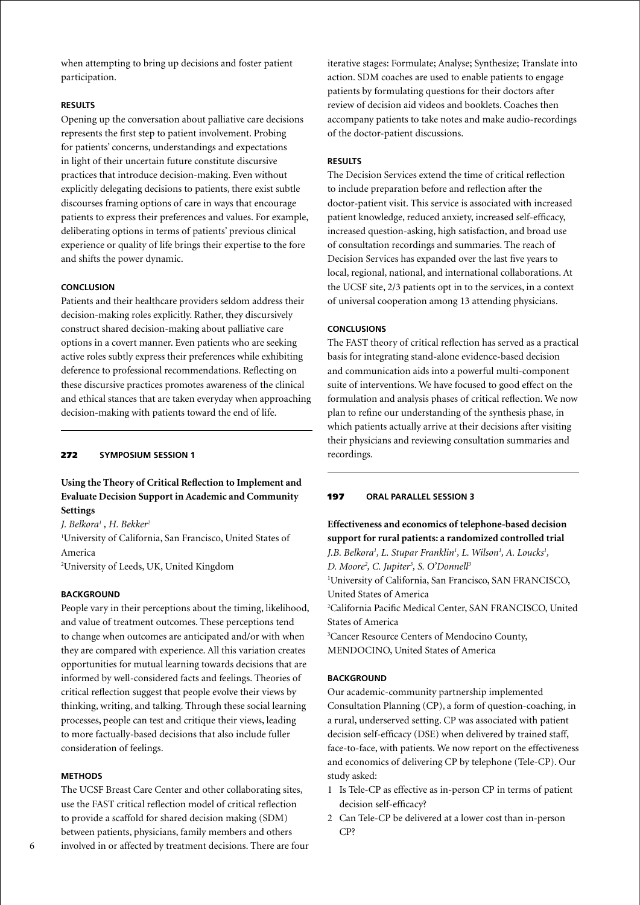when attempting to bring up decisions and foster patient participation.

### RESULTS

Opening up the conversation about palliative care decisions represents the first step to patient involvement. Probing for patients' concerns, understandings and expectations in light of their uncertain future constitute discursive practices that introduce decision-making. Even without explicitly delegating decisions to patients, there exist subtle discourses framing options of care in ways that encourage patients to express their preferences and values. For example, deliberating options in terms of patients' previous clinical experience or quality of life brings their expertise to the fore and shifts the power dynamic.

### CONCLUSION

Patients and their healthcare providers seldom address their decision-making roles explicitly. Rather, they discursively construct shared decision-making about palliative care options in a covert manner. Even patients who are seeking active roles subtly express their preferences while exhibiting deference to professional recommendations. Reflecting on these discursive practices promotes awareness of the clinical and ethical stances that are taken everyday when approaching decision-making with patients toward the end of life.

---

**272 SYMPOSIUM SESSION 1**

## Using the Theory of Critical Reflection to Implement and Evaluate Decision Support in Academic and Community Settings

*J. Belkora[1] , H. Bekker[2]*

[1]University of California, San Francisco, United States of America

[2]University of Leeds, UK, United Kingdom

### BACKGROUND

People vary in their perceptions about the timing, likelihood, and value of treatment outcomes. These perceptions tend to change when outcomes are anticipated and/or with when they are compared with experience. All this variation creates opportunities for mutual learning towards decisions that are informed by well-considered facts and feelings. Theories of critical reflection suggest that people evolve their views by thinking, writing, and talking. Through these social learning processes, people can test and critique their views, leading to more factually-based decisions that also include fuller consideration of feelings.

### METHODS

The UCSF Breast Care Center and other collaborating sites, use the FAST critical reflection model of critical reflection to provide a scaffold for shared decision making (SDM) between patients, physicians, family members and others involved in or affected by treatment decisions. There are four iterative stages: Formulate; Analyse; Synthesize; Translate into action. SDM coaches are used to enable patients to engage patients by formulating questions for their doctors after review of decision aid videos and booklets. Coaches then accompany patients to take notes and make audio-recordings of the doctor-patient discussions.

### RESULTS

The Decision Services extend the time of critical reflection to include preparation before and reflection after the doctor-patient visit. This service is associated with increased patient knowledge, reduced anxiety, increased self-efficacy, increased question-asking, high satisfaction, and broad use of consultation recordings and summaries. The reach of Decision Services has expanded over the last five years to local, regional, national, and international collaborations. At the UCSF site, 2/3 patients opt in to the services, in a context of universal cooperation among 13 attending physicians.

### CONCLUSIONS

The FAST theory of critical reflection has served as a practical basis for integrating stand-alone evidence-based decision and communication aids into a powerful multi-component suite of interventions. We have focused to good effect on the formulation and analysis phases of critical reflection. We now plan to refine our understanding of the synthesis phase, in which patients actually arrive at their decisions after visiting their physicians and reviewing consultation summaries and recordings.

---

**197 ORAL PARALLEL SESSION 3**

## Effectiveness and economics of telephone-based decision support for rural patients: a randomized controlled trial

*J.B. Belkora[1], L. Stupar Franklin[1], L. Wilson[1], A. Loucks[1], D. Moore[2], C. Jupiter[3], S. O'Donnell[3]*

[1]University of California, San Francisco, SAN FRANCISCO, United States of America

[2]California Pacific Medical Center, SAN FRANCISCO, United States of America

[3]Cancer Resource Centers of Mendocino County, MENDOCINO, United States of America

### BACKGROUND

Our academic-community partnership implemented Consultation Planning (CP), a form of question-coaching, in a rural, underserved setting. CP was associated with patient decision self-efficacy (DSE) when delivered by trained staff, face-to-face, with patients. We now report on the effectiveness and economics of delivering CP by telephone (Tele-CP). Our study asked:

1. Is Tele-CP as effective as in-person CP in terms of patient decision self-efficacy?
2. Can Tele-CP be delivered at a lower cost than in-person CP?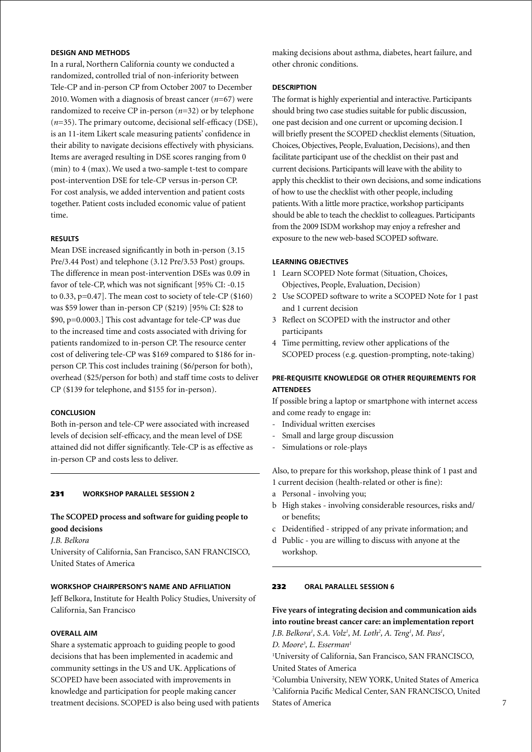#### DESIGN AND METHODS

In a rural, Northern California county we conducted a randomized, controlled trial of non-inferiority between Tele-CP and in-person CP from October 2007 to December 2010. Women with a diagnosis of breast cancer (*n*=67) were randomized to receive CP in-person (*n*=32) or by telephone (*n*=35). The primary outcome, decisional self-efficacy (DSE), is an 11-item Likert scale measuring patients' confidence in their ability to navigate decisions effectively with physicians. Items are averaged resulting in DSE scores ranging from 0 (min) to 4 (max). We used a two-sample t-test to compare post-intervention DSE for tele-CP versus in-person CP. For cost analysis, we added intervention and patient costs together. Patient costs included economic value of patient time.

#### RESULTS

Mean DSE increased significantly in both in-person (3.15 Pre/3.44 Post) and telephone (3.12 Pre/3.53 Post) groups. The difference in mean post-intervention DSEs was 0.09 in favor of tele-CP, which was not significant [95% CI: -0.15 to 0.33, p=0.47]. The mean cost to society of tele-CP ($160) was $59 lower than in-person CP ($219) [95% CI: $28 to $90, p=0.0003.] This cost advantage for tele-CP was due to the increased time and costs associated with driving for patients randomized to in-person CP. The resource center cost of delivering tele-CP was $169 compared to $186 for in-person CP. This cost includes training ($6/person for both), overhead ($25/person for both) and staff time costs to deliver CP ($139 for telephone, and $155 for in-person).

#### CONCLUSION

Both in-person and tele-CP were associated with increased levels of decision self-efficacy, and the mean level of DSE attained did not differ significantly. Tele-CP is as effective as in-person CP and costs less to deliver.

---

## 231 WORKSHOP PARALLEL SESSION 2

### The SCOPED process and software for guiding people to good decisions

*J.B. Belkora*

University of California, San Francisco, SAN FRANCISCO, United States of America

#### WORKSHOP CHAIRPERSON'S NAME AND AFFILIATION

Jeff Belkora, Institute for Health Policy Studies, University of California, San Francisco

#### OVERALL AIM

Share a systematic approach to guiding people to good decisions that has been implemented in academic and community settings in the US and UK. Applications of SCOPED have been associated with improvements in knowledge and participation for people making cancer treatment decisions. SCOPED is also being used with patients making decisions about asthma, diabetes, heart failure, and other chronic conditions.

#### DESCRIPTION

The format is highly experiential and interactive. Participants should bring two case studies suitable for public discussion, one past decision and one current or upcoming decision. I will briefly present the SCOPED checklist elements (Situation, Choices, Objectives, People, Evaluation, Decisions), and then facilitate participant use of the checklist on their past and current decisions. Participants will leave with the ability to apply this checklist to their own decisions, and some indications of how to use the checklist with other people, including patients. With a little more practice, workshop participants should be able to teach the checklist to colleagues. Participants from the 2009 ISDM workshop may enjoy a refresher and exposure to the new web-based SCOPED software.

#### LEARNING OBJECTIVES

1. Learn SCOPED Note format (Situation, Choices, Objectives, People, Evaluation, Decision)
2. Use SCOPED software to write a SCOPED Note for 1 past and 1 current decision
3. Reflect on SCOPED with the instructor and other participants
4. Time permitting, review other applications of the SCOPED process (e.g. question-prompting, note-taking)

#### PRE-REQUISITE KNOWLEDGE OR OTHER REQUIREMENTS FOR ATTENDEES

If possible bring a laptop or smartphone with internet access and come ready to engage in:

- Individual written exercises
- Small and large group discussion
- Simulations or role-plays

Also, to prepare for this workshop, please think of 1 past and 1 current decision (health-related or other is fine):

a. Personal - involving you;
b. High stakes - involving considerable resources, risks and/or benefits;
c. Deidentified - stripped of any private information; and
d. Public - you are willing to discuss with anyone at the workshop.

---

## 232 ORAL PARALLEL SESSION 6

### Five years of integrating decision and communication aids into routine breast cancer care: an implementation report

*J.B. Belkora[1], S.A. Volz[1], M. Loth[2], A. Teng[1], M. Pass[1], D. Moore[3], L. Esserman[1]*

[1]University of California, San Francisco, SAN FRANCISCO, United States of America

[2]Columbia University, NEW YORK, United States of America

[3]California Pacific Medical Center, SAN FRANCISCO, United States of America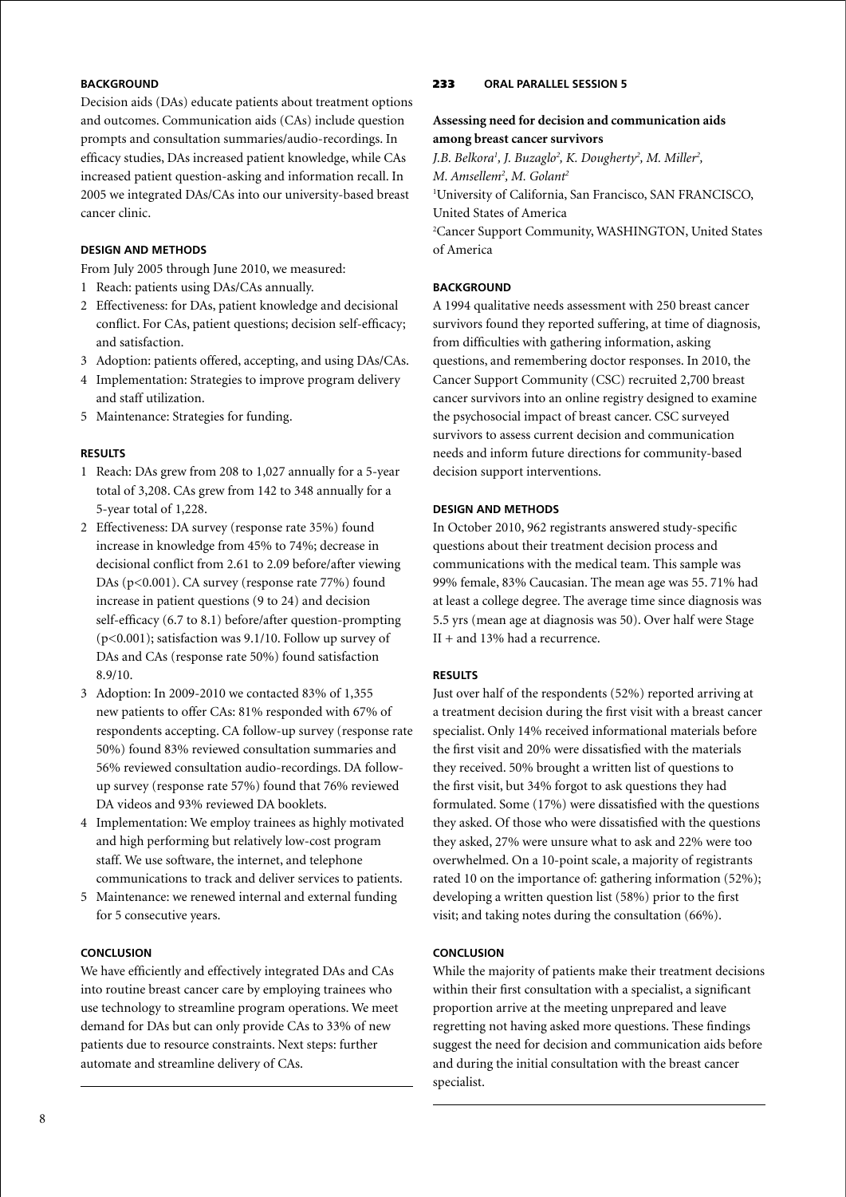#### BACKGROUND

Decision aids (DAs) educate patients about treatment options and outcomes. Communication aids (CAs) include question prompts and consultation summaries/audio-recordings. In efficacy studies, DAs increased patient knowledge, while CAs increased patient question-asking and information recall. In 2005 we integrated DAs/CAs into our university-based breast cancer clinic.

#### DESIGN AND METHODS

From July 2005 through June 2010, we measured:

1. Reach: patients using DAs/CAs annually.
2. Effectiveness: for DAs, patient knowledge and decisional conflict. For CAs, patient questions; decision self-efficacy; and satisfaction.
3. Adoption: patients offered, accepting, and using DAs/CAs.
4. Implementation: Strategies to improve program delivery and staff utilization.
5. Maintenance: Strategies for funding.

#### RESULTS

1. Reach: DAs grew from 208 to 1,027 annually for a 5-year total of 3,208. CAs grew from 142 to 348 annually for a 5-year total of 1,228.
2. Effectiveness: DA survey (response rate 35%) found increase in knowledge from 45% to 74%; decrease in decisional conflict from 2.61 to 2.09 before/after viewing DAs ($p<0.001$). CA survey (response rate 77%) found increase in patient questions (9 to 24) and decision self-efficacy (6.7 to 8.1) before/after question-prompting ($p<0.001$); satisfaction was 9.1/10. Follow up survey of DAs and CAs (response rate 50%) found satisfaction 8.9/10.
3. Adoption: In 2009-2010 we contacted 83% of 1,355 new patients to offer CAs: 81% responded with 67% of respondents accepting. CA follow-up survey (response rate 50%) found 83% reviewed consultation summaries and 56% reviewed consultation audio-recordings. DA follow-up survey (response rate 57%) found that 76% reviewed DA videos and 93% reviewed DA booklets.
4. Implementation: We employ trainees as highly motivated and high performing but relatively low-cost program staff. We use software, the internet, and telephone communications to track and deliver services to patients.
5. Maintenance: we renewed internal and external funding for 5 consecutive years.

#### CONCLUSION

We have efficiently and effectively integrated DAs and CAs into routine breast cancer care by employing trainees who use technology to streamline program operations. We meet demand for DAs but can only provide CAs to 33% of new patients due to resource constraints. Next steps: further automate and streamline delivery of CAs.

---

**233 ORAL PARALLEL SESSION 5**

### Assessing need for decision and communication aids among breast cancer survivors

*J.B. Belkora[1], J. Buzaglo[2], K. Dougherty[2], M. Miller[2], M. Amsellem[2], M. Golant[2]*

[1]University of California, San Francisco, SAN FRANCISCO, United States of America

[2]Cancer Support Community, WASHINGTON, United States of America

#### BACKGROUND

A 1994 qualitative needs assessment with 250 breast cancer survivors found they reported suffering, at time of diagnosis, from difficulties with gathering information, asking questions, and remembering doctor responses. In 2010, the Cancer Support Community (CSC) recruited 2,700 breast cancer survivors into an online registry designed to examine the psychosocial impact of breast cancer. CSC surveyed survivors to assess current decision and communication needs and inform future directions for community-based decision support interventions.

#### DESIGN AND METHODS

In October 2010, 962 registrants answered study-specific questions about their treatment decision process and communications with the medical team. This sample was 99% female, 83% Caucasian. The mean age was 55. 71% had at least a college degree. The average time since diagnosis was 5.5 yrs (mean age at diagnosis was 50). Over half were Stage II + and 13% had a recurrence.

#### RESULTS

Just over half of the respondents (52%) reported arriving at a treatment decision during the first visit with a breast cancer specialist. Only 14% received informational materials before the first visit and 20% were dissatisfied with the materials they received. 50% brought a written list of questions to the first visit, but 34% forgot to ask questions they had formulated. Some (17%) were dissatisfied with the questions they asked. Of those who were dissatisfied with the questions they asked, 27% were unsure what to ask and 22% were too overwhelmed. On a 10-point scale, a majority of registrants rated 10 on the importance of: gathering information (52%); developing a written question list (58%) prior to the first visit; and taking notes during the consultation (66%).

#### CONCLUSION

While the majority of patients make their treatment decisions within their first consultation with a specialist, a significant proportion arrive at the meeting unprepared and leave regretting not having asked more questions. These findings suggest the need for decision and communication aids before and during the initial consultation with the breast cancer specialist.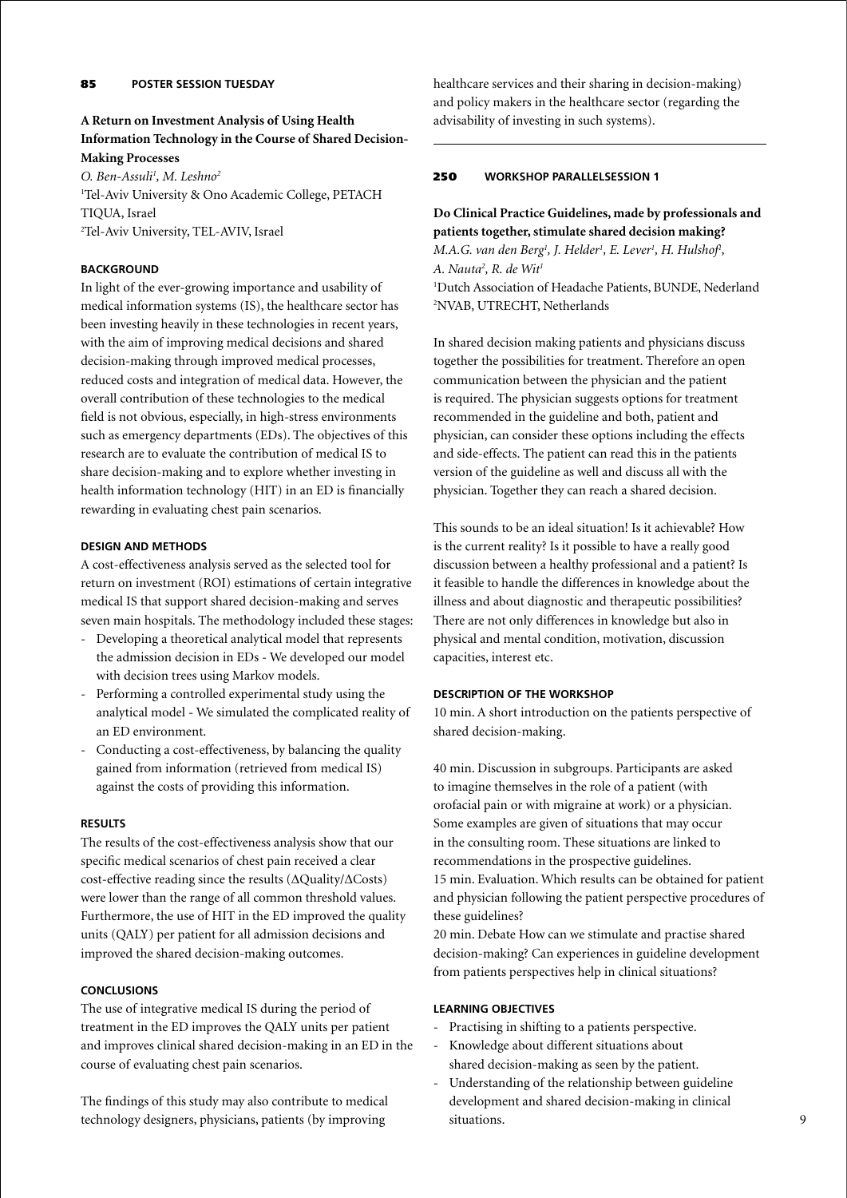**85 POSTER SESSION TUESDAY**

### A Return on Investment Analysis of Using Health Information Technology in the Course of Shared Decision-Making Processes

*O. Ben-Assuli[1], M. Leshno[2]*

[1]Tel-Aviv University & Ono Academic College, PETACH TIQUA, Israel
[2]Tel-Aviv University, TEL-AVIV, Israel

#### BACKGROUND

In light of the ever-growing importance and usability of medical information systems (IS), the healthcare sector has been investing heavily in these technologies in recent years, with the aim of improving medical decisions and shared decision-making through improved medical processes, reduced costs and integration of medical data. However, the overall contribution of these technologies to the medical field is not obvious, especially, in high-stress environments such as emergency departments (EDs). The objectives of this research are to evaluate the contribution of medical IS to share decision-making and to explore whether investing in health information technology (HIT) in an ED is financially rewarding in evaluating chest pain scenarios.

#### DESIGN AND METHODS

A cost-effectiveness analysis served as the selected tool for return on investment (ROI) estimations of certain integrative medical IS that support shared decision-making and serves seven main hospitals. The methodology included these stages:

- Developing a theoretical analytical model that represents the admission decision in EDs - We developed our model with decision trees using Markov models.
- Performing a controlled experimental study using the analytical model - We simulated the complicated reality of an ED environment.
- Conducting a cost-effectiveness, by balancing the quality gained from information (retrieved from medical IS) against the costs of providing this information.

#### RESULTS

The results of the cost-effectiveness analysis show that our specific medical scenarios of chest pain received a clear cost-effective reading since the results ($\Delta$Quality/$\Delta$Costs) were lower than the range of all common threshold values. Furthermore, the use of HIT in the ED improved the quality units (QALY) per patient for all admission decisions and improved the shared decision-making outcomes.

#### CONCLUSIONS

The use of integrative medical IS during the period of treatment in the ED improves the QALY units per patient and improves clinical shared decision-making in an ED in the course of evaluating chest pain scenarios.

The findings of this study may also contribute to medical technology designers, physicians, patients (by improving healthcare services and their sharing in decision-making) and policy makers in the healthcare sector (regarding the advisability of investing in such systems).

---

**250 WORKSHOP PARALLELSESSION 1**

### Do Clinical Practice Guidelines, made by professionals and patients together, stimulate shared decision making?

*M.A.G. van den Berg[1], J. Helder[1], E. Lever[1], H. Hulshof[1], A. Nauta[2], R. de Wit[1]*

[1]Dutch Association of Headache Patients, BUNDE, Nederland
[2]NVAB, UTRECHT, Netherlands

In shared decision making patients and physicians discuss together the possibilities for treatment. Therefore an open communication between the physician and the patient is required. The physician suggests options for treatment recommended in the guideline and both, patient and physician, can consider these options including the effects and side-effects. The patient can read this in the patients version of the guideline as well and discuss all with the physician. Together they can reach a shared decision.

This sounds to be an ideal situation! Is it achievable? How is the current reality? Is it possible to have a really good discussion between a healthy professional and a patient? Is it feasible to handle the differences in knowledge about the illness and about diagnostic and therapeutic possibilities? There are not only differences in knowledge but also in physical and mental condition, motivation, discussion capacities, interest etc.

#### DESCRIPTION OF THE WORKSHOP

10 min. A short introduction on the patients perspective of shared decision-making.

40 min. Discussion in subgroups. Participants are asked to imagine themselves in the role of a patient (with orofacial pain or with migraine at work) or a physician. Some examples are given of situations that may occur in the consulting room. These situations are linked to recommendations in the prospective guidelines.
15 min. Evaluation. Which results can be obtained for patient and physician following the patient perspective procedures of these guidelines?
20 min. Debate How can we stimulate and practise shared decision-making? Can experiences in guideline development from patients perspectives help in clinical situations?

#### LEARNING OBJECTIVES

- Practising in shifting to a patients perspective.
- Knowledge about different situations about shared decision-making as seen by the patient.
- Understanding of the relationship between guideline development and shared decision-making in clinical situations.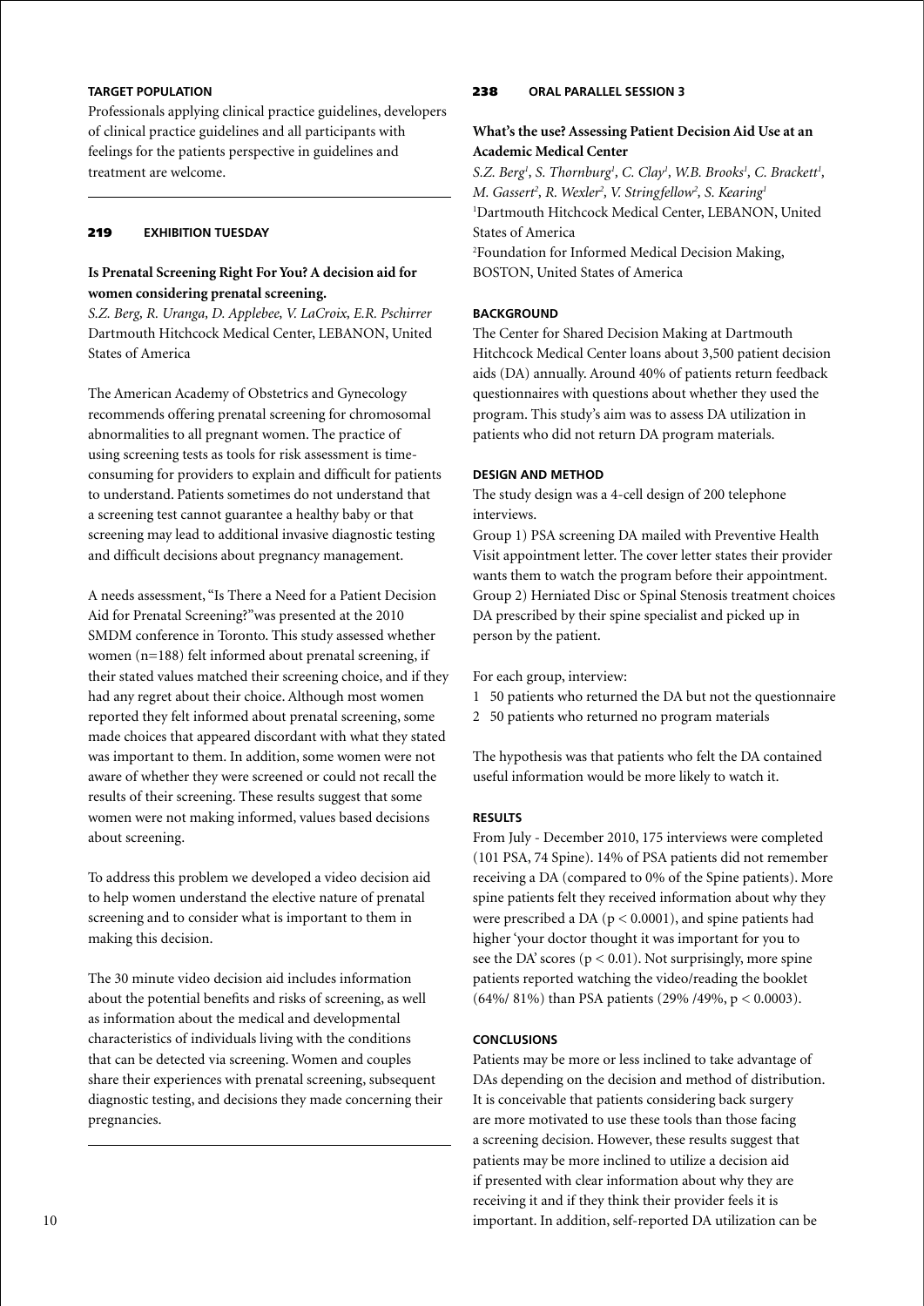#### TARGET POPULATION

Professionals applying clinical practice guidelines, developers of clinical practice guidelines and all participants with feelings for the patients perspective in guidelines and treatment are welcome.

---

## 219 EXHIBITION TUESDAY

### Is Prenatal Screening Right For You? A decision aid for women considering prenatal screening.

*S.Z. Berg, R. Uranga, D. Applebee, V. LaCroix, E.R. Pschirrer*
Dartmouth Hitchcock Medical Center, LEBANON, United States of America

The American Academy of Obstetrics and Gynecology recommends offering prenatal screening for chromosomal abnormalities to all pregnant women. The practice of using screening tests as tools for risk assessment is time-consuming for providers to explain and difficult for patients to understand. Patients sometimes do not understand that a screening test cannot guarantee a healthy baby or that screening may lead to additional invasive diagnostic testing and difficult decisions about pregnancy management.

A needs assessment, "Is There a Need for a Patient Decision Aid for Prenatal Screening?"was presented at the 2010 SMDM conference in Toronto. This study assessed whether women (n=188) felt informed about prenatal screening, if their stated values matched their screening choice, and if they had any regret about their choice. Although most women reported they felt informed about prenatal screening, some made choices that appeared discordant with what they stated was important to them. In addition, some women were not aware of whether they were screened or could not recall the results of their screening. These results suggest that some women were not making informed, values based decisions about screening.

To address this problem we developed a video decision aid to help women understand the elective nature of prenatal screening and to consider what is important to them in making this decision.

The 30 minute video decision aid includes information about the potential benefits and risks of screening, as well as information about the medical and developmental characteristics of individuals living with the conditions that can be detected via screening. Women and couples share their experiences with prenatal screening, subsequent diagnostic testing, and decisions they made concerning their pregnancies.

---

## 238 ORAL PARALLEL SESSION 3

### What's the use? Assessing Patient Decision Aid Use at an Academic Medical Center

*S.Z. Berg[1], S. Thornburg[1], C. Clay[1], W.B. Brooks[1], C. Brackett[1], M. Gassert[2], R. Wexler[2], V. Stringfellow[2], S. Kearing[1]*
[1]Dartmouth Hitchcock Medical Center, LEBANON, United States of America
[2]Foundation for Informed Medical Decision Making, BOSTON, United States of America

#### BACKGROUND

The Center for Shared Decision Making at Dartmouth Hitchcock Medical Center loans about 3,500 patient decision aids (DA) annually. Around 40% of patients return feedback questionnaires with questions about whether they used the program. This study's aim was to assess DA utilization in patients who did not return DA program materials.

#### DESIGN AND METHOD

The study design was a 4-cell design of 200 telephone interviews.

Group 1) PSA screening DA mailed with Preventive Health Visit appointment letter. The cover letter states their provider wants them to watch the program before their appointment.

Group 2) Herniated Disc or Spinal Stenosis treatment choices DA prescribed by their spine specialist and picked up in person by the patient.

For each group, interview:

1. 50 patients who returned the DA but not the questionnaire
2. 50 patients who returned no program materials

The hypothesis was that patients who felt the DA contained useful information would be more likely to watch it.

#### RESULTS

From July - December 2010, 175 interviews were completed (101 PSA, 74 Spine). 14% of PSA patients did not remember receiving a DA (compared to 0% of the Spine patients). More spine patients felt they received information about why they were prescribed a DA ($p < 0.0001$), and spine patients had higher 'your doctor thought it was important for you to see the DA' scores ($p < 0.01$). Not surprisingly, more spine patients reported watching the video/reading the booklet (64%/ 81%) than PSA patients (29% /49%, $p < 0.0003$).

#### CONCLUSIONS

Patients may be more or less inclined to take advantage of DAs depending on the decision and method of distribution. It is conceivable that patients considering back surgery are more motivated to use these tools than those facing a screening decision. However, these results suggest that patients may be more inclined to utilize a decision aid if presented with clear information about why they are receiving it and if they think their provider feels it is important. In addition, self-reported DA utilization can be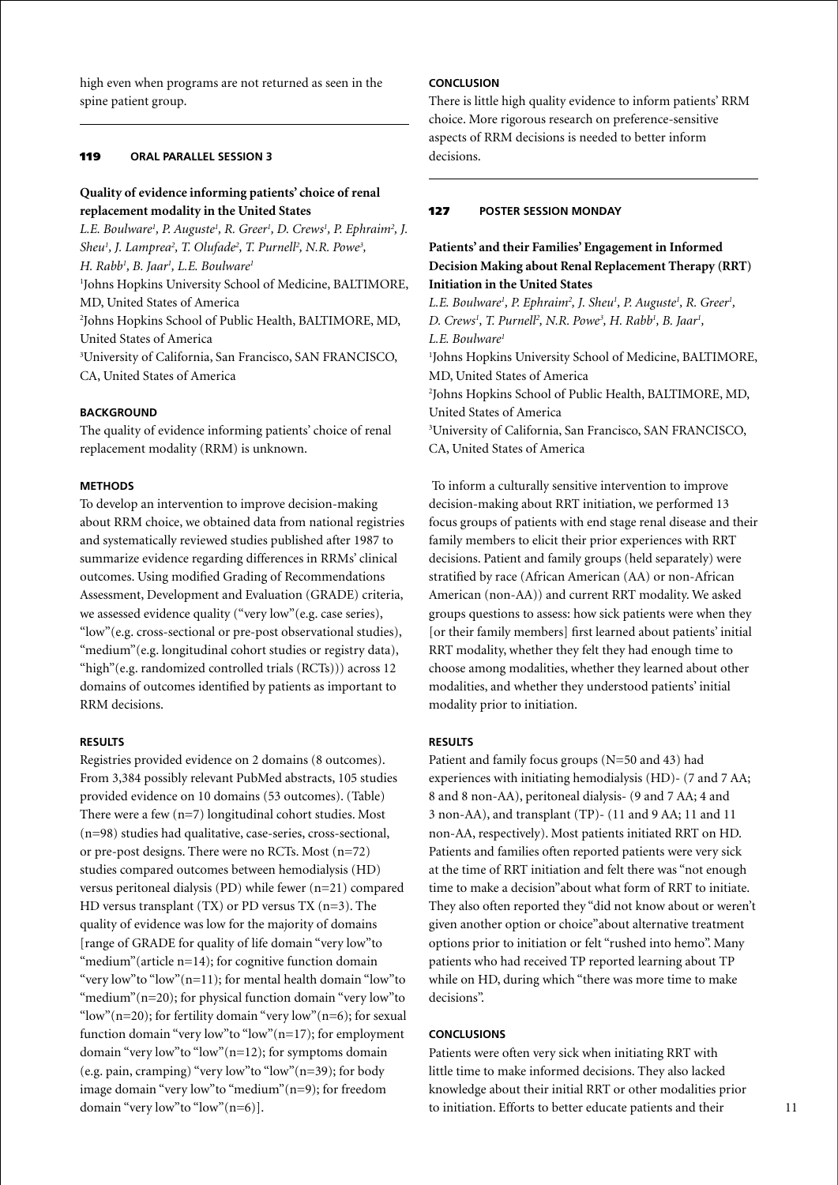high even when programs are not returned as seen in the spine patient group.

---

**119 ORAL PARALLEL SESSION 3**

### Quality of evidence informing patients' choice of renal replacement modality in the United States

*L.E. Boulware[1], P. Auguste[1], R. Greer[1], D. Crews[1], P. Ephraim[2], J. Sheu[1], J. Lamprea[2], T. Olufade[2], T. Purnell[2], N.R. Powe[3], H. Rabb[1], B. Jaar[1], L.E. Boulware[1]*

[1]Johns Hopkins University School of Medicine, BALTIMORE, MD, United States of America
[2]Johns Hopkins School of Public Health, BALTIMORE, MD, United States of America
[3]University of California, San Francisco, SAN FRANCISCO, CA, United States of America

#### BACKGROUND

The quality of evidence informing patients' choice of renal replacement modality (RRM) is unknown.

#### METHODS

To develop an intervention to improve decision-making about RRM choice, we obtained data from national registries and systematically reviewed studies published after 1987 to summarize evidence regarding differences in RRMs' clinical outcomes. Using modified Grading of Recommendations Assessment, Development and Evaluation (GRADE) criteria, we assessed evidence quality ("very low"(e.g. case series), "low"(e.g. cross-sectional or pre-post observational studies), "medium"(e.g. longitudinal cohort studies or registry data), "high"(e.g. randomized controlled trials (RCTs))) across 12 domains of outcomes identified by patients as important to RRM decisions.

#### RESULTS

Registries provided evidence on 2 domains (8 outcomes). From 3,384 possibly relevant PubMed abstracts, 105 studies provided evidence on 10 domains (53 outcomes). (Table) There were a few (n=7) longitudinal cohort studies. Most (n=98) studies had qualitative, case-series, cross-sectional, or pre-post designs. There were no RCTs. Most (n=72) studies compared outcomes between hemodialysis (HD) versus peritoneal dialysis (PD) while fewer (n=21) compared HD versus transplant (TX) or PD versus TX (n=3). The quality of evidence was low for the majority of domains [range of GRADE for quality of life domain "very low"to "medium"(article n=14); for cognitive function domain "very low"to "low"(n=11); for mental health domain "low"to "medium"(n=20); for physical function domain "very low"to "low"(n=20); for fertility domain "very low"(n=6); for sexual function domain "very low"to "low"(n=17); for employment domain "very low"to "low"(n=12); for symptoms domain (e.g. pain, cramping) "very low"to "low"(n=39); for body image domain "very low"to "medium"(n=9); for freedom domain "very low"to "low"(n=6)].

#### CONCLUSION

There is little high quality evidence to inform patients' RRM choice. More rigorous research on preference-sensitive aspects of RRM decisions is needed to better inform decisions.

---

**127 POSTER SESSION MONDAY**

### Patients' and their Families' Engagement in Informed Decision Making about Renal Replacement Therapy (RRT) Initiation in the United States

*L.E. Boulware[1], P. Ephraim[2], J. Sheu[1], P. Auguste[1], R. Greer[1], D. Crews[1], T. Purnell[2], N.R. Powe[3], H. Rabb[1], B. Jaar[1], L.E. Boulware[1]*

[1]Johns Hopkins University School of Medicine, BALTIMORE, MD, United States of America
[2]Johns Hopkins School of Public Health, BALTIMORE, MD, United States of America
[3]University of California, San Francisco, SAN FRANCISCO, CA, United States of America

To inform a culturally sensitive intervention to improve decision-making about RRT initiation, we performed 13 focus groups of patients with end stage renal disease and their family members to elicit their prior experiences with RRT decisions. Patient and family groups (held separately) were stratified by race (African American (AA) or non-African American (non-AA)) and current RRT modality. We asked groups questions to assess: how sick patients were when they [or their family members] first learned about patients' initial RRT modality, whether they felt they had enough time to choose among modalities, whether they learned about other modalities, and whether they understood patients' initial modality prior to initiation.

#### RESULTS

Patient and family focus groups (N=50 and 43) had experiences with initiating hemodialysis (HD)- (7 and 7 AA; 8 and 8 non-AA), peritoneal dialysis- (9 and 7 AA; 4 and 3 non-AA), and transplant (TP)- (11 and 9 AA; 11 and 11 non-AA, respectively). Most patients initiated RRT on HD. Patients and families often reported patients were very sick at the time of RRT initiation and felt there was "not enough time to make a decision"about what form of RRT to initiate. They also often reported they "did not know about or weren't given another option or choice"about alternative treatment options prior to initiation or felt "rushed into hemo". Many patients who had received TP reported learning about TP while on HD, during which "there was more time to make decisions".

#### CONCLUSIONS

Patients were often very sick when initiating RRT with little time to make informed decisions. They also lacked knowledge about their initial RRT or other modalities prior to initiation. Efforts to better educate patients and their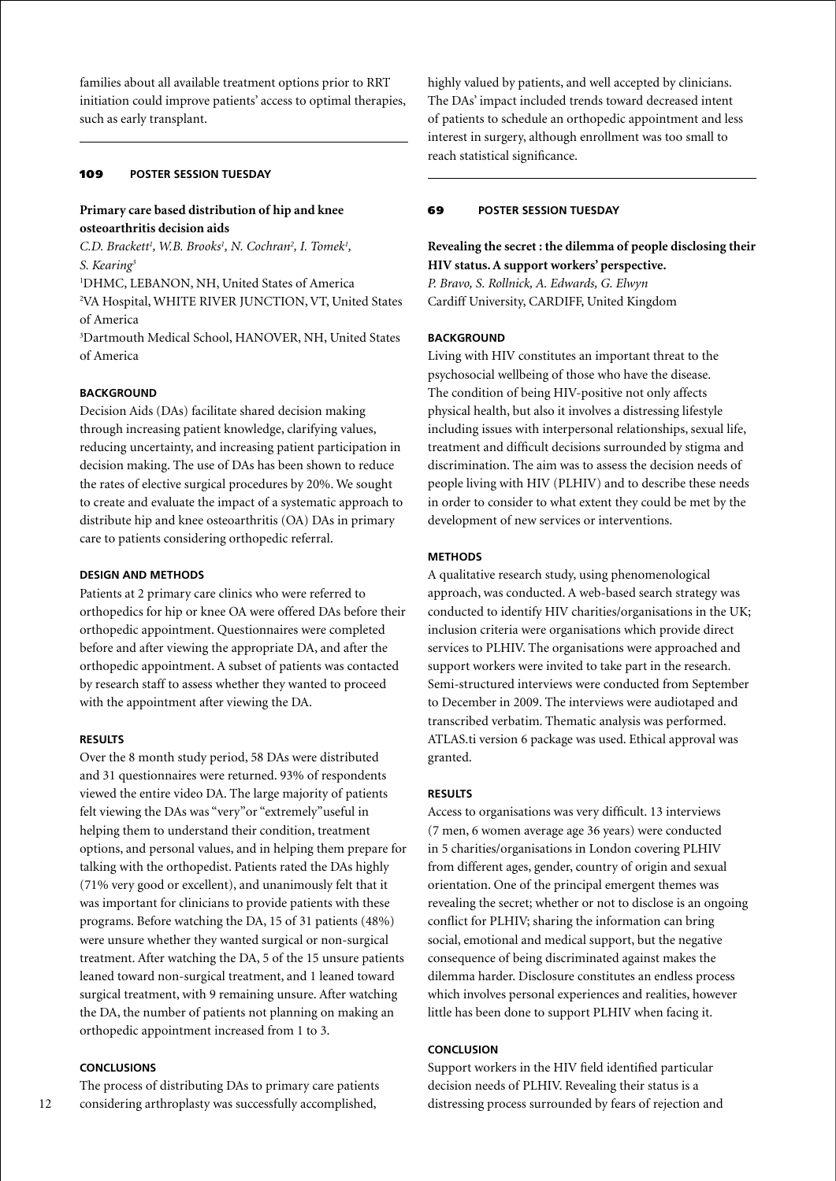families about all available treatment options prior to RRT initiation could improve patients' access to optimal therapies, such as early transplant.

## 109 POSTER SESSION TUESDAY

### Primary care based distribution of hip and knee osteoarthritis decision aids

*C.D. Brackett[1], W.B. Brooks[1], N. Cochran[2], I. Tomek[1], S. Kearing[3]*

[1]DHMC, LEBANON, NH, United States of America
[2]VA Hospital, WHITE RIVER JUNCTION, VT, United States of America
[3]Dartmouth Medical School, HANOVER, NH, United States of America

#### BACKGROUND

Decision Aids (DAs) facilitate shared decision making through increasing patient knowledge, clarifying values, reducing uncertainty, and increasing patient participation in decision making. The use of DAs has been shown to reduce the rates of elective surgical procedures by 20%. We sought to create and evaluate the impact of a systematic approach to distribute hip and knee osteoarthritis (OA) DAs in primary care to patients considering orthopedic referral.

#### DESIGN AND METHODS

Patients at 2 primary care clinics who were referred to orthopedics for hip or knee OA were offered DAs before their orthopedic appointment. Questionnaires were completed before and after viewing the appropriate DA, and after the orthopedic appointment. A subset of patients was contacted by research staff to assess whether they wanted to proceed with the appointment after viewing the DA.

#### RESULTS

Over the 8 month study period, 58 DAs were distributed and 31 questionnaires were returned. 93% of respondents viewed the entire video DA. The large majority of patients felt viewing the DAs was "very"or "extremely"useful in helping them to understand their condition, treatment options, and personal values, and in helping them prepare for talking with the orthopedist. Patients rated the DAs highly (71% very good or excellent), and unanimously felt that it was important for clinicians to provide patients with these programs. Before watching the DA, 15 of 31 patients (48%) were unsure whether they wanted surgical or non-surgical treatment. After watching the DA, 5 of the 15 unsure patients leaned toward non-surgical treatment, and 1 leaned toward surgical treatment, with 9 remaining unsure. After watching the DA, the number of patients not planning on making an orthopedic appointment increased from 1 to 3.

#### CONCLUSIONS

The process of distributing DAs to primary care patients considering arthroplasty was successfully accomplished, highly valued by patients, and well accepted by clinicians. The DAs' impact included trends toward decreased intent of patients to schedule an orthopedic appointment and less interest in surgery, although enrollment was too small to reach statistical significance.

## 69 POSTER SESSION TUESDAY

### Revealing the secret : the dilemma of people disclosing their HIV status. A support workers' perspective.

*P. Bravo, S. Rollnick, A. Edwards, G. Elwyn*

Cardiff University, CARDIFF, United Kingdom

#### BACKGROUND

Living with HIV constitutes an important threat to the psychosocial wellbeing of those who have the disease. The condition of being HIV-positive not only affects physical health, but also it involves a distressing lifestyle including issues with interpersonal relationships, sexual life, treatment and difficult decisions surrounded by stigma and discrimination. The aim was to assess the decision needs of people living with HIV (PLHIV) and to describe these needs in order to consider to what extent they could be met by the development of new services or interventions.

#### METHODS

A qualitative research study, using phenomenological approach, was conducted. A web-based search strategy was conducted to identify HIV charities/organisations in the UK; inclusion criteria were organisations which provide direct services to PLHIV. The organisations were approached and support workers were invited to take part in the research. Semi-structured interviews were conducted from September to December in 2009. The interviews were audiotaped and transcribed verbatim. Thematic analysis was performed. ATLAS.ti version 6 package was used. Ethical approval was granted.

#### RESULTS

Access to organisations was very difficult. 13 interviews (7 men, 6 women average age 36 years) were conducted in 5 charities/organisations in London covering PLHIV from different ages, gender, country of origin and sexual orientation. One of the principal emergent themes was revealing the secret; whether or not to disclose is an ongoing conflict for PLHIV; sharing the information can bring social, emotional and medical support, but the negative consequence of being discriminated against makes the dilemma harder. Disclosure constitutes an endless process which involves personal experiences and realities, however little has been done to support PLHIV when facing it.

#### CONCLUSION

Support workers in the HIV field identified particular decision needs of PLHIV. Revealing their status is a distressing process surrounded by fears of rejection and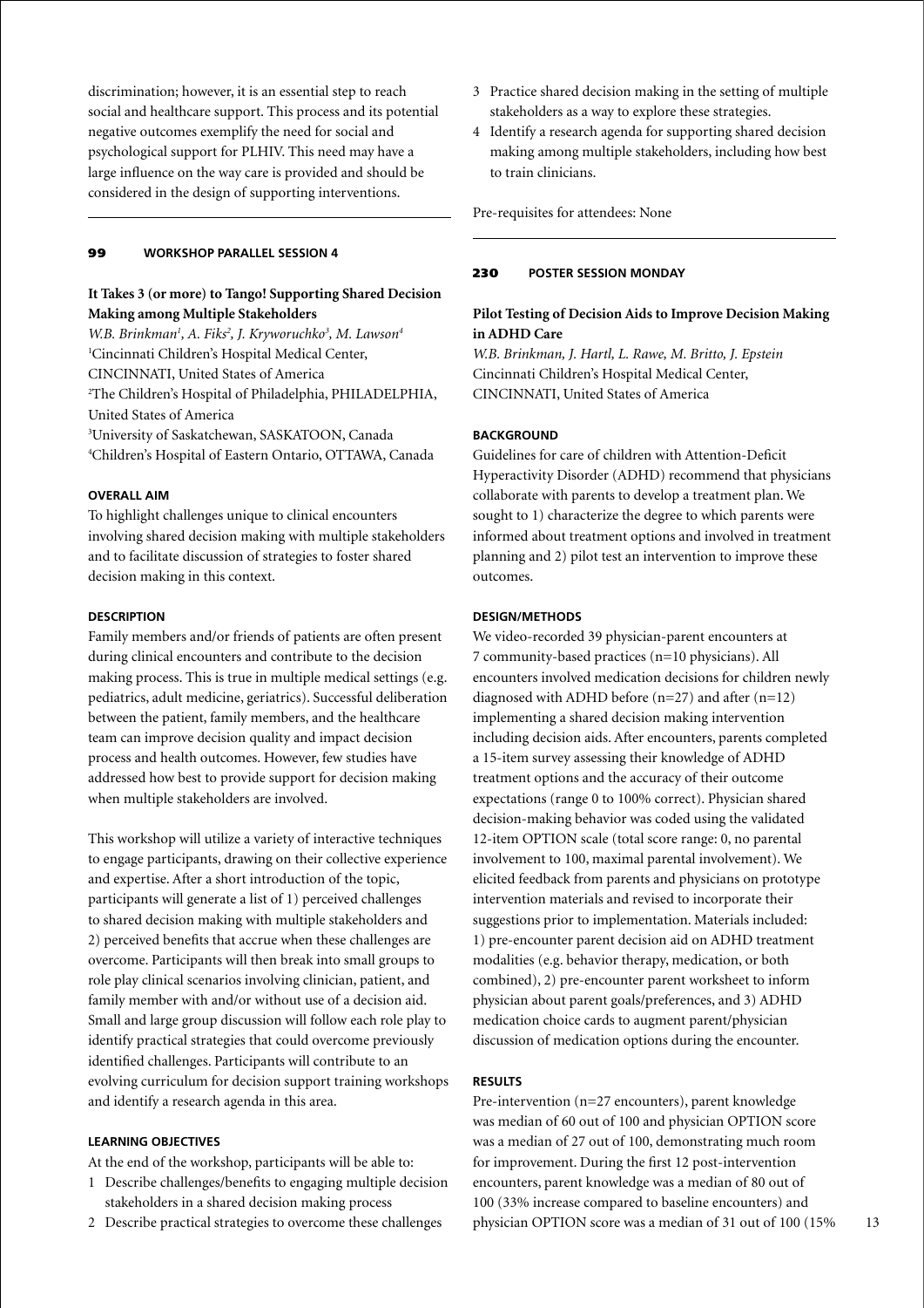discrimination; however, it is an essential step to reach social and healthcare support. This process and its potential negative outcomes exemplify the need for social and psychological support for PLHIV. This need may have a large influence on the way care is provided and should be considered in the design of supporting interventions.

---

**99 WORKSHOP PARALLEL SESSION 4**

## It Takes 3 (or more) to Tango! Supporting Shared Decision Making among Multiple Stakeholders

*W.B. Brinkman[1], A. Fiks[2], J. Kryworuchko[3], M. Lawson[4]*
[1]Cincinnati Children's Hospital Medical Center, CINCINNATI, United States of America
[2]The Children's Hospital of Philadelphia, PHILADELPHIA, United States of America
[3]University of Saskatchewan, SASKATOON, Canada
[4]Children's Hospital of Eastern Ontario, OTTAWA, Canada

### OVERALL AIM

To highlight challenges unique to clinical encounters involving shared decision making with multiple stakeholders and to facilitate discussion of strategies to foster shared decision making in this context.

### DESCRIPTION

Family members and/or friends of patients are often present during clinical encounters and contribute to the decision making process. This is true in multiple medical settings (e.g. pediatrics, adult medicine, geriatrics). Successful deliberation between the patient, family members, and the healthcare team can improve decision quality and impact decision process and health outcomes. However, few studies have addressed how best to provide support for decision making when multiple stakeholders are involved.

This workshop will utilize a variety of interactive techniques to engage participants, drawing on their collective experience and expertise. After a short introduction of the topic, participants will generate a list of 1) perceived challenges to shared decision making with multiple stakeholders and 2) perceived benefits that accrue when these challenges are overcome. Participants will then break into small groups to role play clinical scenarios involving clinician, patient, and family member with and/or without use of a decision aid. Small and large group discussion will follow each role play to identify practical strategies that could overcome previously identified challenges. Participants will contribute to an evolving curriculum for decision support training workshops and identify a research agenda in this area.

### LEARNING OBJECTIVES

At the end of the workshop, participants will be able to:

1. Describe challenges/benefits to engaging multiple decision stakeholders in a shared decision making process
2. Describe practical strategies to overcome these challenges
3. Practice shared decision making in the setting of multiple stakeholders as a way to explore these strategies.
4. Identify a research agenda for supporting shared decision making among multiple stakeholders, including how best to train clinicians.

Pre-requisites for attendees: None

---

**230 POSTER SESSION MONDAY**

## Pilot Testing of Decision Aids to Improve Decision Making in ADHD Care

*W.B. Brinkman, J. Hartl, L. Rawe, M. Britto, J. Epstein*
Cincinnati Children's Hospital Medical Center, CINCINNATI, United States of America

### BACKGROUND

Guidelines for care of children with Attention-Deficit Hyperactivity Disorder (ADHD) recommend that physicians collaborate with parents to develop a treatment plan. We sought to 1) characterize the degree to which parents were informed about treatment options and involved in treatment planning and 2) pilot test an intervention to improve these outcomes.

### DESIGN/METHODS

We video-recorded 39 physician-parent encounters at 7 community-based practices (n=10 physicians). All encounters involved medication decisions for children newly diagnosed with ADHD before (n=27) and after (n=12) implementing a shared decision making intervention including decision aids. After encounters, parents completed a 15-item survey assessing their knowledge of ADHD treatment options and the accuracy of their outcome expectations (range 0 to 100% correct). Physician shared decision-making behavior was coded using the validated 12-item OPTION scale (total score range: 0, no parental involvement to 100, maximal parental involvement). We elicited feedback from parents and physicians on prototype intervention materials and revised to incorporate their suggestions prior to implementation. Materials included: 1) pre-encounter parent decision aid on ADHD treatment modalities (e.g. behavior therapy, medication, or both combined), 2) pre-encounter parent worksheet to inform physician about parent goals/preferences, and 3) ADHD medication choice cards to augment parent/physician discussion of medication options during the encounter.

### RESULTS

Pre-intervention (n=27 encounters), parent knowledge was median of 60 out of 100 and physician OPTION score was a median of 27 out of 100, demonstrating much room for improvement. During the first 12 post-intervention encounters, parent knowledge was a median of 80 out of 100 (33% increase compared to baseline encounters) and physician OPTION score was a median of 31 out of 100 (15%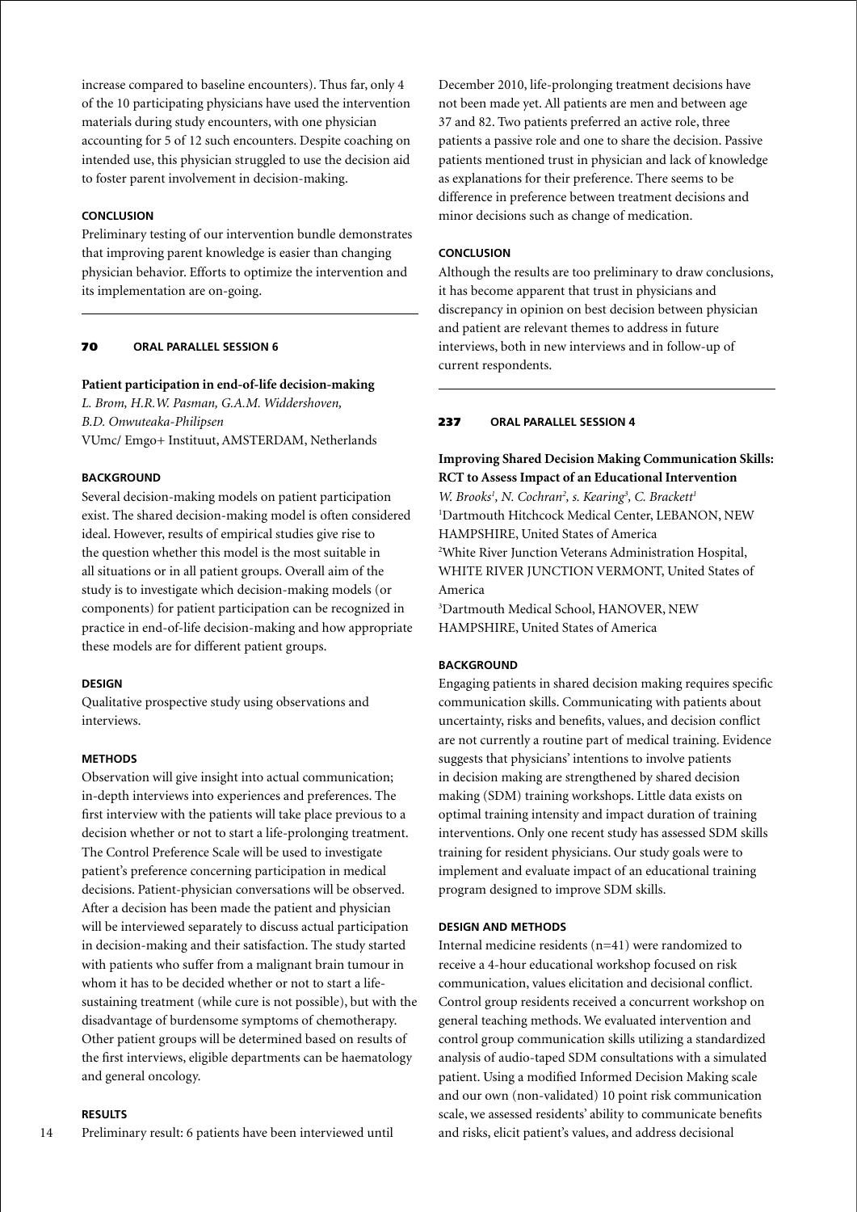increase compared to baseline encounters). Thus far, only 4 of the 10 participating physicians have used the intervention materials during study encounters, with one physician accounting for 5 of 12 such encounters. Despite coaching on intended use, this physician struggled to use the decision aid to foster parent involvement in decision-making.

#### CONCLUSION

Preliminary testing of our intervention bundle demonstrates that improving parent knowledge is easier than changing physician behavior. Efforts to optimize the intervention and its implementation are on-going.

---

## 70 ORAL PARALLEL SESSION 6

### Patient participation in end-of-life decision-making

*L. Brom, H.R.W. Pasman, G.A.M. Widdershoven, B.D. Onwuteaka-Philipsen*

VUmc/ Emgo+ Instituut, AMSTERDAM, Netherlands

#### BACKGROUND

Several decision-making models on patient participation exist. The shared decision-making model is often considered ideal. However, results of empirical studies give rise to the question whether this model is the most suitable in all situations or in all patient groups. Overall aim of the study is to investigate which decision-making models (or components) for patient participation can be recognized in practice in end-of-life decision-making and how appropriate these models are for different patient groups.

#### DESIGN

Qualitative prospective study using observations and interviews.

#### METHODS

Observation will give insight into actual communication; in-depth interviews into experiences and preferences. The first interview with the patients will take place previous to a decision whether or not to start a life-prolonging treatment. The Control Preference Scale will be used to investigate patient's preference concerning participation in medical decisions. Patient-physician conversations will be observed. After a decision has been made the patient and physician will be interviewed separately to discuss actual participation in decision-making and their satisfaction. The study started with patients who suffer from a malignant brain tumour in whom it has to be decided whether or not to start a life-sustaining treatment (while cure is not possible), but with the disadvantage of burdensome symptoms of chemotherapy. Other patient groups will be determined based on results of the first interviews, eligible departments can be haematology and general oncology.

#### RESULTS

Preliminary result: 6 patients have been interviewed until December 2010, life-prolonging treatment decisions have not been made yet. All patients are men and between age 37 and 82. Two patients preferred an active role, three patients a passive role and one to share the decision. Passive patients mentioned trust in physician and lack of knowledge as explanations for their preference. There seems to be difference in preference between treatment decisions and minor decisions such as change of medication.

#### CONCLUSION

Although the results are too preliminary to draw conclusions, it has become apparent that trust in physicians and discrepancy in opinion on best decision between physician and patient are relevant themes to address in future interviews, both in new interviews and in follow-up of current respondents.

---

## 237 ORAL PARALLEL SESSION 4

### Improving Shared Decision Making Communication Skills: RCT to Assess Impact of an Educational Intervention

*W. Brooks[1], N. Cochran[2], s. Kearing[3], C. Brackett[1]*

[1]Dartmouth Hitchcock Medical Center, LEBANON, NEW HAMPSHIRE, United States of America

[2]White River Junction Veterans Administration Hospital, WHITE RIVER JUNCTION VERMONT, United States of America

[3]Dartmouth Medical School, HANOVER, NEW HAMPSHIRE, United States of America

#### BACKGROUND

Engaging patients in shared decision making requires specific communication skills. Communicating with patients about uncertainty, risks and benefits, values, and decision conflict are not currently a routine part of medical training. Evidence suggests that physicians' intentions to involve patients in decision making are strengthened by shared decision making (SDM) training workshops. Little data exists on optimal training intensity and impact duration of training interventions. Only one recent study has assessed SDM skills training for resident physicians. Our study goals were to implement and evaluate impact of an educational training program designed to improve SDM skills.

#### DESIGN AND METHODS

Internal medicine residents (n=41) were randomized to receive a 4-hour educational workshop focused on risk communication, values elicitation and decisional conflict. Control group residents received a concurrent workshop on general teaching methods. We evaluated intervention and control group communication skills utilizing a standardized analysis of audio-taped SDM consultations with a simulated patient. Using a modified Informed Decision Making scale and our own (non-validated) 10 point risk communication scale, we assessed residents' ability to communicate benefits and risks, elicit patient's values, and address decisional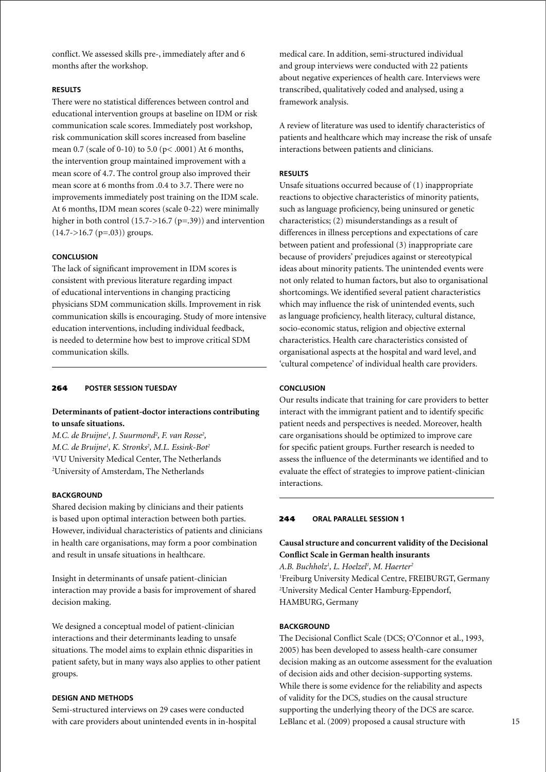conflict. We assessed skills pre-, immediately after and 6 months after the workshop.

#### RESULTS

There were no statistical differences between control and educational intervention groups at baseline on IDM or risk communication scale scores. Immediately post workshop, risk communication skill scores increased from baseline mean 0.7 (scale of 0-10) to 5.0 ($p < .0001$) At 6 months, the intervention group maintained improvement with a mean score of 4.7. The control group also improved their mean score at 6 months from .0.4 to 3.7. There were no improvements immediately post training on the IDM scale. At 6 months, IDM mean scores (scale 0-22) were minimally higher in both control (15.7->16.7 ($p=.39$)) and intervention (14.7->16.7 ($p=.03$)) groups.

#### CONCLUSION

The lack of significant improvement in IDM scores is consistent with previous literature regarding impact of educational interventions in changing practicing physicians SDM communication skills. Improvement in risk communication skills is encouraging. Study of more intensive education interventions, including individual feedback, is needed to determine how best to improve critical SDM communication skills.

---

## 264 POSTER SESSION TUESDAY

### Determinants of patient-doctor interactions contributing to unsafe situations.

*M.C. de Bruijne[1], J. Suurmond[2], F. van Rosse[2], M.C. de Bruijne[1], K. Stronks[2], M.L. Essink-Bot[2]*
[1]VU University Medical Center, The Netherlands
[2]University of Amsterdam, The Netherlands

#### BACKGROUND

Shared decision making by clinicians and their patients is based upon optimal interaction between both parties. However, individual characteristics of patients and clinicians in health care organisations, may form a poor combination and result in unsafe situations in healthcare.

Insight in determinants of unsafe patient-clinician interaction may provide a basis for improvement of shared decision making.

We designed a conceptual model of patient-clinician interactions and their determinants leading to unsafe situations. The model aims to explain ethnic disparities in patient safety, but in many ways also applies to other patient groups.

#### DESIGN AND METHODS

Semi-structured interviews on 29 cases were conducted with care providers about unintended events in in-hospital medical care. In addition, semi-structured individual and group interviews were conducted with 22 patients about negative experiences of health care. Interviews were transcribed, qualitatively coded and analysed, using a framework analysis.

A review of literature was used to identify characteristics of patients and healthcare which may increase the risk of unsafe interactions between patients and clinicians.

#### RESULTS

Unsafe situations occurred because of (1) inappropriate reactions to objective characteristics of minority patients, such as language proficiency, being uninsured or genetic characteristics; (2) misunderstandings as a result of differences in illness perceptions and expectations of care between patient and professional (3) inappropriate care because of providers' prejudices against or stereotypical ideas about minority patients. The unintended events were not only related to human factors, but also to organisational shortcomings. We identified several patient characteristics which may influence the risk of unintended events, such as language proficiency, health literacy, cultural distance, socio-economic status, religion and objective external characteristics. Health care characteristics consisted of organisational aspects at the hospital and ward level, and 'cultural competence' of individual health care providers.

#### CONCLUSION

Our results indicate that training for care providers to better interact with the immigrant patient and to identify specific patient needs and perspectives is needed. Moreover, health care organisations should be optimized to improve care for specific patient groups. Further research is needed to assess the influence of the determinants we identified and to evaluate the effect of strategies to improve patient-clinician interactions.

---

## 244 ORAL PARALLEL SESSION 1

### Causal structure and concurrent validity of the Decisional Conflict Scale in German health insurants

*A.B. Buchholz[1], L. Hoelzel[1], M. Haerter[2]*
[1]Freiburg University Medical Centre, FREIBURGT, Germany
[2]University Medical Center Hamburg-Eppendorf, HAMBURG, Germany

#### BACKGROUND

The Decisional Conflict Scale (DCS; O'Connor et al., 1993, 2005) has been developed to assess health-care consumer decision making as an outcome assessment for the evaluation of decision aids and other decision-supporting systems. While there is some evidence for the reliability and aspects of validity for the DCS, studies on the causal structure supporting the underlying theory of the DCS are scarce. LeBlanc et al. (2009) proposed a causal structure with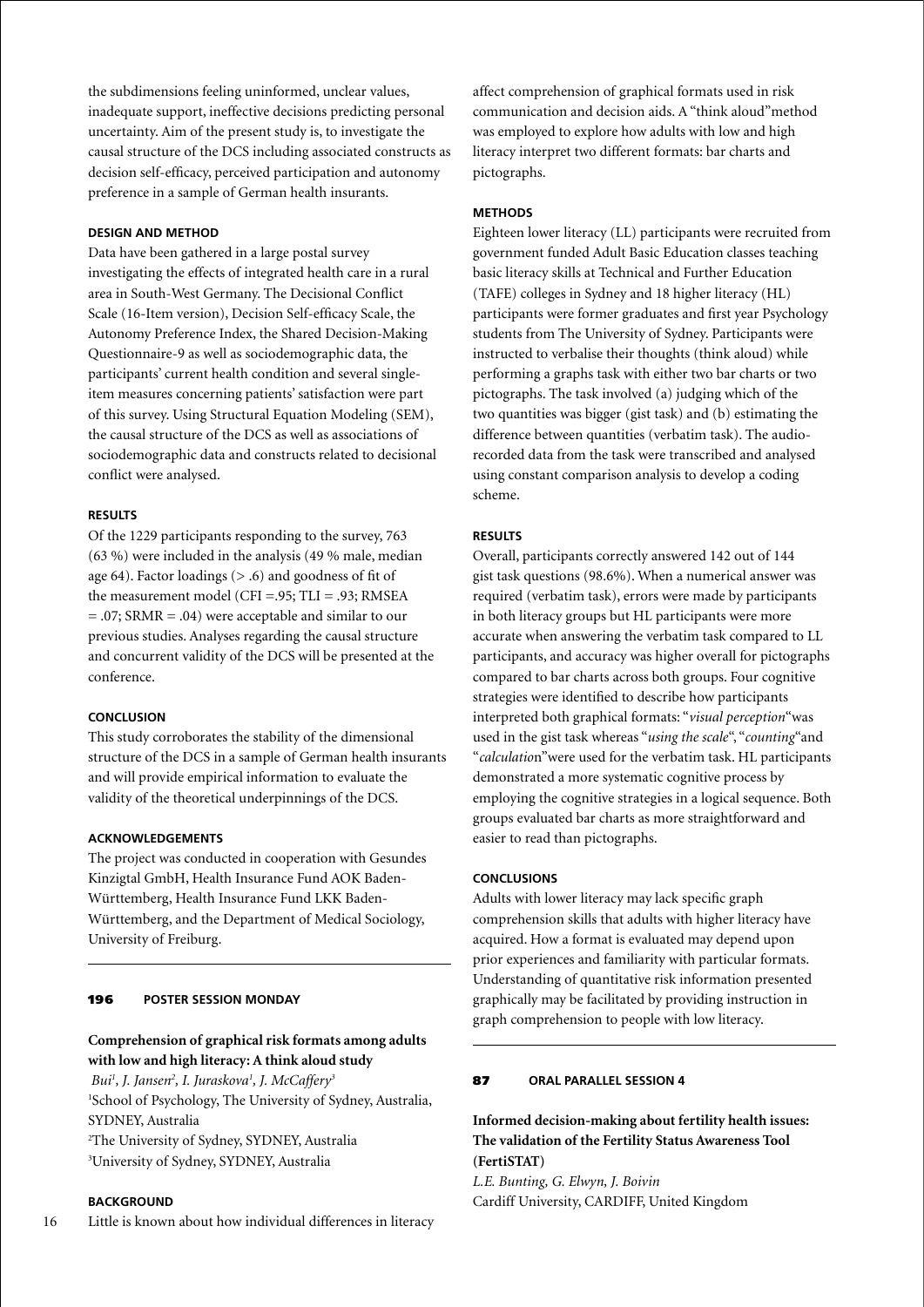the subdimensions feeling uninformed, unclear values, inadequate support, ineffective decisions predicting personal uncertainty. Aim of the present study is, to investigate the causal structure of the DCS including associated constructs as decision self-efficacy, perceived participation and autonomy preference in a sample of German health insurants.

#### DESIGN AND METHOD

Data have been gathered in a large postal survey investigating the effects of integrated health care in a rural area in South-West Germany. The Decisional Conflict Scale (16-Item version), Decision Self-efficacy Scale, the Autonomy Preference Index, the Shared Decision-Making Questionnaire-9 as well as sociodemographic data, the participants' current health condition and several single-item measures concerning patients' satisfaction were part of this survey. Using Structural Equation Modeling (SEM), the causal structure of the DCS as well as associations of sociodemographic data and constructs related to decisional conflict were analysed.

#### RESULTS

Of the 1229 participants responding to the survey, 763 (63 %) were included in the analysis (49 % male, median age 64). Factor loadings (> .6) and goodness of fit of the measurement model (CFI =.95; TLI = .93; RMSEA = .07; SRMR = .04) were acceptable and similar to our previous studies. Analyses regarding the causal structure and concurrent validity of the DCS will be presented at the conference.

#### CONCLUSION

This study corroborates the stability of the dimensional structure of the DCS in a sample of German health insurants and will provide empirical information to evaluate the validity of the theoretical underpinnings of the DCS.

#### ACKNOWLEDGEMENTS

The project was conducted in cooperation with Gesundes Kinzigtal GmbH, Health Insurance Fund AOK Baden-Württemberg, Health Insurance Fund LKK Baden-Württemberg, and the Department of Medical Sociology, University of Freiburg.

---

### 196 POSTER SESSION MONDAY

## Comprehension of graphical risk formats among adults with low and high literacy: A think aloud study

*Bui[1], J. Jansen[2], I. Juraskova[1], J. McCaffery[3]*

[1]School of Psychology, The University of Sydney, Australia, SYDNEY, Australia
[2]The University of Sydney, SYDNEY, Australia
[3]University of Sydney, SYDNEY, Australia

#### BACKGROUND

Little is known about how individual differences in literacy affect comprehension of graphical formats used in risk communication and decision aids. A "think aloud" method was employed to explore how adults with low and high literacy interpret two different formats: bar charts and pictographs.

#### METHODS

Eighteen lower literacy (LL) participants were recruited from government funded Adult Basic Education classes teaching basic literacy skills at Technical and Further Education (TAFE) colleges in Sydney and 18 higher literacy (HL) participants were former graduates and first year Psychology students from The University of Sydney. Participants were instructed to verbalise their thoughts (think aloud) while performing a graphs task with either two bar charts or two pictographs. The task involved (a) judging which of the two quantities was bigger (gist task) and (b) estimating the difference between quantities (verbatim task). The audio-recorded data from the task were transcribed and analysed using constant comparison analysis to develop a coding scheme.

#### RESULTS

Overall, participants correctly answered 142 out of 144 gist task questions (98.6%). When a numerical answer was required (verbatim task), errors were made by participants in both literacy groups but HL participants were more accurate when answering the verbatim task compared to LL participants, and accuracy was higher overall for pictographs compared to bar charts across both groups. Four cognitive strategies were identified to describe how participants interpreted both graphical formats: "*visual perception*" was used in the gist task whereas "*using the scale*", "*counting*" and "*calculation*" were used for the verbatim task. HL participants demonstrated a more systematic cognitive process by employing the cognitive strategies in a logical sequence. Both groups evaluated bar charts as more straightforward and easier to read than pictographs.

#### CONCLUSIONS

Adults with lower literacy may lack specific graph comprehension skills that adults with higher literacy have acquired. How a format is evaluated may depend upon prior experiences and familiarity with particular formats. Understanding of quantitative risk information presented graphically may be facilitated by providing instruction in graph comprehension to people with low literacy.

---

### 87 ORAL PARALLEL SESSION 4

## Informed decision-making about fertility health issues: The validation of the Fertility Status Awareness Tool (FertiSTAT)

*L.E. Bunting, G. Elwyn, J. Boivin*

Cardiff University, CARDIFF, United Kingdom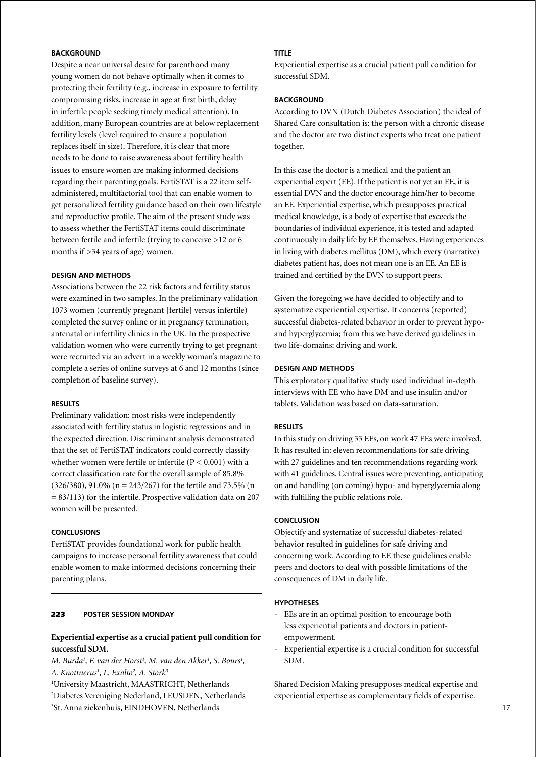### BACKGROUND

Despite a near universal desire for parenthood many young women do not behave optimally when it comes to protecting their fertility (e.g., increase in exposure to fertility compromising risks, increase in age at first birth, delay in infertile people seeking timely medical attention). In addition, many European countries are at below replacement fertility levels (level required to ensure a population replaces itself in size). Therefore, it is clear that more needs to be done to raise awareness about fertility health issues to ensure women are making informed decisions regarding their parenting goals. FertiSTAT is a 22 item self-administered, multifactorial tool that can enable women to get personalized fertility guidance based on their own lifestyle and reproductive profile. The aim of the present study was to assess whether the FertiSTAT items could discriminate between fertile and infertile (trying to conceive >12 or 6 months if >34 years of age) women.

### DESIGN AND METHODS

Associations between the 22 risk factors and fertility status were examined in two samples. In the preliminary validation 1073 women (currently pregnant [fertile] versus infertile) completed the survey online or in pregnancy termination, antenatal or infertility clinics in the UK. In the prospective validation women who were currently trying to get pregnant were recruited via an advert in a weekly woman's magazine to complete a series of online surveys at 6 and 12 months (since completion of baseline survey).

### RESULTS

Preliminary validation: most risks were independently associated with fertility status in logistic regressions and in the expected direction. Discriminant analysis demonstrated that the set of FertiSTAT indicators could correctly classify whether women were fertile or infertile ($P < 0.001$) with a correct classification rate for the overall sample of 85.8% (326/380), 91.0% ($n = 243/267$) for the fertile and 73.5% ($n = 83/113$) for the infertile. Prospective validation data on 207 women will be presented.

### CONCLUSIONS

FertiSTAT provides foundational work for public health campaigns to increase personal fertility awareness that could enable women to make informed decisions concerning their parenting plans.

## 223 POSTER SESSION MONDAY

### Experiential expertise as a crucial patient pull condition for successful SDM.

*M. Burda[1], F. van der Horst[1], M. van den Akker[1], S. Bours[1], A. Knottnerus[1], L. Exalto[2], A. Stork[3]*

[1]University Maastricht, MAASTRICHT, Netherlands
[2]Diabetes Vereniging Nederland, LEUSDEN, Netherlands
[3]St. Anna ziekenhuis, EINDHOVEN, Netherlands

### TITLE

Experiential expertise as a crucial patient pull condition for successful SDM.

### BACKGROUND

According to DVN (Dutch Diabetes Association) the ideal of Shared Care consultation is: the person with a chronic disease and the doctor are two distinct experts who treat one patient together.

In this case the doctor is a medical and the patient an experiential expert (EE). If the patient is not yet an EE, it is essential DVN and the doctor encourage him/her to become an EE. Experiential expertise, which presupposes practical medical knowledge, is a body of expertise that exceeds the boundaries of individual experience, it is tested and adapted continuously in daily life by EE themselves. Having experiences in living with diabetes mellitus (DM), which every (narrative) diabetes patient has, does not mean one is an EE. An EE is trained and certified by the DVN to support peers.

Given the foregoing we have decided to objectify and to systematize experiential expertise. It concerns (reported) successful diabetes-related behavior in order to prevent hypo- and hyperglycemia; from this we have derived guidelines in two life-domains: driving and work.

### DESIGN AND METHODS

This exploratory qualitative study used individual in-depth interviews with EE who have DM and use insulin and/or tablets. Validation was based on data-saturation.

### RESULTS

In this study on driving 33 EEs, on work 47 EEs were involved. It has resulted in: eleven recommendations for safe driving with 27 guidelines and ten recommendations regarding work with 41 guidelines. Central issues were preventing, anticipating on and handling (on coming) hypo- and hyperglycemia along with fulfilling the public relations role.

### CONCLUSION

Objectify and systematize of successful diabetes-related behavior resulted in guidelines for safe driving and concerning work. According to EE these guidelines enable peers and doctors to deal with possible limitations of the consequences of DM in daily life.

### HYPOTHESES

- EEs are in an optimal position to encourage both less experiential patients and doctors in patient-empowerment.
- Experiential expertise is a crucial condition for successful SDM.

Shared Decision Making presupposes medical expertise and experiential expertise as complementary fields of expertise.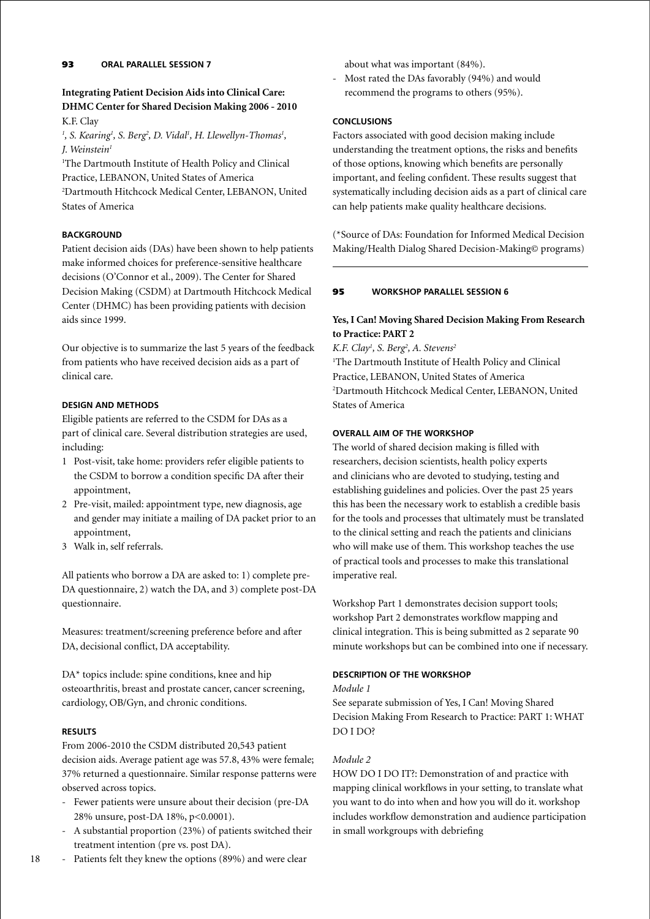## 93 ORAL PARALLEL SESSION 7

### Integrating Patient Decision Aids into Clinical Care: DHMC Center for Shared Decision Making 2006 - 2010

K.F. Clay[1], S. Kearing[1], S. Berg[2], D. Vidal[1], H. Llewellyn-Thomas[1], J. Weinstein[1]

[1]The Dartmouth Institute of Health Policy and Clinical Practice, LEBANON, United States of America
[2]Dartmouth Hitchcock Medical Center, LEBANON, United States of America

#### BACKGROUND

Patient decision aids (DAs) have been shown to help patients make informed choices for preference-sensitive healthcare decisions (O'Connor et al., 2009). The Center for Shared Decision Making (CSDM) at Dartmouth Hitchcock Medical Center (DHMC) has been providing patients with decision aids since 1999.

Our objective is to summarize the last 5 years of the feedback from patients who have received decision aids as a part of clinical care.

#### DESIGN AND METHODS

Eligible patients are referred to the CSDM for DAs as a part of clinical care. Several distribution strategies are used, including:

1. Post-visit, take home: providers refer eligible patients to the CSDM to borrow a condition specific DA after their appointment,
2. Pre-visit, mailed: appointment type, new diagnosis, age and gender may initiate a mailing of DA packet prior to an appointment,
3. Walk in, self referrals.

All patients who borrow a DA are asked to: 1) complete pre-DA questionnaire, 2) watch the DA, and 3) complete post-DA questionnaire.

Measures: treatment/screening preference before and after DA, decisional conflict, DA acceptability.

DA* topics include: spine conditions, knee and hip osteoarthritis, breast and prostate cancer, cancer screening, cardiology, OB/Gyn, and chronic conditions.

#### RESULTS

From 2006-2010 the CSDM distributed 20,543 patient decision aids. Average patient age was 57.8, 43% were female; 37% returned a questionnaire. Similar response patterns were observed across topics.

- Fewer patients were unsure about their decision (pre-DA 28% unsure, post-DA 18%, $p<0.0001$).
- A substantial proportion (23%) of patients switched their treatment intention (pre vs. post DA).
- Patients felt they knew the options (89%) and were clear about what was important (84%).
- Most rated the DAs favorably (94%) and would recommend the programs to others (95%).

#### CONCLUSIONS

Factors associated with good decision making include understanding the treatment options, the risks and benefits of those options, knowing which benefits are personally important, and feeling confident. These results suggest that systematically including decision aids as a part of clinical care can help patients make quality healthcare decisions.

(*Source of DAs: Foundation for Informed Medical Decision Making/Health Dialog Shared Decision-Making© programs)

---

## 95 WORKSHOP PARALLEL SESSION 6

### Yes, I Can! Moving Shared Decision Making From Research to Practice: PART 2

K.F. Clay[1], S. Berg[2], A. Stevens[2]

[1]The Dartmouth Institute of Health Policy and Clinical Practice, LEBANON, United States of America
[2]Dartmouth Hitchcock Medical Center, LEBANON, United States of America

#### OVERALL AIM OF THE WORKSHOP

The world of shared decision making is filled with researchers, decision scientists, health policy experts and clinicians who are devoted to studying, testing and establishing guidelines and policies. Over the past 25 years this has been the necessary work to establish a credible basis for the tools and processes that ultimately must be translated to the clinical setting and reach the patients and clinicians who will make use of them. This workshop teaches the use of practical tools and processes to make this translational imperative real.

Workshop Part 1 demonstrates decision support tools; workshop Part 2 demonstrates workflow mapping and clinical integration. This is being submitted as 2 separate 90 minute workshops but can be combined into one if necessary.

#### DESCRIPTION OF THE WORKSHOP

*Module 1*

See separate submission of Yes, I Can! Moving Shared Decision Making From Research to Practice: PART 1: WHAT DO I DO?

*Module 2*

HOW DO I DO IT?: Demonstration of and practice with mapping clinical workflows in your setting, to translate what you want to do into when and how you will do it. workshop includes workflow demonstration and audience participation in small workgroups with debriefing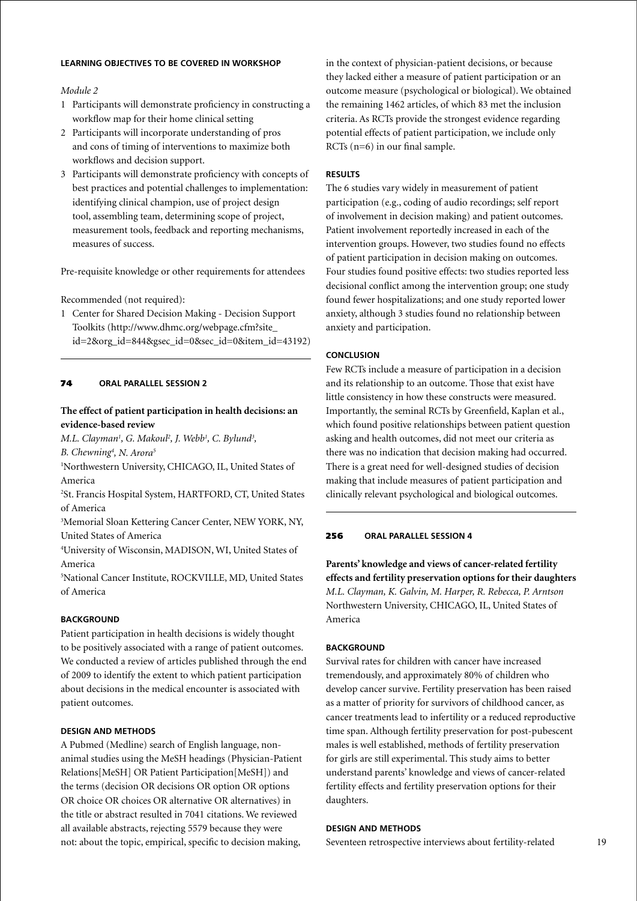#### LEARNING OBJECTIVES TO BE COVERED IN WORKSHOP

*Module 2*

1. Participants will demonstrate proficiency in constructing a workflow map for their home clinical setting
2. Participants will incorporate understanding of pros and cons of timing of interventions to maximize both workflows and decision support.
3. Participants will demonstrate proficiency with concepts of best practices and potential challenges to implementation: identifying clinical champion, use of project design tool, assembling team, determining scope of project, measurement tools, feedback and reporting mechanisms, measures of success.

Pre-requisite knowledge or other requirements for attendees

Recommended (not required):

1. Center for Shared Decision Making - Decision Support Toolkits (http://www.dhmc.org/webpage.cfm?site_id=2&org_id=844&gsec_id=0&sec_id=0&item_id=43192)

---

## 74 ORAL PARALLEL SESSION 2

### The effect of patient participation in health decisions: an evidence-based review

*M.L. Clayman[1], G. Makoul[2], J. Webb[1], C. Bylund[3], B. Chewning[4], N. Arora[5]*

[1]Northwestern University, CHICAGO, IL, United States of America

[2]St. Francis Hospital System, HARTFORD, CT, United States of America

[3]Memorial Sloan Kettering Cancer Center, NEW YORK, NY, United States of America

[4]University of Wisconsin, MADISON, WI, United States of America

[5]National Cancer Institute, ROCKVILLE, MD, United States of America

#### BACKGROUND

Patient participation in health decisions is widely thought to be positively associated with a range of patient outcomes. We conducted a review of articles published through the end of 2009 to identify the extent to which patient participation about decisions in the medical encounter is associated with patient outcomes.

#### DESIGN AND METHODS

A Pubmed (Medline) search of English language, non-animal studies using the MeSH headings (Physician-Patient Relations[MeSH] OR Patient Participation[MeSH]) and the terms (decision OR decisions OR option OR options OR choice OR choices OR alternative OR alternatives) in the title or abstract resulted in 7041 citations. We reviewed all available abstracts, rejecting 5579 because they were not: about the topic, empirical, specific to decision making, in the context of physician-patient decisions, or because they lacked either a measure of patient participation or an outcome measure (psychological or biological). We obtained the remaining 1462 articles, of which 83 met the inclusion criteria. As RCTs provide the strongest evidence regarding potential effects of patient participation, we include only RCTs (n=6) in our final sample.

#### RESULTS

The 6 studies vary widely in measurement of patient participation (e.g., coding of audio recordings; self report of involvement in decision making) and patient outcomes. Patient involvement reportedly increased in each of the intervention groups. However, two studies found no effects of patient participation in decision making on outcomes. Four studies found positive effects: two studies reported less decisional conflict among the intervention group; one study found fewer hospitalizations; and one study reported lower anxiety, although 3 studies found no relationship between anxiety and participation.

#### CONCLUSION

Few RCTs include a measure of participation in a decision and its relationship to an outcome. Those that exist have little consistency in how these constructs were measured. Importantly, the seminal RCTs by Greenfield, Kaplan et al., which found positive relationships between patient question asking and health outcomes, did not meet our criteria as there was no indication that decision making had occurred. There is a great need for well-designed studies of decision making that include measures of patient participation and clinically relevant psychological and biological outcomes.

---

## 256 ORAL PARALLEL SESSION 4

### Parents' knowledge and views of cancer-related fertility effects and fertility preservation options for their daughters

*M.L. Clayman, K. Galvin, M. Harper, R. Rebecca, P. Arntson*

Northwestern University, CHICAGO, IL, United States of America

#### BACKGROUND

Survival rates for children with cancer have increased tremendously, and approximately 80% of children who develop cancer survive. Fertility preservation has been raised as a matter of priority for survivors of childhood cancer, as cancer treatments lead to infertility or a reduced reproductive time span. Although fertility preservation for post-pubescent males is well established, methods of fertility preservation for girls are still experimental. This study aims to better understand parents' knowledge and views of cancer-related fertility effects and fertility preservation options for their daughters.

#### DESIGN AND METHODS

Seventeen retrospective interviews about fertility-related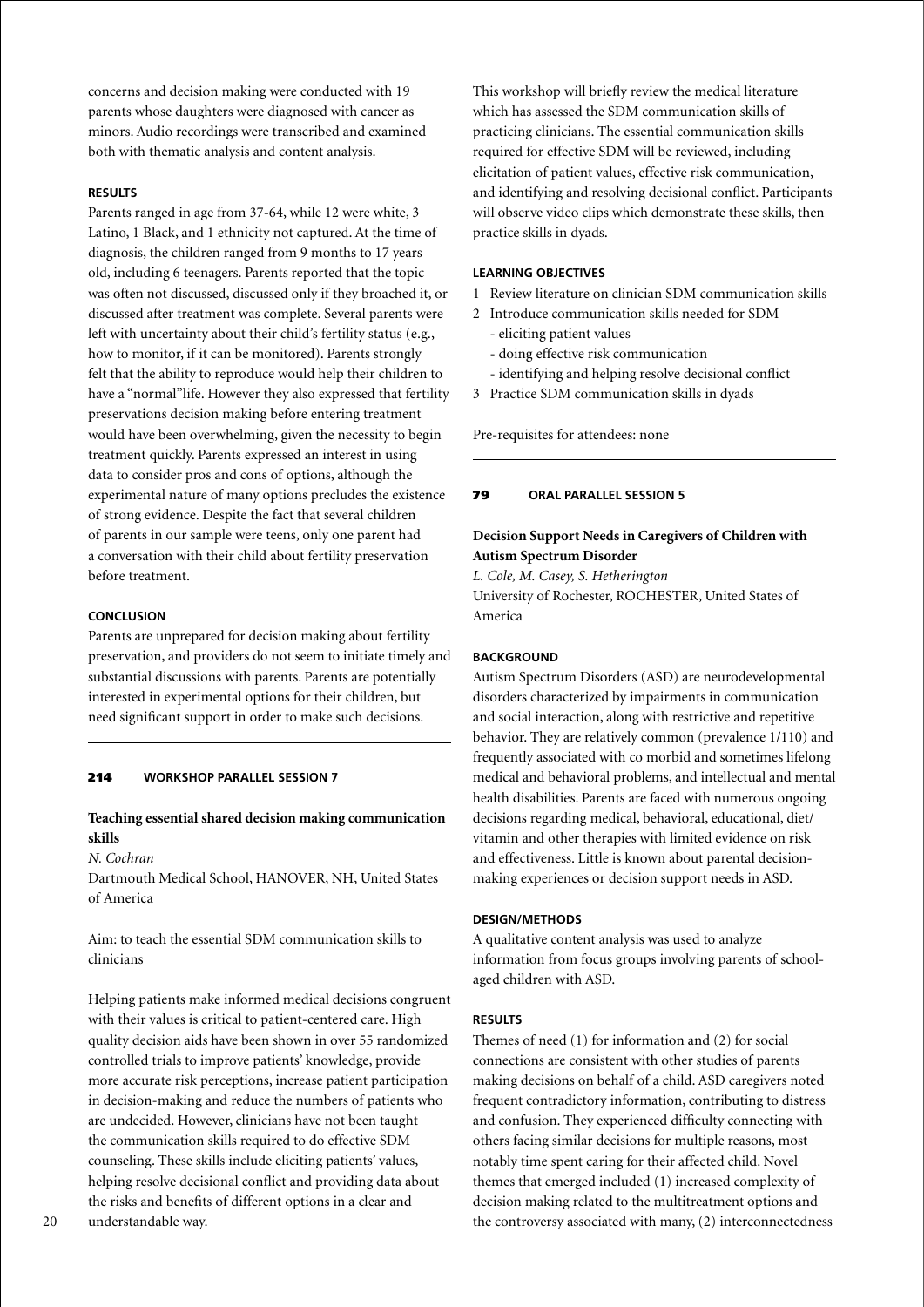concerns and decision making were conducted with 19 parents whose daughters were diagnosed with cancer as minors. Audio recordings were transcribed and examined both with thematic analysis and content analysis.

**RESULTS**

Parents ranged in age from 37-64, while 12 were white, 3 Latino, 1 Black, and 1 ethnicity not captured. At the time of diagnosis, the children ranged from 9 months to 17 years old, including 6 teenagers. Parents reported that the topic was often not discussed, discussed only if they broached it, or discussed after treatment was complete. Several parents were left with uncertainty about their child's fertility status (e.g., how to monitor, if it can be monitored). Parents strongly felt that the ability to reproduce would help their children to have a "normal"life. However they also expressed that fertility preservations decision making before entering treatment would have been overwhelming, given the necessity to begin treatment quickly. Parents expressed an interest in using data to consider pros and cons of options, although the experimental nature of many options precludes the existence of strong evidence. Despite the fact that several children of parents in our sample were teens, only one parent had a conversation with their child about fertility preservation before treatment.

**CONCLUSION**

Parents are unprepared for decision making about fertility preservation, and providers do not seem to initiate timely and substantial discussions with parents. Parents are potentially interested in experimental options for their children, but need significant support in order to make such decisions.

---

**214 WORKSHOP PARALLEL SESSION 7**

### Teaching essential shared decision making communication skills

*N. Cochran*

Dartmouth Medical School, HANOVER, NH, United States of America

Aim: to teach the essential SDM communication skills to clinicians

Helping patients make informed medical decisions congruent with their values is critical to patient-centered care. High quality decision aids have been shown in over 55 randomized controlled trials to improve patients' knowledge, provide more accurate risk perceptions, increase patient participation in decision-making and reduce the numbers of patients who are undecided. However, clinicians have not been taught the communication skills required to do effective SDM counseling. These skills include eliciting patients' values, helping resolve decisional conflict and providing data about the risks and benefits of different options in a clear and understandable way.

This workshop will briefly review the medical literature which has assessed the SDM communication skills of practicing clinicians. The essential communication skills required for effective SDM will be reviewed, including elicitation of patient values, effective risk communication, and identifying and resolving decisional conflict. Participants will observe video clips which demonstrate these skills, then practice skills in dyads.

**LEARNING OBJECTIVES**

1. Review literature on clinician SDM communication skills
2. Introduce communication skills needed for SDM
   - eliciting patient values
   - doing effective risk communication
   - identifying and helping resolve decisional conflict
3. Practice SDM communication skills in dyads

Pre-requisites for attendees: none

---

**79 ORAL PARALLEL SESSION 5**

### Decision Support Needs in Caregivers of Children with Autism Spectrum Disorder

*L. Cole, M. Casey, S. Hetherington*

University of Rochester, ROCHESTER, United States of America

**BACKGROUND**

Autism Spectrum Disorders (ASD) are neurodevelopmental disorders characterized by impairments in communication and social interaction, along with restrictive and repetitive behavior. They are relatively common (prevalence 1/110) and frequently associated with co morbid and sometimes lifelong medical and behavioral problems, and intellectual and mental health disabilities. Parents are faced with numerous ongoing decisions regarding medical, behavioral, educational, diet/vitamin and other therapies with limited evidence on risk and effectiveness. Little is known about parental decision-making experiences or decision support needs in ASD.

**DESIGN/METHODS**

A qualitative content analysis was used to analyze information from focus groups involving parents of school-aged children with ASD.

**RESULTS**

Themes of need (1) for information and (2) for social connections are consistent with other studies of parents making decisions on behalf of a child. ASD caregivers noted frequent contradictory information, contributing to distress and confusion. They experienced difficulty connecting with others facing similar decisions for multiple reasons, most notably time spent caring for their affected child. Novel themes that emerged included (1) increased complexity of decision making related to the multitreatment options and the controversy associated with many, (2) interconnectedness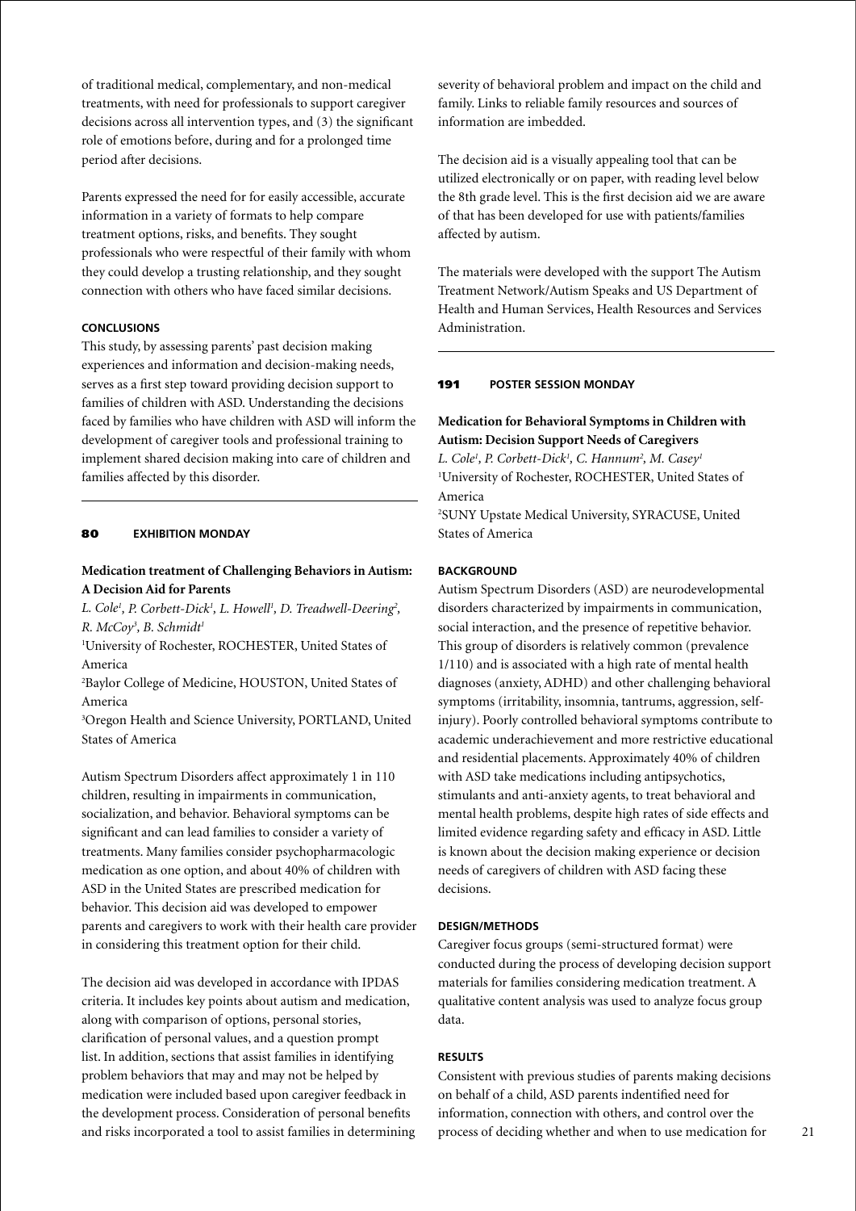of traditional medical, complementary, and non-medical treatments, with need for professionals to support caregiver decisions across all intervention types, and (3) the significant role of emotions before, during and for a prolonged time period after decisions.

Parents expressed the need for for easily accessible, accurate information in a variety of formats to help compare treatment options, risks, and benefits. They sought professionals who were respectful of their family with whom they could develop a trusting relationship, and they sought connection with others who have faced similar decisions.

#### CONCLUSIONS

This study, by assessing parents' past decision making experiences and information and decision-making needs, serves as a first step toward providing decision support to families of children with ASD. Understanding the decisions faced by families who have children with ASD will inform the development of caregiver tools and professional training to implement shared decision making into care of children and families affected by this disorder.

---

### 80 EXHIBITION MONDAY

**Medication treatment of Challenging Behaviors in Autism: A Decision Aid for Parents**

*L. Cole[1], P. Corbett-Dick[1], L. Howell[1], D. Treadwell-Deering[2], R. McCoy[3], B. Schmidt[1]*

[1]University of Rochester, ROCHESTER, United States of America

[2]Baylor College of Medicine, HOUSTON, United States of America

[3]Oregon Health and Science University, PORTLAND, United States of America

Autism Spectrum Disorders affect approximately 1 in 110 children, resulting in impairments in communication, socialization, and behavior. Behavioral symptoms can be significant and can lead families to consider a variety of treatments. Many families consider psychopharmacologic medication as one option, and about 40% of children with ASD in the United States are prescribed medication for behavior. This decision aid was developed to empower parents and caregivers to work with their health care provider in considering this treatment option for their child.

The decision aid was developed in accordance with IPDAS criteria. It includes key points about autism and medication, along with comparison of options, personal stories, clarification of personal values, and a question prompt list. In addition, sections that assist families in identifying problem behaviors that may and may not be helped by medication were included based upon caregiver feedback in the development process. Consideration of personal benefits and risks incorporated a tool to assist families in determining severity of behavioral problem and impact on the child and family. Links to reliable family resources and sources of information are imbedded.

The decision aid is a visually appealing tool that can be utilized electronically or on paper, with reading level below the 8th grade level. This is the first decision aid we are aware of that has been developed for use with patients/families affected by autism.

The materials were developed with the support The Autism Treatment Network/Autism Speaks and US Department of Health and Human Services, Health Resources and Services Administration.

---

### 191 POSTER SESSION MONDAY

**Medication for Behavioral Symptoms in Children with Autism: Decision Support Needs of Caregivers**

*L. Cole[1], P. Corbett-Dick[1], C. Hannum[2], M. Casey[1]*

[1]University of Rochester, ROCHESTER, United States of America

[2]SUNY Upstate Medical University, SYRACUSE, United States of America

#### BACKGROUND

Autism Spectrum Disorders (ASD) are neurodevelopmental disorders characterized by impairments in communication, social interaction, and the presence of repetitive behavior. This group of disorders is relatively common (prevalence 1/110) and is associated with a high rate of mental health diagnoses (anxiety, ADHD) and other challenging behavioral symptoms (irritability, insomnia, tantrums, aggression, self-injury). Poorly controlled behavioral symptoms contribute to academic underachievement and more restrictive educational and residential placements. Approximately 40% of children with ASD take medications including antipsychotics, stimulants and anti-anxiety agents, to treat behavioral and mental health problems, despite high rates of side effects and limited evidence regarding safety and efficacy in ASD. Little is known about the decision making experience or decision needs of caregivers of children with ASD facing these decisions.

#### DESIGN/METHODS

Caregiver focus groups (semi-structured format) were conducted during the process of developing decision support materials for families considering medication treatment. A qualitative content analysis was used to analyze focus group data.

#### RESULTS

Consistent with previous studies of parents making decisions on behalf of a child, ASD parents indentified need for information, connection with others, and control over the process of deciding whether and when to use medication for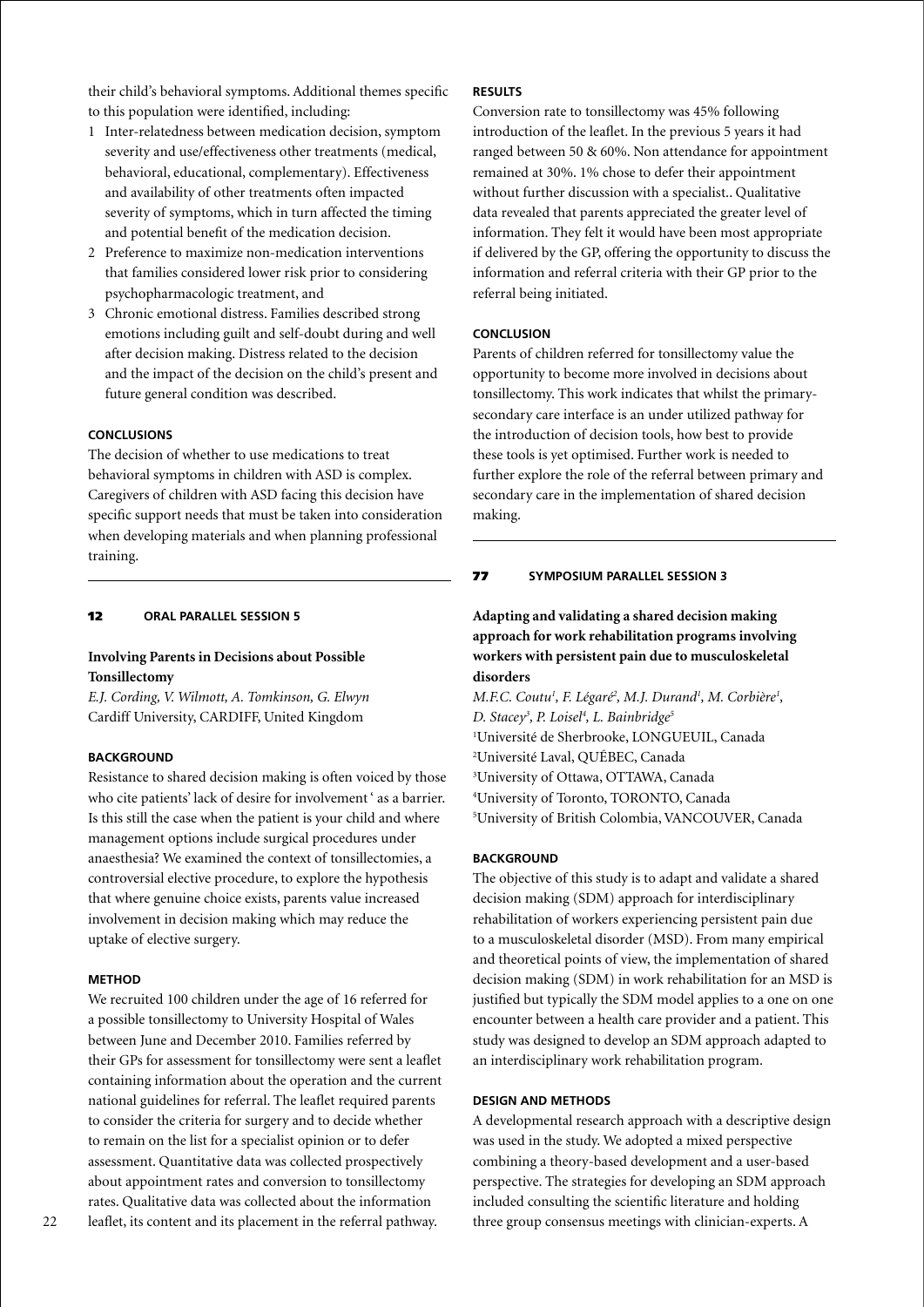their child's behavioral symptoms. Additional themes specific to this population were identified, including:

1. Inter-relatedness between medication decision, symptom severity and use/effectiveness other treatments (medical, behavioral, educational, complementary). Effectiveness and availability of other treatments often impacted severity of symptoms, which in turn affected the timing and potential benefit of the medication decision.
2. Preference to maximize non-medication interventions that families considered lower risk prior to considering psychopharmacologic treatment, and
3. Chronic emotional distress. Families described strong emotions including guilt and self-doubt during and well after decision making. Distress related to the decision and the impact of the decision on the child's present and future general condition was described.

#### CONCLUSIONS

The decision of whether to use medications to treat behavioral symptoms in children with ASD is complex. Caregivers of children with ASD facing this decision have specific support needs that must be taken into consideration when developing materials and when planning professional training.

---

## 12 ORAL PARALLEL SESSION 5

### Involving Parents in Decisions about Possible Tonsillectomy

*E.J. Cording, V. Wilmott, A. Tomkinson, G. Elwyn*
Cardiff University, CARDIFF, United Kingdom

#### BACKGROUND

Resistance to shared decision making is often voiced by those who cite patients' lack of desire for involvement ' as a barrier. Is this still the case when the patient is your child and where management options include surgical procedures under anaesthesia? We examined the context of tonsillectomies, a controversial elective procedure, to explore the hypothesis that where genuine choice exists, parents value increased involvement in decision making which may reduce the uptake of elective surgery.

#### METHOD

We recruited 100 children under the age of 16 referred for a possible tonsillectomy to University Hospital of Wales between June and December 2010. Families referred by their GPs for assessment for tonsillectomy were sent a leaflet containing information about the operation and the current national guidelines for referral. The leaflet required parents to consider the criteria for surgery and to decide whether to remain on the list for a specialist opinion or to defer assessment. Quantitative data was collected prospectively about appointment rates and conversion to tonsillectomy rates. Qualitative data was collected about the information leaflet, its content and its placement in the referral pathway.

#### RESULTS

Conversion rate to tonsillectomy was 45% following introduction of the leaflet. In the previous 5 years it had ranged between 50 & 60%. Non attendance for appointment remained at 30%. 1% chose to defer their appointment without further discussion with a specialist.. Qualitative data revealed that parents appreciated the greater level of information. They felt it would have been most appropriate if delivered by the GP, offering the opportunity to discuss the information and referral criteria with their GP prior to the referral being initiated.

#### CONCLUSION

Parents of children referred for tonsillectomy value the opportunity to become more involved in decisions about tonsillectomy. This work indicates that whilst the primary-secondary care interface is an under utilized pathway for the introduction of decision tools, how best to provide these tools is yet optimised. Further work is needed to further explore the role of the referral between primary and secondary care in the implementation of shared decision making.

---

## 77 SYMPOSIUM PARALLEL SESSION 3

### Adapting and validating a shared decision making approach for work rehabilitation programs involving workers with persistent pain due to musculoskeletal disorders

*M.F.C. Coutu[1], F. Légaré[2], M.J. Durand[1], M. Corbière[1], D. Stacey[3], P. Loisel[4], L. Bainbridge[5]*
[1]Université de Sherbrooke, LONGUEUIL, Canada
[2]Université Laval, QUÉBEC, Canada
[3]University of Ottawa, OTTAWA, Canada
[4]University of Toronto, TORONTO, Canada
[5]University of British Colombia, VANCOUVER, Canada

#### BACKGROUND

The objective of this study is to adapt and validate a shared decision making (SDM) approach for interdisciplinary rehabilitation of workers experiencing persistent pain due to a musculoskeletal disorder (MSD). From many empirical and theoretical points of view, the implementation of shared decision making (SDM) in work rehabilitation for an MSD is justified but typically the SDM model applies to a one on one encounter between a health care provider and a patient. This study was designed to develop an SDM approach adapted to an interdisciplinary work rehabilitation program.

#### DESIGN AND METHODS

A developmental research approach with a descriptive design was used in the study. We adopted a mixed perspective combining a theory-based development and a user-based perspective. The strategies for developing an SDM approach included consulting the scientific literature and holding three group consensus meetings with clinician-experts. A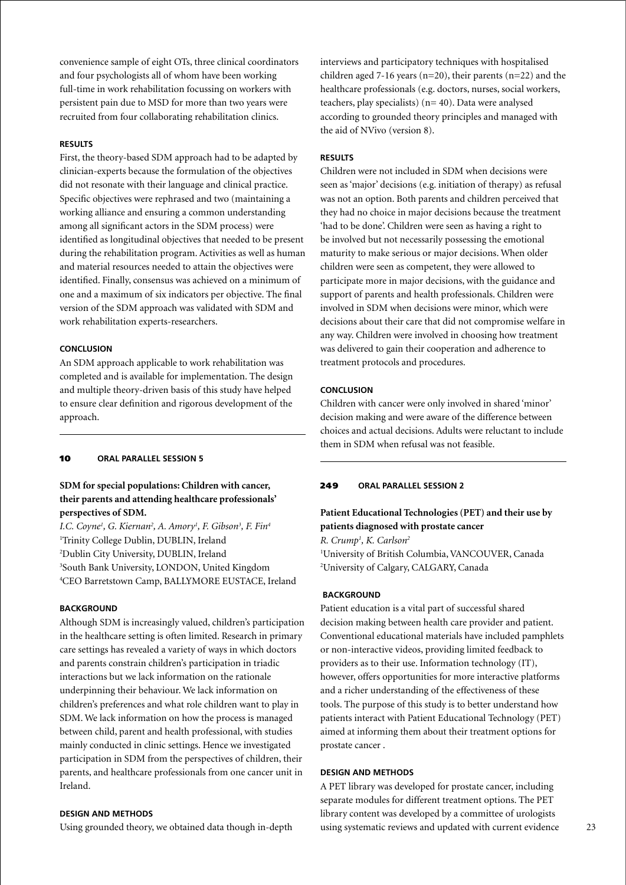convenience sample of eight OTs, three clinical coordinators and four psychologists all of whom have been working full-time in work rehabilitation focussing on workers with persistent pain due to MSD for more than two years were recruited from four collaborating rehabilitation clinics.

### RESULTS

First, the theory-based SDM approach had to be adapted by clinician-experts because the formulation of the objectives did not resonate with their language and clinical practice. Specific objectives were rephrased and two (maintaining a working alliance and ensuring a common understanding among all significant actors in the SDM process) were identified as longitudinal objectives that needed to be present during the rehabilitation program. Activities as well as human and material resources needed to attain the objectives were identified. Finally, consensus was achieved on a minimum of one and a maximum of six indicators per objective. The final version of the SDM approach was validated with SDM and work rehabilitation experts-researchers.

### CONCLUSION

An SDM approach applicable to work rehabilitation was completed and is available for implementation. The design and multiple theory-driven basis of this study have helped to ensure clear definition and rigorous development of the approach.

---

**10 ORAL PARALLEL SESSION 5**

## SDM for special populations: Children with cancer, their parents and attending healthcare professionals' perspectives of SDM.

*I.C. Coyne[1], G. Kiernan[2], A. Amory[1], F. Gibson[3], F. Fin[4]*

[1]Trinity College Dublin, DUBLIN, Ireland
[2]Dublin City University, DUBLIN, Ireland
[3]South Bank University, LONDON, United Kingdom
[4]CEO Barretstown Camp, BALLYMORE EUSTACE, Ireland

### BACKGROUND

Although SDM is increasingly valued, children's participation in the healthcare setting is often limited. Research in primary care settings has revealed a variety of ways in which doctors and parents constrain children's participation in triadic interactions but we lack information on the rationale underpinning their behaviour. We lack information on children's preferences and what role children want to play in SDM. We lack information on how the process is managed between child, parent and health professional, with studies mainly conducted in clinic settings. Hence we investigated participation in SDM from the perspectives of children, their parents, and healthcare professionals from one cancer unit in Ireland.

### DESIGN AND METHODS

Using grounded theory, we obtained data though in-depth interviews and participatory techniques with hospitalised children aged 7-16 years (n=20), their parents (n=22) and the healthcare professionals (e.g. doctors, nurses, social workers, teachers, play specialists) (n= 40). Data were analysed according to grounded theory principles and managed with the aid of NVivo (version 8).

### RESULTS

Children were not included in SDM when decisions were seen as 'major' decisions (e.g. initiation of therapy) as refusal was not an option. Both parents and children perceived that they had no choice in major decisions because the treatment 'had to be done'. Children were seen as having a right to be involved but not necessarily possessing the emotional maturity to make serious or major decisions. When older children were seen as competent, they were allowed to participate more in major decisions, with the guidance and support of parents and health professionals. Children were involved in SDM when decisions were minor, which were decisions about their care that did not compromise welfare in any way. Children were involved in choosing how treatment was delivered to gain their cooperation and adherence to treatment protocols and procedures.

### CONCLUSION

Children with cancer were only involved in shared 'minor' decision making and were aware of the difference between choices and actual decisions. Adults were reluctant to include them in SDM when refusal was not feasible.

---

**249 ORAL PARALLEL SESSION 2**

## Patient Educational Technologies (PET) and their use by patients diagnosed with prostate cancer

*R. Crump[1], K. Carlson[2]*

[1]University of British Columbia, VANCOUVER, Canada
[2]University of Calgary, CALGARY, Canada

### BACKGROUND

Patient education is a vital part of successful shared decision making between health care provider and patient. Conventional educational materials have included pamphlets or non-interactive videos, providing limited feedback to providers as to their use. Information technology (IT), however, offers opportunities for more interactive platforms and a richer understanding of the effectiveness of these tools. The purpose of this study is to better understand how patients interact with Patient Educational Technology (PET) aimed at informing them about their treatment options for prostate cancer .

### DESIGN AND METHODS

A PET library was developed for prostate cancer, including separate modules for different treatment options. The PET library content was developed by a committee of urologists using systematic reviews and updated with current evidence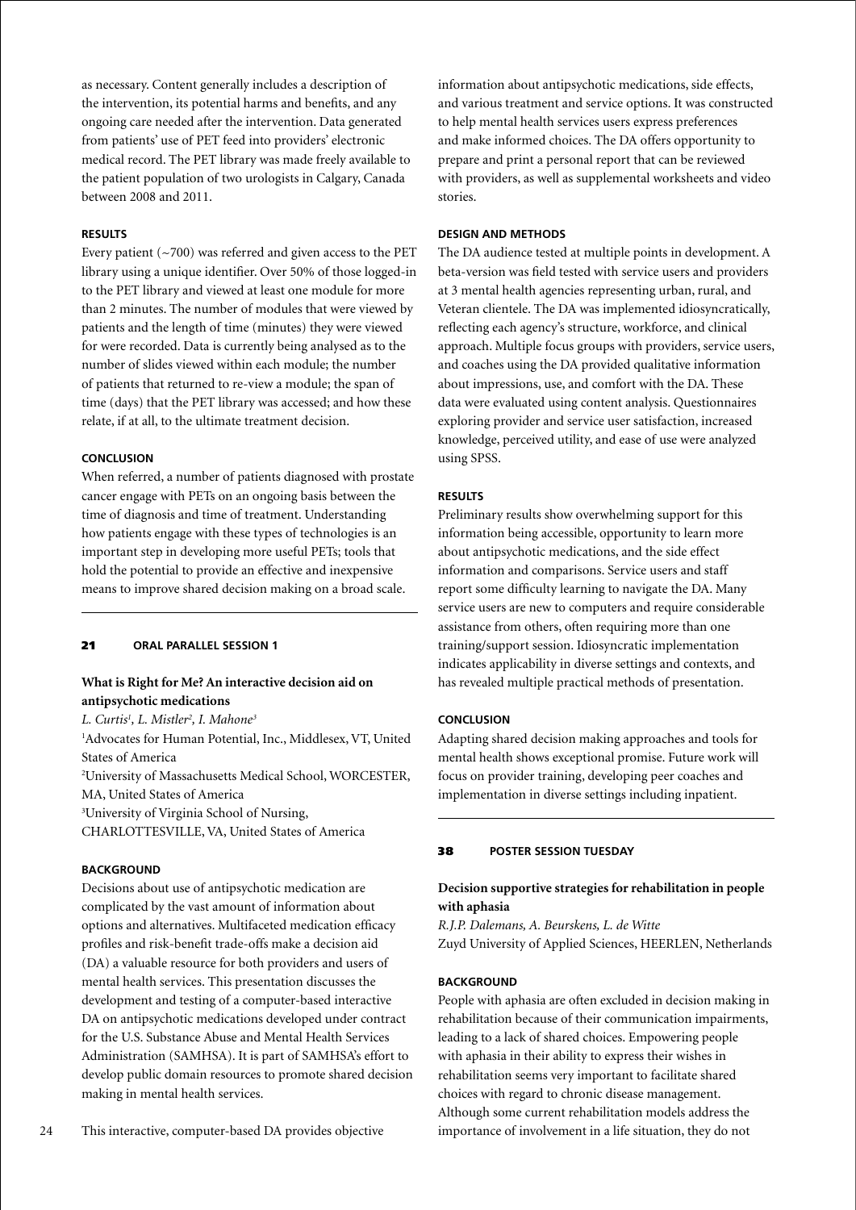as necessary. Content generally includes a description of the intervention, its potential harms and benefits, and any ongoing care needed after the intervention. Data generated from patients' use of PET feed into providers' electronic medical record. The PET library was made freely available to the patient population of two urologists in Calgary, Canada between 2008 and 2011.

#### RESULTS

Every patient (~700) was referred and given access to the PET library using a unique identifier. Over 50% of those logged-in to the PET library and viewed at least one module for more than 2 minutes. The number of modules that were viewed by patients and the length of time (minutes) they were viewed for were recorded. Data is currently being analysed as to the number of slides viewed within each module; the number of patients that returned to re-view a module; the span of time (days) that the PET library was accessed; and how these relate, if at all, to the ultimate treatment decision.

#### CONCLUSION

When referred, a number of patients diagnosed with prostate cancer engage with PETs on an ongoing basis between the time of diagnosis and time of treatment. Understanding how patients engage with these types of technologies is an important step in developing more useful PETs; tools that hold the potential to provide an effective and inexpensive means to improve shared decision making on a broad scale.

---

**21 ORAL PARALLEL SESSION 1**

### What is Right for Me? An interactive decision aid on antipsychotic medications

*L. Curtis[1], L. Mistler[2], I. Mahone[3]*

[1]Advocates for Human Potential, Inc., Middlesex, VT, United States of America
[2]University of Massachusetts Medical School, WORCESTER, MA, United States of America
[3]University of Virginia School of Nursing, CHARLOTTESVILLE, VA, United States of America

#### BACKGROUND

Decisions about use of antipsychotic medication are complicated by the vast amount of information about options and alternatives. Multifaceted medication efficacy profiles and risk-benefit trade-offs make a decision aid (DA) a valuable resource for both providers and users of mental health services. This presentation discusses the development and testing of a computer-based interactive DA on antipsychotic medications developed under contract for the U.S. Substance Abuse and Mental Health Services Administration (SAMHSA). It is part of SAMHSA's effort to develop public domain resources to promote shared decision making in mental health services.

This interactive, computer-based DA provides objective information about antipsychotic medications, side effects, and various treatment and service options. It was constructed to help mental health services users express preferences and make informed choices. The DA offers opportunity to prepare and print a personal report that can be reviewed with providers, as well as supplemental worksheets and video stories.

#### DESIGN AND METHODS

The DA audience tested at multiple points in development. A beta-version was field tested with service users and providers at 3 mental health agencies representing urban, rural, and Veteran clientele. The DA was implemented idiosyncratically, reflecting each agency's structure, workforce, and clinical approach. Multiple focus groups with providers, service users, and coaches using the DA provided qualitative information about impressions, use, and comfort with the DA. These data were evaluated using content analysis. Questionnaires exploring provider and service user satisfaction, increased knowledge, perceived utility, and ease of use were analyzed using SPSS.

#### RESULTS

Preliminary results show overwhelming support for this information being accessible, opportunity to learn more about antipsychotic medications, and the side effect information and comparisons. Service users and staff report some difficulty learning to navigate the DA. Many service users are new to computers and require considerable assistance from others, often requiring more than one training/support session. Idiosyncratic implementation indicates applicability in diverse settings and contexts, and has revealed multiple practical methods of presentation.

#### CONCLUSION

Adapting shared decision making approaches and tools for mental health shows exceptional promise. Future work will focus on provider training, developing peer coaches and implementation in diverse settings including inpatient.

---

**38 POSTER SESSION TUESDAY**

### Decision supportive strategies for rehabilitation in people with aphasia

*R.J.P. Dalemans, A. Beurskens, L. de Witte*

Zuyd University of Applied Sciences, HEERLEN, Netherlands

#### BACKGROUND

People with aphasia are often excluded in decision making in rehabilitation because of their communication impairments, leading to a lack of shared choices. Empowering people with aphasia in their ability to express their wishes in rehabilitation seems very important to facilitate shared choices with regard to chronic disease management. Although some current rehabilitation models address the importance of involvement in a life situation, they do not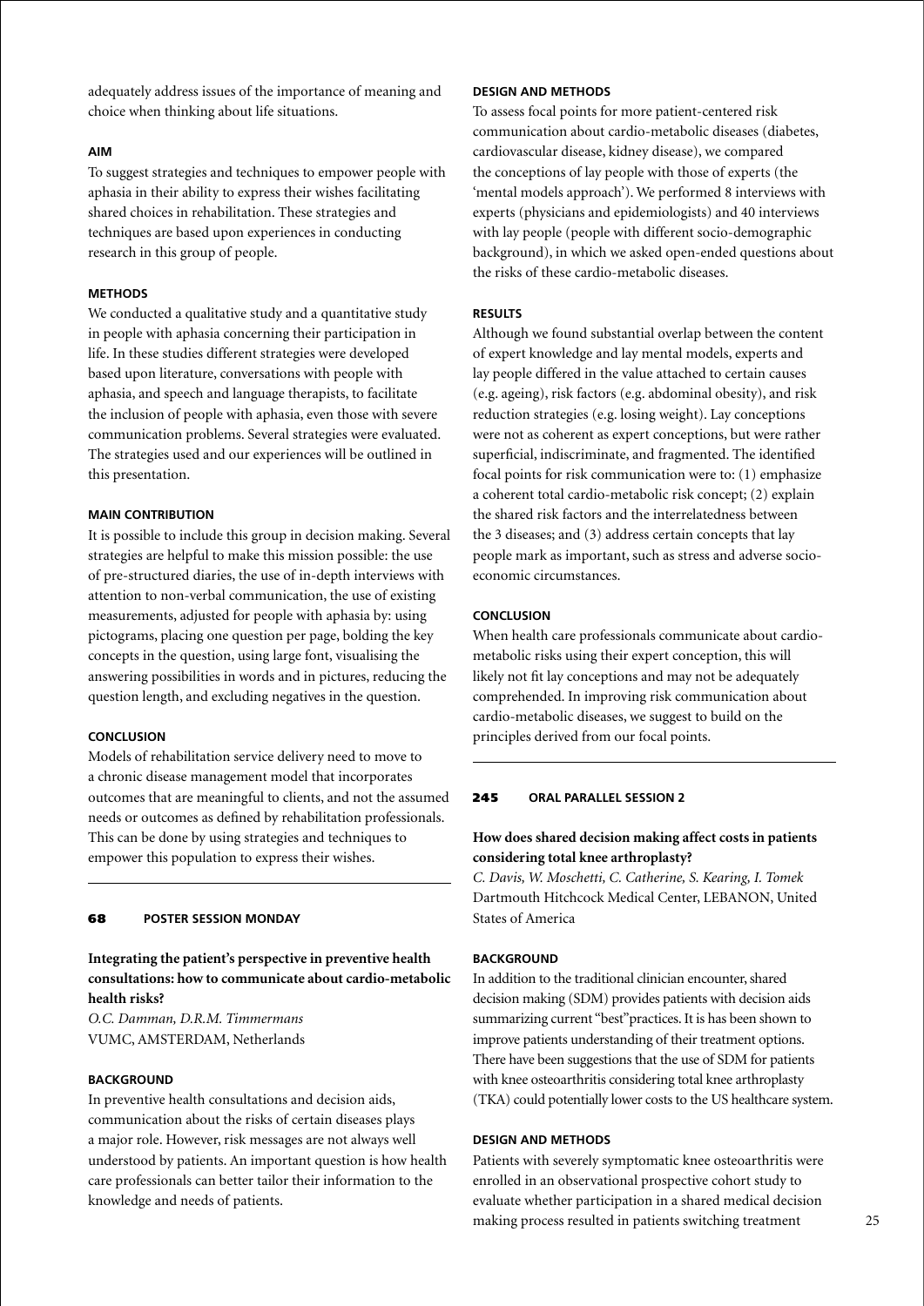adequately address issues of the importance of meaning and choice when thinking about life situations.

#### AIM

To suggest strategies and techniques to empower people with aphasia in their ability to express their wishes facilitating shared choices in rehabilitation. These strategies and techniques are based upon experiences in conducting research in this group of people.

#### METHODS

We conducted a qualitative study and a quantitative study in people with aphasia concerning their participation in life. In these studies different strategies were developed based upon literature, conversations with people with aphasia, and speech and language therapists, to facilitate the inclusion of people with aphasia, even those with severe communication problems. Several strategies were evaluated. The strategies used and our experiences will be outlined in this presentation.

#### MAIN CONTRIBUTION

It is possible to include this group in decision making. Several strategies are helpful to make this mission possible: the use of pre-structured diaries, the use of in-depth interviews with attention to non-verbal communication, the use of existing measurements, adjusted for people with aphasia by: using pictograms, placing one question per page, bolding the key concepts in the question, using large font, visualising the answering possibilities in words and in pictures, reducing the question length, and excluding negatives in the question.

#### CONCLUSION

Models of rehabilitation service delivery need to move to a chronic disease management model that incorporates outcomes that are meaningful to clients, and not the assumed needs or outcomes as defined by rehabilitation professionals. This can be done by using strategies and techniques to empower this population to express their wishes.

---

**68 POSTER SESSION MONDAY**

### Integrating the patient's perspective in preventive health consultations: how to communicate about cardio-metabolic health risks?

*O.C. Damman, D.R.M. Timmermans*
VUMC, AMSTERDAM, Netherlands

#### BACKGROUND

In preventive health consultations and decision aids, communication about the risks of certain diseases plays a major role. However, risk messages are not always well understood by patients. An important question is how health care professionals can better tailor their information to the knowledge and needs of patients.

#### DESIGN AND METHODS

To assess focal points for more patient-centered risk communication about cardio-metabolic diseases (diabetes, cardiovascular disease, kidney disease), we compared the conceptions of lay people with those of experts (the 'mental models approach'). We performed 8 interviews with experts (physicians and epidemiologists) and 40 interviews with lay people (people with different socio-demographic background), in which we asked open-ended questions about the risks of these cardio-metabolic diseases.

#### RESULTS

Although we found substantial overlap between the content of expert knowledge and lay mental models, experts and lay people differed in the value attached to certain causes (e.g. ageing), risk factors (e.g. abdominal obesity), and risk reduction strategies (e.g. losing weight). Lay conceptions were not as coherent as expert conceptions, but were rather superficial, indiscriminate, and fragmented. The identified focal points for risk communication were to: (1) emphasize a coherent total cardio-metabolic risk concept; (2) explain the shared risk factors and the interrelatedness between the 3 diseases; and (3) address certain concepts that lay people mark as important, such as stress and adverse socio-economic circumstances.

#### CONCLUSION

When health care professionals communicate about cardio-metabolic risks using their expert conception, this will likely not fit lay conceptions and may not be adequately comprehended. In improving risk communication about cardio-metabolic diseases, we suggest to build on the principles derived from our focal points.

---

**245 ORAL PARALLEL SESSION 2**

### How does shared decision making affect costs in patients considering total knee arthroplasty?

*C. Davis, W. Moschetti, C. Catherine, S. Kearing, I. Tomek*
Dartmouth Hitchcock Medical Center, LEBANON, United States of America

#### BACKGROUND

In addition to the traditional clinician encounter, shared decision making (SDM) provides patients with decision aids summarizing current "best"practices. It is has been shown to improve patients understanding of their treatment options. There have been suggestions that the use of SDM for patients with knee osteoarthritis considering total knee arthroplasty (TKA) could potentially lower costs to the US healthcare system.

#### DESIGN AND METHODS

Patients with severely symptomatic knee osteoarthritis were enrolled in an observational prospective cohort study to evaluate whether participation in a shared medical decision making process resulted in patients switching treatment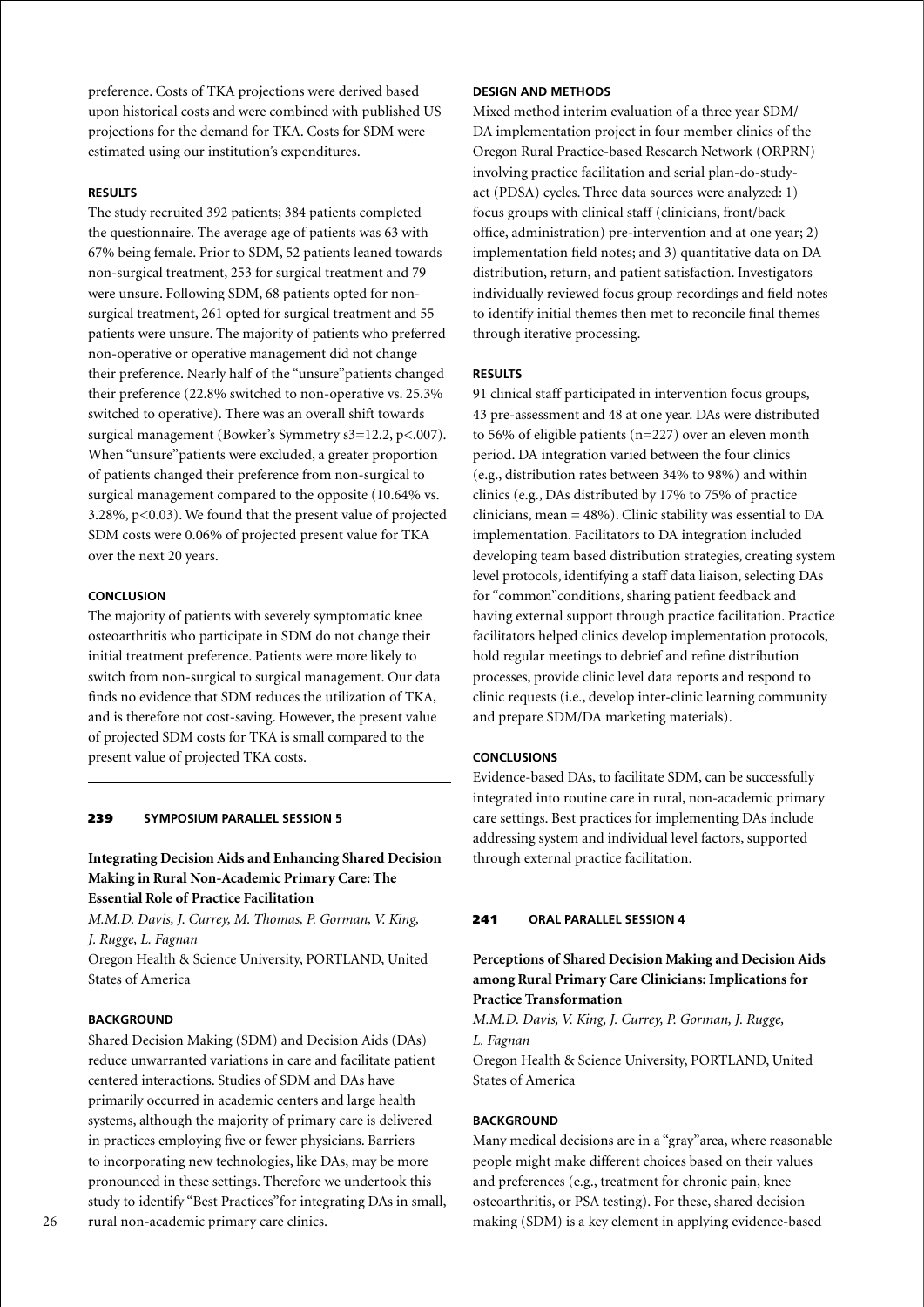preference. Costs of TKA projections were derived based upon historical costs and were combined with published US projections for the demand for TKA. Costs for SDM were estimated using our institution's expenditures.

#### RESULTS

The study recruited 392 patients; 384 patients completed the questionnaire. The average age of patients was 63 with 67% being female. Prior to SDM, 52 patients leaned towards non-surgical treatment, 253 for surgical treatment and 79 were unsure. Following SDM, 68 patients opted for non-surgical treatment, 261 opted for surgical treatment and 55 patients were unsure. The majority of patients who preferred non-operative or operative management did not change their preference. Nearly half of the "unsure" patients changed their preference (22.8% switched to non-operative vs. 25.3% switched to operative). There was an overall shift towards surgical management (Bowker's Symmetry $s3=12.2$, $p<.007$). When "unsure" patients were excluded, a greater proportion of patients changed their preference from non-surgical to surgical management compared to the opposite (10.64% vs. 3.28%, $p<0.03$). We found that the present value of projected SDM costs were 0.06% of projected present value for TKA over the next 20 years.

#### CONCLUSION

The majority of patients with severely symptomatic knee osteoarthritis who participate in SDM do not change their initial treatment preference. Patients were more likely to switch from non-surgical to surgical management. Our data finds no evidence that SDM reduces the utilization of TKA, and is therefore not cost-saving. However, the present value of projected SDM costs for TKA is small compared to the present value of projected TKA costs.

---

**239 SYMPOSIUM PARALLEL SESSION 5**

### Integrating Decision Aids and Enhancing Shared Decision Making in Rural Non-Academic Primary Care: The Essential Role of Practice Facilitation

*M.M.D. Davis, J. Currey, M. Thomas, P. Gorman, V. King, J. Rugge, L. Fagnan*

Oregon Health & Science University, PORTLAND, United States of America

#### BACKGROUND

Shared Decision Making (SDM) and Decision Aids (DAs) reduce unwarranted variations in care and facilitate patient centered interactions. Studies of SDM and DAs have primarily occurred in academic centers and large health systems, although the majority of primary care is delivered in practices employing five or fewer physicians. Barriers to incorporating new technologies, like DAs, may be more pronounced in these settings. Therefore we undertook this study to identify "Best Practices" for integrating DAs in small, rural non-academic primary care clinics.

#### DESIGN AND METHODS

Mixed method interim evaluation of a three year SDM/DA implementation project in four member clinics of the Oregon Rural Practice-based Research Network (ORPRN) involving practice facilitation and serial plan-do-study-act (PDSA) cycles. Three data sources were analyzed: 1) focus groups with clinical staff (clinicians, front/back office, administration) pre-intervention and at one year; 2) implementation field notes; and 3) quantitative data on DA distribution, return, and patient satisfaction. Investigators individually reviewed focus group recordings and field notes to identify initial themes then met to reconcile final themes through iterative processing.

#### RESULTS

91 clinical staff participated in intervention focus groups, 43 pre-assessment and 48 at one year. DAs were distributed to 56% of eligible patients (n=227) over an eleven month period. DA integration varied between the four clinics (e.g., distribution rates between 34% to 98%) and within clinics (e.g., DAs distributed by 17% to 75% of practice clinicians, mean = 48%). Clinic stability was essential to DA implementation. Facilitators to DA integration included developing team based distribution strategies, creating system level protocols, identifying a staff data liaison, selecting DAs for "common" conditions, sharing patient feedback and having external support through practice facilitation. Practice facilitators helped clinics develop implementation protocols, hold regular meetings to debrief and refine distribution processes, provide clinic level data reports and respond to clinic requests (i.e., develop inter-clinic learning community and prepare SDM/DA marketing materials).

#### CONCLUSIONS

Evidence-based DAs, to facilitate SDM, can be successfully integrated into routine care in rural, non-academic primary care settings. Best practices for implementing DAs include addressing system and individual level factors, supported through external practice facilitation.

---

**241 ORAL PARALLEL SESSION 4**

### Perceptions of Shared Decision Making and Decision Aids among Rural Primary Care Clinicians: Implications for Practice Transformation

*M.M.D. Davis, V. King, J. Currey, P. Gorman, J. Rugge, L. Fagnan*

Oregon Health & Science University, PORTLAND, United States of America

#### BACKGROUND

Many medical decisions are in a "gray" area, where reasonable people might make different choices based on their values and preferences (e.g., treatment for chronic pain, knee osteoarthritis, or PSA testing). For these, shared decision making (SDM) is a key element in applying evidence-based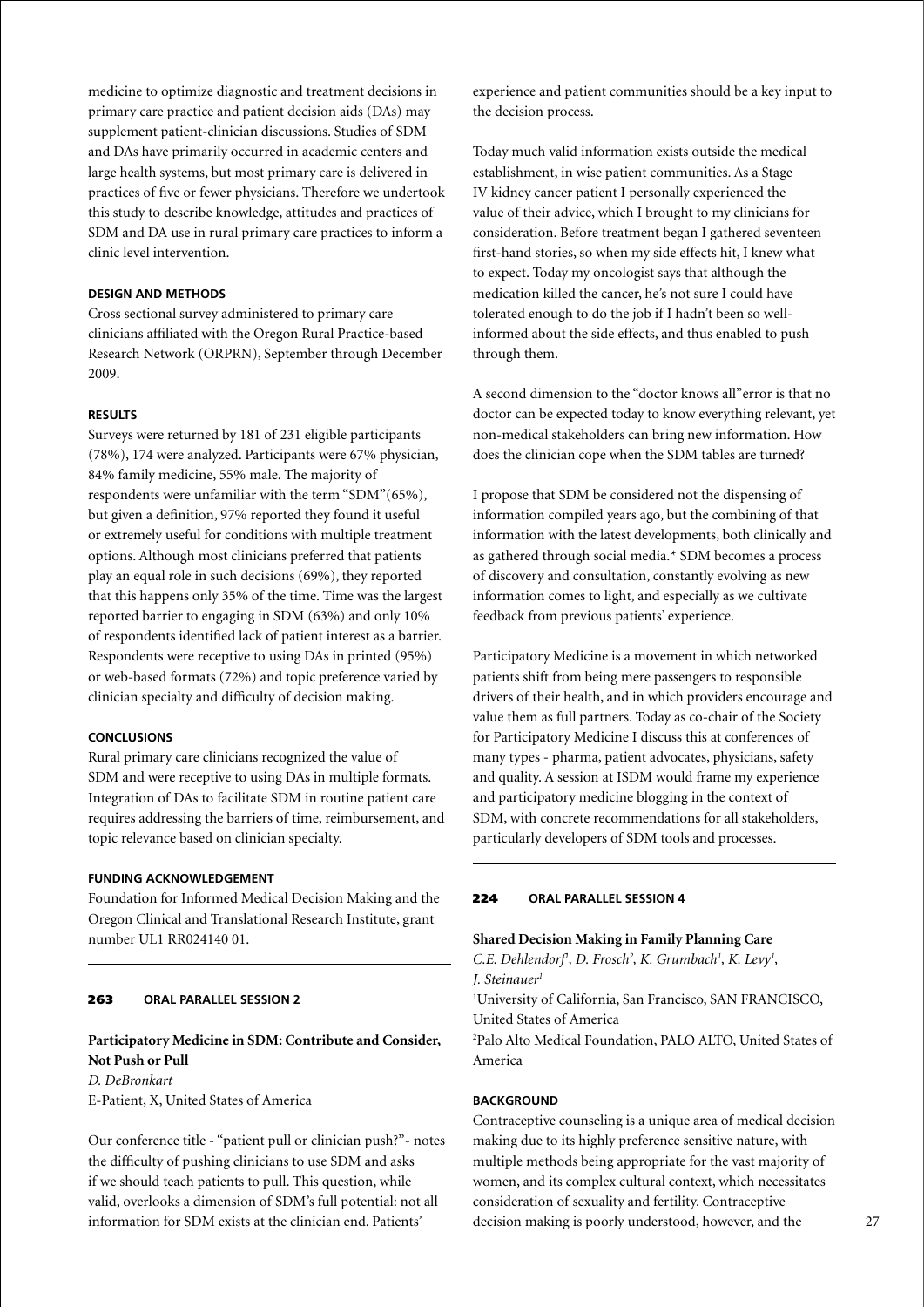medicine to optimize diagnostic and treatment decisions in primary care practice and patient decision aids (DAs) may supplement patient-clinician discussions. Studies of SDM and DAs have primarily occurred in academic centers and large health systems, but most primary care is delivered in practices of five or fewer physicians. Therefore we undertook this study to describe knowledge, attitudes and practices of SDM and DA use in rural primary care practices to inform a clinic level intervention.

#### DESIGN AND METHODS

Cross sectional survey administered to primary care clinicians affiliated with the Oregon Rural Practice-based Research Network (ORPRN), September through December 2009.

#### RESULTS

Surveys were returned by 181 of 231 eligible participants (78%), 174 were analyzed. Participants were 67% physician, 84% family medicine, 55% male. The majority of respondents were unfamiliar with the term "SDM"(65%), but given a definition, 97% reported they found it useful or extremely useful for conditions with multiple treatment options. Although most clinicians preferred that patients play an equal role in such decisions (69%), they reported that this happens only 35% of the time. Time was the largest reported barrier to engaging in SDM (63%) and only 10% of respondents identified lack of patient interest as a barrier. Respondents were receptive to using DAs in printed (95%) or web-based formats (72%) and topic preference varied by clinician specialty and difficulty of decision making.

#### CONCLUSIONS

Rural primary care clinicians recognized the value of SDM and were receptive to using DAs in multiple formats. Integration of DAs to facilitate SDM in routine patient care requires addressing the barriers of time, reimbursement, and topic relevance based on clinician specialty.

#### FUNDING ACKNOWLEDGEMENT

Foundation for Informed Medical Decision Making and the Oregon Clinical and Translational Research Institute, grant number UL1 RR024140 01.

---

## 263 ORAL PARALLEL SESSION 2

### Participatory Medicine in SDM: Contribute and Consider, Not Push or Pull

*D. DeBronkart*

E-Patient, X, United States of America

Our conference title - "patient pull or clinician push?"- notes the difficulty of pushing clinicians to use SDM and asks if we should teach patients to pull. This question, while valid, overlooks a dimension of SDM's full potential: not all information for SDM exists at the clinician end. Patients' experience and patient communities should be a key input to the decision process.

Today much valid information exists outside the medical establishment, in wise patient communities. As a Stage IV kidney cancer patient I personally experienced the value of their advice, which I brought to my clinicians for consideration. Before treatment began I gathered seventeen first-hand stories, so when my side effects hit, I knew what to expect. Today my oncologist says that although the medication killed the cancer, he's not sure I could have tolerated enough to do the job if I hadn't been so well-informed about the side effects, and thus enabled to push through them.

A second dimension to the "doctor knows all"error is that no doctor can be expected today to know everything relevant, yet non-medical stakeholders can bring new information. How does the clinician cope when the SDM tables are turned?

I propose that SDM be considered not the dispensing of information compiled years ago, but the combining of that information with the latest developments, both clinically and as gathered through social media.* SDM becomes a process of discovery and consultation, constantly evolving as new information comes to light, and especially as we cultivate feedback from previous patients' experience.

Participatory Medicine is a movement in which networked patients shift from being mere passengers to responsible drivers of their health, and in which providers encourage and value them as full partners. Today as co-chair of the Society for Participatory Medicine I discuss this at conferences of many types - pharma, patient advocates, physicians, safety and quality. A session at ISDM would frame my experience and participatory medicine blogging in the context of SDM, with concrete recommendations for all stakeholders, particularly developers of SDM tools and processes.

---

## 224 ORAL PARALLEL SESSION 4

### Shared Decision Making in Family Planning Care

*C.E. Dehlendorf[1], D. Frosch[2], K. Grumbach[1], K. Levy[1], J. Steinauer[1]*

[1]University of California, San Francisco, SAN FRANCISCO, United States of America

[2]Palo Alto Medical Foundation, PALO ALTO, United States of America

#### BACKGROUND

Contraceptive counseling is a unique area of medical decision making due to its highly preference sensitive nature, with multiple methods being appropriate for the vast majority of women, and its complex cultural context, which necessitates consideration of sexuality and fertility. Contraceptive decision making is poorly understood, however, and the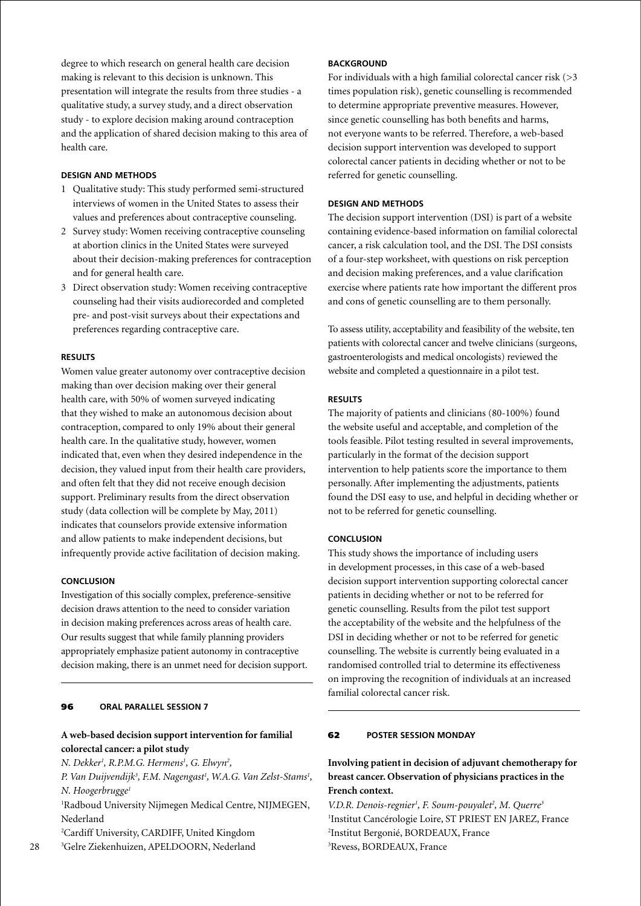degree to which research on general health care decision making is relevant to this decision is unknown. This presentation will integrate the results from three studies - a qualitative study, a survey study, and a direct observation study - to explore decision making around contraception and the application of shared decision making to this area of health care.

#### DESIGN AND METHODS

1. Qualitative study: This study performed semi-structured interviews of women in the United States to assess their values and preferences about contraceptive counseling.
2. Survey study: Women receiving contraceptive counseling at abortion clinics in the United States were surveyed about their decision-making preferences for contraception and for general health care.
3. Direct observation study: Women receiving contraceptive counseling had their visits audiorecorded and completed pre- and post-visit surveys about their expectations and preferences regarding contraceptive care.

#### RESULTS

Women value greater autonomy over contraceptive decision making than over decision making over their general health care, with 50% of women surveyed indicating that they wished to make an autonomous decision about contraception, compared to only 19% about their general health care. In the qualitative study, however, women indicated that, even when they desired independence in the decision, they valued input from their health care providers, and often felt that they did not receive enough decision support. Preliminary results from the direct observation study (data collection will be complete by May, 2011) indicates that counselors provide extensive information and allow patients to make independent decisions, but infrequently provide active facilitation of decision making.

#### CONCLUSION

Investigation of this socially complex, preference-sensitive decision draws attention to the need to consider variation in decision making preferences across areas of health care. Our results suggest that while family planning providers appropriately emphasize patient autonomy in contraceptive decision making, there is an unmet need for decision support.

---

**96 ORAL PARALLEL SESSION 7**

### A web-based decision support intervention for familial colorectal cancer: a pilot study

*N. Dekker[1], R.P.M.G. Hermens[1], G. Elwyn[2], P. Van Duijvendijk[3], F.M. Nagengast[1], W.A.G. Van Zelst-Stams[1], N. Hoogerbrugge[1]*

[1]Radboud University Nijmegen Medical Centre, NIJMEGEN, Nederland
[2]Cardiff University, CARDIFF, United Kingdom
[3]Gelre Ziekenhuizen, APELDOORN, Nederland

#### BACKGROUND

For individuals with a high familial colorectal cancer risk (>3 times population risk), genetic counselling is recommended to determine appropriate preventive measures. However, since genetic counselling has both benefits and harms, not everyone wants to be referred. Therefore, a web-based decision support intervention was developed to support colorectal cancer patients in deciding whether or not to be referred for genetic counselling.

#### DESIGN AND METHODS

The decision support intervention (DSI) is part of a website containing evidence-based information on familial colorectal cancer, a risk calculation tool, and the DSI. The DSI consists of a four-step worksheet, with questions on risk perception and decision making preferences, and a value clarification exercise where patients rate how important the different pros and cons of genetic counselling are to them personally.

To assess utility, acceptability and feasibility of the website, ten patients with colorectal cancer and twelve clinicians (surgeons, gastroenterologists and medical oncologists) reviewed the website and completed a questionnaire in a pilot test.

#### RESULTS

The majority of patients and clinicians (80-100%) found the website useful and acceptable, and completion of the tools feasible. Pilot testing resulted in several improvements, particularly in the format of the decision support intervention to help patients score the importance to them personally. After implementing the adjustments, patients found the DSI easy to use, and helpful in deciding whether or not to be referred for genetic counselling.

#### CONCLUSION

This study shows the importance of including users in development processes, in this case of a web-based decision support intervention supporting colorectal cancer patients in deciding whether or not to be referred for genetic counselling. Results from the pilot test support the acceptability of the website and the helpfulness of the DSI in deciding whether or not to be referred for genetic counselling. The website is currently being evaluated in a randomised controlled trial to determine its effectiveness on improving the recognition of individuals at an increased familial colorectal cancer risk.

---

**62 POSTER SESSION MONDAY**

### Involving patient in decision of adjuvant chemotherapy for breast cancer. Observation of physicians practices in the French context.

*V.D.R. Denois-regnier[1], F. Soum-pouyalet[2], M. Querre[3]*

[1]Institut Cancérologie Loire, ST PRIEST EN JAREZ, France
[2]Institut Bergonié, BORDEAUX, France
[3]Revess, BORDEAUX, France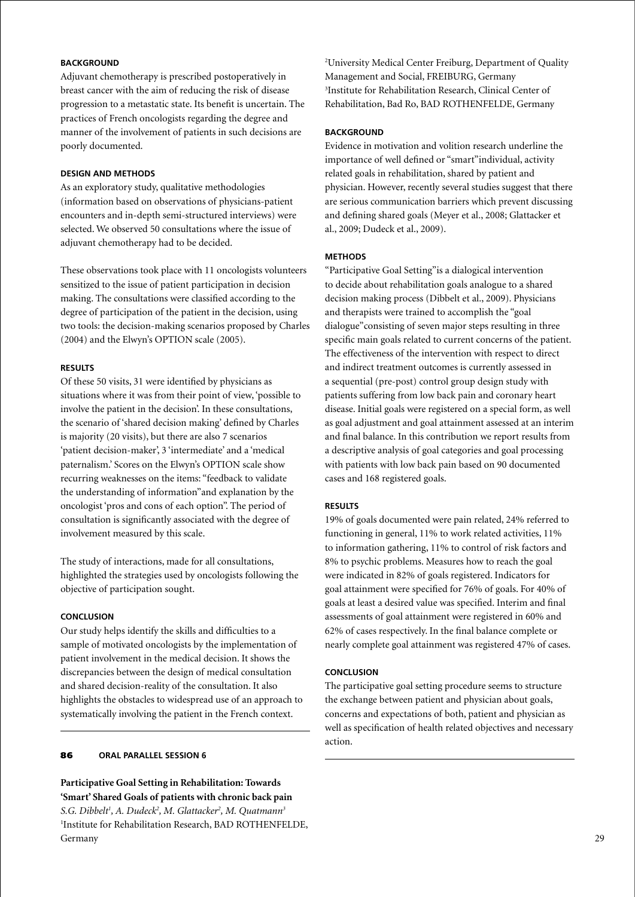#### BACKGROUND

Adjuvant chemotherapy is prescribed postoperatively in breast cancer with the aim of reducing the risk of disease progression to a metastatic state. Its benefit is uncertain. The practices of French oncologists regarding the degree and manner of the involvement of patients in such decisions are poorly documented.

#### DESIGN AND METHODS

As an exploratory study, qualitative methodologies (information based on observations of physicians-patient encounters and in-depth semi-structured interviews) were selected. We observed 50 consultations where the issue of adjuvant chemotherapy had to be decided.

These observations took place with 11 oncologists volunteers sensitized to the issue of patient participation in decision making. The consultations were classified according to the degree of participation of the patient in the decision, using two tools: the decision-making scenarios proposed by Charles (2004) and the Elwyn's OPTION scale (2005).

#### RESULTS

Of these 50 visits, 31 were identified by physicians as situations where it was from their point of view, 'possible to involve the patient in the decision'. In these consultations, the scenario of 'shared decision making' defined by Charles is majority (20 visits), but there are also 7 scenarios 'patient decision-maker', 3 'intermediate' and a 'medical paternalism.' Scores on the Elwyn's OPTION scale show recurring weaknesses on the items: "feedback to validate the understanding of information"and explanation by the oncologist 'pros and cons of each option". The period of consultation is significantly associated with the degree of involvement measured by this scale.

The study of interactions, made for all consultations, highlighted the strategies used by oncologists following the objective of participation sought.

#### CONCLUSION

Our study helps identify the skills and difficulties to a sample of motivated oncologists by the implementation of patient involvement in the medical decision. It shows the discrepancies between the design of medical consultation and shared decision-reality of the consultation. It also highlights the obstacles to widespread use of an approach to systematically involving the patient in the French context.

---

**86 ORAL PARALLEL SESSION 6**

### Participative Goal Setting in Rehabilitation: Towards 'Smart' Shared Goals of patients with chronic back pain

*S.G. Dibbelt[1], A. Dudeck[2], M. Glattacker[2], M. Quatmann[3]*

[1]Institute for Rehabilitation Research, BAD ROTHENFELDE, Germany
[2]University Medical Center Freiburg, Department of Quality Management and Social, FREIBURG, Germany
[3]Institute for Rehabilitation Research, Clinical Center of Rehabilitation, Bad Ro, BAD ROTHENFELDE, Germany

#### BACKGROUND

Evidence in motivation and volition research underline the importance of well defined or "smart"individual, activity related goals in rehabilitation, shared by patient and physician. However, recently several studies suggest that there are serious communication barriers which prevent discussing and defining shared goals (Meyer et al., 2008; Glattacker et al., 2009; Dudeck et al., 2009).

#### METHODS

"Participative Goal Setting"is a dialogical intervention to decide about rehabilitation goals analogue to a shared decision making process (Dibbelt et al., 2009). Physicians and therapists were trained to accomplish the "goal dialogue"consisting of seven major steps resulting in three specific main goals related to current concerns of the patient. The effectiveness of the intervention with respect to direct and indirect treatment outcomes is currently assessed in a sequential (pre-post) control group design study with patients suffering from low back pain and coronary heart disease. Initial goals were registered on a special form, as well as goal adjustment and goal attainment assessed at an interim and final balance. In this contribution we report results from a descriptive analysis of goal categories and goal processing with patients with low back pain based on 90 documented cases and 168 registered goals.

#### RESULTS

19% of goals documented were pain related, 24% referred to functioning in general, 11% to work related activities, 11% to information gathering, 11% to control of risk factors and 8% to psychic problems. Measures how to reach the goal were indicated in 82% of goals registered. Indicators for goal attainment were specified for 76% of goals. For 40% of goals at least a desired value was specified. Interim and final assessments of goal attainment were registered in 60% and 62% of cases respectively. In the final balance complete or nearly complete goal attainment was registered 47% of cases.

#### CONCLUSION

The participative goal setting procedure seems to structure the exchange between patient and physician about goals, concerns and expectations of both, patient and physician as well as specification of health related objectives and necessary action.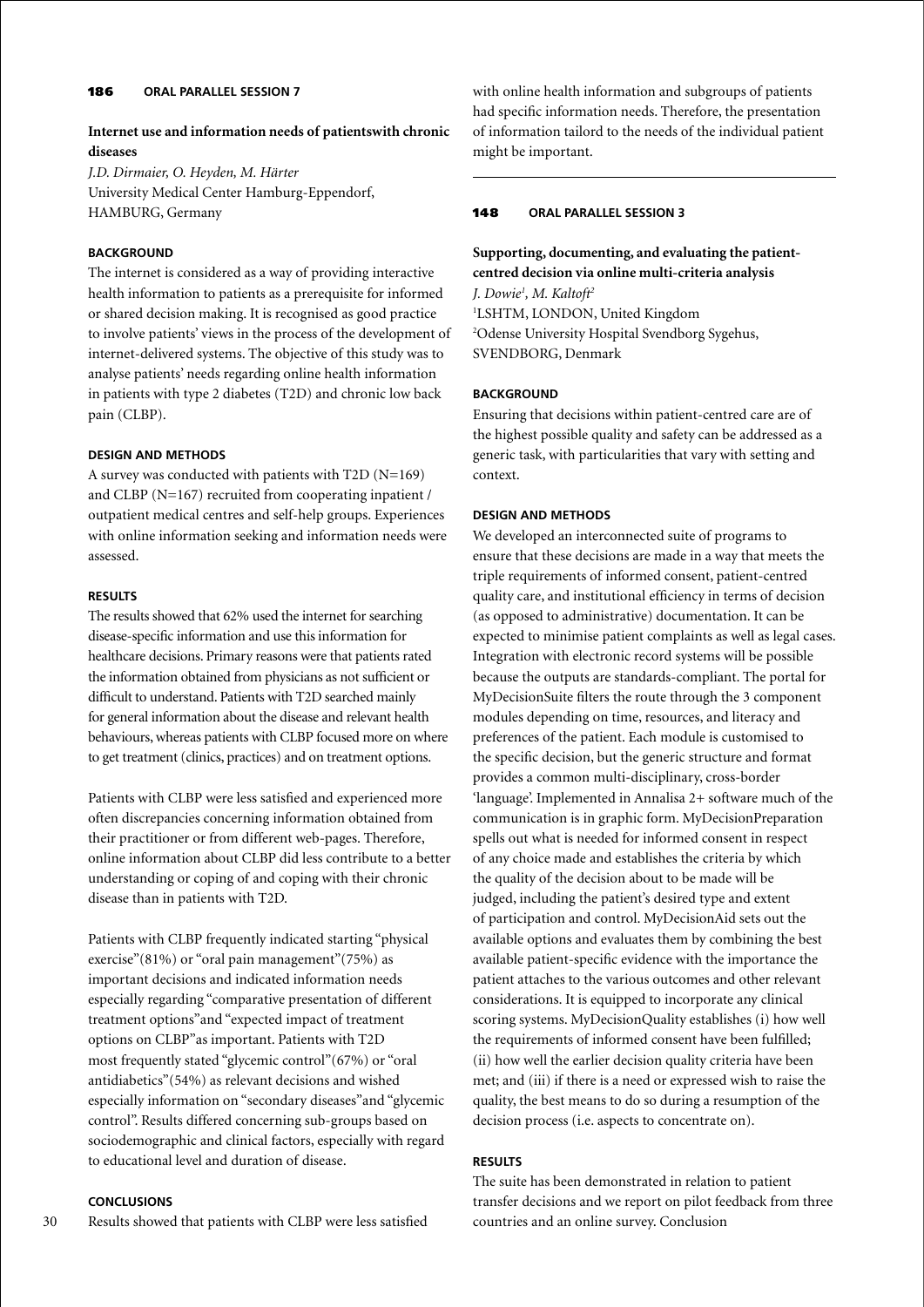**186 ORAL PARALLEL SESSION 7**

## Internet use and information needs of patientswith chronic diseases

*J.D. Dirmaier, O. Heyden, M. Härter*
University Medical Center Hamburg-Eppendorf, HAMBURG, Germany

### BACKGROUND

The internet is considered as a way of providing interactive health information to patients as a prerequisite for informed or shared decision making. It is recognised as good practice to involve patients' views in the process of the development of internet-delivered systems. The objective of this study was to analyse patients' needs regarding online health information in patients with type 2 diabetes (T2D) and chronic low back pain (CLBP).

### DESIGN AND METHODS

A survey was conducted with patients with T2D (N=169) and CLBP (N=167) recruited from cooperating inpatient / outpatient medical centres and self-help groups. Experiences with online information seeking and information needs were assessed.

### RESULTS

The results showed that 62% used the internet for searching disease-specific information and use this information for healthcare decisions. Primary reasons were that patients rated the information obtained from physicians as not sufficient or difficult to understand. Patients with T2D searched mainly for general information about the disease and relevant health behaviours, whereas patients with CLBP focused more on where to get treatment (clinics, practices) and on treatment options.

Patients with CLBP were less satisfied and experienced more often discrepancies concerning information obtained from their practitioner or from different web-pages. Therefore, online information about CLBP did less contribute to a better understanding or coping of and coping with their chronic disease than in patients with T2D.

Patients with CLBP frequently indicated starting "physical exercise"(81%) or "oral pain management"(75%) as important decisions and indicated information needs especially regarding "comparative presentation of different treatment options"and "expected impact of treatment options on CLBP"as important. Patients with T2D most frequently stated "glycemic control"(67%) or "oral antidiabetics"(54%) as relevant decisions and wished especially information on "secondary diseases"and "glycemic control". Results differed concerning sub-groups based on sociodemographic and clinical factors, especially with regard to educational level and duration of disease.

### CONCLUSIONS

Results showed that patients with CLBP were less satisfied with online health information and subgroups of patients had specific information needs. Therefore, the presentation of information tailord to the needs of the individual patient might be important.

---

**148 ORAL PARALLEL SESSION 3**

## Supporting, documenting, and evaluating the patient-centred decision via online multi-criteria analysis

*J. Dowie[1], M. Kaltoft[2]*
[1]LSHTM, LONDON, United Kingdom
[2]Odense University Hospital Svendborg Sygehus, SVENDBORG, Denmark

### BACKGROUND

Ensuring that decisions within patient-centred care are of the highest possible quality and safety can be addressed as a generic task, with particularities that vary with setting and context.

### DESIGN AND METHODS

We developed an interconnected suite of programs to ensure that these decisions are made in a way that meets the triple requirements of informed consent, patient-centred quality care, and institutional efficiency in terms of decision (as opposed to administrative) documentation. It can be expected to minimise patient complaints as well as legal cases. Integration with electronic record systems will be possible because the outputs are standards-compliant. The portal for MyDecisionSuite filters the route through the 3 component modules depending on time, resources, and literacy and preferences of the patient. Each module is customised to the specific decision, but the generic structure and format provides a common multi-disciplinary, cross-border 'language'. Implemented in Annalisa 2+ software much of the communication is in graphic form. MyDecisionPreparation spells out what is needed for informed consent in respect of any choice made and establishes the criteria by which the quality of the decision about to be made will be judged, including the patient's desired type and extent of participation and control. MyDecisionAid sets out the available options and evaluates them by combining the best available patient-specific evidence with the importance the patient attaches to the various outcomes and other relevant considerations. It is equipped to incorporate any clinical scoring systems. MyDecisionQuality establishes (i) how well the requirements of informed consent have been fulfilled; (ii) how well the earlier decision quality criteria have been met; and (iii) if there is a need or expressed wish to raise the quality, the best means to do so during a resumption of the decision process (i.e. aspects to concentrate on).

### RESULTS

The suite has been demonstrated in relation to patient transfer decisions and we report on pilot feedback from three countries and an online survey. Conclusion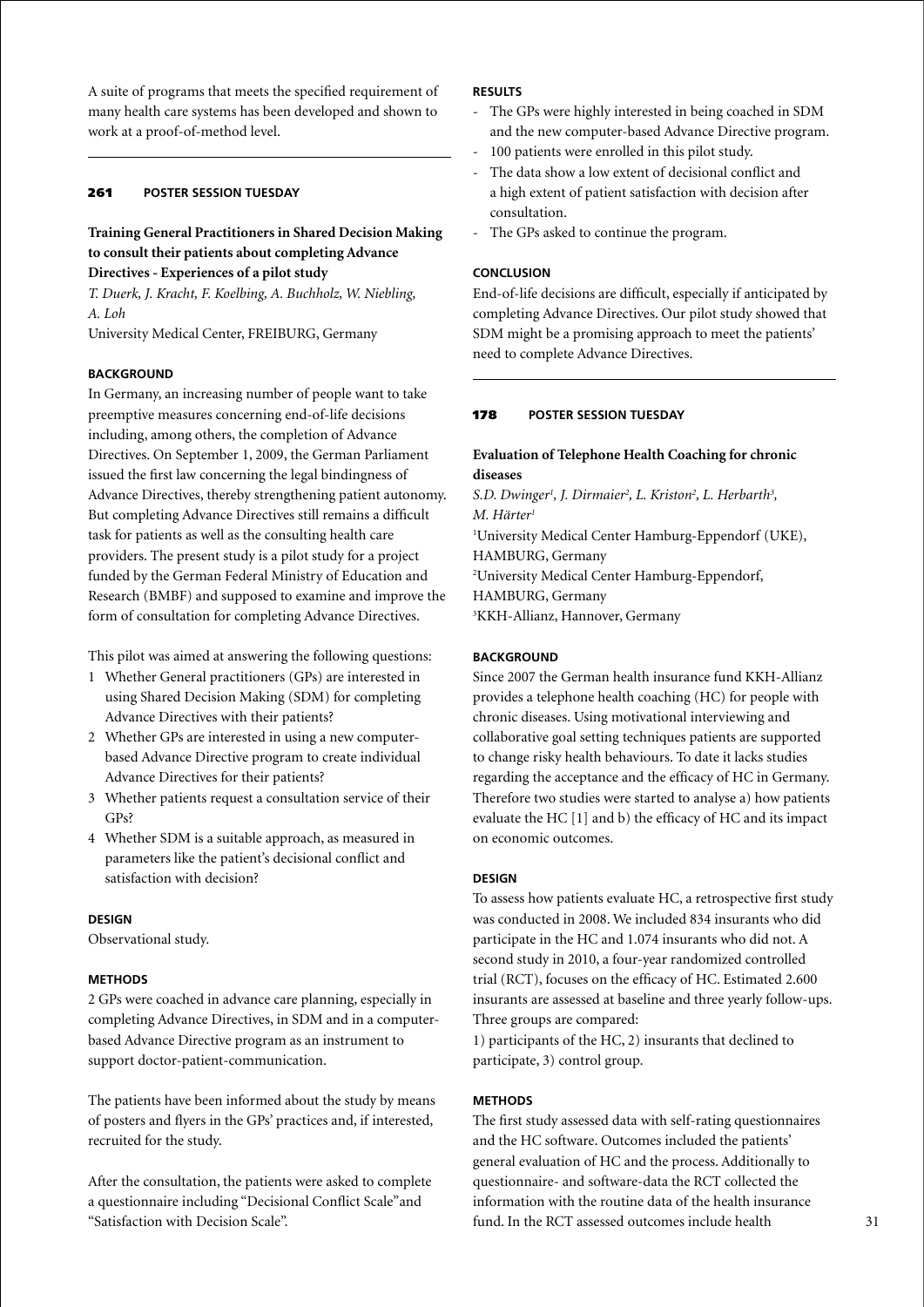A suite of programs that meets the specified requirement of many health care systems has been developed and shown to work at a proof-of-method level.

---

**261 POSTER SESSION TUESDAY**

## Training General Practitioners in Shared Decision Making to consult their patients about completing Advance Directives - Experiences of a pilot study

*T. Duerk, J. Kracht, F. Koelbing, A. Buchholz, W. Niebling, A. Loh*

University Medical Center, FREIBURG, Germany

### BACKGROUND

In Germany, an increasing number of people want to take preemptive measures concerning end-of-life decisions including, among others, the completion of Advance Directives. On September 1, 2009, the German Parliament issued the first law concerning the legal bindingness of Advance Directives, thereby strengthening patient autonomy. But completing Advance Directives still remains a difficult task for patients as well as the consulting health care providers. The present study is a pilot study for a project funded by the German Federal Ministry of Education and Research (BMBF) and supposed to examine and improve the form of consultation for completing Advance Directives.

This pilot was aimed at answering the following questions:

1. Whether General practitioners (GPs) are interested in using Shared Decision Making (SDM) for completing Advance Directives with their patients?
2. Whether GPs are interested in using a new computer-based Advance Directive program to create individual Advance Directives for their patients?
3. Whether patients request a consultation service of their GPs?
4. Whether SDM is a suitable approach, as measured in parameters like the patient's decisional conflict and satisfaction with decision?

### DESIGN

Observational study.

### METHODS

2 GPs were coached in advance care planning, especially in completing Advance Directives, in SDM and in a computer-based Advance Directive program as an instrument to support doctor-patient-communication.

The patients have been informed about the study by means of posters and flyers in the GPs' practices and, if interested, recruited for the study.

After the consultation, the patients were asked to complete a questionnaire including "Decisional Conflict Scale"and "Satisfaction with Decision Scale".

### RESULTS

- The GPs were highly interested in being coached in SDM and the new computer-based Advance Directive program.
- 100 patients were enrolled in this pilot study.
- The data show a low extent of decisional conflict and a high extent of patient satisfaction with decision after consultation.
- The GPs asked to continue the program.

### CONCLUSION

End-of-life decisions are difficult, especially if anticipated by completing Advance Directives. Our pilot study showed that SDM might be a promising approach to meet the patients' need to complete Advance Directives.

---

**178 POSTER SESSION TUESDAY**

## Evaluation of Telephone Health Coaching for chronic diseases

*S.D. Dwinger[1], J. Dirmaier[2], L. Kriston[2], L. Herbarth[3], M. Härter[1]*

[1]University Medical Center Hamburg-Eppendorf (UKE), HAMBURG, Germany

[2]University Medical Center Hamburg-Eppendorf, HAMBURG, Germany

[3]KKH-Allianz, Hannover, Germany

### BACKGROUND

Since 2007 the German health insurance fund KKH-Allianz provides a telephone health coaching (HC) for people with chronic diseases. Using motivational interviewing and collaborative goal setting techniques patients are supported to change risky health behaviours. To date it lacks studies regarding the acceptance and the efficacy of HC in Germany. Therefore two studies were started to analyse a) how patients evaluate the HC [1] and b) the efficacy of HC and its impact on economic outcomes.

### DESIGN

To assess how patients evaluate HC, a retrospective first study was conducted in 2008. We included 834 insurants who did participate in the HC and 1.074 insurants who did not. A second study in 2010, a four-year randomized controlled trial (RCT), focuses on the efficacy of HC. Estimated 2.600 insurants are assessed at baseline and three yearly follow-ups. Three groups are compared:

1) participants of the HC, 2) insurants that declined to participate, 3) control group.

### METHODS

The first study assessed data with self-rating questionnaires and the HC software. Outcomes included the patients' general evaluation of HC and the process. Additionally to questionnaire- and software-data the RCT collected the information with the routine data of the health insurance fund. In the RCT assessed outcomes include health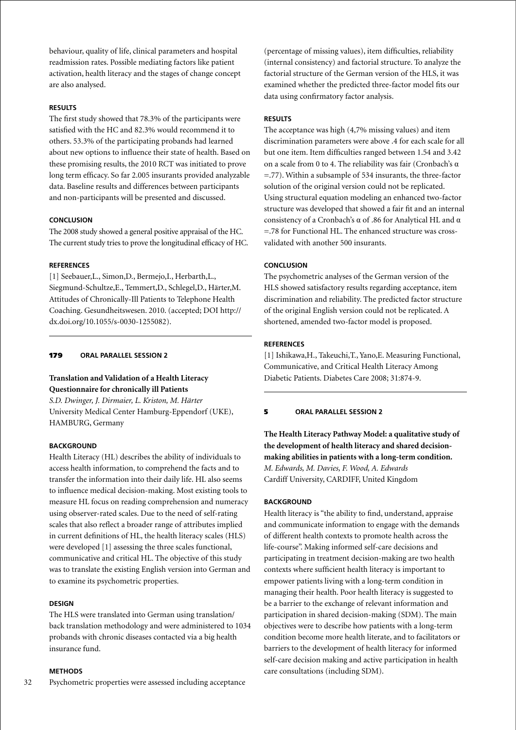behaviour, quality of life, clinical parameters and hospital readmission rates. Possible mediating factors like patient activation, health literacy and the stages of change concept are also analysed.

#### RESULTS

The first study showed that 78.3% of the participants were satisfied with the HC and 82.3% would recommend it to others. 53.3% of the participating probands had learned about new options to influence their state of health. Based on these promising results, the 2010 RCT was initiated to prove long term efficacy. So far 2.005 insurants provided analyzable data. Baseline results and differences between participants and non-participants will be presented and discussed.

#### CONCLUSION

The 2008 study showed a general positive appraisal of the HC. The current study tries to prove the longitudinal efficacy of HC.

#### REFERENCES

[1] Seebauer,L., Simon,D., Bermejo,I., Herbarth,L., Siegmund-Schultze,E., Temmert,D., Schlegel,D., Härter,M. Attitudes of Chronically-Ill Patients to Telephone Health Coaching. Gesundheitswesen. 2010. (accepted; DOI http://dx.doi.org/10.1055/s-0030-1255082).

---

## 179 ORAL PARALLEL SESSION 2

### Translation and Validation of a Health Literacy Questionnaire for chronically ill Patients

*S.D. Dwinger, J. Dirmaier, L. Kriston, M. Härter*
University Medical Center Hamburg-Eppendorf (UKE), HAMBURG, Germany

#### BACKGROUND

Health Literacy (HL) describes the ability of individuals to access health information, to comprehend the facts and to transfer the information into their daily life. HL also seems to influence medical decision-making. Most existing tools to measure HL focus on reading comprehension and numeracy using observer-rated scales. Due to the need of self-rating scales that also reflect a broader range of attributes implied in current definitions of HL, the health literacy scales (HLS) were developed [1] assessing the three scales functional, communicative and critical HL. The objective of this study was to translate the existing English version into German and to examine its psychometric properties.

#### DESIGN

The HLS were translated into German using translation/back translation methodology and were administered to 1034 probands with chronic diseases contacted via a big health insurance fund.

#### METHODS

Psychometric properties were assessed including acceptance (percentage of missing values), item difficulties, reliability (internal consistency) and factorial structure. To analyze the factorial structure of the German version of the HLS, it was examined whether the predicted three-factor model fits our data using confirmatory factor analysis.

#### RESULTS

The acceptance was high (4,7% missing values) and item discrimination parameters were above .4 for each scale for all but one item. Item difficulties ranged between 1.54 and 3.42 on a scale from 0 to 4. The reliability was fair (Cronbach's $\alpha$ =.77). Within a subsample of 534 insurants, the three-factor solution of the original version could not be replicated. Using structural equation modeling an enhanced two-factor structure was developed that showed a fair fit and an internal consistency of a Cronbach's $\alpha$ of .86 for Analytical HL and $\alpha$ =.78 for Functional HL. The enhanced structure was cross-validated with another 500 insurants.

#### CONCLUSION

The psychometric analyses of the German version of the HLS showed satisfactory results regarding acceptance, item discrimination and reliability. The predicted factor structure of the original English version could not be replicated. A shortened, amended two-factor model is proposed.

#### REFERENCES

[1] Ishikawa,H., Takeuchi,T., Yano,E. Measuring Functional, Communicative, and Critical Health Literacy Among Diabetic Patients. Diabetes Care 2008; 31:874-9.

---

## 5 ORAL PARALLEL SESSION 2

### The Health Literacy Pathway Model: a qualitative study of the development of health literacy and shared decision-making abilities in patients with a long-term condition.

*M. Edwards, M. Davies, F. Wood, A. Edwards*
Cardiff University, CARDIFF, United Kingdom

#### BACKGROUND

Health literacy is "the ability to find, understand, appraise and communicate information to engage with the demands of different health contexts to promote health across the life-course". Making informed self-care decisions and participating in treatment decision-making are two health contexts where sufficient health literacy is important to empower patients living with a long-term condition in managing their health. Poor health literacy is suggested to be a barrier to the exchange of relevant information and participation in shared decision-making (SDM). The main objectives were to describe how patients with a long-term condition become more health literate, and to facilitators or barriers to the development of health literacy for informed self-care decision making and active participation in health care consultations (including SDM).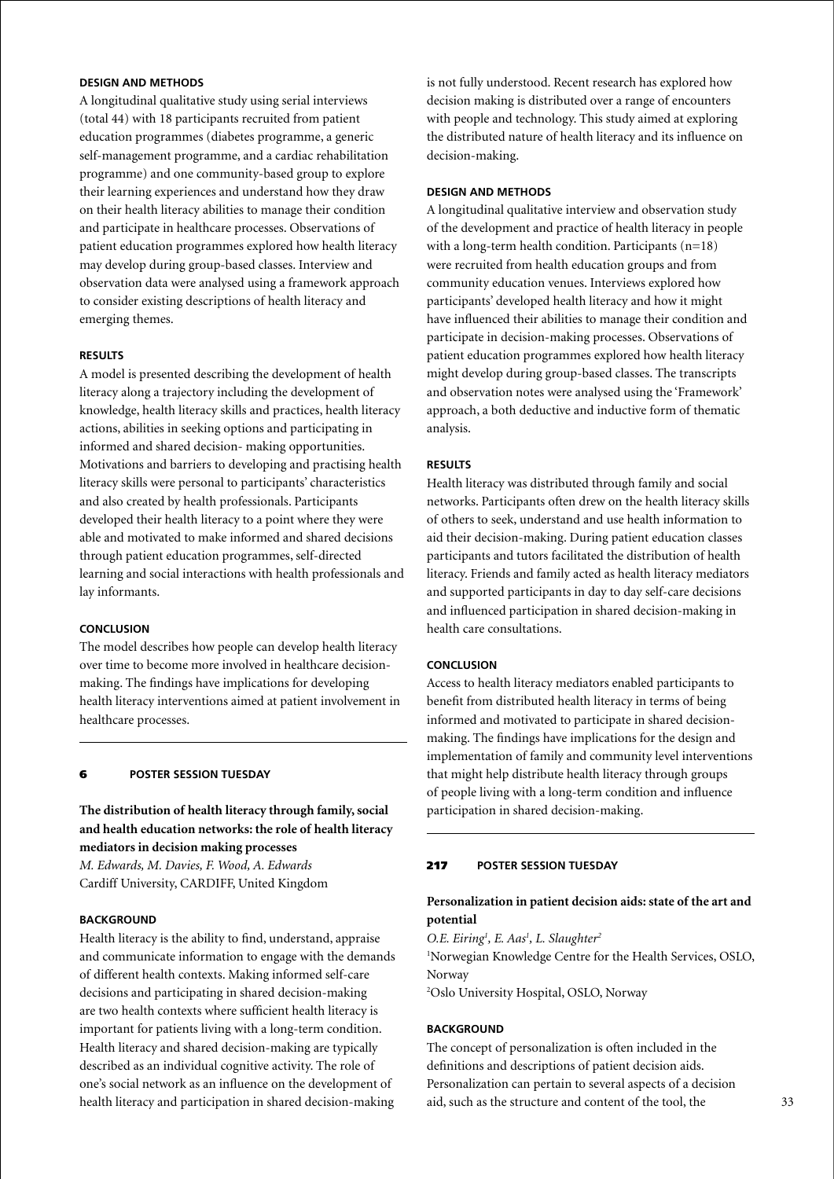### DESIGN AND METHODS

A longitudinal qualitative study using serial interviews (total 44) with 18 participants recruited from patient education programmes (diabetes programme, a generic self-management programme, and a cardiac rehabilitation programme) and one community-based group to explore their learning experiences and understand how they draw on their health literacy abilities to manage their condition and participate in healthcare processes. Observations of patient education programmes explored how health literacy may develop during group-based classes. Interview and observation data were analysed using a framework approach to consider existing descriptions of health literacy and emerging themes.

### RESULTS

A model is presented describing the development of health literacy along a trajectory including the development of knowledge, health literacy skills and practices, health literacy actions, abilities in seeking options and participating in informed and shared decision- making opportunities. Motivations and barriers to developing and practising health literacy skills were personal to participants' characteristics and also created by health professionals. Participants developed their health literacy to a point where they were able and motivated to make informed and shared decisions through patient education programmes, self-directed learning and social interactions with health professionals and lay informants.

### CONCLUSION

The model describes how people can develop health literacy over time to become more involved in healthcare decision-making. The findings have implications for developing health literacy interventions aimed at patient involvement in healthcare processes.

---

## 6 POSTER SESSION TUESDAY

**The distribution of health literacy through family, social and health education networks: the role of health literacy mediators in decision making processes**

*M. Edwards, M. Davies, F. Wood, A. Edwards*
Cardiff University, CARDIFF, United Kingdom

### BACKGROUND

Health literacy is the ability to find, understand, appraise and communicate information to engage with the demands of different health contexts. Making informed self-care decisions and participating in shared decision-making are two health contexts where sufficient health literacy is important for patients living with a long-term condition. Health literacy and shared decision-making are typically described as an individual cognitive activity. The role of one's social network as an influence on the development of health literacy and participation in shared decision-making is not fully understood. Recent research has explored how decision making is distributed over a range of encounters with people and technology. This study aimed at exploring the distributed nature of health literacy and its influence on decision-making.

### DESIGN AND METHODS

A longitudinal qualitative interview and observation study of the development and practice of health literacy in people with a long-term health condition. Participants (n=18) were recruited from health education groups and from community education venues. Interviews explored how participants' developed health literacy and how it might have influenced their abilities to manage their condition and participate in decision-making processes. Observations of patient education programmes explored how health literacy might develop during group-based classes. The transcripts and observation notes were analysed using the 'Framework' approach, a both deductive and inductive form of thematic analysis.

### RESULTS

Health literacy was distributed through family and social networks. Participants often drew on the health literacy skills of others to seek, understand and use health information to aid their decision-making. During patient education classes participants and tutors facilitated the distribution of health literacy. Friends and family acted as health literacy mediators and supported participants in day to day self-care decisions and influenced participation in shared decision-making in health care consultations.

### CONCLUSION

Access to health literacy mediators enabled participants to benefit from distributed health literacy in terms of being informed and motivated to participate in shared decision-making. The findings have implications for the design and implementation of family and community level interventions that might help distribute health literacy through groups of people living with a long-term condition and influence participation in shared decision-making.

---

## 217 POSTER SESSION TUESDAY

**Personalization in patient decision aids: state of the art and potential**

*O.E. Eiring[1], E. Aas[1], L. Slaughter[2]*
[1]Norwegian Knowledge Centre for the Health Services, OSLO, Norway
[2]Oslo University Hospital, OSLO, Norway

### BACKGROUND

The concept of personalization is often included in the definitions and descriptions of patient decision aids. Personalization can pertain to several aspects of a decision aid, such as the structure and content of the tool, the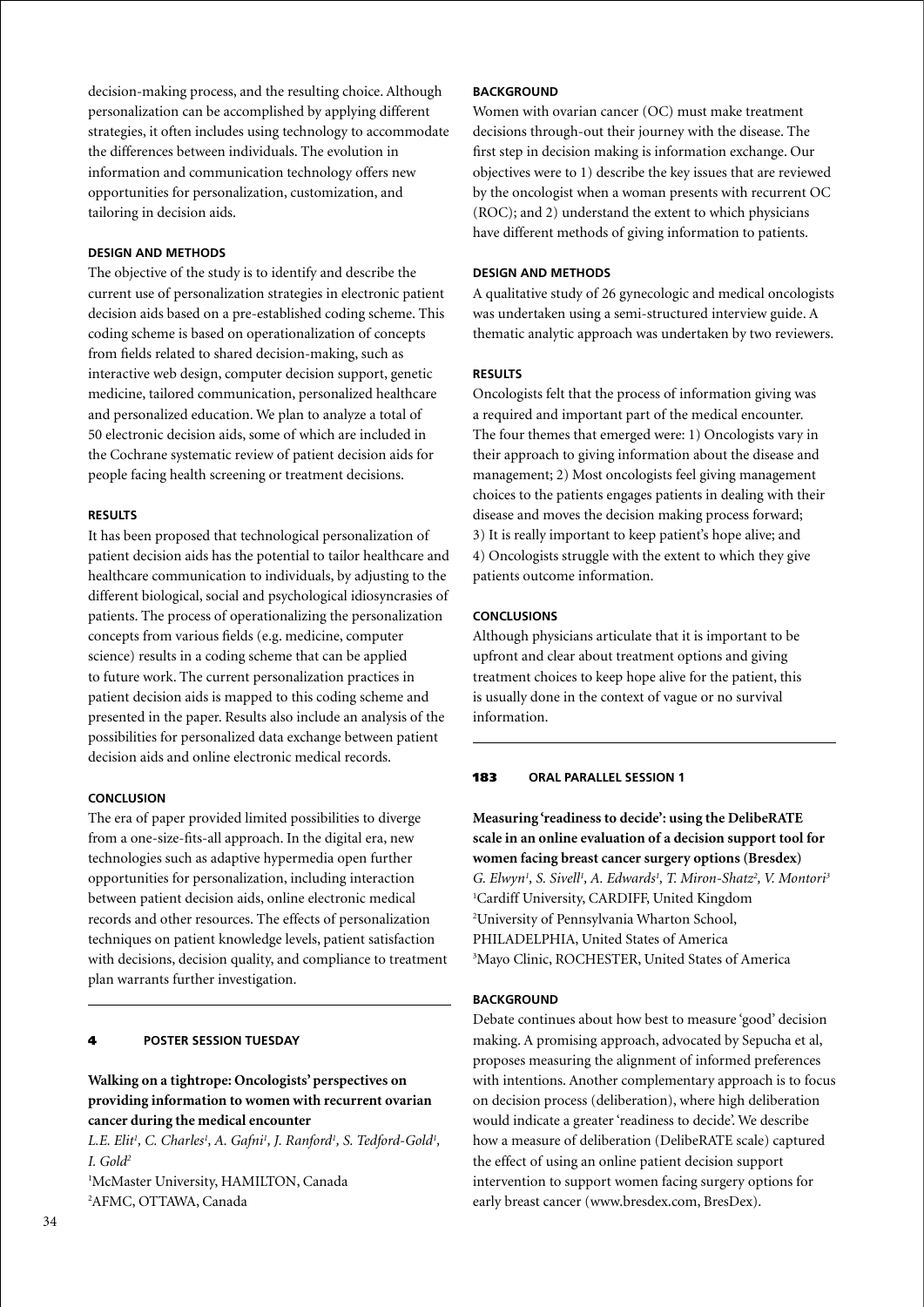decision-making process, and the resulting choice. Although personalization can be accomplished by applying different strategies, it often includes using technology to accommodate the differences between individuals. The evolution in information and communication technology offers new opportunities for personalization, customization, and tailoring in decision aids.

**DESIGN AND METHODS**

The objective of the study is to identify and describe the current use of personalization strategies in electronic patient decision aids based on a pre-established coding scheme. This coding scheme is based on operationalization of concepts from fields related to shared decision-making, such as interactive web design, computer decision support, genetic medicine, tailored communication, personalized healthcare and personalized education. We plan to analyze a total of 50 electronic decision aids, some of which are included in the Cochrane systematic review of patient decision aids for people facing health screening or treatment decisions.

**RESULTS**

It has been proposed that technological personalization of patient decision aids has the potential to tailor healthcare and healthcare communication to individuals, by adjusting to the different biological, social and psychological idiosyncrasies of patients. The process of operationalizing the personalization concepts from various fields (e.g. medicine, computer science) results in a coding scheme that can be applied to future work. The current personalization practices in patient decision aids is mapped to this coding scheme and presented in the paper. Results also include an analysis of the possibilities for personalized data exchange between patient decision aids and online electronic medical records.

**CONCLUSION**

The era of paper provided limited possibilities to diverge from a one-size-fits-all approach. In the digital era, new technologies such as adaptive hypermedia open further opportunities for personalization, including interaction between patient decision aids, online electronic medical records and other resources. The effects of personalization techniques on patient knowledge levels, patient satisfaction with decisions, decision quality, and compliance to treatment plan warrants further investigation.

---

**4 POSTER SESSION TUESDAY**

## Walking on a tightrope: Oncologists' perspectives on providing information to women with recurrent ovarian cancer during the medical encounter

*L.E. Elit[1], C. Charles[1], A. Gafni[1], J. Ranford[1], S. Tedford-Gold[1], I. Gold[2]*

[1]McMaster University, HAMILTON, Canada
[2]AFMC, OTTAWA, Canada

**BACKGROUND**

Women with ovarian cancer (OC) must make treatment decisions through-out their journey with the disease. The first step in decision making is information exchange. Our objectives were to 1) describe the key issues that are reviewed by the oncologist when a woman presents with recurrent OC (ROC); and 2) understand the extent to which physicians have different methods of giving information to patients.

**DESIGN AND METHODS**

A qualitative study of 26 gynecologic and medical oncologists was undertaken using a semi-structured interview guide. A thematic analytic approach was undertaken by two reviewers.

**RESULTS**

Oncologists felt that the process of information giving was a required and important part of the medical encounter. The four themes that emerged were: 1) Oncologists vary in their approach to giving information about the disease and management; 2) Most oncologists feel giving management choices to the patients engages patients in dealing with their disease and moves the decision making process forward; 3) It is really important to keep patient's hope alive; and 4) Oncologists struggle with the extent to which they give patients outcome information.

**CONCLUSIONS**

Although physicians articulate that it is important to be upfront and clear about treatment options and giving treatment choices to keep hope alive for the patient, this is usually done in the context of vague or no survival information.

---

**183 ORAL PARALLEL SESSION 1**

## Measuring 'readiness to decide': using the DelibeRATE scale in an online evaluation of a decision support tool for women facing breast cancer surgery options (Bresdex)

*G. Elwyn[1], S. Sivell[1], A. Edwards[1], T. Miron-Shatz[2], V. Montori[3]*

[1]Cardiff University, CARDIFF, United Kingdom
[2]University of Pennsylvania Wharton School, PHILADELPHIA, United States of America
[3]Mayo Clinic, ROCHESTER, United States of America

**BACKGROUND**

Debate continues about how best to measure 'good' decision making. A promising approach, advocated by Sepucha et al, proposes measuring the alignment of informed preferences with intentions. Another complementary approach is to focus on decision process (deliberation), where high deliberation would indicate a greater 'readiness to decide'. We describe how a measure of deliberation (DelibeRATE scale) captured the effect of using an online patient decision support intervention to support women facing surgery options for early breast cancer (www.bresdex.com, BresDex).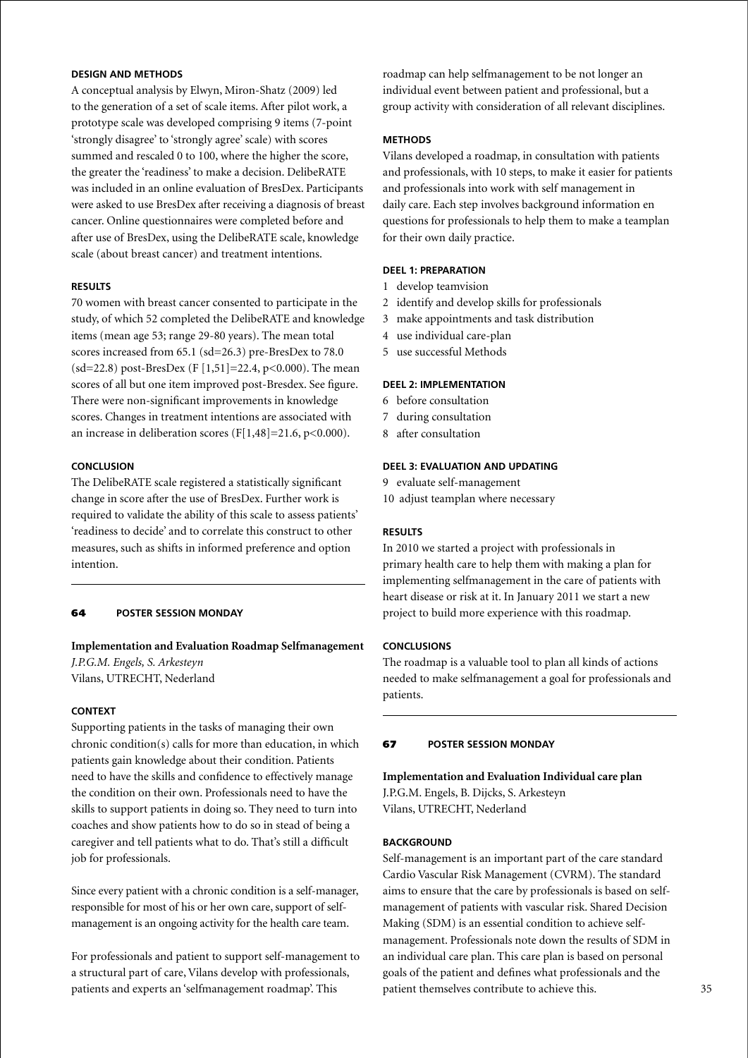### DESIGN AND METHODS

A conceptual analysis by Elwyn, Miron-Shatz (2009) led to the generation of a set of scale items. After pilot work, a prototype scale was developed comprising 9 items (7-point 'strongly disagree' to 'strongly agree' scale) with scores summed and rescaled 0 to 100, where the higher the score, the greater the 'readiness' to make a decision. DelibeRATE was included in an online evaluation of BresDex. Participants were asked to use BresDex after receiving a diagnosis of breast cancer. Online questionnaires were completed before and after use of BresDex, using the DelibeRATE scale, knowledge scale (about breast cancer) and treatment intentions.

### RESULTS

70 women with breast cancer consented to participate in the study, of which 52 completed the DelibeRATE and knowledge items (mean age 53; range 29-80 years). The mean total scores increased from 65.1 (sd=26.3) pre-BresDex to 78.0 (sd=22.8) post-BresDex ($F[1,51]=22.4$, $p<0.000$). The mean scores of all but one item improved post-Bresdex. See figure. There were non-significant improvements in knowledge scores. Changes in treatment intentions are associated with an increase in deliberation scores ($F[1,48]=21.6$, $p<0.000$).

### CONCLUSION

The DelibeRATE scale registered a statistically significant change in score after the use of BresDex. Further work is required to validate the ability of this scale to assess patients' 'readiness to decide' and to correlate this construct to other measures, such as shifts in informed preference and option intention.

---

## 64 POSTER SESSION MONDAY

**Implementation and Evaluation Roadmap Selfmanagement**
*J.P.G.M. Engels, S. Arkesteyn*
Vilans, UTRECHT, Nederland

### CONTEXT

Supporting patients in the tasks of managing their own chronic condition(s) calls for more than education, in which patients gain knowledge about their condition. Patients need to have the skills and confidence to effectively manage the condition on their own. Professionals need to have the skills to support patients in doing so. They need to turn into coaches and show patients how to do so in stead of being a caregiver and tell patients what to do. That's still a difficult job for professionals.

Since every patient with a chronic condition is a self-manager, responsible for most of his or her own care, support of self-management is an ongoing activity for the health care team.

For professionals and patient to support self-management to a structural part of care, Vilans develop with professionals, patients and experts an 'selfmanagement roadmap'. This roadmap can help selfmanagement to be not longer an individual event between patient and professional, but a group activity with consideration of all relevant disciplines.

### METHODS

Vilans developed a roadmap, in consultation with patients and professionals, with 10 steps, to make it easier for patients and professionals into work with self management in daily care. Each step involves background information en questions for professionals to help them to make a teamplan for their own daily practice.

### DEEL 1: PREPARATION

1 develop teamvision
2 identify and develop skills for professionals
3 make appointments and task distribution
4 use individual care-plan
5 use successful Methods

### DEEL 2: IMPLEMENTATION

6 before consultation
7 during consultation
8 after consultation

### DEEL 3: EVALUATION AND UPDATING

9 evaluate self-management
10 adjust teamplan where necessary

### RESULTS

In 2010 we started a project with professionals in primary health care to help them with making a plan for implementing selfmanagement in the care of patients with heart disease or risk at it. In January 2011 we start a new project to build more experience with this roadmap.

### CONCLUSIONS

The roadmap is a valuable tool to plan all kinds of actions needed to make selfmanagement a goal for professionals and patients.

---

## 67 POSTER SESSION MONDAY

**Implementation and Evaluation Individual care plan**
J.P.G.M. Engels, B. Dijcks, S. Arkesteyn
Vilans, UTRECHT, Nederland

### BACKGROUND

Self-management is an important part of the care standard Cardio Vascular Risk Management (CVRM). The standard aims to ensure that the care by professionals is based on self-management of patients with vascular risk. Shared Decision Making (SDM) is an essential condition to achieve self-management. Professionals note down the results of SDM in an individual care plan. This care plan is based on personal goals of the patient and defines what professionals and the patient themselves contribute to achieve this.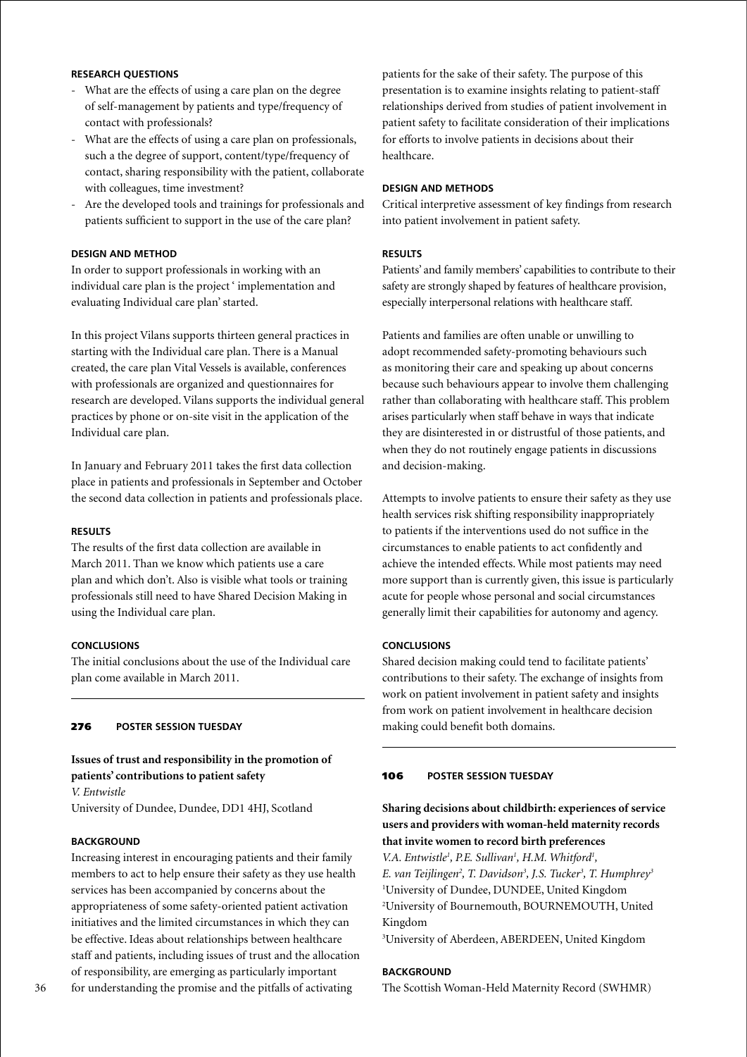#### RESEARCH QUESTIONS

- What are the effects of using a care plan on the degree of self-management by patients and type/frequency of contact with professionals?
- What are the effects of using a care plan on professionals, such a the degree of support, content/type/frequency of contact, sharing responsibility with the patient, collaborate with colleagues, time investment?
- Are the developed tools and trainings for professionals and patients sufficient to support in the use of the care plan?

#### DESIGN AND METHOD

In order to support professionals in working with an individual care plan is the project ' implementation and evaluating Individual care plan' started.

In this project Vilans supports thirteen general practices in starting with the Individual care plan. There is a Manual created, the care plan Vital Vessels is available, conferences with professionals are organized and questionnaires for research are developed. Vilans supports the individual general practices by phone or on-site visit in the application of the Individual care plan.

In January and February 2011 takes the first data collection place in patients and professionals in September and October the second data collection in patients and professionals place.

#### RESULTS

The results of the first data collection are available in March 2011. Than we know which patients use a care plan and which don't. Also is visible what tools or training professionals still need to have Shared Decision Making in using the Individual care plan.

#### CONCLUSIONS

The initial conclusions about the use of the Individual care plan come available in March 2011.

---

### 276 POSTER SESSION TUESDAY

**Issues of trust and responsibility in the promotion of patients' contributions to patient safety**

*V. Entwistle*

University of Dundee, Dundee, DD1 4HJ, Scotland

#### BACKGROUND

Increasing interest in encouraging patients and their family members to act to help ensure their safety as they use health services has been accompanied by concerns about the appropriateness of some safety-oriented patient activation initiatives and the limited circumstances in which they can be effective. Ideas about relationships between healthcare staff and patients, including issues of trust and the allocation of responsibility, are emerging as particularly important for understanding the promise and the pitfalls of activating patients for the sake of their safety. The purpose of this presentation is to examine insights relating to patient-staff relationships derived from studies of patient involvement in patient safety to facilitate consideration of their implications for efforts to involve patients in decisions about their healthcare.

#### DESIGN AND METHODS

Critical interpretive assessment of key findings from research into patient involvement in patient safety.

#### RESULTS

Patients' and family members' capabilities to contribute to their safety are strongly shaped by features of healthcare provision, especially interpersonal relations with healthcare staff.

Patients and families are often unable or unwilling to adopt recommended safety-promoting behaviours such as monitoring their care and speaking up about concerns because such behaviours appear to involve them challenging rather than collaborating with healthcare staff. This problem arises particularly when staff behave in ways that indicate they are disinterested in or distrustful of those patients, and when they do not routinely engage patients in discussions and decision-making.

Attempts to involve patients to ensure their safety as they use health services risk shifting responsibility inappropriately to patients if the interventions used do not suffice in the circumstances to enable patients to act confidently and achieve the intended effects. While most patients may need more support than is currently given, this issue is particularly acute for people whose personal and social circumstances generally limit their capabilities for autonomy and agency.

#### CONCLUSIONS

Shared decision making could tend to facilitate patients' contributions to their safety. The exchange of insights from work on patient involvement in patient safety and insights from work on patient involvement in healthcare decision making could benefit both domains.

---

### 106 POSTER SESSION TUESDAY

**Sharing decisions about childbirth: experiences of service users and providers with woman-held maternity records that invite women to record birth preferences**

*V.A. Entwistle[1], P.E. Sullivan[1], H.M. Whitford[1], E. van Teijlingen[2], T. Davidson[3], J.S. Tucker[3], T. Humphrey[3]*

[1]University of Dundee, DUNDEE, United Kingdom
[2]University of Bournemouth, BOURNEMOUTH, United Kingdom
[3]University of Aberdeen, ABERDEEN, United Kingdom

#### BACKGROUND

The Scottish Woman-Held Maternity Record (SWHMR)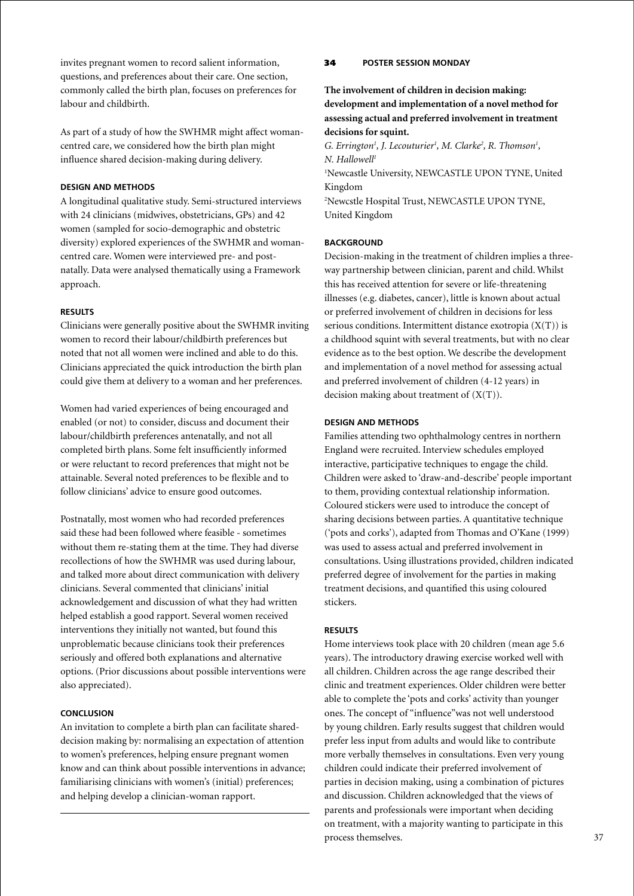invites pregnant women to record salient information, questions, and preferences about their care. One section, commonly called the birth plan, focuses on preferences for labour and childbirth.

As part of a study of how the SWHMR might affect woman-centred care, we considered how the birth plan might influence shared decision-making during delivery.

#### DESIGN AND METHODS

A longitudinal qualitative study. Semi-structured interviews with 24 clinicians (midwives, obstetricians, GPs) and 42 women (sampled for socio-demographic and obstetric diversity) explored experiences of the SWHMR and woman-centred care. Women were interviewed pre- and post-natally. Data were analysed thematically using a Framework approach.

#### RESULTS

Clinicians were generally positive about the SWHMR inviting women to record their labour/childbirth preferences but noted that not all women were inclined and able to do this. Clinicians appreciated the quick introduction the birth plan could give them at delivery to a woman and her preferences.

Women had varied experiences of being encouraged and enabled (or not) to consider, discuss and document their labour/childbirth preferences antenatally, and not all completed birth plans. Some felt insufficiently informed or were reluctant to record preferences that might not be attainable. Several noted preferences to be flexible and to follow clinicians' advice to ensure good outcomes.

Postnatally, most women who had recorded preferences said these had been followed where feasible - sometimes without them re-stating them at the time. They had diverse recollections of how the SWHMR was used during labour, and talked more about direct communication with delivery clinicians. Several commented that clinicians' initial acknowledgement and discussion of what they had written helped establish a good rapport. Several women received interventions they initially not wanted, but found this unproblematic because clinicians took their preferences seriously and offered both explanations and alternative options. (Prior discussions about possible interventions were also appreciated).

#### CONCLUSION

An invitation to complete a birth plan can facilitate shared-decision making by: normalising an expectation of attention to women's preferences, helping ensure pregnant women know and can think about possible interventions in advance; familiarising clinicians with women's (initial) preferences; and helping develop a clinician-woman rapport.

---

## 34 POSTER SESSION MONDAY

### The involvement of children in decision making: development and implementation of a novel method for assessing actual and preferred involvement in treatment decisions for squint.

*G. Errington[1], J. Lecouturier[1], M. Clarke[2], R. Thomson[1], N. Hallowell[1]*

[1]Newcastle University, NEWCASTLE UPON TYNE, United Kingdom

[2]Newcstle Hospital Trust, NEWCASTLE UPON TYNE, United Kingdom

#### BACKGROUND

Decision-making in the treatment of children implies a three-way partnership between clinician, parent and child. Whilst this has received attention for severe or life-threatening illnesses (e.g. diabetes, cancer), little is known about actual or preferred involvement of children in decisions for less serious conditions. Intermittent distance exotropia (X(T)) is a childhood squint with several treatments, but with no clear evidence as to the best option. We describe the development and implementation of a novel method for assessing actual and preferred involvement of children (4-12 years) in decision making about treatment of (X(T)).

#### DESIGN AND METHODS

Families attending two ophthalmology centres in northern England were recruited. Interview schedules employed interactive, participative techniques to engage the child. Children were asked to 'draw-and-describe' people important to them, providing contextual relationship information. Coloured stickers were used to introduce the concept of sharing decisions between parties. A quantitative technique ('pots and corks'), adapted from Thomas and O'Kane (1999) was used to assess actual and preferred involvement in consultations. Using illustrations provided, children indicated preferred degree of involvement for the parties in making treatment decisions, and quantified this using coloured stickers.

#### RESULTS

Home interviews took place with 20 children (mean age 5.6 years). The introductory drawing exercise worked well with all children. Children across the age range described their clinic and treatment experiences. Older children were better able to complete the 'pots and corks' activity than younger ones. The concept of "influence"was not well understood by young children. Early results suggest that children would prefer less input from adults and would like to contribute more verbally themselves in consultations. Even very young children could indicate their preferred involvement of parties in decision making, using a combination of pictures and discussion. Children acknowledged that the views of parents and professionals were important when deciding on treatment, with a majority wanting to participate in this process themselves.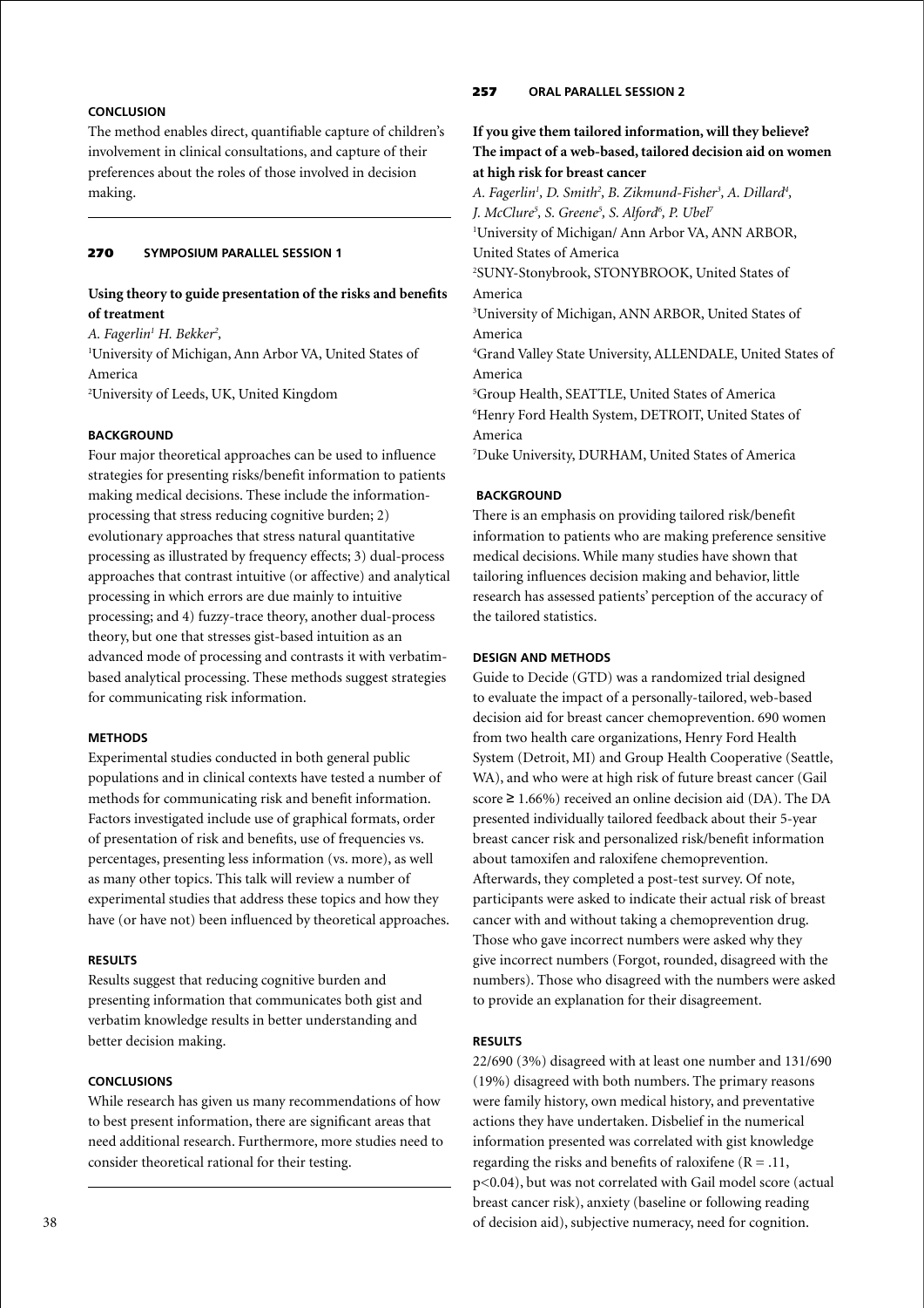### CONCLUSION

The method enables direct, quantifiable capture of children's involvement in clinical consultations, and capture of their preferences about the roles of those involved in decision making.

---

## 270 SYMPOSIUM PARALLEL SESSION 1

### Using theory to guide presentation of the risks and benefits of treatment

*A. Fagerlin[1] H. Bekker[2],*

[1]University of Michigan, Ann Arbor VA, United States of America

[2]University of Leeds, UK, United Kingdom

### BACKGROUND

Four major theoretical approaches can be used to influence strategies for presenting risks/benefit information to patients making medical decisions. These include the information-processing that stress reducing cognitive burden; 2) evolutionary approaches that stress natural quantitative processing as illustrated by frequency effects; 3) dual-process approaches that contrast intuitive (or affective) and analytical processing in which errors are due mainly to intuitive processing; and 4) fuzzy-trace theory, another dual-process theory, but one that stresses gist-based intuition as an advanced mode of processing and contrasts it with verbatim-based analytical processing. These methods suggest strategies for communicating risk information.

### METHODS

Experimental studies conducted in both general public populations and in clinical contexts have tested a number of methods for communicating risk and benefit information. Factors investigated include use of graphical formats, order of presentation of risk and benefits, use of frequencies vs. percentages, presenting less information (vs. more), as well as many other topics. This talk will review a number of experimental studies that address these topics and how they have (or have not) been influenced by theoretical approaches.

### RESULTS

Results suggest that reducing cognitive burden and presenting information that communicates both gist and verbatim knowledge results in better understanding and better decision making.

### CONCLUSIONS

While research has given us many recommendations of how to best present information, there are significant areas that need additional research. Furthermore, more studies need to consider theoretical rational for their testing.

---

## 257 ORAL PARALLEL SESSION 2

### If you give them tailored information, will they believe? The impact of a web-based, tailored decision aid on women at high risk for breast cancer

*A. Fagerlin[1], D. Smith[2], B. Zikmund-Fisher[3], A. Dillard[4], J. McClure[5], S. Greene[5], S. Alford[6], P. Ubel[7]*

[1]University of Michigan/ Ann Arbor VA, ANN ARBOR, United States of America

[2]SUNY-Stonybrook, STONYBROOK, United States of America

[3]University of Michigan, ANN ARBOR, United States of America

[4]Grand Valley State University, ALLENDALE, United States of America

[5]Group Health, SEATTLE, United States of America

[6]Henry Ford Health System, DETROIT, United States of America

[7]Duke University, DURHAM, United States of America

### BACKGROUND

There is an emphasis on providing tailored risk/benefit information to patients who are making preference sensitive medical decisions. While many studies have shown that tailoring influences decision making and behavior, little research has assessed patients' perception of the accuracy of the tailored statistics.

### DESIGN AND METHODS

Guide to Decide (GTD) was a randomized trial designed to evaluate the impact of a personally-tailored, web-based decision aid for breast cancer chemoprevention. 690 women from two health care organizations, Henry Ford Health System (Detroit, MI) and Group Health Cooperative (Seattle, WA), and who were at high risk of future breast cancer (Gail score ≥ 1.66%) received an online decision aid (DA). The DA presented individually tailored feedback about their 5-year breast cancer risk and personalized risk/benefit information about tamoxifen and raloxifene chemoprevention. Afterwards, they completed a post-test survey. Of note, participants were asked to indicate their actual risk of breast cancer with and without taking a chemoprevention drug. Those who gave incorrect numbers were asked why they give incorrect numbers (Forgot, rounded, disagreed with the numbers). Those who disagreed with the numbers were asked to provide an explanation for their disagreement.

### RESULTS

22/690 (3%) disagreed with at least one number and 131/690 (19%) disagreed with both numbers. The primary reasons were family history, own medical history, and preventative actions they have undertaken. Disbelief in the numerical information presented was correlated with gist knowledge regarding the risks and benefits of raloxifene ($R = .11$, $p<0.04$), but was not correlated with Gail model score (actual breast cancer risk), anxiety (baseline or following reading of decision aid), subjective numeracy, need for cognition.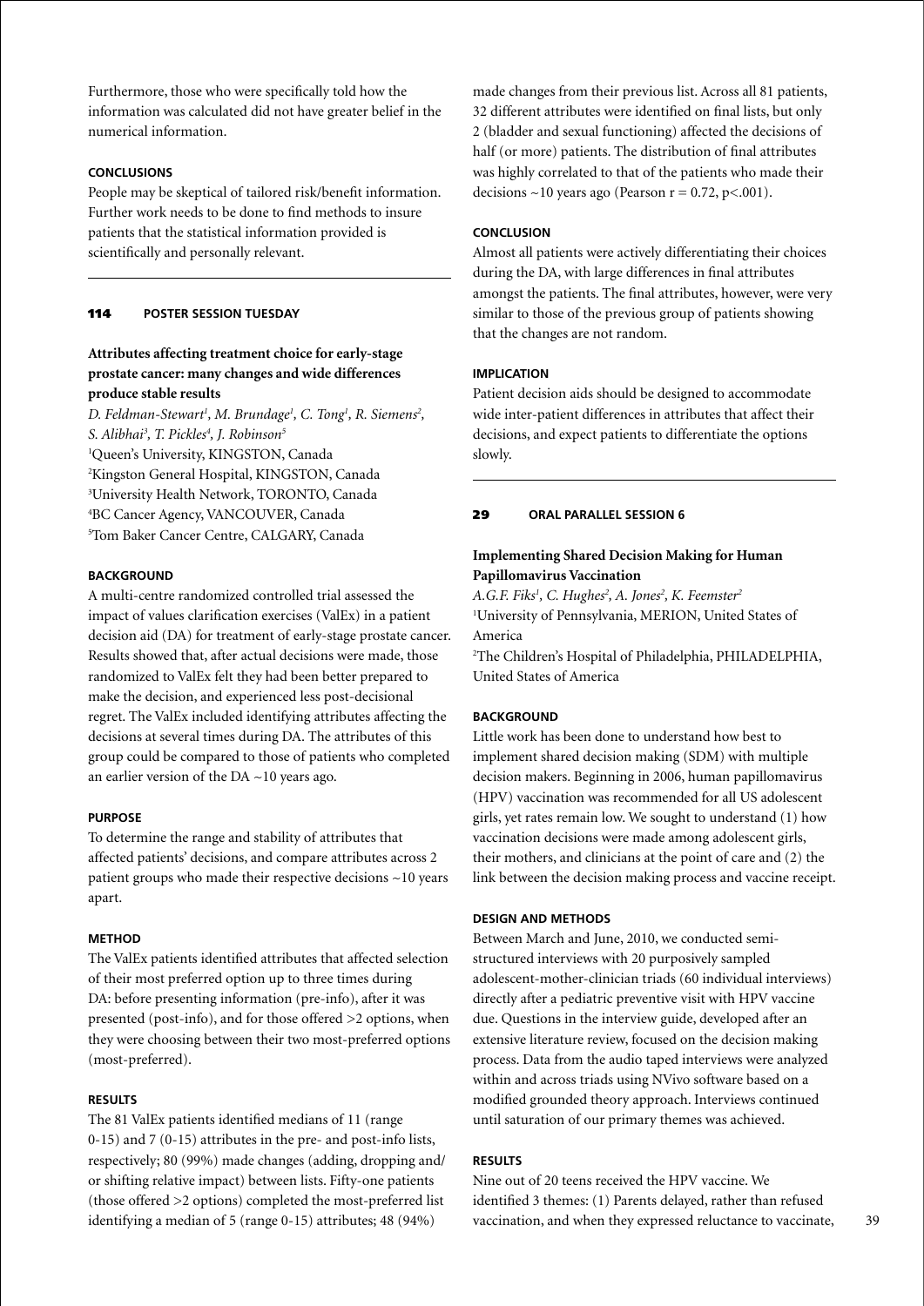Furthermore, those who were specifically told how the information was calculated did not have greater belief in the numerical information.

#### CONCLUSIONS

People may be skeptical of tailored risk/benefit information. Further work needs to be done to find methods to insure patients that the statistical information provided is scientifically and personally relevant.

---

### 114 POSTER SESSION TUESDAY

## Attributes affecting treatment choice for early-stage prostate cancer: many changes and wide differences produce stable results

*D. Feldman-Stewart[1], M. Brundage[1], C. Tong[1], R. Siemens[2], S. Alibhai[3], T. Pickles[4], J. Robinson[5]*

[1]Queen's University, KINGSTON, Canada
[2]Kingston General Hospital, KINGSTON, Canada
[3]University Health Network, TORONTO, Canada
[4]BC Cancer Agency, VANCOUVER, Canada
[5]Tom Baker Cancer Centre, CALGARY, Canada

#### BACKGROUND

A multi-centre randomized controlled trial assessed the impact of values clarification exercises (ValEx) in a patient decision aid (DA) for treatment of early-stage prostate cancer. Results showed that, after actual decisions were made, those randomized to ValEx felt they had been better prepared to make the decision, and experienced less post-decisional regret. The ValEx included identifying attributes affecting the decisions at several times during DA. The attributes of this group could be compared to those of patients who completed an earlier version of the DA ~10 years ago.

#### PURPOSE

To determine the range and stability of attributes that affected patients' decisions, and compare attributes across 2 patient groups who made their respective decisions ~10 years apart.

#### METHOD

The ValEx patients identified attributes that affected selection of their most preferred option up to three times during DA: before presenting information (pre-info), after it was presented (post-info), and for those offered >2 options, when they were choosing between their two most-preferred options (most-preferred).

#### RESULTS

The 81 ValEx patients identified medians of 11 (range 0-15) and 7 (0-15) attributes in the pre- and post-info lists, respectively; 80 (99%) made changes (adding, dropping and/or shifting relative impact) between lists. Fifty-one patients (those offered >2 options) completed the most-preferred list identifying a median of 5 (range 0-15) attributes; 48 (94%) made changes from their previous list. Across all 81 patients, 32 different attributes were identified on final lists, but only 2 (bladder and sexual functioning) affected the decisions of half (or more) patients. The distribution of final attributes was highly correlated to that of the patients who made their decisions ~10 years ago (Pearson $r = 0.72$, $p<.001$).

#### CONCLUSION

Almost all patients were actively differentiating their choices during the DA, with large differences in final attributes amongst the patients. The final attributes, however, were very similar to those of the previous group of patients showing that the changes are not random.

#### IMPLICATION

Patient decision aids should be designed to accommodate wide inter-patient differences in attributes that affect their decisions, and expect patients to differentiate the options slowly.

---

### 29 ORAL PARALLEL SESSION 6

## Implementing Shared Decision Making for Human Papillomavirus Vaccination

*A.G.F. Fiks[1], C. Hughes[2], A. Jones[2], K. Feemster[2]*

[1]University of Pennsylvania, MERION, United States of America
[2]The Children's Hospital of Philadelphia, PHILADELPHIA, United States of America

#### BACKGROUND

Little work has been done to understand how best to implement shared decision making (SDM) with multiple decision makers. Beginning in 2006, human papillomavirus (HPV) vaccination was recommended for all US adolescent girls, yet rates remain low. We sought to understand (1) how vaccination decisions were made among adolescent girls, their mothers, and clinicians at the point of care and (2) the link between the decision making process and vaccine receipt.

#### DESIGN AND METHODS

Between March and June, 2010, we conducted semi-structured interviews with 20 purposively sampled adolescent-mother-clinician triads (60 individual interviews) directly after a pediatric preventive visit with HPV vaccine due. Questions in the interview guide, developed after an extensive literature review, focused on the decision making process. Data from the audio taped interviews were analyzed within and across triads using NVivo software based on a modified grounded theory approach. Interviews continued until saturation of our primary themes was achieved.

#### RESULTS

Nine out of 20 teens received the HPV vaccine. We identified 3 themes: (1) Parents delayed, rather than refused vaccination, and when they expressed reluctance to vaccinate,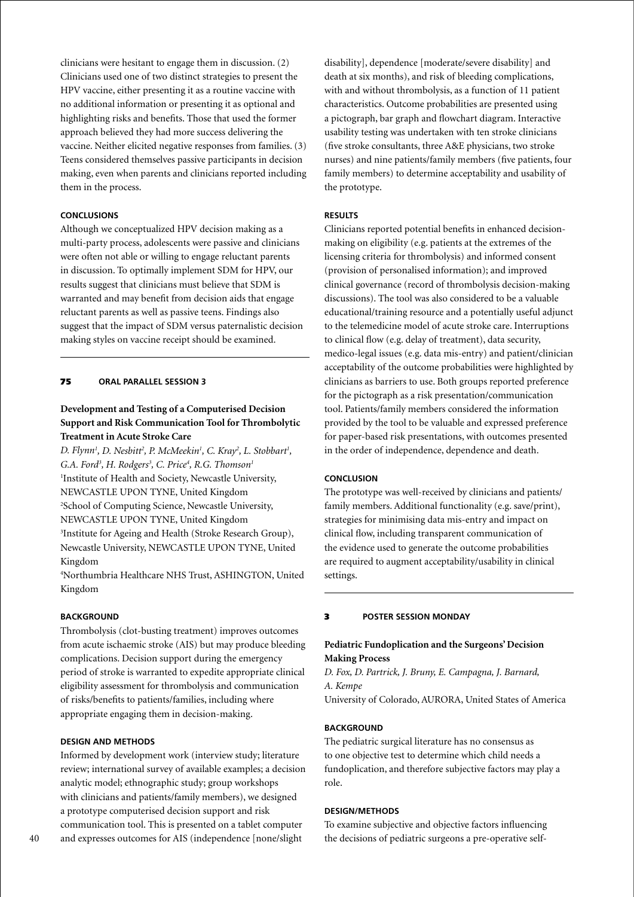clinicians were hesitant to engage them in discussion. (2) Clinicians used one of two distinct strategies to present the HPV vaccine, either presenting it as a routine vaccine with no additional information or presenting it as optional and highlighting risks and benefits. Those that used the former approach believed they had more success delivering the vaccine. Neither elicited negative responses from families. (3) Teens considered themselves passive participants in decision making, even when parents and clinicians reported including them in the process.

### CONCLUSIONS

Although we conceptualized HPV decision making as a multi-party process, adolescents were passive and clinicians were often not able or willing to engage reluctant parents in discussion. To optimally implement SDM for HPV, our results suggest that clinicians must believe that SDM is warranted and may benefit from decision aids that engage reluctant parents as well as passive teens. Findings also suggest that the impact of SDM versus paternalistic decision making styles on vaccine receipt should be examined.

---

## 75 ORAL PARALLEL SESSION 3

### Development and Testing of a Computerised Decision Support and Risk Communication Tool for Thrombolytic Treatment in Acute Stroke Care

*D. Flynn[1], D. Nesbitt[2], P. McMeekin[1], C. Kray[2], L. Stobbart[1], G.A. Ford[3], H. Rodgers[3], C. Price[4], R.G. Thomson[1]*

[1]Institute of Health and Society, Newcastle University, NEWCASTLE UPON TYNE, United Kingdom
[2]School of Computing Science, Newcastle University, NEWCASTLE UPON TYNE, United Kingdom
[3]Institute for Ageing and Health (Stroke Research Group), Newcastle University, NEWCASTLE UPON TYNE, United Kingdom
[4]Northumbria Healthcare NHS Trust, ASHINGTON, United Kingdom

### BACKGROUND

Thrombolysis (clot-busting treatment) improves outcomes from acute ischaemic stroke (AIS) but may produce bleeding complications. Decision support during the emergency period of stroke is warranted to expedite appropriate clinical eligibility assessment for thrombolysis and communication of risks/benefits to patients/families, including where appropriate engaging them in decision-making.

### DESIGN AND METHODS

Informed by development work (interview study; literature review; international survey of available examples; a decision analytic model; ethnographic study; group workshops with clinicians and patients/family members), we designed a prototype computerised decision support and risk communication tool. This is presented on a tablet computer and expresses outcomes for AIS (independence [none/slight disability], dependence [moderate/severe disability] and death at six months), and risk of bleeding complications, with and without thrombolysis, as a function of 11 patient characteristics. Outcome probabilities are presented using a pictograph, bar graph and flowchart diagram. Interactive usability testing was undertaken with ten stroke clinicians (five stroke consultants, three A&E physicians, two stroke nurses) and nine patients/family members (five patients, four family members) to determine acceptability and usability of the prototype.

### RESULTS

Clinicians reported potential benefits in enhanced decision-making on eligibility (e.g. patients at the extremes of the licensing criteria for thrombolysis) and informed consent (provision of personalised information); and improved clinical governance (record of thrombolysis decision-making discussions). The tool was also considered to be a valuable educational/training resource and a potentially useful adjunct to the telemedicine model of acute stroke care. Interruptions to clinical flow (e.g. delay of treatment), data security, medico-legal issues (e.g. data mis-entry) and patient/clinician acceptability of the outcome probabilities were highlighted by clinicians as barriers to use. Both groups reported preference for the pictograph as a risk presentation/communication tool. Patients/family members considered the information provided by the tool to be valuable and expressed preference for paper-based risk presentations, with outcomes presented in the order of independence, dependence and death.

### CONCLUSION

The prototype was well-received by clinicians and patients/family members. Additional functionality (e.g. save/print), strategies for minimising data mis-entry and impact on clinical flow, including transparent communication of the evidence used to generate the outcome probabilities are required to augment acceptability/usability in clinical settings.

---

## 3 POSTER SESSION MONDAY

### Pediatric Fundoplication and the Surgeons' Decision Making Process

*D. Fox, D. Partrick, J. Bruny, E. Campagna, J. Barnard, A. Kempe*

University of Colorado, AURORA, United States of America

### BACKGROUND

The pediatric surgical literature has no consensus as to one objective test to determine which child needs a fundoplication, and therefore subjective factors may play a role.

### DESIGN/METHODS

To examine subjective and objective factors influencing the decisions of pediatric surgeons a pre-operative self-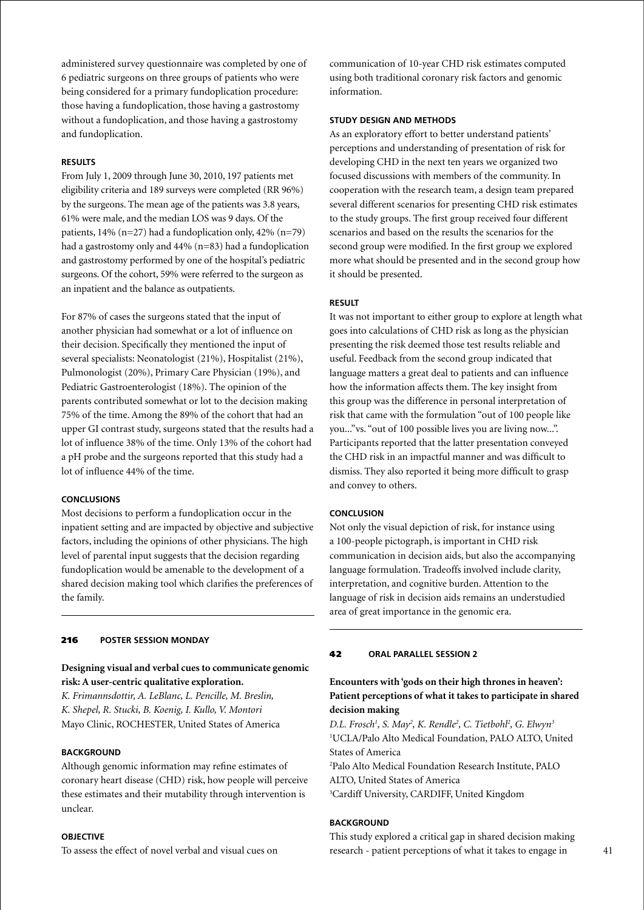administered survey questionnaire was completed by one of 6 pediatric surgeons on three groups of patients who were being considered for a primary fundoplication procedure: those having a fundoplication, those having a gastrostomy without a fundoplication, and those having a gastrostomy and fundoplication.

#### RESULTS

From July 1, 2009 through June 30, 2010, 197 patients met eligibility criteria and 189 surveys were completed (RR 96%) by the surgeons. The mean age of the patients was 3.8 years, 61% were male, and the median LOS was 9 days. Of the patients, 14% (n=27) had a fundoplication only, 42% (n=79) had a gastrostomy only and 44% (n=83) had a fundoplication and gastrostomy performed by one of the hospital's pediatric surgeons. Of the cohort, 59% were referred to the surgeon as an inpatient and the balance as outpatients.

For 87% of cases the surgeons stated that the input of another physician had somewhat or a lot of influence on their decision. Specifically they mentioned the input of several specialists: Neonatologist (21%), Hospitalist (21%), Pulmonologist (20%), Primary Care Physician (19%), and Pediatric Gastroenterologist (18%). The opinion of the parents contributed somewhat or lot to the decision making 75% of the time. Among the 89% of the cohort that had an upper GI contrast study, surgeons stated that the results had a lot of influence 38% of the time. Only 13% of the cohort had a pH probe and the surgeons reported that this study had a lot of influence 44% of the time.

#### CONCLUSIONS

Most decisions to perform a fundoplication occur in the inpatient setting and are impacted by objective and subjective factors, including the opinions of other physicians. The high level of parental input suggests that the decision regarding fundoplication would be amenable to the development of a shared decision making tool which clarifies the preferences of the family.

---

## 216 POSTER SESSION MONDAY

### Designing visual and verbal cues to communicate genomic risk: A user-centric qualitative exploration.

*K. Frimannsdottir, A. LeBlanc, L. Pencille, M. Breslin, K. Shepel, R. Stucki, B. Koenig, I. Kullo, V. Montori*
Mayo Clinic, ROCHESTER, United States of America

#### BACKGROUND

Although genomic information may refine estimates of coronary heart disease (CHD) risk, how people will perceive these estimates and their mutability through intervention is unclear.

#### OBJECTIVE

To assess the effect of novel verbal and visual cues on communication of 10-year CHD risk estimates computed using both traditional coronary risk factors and genomic information.

#### STUDY DESIGN AND METHODS

As an exploratory effort to better understand patients' perceptions and understanding of presentation of risk for developing CHD in the next ten years we organized two focused discussions with members of the community. In cooperation with the research team, a design team prepared several different scenarios for presenting CHD risk estimates to the study groups. The first group received four different scenarios and based on the results the scenarios for the second group were modified. In the first group we explored more what should be presented and in the second group how it should be presented.

#### RESULT

It was not important to either group to explore at length what goes into calculations of CHD risk as long as the physician presenting the risk deemed those test results reliable and useful. Feedback from the second group indicated that language matters a great deal to patients and can influence how the information affects them. The key insight from this group was the difference in personal interpretation of risk that came with the formulation "out of 100 people like you..."vs. "out of 100 possible lives you are living now...". Participants reported that the latter presentation conveyed the CHD risk in an impactful manner and was difficult to dismiss. They also reported it being more difficult to grasp and convey to others.

#### CONCLUSION

Not only the visual depiction of risk, for instance using a 100-people pictograph, is important in CHD risk communication in decision aids, but also the accompanying language formulation. Tradeoffs involved include clarity, interpretation, and cognitive burden. Attention to the language of risk in decision aids remains an understudied area of great importance in the genomic era.

---

## 42 ORAL PARALLEL SESSION 2

### Encounters with 'gods on their high thrones in heaven': Patient perceptions of what it takes to participate in shared decision making

*D.L. Frosch[1], S. May[2], K. Rendle[2], C. Tietbohl[2], G. Elwyn[3]*
[1]UCLA/Palo Alto Medical Foundation, PALO ALTO, United States of America
[2]Palo Alto Medical Foundation Research Institute, PALO ALTO, United States of America
[3]Cardiff University, CARDIFF, United Kingdom

#### BACKGROUND

This study explored a critical gap in shared decision making research - patient perceptions of what it takes to engage in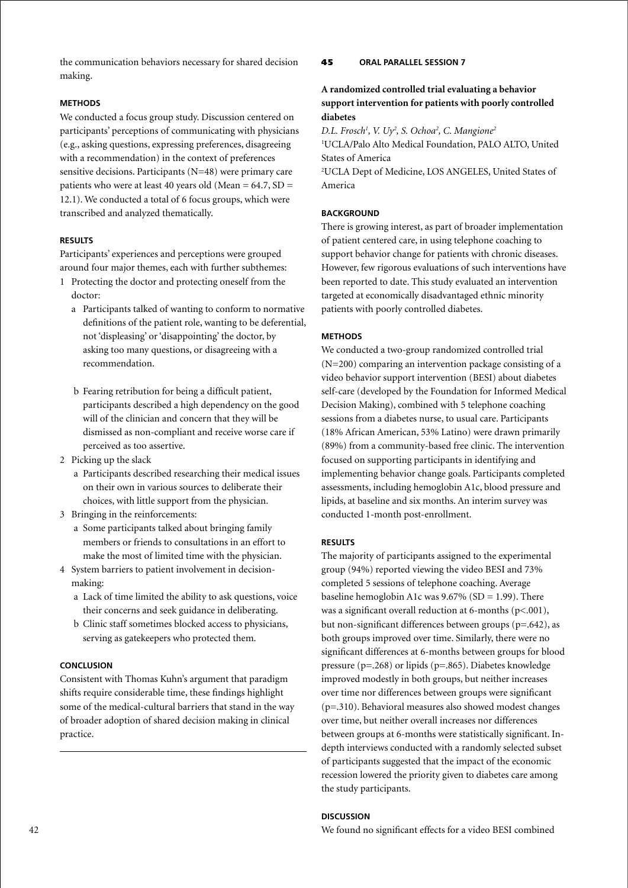the communication behaviors necessary for shared decision making.

### METHODS

We conducted a focus group study. Discussion centered on participants' perceptions of communicating with physicians (e.g., asking questions, expressing preferences, disagreeing with a recommendation) in the context of preferences sensitive decisions. Participants (N=48) were primary care patients who were at least 40 years old (Mean = 64.7, SD = 12.1). We conducted a total of 6 focus groups, which were transcribed and analyzed thematically.

### RESULTS

Participants' experiences and perceptions were grouped around four major themes, each with further subthemes:

1 Protecting the doctor and protecting oneself from the doctor:
   a Participants talked of wanting to conform to normative definitions of the patient role, wanting to be deferential, not 'displeasing' or 'disappointing' the doctor, by asking too many questions, or disagreeing with a recommendation.

   b Fearing retribution for being a difficult patient, participants described a high dependency on the good will of the clinician and concern that they will be dismissed as non-compliant and receive worse care if perceived as too assertive.
2 Picking up the slack
   a Participants described researching their medical issues on their own in various sources to deliberate their choices, with little support from the physician.
3 Bringing in the reinforcements:
   a Some participants talked about bringing family members or friends to consultations in an effort to make the most of limited time with the physician.
4 System barriers to patient involvement in decision-making:
   a Lack of time limited the ability to ask questions, voice their concerns and seek guidance in deliberating.
   b Clinic staff sometimes blocked access to physicians, serving as gatekeepers who protected them.

### CONCLUSION

Consistent with Thomas Kuhn's argument that paradigm shifts require considerable time, these findings highlight some of the medical-cultural barriers that stand in the way of broader adoption of shared decision making in clinical practice.

---

**45 ORAL PARALLEL SESSION 7**

## A randomized controlled trial evaluating a behavior support intervention for patients with poorly controlled diabetes

*D.L. Frosch[1], V. Uy[2], S. Ochoa[2], C. Mangione[2]*

[1]UCLA/Palo Alto Medical Foundation, PALO ALTO, United States of America

[2]UCLA Dept of Medicine, LOS ANGELES, United States of America

### BACKGROUND

There is growing interest, as part of broader implementation of patient centered care, in using telephone coaching to support behavior change for patients with chronic diseases. However, few rigorous evaluations of such interventions have been reported to date. This study evaluated an intervention targeted at economically disadvantaged ethnic minority patients with poorly controlled diabetes.

### METHODS

We conducted a two-group randomized controlled trial (N=200) comparing an intervention package consisting of a video behavior support intervention (BESI) about diabetes self-care (developed by the Foundation for Informed Medical Decision Making), combined with 5 telephone coaching sessions from a diabetes nurse, to usual care. Participants (18% African American, 53% Latino) were drawn primarily (89%) from a community-based free clinic. The intervention focused on supporting participants in identifying and implementing behavior change goals. Participants completed assessments, including hemoglobin A1c, blood pressure and lipids, at baseline and six months. An interim survey was conducted 1-month post-enrollment.

### RESULTS

The majority of participants assigned to the experimental group (94%) reported viewing the video BESI and 73% completed 5 sessions of telephone coaching. Average baseline hemoglobin A1c was 9.67% (SD = 1.99). There was a significant overall reduction at 6-months ($p<.001$), but non-significant differences between groups ($p=.642$), as both groups improved over time. Similarly, there were no significant differences at 6-months between groups for blood pressure ($p=.268$) or lipids ($p=.865$). Diabetes knowledge improved modestly in both groups, but neither increases over time nor differences between groups were significant ($p=.310$). Behavioral measures also showed modest changes over time, but neither overall increases nor differences between groups at 6-months were statistically significant. In-depth interviews conducted with a randomly selected subset of participants suggested that the impact of the economic recession lowered the priority given to diabetes care among the study participants.

### DISCUSSION

We found no significant effects for a video BESI combined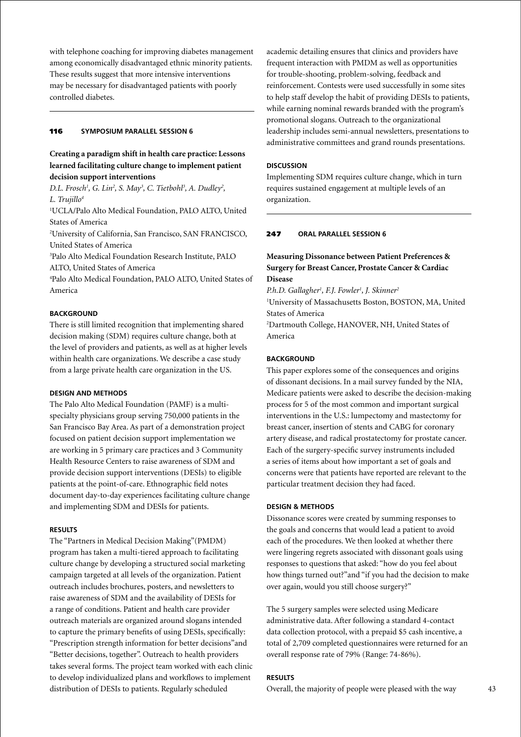with telephone coaching for improving diabetes management among economically disadvantaged ethnic minority patients. These results suggest that more intensive interventions may be necessary for disadvantaged patients with poorly controlled diabetes.

---

**116 SYMPOSIUM PARALLEL SESSION 6**

## Creating a paradigm shift in health care practice: Lessons learned facilitating culture change to implement patient decision support interventions

*D.L. Frosch[1], G. Lin[2], S. May[3], C. Tietbohl[3], A. Dudley[2], L. Trujillo[4]*

[1]UCLA/Palo Alto Medical Foundation, PALO ALTO, United States of America

[2]University of California, San Francisco, SAN FRANCISCO, United States of America

[3]Palo Alto Medical Foundation Research Institute, PALO ALTO, United States of America

[4]Palo Alto Medical Foundation, PALO ALTO, United States of America

### BACKGROUND

There is still limited recognition that implementing shared decision making (SDM) requires culture change, both at the level of providers and patients, as well as at higher levels within health care organizations. We describe a case study from a large private health care organization in the US.

### DESIGN AND METHODS

The Palo Alto Medical Foundation (PAMF) is a multi-specialty physicians group serving 750,000 patients in the San Francisco Bay Area. As part of a demonstration project focused on patient decision support implementation we are working in 5 primary care practices and 3 Community Health Resource Centers to raise awareness of SDM and provide decision support interventions (DESIs) to eligible patients at the point-of-care. Ethnographic field notes document day-to-day experiences facilitating culture change and implementing SDM and DESIs for patients.

### RESULTS

The "Partners in Medical Decision Making"(PMDM) program has taken a multi-tiered approach to facilitating culture change by developing a structured social marketing campaign targeted at all levels of the organization. Patient outreach includes brochures, posters, and newsletters to raise awareness of SDM and the availability of DESIs for a range of conditions. Patient and health care provider outreach materials are organized around slogans intended to capture the primary benefits of using DESIs, specifically: "Prescription strength information for better decisions"and "Better decisions, together". Outreach to health providers takes several forms. The project team worked with each clinic to develop individualized plans and workflows to implement distribution of DESIs to patients. Regularly scheduled academic detailing ensures that clinics and providers have frequent interaction with PMDM as well as opportunities for trouble-shooting, problem-solving, feedback and reinforcement. Contests were used successfully in some sites to help staff develop the habit of providing DESIs to patients, while earning nominal rewards branded with the program's promotional slogans. Outreach to the organizational leadership includes semi-annual newsletters, presentations to administrative committees and grand rounds presentations.

### DISCUSSION

Implementing SDM requires culture change, which in turn requires sustained engagement at multiple levels of an organization.

---

**247 ORAL PARALLEL SESSION 6**

## Measuring Dissonance between Patient Preferences & Surgery for Breast Cancer, Prostate Cancer & Cardiac Disease

*P.h.D. Gallagher[1], F.J. Fowler[1], J. Skinner[2]*

[1]University of Massachusetts Boston, BOSTON, MA, United States of America

[2]Dartmouth College, HANOVER, NH, United States of America

### BACKGROUND

This paper explores some of the consequences and origins of dissonant decisions. In a mail survey funded by the NIA, Medicare patients were asked to describe the decision-making process for 5 of the most common and important surgical interventions in the U.S.: lumpectomy and mastectomy for breast cancer, insertion of stents and CABG for coronary artery disease, and radical prostatectomy for prostate cancer. Each of the surgery-specific survey instruments included a series of items about how important a set of goals and concerns were that patients have reported are relevant to the particular treatment decision they had faced.

### DESIGN & METHODS

Dissonance scores were created by summing responses to the goals and concerns that would lead a patient to avoid each of the procedures. We then looked at whether there were lingering regrets associated with dissonant goals using responses to questions that asked: "how do you feel about how things turned out?"and "if you had the decision to make over again, would you still choose surgery?"

The 5 surgery samples were selected using Medicare administrative data. After following a standard 4-contact data collection protocol, with a prepaid $5 cash incentive, a total of 2,709 completed questionnaires were returned for an overall response rate of 79% (Range: 74-86%).

### RESULTS

Overall, the majority of people were pleased with the way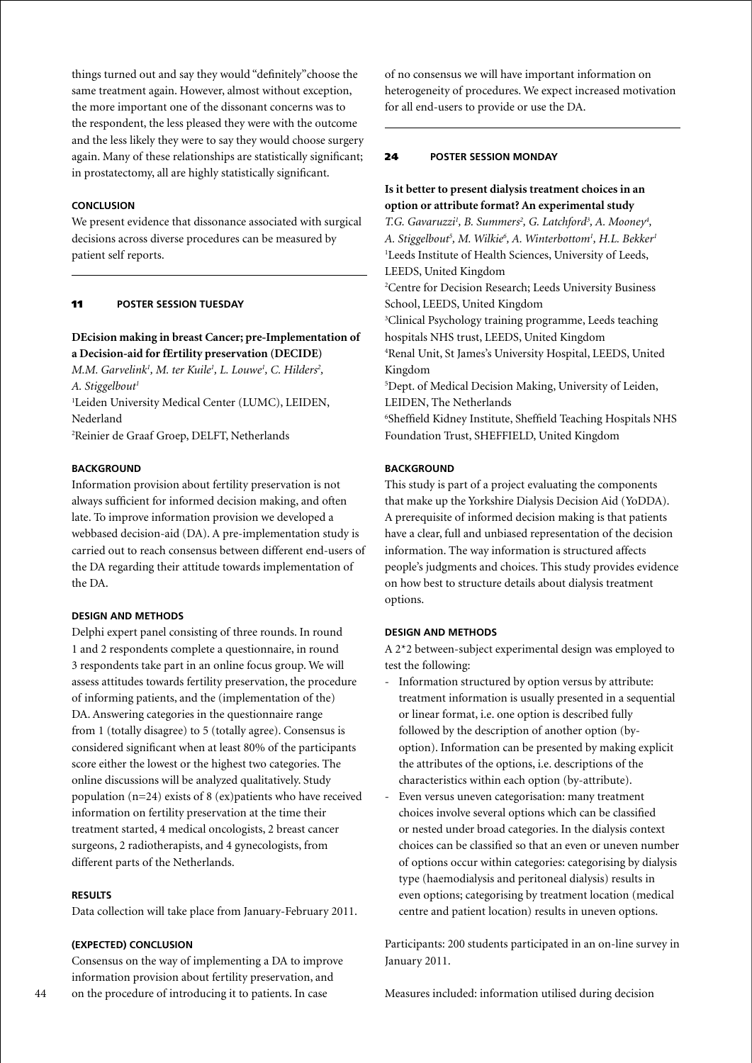things turned out and say they would "definitely" choose the same treatment again. However, almost without exception, the more important one of the dissonant concerns was to the respondent, the less pleased they were with the outcome and the less likely they were to say they would choose surgery again. Many of these relationships are statistically significant; in prostatectomy, all are highly statistically significant.

#### CONCLUSION

We present evidence that dissonance associated with surgical decisions across diverse procedures can be measured by patient self reports.

## 11 POSTER SESSION TUESDAY

### DEcision making in breast Cancer; pre-Implementation of a Decision-aid for fErtility preservation (DECIDE)

*M.M. Garvelink[1], M. ter Kuile[1], L. Louwe[1], C. Hilders[2], A. Stiggelbout[1]*

[1]Leiden University Medical Center (LUMC), LEIDEN, Nederland
[2]Reinier de Graaf Groep, DELFT, Netherlands

#### BACKGROUND

Information provision about fertility preservation is not always sufficient for informed decision making, and often late. To improve information provision we developed a webbased decision-aid (DA). A pre-implementation study is carried out to reach consensus between different end-users of the DA regarding their attitude towards implementation of the DA.

#### DESIGN AND METHODS

Delphi expert panel consisting of three rounds. In round 1 and 2 respondents complete a questionnaire, in round 3 respondents take part in an online focus group. We will assess attitudes towards fertility preservation, the procedure of informing patients, and the (implementation of the) DA. Answering categories in the questionnaire range from 1 (totally disagree) to 5 (totally agree). Consensus is considered significant when at least 80% of the participants score either the lowest or the highest two categories. The online discussions will be analyzed qualitatively. Study population (n=24) exists of 8 (ex)patients who have received information on fertility preservation at the time their treatment started, 4 medical oncologists, 2 breast cancer surgeons, 2 radiotherapists, and 4 gynecologists, from different parts of the Netherlands.

#### RESULTS

Data collection will take place from January-February 2011.

#### (EXPECTED) CONCLUSION

Consensus on the way of implementing a DA to improve information provision about fertility preservation, and on the procedure of introducing it to patients. In case of no consensus we will have important information on heterogeneity of procedures. We expect increased motivation for all end-users to provide or use the DA.

## 24 POSTER SESSION MONDAY

### Is it better to present dialysis treatment choices in an option or attribute format? An experimental study

*T.G. Gavaruzzi[1], B. Summers[2], G. Latchford[3], A. Mooney[4], A. Stiggelbout[5], M. Wilkie[6], A. Winterbottom[1], H.L. Bekker[1]*

[1]Leeds Institute of Health Sciences, University of Leeds, LEEDS, United Kingdom
[2]Centre for Decision Research; Leeds University Business School, LEEDS, United Kingdom
[3]Clinical Psychology training programme, Leeds teaching hospitals NHS trust, LEEDS, United Kingdom
[4]Renal Unit, St James's University Hospital, LEEDS, United Kingdom
[5]Dept. of Medical Decision Making, University of Leiden, LEIDEN, The Netherlands
[6]Sheffield Kidney Institute, Sheffield Teaching Hospitals NHS Foundation Trust, SHEFFIELD, United Kingdom

#### BACKGROUND

This study is part of a project evaluating the components that make up the Yorkshire Dialysis Decision Aid (YoDDA). A prerequisite of informed decision making is that patients have a clear, full and unbiased representation of the decision information. The way information is structured affects people's judgments and choices. This study provides evidence on how best to structure details about dialysis treatment options.

#### DESIGN AND METHODS

A 2*2 between-subject experimental design was employed to test the following:

- Information structured by option versus by attribute: treatment information is usually presented in a sequential or linear format, i.e. one option is described fully followed by the description of another option (by-option). Information can be presented by making explicit the attributes of the options, i.e. descriptions of the characteristics within each option (by-attribute).
- Even versus uneven categorisation: many treatment choices involve several options which can be classified or nested under broad categories. In the dialysis context choices can be classified so that an even or uneven number of options occur within categories: categorising by dialysis type (haemodialysis and peritoneal dialysis) results in even options; categorising by treatment location (medical centre and patient location) results in uneven options.

Participants: 200 students participated in an on-line survey in January 2011.

Measures included: information utilised during decision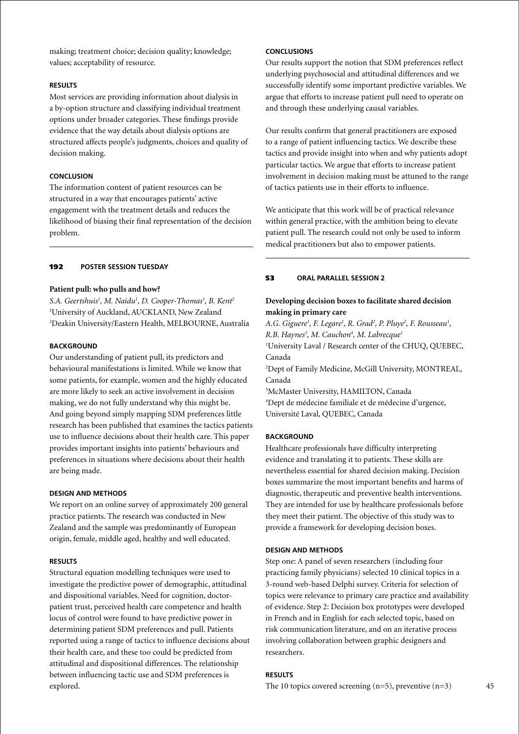making; treatment choice; decision quality; knowledge; values; acceptability of resource.

#### RESULTS

Most services are providing information about dialysis in a by-option structure and classifying individual treatment options under broader categories. These findings provide evidence that the way details about dialysis options are structured affects people's judgments, choices and quality of decision making.

#### CONCLUSION

The information content of patient resources can be structured in a way that encourages patients' active engagement with the treatment details and reduces the likelihood of biasing their final representation of the decision problem.

---

## 192 POSTER SESSION TUESDAY

### Patient pull: who pulls and how?

*S.A. Geertshuis[1], M. Naidu[1], D. Cooper-Thomas[1], B. Kent[2]*
[1]University of Auckland, AUCKLAND, New Zealand
[2]Deakin University/Eastern Health, MELBOURNE, Australia

#### BACKGROUND

Our understanding of patient pull, its predictors and behavioural manifestations is limited. While we know that some patients, for example, women and the highly educated are more likely to seek an active involvement in decision making, we do not fully understand why this might be. And going beyond simply mapping SDM preferences little research has been published that examines the tactics patients use to influence decisions about their health care. This paper provides important insights into patients' behaviours and preferences in situations where decisions about their health are being made.

#### DESIGN AND METHODS

We report on an online survey of approximately 200 general practice patients. The research was conducted in New Zealand and the sample was predominantly of European origin, female, middle aged, healthy and well educated.

#### RESULTS

Structural equation modelling techniques were used to investigate the predictive power of demographic, attitudinal and dispositional variables. Need for cognition, doctor-patient trust, perceived health care competence and health locus of control were found to have predictive power in determining patient SDM preferences and pull. Patients reported using a range of tactics to influence decisions about their health care, and these too could be predicted from attitudinal and dispositional differences. The relationship between influencing tactic use and SDM preferences is explored.

#### CONCLUSIONS

Our results support the notion that SDM preferences reflect underlying psychosocial and attitudinal differences and we successfully identify some important predictive variables. We argue that efforts to increase patient pull need to operate on and through these underlying causal variables.

Our results confirm that general practitioners are exposed to a range of patient influencing tactics. We describe these tactics and provide insight into when and why patients adopt particular tactics. We argue that efforts to increase patient involvement in decision making must be attuned to the range of tactics patients use in their efforts to influence.

We anticipate that this work will be of practical relevance within general practice, with the ambition being to elevate patient pull. The research could not only be used to inform medical practitioners but also to empower patients.

---

## 53 ORAL PARALLEL SESSION 2

### Developing decision boxes to facilitate shared decision making in primary care

*A.G. Giguere[1], F. Legare[1], R. Grad[2], P. Pluye[2], F. Rousseau[1], R.B. Haynes[3], M. Cauchon[4], M. Labrecque[1]*
[1]University Laval / Research center of the CHUQ, QUEBEC, Canada
[2]Dept of Family Medicine, McGill University, MONTREAL, Canada
[3]McMaster University, HAMILTON, Canada
[4]Dept de médecine familiale et de médecine d'urgence, Université Laval, QUEBEC, Canada

#### BACKGROUND

Healthcare professionals have difficulty interpreting evidence and translating it to patients. These skills are nevertheless essential for shared decision making. Decision boxes summarize the most important benefits and harms of diagnostic, therapeutic and preventive health interventions. They are intended for use by healthcare professionals before they meet their patient. The objective of this study was to provide a framework for developing decision boxes.

#### DESIGN AND METHODS

Step one: A panel of seven researchers (including four practicing family physicians) selected 10 clinical topics in a 3-round web-based Delphi survey. Criteria for selection of topics were relevance to primary care practice and availability of evidence. Step 2: Decision box prototypes were developed in French and in English for each selected topic, based on risk communication literature, and on an iterative process involving collaboration between graphic designers and researchers.

#### RESULTS

The 10 topics covered screening (n=5), preventive (n=3)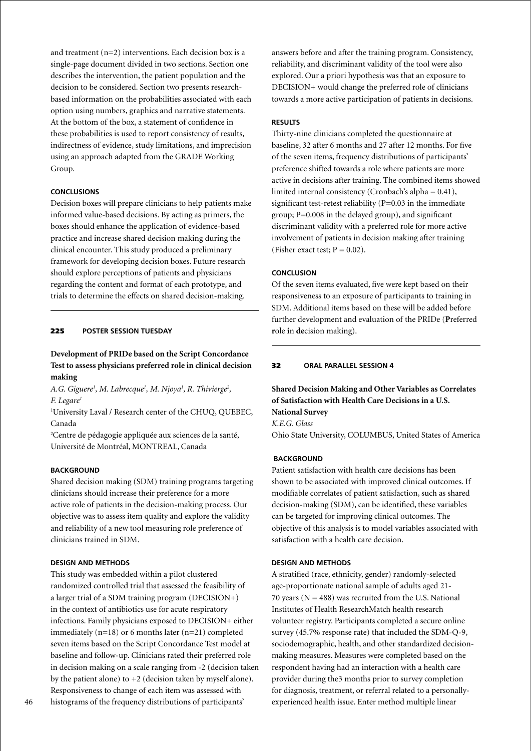and treatment (n=2) interventions. Each decision box is a single-page document divided in two sections. Section one describes the intervention, the patient population and the decision to be considered. Section two presents research-based information on the probabilities associated with each option using numbers, graphics and narrative statements. At the bottom of the box, a statement of confidence in these probabilities is used to report consistency of results, indirectness of evidence, study limitations, and imprecision using an approach adapted from the GRADE Working Group.

#### CONCLUSIONS

Decision boxes will prepare clinicians to help patients make informed value-based decisions. By acting as primers, the boxes should enhance the application of evidence-based practice and increase shared decision making during the clinical encounter. This study produced a preliminary framework for developing decision boxes. Future research should explore perceptions of patients and physicians regarding the content and format of each prototype, and trials to determine the effects on shared decision-making.

---

### 225 POSTER SESSION TUESDAY

## Development of PRIDe based on the Script Concordance Test to assess physicians preferred role in clinical decision making

*A.G. Giguere[1], M. Labrecque[1], M. Njoya[1], R. Thivierge[2], F. Legare[1]*

[1]University Laval / Research center of the CHUQ, QUEBEC, Canada

[2]Centre de pédagogie appliquée aux sciences de la santé, Université de Montréal, MONTREAL, Canada

#### BACKGROUND

Shared decision making (SDM) training programs targeting clinicians should increase their preference for a more active role of patients in the decision-making process. Our objective was to assess item quality and explore the validity and reliability of a new tool measuring role preference of clinicians trained in SDM.

#### DESIGN AND METHODS

This study was embedded within a pilot clustered randomized controlled trial that assessed the feasibility of a larger trial of a SDM training program (DECISION+) in the context of antibiotics use for acute respiratory infections. Family physicians exposed to DECISION+ either immediately (n=18) or 6 months later (n=21) completed seven items based on the Script Concordance Test model at baseline and follow-up. Clinicians rated their preferred role in decision making on a scale ranging from -2 (decision taken by the patient alone) to +2 (decision taken by myself alone). Responsiveness to change of each item was assessed with histograms of the frequency distributions of participants' answers before and after the training program. Consistency, reliability, and discriminant validity of the tool were also explored. Our a priori hypothesis was that an exposure to DECISION+ would change the preferred role of clinicians towards a more active participation of patients in decisions.

#### RESULTS

Thirty-nine clinicians completed the questionnaire at baseline, 32 after 6 months and 27 after 12 months. For five of the seven items, frequency distributions of participants' preference shifted towards a role where patients are more active in decisions after training. The combined items showed limited internal consistency (Cronbach's alpha = 0.41), significant test-retest reliability (P=0.03 in the immediate group; P=0.008 in the delayed group), and significant discriminant validity with a preferred role for more active involvement of patients in decision making after training (Fisher exact test; P = 0.02).

#### CONCLUSION

Of the seven items evaluated, five were kept based on their responsiveness to an exposure of participants to training in SDM. Additional items based on these will be added before further development and evaluation of the PRIDe (**P**referred **r**ole **i**n **de**cision making).

---

### 32 ORAL PARALLEL SESSION 4

## Shared Decision Making and Other Variables as Correlates of Satisfaction with Health Care Decisions in a U.S. National Survey

*K.E.G. Glass*

Ohio State University, COLUMBUS, United States of America

#### BACKGROUND

Patient satisfaction with health care decisions has been shown to be associated with improved clinical outcomes. If modifiable correlates of patient satisfaction, such as shared decision-making (SDM), can be identified, these variables can be targeted for improving clinical outcomes. The objective of this analysis is to model variables associated with satisfaction with a health care decision.

#### DESIGN AND METHODS

A stratified (race, ethnicity, gender) randomly-selected age-proportionate national sample of adults aged 21-70 years (N = 488) was recruited from the U.S. National Institutes of Health ResearchMatch health research volunteer registry. Participants completed a secure online survey (45.7% response rate) that included the SDM-Q-9, sociodemographic, health, and other standardized decision-making measures. Measures were completed based on the respondent having had an interaction with a health care provider during the3 months prior to survey completion for diagnosis, treatment, or referral related to a personally-experienced health issue. Enter method multiple linear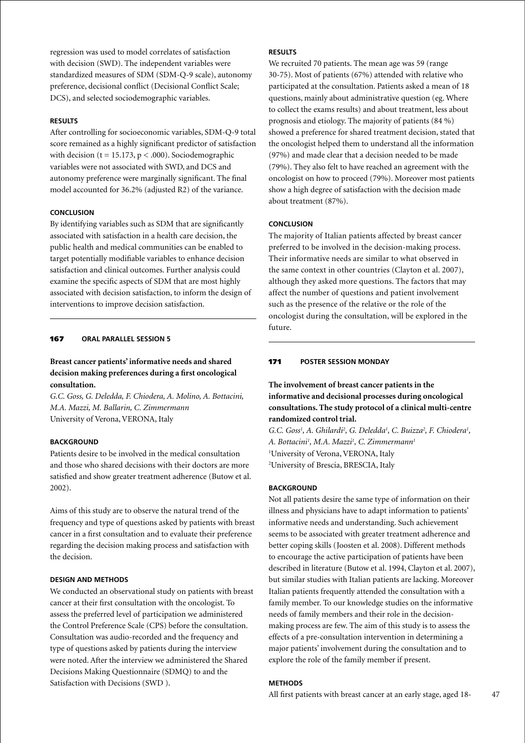regression was used to model correlates of satisfaction with decision (SWD). The independent variables were standardized measures of SDM (SDM-Q-9 scale), autonomy preference, decisional conflict (Decisional Conflict Scale; DCS), and selected sociodemographic variables.

#### RESULTS

After controlling for socioeconomic variables, SDM-Q-9 total score remained as a highly significant predictor of satisfaction with decision ($t = 15.173$, $p < .000$). Sociodemographic variables were not associated with SWD, and DCS and autonomy preference were marginally significant. The final model accounted for 36.2% (adjusted R2) of the variance.

#### CONCLUSION

By identifying variables such as SDM that are significantly associated with satisfaction in a health care decision, the public health and medical communities can be enabled to target potentially modifiable variables to enhance decision satisfaction and clinical outcomes. Further analysis could examine the specific aspects of SDM that are most highly associated with decision satisfaction, to inform the design of interventions to improve decision satisfaction.

## 167 ORAL PARALLEL SESSION 5

### Breast cancer patients' informative needs and shared decision making preferences during a first oncological consultation.

*G.C. Goss, G. Deledda, F. Chiodera, A. Molino, A. Bottacini, M.A. Mazzi, M. Ballarin, C. Zimmermann*
University of Verona, VERONA, Italy

#### BACKGROUND

Patients desire to be involved in the medical consultation and those who shared decisions with their doctors are more satisfied and show greater treatment adherence (Butow et al. 2002).

Aims of this study are to observe the natural trend of the frequency and type of questions asked by patients with breast cancer in a first consultation and to evaluate their preference regarding the decision making process and satisfaction with the decision.

#### DESIGN AND METHODS

We conducted an observational study on patients with breast cancer at their first consultation with the oncologist. To assess the preferred level of participation we administered the Control Preference Scale (CPS) before the consultation. Consultation was audio-recorded and the frequency and type of questions asked by patients during the interview were noted. After the interview we administered the Shared Decisions Making Questionnaire (SDMQ) to and the Satisfaction with Decisions (SWD ).

#### RESULTS

We recruited 70 patients. The mean age was 59 (range 30-75). Most of patients (67%) attended with relative who participated at the consultation. Patients asked a mean of 18 questions, mainly about administrative question (eg. Where to collect the exams results) and about treatment, less about prognosis and etiology. The majority of patients (84 %) showed a preference for shared treatment decision, stated that the oncologist helped them to understand all the information (97%) and made clear that a decision needed to be made (79%). They also felt to have reached an agreement with the oncologist on how to proceed (79%). Moreover most patients show a high degree of satisfaction with the decision made about treatment (87%).

#### CONCLUSION

The majority of Italian patients affected by breast cancer preferred to be involved in the decision-making process. Their informative needs are similar to what observed in the same context in other countries (Clayton et al. 2007), although they asked more questions. The factors that may affect the number of questions and patient involvement such as the presence of the relative or the role of the oncologist during the consultation, will be explored in the future.

## 171 POSTER SESSION MONDAY

### The involvement of breast cancer patients in the informative and decisional processes during oncological consultations. The study protocol of a clinical multi-centre randomized control trial.

*G.C. Goss[1], A. Ghilardi[2], G. Deledda[1], C. Buizza[2], F. Chiodera[1], A. Bottacini[1], M.A. Mazzi[1], C. Zimmermann[1]*
[1]University of Verona, VERONA, Italy
[2]University of Brescia, BRESCIA, Italy

#### BACKGROUND

Not all patients desire the same type of information on their illness and physicians have to adapt information to patients' informative needs and understanding. Such achievement seems to be associated with greater treatment adherence and better coping skills (Joosten et al. 2008). Different methods to encourage the active participation of patients have been described in literature (Butow et al. 1994, Clayton et al. 2007), but similar studies with Italian patients are lacking. Moreover Italian patients frequently attended the consultation with a family member. To our knowledge studies on the informative needs of family members and their role in the decision-making process are few. The aim of this study is to assess the effects of a pre-consultation intervention in determining a major patients' involvement during the consultation and to explore the role of the family member if present.

#### METHODS

All first patients with breast cancer at an early stage, aged 18-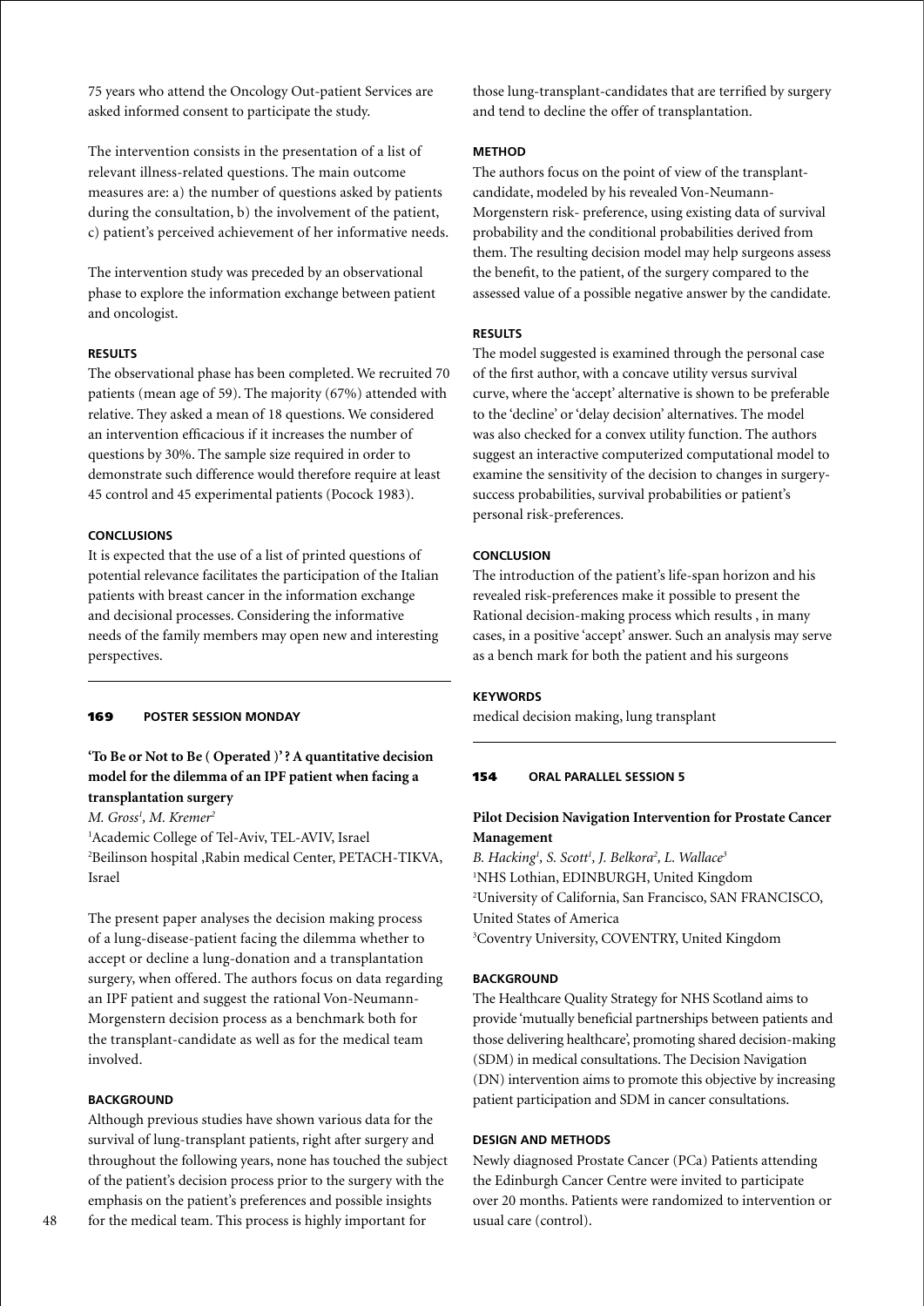75 years who attend the Oncology Out-patient Services are asked informed consent to participate the study.

The intervention consists in the presentation of a list of relevant illness-related questions. The main outcome measures are: a) the number of questions asked by patients during the consultation, b) the involvement of the patient, c) patient's perceived achievement of her informative needs.

The intervention study was preceded by an observational phase to explore the information exchange between patient and oncologist.

#### RESULTS

The observational phase has been completed. We recruited 70 patients (mean age of 59). The majority (67%) attended with relative. They asked a mean of 18 questions. We considered an intervention efficacious if it increases the number of questions by 30%. The sample size required in order to demonstrate such difference would therefore require at least 45 control and 45 experimental patients (Pocock 1983).

#### CONCLUSIONS

It is expected that the use of a list of printed questions of potential relevance facilitates the participation of the Italian patients with breast cancer in the information exchange and decisional processes. Considering the informative needs of the family members may open new and interesting perspectives.

---

### 169 POSTER SESSION MONDAY

## 'To Be or Not to Be ( Operated )' ? A quantitative decision model for the dilemma of an IPF patient when facing a transplantation surgery

*M. Gross[1], M. Kremer[2]*

[1]Academic College of Tel-Aviv, TEL-AVIV, Israel
[2]Beilinson hospital ,Rabin medical Center, PETACH-TIKVA, Israel

The present paper analyses the decision making process of a lung-disease-patient facing the dilemma whether to accept or decline a lung-donation and a transplantation surgery, when offered. The authors focus on data regarding an IPF patient and suggest the rational Von-Neumann-Morgenstern decision process as a benchmark both for the transplant-candidate as well as for the medical team involved.

#### BACKGROUND

Although previous studies have shown various data for the survival of lung-transplant patients, right after surgery and throughout the following years, none has touched the subject of the patient's decision process prior to the surgery with the emphasis on the patient's preferences and possible insights for the medical team. This process is highly important for those lung-transplant-candidates that are terrified by surgery and tend to decline the offer of transplantation.

#### METHOD

The authors focus on the point of view of the transplant-candidate, modeled by his revealed Von-Neumann-Morgenstern risk- preference, using existing data of survival probability and the conditional probabilities derived from them. The resulting decision model may help surgeons assess the benefit, to the patient, of the surgery compared to the assessed value of a possible negative answer by the candidate.

#### RESULTS

The model suggested is examined through the personal case of the first author, with a concave utility versus survival curve, where the 'accept' alternative is shown to be preferable to the 'decline' or 'delay decision' alternatives. The model was also checked for a convex utility function. The authors suggest an interactive computerized computational model to examine the sensitivity of the decision to changes in surgery-success probabilities, survival probabilities or patient's personal risk-preferences.

#### CONCLUSION

The introduction of the patient's life-span horizon and his revealed risk-preferences make it possible to present the Rational decision-making process which results , in many cases, in a positive 'accept' answer. Such an analysis may serve as a bench mark for both the patient and his surgeons

#### KEYWORDS

medical decision making, lung transplant

---

### 154 ORAL PARALLEL SESSION 5

## Pilot Decision Navigation Intervention for Prostate Cancer Management

*B. Hacking[1], S. Scott[1], J. Belkora[2], L. Wallace[3]*

[1]NHS Lothian, EDINBURGH, United Kingdom
[2]University of California, San Francisco, SAN FRANCISCO, United States of America
[3]Coventry University, COVENTRY, United Kingdom

#### BACKGROUND

The Healthcare Quality Strategy for NHS Scotland aims to provide 'mutually beneficial partnerships between patients and those delivering healthcare', promoting shared decision-making (SDM) in medical consultations. The Decision Navigation (DN) intervention aims to promote this objective by increasing patient participation and SDM in cancer consultations.

#### DESIGN AND METHODS

Newly diagnosed Prostate Cancer (PCa) Patients attending the Edinburgh Cancer Centre were invited to participate over 20 months. Patients were randomized to intervention or usual care (control).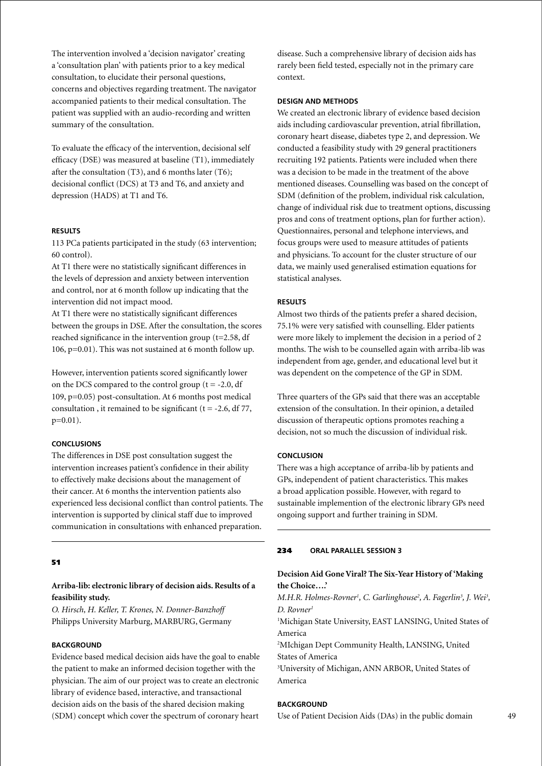The intervention involved a 'decision navigator' creating a 'consultation plan' with patients prior to a key medical consultation, to elucidate their personal questions, concerns and objectives regarding treatment. The navigator accompanied patients to their medical consultation. The patient was supplied with an audio-recording and written summary of the consultation.

To evaluate the efficacy of the intervention, decisional self efficacy (DSE) was measured at baseline (T1), immediately after the consultation (T3), and 6 months later (T6); decisional conflict (DCS) at T3 and T6, and anxiety and depression (HADS) at T1 and T6.

#### RESULTS

113 PCa patients participated in the study (63 intervention; 60 control).

At T1 there were no statistically significant differences in the levels of depression and anxiety between intervention and control, nor at 6 month follow up indicating that the intervention did not impact mood.

At T1 there were no statistically significant differences between the groups in DSE. After the consultation, the scores reached significance in the intervention group ($t=2.58$, df 106, $p=0.01$). This was not sustained at 6 month follow up.

However, intervention patients scored significantly lower on the DCS compared to the control group ($t = -2.0$, df 109, $p=0.05$) post-consultation. At 6 months post medical consultation , it remained to be significant ($t = -2.6$, df 77, $p=0.01$).

#### CONCLUSIONS

The differences in DSE post consultation suggest the intervention increases patient's confidence in their ability to effectively make decisions about the management of their cancer. At 6 months the intervention patients also experienced less decisional conflict than control patients. The intervention is supported by clinical staff due to improved communication in consultations with enhanced preparation.

---

**51**

### Arriba-lib: electronic library of decision aids. Results of a feasibility study.

*O. Hirsch, H. Keller, T. Krones, N. Donner-Banzhoff*
Philipps University Marburg, MARBURG, Germany

#### BACKGROUND

Evidence based medical decision aids have the goal to enable the patient to make an informed decision together with the physician. The aim of our project was to create an electronic library of evidence based, interactive, and transactional decision aids on the basis of the shared decision making (SDM) concept which cover the spectrum of coronary heart disease. Such a comprehensive library of decision aids has rarely been field tested, especially not in the primary care context.

#### DESIGN AND METHODS

We created an electronic library of evidence based decision aids including cardiovascular prevention, atrial fibrillation, coronary heart disease, diabetes type 2, and depression. We conducted a feasibility study with 29 general practitioners recruiting 192 patients. Patients were included when there was a decision to be made in the treatment of the above mentioned diseases. Counselling was based on the concept of SDM (definition of the problem, individual risk calculation, change of individual risk due to treatment options, discussing pros and cons of treatment options, plan for further action). Questionnaires, personal and telephone interviews, and focus groups were used to measure attitudes of patients and physicians. To account for the cluster structure of our data, we mainly used generalised estimation equations for statistical analyses.

#### RESULTS

Almost two thirds of the patients prefer a shared decision, 75.1% were very satisfied with counselling. Elder patients were more likely to implement the decision in a period of 2 months. The wish to be counselled again with arriba-lib was independent from age, gender, and educational level but it was dependent on the competence of the GP in SDM.

Three quarters of the GPs said that there was an acceptable extension of the consultation. In their opinion, a detailed discussion of therapeutic options promotes reaching a decision, not so much the discussion of individual risk.

#### CONCLUSION

There was a high acceptance of arriba-lib by patients and GPs, independent of patient characteristics. This makes a broad application possible. However, with regard to sustainable implemention of the electronic library GPs need ongoing support and further training in SDM.

---

**234 ORAL PARALLEL SESSION 3**

### Decision Aid Gone Viral? The Six-Year History of 'Making the Choice….'

*M.H.R. Holmes-Rovner[1], C. Garlinghouse[2], A. Fagerlin[3], J. Wei[3], D. Rovner[1]*
[1]Michigan State University, EAST LANSING, United States of America
[2]MIchigan Dept Community Health, LANSING, United States of America
[3]University of Michigan, ANN ARBOR, United States of America

#### BACKGROUND

Use of Patient Decision Aids (DAs) in the public domain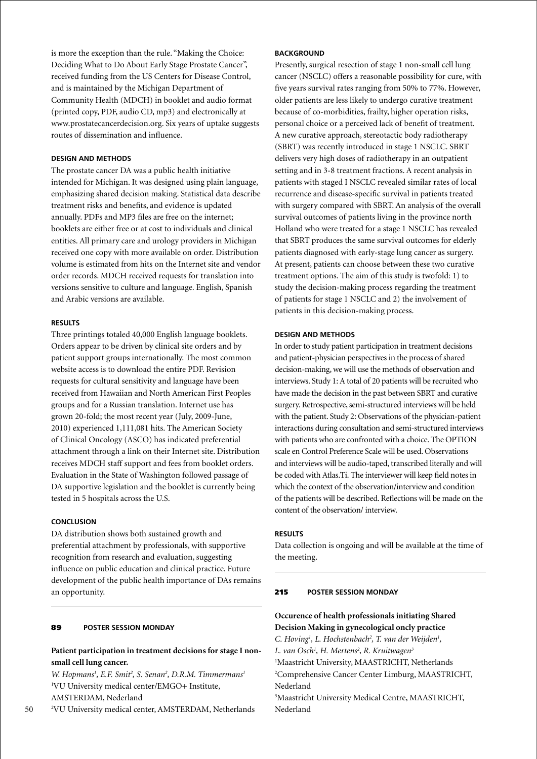is more the exception than the rule. "Making the Choice: Deciding What to Do About Early Stage Prostate Cancer", received funding from the US Centers for Disease Control, and is maintained by the Michigan Department of Community Health (MDCH) in booklet and audio format (printed copy, PDF, audio CD, mp3) and electronically at www.prostatecancerdecision.org. Six years of uptake suggests routes of dissemination and influence.

**DESIGN AND METHODS**

The prostate cancer DA was a public health initiative intended for Michigan. It was designed using plain language, emphasizing shared decision making. Statistical data describe treatment risks and benefits, and evidence is updated annually. PDFs and MP3 files are free on the internet; booklets are either free or at cost to individuals and clinical entities. All primary care and urology providers in Michigan received one copy with more available on order. Distribution volume is estimated from hits on the Internet site and vendor order records. MDCH received requests for translation into versions sensitive to culture and language. English, Spanish and Arabic versions are available.

**RESULTS**

Three printings totaled 40,000 English language booklets. Orders appear to be driven by clinical site orders and by patient support groups internationally. The most common website access is to download the entire PDF. Revision requests for cultural sensitivity and language have been received from Hawaiian and North American First Peoples groups and for a Russian translation. Internet use has grown 20-fold; the most recent year (July, 2009-June, 2010) experienced 1,111,081 hits. The American Society of Clinical Oncology (ASCO) has indicated preferential attachment through a link on their Internet site. Distribution receives MDCH staff support and fees from booklet orders. Evaluation in the State of Washington followed passage of DA supportive legislation and the booklet is currently being tested in 5 hospitals across the U.S.

**CONCLUSION**

DA distribution shows both sustained growth and preferential attachment by professionals, with supportive recognition from research and evaluation, suggesting influence on public education and clinical practice. Future development of the public health importance of DAs remains an opportunity.

---

**89 POSTER SESSION MONDAY**

## Patient participation in treatment decisions for stage I non-small cell lung cancer.

*W. Hopmans[1], E.F. Smit[2], S. Senan[2], D.R.M. Timmermans[1]*

[1]VU University medical center/EMGO+ Institute, AMSTERDAM, Nederland

[2]VU University medical center, AMSTERDAM, Netherlands

**BACKGROUND**

Presently, surgical resection of stage 1 non-small cell lung cancer (NSCLC) offers a reasonable possibility for cure, with five years survival rates ranging from 50% to 77%. However, older patients are less likely to undergo curative treatment because of co-morbidities, frailty, higher operation risks, personal choice or a perceived lack of benefit of treatment. A new curative approach, stereotactic body radiotherapy (SBRT) was recently introduced in stage 1 NSCLC. SBRT delivers very high doses of radiotherapy in an outpatient setting and in 3-8 treatment fractions. A recent analysis in patients with staged I NSCLC revealed similar rates of local recurrence and disease-specific survival in patients treated with surgery compared with SBRT. An analysis of the overall survival outcomes of patients living in the province north Holland who were treated for a stage 1 NSCLC has revealed that SBRT produces the same survival outcomes for elderly patients diagnosed with early-stage lung cancer as surgery. At present, patients can choose between these two curative treatment options. The aim of this study is twofold: 1) to study the decision-making process regarding the treatment of patients for stage 1 NSCLC and 2) the involvement of patients in this decision-making process.

**DESIGN AND METHODS**

In order to study patient participation in treatment decisions and patient-physician perspectives in the process of shared decision-making, we will use the methods of observation and interviews. Study 1: A total of 20 patients will be recruited who have made the decision in the past between SBRT and curative surgery. Retrospective, semi-structured interviews will be held with the patient. Study 2: Observations of the physician-patient interactions during consultation and semi-structured interviews with patients who are confronted with a choice. The OPTION scale en Control Preference Scale will be used. Observations and interviews will be audio-taped, transcribed literally and will be coded with Atlas.Ti. The interviewer will keep field notes in which the context of the observation/interview and condition of the patients will be described. Reflections will be made on the content of the observation/ interview.

**RESULTS**

Data collection is ongoing and will be available at the time of the meeting.

---

**215 POSTER SESSION MONDAY**

## Occurence of health professionals initiating Shared Decision Making in gynecological oncly practice

*C. Hoving[1], L. Hochstenbach[2], T. van der Weijden[1], L. van Osch[1], H. Mertens[2], R. Kruitwagen[3]*

[1]Maastricht University, MAASTRICHT, Netherlands

[2]Comprehensive Cancer Center Limburg, MAASTRICHT, Nederland

[3]Maastricht University Medical Centre, MAASTRICHT, Nederland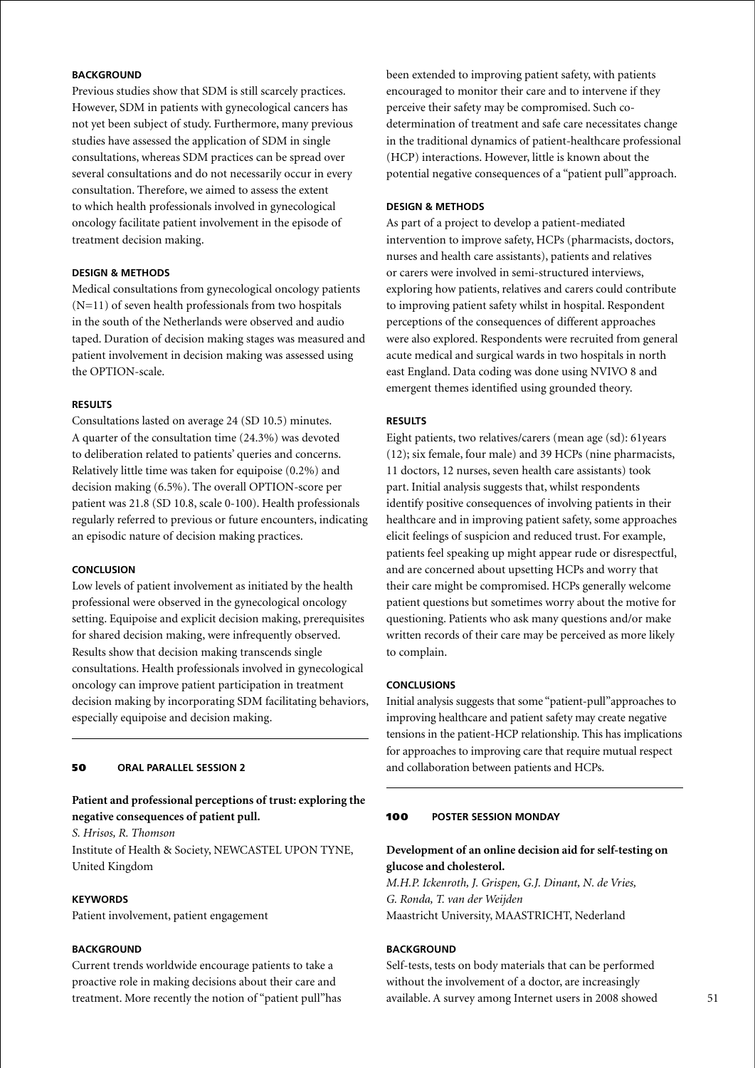**BACKGROUND**

Previous studies show that SDM is still scarcely practices. However, SDM in patients with gynecological cancers has not yet been subject of study. Furthermore, many previous studies have assessed the application of SDM in single consultations, whereas SDM practices can be spread over several consultations and do not necessarily occur in every consultation. Therefore, we aimed to assess the extent to which health professionals involved in gynecological oncology facilitate patient involvement in the episode of treatment decision making.

**DESIGN & METHODS**

Medical consultations from gynecological oncology patients (N=11) of seven health professionals from two hospitals in the south of the Netherlands were observed and audio taped. Duration of decision making stages was measured and patient involvement in decision making was assessed using the OPTION-scale.

**RESULTS**

Consultations lasted on average 24 (SD 10.5) minutes. A quarter of the consultation time (24.3%) was devoted to deliberation related to patients' queries and concerns. Relatively little time was taken for equipoise (0.2%) and decision making (6.5%). The overall OPTION-score per patient was 21.8 (SD 10.8, scale 0-100). Health professionals regularly referred to previous or future encounters, indicating an episodic nature of decision making practices.

**CONCLUSION**

Low levels of patient involvement as initiated by the health professional were observed in the gynecological oncology setting. Equipoise and explicit decision making, prerequisites for shared decision making, were infrequently observed. Results show that decision making transcends single consultations. Health professionals involved in gynecological oncology can improve patient participation in treatment decision making by incorporating SDM facilitating behaviors, especially equipoise and decision making.

---

**50 ORAL PARALLEL SESSION 2**

## Patient and professional perceptions of trust: exploring the negative consequences of patient pull.

*S. Hrisos, R. Thomson*

Institute of Health & Society, NEWCASTEL UPON TYNE, United Kingdom

**KEYWORDS**

Patient involvement, patient engagement

**BACKGROUND**

Current trends worldwide encourage patients to take a proactive role in making decisions about their care and treatment. More recently the notion of "patient pull"has been extended to improving patient safety, with patients encouraged to monitor their care and to intervene if they perceive their safety may be compromised. Such co-determination of treatment and safe care necessitates change in the traditional dynamics of patient-healthcare professional (HCP) interactions. However, little is known about the potential negative consequences of a "patient pull"approach.

**DESIGN & METHODS**

As part of a project to develop a patient-mediated intervention to improve safety, HCPs (pharmacists, doctors, nurses and health care assistants), patients and relatives or carers were involved in semi-structured interviews, exploring how patients, relatives and carers could contribute to improving patient safety whilst in hospital. Respondent perceptions of the consequences of different approaches were also explored. Respondents were recruited from general acute medical and surgical wards in two hospitals in north east England. Data coding was done using NVIVO 8 and emergent themes identified using grounded theory.

**RESULTS**

Eight patients, two relatives/carers (mean age (sd): 61years (12); six female, four male) and 39 HCPs (nine pharmacists, 11 doctors, 12 nurses, seven health care assistants) took part. Initial analysis suggests that, whilst respondents identify positive consequences of involving patients in their healthcare and in improving patient safety, some approaches elicit feelings of suspicion and reduced trust. For example, patients feel speaking up might appear rude or disrespectful, and are concerned about upsetting HCPs and worry that their care might be compromised. HCPs generally welcome patient questions but sometimes worry about the motive for questioning. Patients who ask many questions and/or make written records of their care may be perceived as more likely to complain.

**CONCLUSIONS**

Initial analysis suggests that some "patient-pull"approaches to improving healthcare and patient safety may create negative tensions in the patient-HCP relationship. This has implications for approaches to improving care that require mutual respect and collaboration between patients and HCPs.

---

**100 POSTER SESSION MONDAY**

## Development of an online decision aid for self-testing on glucose and cholesterol.

*M.H.P. Ickenroth, J. Grispen, G.J. Dinant, N. de Vries, G. Ronda, T. van der Weijden*

Maastricht University, MAASTRICHT, Nederland

**BACKGROUND**

Self-tests, tests on body materials that can be performed without the involvement of a doctor, are increasingly available. A survey among Internet users in 2008 showed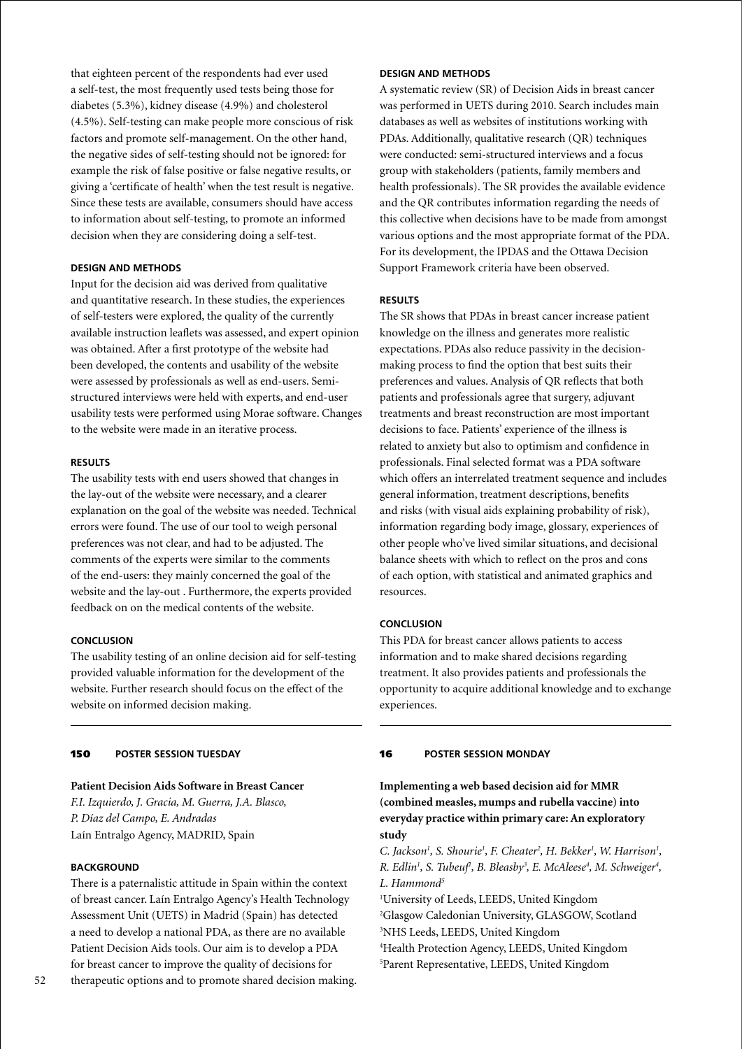that eighteen percent of the respondents had ever used a self-test, the most frequently used tests being those for diabetes (5.3%), kidney disease (4.9%) and cholesterol (4.5%). Self-testing can make people more conscious of risk factors and promote self-management. On the other hand, the negative sides of self-testing should not be ignored: for example the risk of false positive or false negative results, or giving a 'certificate of health' when the test result is negative. Since these tests are available, consumers should have access to information about self-testing, to promote an informed decision when they are considering doing a self-test.

#### DESIGN AND METHODS

Input for the decision aid was derived from qualitative and quantitative research. In these studies, the experiences of self-testers were explored, the quality of the currently available instruction leaflets was assessed, and expert opinion was obtained. After a first prototype of the website had been developed, the contents and usability of the website were assessed by professionals as well as end-users. Semi-structured interviews were held with experts, and end-user usability tests were performed using Morae software. Changes to the website were made in an iterative process.

#### RESULTS

The usability tests with end users showed that changes in the lay-out of the website were necessary, and a clearer explanation on the goal of the website was needed. Technical errors were found. The use of our tool to weigh personal preferences was not clear, and had to be adjusted. The comments of the experts were similar to the comments of the end-users: they mainly concerned the goal of the website and the lay-out . Furthermore, the experts provided feedback on on the medical contents of the website.

#### CONCLUSION

The usability testing of an online decision aid for self-testing provided valuable information for the development of the website. Further research should focus on the effect of the website on informed decision making.

---

### 150 POSTER SESSION TUESDAY

**Patient Decision Aids Software in Breast Cancer**

*F.I. Izquierdo, J. Gracia, M. Guerra, J.A. Blasco, P. Díaz del Campo, E. Andradas*

Laín Entralgo Agency, MADRID, Spain

#### BACKGROUND

There is a paternalistic attitude in Spain within the context of breast cancer. Laín Entralgo Agency's Health Technology Assessment Unit (UETS) in Madrid (Spain) has detected a need to develop a national PDA, as there are no available Patient Decision Aids tools. Our aim is to develop a PDA for breast cancer to improve the quality of decisions for therapeutic options and to promote shared decision making.

#### DESIGN AND METHODS

A systematic review (SR) of Decision Aids in breast cancer was performed in UETS during 2010. Search includes main databases as well as websites of institutions working with PDAs. Additionally, qualitative research (QR) techniques were conducted: semi-structured interviews and a focus group with stakeholders (patients, family members and health professionals). The SR provides the available evidence and the QR contributes information regarding the needs of this collective when decisions have to be made from amongst various options and the most appropriate format of the PDA. For its development, the IPDAS and the Ottawa Decision Support Framework criteria have been observed.

#### RESULTS

The SR shows that PDAs in breast cancer increase patient knowledge on the illness and generates more realistic expectations. PDAs also reduce passivity in the decision-making process to find the option that best suits their preferences and values. Analysis of QR reflects that both patients and professionals agree that surgery, adjuvant treatments and breast reconstruction are most important decisions to face. Patients' experience of the illness is related to anxiety but also to optimism and confidence in professionals. Final selected format was a PDA software which offers an interrelated treatment sequence and includes general information, treatment descriptions, benefits and risks (with visual aids explaining probability of risk), information regarding body image, glossary, experiences of other people who've lived similar situations, and decisional balance sheets with which to reflect on the pros and cons of each option, with statistical and animated graphics and resources.

#### CONCLUSION

This PDA for breast cancer allows patients to access information and to make shared decisions regarding treatment. It also provides patients and professionals the opportunity to acquire additional knowledge and to exchange experiences.

---

### 16 POSTER SESSION MONDAY

**Implementing a web based decision aid for MMR (combined measles, mumps and rubella vaccine) into everyday practice within primary care: An exploratory study**

*C. Jackson[1], S. Shourie[1], F. Cheater[2], H. Bekker[1], W. Harrison[1], R. Edlin[1], S. Tubeuf[1], B. Bleasby[3], E. McAleese[4], M. Schweiger[4], L. Hammond[5]*

[1]University of Leeds, LEEDS, United Kingdom
[2]Glasgow Caledonian University, GLASGOW, Scotland
[3]NHS Leeds, LEEDS, United Kingdom
[4]Health Protection Agency, LEEDS, United Kingdom
[5]Parent Representative, LEEDS, United Kingdom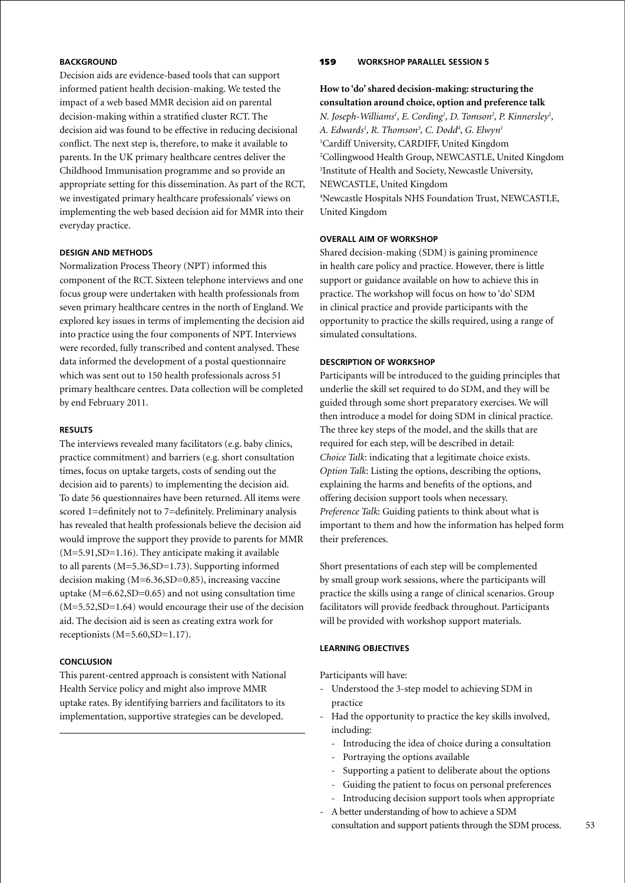#### BACKGROUND

Decision aids are evidence-based tools that can support informed patient health decision-making. We tested the impact of a web based MMR decision aid on parental decision-making within a stratified cluster RCT. The decision aid was found to be effective in reducing decisional conflict. The next step is, therefore, to make it available to parents. In the UK primary healthcare centres deliver the Childhood Immunisation programme and so provide an appropriate setting for this dissemination. As part of the RCT, we investigated primary healthcare professionals' views on implementing the web based decision aid for MMR into their everyday practice.

#### DESIGN AND METHODS

Normalization Process Theory (NPT) informed this component of the RCT. Sixteen telephone interviews and one focus group were undertaken with health professionals from seven primary healthcare centres in the north of England. We explored key issues in terms of implementing the decision aid into practice using the four components of NPT. Interviews were recorded, fully transcribed and content analysed. These data informed the development of a postal questionnaire which was sent out to 150 health professionals across 51 primary healthcare centres. Data collection will be completed by end February 2011.

#### RESULTS

The interviews revealed many facilitators (e.g. baby clinics, practice commitment) and barriers (e.g. short consultation times, focus on uptake targets, costs of sending out the decision aid to parents) to implementing the decision aid. To date 56 questionnaires have been returned. All items were scored 1=definitely not to 7=definitely. Preliminary analysis has revealed that health professionals believe the decision aid would improve the support they provide to parents for MMR (M=5.91,SD=1.16). They anticipate making it available to all parents (M=5.36,SD=1.73). Supporting informed decision making (M=6.36,SD=0.85), increasing vaccine uptake (M=6.62,SD=0.65) and not using consultation time (M=5.52,SD=1.64) would encourage their use of the decision aid. The decision aid is seen as creating extra work for receptionists (M=5.60,SD=1.17).

#### CONCLUSION

This parent-centred approach is consistent with National Health Service policy and might also improve MMR uptake rates. By identifying barriers and facilitators to its implementation, supportive strategies can be developed.

---

### 159 WORKSHOP PARALLEL SESSION 5

**How to 'do' shared decision-making: structuring the consultation around choice, option and preference talk**

*N. Joseph-Williams[1], E. Cording[1], D. Tomson[2], P. Kinnersley[1], A. Edwards[1], R. Thomson[3], C. Dodd[4], G. Elwyn[1]*

[1]Cardiff University, CARDIFF, United Kingdom
[2]Collingwood Health Group, NEWCASTLE, United Kingdom
[3]Institute of Health and Society, Newcastle University, NEWCASTLE, United Kingdom
[4]Newcastle Hospitals NHS Foundation Trust, NEWCASTLE, United Kingdom

#### OVERALL AIM OF WORKSHOP

Shared decision-making (SDM) is gaining prominence in health care policy and practice. However, there is little support or guidance available on how to achieve this in practice. The workshop will focus on how to 'do' SDM in clinical practice and provide participants with the opportunity to practice the skills required, using a range of simulated consultations.

#### DESCRIPTION OF WORKSHOP

Participants will be introduced to the guiding principles that underlie the skill set required to do SDM, and they will be guided through some short preparatory exercises. We will then introduce a model for doing SDM in clinical practice. The three key steps of the model, and the skills that are required for each step, will be described in detail:
*Choice Talk*: indicating that a legitimate choice exists.
*Option Talk*: Listing the options, describing the options, explaining the harms and benefits of the options, and offering decision support tools when necessary.
*Preference Talk*: Guiding patients to think about what is important to them and how the information has helped form their preferences.

Short presentations of each step will be complemented by small group work sessions, where the participants will practice the skills using a range of clinical scenarios. Group facilitators will provide feedback throughout. Participants will be provided with workshop support materials.

#### LEARNING OBJECTIVES

Participants will have:

- Understood the 3-step model to achieving SDM in practice
- Had the opportunity to practice the key skills involved, including:
  - Introducing the idea of choice during a consultation
  - Portraying the options available
  - Supporting a patient to deliberate about the options
  - Guiding the patient to focus on personal preferences
  - Introducing decision support tools when appropriate
- A better understanding of how to achieve a SDM consultation and support patients through the SDM process.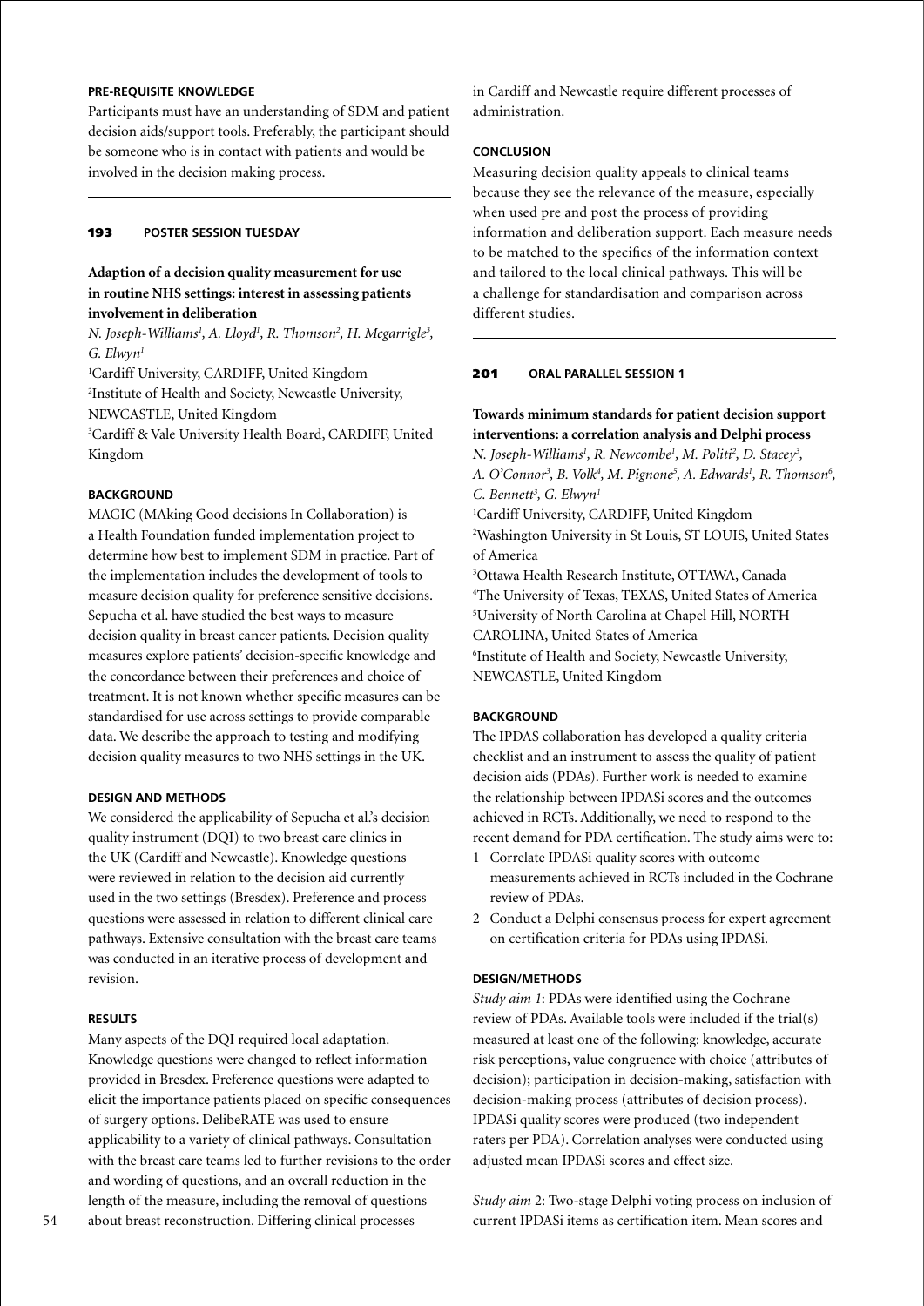#### PRE-REQUISITE KNOWLEDGE

Participants must have an understanding of SDM and patient decision aids/support tools. Preferably, the participant should be someone who is in contact with patients and would be involved in the decision making process.

---

## 193 POSTER SESSION TUESDAY

### Adaption of a decision quality measurement for use in routine NHS settings: interest in assessing patients involvement in deliberation

*N. Joseph-Williams[1], A. Lloyd[1], R. Thomson[2], H. Mcgarrigle[3], G. Elwyn[1]*

[1]Cardiff University, CARDIFF, United Kingdom
[2]Institute of Health and Society, Newcastle University, NEWCASTLE, United Kingdom
[3]Cardiff & Vale University Health Board, CARDIFF, United Kingdom

#### BACKGROUND

MAGIC (MAking Good decisions In Collaboration) is a Health Foundation funded implementation project to determine how best to implement SDM in practice. Part of the implementation includes the development of tools to measure decision quality for preference sensitive decisions. Sepucha et al. have studied the best ways to measure decision quality in breast cancer patients. Decision quality measures explore patients' decision-specific knowledge and the concordance between their preferences and choice of treatment. It is not known whether specific measures can be standardised for use across settings to provide comparable data. We describe the approach to testing and modifying decision quality measures to two NHS settings in the UK.

#### DESIGN AND METHODS

We considered the applicability of Sepucha et al.'s decision quality instrument (DQI) to two breast care clinics in the UK (Cardiff and Newcastle). Knowledge questions were reviewed in relation to the decision aid currently used in the two settings (Bresdex). Preference and process questions were assessed in relation to different clinical care pathways. Extensive consultation with the breast care teams was conducted in an iterative process of development and revision.

#### RESULTS

Many aspects of the DQI required local adaptation. Knowledge questions were changed to reflect information provided in Bresdex. Preference questions were adapted to elicit the importance patients placed on specific consequences of surgery options. DelibeRATE was used to ensure applicability to a variety of clinical pathways. Consultation with the breast care teams led to further revisions to the order and wording of questions, and an overall reduction in the length of the measure, including the removal of questions about breast reconstruction. Differing clinical processes in Cardiff and Newcastle require different processes of administration.

#### CONCLUSION

Measuring decision quality appeals to clinical teams because they see the relevance of the measure, especially when used pre and post the process of providing information and deliberation support. Each measure needs to be matched to the specifics of the information context and tailored to the local clinical pathways. This will be a challenge for standardisation and comparison across different studies.

---

## 201 ORAL PARALLEL SESSION 1

### Towards minimum standards for patient decision support interventions: a correlation analysis and Delphi process

*N. Joseph-Williams[1], R. Newcombe[1], M. Politi[2], D. Stacey[3], A. O'Connor[3], B. Volk[4], M. Pignone[5], A. Edwards[1], R. Thomson[6], C. Bennett[3], G. Elwyn[1]*

[1]Cardiff University, CARDIFF, United Kingdom
[2]Washington University in St Louis, ST LOUIS, United States of America
[3]Ottawa Health Research Institute, OTTAWA, Canada
[4]The University of Texas, TEXAS, United States of America
[5]University of North Carolina at Chapel Hill, NORTH CAROLINA, United States of America
[6]Institute of Health and Society, Newcastle University, NEWCASTLE, United Kingdom

#### BACKGROUND

The IPDAS collaboration has developed a quality criteria checklist and an instrument to assess the quality of patient decision aids (PDAs). Further work is needed to examine the relationship between IPDASi scores and the outcomes achieved in RCTs. Additionally, we need to respond to the recent demand for PDA certification. The study aims were to:

1. Correlate IPDASi quality scores with outcome measurements achieved in RCTs included in the Cochrane review of PDAs.
2. Conduct a Delphi consensus process for expert agreement on certification criteria for PDAs using IPDASi.

#### DESIGN/METHODS

*Study aim 1*: PDAs were identified using the Cochrane review of PDAs. Available tools were included if the trial(s) measured at least one of the following: knowledge, accurate risk perceptions, value congruence with choice (attributes of decision); participation in decision-making, satisfaction with decision-making process (attributes of decision process). IPDASi quality scores were produced (two independent raters per PDA). Correlation analyses were conducted using adjusted mean IPDASi scores and effect size.

*Study aim 2*: Two-stage Delphi voting process on inclusion of current IPDASi items as certification item. Mean scores and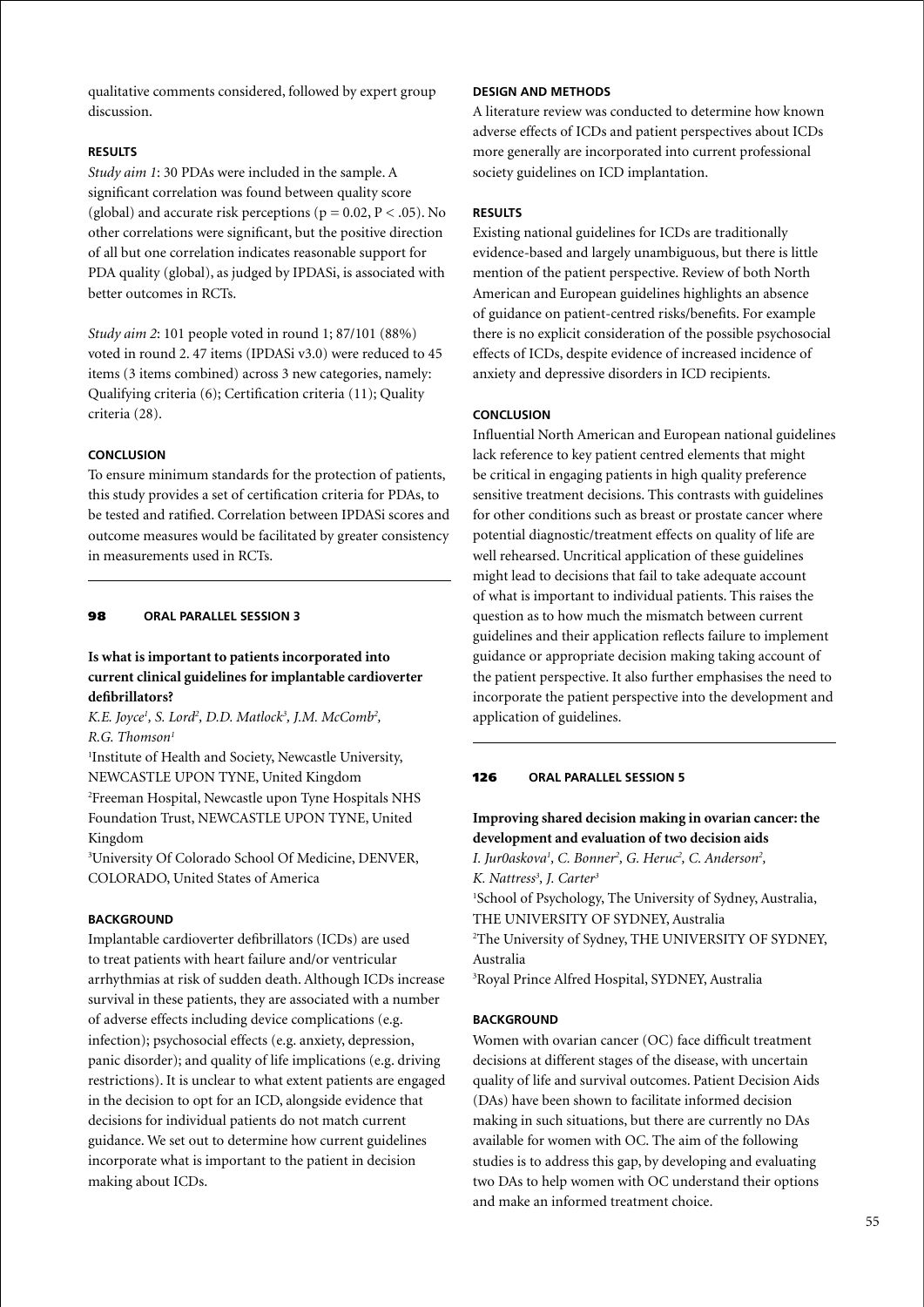qualitative comments considered, followed by expert group discussion.

#### RESULTS

*Study aim 1*: 30 PDAs were included in the sample. A significant correlation was found between quality score (global) and accurate risk perceptions ($p = 0.02$, $P < .05$). No other correlations were significant, but the positive direction of all but one correlation indicates reasonable support for PDA quality (global), as judged by IPDASi, is associated with better outcomes in RCTs.

*Study aim 2*: 101 people voted in round 1; 87/101 (88%) voted in round 2. 47 items (IPDASi v3.0) were reduced to 45 items (3 items combined) across 3 new categories, namely: Qualifying criteria (6); Certification criteria (11); Quality criteria (28).

#### CONCLUSION

To ensure minimum standards for the protection of patients, this study provides a set of certification criteria for PDAs, to be tested and ratified. Correlation between IPDASi scores and outcome measures would be facilitated by greater consistency in measurements used in RCTs.

---

### 98 ORAL PARALLEL SESSION 3

## Is what is important to patients incorporated into current clinical guidelines for implantable cardioverter defibrillators?

*K.E. Joyce[1], S. Lord[2], D.D. Matlock[3], J.M. McComb[2], R.G. Thomson[1]*

[1]Institute of Health and Society, Newcastle University, NEWCASTLE UPON TYNE, United Kingdom
[2]Freeman Hospital, Newcastle upon Tyne Hospitals NHS Foundation Trust, NEWCASTLE UPON TYNE, United Kingdom
[3]University Of Colorado School Of Medicine, DENVER, COLORADO, United States of America

#### BACKGROUND

Implantable cardioverter defibrillators (ICDs) are used to treat patients with heart failure and/or ventricular arrhythmias at risk of sudden death. Although ICDs increase survival in these patients, they are associated with a number of adverse effects including device complications (e.g. infection); psychosocial effects (e.g. anxiety, depression, panic disorder); and quality of life implications (e.g. driving restrictions). It is unclear to what extent patients are engaged in the decision to opt for an ICD, alongside evidence that decisions for individual patients do not match current guidance. We set out to determine how current guidelines incorporate what is important to the patient in decision making about ICDs.

#### DESIGN AND METHODS

A literature review was conducted to determine how known adverse effects of ICDs and patient perspectives about ICDs more generally are incorporated into current professional society guidelines on ICD implantation.

#### RESULTS

Existing national guidelines for ICDs are traditionally evidence-based and largely unambiguous, but there is little mention of the patient perspective. Review of both North American and European guidelines highlights an absence of guidance on patient-centred risks/benefits. For example there is no explicit consideration of the possible psychosocial effects of ICDs, despite evidence of increased incidence of anxiety and depressive disorders in ICD recipients.

#### CONCLUSION

Influential North American and European national guidelines lack reference to key patient centred elements that might be critical in engaging patients in high quality preference sensitive treatment decisions. This contrasts with guidelines for other conditions such as breast or prostate cancer where potential diagnostic/treatment effects on quality of life are well rehearsed. Uncritical application of these guidelines might lead to decisions that fail to take adequate account of what is important to individual patients. This raises the question as to how much the mismatch between current guidelines and their application reflects failure to implement guidance or appropriate decision making taking account of the patient perspective. It also further emphasises the need to incorporate the patient perspective into the development and application of guidelines.

---

### 126 ORAL PARALLEL SESSION 5

## Improving shared decision making in ovarian cancer: the development and evaluation of two decision aids

*I. Jur0askova[1], C. Bonner[2], G. Heruc[2], C. Anderson[2], K. Nattress[3], J. Carter[3]*

[1]School of Psychology, The University of Sydney, Australia, THE UNIVERSITY OF SYDNEY, Australia
[2]The University of Sydney, THE UNIVERSITY OF SYDNEY, Australia
[3]Royal Prince Alfred Hospital, SYDNEY, Australia

#### BACKGROUND

Women with ovarian cancer (OC) face difficult treatment decisions at different stages of the disease, with uncertain quality of life and survival outcomes. Patient Decision Aids (DAs) have been shown to facilitate informed decision making in such situations, but there are currently no DAs available for women with OC. The aim of the following studies is to address this gap, by developing and evaluating two DAs to help women with OC understand their options and make an informed treatment choice.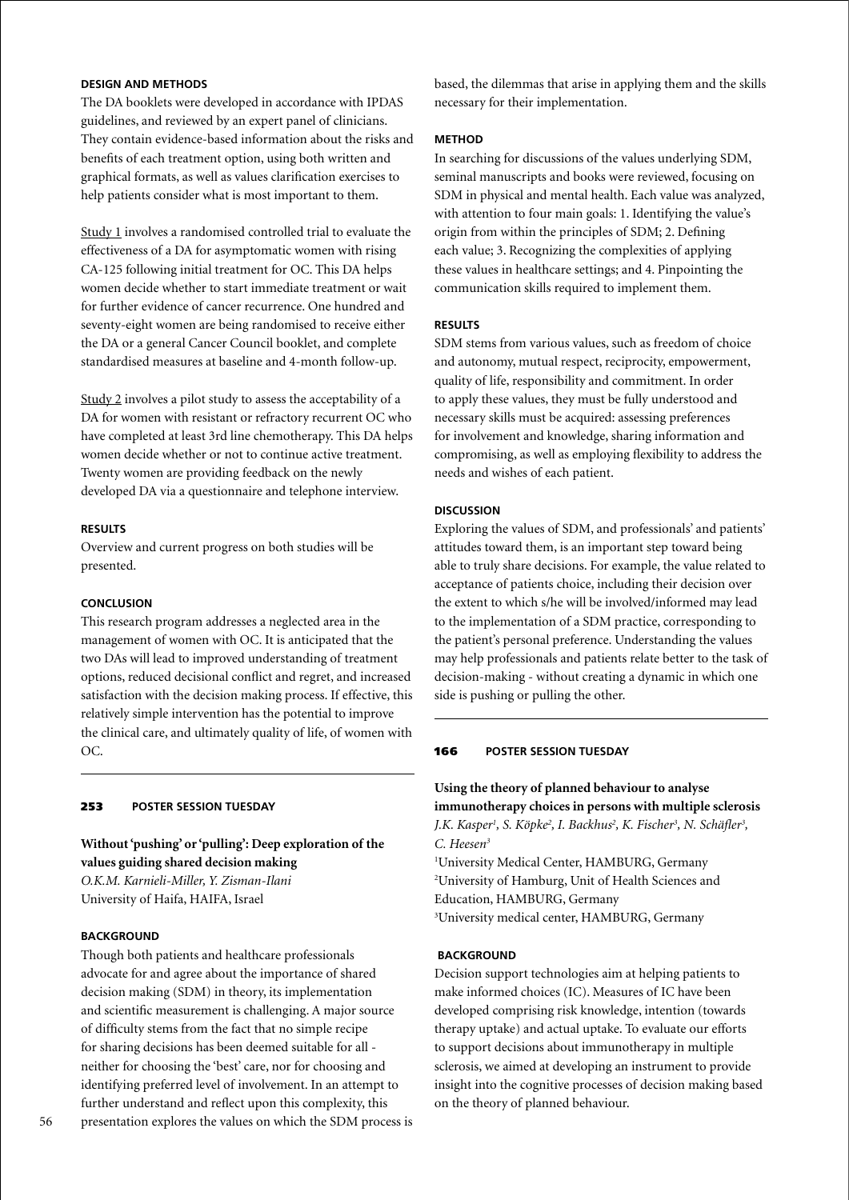**DESIGN AND METHODS**

The DA booklets were developed in accordance with IPDAS guidelines, and reviewed by an expert panel of clinicians. They contain evidence-based information about the risks and benefits of each treatment option, using both written and graphical formats, as well as values clarification exercises to help patients consider what is most important to them.

Study 1 involves a randomised controlled trial to evaluate the effectiveness of a DA for asymptomatic women with rising CA-125 following initial treatment for OC. This DA helps women decide whether to start immediate treatment or wait for further evidence of cancer recurrence. One hundred and seventy-eight women are being randomised to receive either the DA or a general Cancer Council booklet, and complete standardised measures at baseline and 4-month follow-up.

Study 2 involves a pilot study to assess the acceptability of a DA for women with resistant or refractory recurrent OC who have completed at least 3rd line chemotherapy. This DA helps women decide whether or not to continue active treatment. Twenty women are providing feedback on the newly developed DA via a questionnaire and telephone interview.

**RESULTS**

Overview and current progress on both studies will be presented.

**CONCLUSION**

This research program addresses a neglected area in the management of women with OC. It is anticipated that the two DAs will lead to improved understanding of treatment options, reduced decisional conflict and regret, and increased satisfaction with the decision making process. If effective, this relatively simple intervention has the potential to improve the clinical care, and ultimately quality of life, of women with OC.

---

## 253 POSTER SESSION TUESDAY

### Without 'pushing' or 'pulling': Deep exploration of the values guiding shared decision making

*O.K.M. Karnieli-Miller, Y. Zisman-Ilani*
University of Haifa, HAIFA, Israel

**BACKGROUND**

Though both patients and healthcare professionals advocate for and agree about the importance of shared decision making (SDM) in theory, its implementation and scientific measurement is challenging. A major source of difficulty stems from the fact that no simple recipe for sharing decisions has been deemed suitable for all - neither for choosing the 'best' care, nor for choosing and identifying preferred level of involvement. In an attempt to further understand and reflect upon this complexity, this presentation explores the values on which the SDM process is based, the dilemmas that arise in applying them and the skills necessary for their implementation.

**METHOD**

In searching for discussions of the values underlying SDM, seminal manuscripts and books were reviewed, focusing on SDM in physical and mental health. Each value was analyzed, with attention to four main goals: 1. Identifying the value's origin from within the principles of SDM; 2. Defining each value; 3. Recognizing the complexities of applying these values in healthcare settings; and 4. Pinpointing the communication skills required to implement them.

**RESULTS**

SDM stems from various values, such as freedom of choice and autonomy, mutual respect, reciprocity, empowerment, quality of life, responsibility and commitment. In order to apply these values, they must be fully understood and necessary skills must be acquired: assessing preferences for involvement and knowledge, sharing information and compromising, as well as employing flexibility to address the needs and wishes of each patient.

**DISCUSSION**

Exploring the values of SDM, and professionals' and patients' attitudes toward them, is an important step toward being able to truly share decisions. For example, the value related to acceptance of patients choice, including their decision over the extent to which s/he will be involved/informed may lead to the implementation of a SDM practice, corresponding to the patient's personal preference. Understanding the values may help professionals and patients relate better to the task of decision-making - without creating a dynamic in which one side is pushing or pulling the other.

---

## 166 POSTER SESSION TUESDAY

### Using the theory of planned behaviour to analyse immunotherapy choices in persons with multiple sclerosis

*J.K. Kasper[1], S. Köpke[2], I. Backhus[2], K. Fischer[3], N. Schäfler[3], C. Heesen[3]*

[1]University Medical Center, HAMBURG, Germany
[2]University of Hamburg, Unit of Health Sciences and Education, HAMBURG, Germany
[3]University medical center, HAMBURG, Germany

**BACKGROUND**

Decision support technologies aim at helping patients to make informed choices (IC). Measures of IC have been developed comprising risk knowledge, intention (towards therapy uptake) and actual uptake. To evaluate our efforts to support decisions about immunotherapy in multiple sclerosis, we aimed at developing an instrument to provide insight into the cognitive processes of decision making based on the theory of planned behaviour.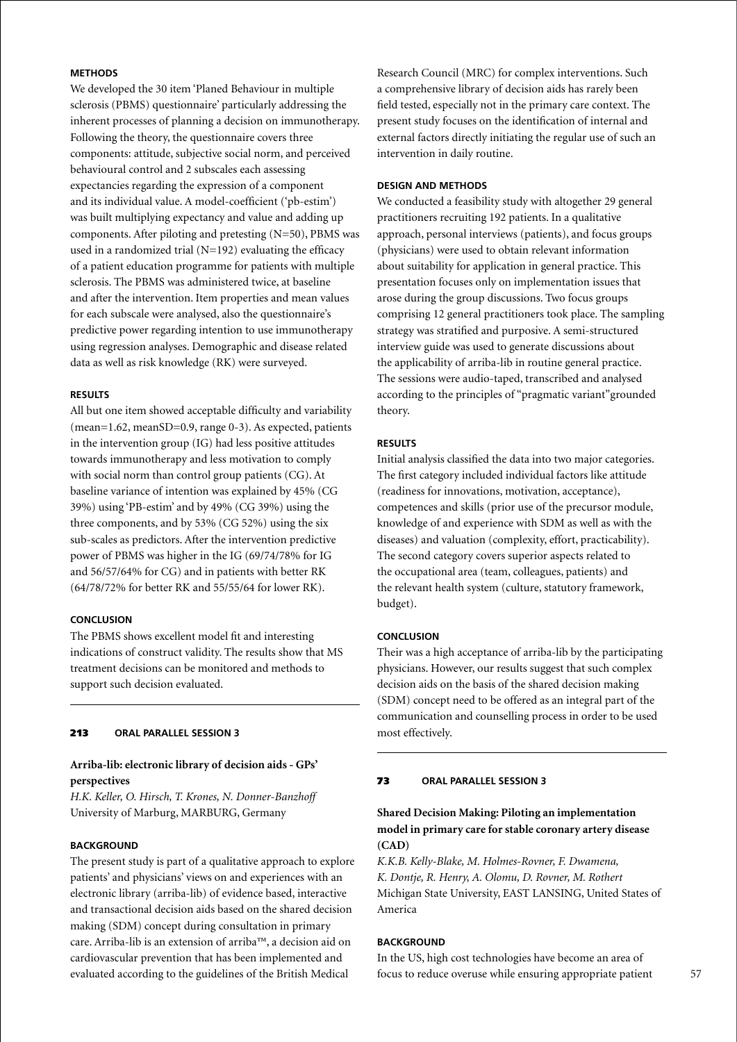**METHODS**

We developed the 30 item 'Planed Behaviour in multiple sclerosis (PBMS) questionnaire' particularly addressing the inherent processes of planning a decision on immunotherapy. Following the theory, the questionnaire covers three components: attitude, subjective social norm, and perceived behavioural control and 2 subscales each assessing expectancies regarding the expression of a component and its individual value. A model-coefficient ('pb-estim') was built multiplying expectancy and value and adding up components. After piloting and pretesting (N=50), PBMS was used in a randomized trial (N=192) evaluating the efficacy of a patient education programme for patients with multiple sclerosis. The PBMS was administered twice, at baseline and after the intervention. Item properties and mean values for each subscale were analysed, also the questionnaire's predictive power regarding intention to use immunotherapy using regression analyses. Demographic and disease related data as well as risk knowledge (RK) were surveyed.

**RESULTS**

All but one item showed acceptable difficulty and variability (mean=1.62, meanSD=0.9, range 0-3). As expected, patients in the intervention group (IG) had less positive attitudes towards immunotherapy and less motivation to comply with social norm than control group patients (CG). At baseline variance of intention was explained by 45% (CG 39%) using 'PB-estim' and by 49% (CG 39%) using the three components, and by 53% (CG 52%) using the six sub-scales as predictors. After the intervention predictive power of PBMS was higher in the IG (69/74/78% for IG and 56/57/64% for CG) and in patients with better RK (64/78/72% for better RK and 55/55/64 for lower RK).

**CONCLUSION**

The PBMS shows excellent model fit and interesting indications of construct validity. The results show that MS treatment decisions can be monitored and methods to support such decision evaluated.

---

**213 ORAL PARALLEL SESSION 3**

## Arriba-lib: electronic library of decision aids - GPs' perspectives

*H.K. Keller, O. Hirsch, T. Krones, N. Donner-Banzhoff*
University of Marburg, MARBURG, Germany

**BACKGROUND**

The present study is part of a qualitative approach to explore patients' and physicians' views on and experiences with an electronic library (arriba-lib) of evidence based, interactive and transactional decision aids based on the shared decision making (SDM) concept during consultation in primary care. Arriba-lib is an extension of arriba™, a decision aid on cardiovascular prevention that has been implemented and evaluated according to the guidelines of the British Medical Research Council (MRC) for complex interventions. Such a comprehensive library of decision aids has rarely been field tested, especially not in the primary care context. The present study focuses on the identification of internal and external factors directly initiating the regular use of such an intervention in daily routine.

**DESIGN AND METHODS**

We conducted a feasibility study with altogether 29 general practitioners recruiting 192 patients. In a qualitative approach, personal interviews (patients), and focus groups (physicians) were used to obtain relevant information about suitability for application in general practice. This presentation focuses only on implementation issues that arose during the group discussions. Two focus groups comprising 12 general practitioners took place. The sampling strategy was stratified and purposive. A semi-structured interview guide was used to generate discussions about the applicability of arriba-lib in routine general practice. The sessions were audio-taped, transcribed and analysed according to the principles of "pragmatic variant"grounded theory.

**RESULTS**

Initial analysis classified the data into two major categories. The first category included individual factors like attitude (readiness for innovations, motivation, acceptance), competences and skills (prior use of the precursor module, knowledge of and experience with SDM as well as with the diseases) and valuation (complexity, effort, practicability). The second category covers superior aspects related to the occupational area (team, colleagues, patients) and the relevant health system (culture, statutory framework, budget).

**CONCLUSION**

Their was a high acceptance of arriba-lib by the participating physicians. However, our results suggest that such complex decision aids on the basis of the shared decision making (SDM) concept need to be offered as an integral part of the communication and counselling process in order to be used most effectively.

---

**73 ORAL PARALLEL SESSION 3**

## Shared Decision Making: Piloting an implementation model in primary care for stable coronary artery disease (CAD)

*K.K.B. Kelly-Blake, M. Holmes-Rovner, F. Dwamena, K. Dontje, R. Henry, A. Olomu, D. Rovner, M. Rothert*
Michigan State University, EAST LANSING, United States of America

**BACKGROUND**

In the US, high cost technologies have become an area of focus to reduce overuse while ensuring appropriate patient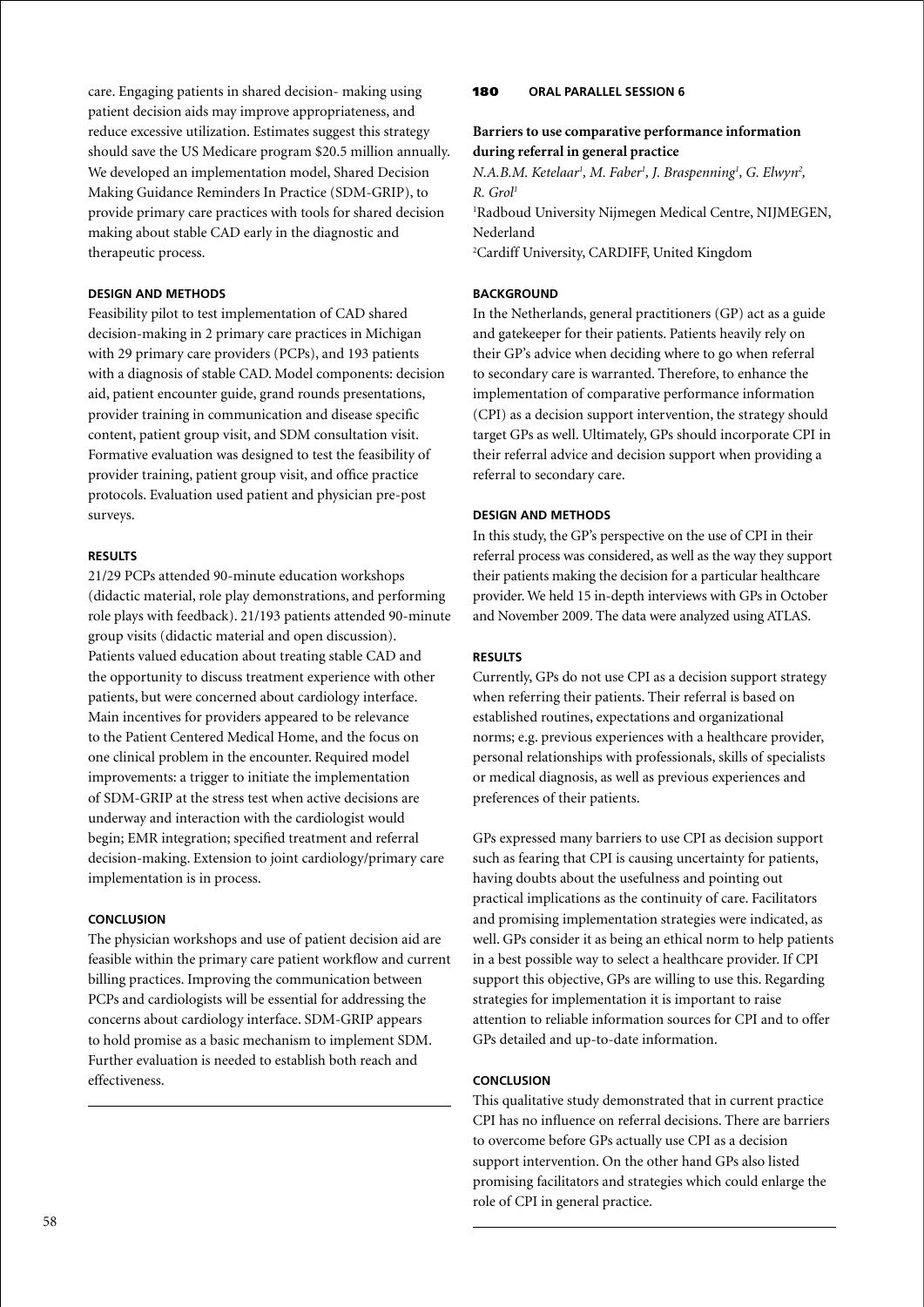care. Engaging patients in shared decision- making using patient decision aids may improve appropriateness, and reduce excessive utilization. Estimates suggest this strategy should save the US Medicare program $20.5 million annually. We developed an implementation model, Shared Decision Making Guidance Reminders In Practice (SDM-GRIP), to provide primary care practices with tools for shared decision making about stable CAD early in the diagnostic and therapeutic process.

#### DESIGN AND METHODS

Feasibility pilot to test implementation of CAD shared decision-making in 2 primary care practices in Michigan with 29 primary care providers (PCPs), and 193 patients with a diagnosis of stable CAD. Model components: decision aid, patient encounter guide, grand rounds presentations, provider training in communication and disease specific content, patient group visit, and SDM consultation visit. Formative evaluation was designed to test the feasibility of provider training, patient group visit, and office practice protocols. Evaluation used patient and physician pre-post surveys.

#### RESULTS

21/29 PCPs attended 90-minute education workshops (didactic material, role play demonstrations, and performing role plays with feedback). 21/193 patients attended 90-minute group visits (didactic material and open discussion). Patients valued education about treating stable CAD and the opportunity to discuss treatment experience with other patients, but were concerned about cardiology interface. Main incentives for providers appeared to be relevance to the Patient Centered Medical Home, and the focus on one clinical problem in the encounter. Required model improvements: a trigger to initiate the implementation of SDM-GRIP at the stress test when active decisions are underway and interaction with the cardiologist would begin; EMR integration; specified treatment and referral decision-making. Extension to joint cardiology/primary care implementation is in process.

#### CONCLUSION

The physician workshops and use of patient decision aid are feasible within the primary care patient workflow and current billing practices. Improving the communication between PCPs and cardiologists will be essential for addressing the concerns about cardiology interface. SDM-GRIP appears to hold promise as a basic mechanism to implement SDM. Further evaluation is needed to establish both reach and effectiveness.

---

## 180 ORAL PARALLEL SESSION 6

### Barriers to use comparative performance information during referral in general practice

*N.A.B.M. Ketelaar[1], M. Faber[1], J. Braspenning[1], G. Elwyn[2], R. Grol[1]*

[1]Radboud University Nijmegen Medical Centre, NIJMEGEN, Nederland

[2]Cardiff University, CARDIFF, United Kingdom

#### BACKGROUND

In the Netherlands, general practitioners (GP) act as a guide and gatekeeper for their patients. Patients heavily rely on their GP's advice when deciding where to go when referral to secondary care is warranted. Therefore, to enhance the implementation of comparative performance information (CPI) as a decision support intervention, the strategy should target GPs as well. Ultimately, GPs should incorporate CPI in their referral advice and decision support when providing a referral to secondary care.

#### DESIGN AND METHODS

In this study, the GP's perspective on the use of CPI in their referral process was considered, as well as the way they support their patients making the decision for a particular healthcare provider. We held 15 in-depth interviews with GPs in October and November 2009. The data were analyzed using ATLAS.

#### RESULTS

Currently, GPs do not use CPI as a decision support strategy when referring their patients. Their referral is based on established routines, expectations and organizational norms; e.g. previous experiences with a healthcare provider, personal relationships with professionals, skills of specialists or medical diagnosis, as well as previous experiences and preferences of their patients.

GPs expressed many barriers to use CPI as decision support such as fearing that CPI is causing uncertainty for patients, having doubts about the usefulness and pointing out practical implications as the continuity of care. Facilitators and promising implementation strategies were indicated, as well. GPs consider it as being an ethical norm to help patients in a best possible way to select a healthcare provider. If CPI support this objective, GPs are willing to use this. Regarding strategies for implementation it is important to raise attention to reliable information sources for CPI and to offer GPs detailed and up-to-date information.

#### CONCLUSION

This qualitative study demonstrated that in current practice CPI has no influence on referral decisions. There are barriers to overcome before GPs actually use CPI as a decision support intervention. On the other hand GPs also listed promising facilitators and strategies which could enlarge the role of CPI in general practice.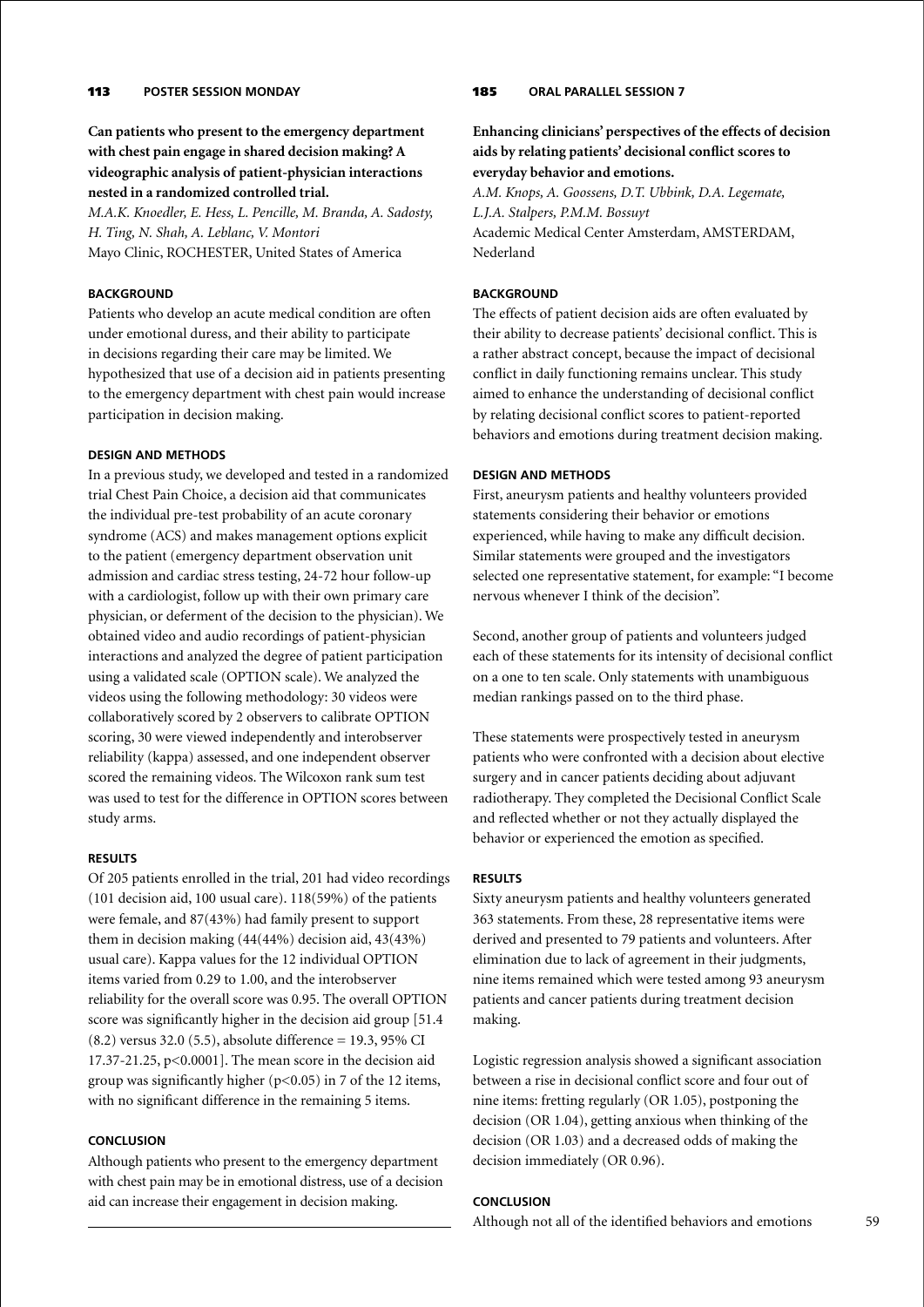**113 POSTER SESSION MONDAY**

## Can patients who present to the emergency department with chest pain engage in shared decision making? A videographic analysis of patient-physician interactions nested in a randomized controlled trial.

*M.A.K. Knoedler, E. Hess, L. Pencille, M. Branda, A. Sadosty, H. Ting, N. Shah, A. Leblanc, V. Montori*
Mayo Clinic, ROCHESTER, United States of America

### BACKGROUND

Patients who develop an acute medical condition are often under emotional duress, and their ability to participate in decisions regarding their care may be limited. We hypothesized that use of a decision aid in patients presenting to the emergency department with chest pain would increase participation in decision making.

### DESIGN AND METHODS

In a previous study, we developed and tested in a randomized trial Chest Pain Choice, a decision aid that communicates the individual pre-test probability of an acute coronary syndrome (ACS) and makes management options explicit to the patient (emergency department observation unit admission and cardiac stress testing, 24-72 hour follow-up with a cardiologist, follow up with their own primary care physician, or deferment of the decision to the physician). We obtained video and audio recordings of patient-physician interactions and analyzed the degree of patient participation using a validated scale (OPTION scale). We analyzed the videos using the following methodology: 30 videos were collaboratively scored by 2 observers to calibrate OPTION scoring, 30 were viewed independently and interobserver reliability (kappa) assessed, and one independent observer scored the remaining videos. The Wilcoxon rank sum test was used to test for the difference in OPTION scores between study arms.

### RESULTS

Of 205 patients enrolled in the trial, 201 had video recordings (101 decision aid, 100 usual care). 118(59%) of the patients were female, and 87(43%) had family present to support them in decision making (44(44%) decision aid, 43(43%) usual care). Kappa values for the 12 individual OPTION items varied from 0.29 to 1.00, and the interobserver reliability for the overall score was 0.95. The overall OPTION score was significantly higher in the decision aid group [51.4 (8.2) versus 32.0 (5.5), absolute difference = 19.3, 95% CI 17.37-21.25, $p<0.0001$]. The mean score in the decision aid group was significantly higher ($p<0.05$) in 7 of the 12 items, with no significant difference in the remaining 5 items.

### CONCLUSION

Although patients who present to the emergency department with chest pain may be in emotional distress, use of a decision aid can increase their engagement in decision making.

**185 ORAL PARALLEL SESSION 7**

## Enhancing clinicians' perspectives of the effects of decision aids by relating patients' decisional conflict scores to everyday behavior and emotions.

*A.M. Knops, A. Goossens, D.T. Ubbink, D.A. Legemate, L.J.A. Stalpers, P.M.M. Bossuyt*
Academic Medical Center Amsterdam, AMSTERDAM, Nederland

### BACKGROUND

The effects of patient decision aids are often evaluated by their ability to decrease patients' decisional conflict. This is a rather abstract concept, because the impact of decisional conflict in daily functioning remains unclear. This study aimed to enhance the understanding of decisional conflict by relating decisional conflict scores to patient-reported behaviors and emotions during treatment decision making.

### DESIGN AND METHODS

First, aneurysm patients and healthy volunteers provided statements considering their behavior or emotions experienced, while having to make any difficult decision. Similar statements were grouped and the investigators selected one representative statement, for example: "I become nervous whenever I think of the decision".

Second, another group of patients and volunteers judged each of these statements for its intensity of decisional conflict on a one to ten scale. Only statements with unambiguous median rankings passed on to the third phase.

These statements were prospectively tested in aneurysm patients who were confronted with a decision about elective surgery and in cancer patients deciding about adjuvant radiotherapy. They completed the Decisional Conflict Scale and reflected whether or not they actually displayed the behavior or experienced the emotion as specified.

### RESULTS

Sixty aneurysm patients and healthy volunteers generated 363 statements. From these, 28 representative items were derived and presented to 79 patients and volunteers. After elimination due to lack of agreement in their judgments, nine items remained which were tested among 93 aneurysm patients and cancer patients during treatment decision making.

Logistic regression analysis showed a significant association between a rise in decisional conflict score and four out of nine items: fretting regularly (OR 1.05), postponing the decision (OR 1.04), getting anxious when thinking of the decision (OR 1.03) and a decreased odds of making the decision immediately (OR 0.96).

### CONCLUSION

Although not all of the identified behaviors and emotions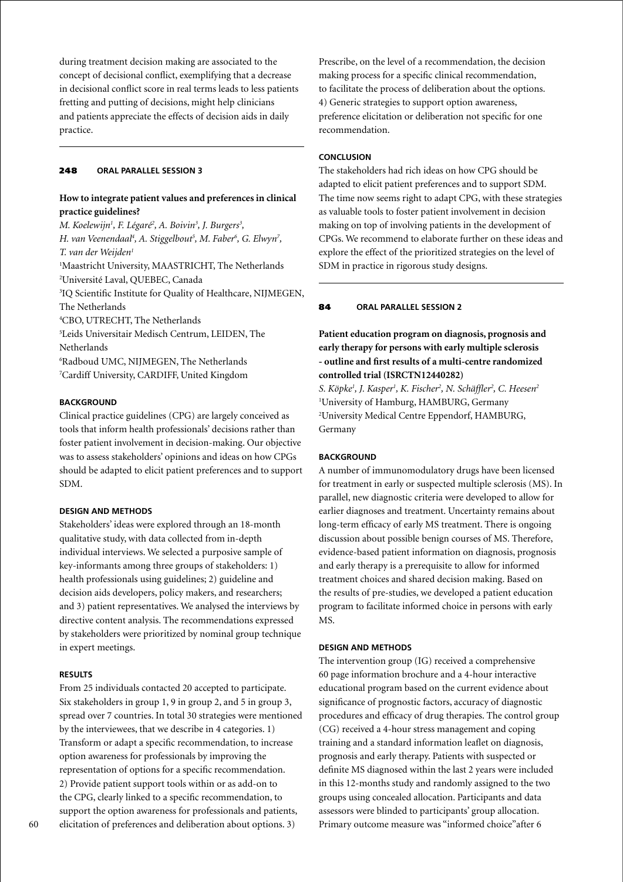during treatment decision making are associated to the concept of decisional conflict, exemplifying that a decrease in decisional conflict score in real terms leads to less patients fretting and putting of decisions, might help clinicians and patients appreciate the effects of decision aids in daily practice.

---

**248 ORAL PARALLEL SESSION 3**

## How to integrate patient values and preferences in clinical practice guidelines?

*M. Koelewijn[1], F. Légaré[2], A. Boivin[3], J. Burgers[3], H. van Veenendaal[4], A. Stiggelbout[5], M. Faber[6], G. Elwyn[7], T. van der Weijden[1]*

[1]Maastricht University, MAASTRICHT, The Netherlands
[2]Université Laval, QUEBEC, Canada
[3]IQ Scientific Institute for Quality of Healthcare, NIJMEGEN, The Netherlands
[4]CBO, UTRECHT, The Netherlands
[5]Leids Universitair Medisch Centrum, LEIDEN, The Netherlands
[6]Radboud UMC, NIJMEGEN, The Netherlands
[7]Cardiff University, CARDIFF, United Kingdom

### BACKGROUND

Clinical practice guidelines (CPG) are largely conceived as tools that inform health professionals' decisions rather than foster patient involvement in decision-making. Our objective was to assess stakeholders' opinions and ideas on how CPGs should be adapted to elicit patient preferences and to support SDM.

### DESIGN AND METHODS

Stakeholders' ideas were explored through an 18-month qualitative study, with data collected from in-depth individual interviews. We selected a purposive sample of key-informants among three groups of stakeholders: 1) health professionals using guidelines; 2) guideline and decision aids developers, policy makers, and researchers; and 3) patient representatives. We analysed the interviews by directive content analysis. The recommendations expressed by stakeholders were prioritized by nominal group technique in expert meetings.

### RESULTS

From 25 individuals contacted 20 accepted to participate. Six stakeholders in group 1, 9 in group 2, and 5 in group 3, spread over 7 countries. In total 30 strategies were mentioned by the interviewees, that we describe in 4 categories. 1) Transform or adapt a specific recommendation, to increase option awareness for professionals by improving the representation of options for a specific recommendation. 2) Provide patient support tools within or as add-on to the CPG, clearly linked to a specific recommendation, to support the option awareness for professionals and patients, elicitation of preferences and deliberation about options. 3) Prescribe, on the level of a recommendation, the decision making process for a specific clinical recommendation, to facilitate the process of deliberation about the options. 4) Generic strategies to support option awareness, preference elicitation or deliberation not specific for one recommendation.

### CONCLUSION

The stakeholders had rich ideas on how CPG should be adapted to elicit patient preferences and to support SDM. The time now seems right to adapt CPG, with these strategies as valuable tools to foster patient involvement in decision making on top of involving patients in the development of CPGs. We recommend to elaborate further on these ideas and explore the effect of the prioritized strategies on the level of SDM in practice in rigorous study designs.

---

**84 ORAL PARALLEL SESSION 2**

## Patient education program on diagnosis, prognosis and early therapy for persons with early multiple sclerosis - outline and first results of a multi-centre randomized controlled trial (ISRCTN12440282)

*S. Köpke[1], J. Kasper[1], K. Fischer[2], N. Schäffler[2], C. Heesen[2]*

[1]University of Hamburg, HAMBURG, Germany
[2]University Medical Centre Eppendorf, HAMBURG, Germany

### BACKGROUND

A number of immunomodulatory drugs have been licensed for treatment in early or suspected multiple sclerosis (MS). In parallel, new diagnostic criteria were developed to allow for earlier diagnoses and treatment. Uncertainty remains about long-term efficacy of early MS treatment. There is ongoing discussion about possible benign courses of MS. Therefore, evidence-based patient information on diagnosis, prognosis and early therapy is a prerequisite to allow for informed treatment choices and shared decision making. Based on the results of pre-studies, we developed a patient education program to facilitate informed choice in persons with early MS.

### DESIGN AND METHODS

The intervention group (IG) received a comprehensive 60 page information brochure and a 4-hour interactive educational program based on the current evidence about significance of prognostic factors, accuracy of diagnostic procedures and efficacy of drug therapies. The control group (CG) received a 4-hour stress management and coping training and a standard information leaflet on diagnosis, prognosis and early therapy. Patients with suspected or definite MS diagnosed within the last 2 years were included in this 12-months study and randomly assigned to the two groups using concealed allocation. Participants and data assessors were blinded to participants' group allocation. Primary outcome measure was "informed choice"after 6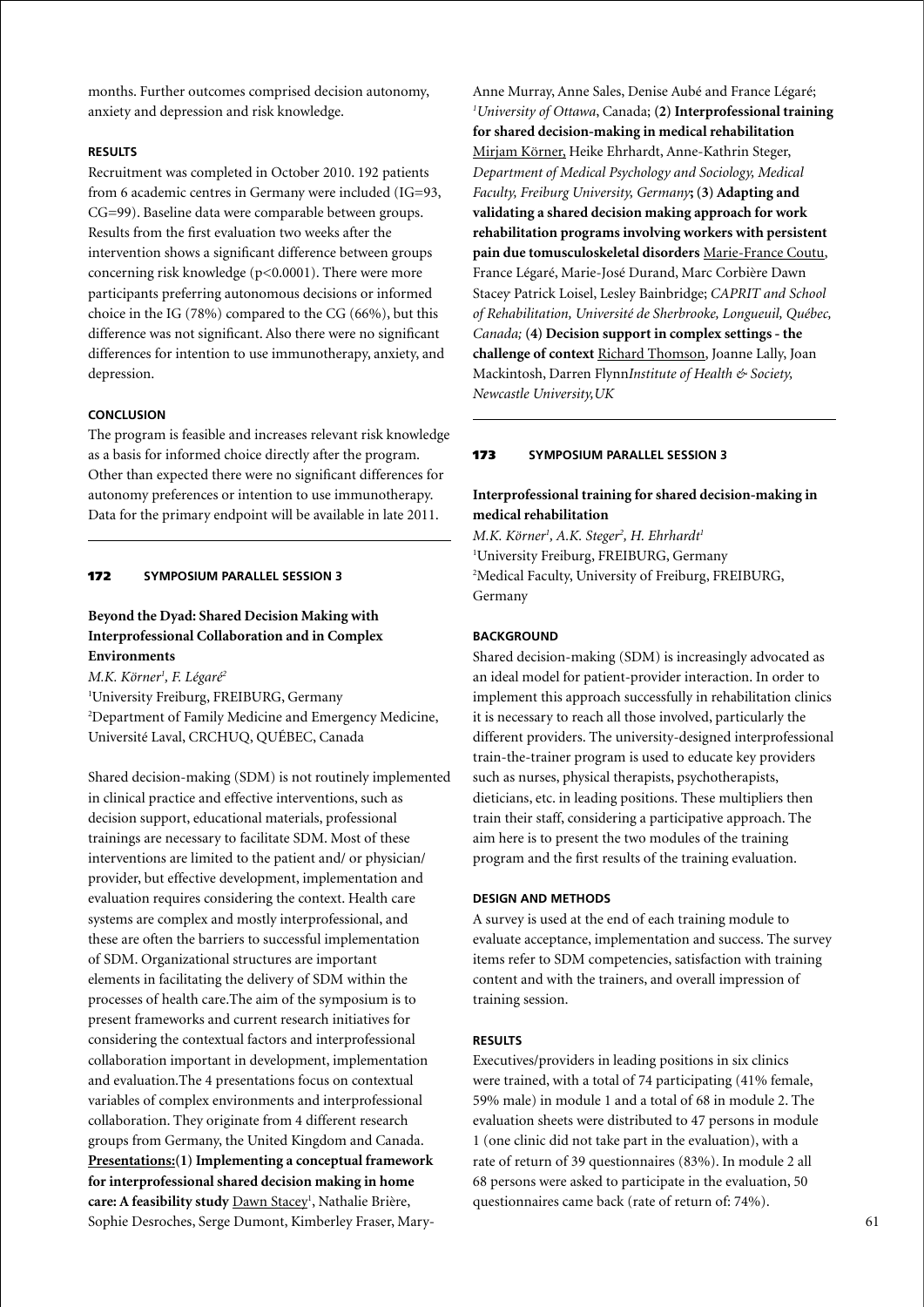months. Further outcomes comprised decision autonomy, anxiety and depression and risk knowledge.

### RESULTS

Recruitment was completed in October 2010. 192 patients from 6 academic centres in Germany were included (IG=93, CG=99). Baseline data were comparable between groups. Results from the first evaluation two weeks after the intervention shows a significant difference between groups concerning risk knowledge ($p<0.0001$). There were more participants preferring autonomous decisions or informed choice in the IG (78%) compared to the CG (66%), but this difference was not significant. Also there were no significant differences for intention to use immunotherapy, anxiety, and depression.

### CONCLUSION

The program is feasible and increases relevant risk knowledge as a basis for informed choice directly after the program. Other than expected there were no significant differences for autonomy preferences or intention to use immunotherapy. Data for the primary endpoint will be available in late 2011.

---

## 172 SYMPOSIUM PARALLEL SESSION 3

### Beyond the Dyad: Shared Decision Making with Interprofessional Collaboration and in Complex Environments

*M.K. Körner[1], F. Légaré[2]*
[1]University Freiburg, FREIBURG, Germany
[2]Department of Family Medicine and Emergency Medicine, Université Laval, CRCHUQ, QUÉBEC, Canada

Shared decision-making (SDM) is not routinely implemented in clinical practice and effective interventions, such as decision support, educational materials, professional trainings are necessary to facilitate SDM. Most of these interventions are limited to the patient and/ or physician/ provider, but effective development, implementation and evaluation requires considering the context. Health care systems are complex and mostly interprofessional, and these are often the barriers to successful implementation of SDM. Organizational structures are important elements in facilitating the delivery of SDM within the processes of health care.The aim of the symposium is to present frameworks and current research initiatives for considering the contextual factors and interprofessional collaboration important in development, implementation and evaluation.The 4 presentations focus on contextual variables of complex environments and interprofessional collaboration. They originate from 4 different research groups from Germany, the United Kingdom and Canada. **Presentations:(1) Implementing a conceptual framework for interprofessional shared decision making in home care: A feasibility study** Dawn Stacey[1], Nathalie Brière, Sophie Desroches, Serge Dumont, Kimberley Fraser, Mary-Anne Murray, Anne Sales, Denise Aubé and France Légaré; [1]*University of Ottawa*, Canada; **(2) Interprofessional training for shared decision-making in medical rehabilitation** Mirjam Körner, Heike Ehrhardt, Anne-Kathrin Steger, *Department of Medical Psychology and Sociology, Medical Faculty, Freiburg University, Germany*; **(3) Adapting and validating a shared decision making approach for work rehabilitation programs involving workers with persistent pain due tomusculoskeletal disorders** Marie-France Coutu, France Légaré, Marie-José Durand, Marc Corbière Dawn Stacey Patrick Loisel, Lesley Bainbridge; *CAPRIT and School of Rehabilitation, Université de Sherbrooke, Longueuil, Québec, Canada;* **(4) Decision support in complex settings - the challenge of context** Richard Thomson, Joanne Lally, Joan Mackintosh, Darren Flynn*Institute of Health & Society, Newcastle University,UK*

---

## 173 SYMPOSIUM PARALLEL SESSION 3

### Interprofessional training for shared decision-making in medical rehabilitation

*M.K. Körner[1], A.K. Steger[2], H. Ehrhardt[1]*
[1]University Freiburg, FREIBURG, Germany
[2]Medical Faculty, University of Freiburg, FREIBURG, Germany

### BACKGROUND

Shared decision-making (SDM) is increasingly advocated as an ideal model for patient-provider interaction. In order to implement this approach successfully in rehabilitation clinics it is necessary to reach all those involved, particularly the different providers. The university-designed interprofessional train-the-trainer program is used to educate key providers such as nurses, physical therapists, psychotherapists, dieticians, etc. in leading positions. These multipliers then train their staff, considering a participative approach. The aim here is to present the two modules of the training program and the first results of the training evaluation.

### DESIGN AND METHODS

A survey is used at the end of each training module to evaluate acceptance, implementation and success. The survey items refer to SDM competencies, satisfaction with training content and with the trainers, and overall impression of training session.

### RESULTS

Executives/providers in leading positions in six clinics were trained, with a total of 74 participating (41% female, 59% male) in module 1 and a total of 68 in module 2. The evaluation sheets were distributed to 47 persons in module 1 (one clinic did not take part in the evaluation), with a rate of return of 39 questionnaires (83%). In module 2 all 68 persons were asked to participate in the evaluation, 50 questionnaires came back (rate of return of: 74%).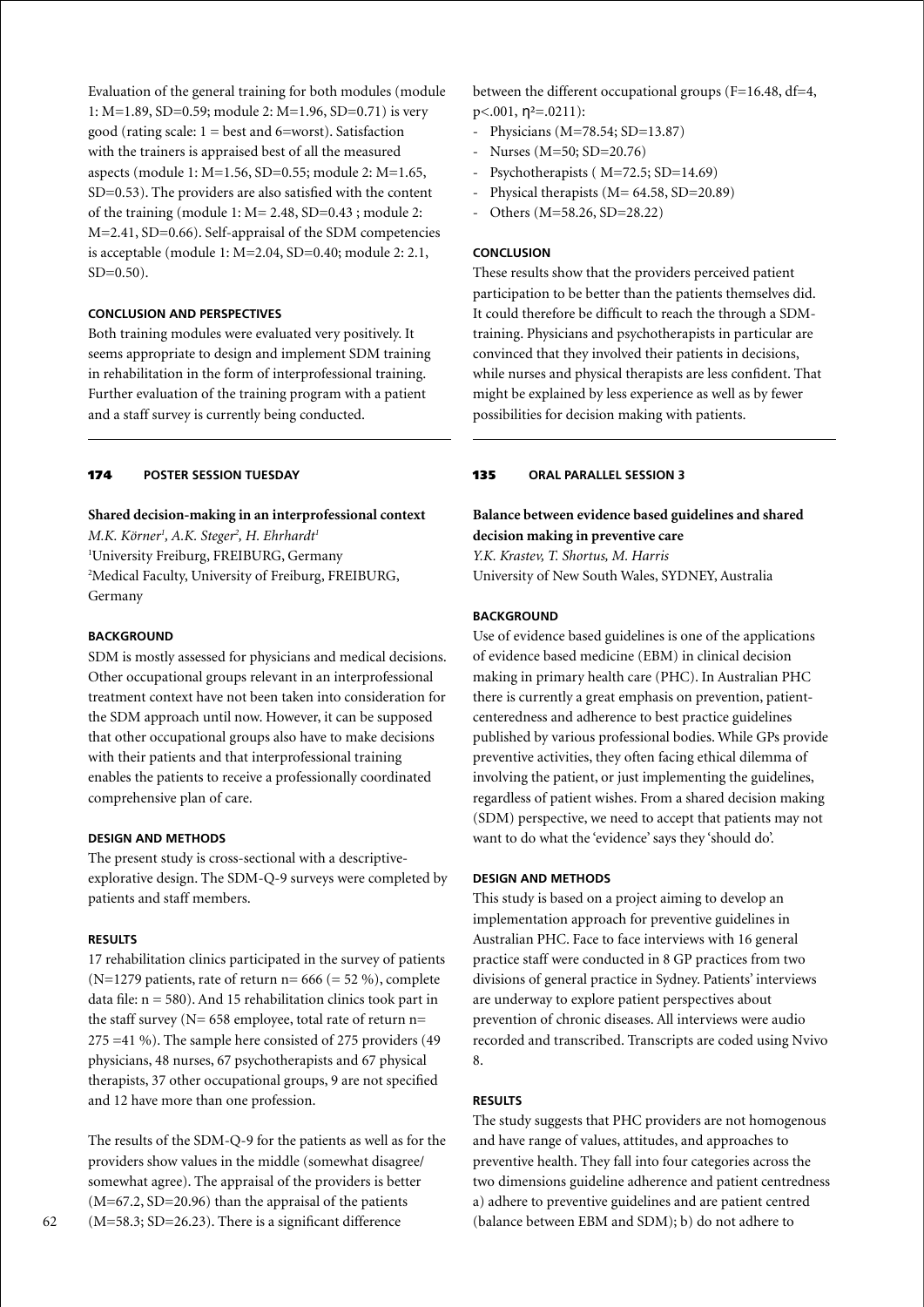Evaluation of the general training for both modules (module 1: M=1.89, SD=0.59; module 2: M=1.96, SD=0.71) is very good (rating scale: 1 = best and 6=worst). Satisfaction with the trainers is appraised best of all the measured aspects (module 1: M=1.56, SD=0.55; module 2: M=1.65, SD=0.53). The providers are also satisfied with the content of the training (module 1: M= 2.48, SD=0.43 ; module 2: M=2.41, SD=0.66). Self-appraisal of the SDM competencies is acceptable (module 1: M=2.04, SD=0.40; module 2: 2.1, SD=0.50).

### CONCLUSION AND PERSPECTIVES

Both training modules were evaluated very positively. It seems appropriate to design and implement SDM training in rehabilitation in the form of interprofessional training. Further evaluation of the training program with a patient and a staff survey is currently being conducted.

---

**174 POSTER SESSION TUESDAY**

## Shared decision-making in an interprofessional context

*M.K. Körner[1], A.K. Steger[2], H. Ehrhardt[1]*
[1]University Freiburg, FREIBURG, Germany
[2]Medical Faculty, University of Freiburg, FREIBURG, Germany

### BACKGROUND

SDM is mostly assessed for physicians and medical decisions. Other occupational groups relevant in an interprofessional treatment context have not been taken into consideration for the SDM approach until now. However, it can be supposed that other occupational groups also have to make decisions with their patients and that interprofessional training enables the patients to receive a professionally coordinated comprehensive plan of care.

### DESIGN AND METHODS

The present study is cross-sectional with a descriptive-explorative design. The SDM-Q-9 surveys were completed by patients and staff members.

### RESULTS

17 rehabilitation clinics participated in the survey of patients (N=1279 patients, rate of return n= 666 (= 52 %), complete data file: n = 580). And 15 rehabilitation clinics took part in the staff survey (N= 658 employee, total rate of return n= 275 =41 %). The sample here consisted of 275 providers (49 physicians, 48 nurses, 67 psychotherapists and 67 physical therapists, 37 other occupational groups, 9 are not specified and 12 have more than one profession.

The results of the SDM-Q-9 for the patients as well as for the providers show values in the middle (somewhat disagree/ somewhat agree). The appraisal of the providers is better (M=67.2, SD=20.96) than the appraisal of the patients (M=58.3; SD=26.23). There is a significant difference between the different occupational groups (F=16.48, df=4, $p<.001$, $\eta^2=.0211$):

- Physicians (M=78.54; SD=13.87)
- Nurses (M=50; SD=20.76)
- Psychotherapists ( M=72.5; SD=14.69)
- Physical therapists (M= 64.58, SD=20.89)
- Others (M=58.26, SD=28.22)

### CONCLUSION

These results show that the providers perceived patient participation to be better than the patients themselves did. It could therefore be difficult to reach the through a SDM-training. Physicians and psychotherapists in particular are convinced that they involved their patients in decisions, while nurses and physical therapists are less confident. That might be explained by less experience as well as by fewer possibilities for decision making with patients.

---

**135 ORAL PARALLEL SESSION 3**

## Balance between evidence based guidelines and shared decision making in preventive care

*Y.K. Krastev, T. Shortus, M. Harris*
University of New South Wales, SYDNEY, Australia

### BACKGROUND

Use of evidence based guidelines is one of the applications of evidence based medicine (EBM) in clinical decision making in primary health care (PHC). In Australian PHC there is currently a great emphasis on prevention, patient-centeredness and adherence to best practice guidelines published by various professional bodies. While GPs provide preventive activities, they often facing ethical dilemma of involving the patient, or just implementing the guidelines, regardless of patient wishes. From a shared decision making (SDM) perspective, we need to accept that patients may not want to do what the 'evidence' says they 'should do'.

### DESIGN AND METHODS

This study is based on a project aiming to develop an implementation approach for preventive guidelines in Australian PHC. Face to face interviews with 16 general practice staff were conducted in 8 GP practices from two divisions of general practice in Sydney. Patients' interviews are underway to explore patient perspectives about prevention of chronic diseases. All interviews were audio recorded and transcribed. Transcripts are coded using Nvivo 8.

### RESULTS

The study suggests that PHC providers are not homogenous and have range of values, attitudes, and approaches to preventive health. They fall into four categories across the two dimensions guideline adherence and patient centredness a) adhere to preventive guidelines and are patient centred (balance between EBM and SDM); b) do not adhere to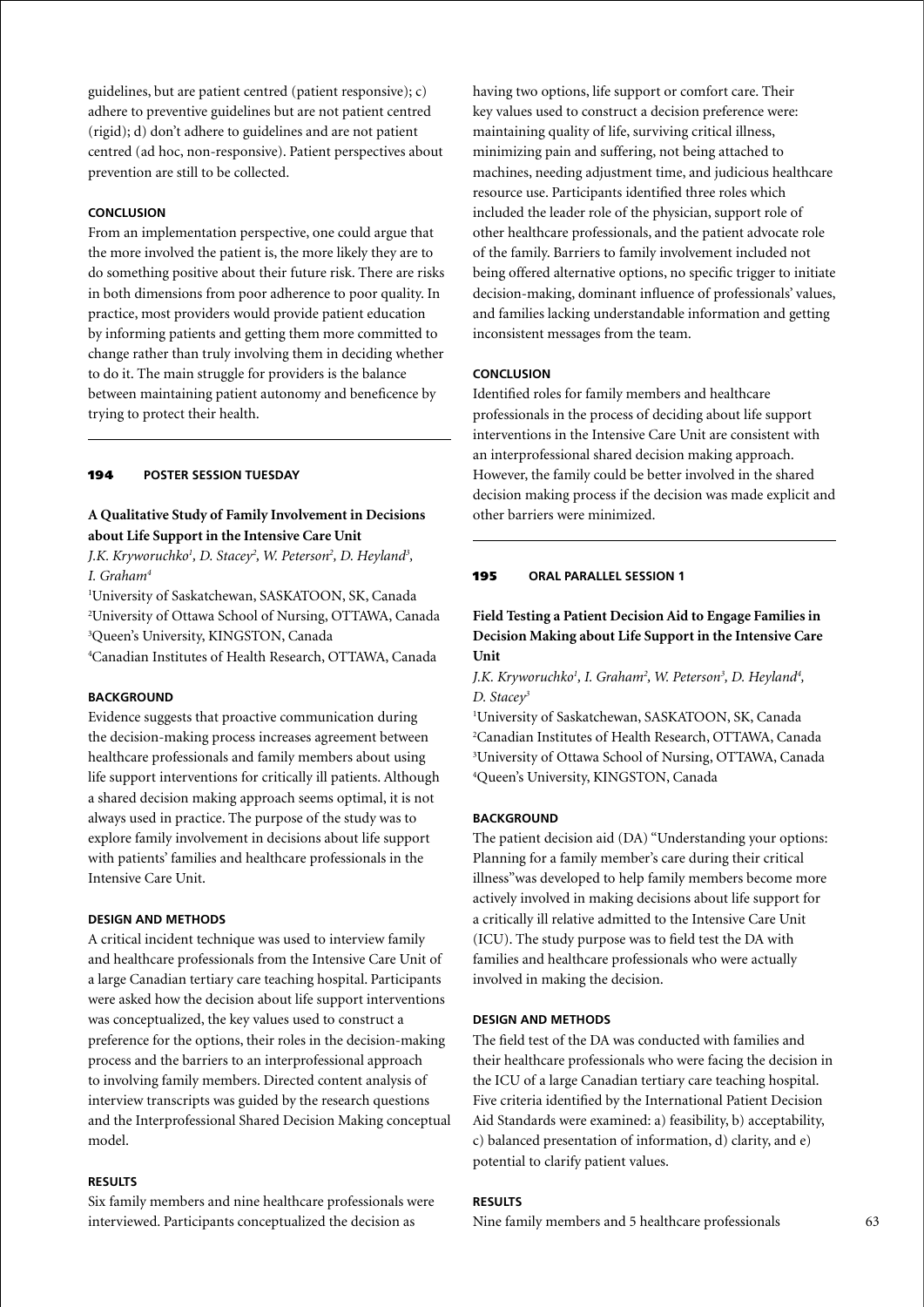guidelines, but are patient centred (patient responsive); c) adhere to preventive guidelines but are not patient centred (rigid); d) don't adhere to guidelines and are not patient centred (ad hoc, non-responsive). Patient perspectives about prevention are still to be collected.

#### CONCLUSION

From an implementation perspective, one could argue that the more involved the patient is, the more likely they are to do something positive about their future risk. There are risks in both dimensions from poor adherence to poor quality. In practice, most providers would provide patient education by informing patients and getting them more committed to change rather than truly involving them in deciding whether to do it. The main struggle for providers is the balance between maintaining patient autonomy and beneficence by trying to protect their health.

---

**194 POSTER SESSION TUESDAY**

### A Qualitative Study of Family Involvement in Decisions about Life Support in the Intensive Care Unit

*J.K. Kryworuchko[1], D. Stacey[2], W. Peterson[2], D. Heyland[3], I. Graham[4]*

[1]University of Saskatchewan, SASKATOON, SK, Canada
[2]University of Ottawa School of Nursing, OTTAWA, Canada
[3]Queen's University, KINGSTON, Canada
[4]Canadian Institutes of Health Research, OTTAWA, Canada

#### BACKGROUND

Evidence suggests that proactive communication during the decision-making process increases agreement between healthcare professionals and family members about using life support interventions for critically ill patients. Although a shared decision making approach seems optimal, it is not always used in practice. The purpose of the study was to explore family involvement in decisions about life support with patients' families and healthcare professionals in the Intensive Care Unit.

#### DESIGN AND METHODS

A critical incident technique was used to interview family and healthcare professionals from the Intensive Care Unit of a large Canadian tertiary care teaching hospital. Participants were asked how the decision about life support interventions was conceptualized, the key values used to construct a preference for the options, their roles in the decision-making process and the barriers to an interprofessional approach to involving family members. Directed content analysis of interview transcripts was guided by the research questions and the Interprofessional Shared Decision Making conceptual model.

#### RESULTS

Six family members and nine healthcare professionals were interviewed. Participants conceptualized the decision as having two options, life support or comfort care. Their key values used to construct a decision preference were: maintaining quality of life, surviving critical illness, minimizing pain and suffering, not being attached to machines, needing adjustment time, and judicious healthcare resource use. Participants identified three roles which included the leader role of the physician, support role of other healthcare professionals, and the patient advocate role of the family. Barriers to family involvement included not being offered alternative options, no specific trigger to initiate decision-making, dominant influence of professionals' values, and families lacking understandable information and getting inconsistent messages from the team.

#### CONCLUSION

Identified roles for family members and healthcare professionals in the process of deciding about life support interventions in the Intensive Care Unit are consistent with an interprofessional shared decision making approach. However, the family could be better involved in the shared decision making process if the decision was made explicit and other barriers were minimized.

---

**195 ORAL PARALLEL SESSION 1**

### Field Testing a Patient Decision Aid to Engage Families in Decision Making about Life Support in the Intensive Care Unit

*J.K. Kryworuchko[1], I. Graham[2], W. Peterson[3], D. Heyland[4], D. Stacey[3]*

[1]University of Saskatchewan, SASKATOON, SK, Canada
[2]Canadian Institutes of Health Research, OTTAWA, Canada
[3]University of Ottawa School of Nursing, OTTAWA, Canada
[4]Queen's University, KINGSTON, Canada

#### BACKGROUND

The patient decision aid (DA) "Understanding your options: Planning for a family member's care during their critical illness"was developed to help family members become more actively involved in making decisions about life support for a critically ill relative admitted to the Intensive Care Unit (ICU). The study purpose was to field test the DA with families and healthcare professionals who were actually involved in making the decision.

#### DESIGN AND METHODS

The field test of the DA was conducted with families and their healthcare professionals who were facing the decision in the ICU of a large Canadian tertiary care teaching hospital. Five criteria identified by the International Patient Decision Aid Standards were examined: a) feasibility, b) acceptability, c) balanced presentation of information, d) clarity, and e) potential to clarify patient values.

#### RESULTS

Nine family members and 5 healthcare professionals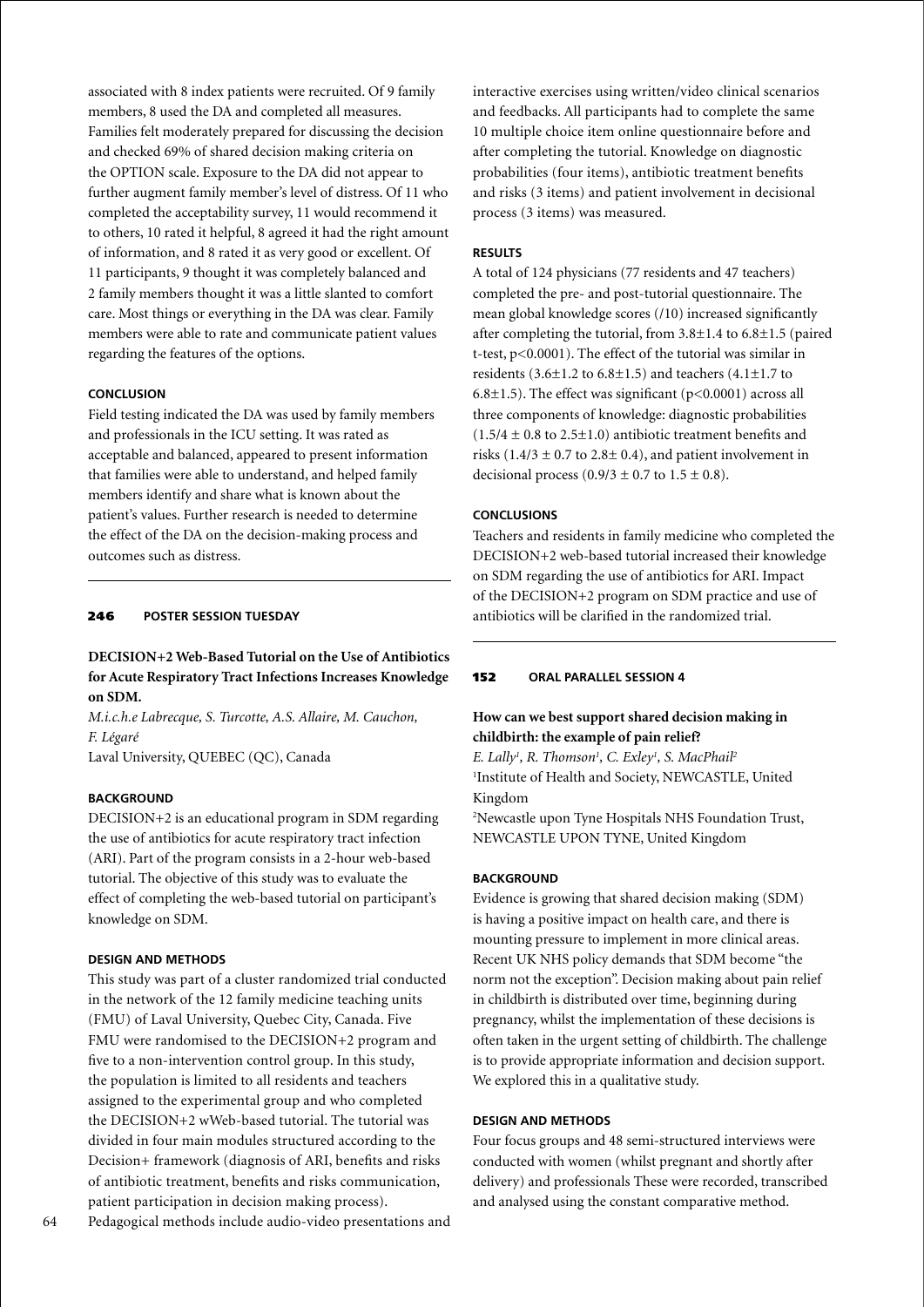associated with 8 index patients were recruited. Of 9 family members, 8 used the DA and completed all measures. Families felt moderately prepared for discussing the decision and checked 69% of shared decision making criteria on the OPTION scale. Exposure to the DA did not appear to further augment family member's level of distress. Of 11 who completed the acceptability survey, 11 would recommend it to others, 10 rated it helpful, 8 agreed it had the right amount of information, and 8 rated it as very good or excellent. Of 11 participants, 9 thought it was completely balanced and 2 family members thought it was a little slanted to comfort care. Most things or everything in the DA was clear. Family members were able to rate and communicate patient values regarding the features of the options.

#### CONCLUSION

Field testing indicated the DA was used by family members and professionals in the ICU setting. It was rated as acceptable and balanced, appeared to present information that families were able to understand, and helped family members identify and share what is known about the patient's values. Further research is needed to determine the effect of the DA on the decision-making process and outcomes such as distress.

---

**246 POSTER SESSION TUESDAY**

### DECISION+2 Web-Based Tutorial on the Use of Antibiotics for Acute Respiratory Tract Infections Increases Knowledge on SDM.

*M.i.c.h.e Labrecque, S. Turcotte, A.S. Allaire, M. Cauchon, F. Légaré*
Laval University, QUEBEC (QC), Canada

#### BACKGROUND

DECISION+2 is an educational program in SDM regarding the use of antibiotics for acute respiratory tract infection (ARI). Part of the program consists in a 2-hour web-based tutorial. The objective of this study was to evaluate the effect of completing the web-based tutorial on participant's knowledge on SDM.

#### DESIGN AND METHODS

This study was part of a cluster randomized trial conducted in the network of the 12 family medicine teaching units (FMU) of Laval University, Quebec City, Canada. Five FMU were randomised to the DECISION+2 program and five to a non-intervention control group. In this study, the population is limited to all residents and teachers assigned to the experimental group and who completed the DECISION+2 wWeb-based tutorial. The tutorial was divided in four main modules structured according to the Decision+ framework (diagnosis of ARI, benefits and risks of antibiotic treatment, benefits and risks communication, patient participation in decision making process). Pedagogical methods include audio-video presentations and interactive exercises using written/video clinical scenarios and feedbacks. All participants had to complete the same 10 multiple choice item online questionnaire before and after completing the tutorial. Knowledge on diagnostic probabilities (four items), antibiotic treatment benefits and risks (3 items) and patient involvement in decisional process (3 items) was measured.

#### RESULTS

A total of 124 physicians (77 residents and 47 teachers) completed the pre- and post-tutorial questionnaire. The mean global knowledge scores (/10) increased significantly after completing the tutorial, from 3.8±1.4 to 6.8±1.5 (paired t-test, p<0.0001). The effect of the tutorial was similar in residents (3.6±1.2 to 6.8±1.5) and teachers (4.1±1.7 to 6.8±1.5). The effect was significant (p<0.0001) across all three components of knowledge: diagnostic probabilities (1.5/4 ± 0.8 to 2.5±1.0) antibiotic treatment benefits and risks (1.4/3 ± 0.7 to 2.8± 0.4), and patient involvement in decisional process (0.9/3 ± 0.7 to 1.5 ± 0.8).

#### CONCLUSIONS

Teachers and residents in family medicine who completed the DECISION+2 web-based tutorial increased their knowledge on SDM regarding the use of antibiotics for ARI. Impact of the DECISION+2 program on SDM practice and use of antibiotics will be clarified in the randomized trial.

---

**152 ORAL PARALLEL SESSION 4**

### How can we best support shared decision making in childbirth: the example of pain relief?

*E. Lally[1], R. Thomson[1], C. Exley[1], S. MacPhail[2]*
[1]Institute of Health and Society, NEWCASTLE, United Kingdom
[2]Newcastle upon Tyne Hospitals NHS Foundation Trust, NEWCASTLE UPON TYNE, United Kingdom

#### BACKGROUND

Evidence is growing that shared decision making (SDM) is having a positive impact on health care, and there is mounting pressure to implement in more clinical areas. Recent UK NHS policy demands that SDM become "the norm not the exception". Decision making about pain relief in childbirth is distributed over time, beginning during pregnancy, whilst the implementation of these decisions is often taken in the urgent setting of childbirth. The challenge is to provide appropriate information and decision support. We explored this in a qualitative study.

#### DESIGN AND METHODS

Four focus groups and 48 semi-structured interviews were conducted with women (whilst pregnant and shortly after delivery) and professionals These were recorded, transcribed and analysed using the constant comparative method.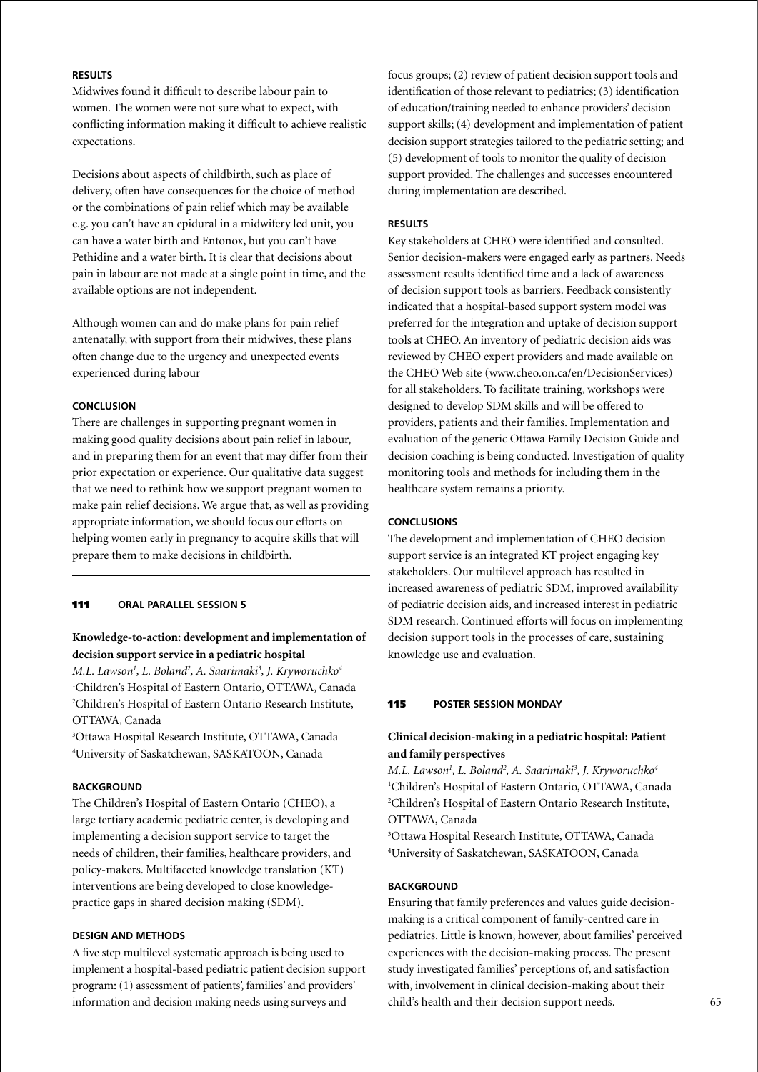#### RESULTS

Midwives found it difficult to describe labour pain to women. The women were not sure what to expect, with conflicting information making it difficult to achieve realistic expectations.

Decisions about aspects of childbirth, such as place of delivery, often have consequences for the choice of method or the combinations of pain relief which may be available e.g. you can't have an epidural in a midwifery led unit, you can have a water birth and Entonox, but you can't have Pethidine and a water birth. It is clear that decisions about pain in labour are not made at a single point in time, and the available options are not independent.

Although women can and do make plans for pain relief antenatally, with support from their midwives, these plans often change due to the urgency and unexpected events experienced during labour

#### CONCLUSION

There are challenges in supporting pregnant women in making good quality decisions about pain relief in labour, and in preparing them for an event that may differ from their prior expectation or experience. Our qualitative data suggest that we need to rethink how we support pregnant women to make pain relief decisions. We argue that, as well as providing appropriate information, we should focus our efforts on helping women early in pregnancy to acquire skills that will prepare them to make decisions in childbirth.

---

## 111 ORAL PARALLEL SESSION 5

### Knowledge-to-action: development and implementation of decision support service in a pediatric hospital

*M.L. Lawson[1], L. Boland[2], A. Saarimaki[3], J. Kryworuchko[4]*

[1]Children's Hospital of Eastern Ontario, OTTAWA, Canada
[2]Children's Hospital of Eastern Ontario Research Institute, OTTAWA, Canada
[3]Ottawa Hospital Research Institute, OTTAWA, Canada
[4]University of Saskatchewan, SASKATOON, Canada

#### BACKGROUND

The Children's Hospital of Eastern Ontario (CHEO), a large tertiary academic pediatric center, is developing and implementing a decision support service to target the needs of children, their families, healthcare providers, and policy-makers. Multifaceted knowledge translation (KT) interventions are being developed to close knowledge-practice gaps in shared decision making (SDM).

#### DESIGN AND METHODS

A five step multilevel systematic approach is being used to implement a hospital-based pediatric patient decision support program: (1) assessment of patients', families' and providers' information and decision making needs using surveys and focus groups; (2) review of patient decision support tools and identification of those relevant to pediatrics; (3) identification of education/training needed to enhance providers' decision support skills; (4) development and implementation of patient decision support strategies tailored to the pediatric setting; and (5) development of tools to monitor the quality of decision support provided. The challenges and successes encountered during implementation are described.

#### RESULTS

Key stakeholders at CHEO were identified and consulted. Senior decision-makers were engaged early as partners. Needs assessment results identified time and a lack of awareness of decision support tools as barriers. Feedback consistently indicated that a hospital-based support system model was preferred for the integration and uptake of decision support tools at CHEO. An inventory of pediatric decision aids was reviewed by CHEO expert providers and made available on the CHEO Web site (www.cheo.on.ca/en/DecisionServices) for all stakeholders. To facilitate training, workshops were designed to develop SDM skills and will be offered to providers, patients and their families. Implementation and evaluation of the generic Ottawa Family Decision Guide and decision coaching is being conducted. Investigation of quality monitoring tools and methods for including them in the healthcare system remains a priority.

#### CONCLUSIONS

The development and implementation of CHEO decision support service is an integrated KT project engaging key stakeholders. Our multilevel approach has resulted in increased awareness of pediatric SDM, improved availability of pediatric decision aids, and increased interest in pediatric SDM research. Continued efforts will focus on implementing decision support tools in the processes of care, sustaining knowledge use and evaluation.

---

## 115 POSTER SESSION MONDAY

### Clinical decision-making in a pediatric hospital: Patient and family perspectives

*M.L. Lawson[1], L. Boland[2], A. Saarimaki[3], J. Kryworuchko[4]*

[1]Children's Hospital of Eastern Ontario, OTTAWA, Canada
[2]Children's Hospital of Eastern Ontario Research Institute, OTTAWA, Canada
[3]Ottawa Hospital Research Institute, OTTAWA, Canada
[4]University of Saskatchewan, SASKATOON, Canada

#### BACKGROUND

Ensuring that family preferences and values guide decision-making is a critical component of family-centred care in pediatrics. Little is known, however, about families' perceived experiences with the decision-making process. The present study investigated families' perceptions of, and satisfaction with, involvement in clinical decision-making about their child's health and their decision support needs.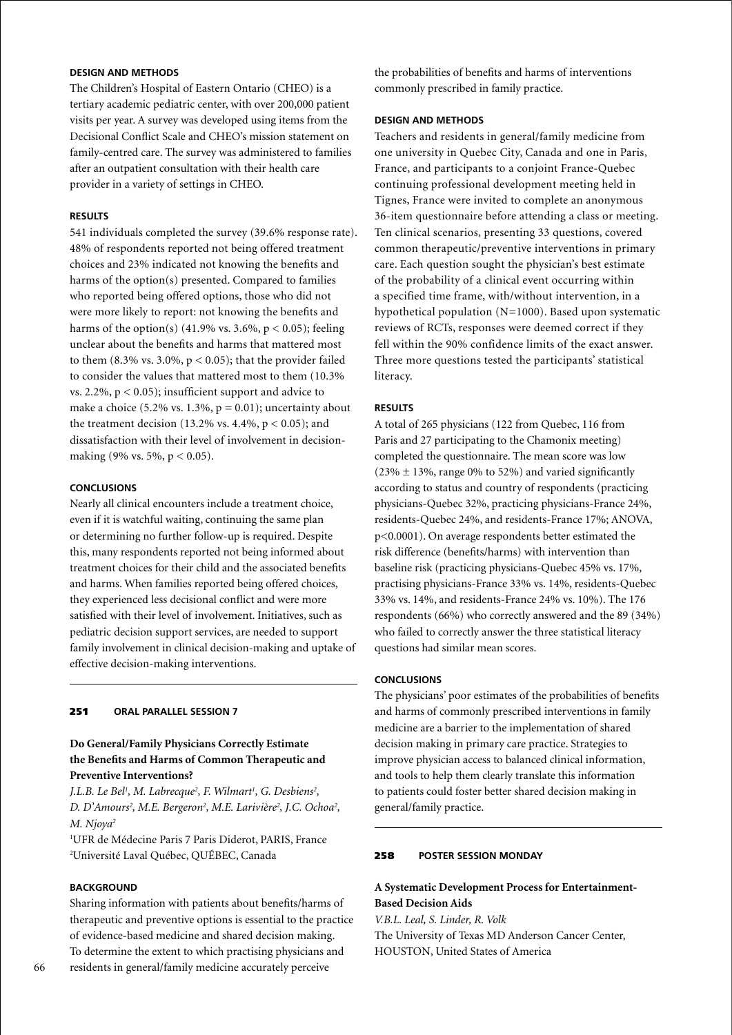### DESIGN AND METHODS

The Children's Hospital of Eastern Ontario (CHEO) is a tertiary academic pediatric center, with over 200,000 patient visits per year. A survey was developed using items from the Decisional Conflict Scale and CHEO's mission statement on family-centred care. The survey was administered to families after an outpatient consultation with their health care provider in a variety of settings in CHEO.

### RESULTS

541 individuals completed the survey (39.6% response rate). 48% of respondents reported not being offered treatment choices and 23% indicated not knowing the benefits and harms of the option(s) presented. Compared to families who reported being offered options, those who did not were more likely to report: not knowing the benefits and harms of the option(s) (41.9% vs. 3.6%, $p < 0.05$); feeling unclear about the benefits and harms that mattered most to them (8.3% vs. 3.0%, $p < 0.05$); that the provider failed to consider the values that mattered most to them (10.3% vs. 2.2%, $p < 0.05$); insufficient support and advice to make a choice (5.2% vs. 1.3%, $p = 0.01$); uncertainty about the treatment decision (13.2% vs. 4.4%, $p < 0.05$); and dissatisfaction with their level of involvement in decision-making (9% vs. 5%, $p < 0.05$).

### CONCLUSIONS

Nearly all clinical encounters include a treatment choice, even if it is watchful waiting, continuing the same plan or determining no further follow-up is required. Despite this, many respondents reported not being informed about treatment choices for their child and the associated benefits and harms. When families reported being offered choices, they experienced less decisional conflict and were more satisfied with their level of involvement. Initiatives, such as pediatric decision support services, are needed to support family involvement in clinical decision-making and uptake of effective decision-making interventions.

---

## 251 ORAL PARALLEL SESSION 7

### Do General/Family Physicians Correctly Estimate the Benefits and Harms of Common Therapeutic and Preventive Interventions?

*J.L.B. Le Bel[1], M. Labrecque[2], F. Wilmart[1], G. Desbiens[2], D. D'Amours[2], M.E. Bergeron[2], M.E. Larivière[2], J.C. Ochoa[2], M. Njoya[2]*

[1]UFR de Médecine Paris 7 Paris Diderot, PARIS, France
[2]Université Laval Québec, QUÉBEC, Canada

### BACKGROUND

Sharing information with patients about benefits/harms of therapeutic and preventive options is essential to the practice of evidence-based medicine and shared decision making. To determine the extent to which practising physicians and residents in general/family medicine accurately perceive the probabilities of benefits and harms of interventions commonly prescribed in family practice.

### DESIGN AND METHODS

Teachers and residents in general/family medicine from one university in Quebec City, Canada and one in Paris, France, and participants to a conjoint France-Quebec continuing professional development meeting held in Tignes, France were invited to complete an anonymous 36-item questionnaire before attending a class or meeting. Ten clinical scenarios, presenting 33 questions, covered common therapeutic/preventive interventions in primary care. Each question sought the physician's best estimate of the probability of a clinical event occurring within a specified time frame, with/without intervention, in a hypothetical population (N=1000). Based upon systematic reviews of RCTs, responses were deemed correct if they fell within the 90% confidence limits of the exact answer. Three more questions tested the participants' statistical literacy.

### RESULTS

A total of 265 physicians (122 from Quebec, 116 from Paris and 27 participating to the Chamonix meeting) completed the questionnaire. The mean score was low (23% ± 13%, range 0% to 52%) and varied significantly according to status and country of respondents (practicing physicians-Quebec 32%, practicing physicians-France 24%, residents-Quebec 24%, and residents-France 17%; ANOVA, $p<0.0001$). On average respondents better estimated the risk difference (benefits/harms) with intervention than baseline risk (practicing physicians-Quebec 45% vs. 17%, practising physicians-France 33% vs. 14%, residents-Quebec 33% vs. 14%, and residents-France 24% vs. 10%). The 176 respondents (66%) who correctly answered and the 89 (34%) who failed to correctly answer the three statistical literacy questions had similar mean scores.

### CONCLUSIONS

The physicians' poor estimates of the probabilities of benefits and harms of commonly prescribed interventions in family medicine are a barrier to the implementation of shared decision making in primary care practice. Strategies to improve physician access to balanced clinical information, and tools to help them clearly translate this information to patients could foster better shared decision making in general/family practice.

---

## 258 POSTER SESSION MONDAY

### A Systematic Development Process for Entertainment-Based Decision Aids

*V.B.L. Leal, S. Linder, R. Volk*

The University of Texas MD Anderson Cancer Center, HOUSTON, United States of America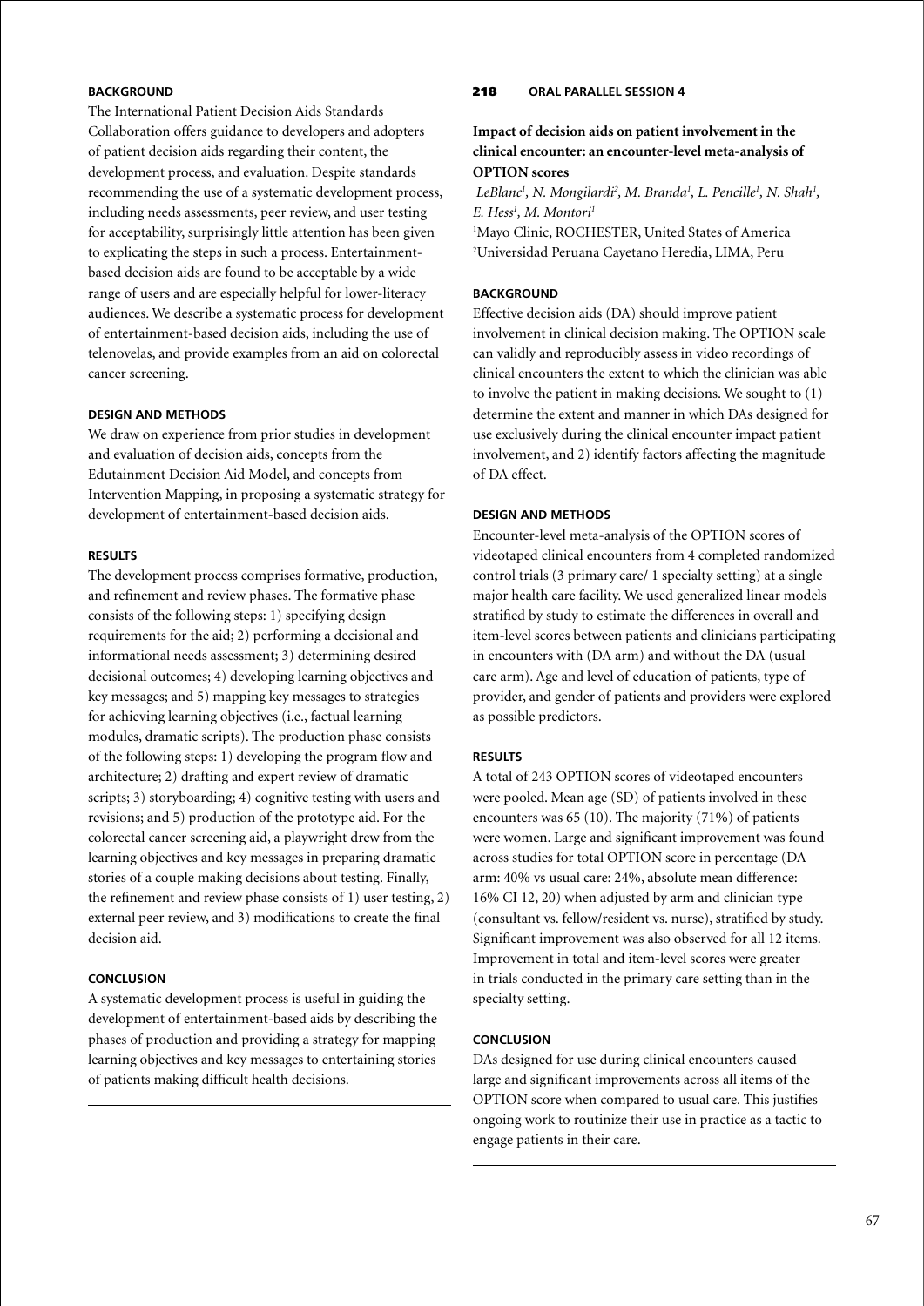### BACKGROUND

The International Patient Decision Aids Standards Collaboration offers guidance to developers and adopters of patient decision aids regarding their content, the development process, and evaluation. Despite standards recommending the use of a systematic development process, including needs assessments, peer review, and user testing for acceptability, surprisingly little attention has been given to explicating the steps in such a process. Entertainment-based decision aids are found to be acceptable by a wide range of users and are especially helpful for lower-literacy audiences. We describe a systematic process for development of entertainment-based decision aids, including the use of telenovelas, and provide examples from an aid on colorectal cancer screening.

### DESIGN AND METHODS

We draw on experience from prior studies in development and evaluation of decision aids, concepts from the Edutainment Decision Aid Model, and concepts from Intervention Mapping, in proposing a systematic strategy for development of entertainment-based decision aids.

### RESULTS

The development process comprises formative, production, and refinement and review phases. The formative phase consists of the following steps: 1) specifying design requirements for the aid; 2) performing a decisional and informational needs assessment; 3) determining desired decisional outcomes; 4) developing learning objectives and key messages; and 5) mapping key messages to strategies for achieving learning objectives (i.e., factual learning modules, dramatic scripts). The production phase consists of the following steps: 1) developing the program flow and architecture; 2) drafting and expert review of dramatic scripts; 3) storyboarding; 4) cognitive testing with users and revisions; and 5) production of the prototype aid. For the colorectal cancer screening aid, a playwright drew from the learning objectives and key messages in preparing dramatic stories of a couple making decisions about testing. Finally, the refinement and review phase consists of 1) user testing, 2) external peer review, and 3) modifications to create the final decision aid.

### CONCLUSION

A systematic development process is useful in guiding the development of entertainment-based aids by describing the phases of production and providing a strategy for mapping learning objectives and key messages to entertaining stories of patients making difficult health decisions.

---

**218 ORAL PARALLEL SESSION 4**

## Impact of decision aids on patient involvement in the clinical encounter: an encounter-level meta-analysis of OPTION scores

*LeBlanc[1], N. Mongilardi[2], M. Branda[1], L. Pencille[1], N. Shah[1], E. Hess[1], M. Montori[1]*

[1]Mayo Clinic, ROCHESTER, United States of America
[2]Universidad Peruana Cayetano Heredia, LIMA, Peru

### BACKGROUND

Effective decision aids (DA) should improve patient involvement in clinical decision making. The OPTION scale can validly and reproducibly assess in video recordings of clinical encounters the extent to which the clinician was able to involve the patient in making decisions. We sought to (1) determine the extent and manner in which DAs designed for use exclusively during the clinical encounter impact patient involvement, and 2) identify factors affecting the magnitude of DA effect.

### DESIGN AND METHODS

Encounter-level meta-analysis of the OPTION scores of videotaped clinical encounters from 4 completed randomized control trials (3 primary care/ 1 specialty setting) at a single major health care facility. We used generalized linear models stratified by study to estimate the differences in overall and item-level scores between patients and clinicians participating in encounters with (DA arm) and without the DA (usual care arm). Age and level of education of patients, type of provider, and gender of patients and providers were explored as possible predictors.

### RESULTS

A total of 243 OPTION scores of videotaped encounters were pooled. Mean age (SD) of patients involved in these encounters was 65 (10). The majority (71%) of patients were women. Large and significant improvement was found across studies for total OPTION score in percentage (DA arm: 40% vs usual care: 24%, absolute mean difference: 16% CI 12, 20) when adjusted by arm and clinician type (consultant vs. fellow/resident vs. nurse), stratified by study. Significant improvement was also observed for all 12 items. Improvement in total and item-level scores were greater in trials conducted in the primary care setting than in the specialty setting.

### CONCLUSION

DAs designed for use during clinical encounters caused large and significant improvements across all items of the OPTION score when compared to usual care. This justifies ongoing work to routinize their use in practice as a tactic to engage patients in their care.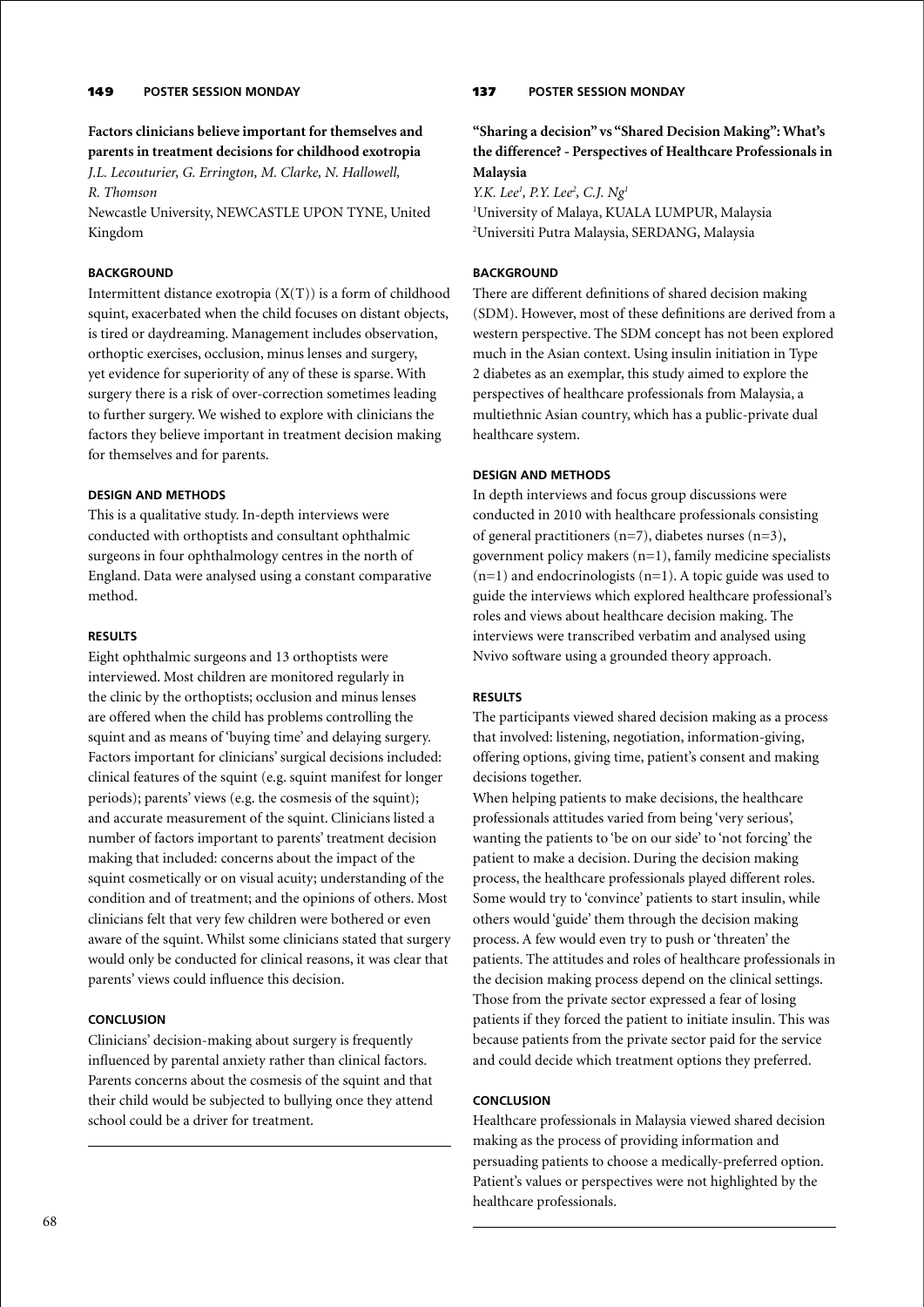149 **POSTER SESSION MONDAY**

## Factors clinicians believe important for themselves and parents in treatment decisions for childhood exotropia

*J.L. Lecouturier, G. Errington, M. Clarke, N. Hallowell, R. Thomson*

Newcastle University, NEWCASTLE UPON TYNE, United Kingdom

### BACKGROUND

Intermittent distance exotropia (X(T)) is a form of childhood squint, exacerbated when the child focuses on distant objects, is tired or daydreaming. Management includes observation, orthoptic exercises, occlusion, minus lenses and surgery, yet evidence for superiority of any of these is sparse. With surgery there is a risk of over-correction sometimes leading to further surgery. We wished to explore with clinicians the factors they believe important in treatment decision making for themselves and for parents.

### DESIGN AND METHODS

This is a qualitative study. In-depth interviews were conducted with orthoptists and consultant ophthalmic surgeons in four ophthalmology centres in the north of England. Data were analysed using a constant comparative method.

### RESULTS

Eight ophthalmic surgeons and 13 orthoptists were interviewed. Most children are monitored regularly in the clinic by the orthoptists; occlusion and minus lenses are offered when the child has problems controlling the squint and as means of 'buying time' and delaying surgery. Factors important for clinicians' surgical decisions included: clinical features of the squint (e.g. squint manifest for longer periods); parents' views (e.g. the cosmesis of the squint); and accurate measurement of the squint. Clinicians listed a number of factors important to parents' treatment decision making that included: concerns about the impact of the squint cosmetically or on visual acuity; understanding of the condition and of treatment; and the opinions of others. Most clinicians felt that very few children were bothered or even aware of the squint. Whilst some clinicians stated that surgery would only be conducted for clinical reasons, it was clear that parents' views could influence this decision.

### CONCLUSION

Clinicians' decision-making about surgery is frequently influenced by parental anxiety rather than clinical factors. Parents concerns about the cosmesis of the squint and that their child would be subjected to bullying once they attend school could be a driver for treatment.

---

137 **POSTER SESSION MONDAY**

## "Sharing a decision" vs "Shared Decision Making": What's the difference? - Perspectives of Healthcare Professionals in Malaysia

*Y.K. Lee[1], P.Y. Lee[2], C.J. Ng[1]*

[1]University of Malaya, KUALA LUMPUR, Malaysia
[2]Universiti Putra Malaysia, SERDANG, Malaysia

### BACKGROUND

There are different definitions of shared decision making (SDM). However, most of these definitions are derived from a western perspective. The SDM concept has not been explored much in the Asian context. Using insulin initiation in Type 2 diabetes as an exemplar, this study aimed to explore the perspectives of healthcare professionals from Malaysia, a multiethnic Asian country, which has a public-private dual healthcare system.

### DESIGN AND METHODS

In depth interviews and focus group discussions were conducted in 2010 with healthcare professionals consisting of general practitioners (n=7), diabetes nurses (n=3), government policy makers (n=1), family medicine specialists (n=1) and endocrinologists (n=1). A topic guide was used to guide the interviews which explored healthcare professional's roles and views about healthcare decision making. The interviews were transcribed verbatim and analysed using Nvivo software using a grounded theory approach.

### RESULTS

The participants viewed shared decision making as a process that involved: listening, negotiation, information-giving, offering options, giving time, patient's consent and making decisions together.

When helping patients to make decisions, the healthcare professionals attitudes varied from being 'very serious', wanting the patients to 'be on our side' to 'not forcing' the patient to make a decision. During the decision making process, the healthcare professionals played different roles. Some would try to 'convince' patients to start insulin, while others would 'guide' them through the decision making process. A few would even try to push or 'threaten' the patients. The attitudes and roles of healthcare professionals in the decision making process depend on the clinical settings. Those from the private sector expressed a fear of losing patients if they forced the patient to initiate insulin. This was because patients from the private sector paid for the service and could decide which treatment options they preferred.

### CONCLUSION

Healthcare professionals in Malaysia viewed shared decision making as the process of providing information and persuading patients to choose a medically-preferred option. Patient's values or perspectives were not highlighted by the healthcare professionals.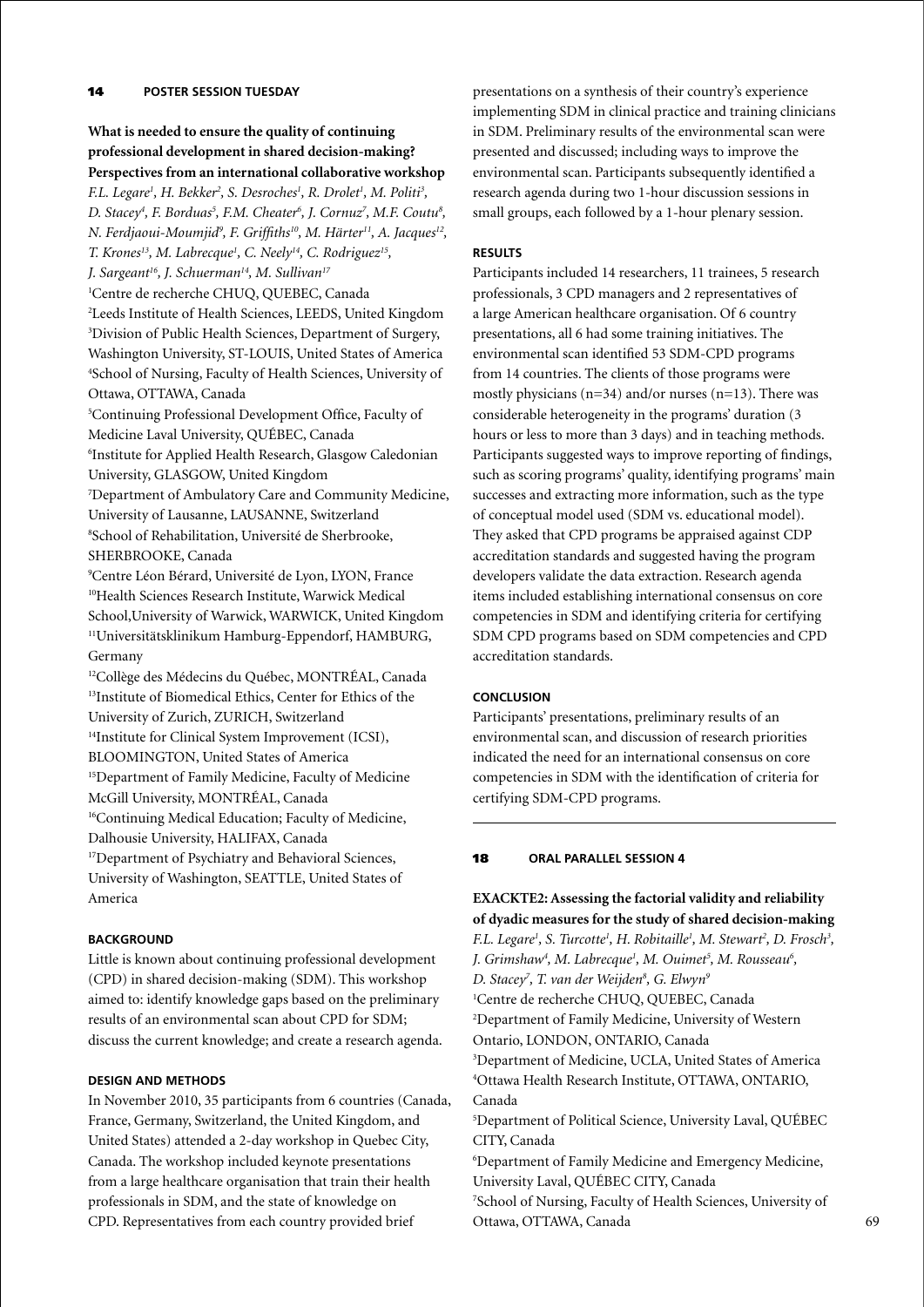## 14 POSTER SESSION TUESDAY

**What is needed to ensure the quality of continuing professional development in shared decision-making? Perspectives from an international collaborative workshop**

*F.L. Legare[1], H. Bekker[2], S. Desroches[1], R. Drolet[1], M. Politi[3], D. Stacey[4], F. Borduas[5], F.M. Cheater[6], J. Cornuz[7], M.F. Coutu[8], N. Ferdjaoui-Moumjid[9], F. Griffiths[10], M. Härter[11], A. Jacques[12], T. Krones[13], M. Labrecque[1], C. Neely[14], C. Rodriguez[15], J. Sargeant[16], J. Schuerman[14], M. Sullivan[17]*

[1]Centre de recherche CHUQ, QUEBEC, Canada
[2]Leeds Institute of Health Sciences, LEEDS, United Kingdom
[3]Division of Public Health Sciences, Department of Surgery, Washington University, ST-LOUIS, United States of America
[4]School of Nursing, Faculty of Health Sciences, University of Ottawa, OTTAWA, Canada
[5]Continuing Professional Development Office, Faculty of Medicine Laval University, QUÉBEC, Canada
[6]Institute for Applied Health Research, Glasgow Caledonian University, GLASGOW, United Kingdom
[7]Department of Ambulatory Care and Community Medicine, University of Lausanne, LAUSANNE, Switzerland
[8]School of Rehabilitation, Université de Sherbrooke, SHERBROOKE, Canada
[9]Centre Léon Bérard, Université de Lyon, LYON, France
[10]Health Sciences Research Institute, Warwick Medical School,University of Warwick, WARWICK, United Kingdom
[11]Universitätsklinikum Hamburg-Eppendorf, HAMBURG, Germany
[12]Collège des Médecins du Québec, MONTRÉAL, Canada
[13]Institute of Biomedical Ethics, Center for Ethics of the University of Zurich, ZURICH, Switzerland
[14]Institute for Clinical System Improvement (ICSI), BLOOMINGTON, United States of America
[15]Department of Family Medicine, Faculty of Medicine McGill University, MONTRÉAL, Canada
[16]Continuing Medical Education; Faculty of Medicine, Dalhousie University, HALIFAX, Canada
[17]Department of Psychiatry and Behavioral Sciences, University of Washington, SEATTLE, United States of America

### BACKGROUND

Little is known about continuing professional development (CPD) in shared decision-making (SDM). This workshop aimed to: identify knowledge gaps based on the preliminary results of an environmental scan about CPD for SDM; discuss the current knowledge; and create a research agenda.

### DESIGN AND METHODS

In November 2010, 35 participants from 6 countries (Canada, France, Germany, Switzerland, the United Kingdom, and United States) attended a 2-day workshop in Quebec City, Canada. The workshop included keynote presentations from a large healthcare organisation that train their health professionals in SDM, and the state of knowledge on CPD. Representatives from each country provided brief presentations on a synthesis of their country's experience implementing SDM in clinical practice and training clinicians in SDM. Preliminary results of the environmental scan were presented and discussed; including ways to improve the environmental scan. Participants subsequently identified a research agenda during two 1-hour discussion sessions in small groups, each followed by a 1-hour plenary session.

### RESULTS

Participants included 14 researchers, 11 trainees, 5 research professionals, 3 CPD managers and 2 representatives of a large American healthcare organisation. Of 6 country presentations, all 6 had some training initiatives. The environmental scan identified 53 SDM-CPD programs from 14 countries. The clients of those programs were mostly physicians (n=34) and/or nurses (n=13). There was considerable heterogeneity in the programs' duration (3 hours or less to more than 3 days) and in teaching methods. Participants suggested ways to improve reporting of findings, such as scoring programs' quality, identifying programs' main successes and extracting more information, such as the type of conceptual model used (SDM vs. educational model). They asked that CPD programs be appraised against CDP accreditation standards and suggested having the program developers validate the data extraction. Research agenda items included establishing international consensus on core competencies in SDM and identifying criteria for certifying SDM CPD programs based on SDM competencies and CPD accreditation standards.

### CONCLUSION

Participants' presentations, preliminary results of an environmental scan, and discussion of research priorities indicated the need for an international consensus on core competencies in SDM with the identification of criteria for certifying SDM-CPD programs.

---

## 18 ORAL PARALLEL SESSION 4

**EXACKTE2: Assessing the factorial validity and reliability of dyadic measures for the study of shared decision-making**

*F.L. Legare[1], S. Turcotte[1], H. Robitaille[1], M. Stewart[2], D. Frosch[3], J. Grimshaw[4], M. Labrecque[1], M. Ouimet[5], M. Rousseau[6], D. Stacey[7], T. van der Weijden[8], G. Elwyn[9]*

[1]Centre de recherche CHUQ, QUEBEC, Canada
[2]Department of Family Medicine, University of Western Ontario, LONDON, ONTARIO, Canada
[3]Department of Medicine, UCLA, United States of America
[4]Ottawa Health Research Institute, OTTAWA, ONTARIO, Canada
[5]Department of Political Science, University Laval, QUÉBEC CITY, Canada
[6]Department of Family Medicine and Emergency Medicine, University Laval, QUÉBEC CITY, Canada
[7]School of Nursing, Faculty of Health Sciences, University of Ottawa, OTTAWA, Canada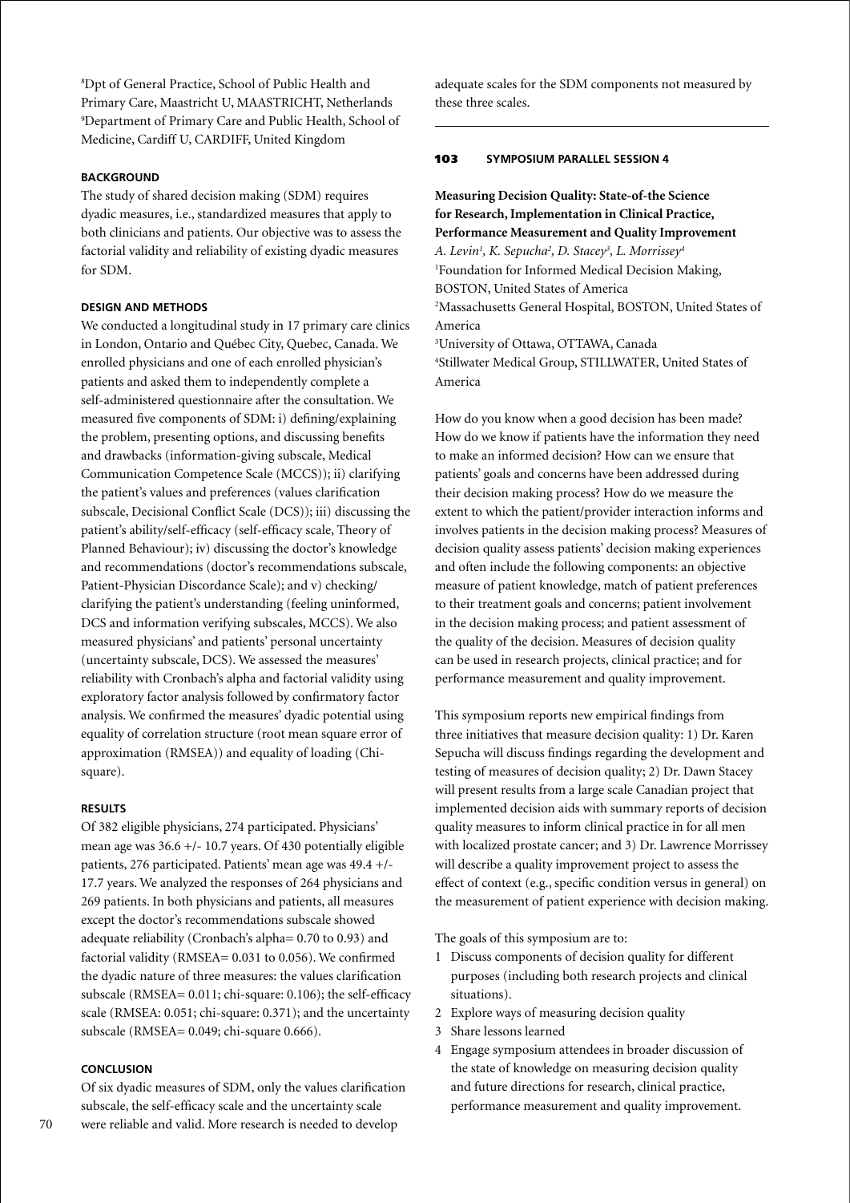[8]Dpt of General Practice, School of Public Health and Primary Care, Maastricht U, MAASTRICHT, Netherlands
[9]Department of Primary Care and Public Health, School of Medicine, Cardiff U, CARDIFF, United Kingdom

#### BACKGROUND

The study of shared decision making (SDM) requires dyadic measures, i.e., standardized measures that apply to both clinicians and patients. Our objective was to assess the factorial validity and reliability of existing dyadic measures for SDM.

#### DESIGN AND METHODS

We conducted a longitudinal study in 17 primary care clinics in London, Ontario and Québec City, Quebec, Canada. We enrolled physicians and one of each enrolled physician's patients and asked them to independently complete a self-administered questionnaire after the consultation. We measured five components of SDM: i) defining/explaining the problem, presenting options, and discussing benefits and drawbacks (information-giving subscale, Medical Communication Competence Scale (MCCS)); ii) clarifying the patient's values and preferences (values clarification subscale, Decisional Conflict Scale (DCS)); iii) discussing the patient's ability/self-efficacy (self-efficacy scale, Theory of Planned Behaviour); iv) discussing the doctor's knowledge and recommendations (doctor's recommendations subscale, Patient-Physician Discordance Scale); and v) checking/clarifying the patient's understanding (feeling uninformed, DCS and information verifying subscales, MCCS). We also measured physicians' and patients' personal uncertainty (uncertainty subscale, DCS). We assessed the measures' reliability with Cronbach's alpha and factorial validity using exploratory factor analysis followed by confirmatory factor analysis. We confirmed the measures' dyadic potential using equality of correlation structure (root mean square error of approximation (RMSEA)) and equality of loading (Chi-square).

#### RESULTS

Of 382 eligible physicians, 274 participated. Physicians' mean age was 36.6 +/- 10.7 years. Of 430 potentially eligible patients, 276 participated. Patients' mean age was 49.4 +/- 17.7 years. We analyzed the responses of 264 physicians and 269 patients. In both physicians and patients, all measures except the doctor's recommendations subscale showed adequate reliability (Cronbach's alpha= 0.70 to 0.93) and factorial validity (RMSEA= 0.031 to 0.056). We confirmed the dyadic nature of three measures: the values clarification subscale (RMSEA= 0.011; chi-square: 0.106); the self-efficacy scale (RMSEA: 0.051; chi-square: 0.371); and the uncertainty subscale (RMSEA= 0.049; chi-square 0.666).

#### CONCLUSION

Of six dyadic measures of SDM, only the values clarification subscale, the self-efficacy scale and the uncertainty scale were reliable and valid. More research is needed to develop adequate scales for the SDM components not measured by these three scales.

---

### 103 SYMPOSIUM PARALLEL SESSION 4

**Measuring Decision Quality: State-of-the Science for Research, Implementation in Clinical Practice, Performance Measurement and Quality Improvement**

*A. Levin[1], K. Sepucha[2], D. Stacey[3], L. Morrissey[4]*

[1]Foundation for Informed Medical Decision Making, BOSTON, United States of America
[2]Massachusetts General Hospital, BOSTON, United States of America
[3]University of Ottawa, OTTAWA, Canada
[4]Stillwater Medical Group, STILLWATER, United States of America

How do you know when a good decision has been made? How do we know if patients have the information they need to make an informed decision? How can we ensure that patients' goals and concerns have been addressed during their decision making process? How do we measure the extent to which the patient/provider interaction informs and involves patients in the decision making process? Measures of decision quality assess patients' decision making experiences and often include the following components: an objective measure of patient knowledge, match of patient preferences to their treatment goals and concerns; patient involvement in the decision making process; and patient assessment of the quality of the decision. Measures of decision quality can be used in research projects, clinical practice; and for performance measurement and quality improvement.

This symposium reports new empirical findings from three initiatives that measure decision quality: 1) Dr. Karen Sepucha will discuss findings regarding the development and testing of measures of decision quality; 2) Dr. Dawn Stacey will present results from a large scale Canadian project that implemented decision aids with summary reports of decision quality measures to inform clinical practice in for all men with localized prostate cancer; and 3) Dr. Lawrence Morrissey will describe a quality improvement project to assess the effect of context (e.g., specific condition versus in general) on the measurement of patient experience with decision making.

The goals of this symposium are to:

1. Discuss components of decision quality for different purposes (including both research projects and clinical situations).
2. Explore ways of measuring decision quality
3. Share lessons learned
4. Engage symposium attendees in broader discussion of the state of knowledge on measuring decision quality and future directions for research, clinical practice, performance measurement and quality improvement.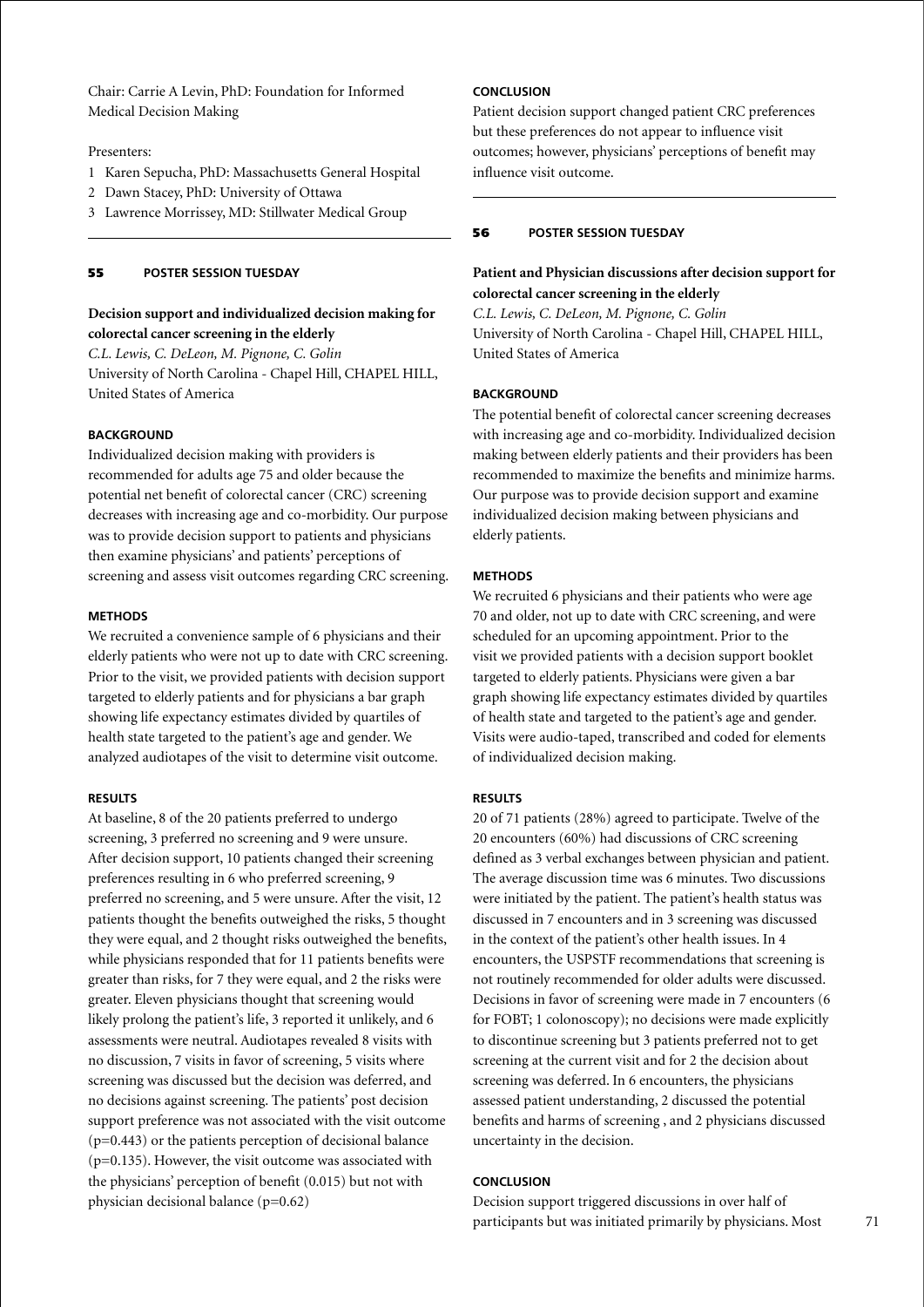Chair: Carrie A Levin, PhD: Foundation for Informed Medical Decision Making

Presenters:

1 Karen Sepucha, PhD: Massachusetts General Hospital
2 Dawn Stacey, PhD: University of Ottawa
3 Lawrence Morrissey, MD: Stillwater Medical Group

---

## 55 POSTER SESSION TUESDAY

### Decision support and individualized decision making for colorectal cancer screening in the elderly

*C.L. Lewis, C. DeLeon, M. Pignone, C. Golin*
University of North Carolina - Chapel Hill, CHAPEL HILL, United States of America

#### BACKGROUND

Individualized decision making with providers is recommended for adults age 75 and older because the potential net benefit of colorectal cancer (CRC) screening decreases with increasing age and co-morbidity. Our purpose was to provide decision support to patients and physicians then examine physicians' and patients' perceptions of screening and assess visit outcomes regarding CRC screening.

#### METHODS

We recruited a convenience sample of 6 physicians and their elderly patients who were not up to date with CRC screening. Prior to the visit, we provided patients with decision support targeted to elderly patients and for physicians a bar graph showing life expectancy estimates divided by quartiles of health state targeted to the patient's age and gender. We analyzed audiotapes of the visit to determine visit outcome.

#### RESULTS

At baseline, 8 of the 20 patients preferred to undergo screening, 3 preferred no screening and 9 were unsure. After decision support, 10 patients changed their screening preferences resulting in 6 who preferred screening, 9 preferred no screening, and 5 were unsure. After the visit, 12 patients thought the benefits outweighed the risks, 5 thought they were equal, and 2 thought risks outweighed the benefits, while physicians responded that for 11 patients benefits were greater than risks, for 7 they were equal, and 2 the risks were greater. Eleven physicians thought that screening would likely prolong the patient's life, 3 reported it unlikely, and 6 assessments were neutral. Audiotapes revealed 8 visits with no discussion, 7 visits in favor of screening, 5 visits where screening was discussed but the decision was deferred, and no decisions against screening. The patients' post decision support preference was not associated with the visit outcome ($p=0.443$) or the patients perception of decisional balance ($p=0.135$). However, the visit outcome was associated with the physicians' perception of benefit (0.015) but not with physician decisional balance ($p=0.62$)

#### CONCLUSION

Patient decision support changed patient CRC preferences but these preferences do not appear to influence visit outcomes; however, physicians' perceptions of benefit may influence visit outcome.

---

## 56 POSTER SESSION TUESDAY

### Patient and Physician discussions after decision support for colorectal cancer screening in the elderly

*C.L. Lewis, C. DeLeon, M. Pignone, C. Golin*
University of North Carolina - Chapel Hill, CHAPEL HILL, United States of America

#### BACKGROUND

The potential benefit of colorectal cancer screening decreases with increasing age and co-morbidity. Individualized decision making between elderly patients and their providers has been recommended to maximize the benefits and minimize harms. Our purpose was to provide decision support and examine individualized decision making between physicians and elderly patients.

#### METHODS

We recruited 6 physicians and their patients who were age 70 and older, not up to date with CRC screening, and were scheduled for an upcoming appointment. Prior to the visit we provided patients with a decision support booklet targeted to elderly patients. Physicians were given a bar graph showing life expectancy estimates divided by quartiles of health state and targeted to the patient's age and gender. Visits were audio-taped, transcribed and coded for elements of individualized decision making.

#### RESULTS

20 of 71 patients (28%) agreed to participate. Twelve of the 20 encounters (60%) had discussions of CRC screening defined as 3 verbal exchanges between physician and patient. The average discussion time was 6 minutes. Two discussions were initiated by the patient. The patient's health status was discussed in 7 encounters and in 3 screening was discussed in the context of the patient's other health issues. In 4 encounters, the USPSTF recommendations that screening is not routinely recommended for older adults were discussed. Decisions in favor of screening were made in 7 encounters (6 for FOBT; 1 colonoscopy); no decisions were made explicitly to discontinue screening but 3 patients preferred not to get screening at the current visit and for 2 the decision about screening was deferred. In 6 encounters, the physicians assessed patient understanding, 2 discussed the potential benefits and harms of screening , and 2 physicians discussed uncertainty in the decision.

#### CONCLUSION

Decision support triggered discussions in over half of participants but was initiated primarily by physicians. Most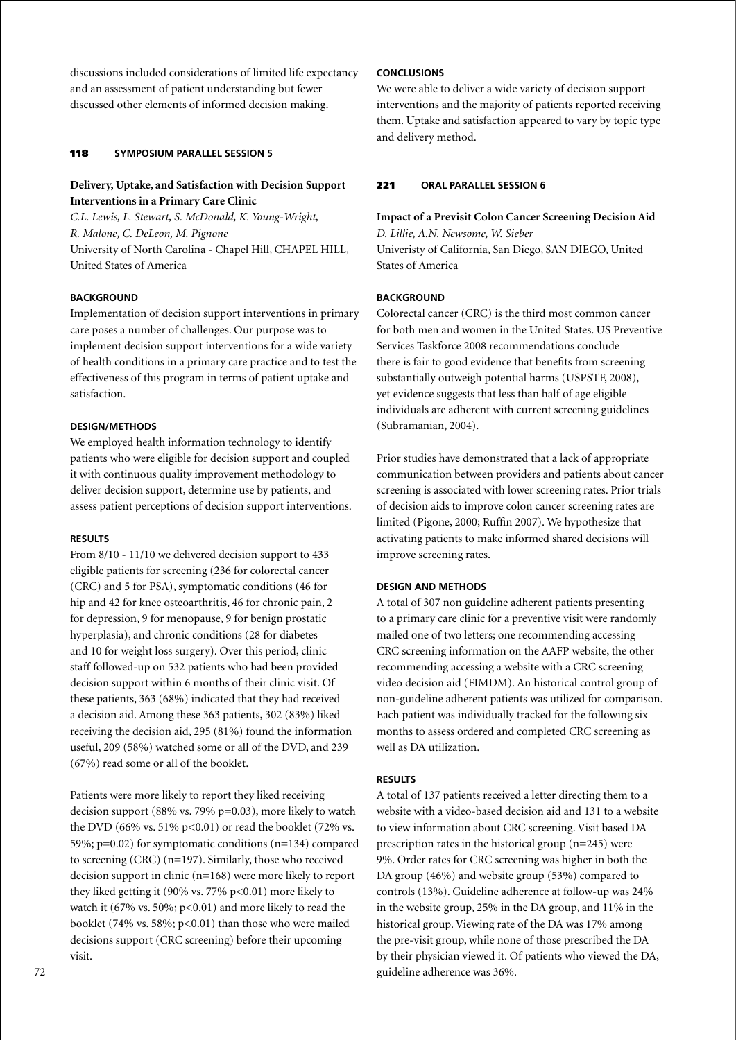discussions included considerations of limited life expectancy and an assessment of patient understanding but fewer discussed other elements of informed decision making.

---

**118** **SYMPOSIUM PARALLEL SESSION 5**

## Delivery, Uptake, and Satisfaction with Decision Support Interventions in a Primary Care Clinic

*C.L. Lewis, L. Stewart, S. McDonald, K. Young-Wright, R. Malone, C. DeLeon, M. Pignone*
University of North Carolina - Chapel Hill, CHAPEL HILL, United States of America

### BACKGROUND

Implementation of decision support interventions in primary care poses a number of challenges. Our purpose was to implement decision support interventions for a wide variety of health conditions in a primary care practice and to test the effectiveness of this program in terms of patient uptake and satisfaction.

### DESIGN/METHODS

We employed health information technology to identify patients who were eligible for decision support and coupled it with continuous quality improvement methodology to deliver decision support, determine use by patients, and assess patient perceptions of decision support interventions.

### RESULTS

From 8/10 - 11/10 we delivered decision support to 433 eligible patients for screening (236 for colorectal cancer (CRC) and 5 for PSA), symptomatic conditions (46 for hip and 42 for knee osteoarthritis, 46 for chronic pain, 2 for depression, 9 for menopause, 9 for benign prostatic hyperplasia), and chronic conditions (28 for diabetes and 10 for weight loss surgery). Over this period, clinic staff followed-up on 532 patients who had been provided decision support within 6 months of their clinic visit. Of these patients, 363 (68%) indicated that they had received a decision aid. Among these 363 patients, 302 (83%) liked receiving the decision aid, 295 (81%) found the information useful, 209 (58%) watched some or all of the DVD, and 239 (67%) read some or all of the booklet.

Patients were more likely to report they liked receiving decision support (88% vs. 79% p=0.03), more likely to watch the DVD (66% vs. 51% p<0.01) or read the booklet (72% vs. 59%; p=0.02) for symptomatic conditions (n=134) compared to screening (CRC) (n=197). Similarly, those who received decision support in clinic (n=168) were more likely to report they liked getting it (90% vs. 77% p<0.01) more likely to watch it (67% vs. 50%; p<0.01) and more likely to read the booklet (74% vs. 58%; p<0.01) than those who were mailed decisions support (CRC screening) before their upcoming visit.

### CONCLUSIONS

We were able to deliver a wide variety of decision support interventions and the majority of patients reported receiving them. Uptake and satisfaction appeared to vary by topic type and delivery method.

---

**221** **ORAL PARALLEL SESSION 6**

## Impact of a Previsit Colon Cancer Screening Decision Aid

*D. Lillie, A.N. Newsome, W. Sieber*
Univeristy of California, San Diego, SAN DIEGO, United States of America

### BACKGROUND

Colorectal cancer (CRC) is the third most common cancer for both men and women in the United States. US Preventive Services Taskforce 2008 recommendations conclude there is fair to good evidence that benefits from screening substantially outweigh potential harms (USPSTF, 2008), yet evidence suggests that less than half of age eligible individuals are adherent with current screening guidelines (Subramanian, 2004).

Prior studies have demonstrated that a lack of appropriate communication between providers and patients about cancer screening is associated with lower screening rates. Prior trials of decision aids to improve colon cancer screening rates are limited (Pigone, 2000; Ruffin 2007). We hypothesize that activating patients to make informed shared decisions will improve screening rates.

### DESIGN AND METHODS

A total of 307 non guideline adherent patients presenting to a primary care clinic for a preventive visit were randomly mailed one of two letters; one recommending accessing CRC screening information on the AAFP website, the other recommending accessing a website with a CRC screening video decision aid (FIMDM). An historical control group of non-guideline adherent patients was utilized for comparison. Each patient was individually tracked for the following six months to assess ordered and completed CRC screening as well as DA utilization.

### RESULTS

A total of 137 patients received a letter directing them to a website with a video-based decision aid and 131 to a website to view information about CRC screening. Visit based DA prescription rates in the historical group (n=245) were 9%. Order rates for CRC screening was higher in both the DA group (46%) and website group (53%) compared to controls (13%). Guideline adherence at follow-up was 24% in the website group, 25% in the DA group, and 11% in the historical group. Viewing rate of the DA was 17% among the pre-visit group, while none of those prescribed the DA by their physician viewed it. Of patients who viewed the DA, guideline adherence was 36%.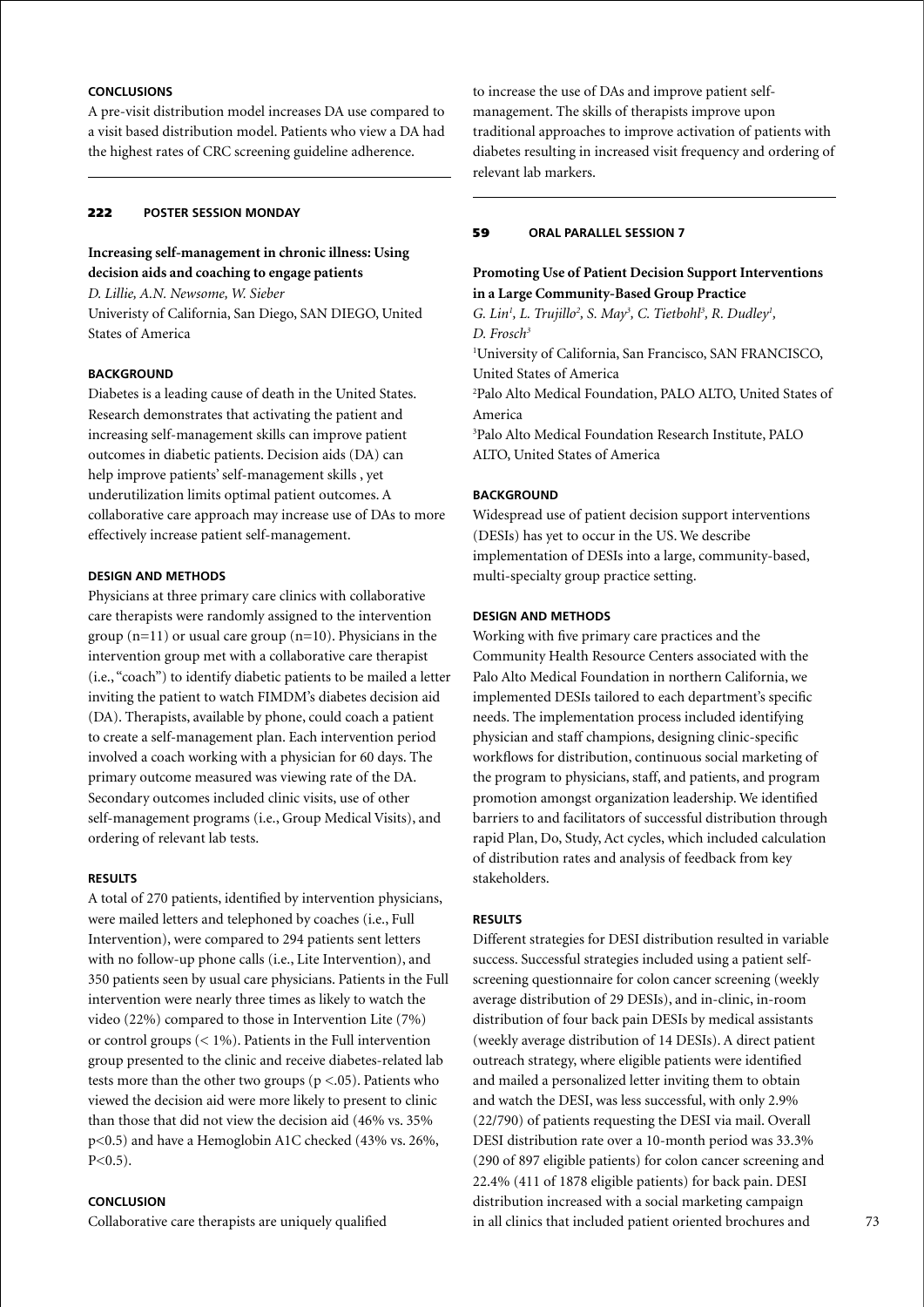#### CONCLUSIONS

A pre-visit distribution model increases DA use compared to a visit based distribution model. Patients who view a DA had the highest rates of CRC screening guideline adherence.

---

### 222 POSTER SESSION MONDAY

## Increasing self-management in chronic illness: Using decision aids and coaching to engage patients

*D. Lillie, A.N. Newsome, W. Sieber*
Univeristy of California, San Diego, SAN DIEGO, United States of America

#### BACKGROUND

Diabetes is a leading cause of death in the United States. Research demonstrates that activating the patient and increasing self-management skills can improve patient outcomes in diabetic patients. Decision aids (DA) can help improve patients' self-management skills , yet underutilization limits optimal patient outcomes. A collaborative care approach may increase use of DAs to more effectively increase patient self-management.

#### DESIGN AND METHODS

Physicians at three primary care clinics with collaborative care therapists were randomly assigned to the intervention group (n=11) or usual care group (n=10). Physicians in the intervention group met with a collaborative care therapist (i.e., "coach") to identify diabetic patients to be mailed a letter inviting the patient to watch FIMDM's diabetes decision aid (DA). Therapists, available by phone, could coach a patient to create a self-management plan. Each intervention period involved a coach working with a physician for 60 days. The primary outcome measured was viewing rate of the DA. Secondary outcomes included clinic visits, use of other self-management programs (i.e., Group Medical Visits), and ordering of relevant lab tests.

#### RESULTS

A total of 270 patients, identified by intervention physicians, were mailed letters and telephoned by coaches (i.e., Full Intervention), were compared to 294 patients sent letters with no follow-up phone calls (i.e., Lite Intervention), and 350 patients seen by usual care physicians. Patients in the Full intervention were nearly three times as likely to watch the video (22%) compared to those in Intervention Lite (7%) or control groups (< 1%). Patients in the Full intervention group presented to the clinic and receive diabetes-related lab tests more than the other two groups ($p < .05$). Patients who viewed the decision aid were more likely to present to clinic than those that did not view the decision aid (46% vs. 35% $p<0.5$) and have a Hemoglobin A1C checked (43% vs. 26%, $P<0.5$).

#### CONCLUSION

Collaborative care therapists are uniquely qualified to increase the use of DAs and improve patient self-management. The skills of therapists improve upon traditional approaches to improve activation of patients with diabetes resulting in increased visit frequency and ordering of relevant lab markers.

---

### 59 ORAL PARALLEL SESSION 7

## Promoting Use of Patient Decision Support Interventions in a Large Community-Based Group Practice

*G. Lin[1], L. Trujillo[2], S. May[3], C. Tietbohl[3], R. Dudley[1], D. Frosch[3]*
[1]University of California, San Francisco, SAN FRANCISCO, United States of America
[2]Palo Alto Medical Foundation, PALO ALTO, United States of America
[3]Palo Alto Medical Foundation Research Institute, PALO ALTO, United States of America

#### BACKGROUND

Widespread use of patient decision support interventions (DESIs) has yet to occur in the US. We describe implementation of DESIs into a large, community-based, multi-specialty group practice setting.

#### DESIGN AND METHODS

Working with five primary care practices and the Community Health Resource Centers associated with the Palo Alto Medical Foundation in northern California, we implemented DESIs tailored to each department's specific needs. The implementation process included identifying physician and staff champions, designing clinic-specific workflows for distribution, continuous social marketing of the program to physicians, staff, and patients, and program promotion amongst organization leadership. We identified barriers to and facilitators of successful distribution through rapid Plan, Do, Study, Act cycles, which included calculation of distribution rates and analysis of feedback from key stakeholders.

#### RESULTS

Different strategies for DESI distribution resulted in variable success. Successful strategies included using a patient self-screening questionnaire for colon cancer screening (weekly average distribution of 29 DESIs), and in-clinic, in-room distribution of four back pain DESIs by medical assistants (weekly average distribution of 14 DESIs). A direct patient outreach strategy, where eligible patients were identified and mailed a personalized letter inviting them to obtain and watch the DESI, was less successful, with only 2.9% (22/790) of patients requesting the DESI via mail. Overall DESI distribution rate over a 10-month period was 33.3% (290 of 897 eligible patients) for colon cancer screening and 22.4% (411 of 1878 eligible patients) for back pain. DESI distribution increased with a social marketing campaign in all clinics that included patient oriented brochures and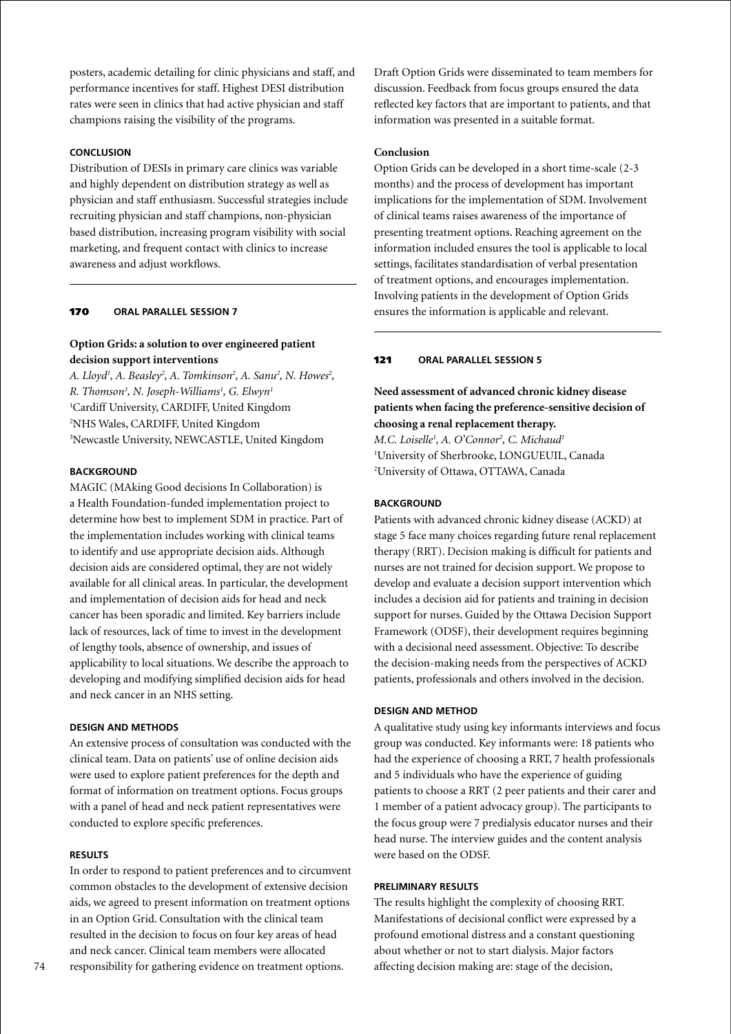posters, academic detailing for clinic physicians and staff, and performance incentives for staff. Highest DESI distribution rates were seen in clinics that had active physician and staff champions raising the visibility of the programs.

#### CONCLUSION

Distribution of DESIs in primary care clinics was variable and highly dependent on distribution strategy as well as physician and staff enthusiasm. Successful strategies include recruiting physician and staff champions, non-physician based distribution, increasing program visibility with social marketing, and frequent contact with clinics to increase awareness and adjust workflows.

---

## 170 ORAL PARALLEL SESSION 7

### Option Grids: a solution to over engineered patient decision support interventions

*A. Lloyd[1], A. Beasley[2], A. Tomkinson[2], A. Sanu[2], N. Howes[2], R. Thomson[3], N. Joseph-Williams[1], G. Elwyn[1]*
[1]Cardiff University, CARDIFF, United Kingdom
[2]NHS Wales, CARDIFF, United Kingdom
[3]Newcastle University, NEWCASTLE, United Kingdom

#### BACKGROUND

MAGIC (MAking Good decisions In Collaboration) is a Health Foundation-funded implementation project to determine how best to implement SDM in practice. Part of the implementation includes working with clinical teams to identify and use appropriate decision aids. Although decision aids are considered optimal, they are not widely available for all clinical areas. In particular, the development and implementation of decision aids for head and neck cancer has been sporadic and limited. Key barriers include lack of resources, lack of time to invest in the development of lengthy tools, absence of ownership, and issues of applicability to local situations. We describe the approach to developing and modifying simplified decision aids for head and neck cancer in an NHS setting.

#### DESIGN AND METHODS

An extensive process of consultation was conducted with the clinical team. Data on patients' use of online decision aids were used to explore patient preferences for the depth and format of information on treatment options. Focus groups with a panel of head and neck patient representatives were conducted to explore specific preferences.

#### RESULTS

In order to respond to patient preferences and to circumvent common obstacles to the development of extensive decision aids, we agreed to present information on treatment options in an Option Grid. Consultation with the clinical team resulted in the decision to focus on four key areas of head and neck cancer. Clinical team members were allocated responsibility for gathering evidence on treatment options. Draft Option Grids were disseminated to team members for discussion. Feedback from focus groups ensured the data reflected key factors that are important to patients, and that information was presented in a suitable format.

#### Conclusion

Option Grids can be developed in a short time-scale (2-3 months) and the process of development has important implications for the implementation of SDM. Involvement of clinical teams raises awareness of the importance of presenting treatment options. Reaching agreement on the information included ensures the tool is applicable to local settings, facilitates standardisation of verbal presentation of treatment options, and encourages implementation. Involving patients in the development of Option Grids ensures the information is applicable and relevant.

---

## 121 ORAL PARALLEL SESSION 5

### Need assessment of advanced chronic kidney disease patients when facing the preference-sensitive decision of choosing a renal replacement therapy.

*M.C. Loiselle[1], A. O'Connor[2], C. Michaud[1]*
[1]University of Sherbrooke, LONGUEUIL, Canada
[2]University of Ottawa, OTTAWA, Canada

#### BACKGROUND

Patients with advanced chronic kidney disease (ACKD) at stage 5 face many choices regarding future renal replacement therapy (RRT). Decision making is difficult for patients and nurses are not trained for decision support. We propose to develop and evaluate a decision support intervention which includes a decision aid for patients and training in decision support for nurses. Guided by the Ottawa Decision Support Framework (ODSF), their development requires beginning with a decisional need assessment. Objective: To describe the decision-making needs from the perspectives of ACKD patients, professionals and others involved in the decision.

#### DESIGN AND METHOD

A qualitative study using key informants interviews and focus group was conducted. Key informants were: 18 patients who had the experience of choosing a RRT, 7 health professionals and 5 individuals who have the experience of guiding patients to choose a RRT (2 peer patients and their carer and 1 member of a patient advocacy group). The participants to the focus group were 7 predialysis educator nurses and their head nurse. The interview guides and the content analysis were based on the ODSF.

#### PRELIMINARY RESULTS

The results highlight the complexity of choosing RRT. Manifestations of decisional conflict were expressed by a profound emotional distress and a constant questioning about whether or not to start dialysis. Major factors affecting decision making are: stage of the decision,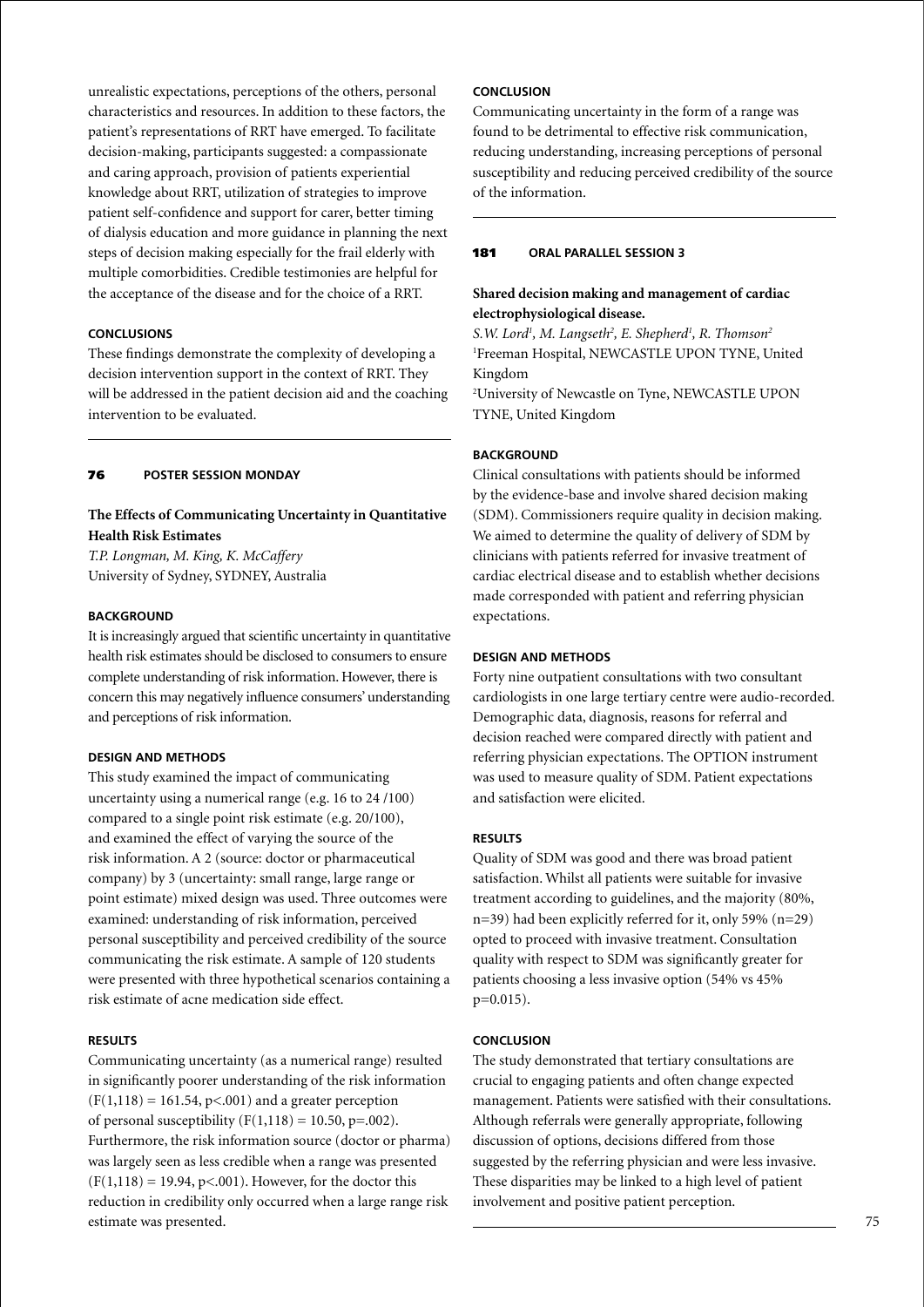unrealistic expectations, perceptions of the others, personal characteristics and resources. In addition to these factors, the patient's representations of RRT have emerged. To facilitate decision-making, participants suggested: a compassionate and caring approach, provision of patients experiential knowledge about RRT, utilization of strategies to improve patient self-confidence and support for carer, better timing of dialysis education and more guidance in planning the next steps of decision making especially for the frail elderly with multiple comorbidities. Credible testimonies are helpful for the acceptance of the disease and for the choice of a RRT.

#### CONCLUSIONS

These findings demonstrate the complexity of developing a decision intervention support in the context of RRT. They will be addressed in the patient decision aid and the coaching intervention to be evaluated.

---

## 76 POSTER SESSION MONDAY

### The Effects of Communicating Uncertainty in Quantitative Health Risk Estimates

*T.P. Longman, M. King, K. McCaffery*
University of Sydney, SYDNEY, Australia

#### BACKGROUND

It is increasingly argued that scientific uncertainty in quantitative health risk estimates should be disclosed to consumers to ensure complete understanding of risk information. However, there is concern this may negatively influence consumers' understanding and perceptions of risk information.

#### DESIGN AND METHODS

This study examined the impact of communicating uncertainty using a numerical range (e.g. 16 to 24 /100) compared to a single point risk estimate (e.g. 20/100), and examined the effect of varying the source of the risk information. A 2 (source: doctor or pharmaceutical company) by 3 (uncertainty: small range, large range or point estimate) mixed design was used. Three outcomes were examined: understanding of risk information, perceived personal susceptibility and perceived credibility of the source communicating the risk estimate. A sample of 120 students were presented with three hypothetical scenarios containing a risk estimate of acne medication side effect.

#### RESULTS

Communicating uncertainty (as a numerical range) resulted in significantly poorer understanding of the risk information ($F(1,118) = 161.54$, $p<.001$) and a greater perception of personal susceptibility ($F(1,118) = 10.50$, $p=.002$). Furthermore, the risk information source (doctor or pharma) was largely seen as less credible when a range was presented ($F(1,118) = 19.94$, $p<.001$). However, for the doctor this reduction in credibility only occurred when a large range risk estimate was presented.

#### CONCLUSION

Communicating uncertainty in the form of a range was found to be detrimental to effective risk communication, reducing understanding, increasing perceptions of personal susceptibility and reducing perceived credibility of the source of the information.

---

## 181 ORAL PARALLEL SESSION 3

### Shared decision making and management of cardiac electrophysiological disease.

*S.W. Lord[1], M. Langseth[2], E. Shepherd[1], R. Thomson[2]*
[1]Freeman Hospital, NEWCASTLE UPON TYNE, United Kingdom
[2]University of Newcastle on Tyne, NEWCASTLE UPON TYNE, United Kingdom

#### BACKGROUND

Clinical consultations with patients should be informed by the evidence-base and involve shared decision making (SDM). Commissioners require quality in decision making. We aimed to determine the quality of delivery of SDM by clinicians with patients referred for invasive treatment of cardiac electrical disease and to establish whether decisions made corresponded with patient and referring physician expectations.

#### DESIGN AND METHODS

Forty nine outpatient consultations with two consultant cardiologists in one large tertiary centre were audio-recorded. Demographic data, diagnosis, reasons for referral and decision reached were compared directly with patient and referring physician expectations. The OPTION instrument was used to measure quality of SDM. Patient expectations and satisfaction were elicited.

#### RESULTS

Quality of SDM was good and there was broad patient satisfaction. Whilst all patients were suitable for invasive treatment according to guidelines, and the majority (80%, n=39) had been explicitly referred for it, only 59% (n=29) opted to proceed with invasive treatment. Consultation quality with respect to SDM was significantly greater for patients choosing a less invasive option (54% vs 45% $p=0.015$).

#### CONCLUSION

The study demonstrated that tertiary consultations are crucial to engaging patients and often change expected management. Patients were satisfied with their consultations. Although referrals were generally appropriate, following discussion of options, decisions differed from those suggested by the referring physician and were less invasive. These disparities may be linked to a high level of patient involvement and positive patient perception.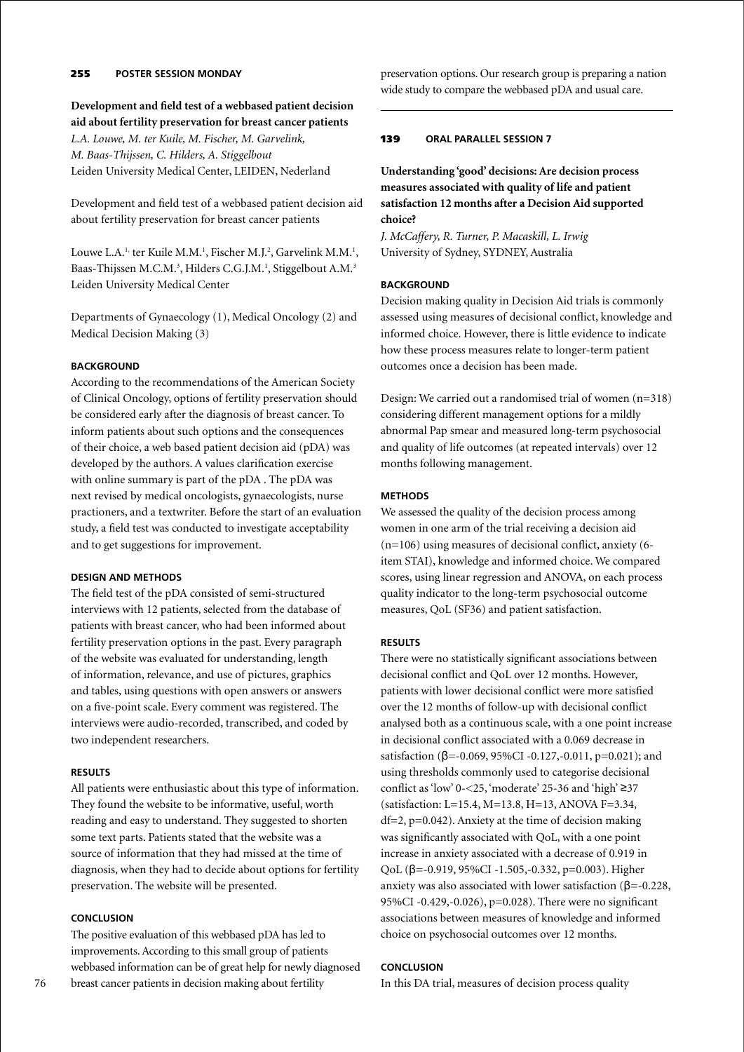## 255 POSTER SESSION MONDAY

**Development and field test of a webbased patient decision aid about fertility preservation for breast cancer patients**

*L.A. Louwe, M. ter Kuile, M. Fischer, M. Garvelink, M. Baas-Thijssen, C. Hilders, A. Stiggelbout*

Leiden University Medical Center, LEIDEN, Nederland

Development and field test of a webbased patient decision aid about fertility preservation for breast cancer patients

Louwe L.A.[1], ter Kuile M.M.[1], Fischer M.J.[2], Garvelink M.M.[1], Baas-Thijssen M.C.M.[3], Hilders C.G.J.M.[1], Stiggelbout A.M.[3]
Leiden University Medical Center

Departments of Gynaecology (1), Medical Oncology (2) and Medical Decision Making (3)

### BACKGROUND

According to the recommendations of the American Society of Clinical Oncology, options of fertility preservation should be considered early after the diagnosis of breast cancer. To inform patients about such options and the consequences of their choice, a web based patient decision aid (pDA) was developed by the authors. A values clarification exercise with online summary is part of the pDA . The pDA was next revised by medical oncologists, gynaecologists, nurse practioners, and a textwriter. Before the start of an evaluation study, a field test was conducted to investigate acceptability and to get suggestions for improvement.

### DESIGN AND METHODS

The field test of the pDA consisted of semi-structured interviews with 12 patients, selected from the database of patients with breast cancer, who had been informed about fertility preservation options in the past. Every paragraph of the website was evaluated for understanding, length of information, relevance, and use of pictures, graphics and tables, using questions with open answers or answers on a five-point scale. Every comment was registered. The interviews were audio-recorded, transcribed, and coded by two independent researchers.

### RESULTS

All patients were enthusiastic about this type of information. They found the website to be informative, useful, worth reading and easy to understand. They suggested to shorten some text parts. Patients stated that the website was a source of information that they had missed at the time of diagnosis, when they had to decide about options for fertility preservation. The website will be presented.

### CONCLUSION

The positive evaluation of this webbased pDA has led to improvements. According to this small group of patients webbased information can be of great help for newly diagnosed breast cancer patients in decision making about fertility preservation options. Our research group is preparing a nation wide study to compare the webbased pDA and usual care.

---

## 139 ORAL PARALLEL SESSION 7

**Understanding 'good' decisions: Are decision process measures associated with quality of life and patient satisfaction 12 months after a Decision Aid supported choice?**

*J. McCaffery, R. Turner, P. Macaskill, L. Irwig*

University of Sydney, SYDNEY, Australia

### BACKGROUND

Decision making quality in Decision Aid trials is commonly assessed using measures of decisional conflict, knowledge and informed choice. However, there is little evidence to indicate how these process measures relate to longer-term patient outcomes once a decision has been made.

Design: We carried out a randomised trial of women (n=318) considering different management options for a mildly abnormal Pap smear and measured long-term psychosocial and quality of life outcomes (at repeated intervals) over 12 months following management.

### METHODS

We assessed the quality of the decision process among women in one arm of the trial receiving a decision aid (n=106) using measures of decisional conflict, anxiety (6-item STAI), knowledge and informed choice. We compared scores, using linear regression and ANOVA, on each process quality indicator to the long-term psychosocial outcome measures, QoL (SF36) and patient satisfaction.

### RESULTS

There were no statistically significant associations between decisional conflict and QoL over 12 months. However, patients with lower decisional conflict were more satisfied over the 12 months of follow-up with decisional conflict analysed both as a continuous scale, with a one point increase in decisional conflict associated with a 0.069 decrease in satisfaction ($\beta$=-0.069, 95%CI -0.127,-0.011, p=0.021); and using thresholds commonly used to categorise decisional conflict as 'low' 0-<25, 'moderate' 25-36 and 'high' ≥37 (satisfaction: L=15.4, M=13.8, H=13, ANOVA F=3.34, df=2, p=0.042). Anxiety at the time of decision making was significantly associated with QoL, with a one point increase in anxiety associated with a decrease of 0.919 in QoL ($\beta$=-0.919, 95%CI -1.505,-0.332, p=0.003). Higher anxiety was also associated with lower satisfaction ($\beta$=-0.228, 95%CI -0.429,-0.026), p=0.028). There were no significant associations between measures of knowledge and informed choice on psychosocial outcomes over 12 months.

### CONCLUSION

In this DA trial, measures of decision process quality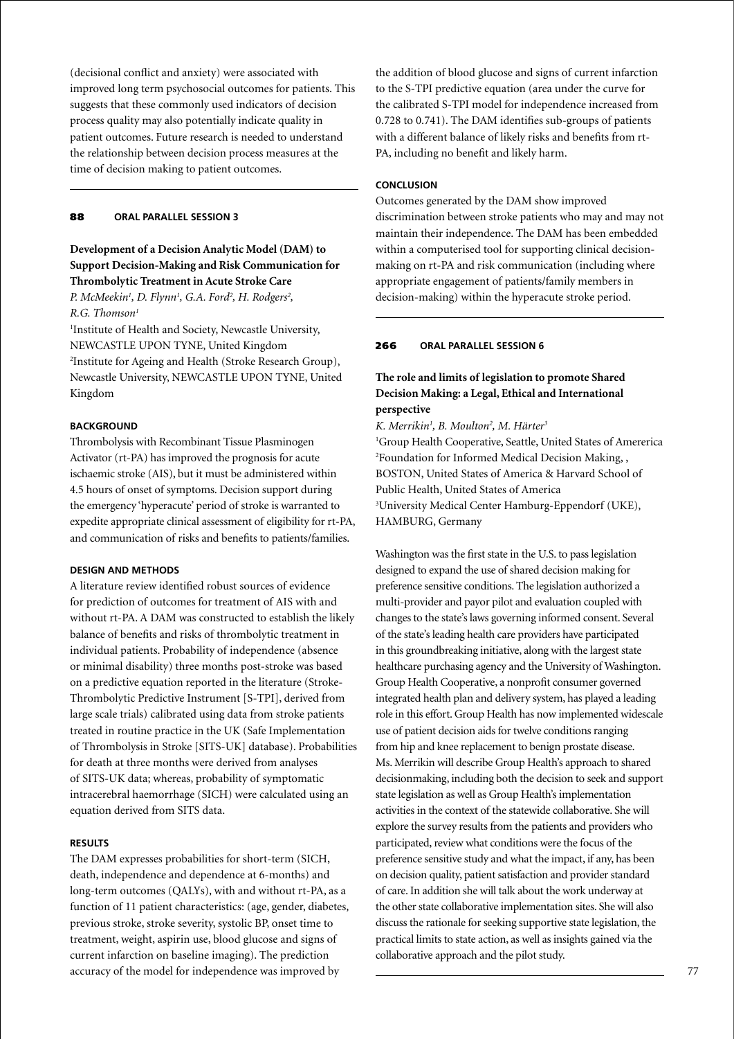(decisional conflict and anxiety) were associated with improved long term psychosocial outcomes for patients. This suggests that these commonly used indicators of decision process quality may also potentially indicate quality in patient outcomes. Future research is needed to understand the relationship between decision process measures at the time of decision making to patient outcomes.

---

**88 ORAL PARALLEL SESSION 3**

## Development of a Decision Analytic Model (DAM) to Support Decision-Making and Risk Communication for Thrombolytic Treatment in Acute Stroke Care

*P. McMeekin[1], D. Flynn[1], G.A. Ford[2], H. Rodgers[2], R.G. Thomson[1]*

[1]Institute of Health and Society, Newcastle University, NEWCASTLE UPON TYNE, United Kingdom
[2]Institute for Ageing and Health (Stroke Research Group), Newcastle University, NEWCASTLE UPON TYNE, United Kingdom

### BACKGROUND

Thrombolysis with Recombinant Tissue Plasminogen Activator (rt-PA) has improved the prognosis for acute ischaemic stroke (AIS), but it must be administered within 4.5 hours of onset of symptoms. Decision support during the emergency 'hyperacute' period of stroke is warranted to expedite appropriate clinical assessment of eligibility for rt-PA, and communication of risks and benefits to patients/families.

### DESIGN AND METHODS

A literature review identified robust sources of evidence for prediction of outcomes for treatment of AIS with and without rt-PA. A DAM was constructed to establish the likely balance of benefits and risks of thrombolytic treatment in individual patients. Probability of independence (absence or minimal disability) three months post-stroke was based on a predictive equation reported in the literature (Stroke-Thrombolytic Predictive Instrument [S-TPI], derived from large scale trials) calibrated using data from stroke patients treated in routine practice in the UK (Safe Implementation of Thrombolysis in Stroke [SITS-UK] database). Probabilities for death at three months were derived from analyses of SITS-UK data; whereas, probability of symptomatic intracerebral haemorrhage (SICH) were calculated using an equation derived from SITS data.

### RESULTS

The DAM expresses probabilities for short-term (SICH, death, independence and dependence at 6-months) and long-term outcomes (QALYs), with and without rt-PA, as a function of 11 patient characteristics: (age, gender, diabetes, previous stroke, stroke severity, systolic BP, onset time to treatment, weight, aspirin use, blood glucose and signs of current infarction on baseline imaging). The prediction accuracy of the model for independence was improved by the addition of blood glucose and signs of current infarction to the S-TPI predictive equation (area under the curve for the calibrated S-TPI model for independence increased from 0.728 to 0.741). The DAM identifies sub-groups of patients with a different balance of likely risks and benefits from rt-PA, including no benefit and likely harm.

### CONCLUSION

Outcomes generated by the DAM show improved discrimination between stroke patients who may and may not maintain their independence. The DAM has been embedded within a computerised tool for supporting clinical decision-making on rt-PA and risk communication (including where appropriate engagement of patients/family members in decision-making) within the hyperacute stroke period.

---

**266 ORAL PARALLEL SESSION 6**

## The role and limits of legislation to promote Shared Decision Making: a Legal, Ethical and International perspective

*K. Merrikin[1], B. Moulton[2], M. Härter[3]*

[1]Group Health Cooperative, Seattle, United States of Amererica
[2]Foundation for Informed Medical Decision Making, , BOSTON, United States of America & Harvard School of Public Health, United States of America
[3]University Medical Center Hamburg-Eppendorf (UKE), HAMBURG, Germany

Washington was the first state in the U.S. to pass legislation designed to expand the use of shared decision making for preference sensitive conditions. The legislation authorized a multi-provider and payor pilot and evaluation coupled with changes to the state's laws governing informed consent. Several of the state's leading health care providers have participated in this groundbreaking initiative, along with the largest state healthcare purchasing agency and the University of Washington. Group Health Cooperative, a nonprofit consumer governed integrated health plan and delivery system, has played a leading role in this effort. Group Health has now implemented widescale use of patient decision aids for twelve conditions ranging from hip and knee replacement to benign prostate disease. Ms. Merrikin will describe Group Health's approach to shared decisionmaking, including both the decision to seek and support state legislation as well as Group Health's implementation activities in the context of the statewide collaborative. She will explore the survey results from the patients and providers who participated, review what conditions were the focus of the preference sensitive study and what the impact, if any, has been on decision quality, patient satisfaction and provider standard of care. In addition she will talk about the work underway at the other state collaborative implementation sites. She will also discuss the rationale for seeking supportive state legislation, the practical limits to state action, as well as insights gained via the collaborative approach and the pilot study.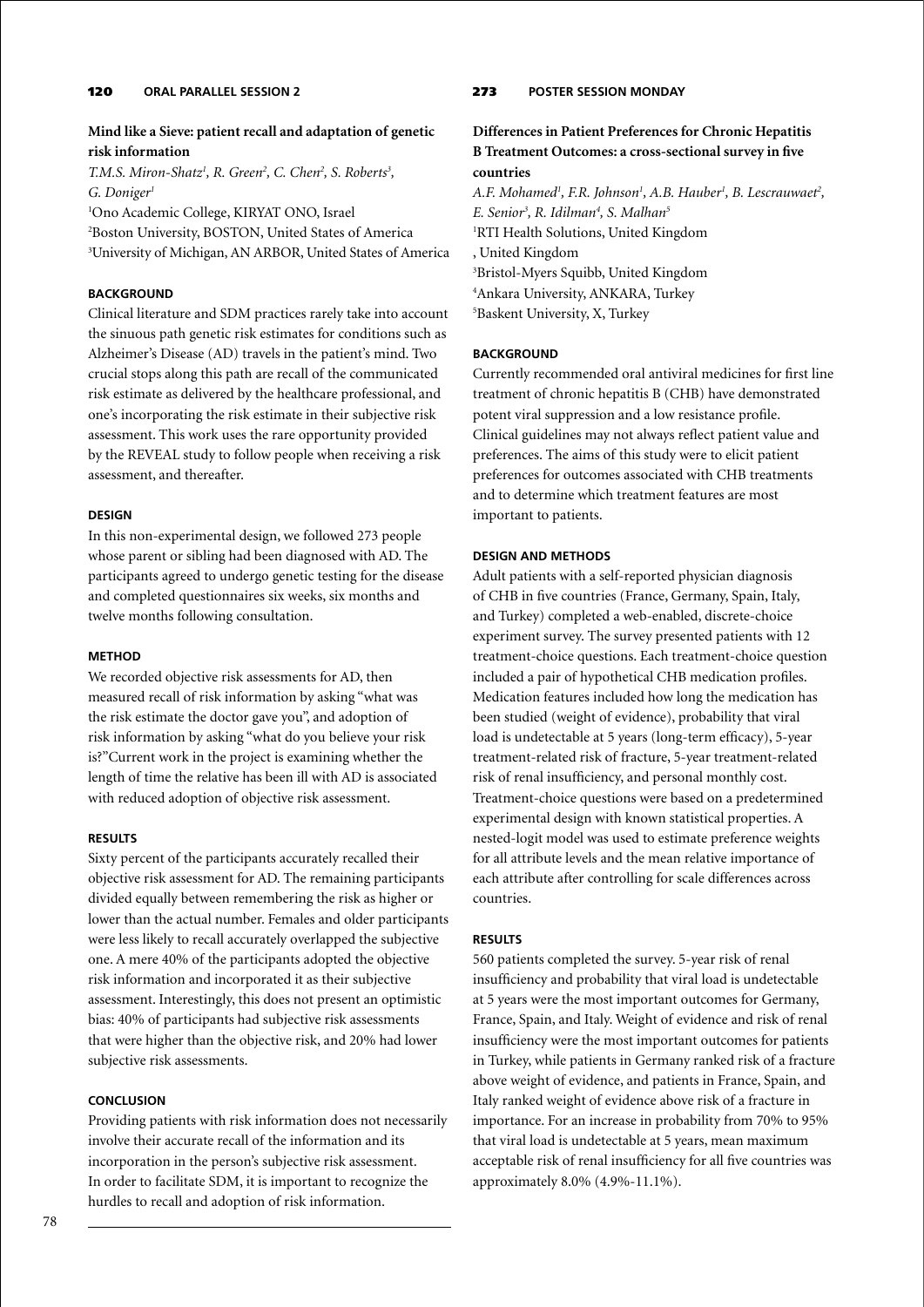## 120 ORAL PARALLEL SESSION 2

### Mind like a Sieve: patient recall and adaptation of genetic risk information

*T.M.S. Miron-Shatz[1], R. Green[2], C. Chen[2], S. Roberts[3], G. Doniger[1]*

[1]Ono Academic College, KIRYAT ONO, Israel
[2]Boston University, BOSTON, United States of America
[3]University of Michigan, AN ARBOR, United States of America

#### BACKGROUND

Clinical literature and SDM practices rarely take into account the sinuous path genetic risk estimates for conditions such as Alzheimer's Disease (AD) travels in the patient's mind. Two crucial stops along this path are recall of the communicated risk estimate as delivered by the healthcare professional, and one's incorporating the risk estimate in their subjective risk assessment. This work uses the rare opportunity provided by the REVEAL study to follow people when receiving a risk assessment, and thereafter.

#### DESIGN

In this non-experimental design, we followed 273 people whose parent or sibling had been diagnosed with AD. The participants agreed to undergo genetic testing for the disease and completed questionnaires six weeks, six months and twelve months following consultation.

#### METHOD

We recorded objective risk assessments for AD, then measured recall of risk information by asking "what was the risk estimate the doctor gave you", and adoption of risk information by asking "what do you believe your risk is?"Current work in the project is examining whether the length of time the relative has been ill with AD is associated with reduced adoption of objective risk assessment.

#### RESULTS

Sixty percent of the participants accurately recalled their objective risk assessment for AD. The remaining participants divided equally between remembering the risk as higher or lower than the actual number. Females and older participants were less likely to recall accurately overlapped the subjective one. A mere 40% of the participants adopted the objective risk information and incorporated it as their subjective assessment. Interestingly, this does not present an optimistic bias: 40% of participants had subjective risk assessments that were higher than the objective risk, and 20% had lower subjective risk assessments.

#### CONCLUSION

Providing patients with risk information does not necessarily involve their accurate recall of the information and its incorporation in the person's subjective risk assessment. In order to facilitate SDM, it is important to recognize the hurdles to recall and adoption of risk information.

## 273 POSTER SESSION MONDAY

### Differences in Patient Preferences for Chronic Hepatitis B Treatment Outcomes: a cross-sectional survey in five countries

*A.F. Mohamed[1], F.R. Johnson[1], A.B. Hauber[1], B. Lescrauwaet[2], E. Senior[3], R. Idilman[4], S. Malhan[5]*

[1]RTI Health Solutions, United Kingdom
, United Kingdom
[3]Bristol-Myers Squibb, United Kingdom
[4]Ankara University, ANKARA, Turkey
[5]Baskent University, X, Turkey

#### BACKGROUND

Currently recommended oral antiviral medicines for first line treatment of chronic hepatitis B (CHB) have demonstrated potent viral suppression and a low resistance profile. Clinical guidelines may not always reflect patient value and preferences. The aims of this study were to elicit patient preferences for outcomes associated with CHB treatments and to determine which treatment features are most important to patients.

#### DESIGN AND METHODS

Adult patients with a self-reported physician diagnosis of CHB in five countries (France, Germany, Spain, Italy, and Turkey) completed a web-enabled, discrete-choice experiment survey. The survey presented patients with 12 treatment-choice questions. Each treatment-choice question included a pair of hypothetical CHB medication profiles. Medication features included how long the medication has been studied (weight of evidence), probability that viral load is undetectable at 5 years (long-term efficacy), 5-year treatment-related risk of fracture, 5-year treatment-related risk of renal insufficiency, and personal monthly cost. Treatment-choice questions were based on a predetermined experimental design with known statistical properties. A nested-logit model was used to estimate preference weights for all attribute levels and the mean relative importance of each attribute after controlling for scale differences across countries.

#### RESULTS

560 patients completed the survey. 5-year risk of renal insufficiency and probability that viral load is undetectable at 5 years were the most important outcomes for Germany, France, Spain, and Italy. Weight of evidence and risk of renal insufficiency were the most important outcomes for patients in Turkey, while patients in Germany ranked risk of a fracture above weight of evidence, and patients in France, Spain, and Italy ranked weight of evidence above risk of a fracture in importance. For an increase in probability from 70% to 95% that viral load is undetectable at 5 years, mean maximum acceptable risk of renal insufficiency for all five countries was approximately 8.0% (4.9%-11.1%).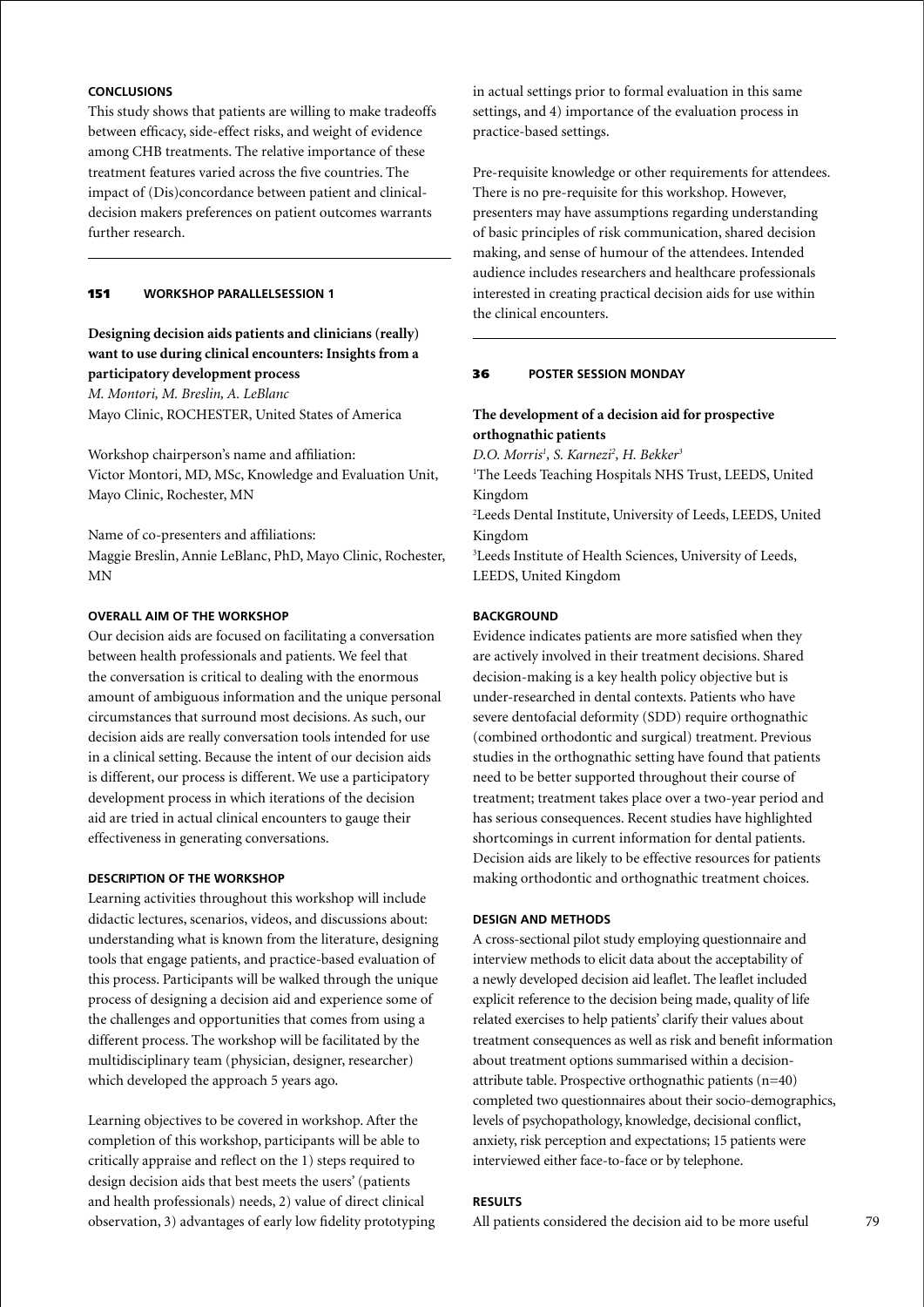#### CONCLUSIONS

This study shows that patients are willing to make tradeoffs between efficacy, side-effect risks, and weight of evidence among CHB treatments. The relative importance of these treatment features varied across the five countries. The impact of (Dis)concordance between patient and clinical-decision makers preferences on patient outcomes warrants further research.

---

## 151 WORKSHOP PARALLELSESSION 1

### Designing decision aids patients and clinicians (really) want to use during clinical encounters: Insights from a participatory development process

*M. Montori, M. Breslin, A. LeBlanc*
Mayo Clinic, ROCHESTER, United States of America

Workshop chairperson's name and affiliation:
Victor Montori, MD, MSc, Knowledge and Evaluation Unit, Mayo Clinic, Rochester, MN

Name of co-presenters and affiliations:
Maggie Breslin, Annie LeBlanc, PhD, Mayo Clinic, Rochester, MN

#### OVERALL AIM OF THE WORKSHOP

Our decision aids are focused on facilitating a conversation between health professionals and patients. We feel that the conversation is critical to dealing with the enormous amount of ambiguous information and the unique personal circumstances that surround most decisions. As such, our decision aids are really conversation tools intended for use in a clinical setting. Because the intent of our decision aids is different, our process is different. We use a participatory development process in which iterations of the decision aid are tried in actual clinical encounters to gauge their effectiveness in generating conversations.

#### DESCRIPTION OF THE WORKSHOP

Learning activities throughout this workshop will include didactic lectures, scenarios, videos, and discussions about: understanding what is known from the literature, designing tools that engage patients, and practice-based evaluation of this process. Participants will be walked through the unique process of designing a decision aid and experience some of the challenges and opportunities that comes from using a different process. The workshop will be facilitated by the multidisciplinary team (physician, designer, researcher) which developed the approach 5 years ago.

Learning objectives to be covered in workshop. After the completion of this workshop, participants will be able to critically appraise and reflect on the 1) steps required to design decision aids that best meets the users' (patients and health professionals) needs, 2) value of direct clinical observation, 3) advantages of early low fidelity prototyping in actual settings prior to formal evaluation in this same settings, and 4) importance of the evaluation process in practice-based settings.

Pre-requisite knowledge or other requirements for attendees. There is no pre-requisite for this workshop. However, presenters may have assumptions regarding understanding of basic principles of risk communication, shared decision making, and sense of humour of the attendees. Intended audience includes researchers and healthcare professionals interested in creating practical decision aids for use within the clinical encounters.

---

## 36 POSTER SESSION MONDAY

### The development of a decision aid for prospective orthognathic patients

*D.O. Morris[1], S. Karnezi[2], H. Bekker[3]*
[1]The Leeds Teaching Hospitals NHS Trust, LEEDS, United Kingdom
[2]Leeds Dental Institute, University of Leeds, LEEDS, United Kingdom
[3]Leeds Institute of Health Sciences, University of Leeds, LEEDS, United Kingdom

#### BACKGROUND

Evidence indicates patients are more satisfied when they are actively involved in their treatment decisions. Shared decision-making is a key health policy objective but is under-researched in dental contexts. Patients who have severe dentofacial deformity (SDD) require orthognathic (combined orthodontic and surgical) treatment. Previous studies in the orthognathic setting have found that patients need to be better supported throughout their course of treatment; treatment takes place over a two-year period and has serious consequences. Recent studies have highlighted shortcomings in current information for dental patients. Decision aids are likely to be effective resources for patients making orthodontic and orthognathic treatment choices.

#### DESIGN AND METHODS

A cross-sectional pilot study employing questionnaire and interview methods to elicit data about the acceptability of a newly developed decision aid leaflet. The leaflet included explicit reference to the decision being made, quality of life related exercises to help patients' clarify their values about treatment consequences as well as risk and benefit information about treatment options summarised within a decision-attribute table. Prospective orthognathic patients (n=40) completed two questionnaires about their socio-demographics, levels of psychopathology, knowledge, decisional conflict, anxiety, risk perception and expectations; 15 patients were interviewed either face-to-face or by telephone.

#### RESULTS

All patients considered the decision aid to be more useful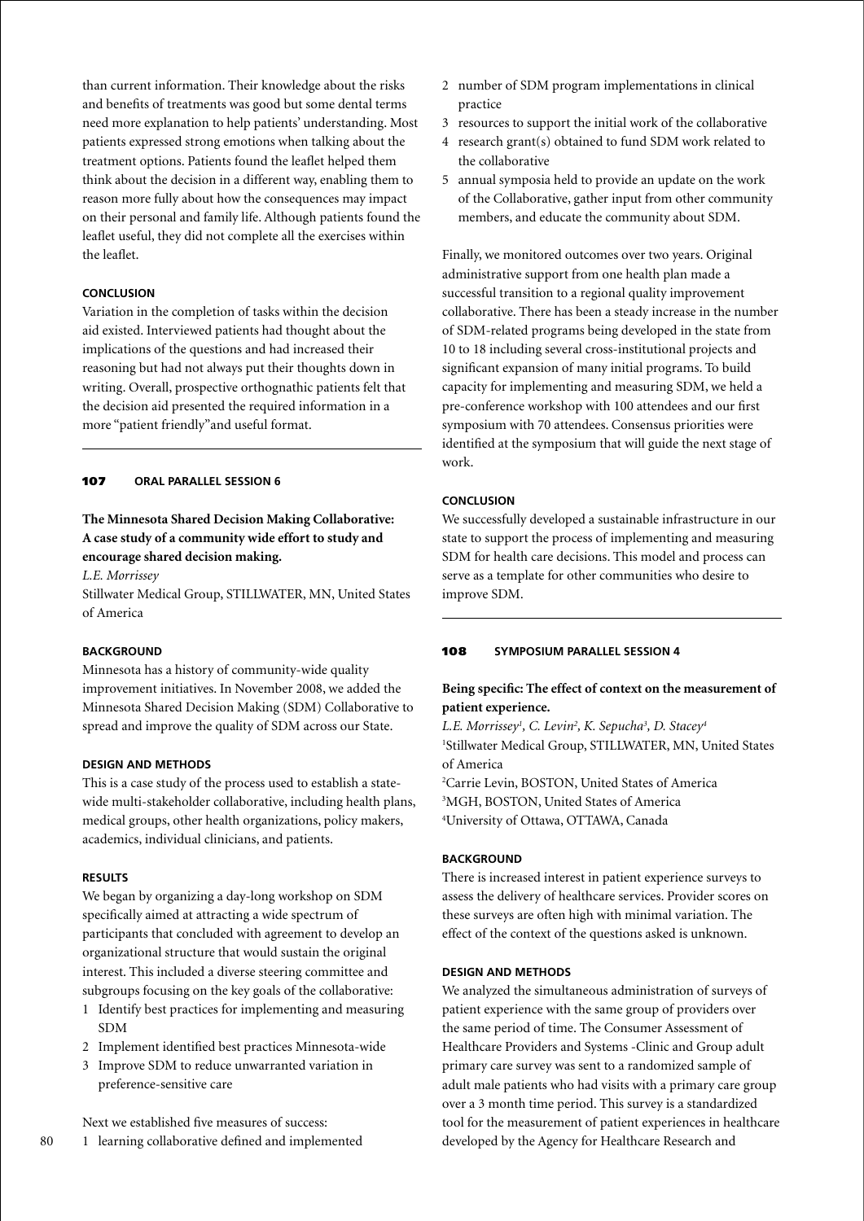than current information. Their knowledge about the risks and benefits of treatments was good but some dental terms need more explanation to help patients' understanding. Most patients expressed strong emotions when talking about the treatment options. Patients found the leaflet helped them think about the decision in a different way, enabling them to reason more fully about how the consequences may impact on their personal and family life. Although patients found the leaflet useful, they did not complete all the exercises within the leaflet.

#### CONCLUSION

Variation in the completion of tasks within the decision aid existed. Interviewed patients had thought about the implications of the questions and had increased their reasoning but had not always put their thoughts down in writing. Overall, prospective orthognathic patients felt that the decision aid presented the required information in a more "patient friendly" and useful format.

---

### 107 ORAL PARALLEL SESSION 6

**The Minnesota Shared Decision Making Collaborative: A case study of a community wide effort to study and encourage shared decision making.**

*L.E. Morrissey*

Stillwater Medical Group, STILLWATER, MN, United States of America

#### BACKGROUND

Minnesota has a history of community-wide quality improvement initiatives. In November 2008, we added the Minnesota Shared Decision Making (SDM) Collaborative to spread and improve the quality of SDM across our State.

#### DESIGN AND METHODS

This is a case study of the process used to establish a state-wide multi-stakeholder collaborative, including health plans, medical groups, other health organizations, policy makers, academics, individual clinicians, and patients.

#### RESULTS

We began by organizing a day-long workshop on SDM specifically aimed at attracting a wide spectrum of participants that concluded with agreement to develop an organizational structure that would sustain the original interest. This included a diverse steering committee and subgroups focusing on the key goals of the collaborative:

1. Identify best practices for implementing and measuring SDM
2. Implement identified best practices Minnesota-wide
3. Improve SDM to reduce unwarranted variation in preference-sensitive care

Next we established five measures of success:

1. learning collaborative defined and implemented
2. number of SDM program implementations in clinical practice
3. resources to support the initial work of the collaborative
4. research grant(s) obtained to fund SDM work related to the collaborative
5. annual symposia held to provide an update on the work of the Collaborative, gather input from other community members, and educate the community about SDM.

Finally, we monitored outcomes over two years. Original administrative support from one health plan made a successful transition to a regional quality improvement collaborative. There has been a steady increase in the number of SDM-related programs being developed in the state from 10 to 18 including several cross-institutional projects and significant expansion of many initial programs. To build capacity for implementing and measuring SDM, we held a pre-conference workshop with 100 attendees and our first symposium with 70 attendees. Consensus priorities were identified at the symposium that will guide the next stage of work.

#### CONCLUSION

We successfully developed a sustainable infrastructure in our state to support the process of implementing and measuring SDM for health care decisions. This model and process can serve as a template for other communities who desire to improve SDM.

---

### 108 SYMPOSIUM PARALLEL SESSION 4

**Being specific: The effect of context on the measurement of patient experience.**

*L.E. Morrissey[1], C. Levin[2], K. Sepucha[3], D. Stacey[4]*

[1]Stillwater Medical Group, STILLWATER, MN, United States of America
[2]Carrie Levin, BOSTON, United States of America
[3]MGH, BOSTON, United States of America
[4]University of Ottawa, OTTAWA, Canada

#### BACKGROUND

There is increased interest in patient experience surveys to assess the delivery of healthcare services. Provider scores on these surveys are often high with minimal variation. The effect of the context of the questions asked is unknown.

#### DESIGN AND METHODS

We analyzed the simultaneous administration of surveys of patient experience with the same group of providers over the same period of time. The Consumer Assessment of Healthcare Providers and Systems -Clinic and Group adult primary care survey was sent to a randomized sample of adult male patients who had visits with a primary care group over a 3 month time period. This survey is a standardized tool for the measurement of patient experiences in healthcare developed by the Agency for Healthcare Research and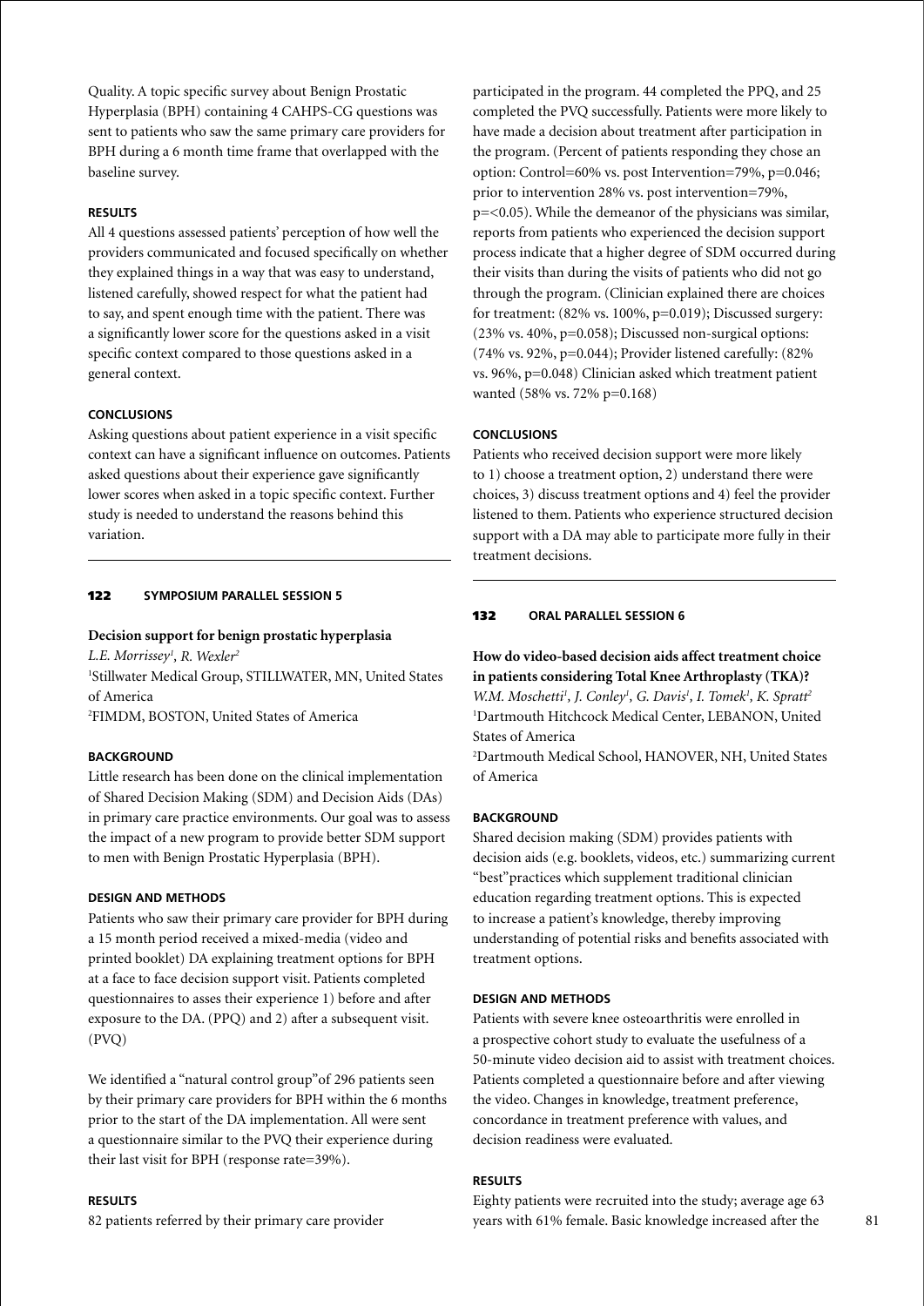Quality. A topic specific survey about Benign Prostatic Hyperplasia (BPH) containing 4 CAHPS-CG questions was sent to patients who saw the same primary care providers for BPH during a 6 month time frame that overlapped with the baseline survey.

**RESULTS**

All 4 questions assessed patients' perception of how well the providers communicated and focused specifically on whether they explained things in a way that was easy to understand, listened carefully, showed respect for what the patient had to say, and spent enough time with the patient. There was a significantly lower score for the questions asked in a visit specific context compared to those questions asked in a general context.

**CONCLUSIONS**

Asking questions about patient experience in a visit specific context can have a significant influence on outcomes. Patients asked questions about their experience gave significantly lower scores when asked in a topic specific context. Further study is needed to understand the reasons behind this variation.

---

## 122 SYMPOSIUM PARALLEL SESSION 5

### Decision support for benign prostatic hyperplasia

*L.E. Morrissey*[1], *R. Wexler*[2]

[1]Stillwater Medical Group, STILLWATER, MN, United States of America

[2]FIMDM, BOSTON, United States of America

**BACKGROUND**

Little research has been done on the clinical implementation of Shared Decision Making (SDM) and Decision Aids (DAs) in primary care practice environments. Our goal was to assess the impact of a new program to provide better SDM support to men with Benign Prostatic Hyperplasia (BPH).

**DESIGN AND METHODS**

Patients who saw their primary care provider for BPH during a 15 month period received a mixed-media (video and printed booklet) DA explaining treatment options for BPH at a face to face decision support visit. Patients completed questionnaires to asses their experience 1) before and after exposure to the DA. (PPQ) and 2) after a subsequent visit. (PVQ)

We identified a "natural control group"of 296 patients seen by their primary care providers for BPH within the 6 months prior to the start of the DA implementation. All were sent a questionnaire similar to the PVQ their experience during their last visit for BPH (response rate=39%).

**RESULTS**

82 patients referred by their primary care provider participated in the program. 44 completed the PPQ, and 25 completed the PVQ successfully. Patients were more likely to have made a decision about treatment after participation in the program. (Percent of patients responding they chose an option: Control=60% vs. post Intervention=79%, p=0.046; prior to intervention 28% vs. post intervention=79%, p=<0.05). While the demeanor of the physicians was similar, reports from patients who experienced the decision support process indicate that a higher degree of SDM occurred during their visits than during the visits of patients who did not go through the program. (Clinician explained there are choices for treatment: (82% vs. 100%, p=0.019); Discussed surgery: (23% vs. 40%, p=0.058); Discussed non-surgical options: (74% vs. 92%, p=0.044); Provider listened carefully: (82% vs. 96%, p=0.048) Clinician asked which treatment patient wanted (58% vs. 72% p=0.168)

**CONCLUSIONS**

Patients who received decision support were more likely to 1) choose a treatment option, 2) understand there were choices, 3) discuss treatment options and 4) feel the provider listened to them. Patients who experience structured decision support with a DA may able to participate more fully in their treatment decisions.

---

## 132 ORAL PARALLEL SESSION 6

### How do video-based decision aids affect treatment choice in patients considering Total Knee Arthroplasty (TKA)?

*W.M. Moschetti*[1], *J. Conley*[1], *G. Davis*[1], *I. Tomek*[1], *K. Spratt*[2]

[1]Dartmouth Hitchcock Medical Center, LEBANON, United States of America

[2]Dartmouth Medical School, HANOVER, NH, United States of America

**BACKGROUND**

Shared decision making (SDM) provides patients with decision aids (e.g. booklets, videos, etc.) summarizing current "best"practices which supplement traditional clinician education regarding treatment options. This is expected to increase a patient's knowledge, thereby improving understanding of potential risks and benefits associated with treatment options.

**DESIGN AND METHODS**

Patients with severe knee osteoarthritis were enrolled in a prospective cohort study to evaluate the usefulness of a 50-minute video decision aid to assist with treatment choices. Patients completed a questionnaire before and after viewing the video. Changes in knowledge, treatment preference, concordance in treatment preference with values, and decision readiness were evaluated.

**RESULTS**

Eighty patients were recruited into the study; average age 63 years with 61% female. Basic knowledge increased after the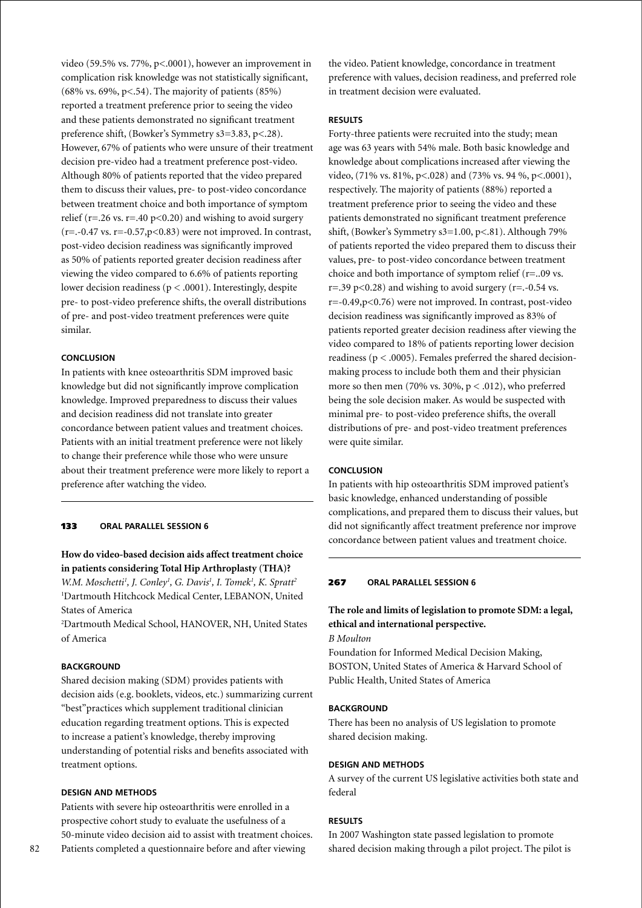video (59.5% vs. 77%, p<.0001), however an improvement in complication risk knowledge was not statistically significant, (68% vs. 69%, p<.54). The majority of patients (85%) reported a treatment preference prior to seeing the video and these patients demonstrated no significant treatment preference shift, (Bowker's Symmetry s3=3.83, p<.28). However, 67% of patients who were unsure of their treatment decision pre-video had a treatment preference post-video. Although 80% of patients reported that the video prepared them to discuss their values, pre- to post-video concordance between treatment choice and both importance of symptom relief (r=.26 vs. r=.40 p<0.20) and wishing to avoid surgery (r=.-0.47 vs. r=-0.57,p<0.83) were not improved. In contrast, post-video decision readiness was significantly improved as 50% of patients reported greater decision readiness after viewing the video compared to 6.6% of patients reporting lower decision readiness (p < .0001). Interestingly, despite pre- to post-video preference shifts, the overall distributions of pre- and post-video treatment preferences were quite similar.

#### CONCLUSION

In patients with knee osteoarthritis SDM improved basic knowledge but did not significantly improve complication knowledge. Improved preparedness to discuss their values and decision readiness did not translate into greater concordance between patient values and treatment choices. Patients with an initial treatment preference were not likely to change their preference while those who were unsure about their treatment preference were more likely to report a preference after watching the video.

---

### 133 ORAL PARALLEL SESSION 6

## How do video-based decision aids affect treatment choice in patients considering Total Hip Arthroplasty (THA)?

*W.M. Moschetti[1], J. Conley[1], G. Davis[1], I. Tomek[1], K. Spratt[2]*
[1]Dartmouth Hitchcock Medical Center, LEBANON, United States of America
[2]Dartmouth Medical School, HANOVER, NH, United States of America

#### BACKGROUND

Shared decision making (SDM) provides patients with decision aids (e.g. booklets, videos, etc.) summarizing current "best"practices which supplement traditional clinician education regarding treatment options. This is expected to increase a patient's knowledge, thereby improving understanding of potential risks and benefits associated with treatment options.

#### DESIGN AND METHODS

Patients with severe hip osteoarthritis were enrolled in a prospective cohort study to evaluate the usefulness of a 50-minute video decision aid to assist with treatment choices. Patients completed a questionnaire before and after viewing the video. Patient knowledge, concordance in treatment preference with values, decision readiness, and preferred role in treatment decision were evaluated.

#### RESULTS

Forty-three patients were recruited into the study; mean age was 63 years with 54% male. Both basic knowledge and knowledge about complications increased after viewing the video, (71% vs. 81%, p<.028) and (73% vs. 94 %, p<.0001), respectively. The majority of patients (88%) reported a treatment preference prior to seeing the video and these patients demonstrated no significant treatment preference shift, (Bowker's Symmetry s3=1.00, p<.81). Although 79% of patients reported the video prepared them to discuss their values, pre- to post-video concordance between treatment choice and both importance of symptom relief (r=..09 vs. r=.39 p<0.28) and wishing to avoid surgery (r=.-0.54 vs. r=-0.49,p<0.76) were not improved. In contrast, post-video decision readiness was significantly improved as 83% of patients reported greater decision readiness after viewing the video compared to 18% of patients reporting lower decision readiness (p < .0005). Females preferred the shared decision-making process to include both them and their physician more so then men (70% vs. 30%, p < .012), who preferred being the sole decision maker. As would be suspected with minimal pre- to post-video preference shifts, the overall distributions of pre- and post-video treatment preferences were quite similar.

#### CONCLUSION

In patients with hip osteoarthritis SDM improved patient's basic knowledge, enhanced understanding of possible complications, and prepared them to discuss their values, but did not significantly affect treatment preference nor improve concordance between patient values and treatment choice.

---

### 267 ORAL PARALLEL SESSION 6

## The role and limits of legislation to promote SDM: a legal, ethical and international perspective.

*B Moulton*
Foundation for Informed Medical Decision Making, BOSTON, United States of America & Harvard School of Public Health, United States of America

#### BACKGROUND

There has been no analysis of US legislation to promote shared decision making.

#### DESIGN AND METHODS

A survey of the current US legislative activities both state and federal

#### RESULTS

In 2007 Washington state passed legislation to promote shared decision making through a pilot project. The pilot is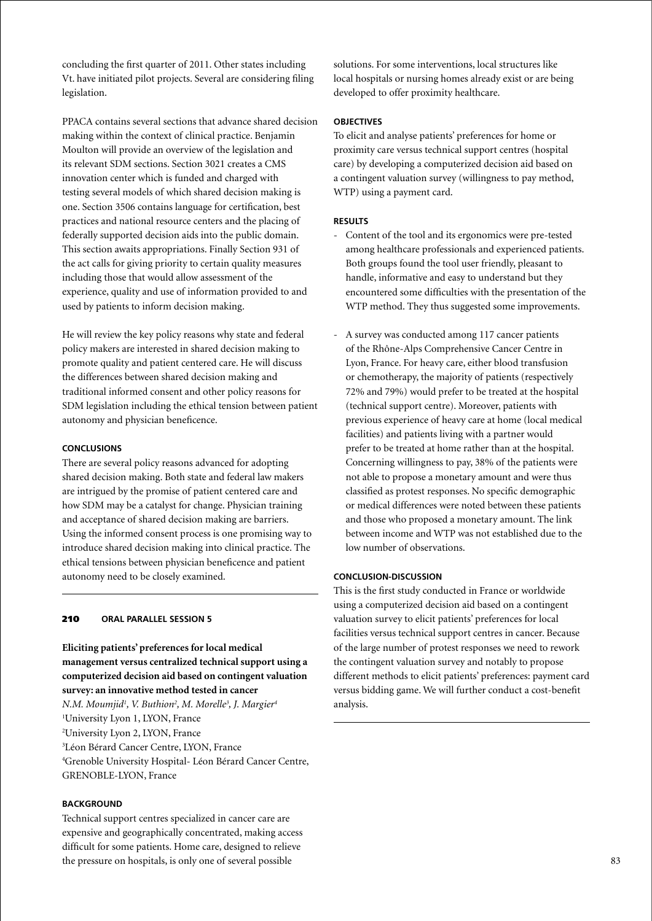concluding the first quarter of 2011. Other states including Vt. have initiated pilot projects. Several are considering filing legislation.

PPACA contains several sections that advance shared decision making within the context of clinical practice. Benjamin Moulton will provide an overview of the legislation and its relevant SDM sections. Section 3021 creates a CMS innovation center which is funded and charged with testing several models of which shared decision making is one. Section 3506 contains language for certification, best practices and national resource centers and the placing of federally supported decision aids into the public domain. This section awaits appropriations. Finally Section 931 of the act calls for giving priority to certain quality measures including those that would allow assessment of the experience, quality and use of information provided to and used by patients to inform decision making.

He will review the key policy reasons why state and federal policy makers are interested in shared decision making to promote quality and patient centered care. He will discuss the differences between shared decision making and traditional informed consent and other policy reasons for SDM legislation including the ethical tension between patient autonomy and physician beneficence.

#### CONCLUSIONS

There are several policy reasons advanced for adopting shared decision making. Both state and federal law makers are intrigued by the promise of patient centered care and how SDM may be a catalyst for change. Physician training and acceptance of shared decision making are barriers. Using the informed consent process is one promising way to introduce shared decision making into clinical practice. The ethical tensions between physician beneficence and patient autonomy need to be closely examined.

---

## 210 ORAL PARALLEL SESSION 5

### Eliciting patients' preferences for local medical management versus centralized technical support using a computerized decision aid based on contingent valuation survey: an innovative method tested in cancer

*N.M. Moumjid[1], V. Buthion[2], M. Morelle[3], J. Margier[4]*

[1]University Lyon 1, LYON, France
[2]University Lyon 2, LYON, France
[3]Léon Bérard Cancer Centre, LYON, France
[4]Grenoble University Hospital- Léon Bérard Cancer Centre, GRENOBLE-LYON, France

#### BACKGROUND

Technical support centres specialized in cancer care are expensive and geographically concentrated, making access difficult for some patients. Home care, designed to relieve the pressure on hospitals, is only one of several possible solutions. For some interventions, local structures like local hospitals or nursing homes already exist or are being developed to offer proximity healthcare.

#### OBJECTIVES

To elicit and analyse patients' preferences for home or proximity care versus technical support centres (hospital care) by developing a computerized decision aid based on a contingent valuation survey (willingness to pay method, WTP) using a payment card.

#### RESULTS

- Content of the tool and its ergonomics were pre-tested among healthcare professionals and experienced patients. Both groups found the tool user friendly, pleasant to handle, informative and easy to understand but they encountered some difficulties with the presentation of the WTP method. They thus suggested some improvements.
- A survey was conducted among 117 cancer patients of the Rhône-Alps Comprehensive Cancer Centre in Lyon, France. For heavy care, either blood transfusion or chemotherapy, the majority of patients (respectively 72% and 79%) would prefer to be treated at the hospital (technical support centre). Moreover, patients with previous experience of heavy care at home (local medical facilities) and patients living with a partner would prefer to be treated at home rather than at the hospital. Concerning willingness to pay, 38% of the patients were not able to propose a monetary amount and were thus classified as protest responses. No specific demographic or medical differences were noted between these patients and those who proposed a monetary amount. The link between income and WTP was not established due to the low number of observations.

#### CONCLUSION-DISCUSSION

This is the first study conducted in France or worldwide using a computerized decision aid based on a contingent valuation survey to elicit patients' preferences for local facilities versus technical support centres in cancer. Because of the large number of protest responses we need to rework the contingent valuation survey and notably to propose different methods to elicit patients' preferences: payment card versus bidding game. We will further conduct a cost-benefit analysis.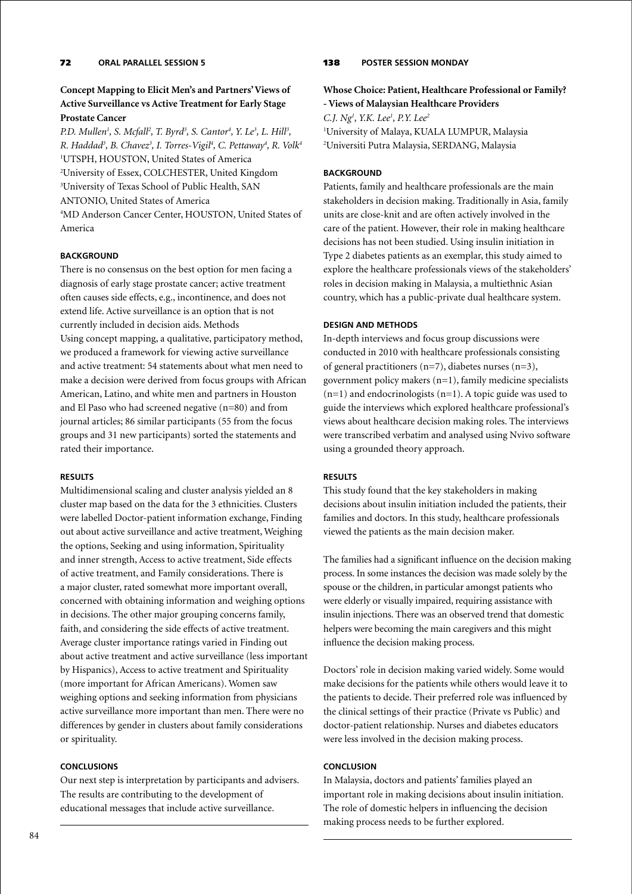### 72 ORAL PARALLEL SESSION 5

## Concept Mapping to Elicit Men's and Partners' Views of Active Surveillance vs Active Treatment for Early Stage Prostate Cancer

*P.D. Mullen[1], S. Mcfall[2], T. Byrd[3], S. Cantor[4], Y. Le[3], L. Hill[3], R. Haddad[3], B. Chavez[3], I. Torres-Vigil[4], C. Pettaway[4], R. Volk[4]*

[1]UTSPH, HOUSTON, United States of America
[2]University of Essex, COLCHESTER, United Kingdom
[3]University of Texas School of Public Health, SAN ANTONIO, United States of America
[4]MD Anderson Cancer Center, HOUSTON, United States of America

**BACKGROUND**

There is no consensus on the best option for men facing a diagnosis of early stage prostate cancer; active treatment often causes side effects, e.g., incontinence, and does not extend life. Active surveillance is an option that is not currently included in decision aids. Methods

Using concept mapping, a qualitative, participatory method, we produced a framework for viewing active surveillance and active treatment: 54 statements about what men need to make a decision were derived from focus groups with African American, Latino, and white men and partners in Houston and El Paso who had screened negative (n=80) and from journal articles; 86 similar participants (55 from the focus groups and 31 new participants) sorted the statements and rated their importance.

**RESULTS**

Multidimensional scaling and cluster analysis yielded an 8 cluster map based on the data for the 3 ethnicities. Clusters were labelled Doctor-patient information exchange, Finding out about active surveillance and active treatment, Weighing the options, Seeking and using information, Spirituality and inner strength, Access to active treatment, Side effects of active treatment, and Family considerations. There is a major cluster, rated somewhat more important overall, concerned with obtaining information and weighing options in decisions. The other major grouping concerns family, faith, and considering the side effects of active treatment. Average cluster importance ratings varied in Finding out about active treatment and active surveillance (less important by Hispanics), Access to active treatment and Spirituality (more important for African Americans). Women saw weighing options and seeking information from physicians active surveillance more important than men. There were no differences by gender in clusters about family considerations or spirituality.

**CONCLUSIONS**

Our next step is interpretation by participants and advisers. The results are contributing to the development of educational messages that include active surveillance.

### 138 POSTER SESSION MONDAY

## Whose Choice: Patient, Healthcare Professional or Family? - Views of Malaysian Healthcare Providers

*C.J. Ng[1], Y.K. Lee[1], P.Y. Lee[2]*

[1]University of Malaya, KUALA LUMPUR, Malaysia
[2]Universiti Putra Malaysia, SERDANG, Malaysia

**BACKGROUND**

Patients, family and healthcare professionals are the main stakeholders in decision making. Traditionally in Asia, family units are close-knit and are often actively involved in the care of the patient. However, their role in making healthcare decisions has not been studied. Using insulin initiation in Type 2 diabetes patients as an exemplar, this study aimed to explore the healthcare professionals views of the stakeholders' roles in decision making in Malaysia, a multiethnic Asian country, which has a public-private dual healthcare system.

**DESIGN AND METHODS**

In-depth interviews and focus group discussions were conducted in 2010 with healthcare professionals consisting of general practitioners (n=7), diabetes nurses (n=3), government policy makers (n=1), family medicine specialists (n=1) and endocrinologists (n=1). A topic guide was used to guide the interviews which explored healthcare professional's views about healthcare decision making roles. The interviews were transcribed verbatim and analysed using Nvivo software using a grounded theory approach.

**RESULTS**

This study found that the key stakeholders in making decisions about insulin initiation included the patients, their families and doctors. In this study, healthcare professionals viewed the patients as the main decision maker.

The families had a significant influence on the decision making process. In some instances the decision was made solely by the spouse or the children, in particular amongst patients who were elderly or visually impaired, requiring assistance with insulin injections. There was an observed trend that domestic helpers were becoming the main caregivers and this might influence the decision making process.

Doctors' role in decision making varied widely. Some would make decisions for the patients while others would leave it to the patients to decide. Their preferred role was influenced by the clinical settings of their practice (Private vs Public) and doctor-patient relationship. Nurses and diabetes educators were less involved in the decision making process.

**CONCLUSION**

In Malaysia, doctors and patients' families played an important role in making decisions about insulin initiation. The role of domestic helpers in influencing the decision making process needs to be further explored.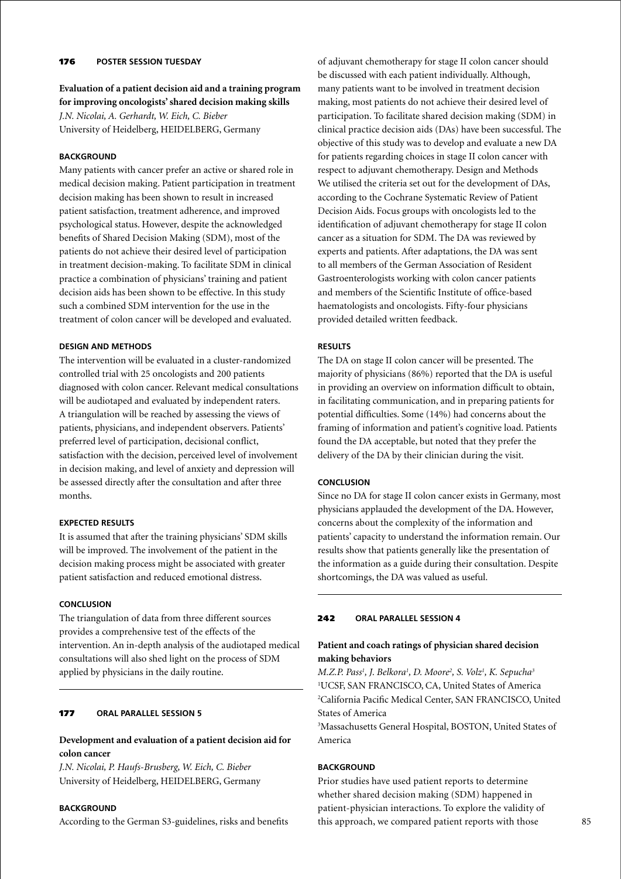## 176 POSTER SESSION TUESDAY

### Evaluation of a patient decision aid and a training program for improving oncologists' shared decision making skills

*J.N. Nicolai, A. Gerhardt, W. Eich, C. Bieber*
University of Heidelberg, HEIDELBERG, Germany

#### BACKGROUND

Many patients with cancer prefer an active or shared role in medical decision making. Patient participation in treatment decision making has been shown to result in increased patient satisfaction, treatment adherence, and improved psychological status. However, despite the acknowledged benefits of Shared Decision Making (SDM), most of the patients do not achieve their desired level of participation in treatment decision-making. To facilitate SDM in clinical practice a combination of physicians' training and patient decision aids has been shown to be effective. In this study such a combined SDM intervention for the use in the treatment of colon cancer will be developed and evaluated.

#### DESIGN AND METHODS

The intervention will be evaluated in a cluster-randomized controlled trial with 25 oncologists and 200 patients diagnosed with colon cancer. Relevant medical consultations will be audiotaped and evaluated by independent raters. A triangulation will be reached by assessing the views of patients, physicians, and independent observers. Patients' preferred level of participation, decisional conflict, satisfaction with the decision, perceived level of involvement in decision making, and level of anxiety and depression will be assessed directly after the consultation and after three months.

#### EXPECTED RESULTS

It is assumed that after the training physicians' SDM skills will be improved. The involvement of the patient in the decision making process might be associated with greater patient satisfaction and reduced emotional distress.

#### CONCLUSION

The triangulation of data from three different sources provides a comprehensive test of the effects of the intervention. An in-depth analysis of the audiotaped medical consultations will also shed light on the process of SDM applied by physicians in the daily routine.

## 177 ORAL PARALLEL SESSION 5

### Development and evaluation of a patient decision aid for colon cancer

*J.N. Nicolai, P. Haufs-Brusberg, W. Eich, C. Bieber*
University of Heidelberg, HEIDELBERG, Germany

#### BACKGROUND

According to the German S3-guidelines, risks and benefits of adjuvant chemotherapy for stage II colon cancer should be discussed with each patient individually. Although, many patients want to be involved in treatment decision making, most patients do not achieve their desired level of participation. To facilitate shared decision making (SDM) in clinical practice decision aids (DAs) have been successful. The objective of this study was to develop and evaluate a new DA for patients regarding choices in stage II colon cancer with respect to adjuvant chemotherapy. Design and Methods We utilised the criteria set out for the development of DAs, according to the Cochrane Systematic Review of Patient Decision Aids. Focus groups with oncologists led to the identification of adjuvant chemotherapy for stage II colon cancer as a situation for SDM. The DA was reviewed by experts and patients. After adaptations, the DA was sent to all members of the German Association of Resident Gastroenterologists working with colon cancer patients and members of the Scientific Institute of office-based haematologists and oncologists. Fifty-four physicians provided detailed written feedback.

#### RESULTS

The DA on stage II colon cancer will be presented. The majority of physicians (86%) reported that the DA is useful in providing an overview on information difficult to obtain, in facilitating communication, and in preparing patients for potential difficulties. Some (14%) had concerns about the framing of information and patient's cognitive load. Patients found the DA acceptable, but noted that they prefer the delivery of the DA by their clinician during the visit.

#### CONCLUSION

Since no DA for stage II colon cancer exists in Germany, most physicians applauded the development of the DA. However, concerns about the complexity of the information and patients' capacity to understand the information remain. Our results show that patients generally like the presentation of the information as a guide during their consultation. Despite shortcomings, the DA was valued as useful.

## 242 ORAL PARALLEL SESSION 4

### Patient and coach ratings of physician shared decision making behaviors

*M.Z.P. Pass[1], J. Belkora[1], D. Moore[2], S. Volz[1], K. Sepucha[3]*
[1]UCSF, SAN FRANCISCO, CA, United States of America
[2]California Pacific Medical Center, SAN FRANCISCO, United States of America
[3]Massachusetts General Hospital, BOSTON, United States of America

#### BACKGROUND

Prior studies have used patient reports to determine whether shared decision making (SDM) happened in patient-physician interactions. To explore the validity of this approach, we compared patient reports with those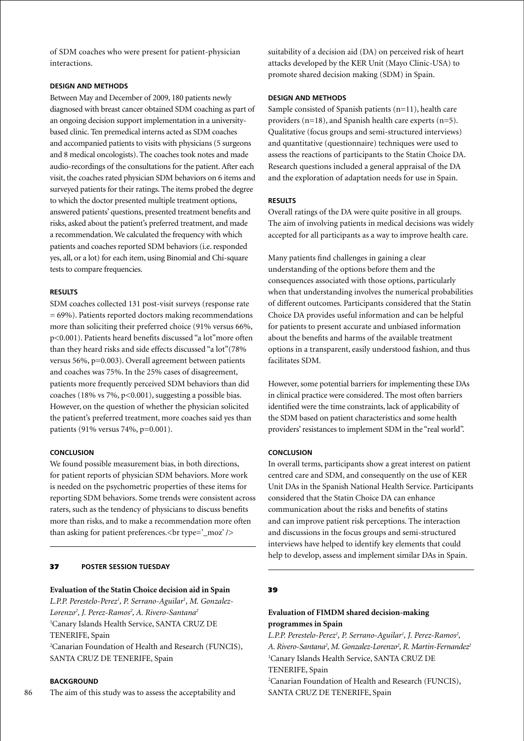of SDM coaches who were present for patient-physician interactions.

**DESIGN AND METHODS**

Between May and December of 2009, 180 patients newly diagnosed with breast cancer obtained SDM coaching as part of an ongoing decision support implementation in a university-based clinic. Ten premedical interns acted as SDM coaches and accompanied patients to visits with physicians (5 surgeons and 8 medical oncologists). The coaches took notes and made audio-recordings of the consultations for the patient. After each visit, the coaches rated physician SDM behaviors on 6 items and surveyed patients for their ratings. The items probed the degree to which the doctor presented multiple treatment options, answered patients' questions, presented treatment benefits and risks, asked about the patient's preferred treatment, and made a recommendation. We calculated the frequency with which patients and coaches reported SDM behaviors (i.e. responded yes, all, or a lot) for each item, using Binomial and Chi-square tests to compare frequencies.

**RESULTS**

SDM coaches collected 131 post-visit surveys (response rate = 69%). Patients reported doctors making recommendations more than soliciting their preferred choice (91% versus 66%, $p<0.001$). Patients heard benefits discussed "a lot"more often than they heard risks and side effects discussed "a lot"(78% versus 56%, $p=0.003$). Overall agreement between patients and coaches was 75%. In the 25% cases of disagreement, patients more frequently perceived SDM behaviors than did coaches (18% vs 7%, $p<0.001$), suggesting a possible bias. However, on the question of whether the physician solicited the patient's preferred treatment, more coaches said yes than patients (91% versus 74%, $p=0.001$).

**CONCLUSION**

We found possible measurement bias, in both directions, for patient reports of physician SDM behaviors. More work is needed on the psychometric properties of these items for reporting SDM behaviors. Some trends were consistent across raters, such as the tendency of physicians to discuss benefits more than risks, and to make a recommendation more often than asking for patient preferences.<br type='_moz' />

---

## 37 POSTER SESSION TUESDAY

### Evaluation of the Statin Choice decision aid in Spain

*L.P.P. Perestelo-Perez[1], P. Serrano-Aguilar[1], M. Gonzalez-Lorenzo[2], J. Perez-Ramos[2], A. Rivero-Santana[2]*

[1]Canary Islands Health Service, SANTA CRUZ DE TENERIFE, Spain

[2]Canarian Foundation of Health and Research (FUNCIS), SANTA CRUZ DE TENERIFE, Spain

**BACKGROUND**

The aim of this study was to assess the acceptability and suitability of a decision aid (DA) on perceived risk of heart attacks developed by the KER Unit (Mayo Clinic-USA) to promote shared decision making (SDM) in Spain.

**DESIGN AND METHODS**

Sample consisted of Spanish patients (n=11), health care providers (n=18), and Spanish health care experts (n=5). Qualitative (focus groups and semi-structured interviews) and quantitative (questionnaire) techniques were used to assess the reactions of participants to the Statin Choice DA. Research questions included a general appraisal of the DA and the exploration of adaptation needs for use in Spain.

**RESULTS**

Overall ratings of the DA were quite positive in all groups. The aim of involving patients in medical decisions was widely accepted for all participants as a way to improve health care.

Many patients find challenges in gaining a clear understanding of the options before them and the consequences associated with those options, particularly when that understanding involves the numerical probabilities of different outcomes. Participants considered that the Statin Choice DA provides useful information and can be helpful for patients to present accurate and unbiased information about the benefits and harms of the available treatment options in a transparent, easily understood fashion, and thus facilitates SDM.

However, some potential barriers for implementing these DAs in clinical practice were considered. The most often barriers identified were the time constraints, lack of applicability of the SDM based on patient characteristics and some health providers' resistances to implement SDM in the "real world".

**CONCLUSION**

In overall terms, participants show a great interest on patient centred care and SDM, and consequently on the use of KER Unit DAs in the Spanish National Health Service. Participants considered that the Statin Choice DA can enhance communication about the risks and benefits of statins and can improve patient risk perceptions. The interaction and discussions in the focus groups and semi-structured interviews have helped to identify key elements that could help to develop, assess and implement similar DAs in Spain.

---

## 39

### Evaluation of FIMDM shared decision-making programmes in Spain

*L.P.P. Perestelo-Perez[1], P. Serrano-Aguilar[1], J. Perez-Ramos[2], A. Rivero-Santana[2], M. Gonzalez-Lorenzo[2], R. Martin-Fernandez[2]*

[1]Canary Islands Health Service, SANTA CRUZ DE TENERIFE, Spain

[2]Canarian Foundation of Health and Research (FUNCIS), SANTA CRUZ DE TENERIFE, Spain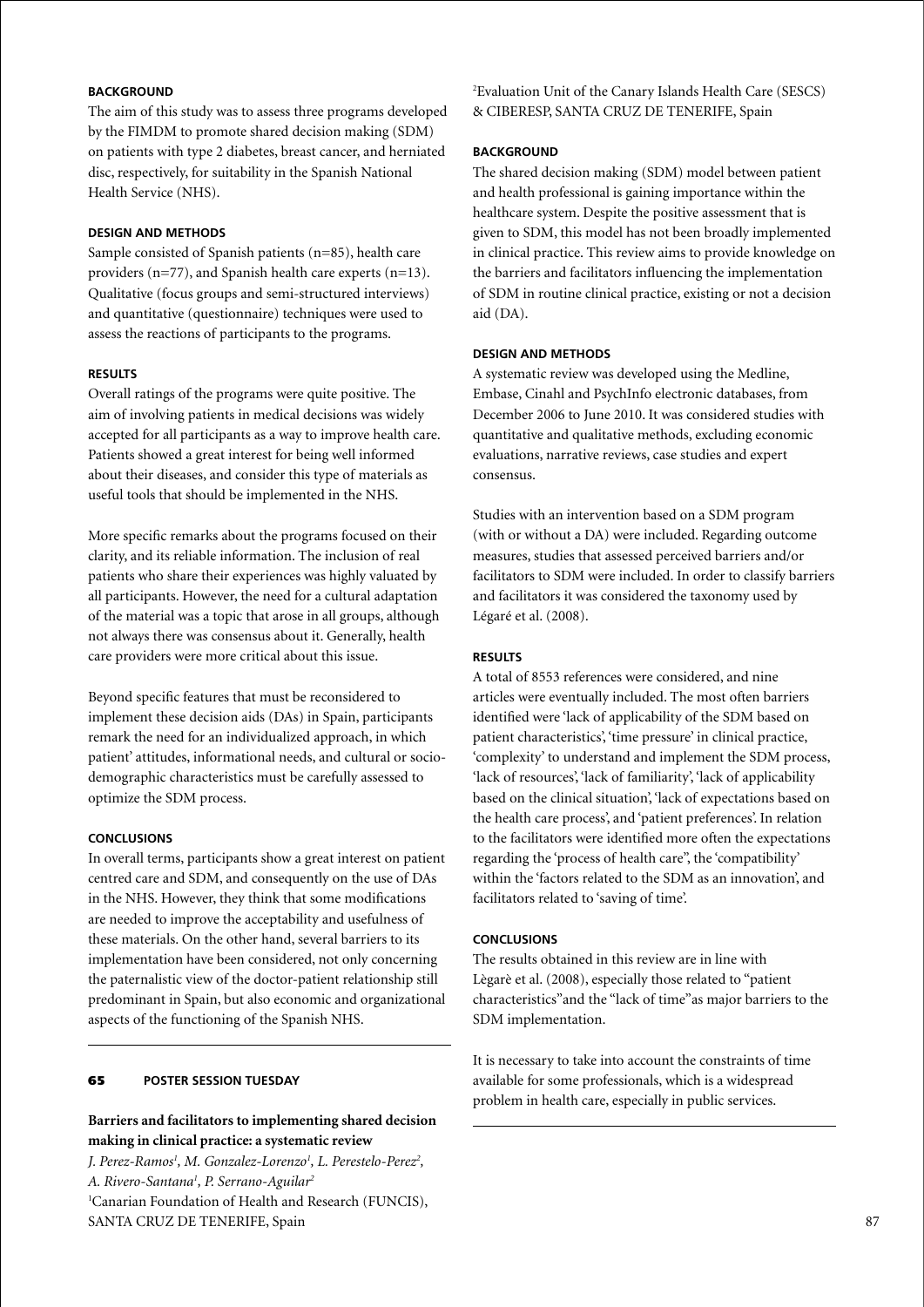### BACKGROUND

The aim of this study was to assess three programs developed by the FIMDM to promote shared decision making (SDM) on patients with type 2 diabetes, breast cancer, and herniated disc, respectively, for suitability in the Spanish National Health Service (NHS).

### DESIGN AND METHODS

Sample consisted of Spanish patients (n=85), health care providers (n=77), and Spanish health care experts (n=13). Qualitative (focus groups and semi-structured interviews) and quantitative (questionnaire) techniques were used to assess the reactions of participants to the programs.

### RESULTS

Overall ratings of the programs were quite positive. The aim of involving patients in medical decisions was widely accepted for all participants as a way to improve health care. Patients showed a great interest for being well informed about their diseases, and consider this type of materials as useful tools that should be implemented in the NHS.

More specific remarks about the programs focused on their clarity, and its reliable information. The inclusion of real patients who share their experiences was highly valuated by all participants. However, the need for a cultural adaptation of the material was a topic that arose in all groups, although not always there was consensus about it. Generally, health care providers were more critical about this issue.

Beyond specific features that must be reconsidered to implement these decision aids (DAs) in Spain, participants remark the need for an individualized approach, in which patient' attitudes, informational needs, and cultural or socio-demographic characteristics must be carefully assessed to optimize the SDM process.

### CONCLUSIONS

In overall terms, participants show a great interest on patient centred care and SDM, and consequently on the use of DAs in the NHS. However, they think that some modifications are needed to improve the acceptability and usefulness of these materials. On the other hand, several barriers to its implementation have been considered, not only concerning the paternalistic view of the doctor-patient relationship still predominant in Spain, but also economic and organizational aspects of the functioning of the Spanish NHS.

---

**65 POSTER SESSION TUESDAY**

## Barriers and facilitators to implementing shared decision making in clinical practice: a systematic review

*J. Perez-Ramos[1], M. Gonzalez-Lorenzo[1], L. Perestelo-Perez[2], A. Rivero-Santana[1], P. Serrano-Aguilar[2]*

[1]Canarian Foundation of Health and Research (FUNCIS), SANTA CRUZ DE TENERIFE, Spain

[2]Evaluation Unit of the Canary Islands Health Care (SESCS) & CIBERESP, SANTA CRUZ DE TENERIFE, Spain

### BACKGROUND

The shared decision making (SDM) model between patient and health professional is gaining importance within the healthcare system. Despite the positive assessment that is given to SDM, this model has not been broadly implemented in clinical practice. This review aims to provide knowledge on the barriers and facilitators influencing the implementation of SDM in routine clinical practice, existing or not a decision aid (DA).

### DESIGN AND METHODS

A systematic review was developed using the Medline, Embase, Cinahl and PsychInfo electronic databases, from December 2006 to June 2010. It was considered studies with quantitative and qualitative methods, excluding economic evaluations, narrative reviews, case studies and expert consensus.

Studies with an intervention based on a SDM program (with or without a DA) were included. Regarding outcome measures, studies that assessed perceived barriers and/or facilitators to SDM were included. In order to classify barriers and facilitators it was considered the taxonomy used by Légaré et al. (2008).

### RESULTS

A total of 8553 references were considered, and nine articles were eventually included. The most often barriers identified were 'lack of applicability of the SDM based on patient characteristics', 'time pressure' in clinical practice, 'complexity' to understand and implement the SDM process, 'lack of resources', 'lack of familiarity', 'lack of applicability based on the clinical situation', 'lack of expectations based on the health care process', and 'patient preferences'. In relation to the facilitators were identified more often the expectations regarding the 'process of health care'', the 'compatibility' within the 'factors related to the SDM as an innovation', and facilitators related to 'saving of time'.

### CONCLUSIONS

The results obtained in this review are in line with Lègarè et al. (2008), especially those related to "patient characteristics"and the "lack of time"as major barriers to the SDM implementation.

It is necessary to take into account the constraints of time available for some professionals, which is a widespread problem in health care, especially in public services.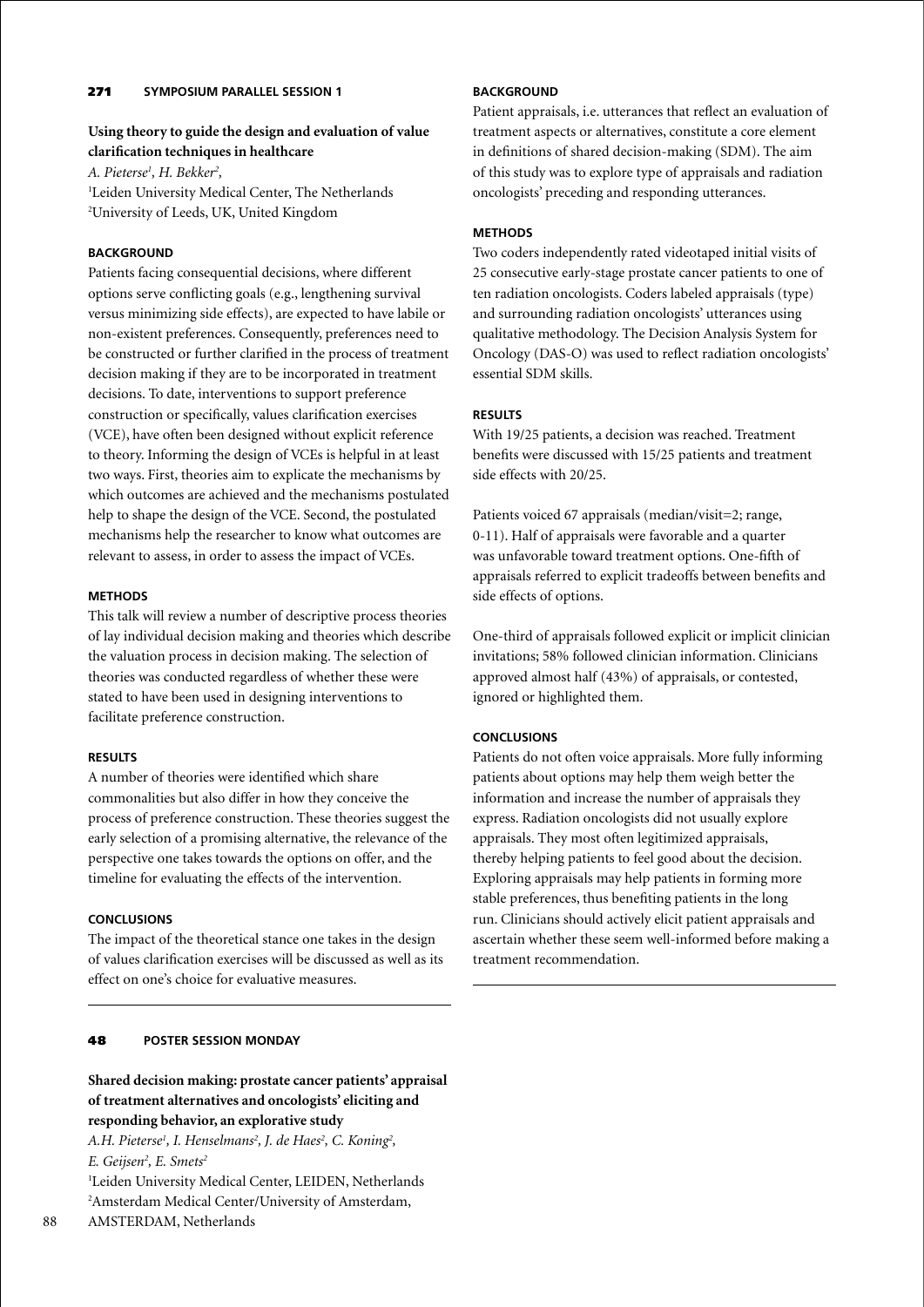## 271 SYMPOSIUM PARALLEL SESSION 1

### Using theory to guide the design and evaluation of value clarification techniques in healthcare

*A. Pieterse[1], H. Bekker[2],*

[1]Leiden University Medical Center, The Netherlands
[2]University of Leeds, UK, United Kingdom

#### BACKGROUND

Patients facing consequential decisions, where different options serve conflicting goals (e.g., lengthening survival versus minimizing side effects), are expected to have labile or non-existent preferences. Consequently, preferences need to be constructed or further clarified in the process of treatment decision making if they are to be incorporated in treatment decisions. To date, interventions to support preference construction or specifically, values clarification exercises (VCE), have often been designed without explicit reference to theory. Informing the design of VCEs is helpful in at least two ways. First, theories aim to explicate the mechanisms by which outcomes are achieved and the mechanisms postulated help to shape the design of the VCE. Second, the postulated mechanisms help the researcher to know what outcomes are relevant to assess, in order to assess the impact of VCEs.

#### METHODS

This talk will review a number of descriptive process theories of lay individual decision making and theories which describe the valuation process in decision making. The selection of theories was conducted regardless of whether these were stated to have been used in designing interventions to facilitate preference construction.

#### RESULTS

A number of theories were identified which share commonalities but also differ in how they conceive the process of preference construction. These theories suggest the early selection of a promising alternative, the relevance of the perspective one takes towards the options on offer, and the timeline for evaluating the effects of the intervention.

#### CONCLUSIONS

The impact of the theoretical stance one takes in the design of values clarification exercises will be discussed as well as its effect on one's choice for evaluative measures.

## 48 POSTER SESSION MONDAY

### Shared decision making: prostate cancer patients' appraisal of treatment alternatives and oncologists' eliciting and responding behavior, an explorative study

*A.H. Pieterse[1], I. Henselmans[2], J. de Haes[2], C. Koning[2], E. Geijsen[2], E. Smets[2]*

[1]Leiden University Medical Center, LEIDEN, Netherlands
[2]Amsterdam Medical Center/University of Amsterdam, AMSTERDAM, Netherlands

#### BACKGROUND

Patient appraisals, i.e. utterances that reflect an evaluation of treatment aspects or alternatives, constitute a core element in definitions of shared decision-making (SDM). The aim of this study was to explore type of appraisals and radiation oncologists' preceding and responding utterances.

#### METHODS

Two coders independently rated videotaped initial visits of 25 consecutive early-stage prostate cancer patients to one of ten radiation oncologists. Coders labeled appraisals (type) and surrounding radiation oncologists' utterances using qualitative methodology. The Decision Analysis System for Oncology (DAS-O) was used to reflect radiation oncologists' essential SDM skills.

#### RESULTS

With 19/25 patients, a decision was reached. Treatment benefits were discussed with 15/25 patients and treatment side effects with 20/25.

Patients voiced 67 appraisals (median/visit=2; range, 0-11). Half of appraisals were favorable and a quarter was unfavorable toward treatment options. One-fifth of appraisals referred to explicit tradeoffs between benefits and side effects of options.

One-third of appraisals followed explicit or implicit clinician invitations; 58% followed clinician information. Clinicians approved almost half (43%) of appraisals, or contested, ignored or highlighted them.

#### CONCLUSIONS

Patients do not often voice appraisals. More fully informing patients about options may help them weigh better the information and increase the number of appraisals they express. Radiation oncologists did not usually explore appraisals. They most often legitimized appraisals, thereby helping patients to feel good about the decision. Exploring appraisals may help patients in forming more stable preferences, thus benefiting patients in the long run. Clinicians should actively elicit patient appraisals and ascertain whether these seem well-informed before making a treatment recommendation.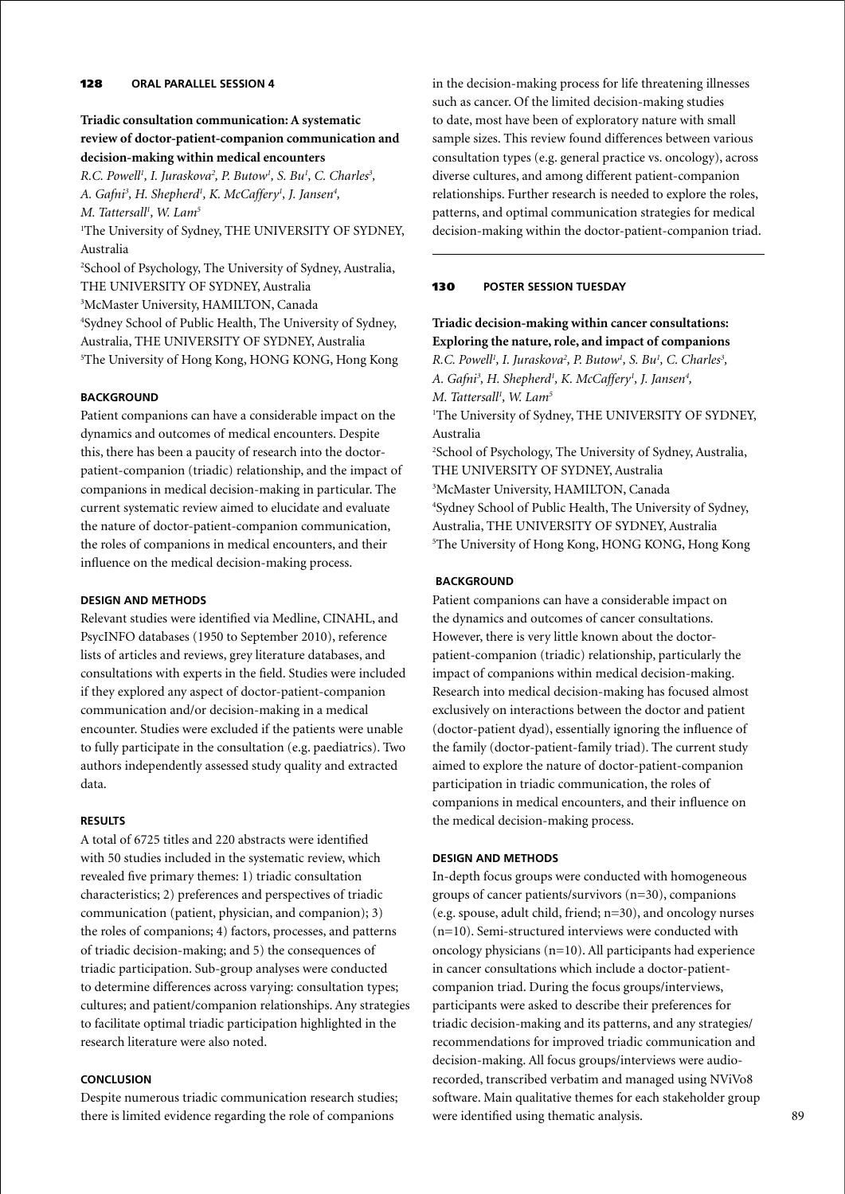## 128 ORAL PARALLEL SESSION 4

**Triadic consultation communication: A systematic review of doctor-patient-companion communication and decision-making within medical encounters**

*R.C. Powell[1], I. Juraskova[2], P. Butow[1], S. Bu[1], C. Charles[3], A. Gafni[3], H. Shepherd[1], K. McCaffery[1], J. Jansen[4], M. Tattersall[1], W. Lam[5]*

[1]The University of Sydney, THE UNIVERSITY OF SYDNEY, Australia
[2]School of Psychology, The University of Sydney, Australia, THE UNIVERSITY OF SYDNEY, Australia
[3]McMaster University, HAMILTON, Canada
[4]Sydney School of Public Health, The University of Sydney, Australia, THE UNIVERSITY OF SYDNEY, Australia
[5]The University of Hong Kong, HONG KONG, Hong Kong

### BACKGROUND

Patient companions can have a considerable impact on the dynamics and outcomes of medical encounters. Despite this, there has been a paucity of research into the doctor-patient-companion (triadic) relationship, and the impact of companions in medical decision-making in particular. The current systematic review aimed to elucidate and evaluate the nature of doctor-patient-companion communication, the roles of companions in medical encounters, and their influence on the medical decision-making process.

### DESIGN AND METHODS

Relevant studies were identified via Medline, CINAHL, and PsycINFO databases (1950 to September 2010), reference lists of articles and reviews, grey literature databases, and consultations with experts in the field. Studies were included if they explored any aspect of doctor-patient-companion communication and/or decision-making in a medical encounter. Studies were excluded if the patients were unable to fully participate in the consultation (e.g. paediatrics). Two authors independently assessed study quality and extracted data.

### RESULTS

A total of 6725 titles and 220 abstracts were identified with 50 studies included in the systematic review, which revealed five primary themes: 1) triadic consultation characteristics; 2) preferences and perspectives of triadic communication (patient, physician, and companion); 3) the roles of companions; 4) factors, processes, and patterns of triadic decision-making; and 5) the consequences of triadic participation. Sub-group analyses were conducted to determine differences across varying: consultation types; cultures; and patient/companion relationships. Any strategies to facilitate optimal triadic participation highlighted in the research literature were also noted.

### CONCLUSION

Despite numerous triadic communication research studies; there is limited evidence regarding the role of companions in the decision-making process for life threatening illnesses such as cancer. Of the limited decision-making studies to date, most have been of exploratory nature with small sample sizes. This review found differences between various consultation types (e.g. general practice vs. oncology), across diverse cultures, and among different patient-companion relationships. Further research is needed to explore the roles, patterns, and optimal communication strategies for medical decision-making within the doctor-patient-companion triad.

---

## 130 POSTER SESSION TUESDAY

**Triadic decision-making within cancer consultations: Exploring the nature, role, and impact of companions**

*R.C. Powell[1], I. Juraskova[2], P. Butow[1], S. Bu[1], C. Charles[3], A. Gafni[3], H. Shepherd[1], K. McCaffery[1], J. Jansen[4], M. Tattersall[1], W. Lam[5]*

[1]The University of Sydney, THE UNIVERSITY OF SYDNEY, Australia
[2]School of Psychology, The University of Sydney, Australia, THE UNIVERSITY OF SYDNEY, Australia
[3]McMaster University, HAMILTON, Canada
[4]Sydney School of Public Health, The University of Sydney, Australia, THE UNIVERSITY OF SYDNEY, Australia
[5]The University of Hong Kong, HONG KONG, Hong Kong

### BACKGROUND

Patient companions can have a considerable impact on the dynamics and outcomes of cancer consultations. However, there is very little known about the doctor-patient-companion (triadic) relationship, particularly the impact of companions within medical decision-making. Research into medical decision-making has focused almost exclusively on interactions between the doctor and patient (doctor-patient dyad), essentially ignoring the influence of the family (doctor-patient-family triad). The current study aimed to explore the nature of doctor-patient-companion participation in triadic communication, the roles of companions in medical encounters, and their influence on the medical decision-making process.

### DESIGN AND METHODS

In-depth focus groups were conducted with homogeneous groups of cancer patients/survivors (n=30), companions (e.g. spouse, adult child, friend; n=30), and oncology nurses (n=10). Semi-structured interviews were conducted with oncology physicians (n=10). All participants had experience in cancer consultations which include a doctor-patient-companion triad. During the focus groups/interviews, participants were asked to describe their preferences for triadic decision-making and its patterns, and any strategies/recommendations for improved triadic communication and decision-making. All focus groups/interviews were audio-recorded, transcribed verbatim and managed using NViVo8 software. Main qualitative themes for each stakeholder group were identified using thematic analysis.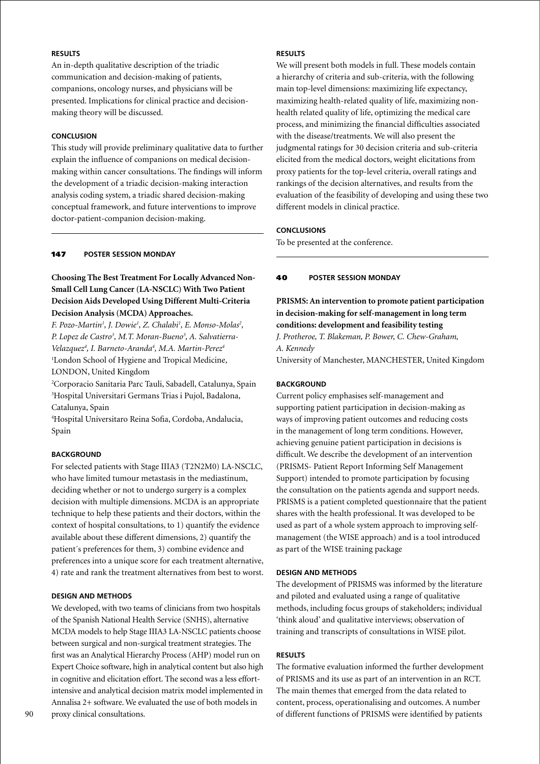### RESULTS

An in-depth qualitative description of the triadic communication and decision-making of patients, companions, oncology nurses, and physicians will be presented. Implications for clinical practice and decision-making theory will be discussed.

### CONCLUSION

This study will provide preliminary qualitative data to further explain the influence of companions on medical decision-making within cancer consultations. The findings will inform the development of a triadic decision-making interaction analysis coding system, a triadic shared decision-making conceptual framework, and future interventions to improve doctor-patient-companion decision-making.

---

**147 POSTER SESSION MONDAY**

## Choosing The Best Treatment For Locally Advanced Non-Small Cell Lung Cancer (LA-NSCLC) With Two Patient Decision Aids Developed Using Different Multi-Criteria Decision Analysis (MCDA) Approaches.

*F. Pozo-Martin[1], J. Dowie[1], Z. Chalabi[1], E. Monso-Molas[2], P. Lopez de Castro[3], M.T. Moran-Bueno[3], A. Salvatierra-Velazquez[4], I. Barneto-Aranda[4], M.A. Martin-Perez[4]*

[1]London School of Hygiene and Tropical Medicine, LONDON, United Kingdom

[2]Corporacio Sanitaria Parc Tauli, Sabadell, Catalunya, Spain

[3]Hospital Universitari Germans Trias i Pujol, Badalona, Catalunya, Spain

[4]Hospital Universitaro Reina Sofia, Cordoba, Andalucia, Spain

### BACKGROUND

For selected patients with Stage IIIA3 (T2N2M0) LA-NSCLC, who have limited tumour metastasis in the mediastinum, deciding whether or not to undergo surgery is a complex decision with multiple dimensions. MCDA is an appropriate technique to help these patients and their doctors, within the context of hospital consultations, to 1) quantify the evidence available about these different dimensions, 2) quantify the patient´s preferences for them, 3) combine evidence and preferences into a unique score for each treatment alternative, 4) rate and rank the treatment alternatives from best to worst.

### DESIGN AND METHODS

We developed, with two teams of clinicians from two hospitals of the Spanish National Health Service (SNHS), alternative MCDA models to help Stage IIIA3 LA-NSCLC patients choose between surgical and non-surgical treatment strategies. The first was an Analytical Hierarchy Process (AHP) model run on Expert Choice software, high in analytical content but also high in cognitive and elicitation effort. The second was a less effort-intensive and analytical decision matrix model implemented in Annalisa 2+ software. We evaluated the use of both models in proxy clinical consultations.

### RESULTS

We will present both models in full. These models contain a hierarchy of criteria and sub-criteria, with the following main top-level dimensions: maximizing life expectancy, maximizing health-related quality of life, maximizing non-health related quality of life, optimizing the medical care process, and minimizing the financial difficulties associated with the disease/treatments. We will also present the judgmental ratings for 30 decision criteria and sub-criteria elicited from the medical doctors, weight elicitations from proxy patients for the top-level criteria, overall ratings and rankings of the decision alternatives, and results from the evaluation of the feasibility of developing and using these two different models in clinical practice.

### CONCLUSIONS

To be presented at the conference.

---

**40 POSTER SESSION MONDAY**

## PRISMS: An intervention to promote patient participation in decision-making for self-management in long term conditions: development and feasibility testing

*J. Protheroe, T. Blakeman, P. Bower, C. Chew-Graham, A. Kennedy*

University of Manchester, MANCHESTER, United Kingdom

### BACKGROUND

Current policy emphasises self-management and supporting patient participation in decision-making as ways of improving patient outcomes and reducing costs in the management of long term conditions. However, achieving genuine patient participation in decisions is difficult. We describe the development of an intervention (PRISMS- Patient Report Informing Self Management Support) intended to promote participation by focusing the consultation on the patients agenda and support needs. PRISMS is a patient completed questionnaire that the patient shares with the health professional. It was developed to be used as part of a whole system approach to improving self-management (the WISE approach) and is a tool introduced as part of the WISE training package

### DESIGN AND METHODS

The development of PRISMS was informed by the literature and piloted and evaluated using a range of qualitative methods, including focus groups of stakeholders; individual 'think aloud' and qualitative interviews; observation of training and transcripts of consultations in WISE pilot.

### RESULTS

The formative evaluation informed the further development of PRISMS and its use as part of an intervention in an RCT. The main themes that emerged from the data related to content, process, operationalising and outcomes. A number of different functions of PRISMS were identified by patients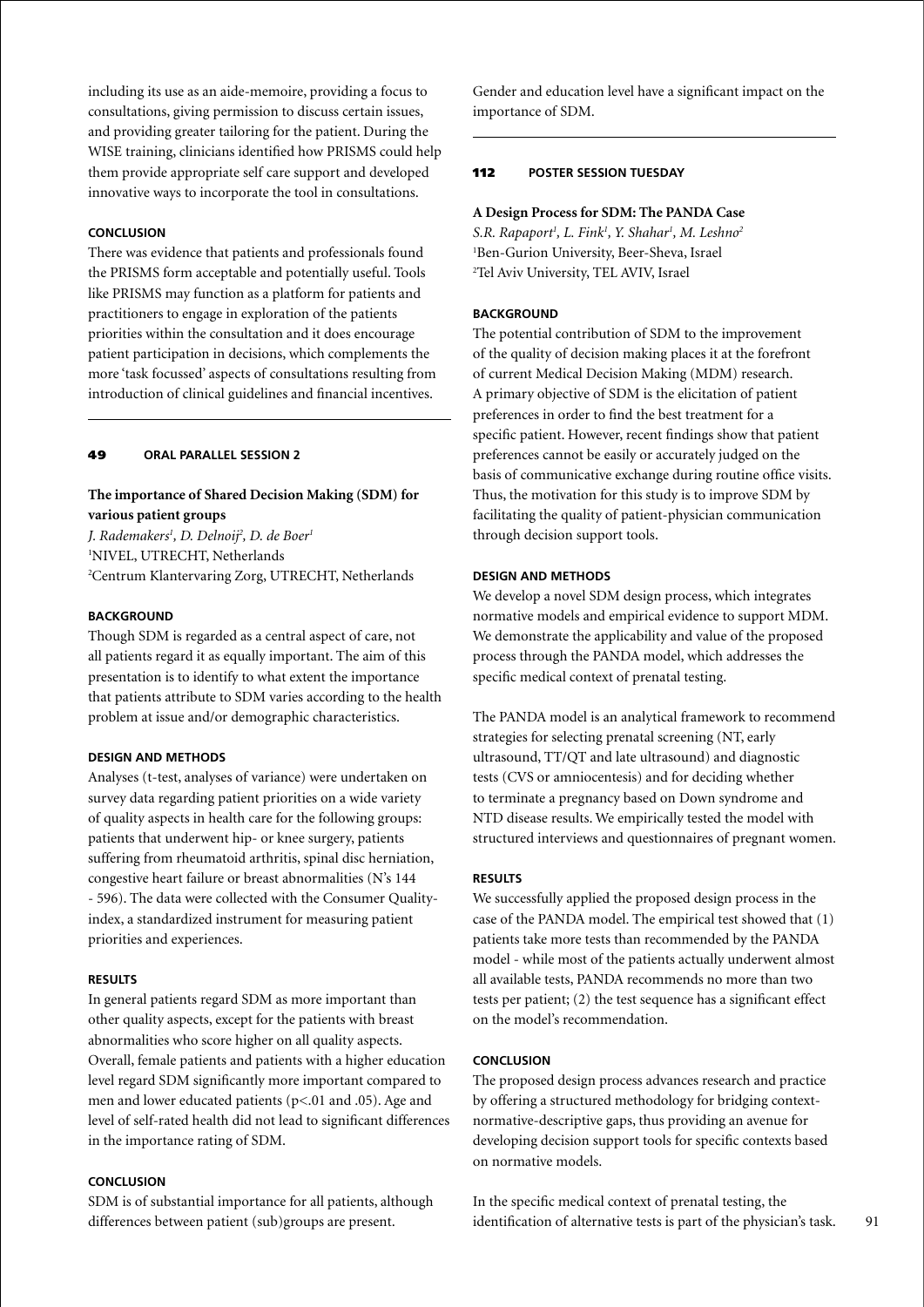including its use as an aide-memoire, providing a focus to consultations, giving permission to discuss certain issues, and providing greater tailoring for the patient. During the WISE training, clinicians identified how PRISMS could help them provide appropriate self care support and developed innovative ways to incorporate the tool in consultations.

#### CONCLUSION

There was evidence that patients and professionals found the PRISMS form acceptable and potentially useful. Tools like PRISMS may function as a platform for patients and practitioners to engage in exploration of the patients priorities within the consultation and it does encourage patient participation in decisions, which complements the more 'task focussed' aspects of consultations resulting from introduction of clinical guidelines and financial incentives.

---

### 49 ORAL PARALLEL SESSION 2

## The importance of Shared Decision Making (SDM) for various patient groups

*J. Rademakers[1], D. Delnoij[2], D. de Boer[1]*
[1]NIVEL, UTRECHT, Netherlands
[2]Centrum Klantervaring Zorg, UTRECHT, Netherlands

#### BACKGROUND

Though SDM is regarded as a central aspect of care, not all patients regard it as equally important. The aim of this presentation is to identify to what extent the importance that patients attribute to SDM varies according to the health problem at issue and/or demographic characteristics.

#### DESIGN AND METHODS

Analyses (t-test, analyses of variance) were undertaken on survey data regarding patient priorities on a wide variety of quality aspects in health care for the following groups: patients that underwent hip- or knee surgery, patients suffering from rheumatoid arthritis, spinal disc herniation, congestive heart failure or breast abnormalities (N's 144 - 596). The data were collected with the Consumer Quality-index, a standardized instrument for measuring patient priorities and experiences.

#### RESULTS

In general patients regard SDM as more important than other quality aspects, except for the patients with breast abnormalities who score higher on all quality aspects. Overall, female patients and patients with a higher education level regard SDM significantly more important compared to men and lower educated patients ($p<.01$ and $.05$). Age and level of self-rated health did not lead to significant differences in the importance rating of SDM.

#### CONCLUSION

SDM is of substantial importance for all patients, although differences between patient (sub)groups are present.

Gender and education level have a significant impact on the importance of SDM.

---

### 112 POSTER SESSION TUESDAY

## A Design Process for SDM: The PANDA Case

*S.R. Rapaport[1], L. Fink[1], Y. Shahar[1], M. Leshno[2]*
[1]Ben-Gurion University, Beer-Sheva, Israel
[2]Tel Aviv University, TEL AVIV, Israel

#### BACKGROUND

The potential contribution of SDM to the improvement of the quality of decision making places it at the forefront of current Medical Decision Making (MDM) research. A primary objective of SDM is the elicitation of patient preferences in order to find the best treatment for a specific patient. However, recent findings show that patient preferences cannot be easily or accurately judged on the basis of communicative exchange during routine office visits. Thus, the motivation for this study is to improve SDM by facilitating the quality of patient-physician communication through decision support tools.

#### DESIGN AND METHODS

We develop a novel SDM design process, which integrates normative models and empirical evidence to support MDM. We demonstrate the applicability and value of the proposed process through the PANDA model, which addresses the specific medical context of prenatal testing.

The PANDA model is an analytical framework to recommend strategies for selecting prenatal screening (NT, early ultrasound, TT/QT and late ultrasound) and diagnostic tests (CVS or amniocentesis) and for deciding whether to terminate a pregnancy based on Down syndrome and NTD disease results. We empirically tested the model with structured interviews and questionnaires of pregnant women.

#### RESULTS

We successfully applied the proposed design process in the case of the PANDA model. The empirical test showed that (1) patients take more tests than recommended by the PANDA model - while most of the patients actually underwent almost all available tests, PANDA recommends no more than two tests per patient; (2) the test sequence has a significant effect on the model's recommendation.

#### CONCLUSION

The proposed design process advances research and practice by offering a structured methodology for bridging context-normative-descriptive gaps, thus providing an avenue for developing decision support tools for specific contexts based on normative models.

In the specific medical context of prenatal testing, the identification of alternative tests is part of the physician's task.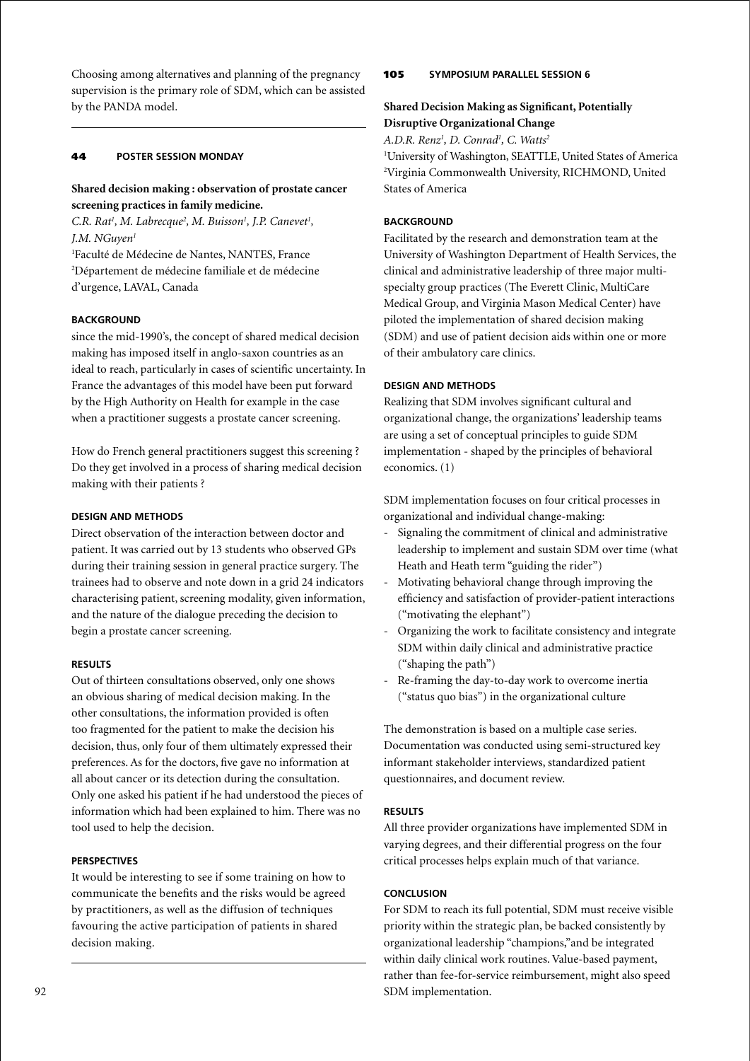Choosing among alternatives and planning of the pregnancy supervision is the primary role of SDM, which can be assisted by the PANDA model.

---

**44 POSTER SESSION MONDAY**

### Shared decision making : observation of prostate cancer screening practices in family medicine.

*C.R. Rat[1], M. Labrecque[2], M. Buisson[1], J.P. Canevet[1], J.M. NGuyen[1]*

[1]Faculté de Médecine de Nantes, NANTES, France
[2]Département de médecine familiale et de médecine d'urgence, LAVAL, Canada

#### BACKGROUND

since the mid-1990's, the concept of shared medical decision making has imposed itself in anglo-saxon countries as an ideal to reach, particularly in cases of scientific uncertainty. In France the advantages of this model have been put forward by the High Authority on Health for example in the case when a practitioner suggests a prostate cancer screening.

How do French general practitioners suggest this screening ? Do they get involved in a process of sharing medical decision making with their patients ?

#### DESIGN AND METHODS

Direct observation of the interaction between doctor and patient. It was carried out by 13 students who observed GPs during their training session in general practice surgery. The trainees had to observe and note down in a grid 24 indicators characterising patient, screening modality, given information, and the nature of the dialogue preceding the decision to begin a prostate cancer screening.

#### RESULTS

Out of thirteen consultations observed, only one shows an obvious sharing of medical decision making. In the other consultations, the information provided is often too fragmented for the patient to make the decision his decision, thus, only four of them ultimately expressed their preferences. As for the doctors, five gave no information at all about cancer or its detection during the consultation. Only one asked his patient if he had understood the pieces of information which had been explained to him. There was no tool used to help the decision.

#### PERSPECTIVES

It would be interesting to see if some training on how to communicate the benefits and the risks would be agreed by practitioners, as well as the diffusion of techniques favouring the active participation of patients in shared decision making.

---

**105 SYMPOSIUM PARALLEL SESSION 6**

### Shared Decision Making as Significant, Potentially Disruptive Organizational Change

*A.D.R. Renz[1], D. Conrad[1], C. Watts[2]*

[1]University of Washington, SEATTLE, United States of America
[2]Virginia Commonwealth University, RICHMOND, United States of America

#### BACKGROUND

Facilitated by the research and demonstration team at the University of Washington Department of Health Services, the clinical and administrative leadership of three major multi-specialty group practices (The Everett Clinic, MultiCare Medical Group, and Virginia Mason Medical Center) have piloted the implementation of shared decision making (SDM) and use of patient decision aids within one or more of their ambulatory care clinics.

#### DESIGN AND METHODS

Realizing that SDM involves significant cultural and organizational change, the organizations' leadership teams are using a set of conceptual principles to guide SDM implementation - shaped by the principles of behavioral economics. (1)

SDM implementation focuses on four critical processes in organizational and individual change-making:

- Signaling the commitment of clinical and administrative leadership to implement and sustain SDM over time (what Heath and Heath term "guiding the rider")
- Motivating behavioral change through improving the efficiency and satisfaction of provider-patient interactions ("motivating the elephant")
- Organizing the work to facilitate consistency and integrate SDM within daily clinical and administrative practice ("shaping the path")
- Re-framing the day-to-day work to overcome inertia ("status quo bias") in the organizational culture

The demonstration is based on a multiple case series. Documentation was conducted using semi-structured key informant stakeholder interviews, standardized patient questionnaires, and document review.

#### RESULTS

All three provider organizations have implemented SDM in varying degrees, and their differential progress on the four critical processes helps explain much of that variance.

#### CONCLUSION

For SDM to reach its full potential, SDM must receive visible priority within the strategic plan, be backed consistently by organizational leadership "champions,"and be integrated within daily clinical work routines. Value-based payment, rather than fee-for-service reimbursement, might also speed SDM implementation.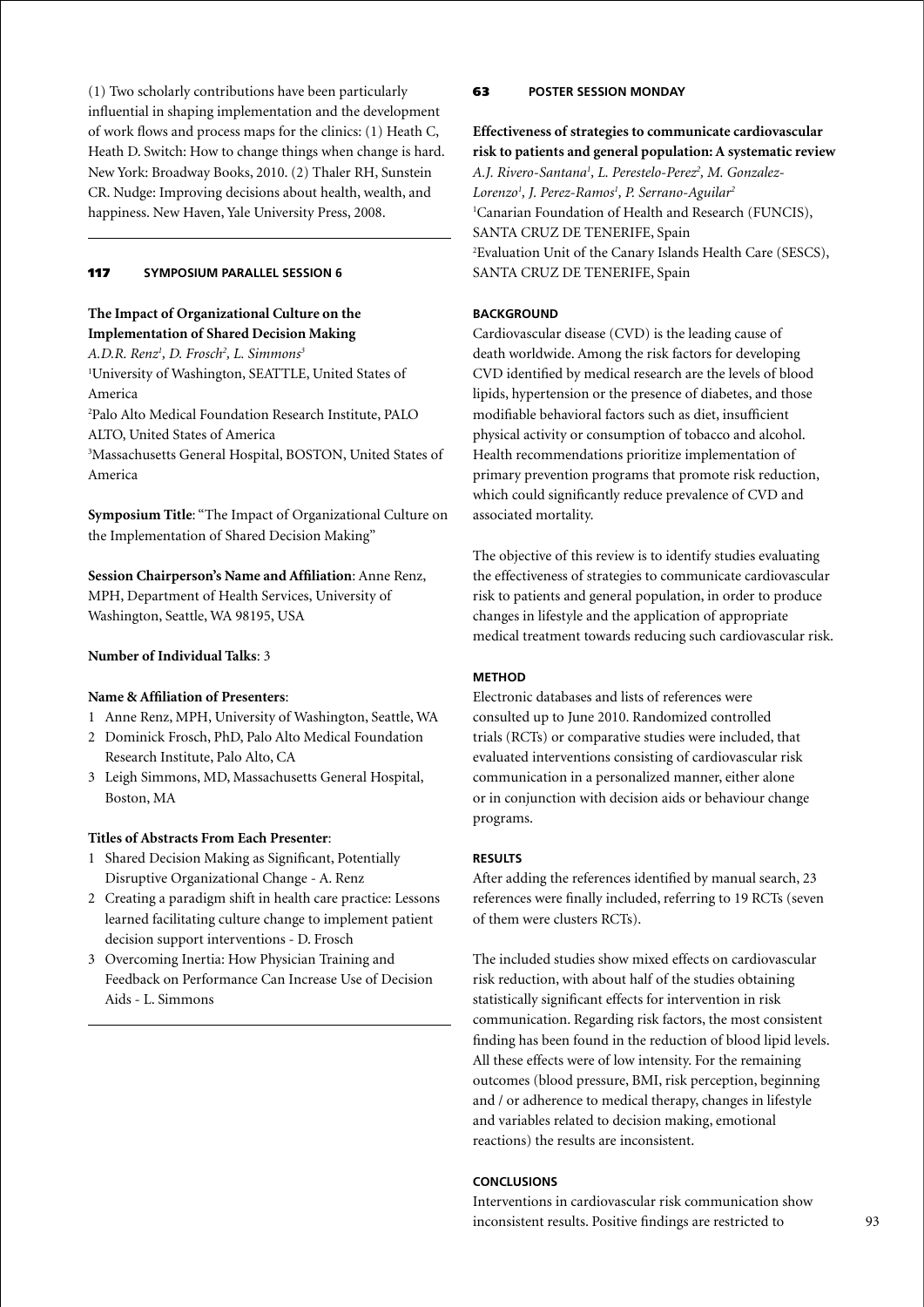(1) Two scholarly contributions have been particularly influential in shaping implementation and the development of work flows and process maps for the clinics: (1) Heath C, Heath D. Switch: How to change things when change is hard. New York: Broadway Books, 2010. (2) Thaler RH, Sunstein CR. Nudge: Improving decisions about health, wealth, and happiness. New Haven, Yale University Press, 2008.

---

## 117 SYMPOSIUM PARALLEL SESSION 6

### The Impact of Organizational Culture on the Implementation of Shared Decision Making

*A.D.R. Renz[1], D. Frosch[2], L. Simmons[3]*

[1]University of Washington, SEATTLE, United States of America

[2]Palo Alto Medical Foundation Research Institute, PALO ALTO, United States of America

[3]Massachusetts General Hospital, BOSTON, United States of America

**Symposium Title**: "The Impact of Organizational Culture on the Implementation of Shared Decision Making"

**Session Chairperson's Name and Affiliation**: Anne Renz, MPH, Department of Health Services, University of Washington, Seattle, WA 98195, USA

**Number of Individual Talks**: 3

**Name & Affiliation of Presenters**:

1. Anne Renz, MPH, University of Washington, Seattle, WA
2. Dominick Frosch, PhD, Palo Alto Medical Foundation Research Institute, Palo Alto, CA
3. Leigh Simmons, MD, Massachusetts General Hospital, Boston, MA

**Titles of Abstracts From Each Presenter**:

1. Shared Decision Making as Significant, Potentially Disruptive Organizational Change - A. Renz
2. Creating a paradigm shift in health care practice: Lessons learned facilitating culture change to implement patient decision support interventions - D. Frosch
3. Overcoming Inertia: How Physician Training and Feedback on Performance Can Increase Use of Decision Aids - L. Simmons

---

## 63 POSTER SESSION MONDAY

### Effectiveness of strategies to communicate cardiovascular risk to patients and general population: A systematic review

*A.J. Rivero-Santana[1], L. Perestelo-Perez[2], M. Gonzalez-Lorenzo[1], J. Perez-Ramos[1], P. Serrano-Aguilar[2]*

[1]Canarian Foundation of Health and Research (FUNCIS), SANTA CRUZ DE TENERIFE, Spain

[2]Evaluation Unit of the Canary Islands Health Care (SESCS), SANTA CRUZ DE TENERIFE, Spain

#### BACKGROUND

Cardiovascular disease (CVD) is the leading cause of death worldwide. Among the risk factors for developing CVD identified by medical research are the levels of blood lipids, hypertension or the presence of diabetes, and those modifiable behavioral factors such as diet, insufficient physical activity or consumption of tobacco and alcohol. Health recommendations prioritize implementation of primary prevention programs that promote risk reduction, which could significantly reduce prevalence of CVD and associated mortality.

The objective of this review is to identify studies evaluating the effectiveness of strategies to communicate cardiovascular risk to patients and general population, in order to produce changes in lifestyle and the application of appropriate medical treatment towards reducing such cardiovascular risk.

#### METHOD

Electronic databases and lists of references were consulted up to June 2010. Randomized controlled trials (RCTs) or comparative studies were included, that evaluated interventions consisting of cardiovascular risk communication in a personalized manner, either alone or in conjunction with decision aids or behaviour change programs.

#### RESULTS

After adding the references identified by manual search, 23 references were finally included, referring to 19 RCTs (seven of them were clusters RCTs).

The included studies show mixed effects on cardiovascular risk reduction, with about half of the studies obtaining statistically significant effects for intervention in risk communication. Regarding risk factors, the most consistent finding has been found in the reduction of blood lipid levels. All these effects were of low intensity. For the remaining outcomes (blood pressure, BMI, risk perception, beginning and / or adherence to medical therapy, changes in lifestyle and variables related to decision making, emotional reactions) the results are inconsistent.

#### CONCLUSIONS

Interventions in cardiovascular risk communication show inconsistent results. Positive findings are restricted to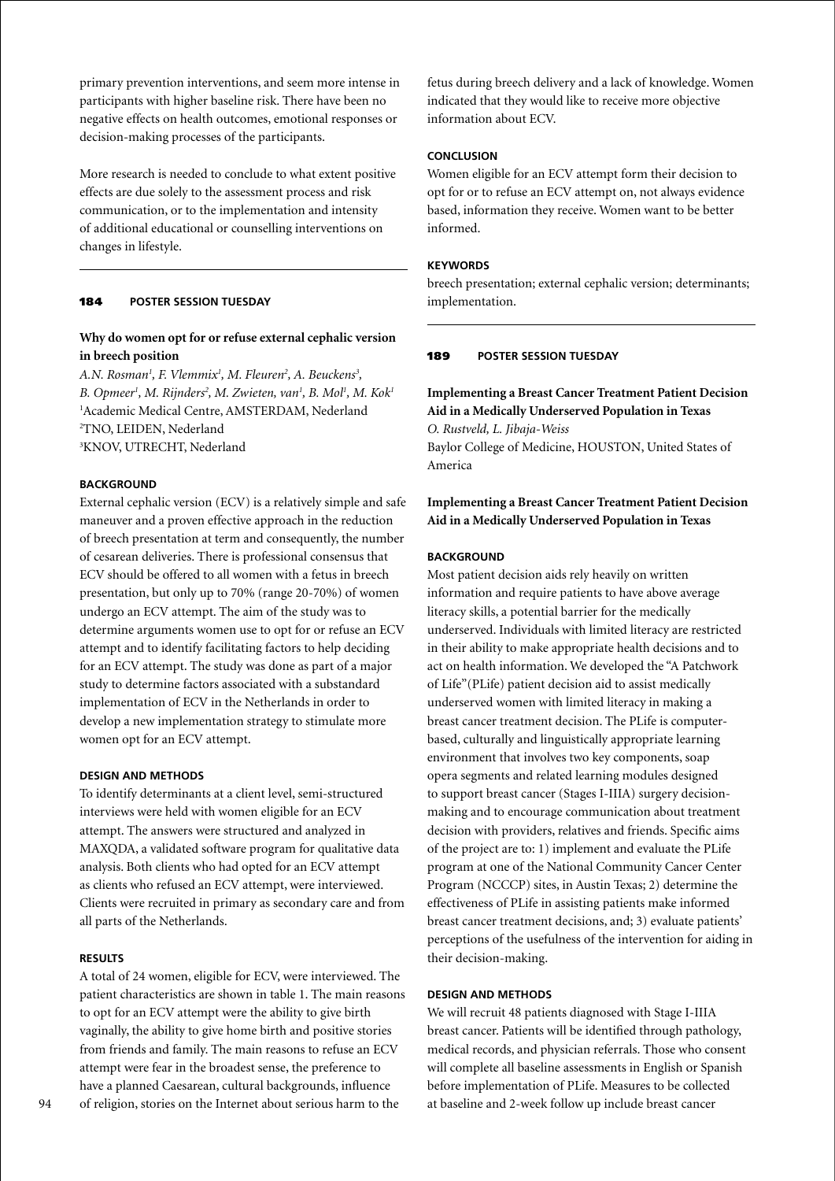primary prevention interventions, and seem more intense in participants with higher baseline risk. There have been no negative effects on health outcomes, emotional responses or decision-making processes of the participants.

More research is needed to conclude to what extent positive effects are due solely to the assessment process and risk communication, or to the implementation and intensity of additional educational or counselling interventions on changes in lifestyle.

---

## 184 POSTER SESSION TUESDAY

### Why do women opt for or refuse external cephalic version in breech position

*A.N. Rosman[1], F. Vlemmix[1], M. Fleuren[2], A. Beuckens[3], B. Opmeer[1], M. Rijnders[2], M. Zwieten, van[1], B. Mol[1], M. Kok[1]*
[1]Academic Medical Centre, AMSTERDAM, Nederland
[2]TNO, LEIDEN, Nederland
[3]KNOV, UTRECHT, Nederland

#### BACKGROUND

External cephalic version (ECV) is a relatively simple and safe maneuver and a proven effective approach in the reduction of breech presentation at term and consequently, the number of cesarean deliveries. There is professional consensus that ECV should be offered to all women with a fetus in breech presentation, but only up to 70% (range 20-70%) of women undergo an ECV attempt. The aim of the study was to determine arguments women use to opt for or refuse an ECV attempt and to identify facilitating factors to help deciding for an ECV attempt. The study was done as part of a major study to determine factors associated with a substandard implementation of ECV in the Netherlands in order to develop a new implementation strategy to stimulate more women opt for an ECV attempt.

#### DESIGN AND METHODS

To identify determinants at a client level, semi-structured interviews were held with women eligible for an ECV attempt. The answers were structured and analyzed in MAXQDA, a validated software program for qualitative data analysis. Both clients who had opted for an ECV attempt as clients who refused an ECV attempt, were interviewed. Clients were recruited in primary as secondary care and from all parts of the Netherlands.

#### RESULTS

A total of 24 women, eligible for ECV, were interviewed. The patient characteristics are shown in table 1. The main reasons to opt for an ECV attempt were the ability to give birth vaginally, the ability to give home birth and positive stories from friends and family. The main reasons to refuse an ECV attempt were fear in the broadest sense, the preference to have a planned Caesarean, cultural backgrounds, influence of religion, stories on the Internet about serious harm to the fetus during breech delivery and a lack of knowledge. Women indicated that they would like to receive more objective information about ECV.

#### CONCLUSION

Women eligible for an ECV attempt form their decision to opt for or to refuse an ECV attempt on, not always evidence based, information they receive. Women want to be better informed.

#### KEYWORDS

breech presentation; external cephalic version; determinants; implementation.

---

## 189 POSTER SESSION TUESDAY

### Implementing a Breast Cancer Treatment Patient Decision Aid in a Medically Underserved Population in Texas

*O. Rustveld, L. Jibaja-Weiss*
Baylor College of Medicine, HOUSTON, United States of America

### Implementing a Breast Cancer Treatment Patient Decision Aid in a Medically Underserved Population in Texas

#### BACKGROUND

Most patient decision aids rely heavily on written information and require patients to have above average literacy skills, a potential barrier for the medically underserved. Individuals with limited literacy are restricted in their ability to make appropriate health decisions and to act on health information. We developed the "A Patchwork of Life"(PLife) patient decision aid to assist medically underserved women with limited literacy in making a breast cancer treatment decision. The PLife is computer-based, culturally and linguistically appropriate learning environment that involves two key components, soap opera segments and related learning modules designed to support breast cancer (Stages I-IIIA) surgery decision-making and to encourage communication about treatment decision with providers, relatives and friends. Specific aims of the project are to: 1) implement and evaluate the PLife program at one of the National Community Cancer Center Program (NCCCP) sites, in Austin Texas; 2) determine the effectiveness of PLife in assisting patients make informed breast cancer treatment decisions, and; 3) evaluate patients' perceptions of the usefulness of the intervention for aiding in their decision-making.

#### DESIGN AND METHODS

We will recruit 48 patients diagnosed with Stage I-IIIA breast cancer. Patients will be identified through pathology, medical records, and physician referrals. Those who consent will complete all baseline assessments in English or Spanish before implementation of PLife. Measures to be collected at baseline and 2-week follow up include breast cancer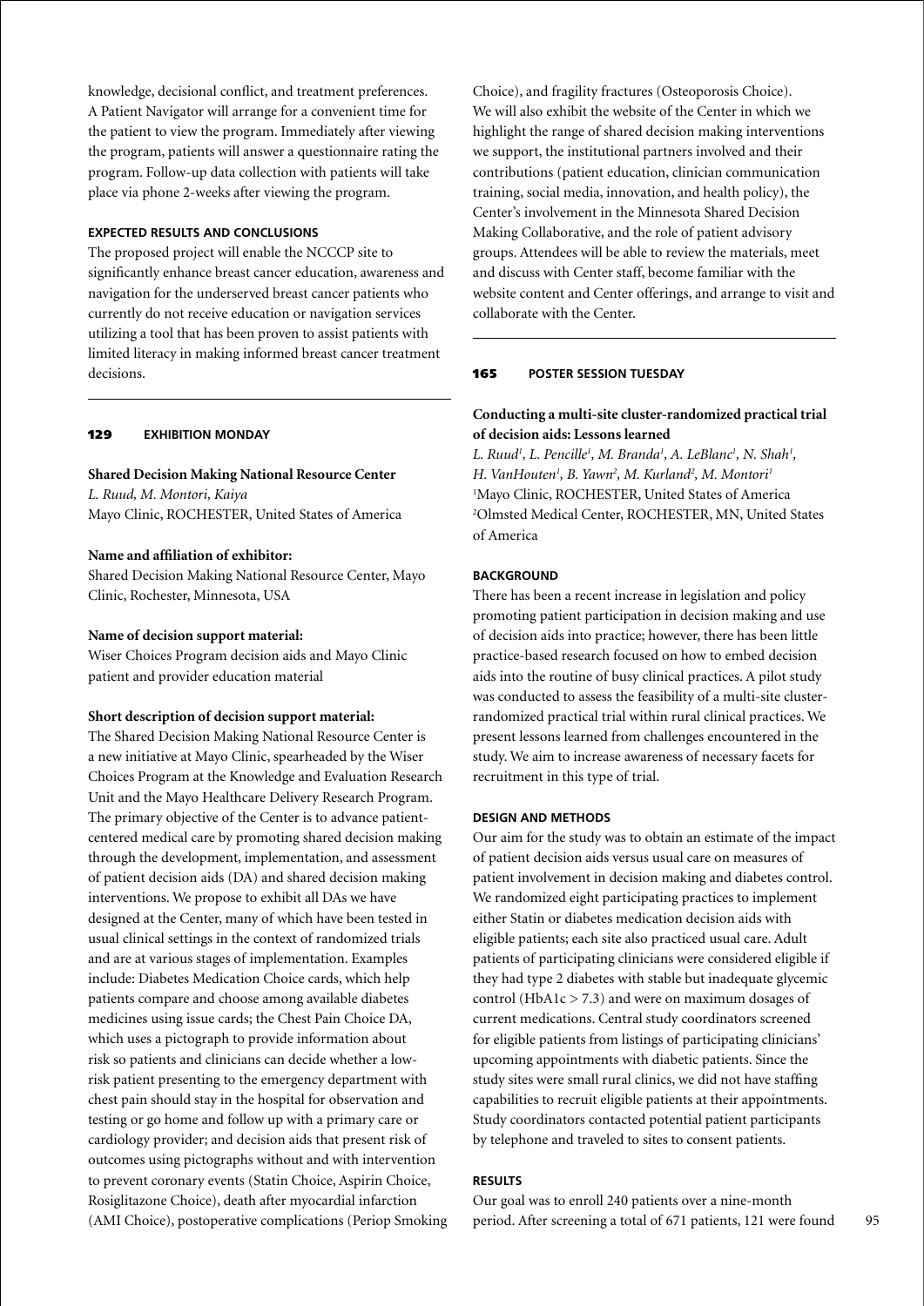knowledge, decisional conflict, and treatment preferences. A Patient Navigator will arrange for a convenient time for the patient to view the program. Immediately after viewing the program, patients will answer a questionnaire rating the program. Follow-up data collection with patients will take place via phone 2-weeks after viewing the program.

#### EXPECTED RESULTS AND CONCLUSIONS

The proposed project will enable the NCCCP site to significantly enhance breast cancer education, awareness and navigation for the underserved breast cancer patients who currently do not receive education or navigation services utilizing a tool that has been proven to assist patients with limited literacy in making informed breast cancer treatment decisions.

---

### 129 EXHIBITION MONDAY

## Shared Decision Making National Resource Center

*L. Ruud, M. Montori, Kaiya*
Mayo Clinic, ROCHESTER, United States of America

**Name and affiliation of exhibitor:**

Shared Decision Making National Resource Center, Mayo Clinic, Rochester, Minnesota, USA

**Name of decision support material:**

Wiser Choices Program decision aids and Mayo Clinic patient and provider education material

**Short description of decision support material:**

The Shared Decision Making National Resource Center is a new initiative at Mayo Clinic, spearheaded by the Wiser Choices Program at the Knowledge and Evaluation Research Unit and the Mayo Healthcare Delivery Research Program. The primary objective of the Center is to advance patient-centered medical care by promoting shared decision making through the development, implementation, and assessment of patient decision aids (DA) and shared decision making interventions. We propose to exhibit all DAs we have designed at the Center, many of which have been tested in usual clinical settings in the context of randomized trials and are at various stages of implementation. Examples include: Diabetes Medication Choice cards, which help patients compare and choose among available diabetes medicines using issue cards; the Chest Pain Choice DA, which uses a pictograph to provide information about risk so patients and clinicians can decide whether a low-risk patient presenting to the emergency department with chest pain should stay in the hospital for observation and testing or go home and follow up with a primary care or cardiology provider; and decision aids that present risk of outcomes using pictographs without and with intervention to prevent coronary events (Statin Choice, Aspirin Choice, Rosiglitazone Choice), death after myocardial infarction (AMI Choice), postoperative complications (Periop Smoking Choice), and fragility fractures (Osteoporosis Choice). We will also exhibit the website of the Center in which we highlight the range of shared decision making interventions we support, the institutional partners involved and their contributions (patient education, clinician communication training, social media, innovation, and health policy), the Center's involvement in the Minnesota Shared Decision Making Collaborative, and the role of patient advisory groups. Attendees will be able to review the materials, meet and discuss with Center staff, become familiar with the website content and Center offerings, and arrange to visit and collaborate with the Center.

---

### 165 POSTER SESSION TUESDAY

## Conducting a multi-site cluster-randomized practical trial of decision aids: Lessons learned

*L. Ruud[1], L. Pencille[1], M. Branda[1], A. LeBlanc[1], N. Shah[1], H. VanHouten[1], B. Yawn[2], M. Kurland[2], M. Montori[1]*
[1]Mayo Clinic, ROCHESTER, United States of America
[2]Olmsted Medical Center, ROCHESTER, MN, United States of America

#### BACKGROUND

There has been a recent increase in legislation and policy promoting patient participation in decision making and use of decision aids into practice; however, there has been little practice-based research focused on how to embed decision aids into the routine of busy clinical practices. A pilot study was conducted to assess the feasibility of a multi-site cluster-randomized practical trial within rural clinical practices. We present lessons learned from challenges encountered in the study. We aim to increase awareness of necessary facets for recruitment in this type of trial.

#### DESIGN AND METHODS

Our aim for the study was to obtain an estimate of the impact of patient decision aids versus usual care on measures of patient involvement in decision making and diabetes control. We randomized eight participating practices to implement either Statin or diabetes medication decision aids with eligible patients; each site also practiced usual care. Adult patients of participating clinicians were considered eligible if they had type 2 diabetes with stable but inadequate glycemic control (HbA1c > 7.3) and were on maximum dosages of current medications. Central study coordinators screened for eligible patients from listings of participating clinicians' upcoming appointments with diabetic patients. Since the study sites were small rural clinics, we did not have staffing capabilities to recruit eligible patients at their appointments. Study coordinators contacted potential patient participants by telephone and traveled to sites to consent patients.

#### RESULTS

Our goal was to enroll 240 patients over a nine-month period. After screening a total of 671 patients, 121 were found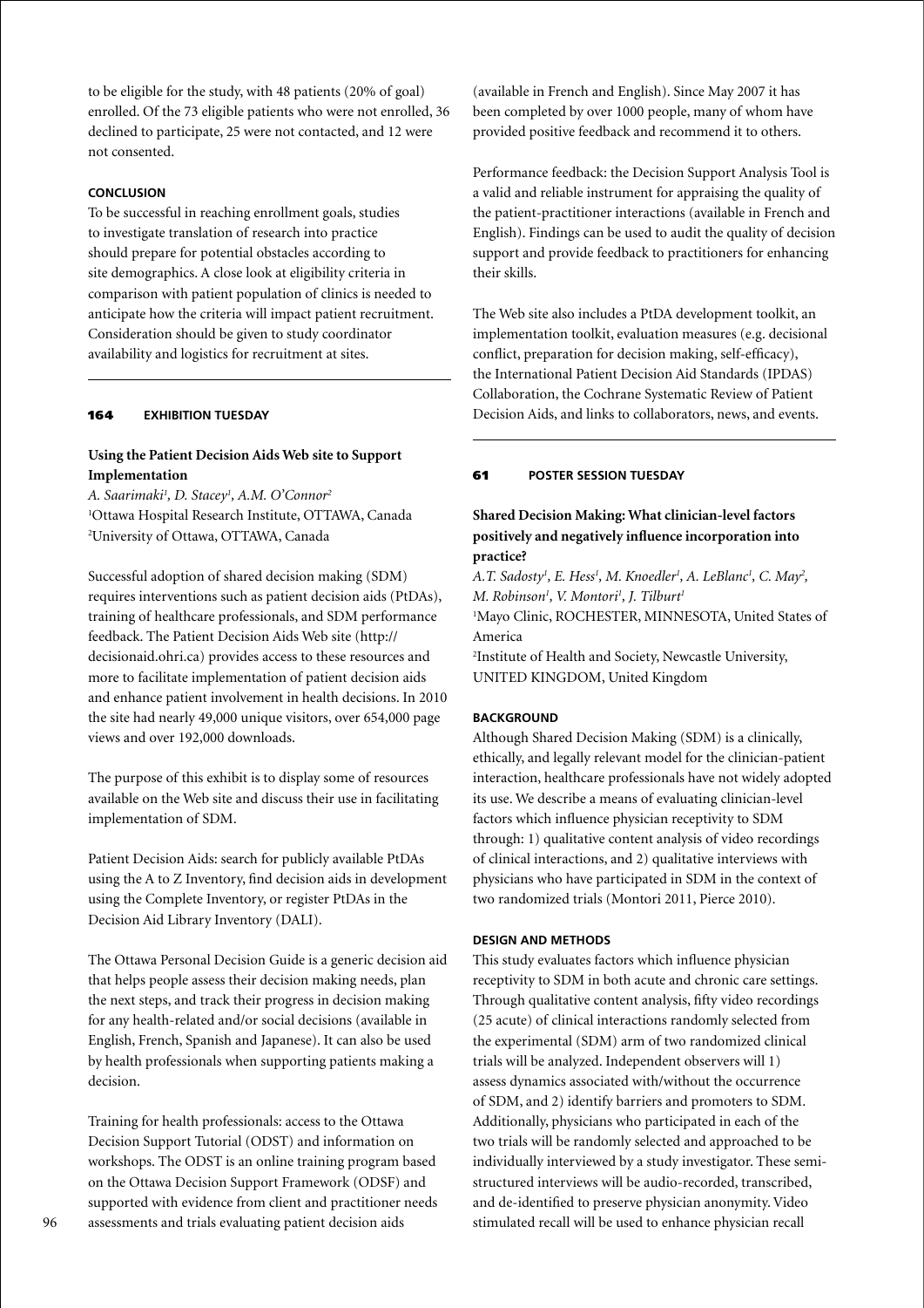to be eligible for the study, with 48 patients (20% of goal) enrolled. Of the 73 eligible patients who were not enrolled, 36 declined to participate, 25 were not contacted, and 12 were not consented.

#### CONCLUSION

To be successful in reaching enrollment goals, studies to investigate translation of research into practice should prepare for potential obstacles according to site demographics. A close look at eligibility criteria in comparison with patient population of clinics is needed to anticipate how the criteria will impact patient recruitment. Consideration should be given to study coordinator availability and logistics for recruitment at sites.

---

### 164 EXHIBITION TUESDAY

## Using the Patient Decision Aids Web site to Support Implementation

*A. Saarimaki[1], D. Stacey[1], A.M. O'Connor[2]*
[1]Ottawa Hospital Research Institute, OTTAWA, Canada
[2]University of Ottawa, OTTAWA, Canada

Successful adoption of shared decision making (SDM) requires interventions such as patient decision aids (PtDAs), training of healthcare professionals, and SDM performance feedback. The Patient Decision Aids Web site (http://decisionaid.ohri.ca) provides access to these resources and more to facilitate implementation of patient decision aids and enhance patient involvement in health decisions. In 2010 the site had nearly 49,000 unique visitors, over 654,000 page views and over 192,000 downloads.

The purpose of this exhibit is to display some of resources available on the Web site and discuss their use in facilitating implementation of SDM.

Patient Decision Aids: search for publicly available PtDAs using the A to Z Inventory, find decision aids in development using the Complete Inventory, or register PtDAs in the Decision Aid Library Inventory (DALI).

The Ottawa Personal Decision Guide is a generic decision aid that helps people assess their decision making needs, plan the next steps, and track their progress in decision making for any health-related and/or social decisions (available in English, French, Spanish and Japanese). It can also be used by health professionals when supporting patients making a decision.

Training for health professionals: access to the Ottawa Decision Support Tutorial (ODST) and information on workshops. The ODST is an online training program based on the Ottawa Decision Support Framework (ODSF) and supported with evidence from client and practitioner needs assessments and trials evaluating patient decision aids (available in French and English). Since May 2007 it has been completed by over 1000 people, many of whom have provided positive feedback and recommend it to others.

Performance feedback: the Decision Support Analysis Tool is a valid and reliable instrument for appraising the quality of the patient-practitioner interactions (available in French and English). Findings can be used to audit the quality of decision support and provide feedback to practitioners for enhancing their skills.

The Web site also includes a PtDA development toolkit, an implementation toolkit, evaluation measures (e.g. decisional conflict, preparation for decision making, self-efficacy), the International Patient Decision Aid Standards (IPDAS) Collaboration, the Cochrane Systematic Review of Patient Decision Aids, and links to collaborators, news, and events.

---

### 61 POSTER SESSION TUESDAY

## Shared Decision Making: What clinician-level factors positively and negatively influence incorporation into practice?

*A.T. Sadosty[1], E. Hess[1], M. Knoedler[1], A. LeBlanc[1], C. May[2], M. Robinson[1], V. Montori[1], J. Tilburt[1]*
[1]Mayo Clinic, ROCHESTER, MINNESOTA, United States of America
[2]Institute of Health and Society, Newcastle University, UNITED KINGDOM, United Kingdom

#### BACKGROUND

Although Shared Decision Making (SDM) is a clinically, ethically, and legally relevant model for the clinician-patient interaction, healthcare professionals have not widely adopted its use. We describe a means of evaluating clinician-level factors which influence physician receptivity to SDM through: 1) qualitative content analysis of video recordings of clinical interactions, and 2) qualitative interviews with physicians who have participated in SDM in the context of two randomized trials (Montori 2011, Pierce 2010).

#### DESIGN AND METHODS

This study evaluates factors which influence physician receptivity to SDM in both acute and chronic care settings. Through qualitative content analysis, fifty video recordings (25 acute) of clinical interactions randomly selected from the experimental (SDM) arm of two randomized clinical trials will be analyzed. Independent observers will 1) assess dynamics associated with/without the occurrence of SDM, and 2) identify barriers and promoters to SDM. Additionally, physicians who participated in each of the two trials will be randomly selected and approached to be individually interviewed by a study investigator. These semi-structured interviews will be audio-recorded, transcribed, and de-identified to preserve physician anonymity. Video stimulated recall will be used to enhance physician recall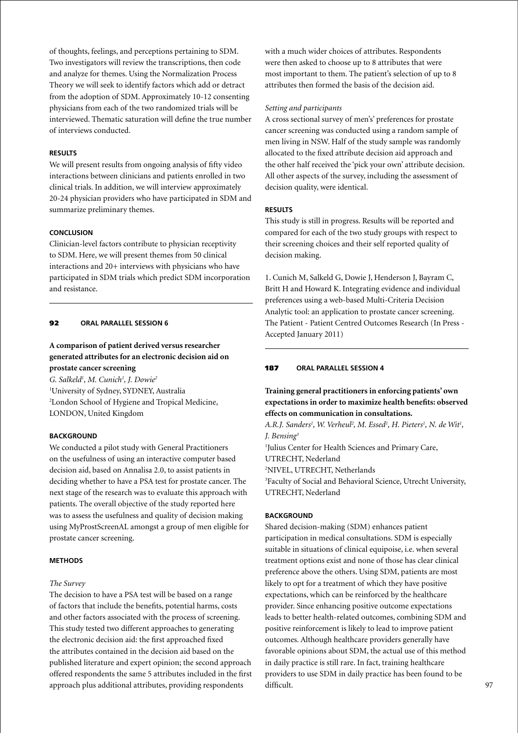of thoughts, feelings, and perceptions pertaining to SDM. Two investigators will review the transcriptions, then code and analyze for themes. Using the Normalization Process Theory we will seek to identify factors which add or detract from the adoption of SDM. Approximately 10-12 consenting physicians from each of the two randomized trials will be interviewed. Thematic saturation will define the true number of interviews conducted.

**RESULTS**

We will present results from ongoing analysis of fifty video interactions between clinicians and patients enrolled in two clinical trials. In addition, we will interview approximately 20-24 physician providers who have participated in SDM and summarize preliminary themes.

**CONCLUSION**

Clinician-level factors contribute to physician receptivity to SDM. Here, we will present themes from 50 clinical interactions and 20+ interviews with physicians who have participated in SDM trials which predict SDM incorporation and resistance.

---

**92 ORAL PARALLEL SESSION 6**

## A comparison of patient derived versus researcher generated attributes for an electronic decision aid on prostate cancer screening

*G. Salkeld[1], M. Cunich[1], J. Dowie[2]*

[1]University of Sydney, SYDNEY, Australia

[2]London School of Hygiene and Tropical Medicine, LONDON, United Kingdom

**BACKGROUND**

We conducted a pilot study with General Practitioners on the usefulness of using an interactive computer based decision aid, based on Annalisa 2.0, to assist patients in deciding whether to have a PSA test for prostate cancer. The next stage of the research was to evaluate this approach with patients. The overall objective of the study reported here was to assess the usefulness and quality of decision making using MyProstScreenAL amongst a group of men eligible for prostate cancer screening.

**METHODS**

*The Survey*

The decision to have a PSA test will be based on a range of factors that include the benefits, potential harms, costs and other factors associated with the process of screening. This study tested two different approaches to generating the electronic decision aid: the first approached fixed the attributes contained in the decision aid based on the published literature and expert opinion; the second approach offered respondents the same 5 attributes included in the first approach plus additional attributes, providing respondents with a much wider choices of attributes. Respondents were then asked to choose up to 8 attributes that were most important to them. The patient's selection of up to 8 attributes then formed the basis of the decision aid.

*Setting and participants*

A cross sectional survey of men's' preferences for prostate cancer screening was conducted using a random sample of men living in NSW. Half of the study sample was randomly allocated to the fixed attribute decision aid approach and the other half received the 'pick your own' attribute decision. All other aspects of the survey, including the assessment of decision quality, were identical.

**RESULTS**

This study is still in progress. Results will be reported and compared for each of the two study groups with respect to their screening choices and their self reported quality of decision making.

1. Cunich M, Salkeld G, Dowie J, Henderson J, Bayram C, Britt H and Howard K. Integrating evidence and individual preferences using a web-based Multi-Criteria Decision Analytic tool: an application to prostate cancer screening. The Patient - Patient Centred Outcomes Research (In Press - Accepted January 2011)

---

**187 ORAL PARALLEL SESSION 4**

## Training general practitioners in enforcing patients' own expectations in order to maximize health benefits: observed effects on communication in consultations.

*A.R.J. Sanders[1], W. Verheul[2], M. Essed[1], H. Pieters[1], N. de Wit[1], J. Bensing[3]*

[1]Julius Center for Health Sciences and Primary Care, UTRECHT, Nederland

[2]NIVEL, UTRECHT, Netherlands

[3]Faculty of Social and Behavioral Science, Utrecht University, UTRECHT, Nederland

**BACKGROUND**

Shared decision-making (SDM) enhances patient participation in medical consultations. SDM is especially suitable in situations of clinical equipoise, i.e. when several treatment options exist and none of those has clear clinical preference above the others. Using SDM, patients are most likely to opt for a treatment of which they have positive expectations, which can be reinforced by the healthcare provider. Since enhancing positive outcome expectations leads to better health-related outcomes, combining SDM and positive reinforcement is likely to lead to improve patient outcomes. Although healthcare providers generally have favorable opinions about SDM, the actual use of this method in daily practice is still rare. In fact, training healthcare providers to use SDM in daily practice has been found to be difficult.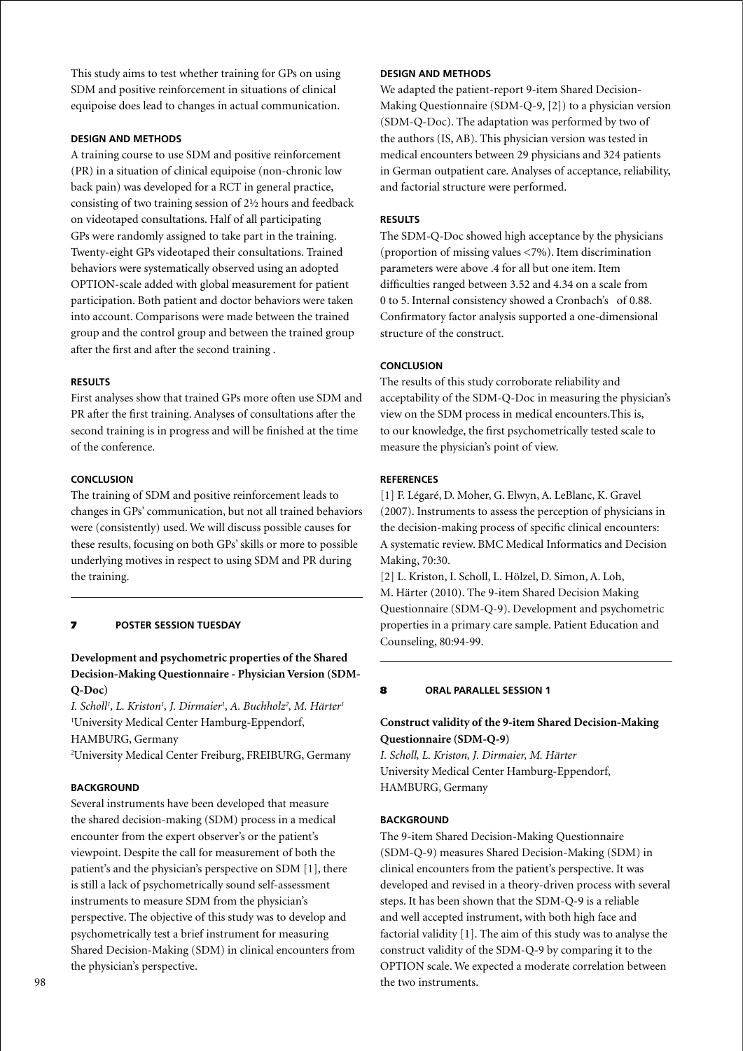This study aims to test whether training for GPs on using SDM and positive reinforcement in situations of clinical equipoise does lead to changes in actual communication.

**DESIGN AND METHODS**

A training course to use SDM and positive reinforcement (PR) in a situation of clinical equipoise (non-chronic low back pain) was developed for a RCT in general practice, consisting of two training session of 2½ hours and feedback on videotaped consultations. Half of all participating GPs were randomly assigned to take part in the training. Twenty-eight GPs videotaped their consultations. Trained behaviors were systematically observed using an adopted OPTION-scale added with global measurement for patient participation. Both patient and doctor behaviors were taken into account. Comparisons were made between the trained group and the control group and between the trained group after the first and after the second training .

**RESULTS**

First analyses show that trained GPs more often use SDM and PR after the first training. Analyses of consultations after the second training is in progress and will be finished at the time of the conference.

**CONCLUSION**

The training of SDM and positive reinforcement leads to changes in GPs' communication, but not all trained behaviors were (consistently) used. We will discuss possible causes for these results, focusing on both GPs' skills or more to possible underlying motives in respect to using SDM and PR during the training.

---

**7 POSTER SESSION TUESDAY**

## Development and psychometric properties of the Shared Decision-Making Questionnaire - Physician Version (SDM-Q-Doc)

*I. Scholl[1], L. Kriston[1], J. Dirmaier[1], A. Buchholz[2], M. Härter[1]*
[1]University Medical Center Hamburg-Eppendorf, HAMBURG, Germany
[2]University Medical Center Freiburg, FREIBURG, Germany

**BACKGROUND**

Several instruments have been developed that measure the shared decision-making (SDM) process in a medical encounter from the expert observer's or the patient's viewpoint. Despite the call for measurement of both the patient's and the physician's perspective on SDM [1], there is still a lack of psychometrically sound self-assessment instruments to measure SDM from the physician's perspective. The objective of this study was to develop and psychometrically test a brief instrument for measuring Shared Decision-Making (SDM) in clinical encounters from the physician's perspective.

**DESIGN AND METHODS**

We adapted the patient-report 9-item Shared Decision-Making Questionnaire (SDM-Q-9, [2]) to a physician version (SDM-Q-Doc). The adaptation was performed by two of the authors (IS, AB). This physician version was tested in medical encounters between 29 physicians and 324 patients in German outpatient care. Analyses of acceptance, reliability, and factorial structure were performed.

**RESULTS**

The SDM-Q-Doc showed high acceptance by the physicians (proportion of missing values <7%). Item discrimination parameters were above .4 for all but one item. Item difficulties ranged between 3.52 and 4.34 on a scale from 0 to 5. Internal consistency showed a Cronbach's of 0.88. Confirmatory factor analysis supported a one-dimensional structure of the construct.

**CONCLUSION**

The results of this study corroborate reliability and acceptability of the SDM-Q-Doc in measuring the physician's view on the SDM process in medical encounters.This is, to our knowledge, the first psychometrically tested scale to measure the physician's point of view.

**REFERENCES**

[1] F. Légaré, D. Moher, G. Elwyn, A. LeBlanc, K. Gravel (2007). Instruments to assess the perception of physicians in the decision-making process of specific clinical encounters: A systematic review. BMC Medical Informatics and Decision Making, 70:30.

[2] L. Kriston, I. Scholl, L. Hölzel, D. Simon, A. Loh, M. Härter (2010). The 9-item Shared Decision Making Questionnaire (SDM-Q-9). Development and psychometric properties in a primary care sample. Patient Education and Counseling, 80:94-99.

---

**8 ORAL PARALLEL SESSION 1**

## Construct validity of the 9-item Shared Decision-Making Questionnaire (SDM-Q-9)

*I. Scholl, L. Kriston, J. Dirmaier, M. Härter*
University Medical Center Hamburg-Eppendorf, HAMBURG, Germany

**BACKGROUND**

The 9-item Shared Decision-Making Questionnaire (SDM-Q-9) measures Shared Decision-Making (SDM) in clinical encounters from the patient's perspective. It was developed and revised in a theory-driven process with several steps. It has been shown that the SDM-Q-9 is a reliable and well accepted instrument, with both high face and factorial validity [1]. The aim of this study was to analyse the construct validity of the SDM-Q-9 by comparing it to the OPTION scale. We expected a moderate correlation between the two instruments.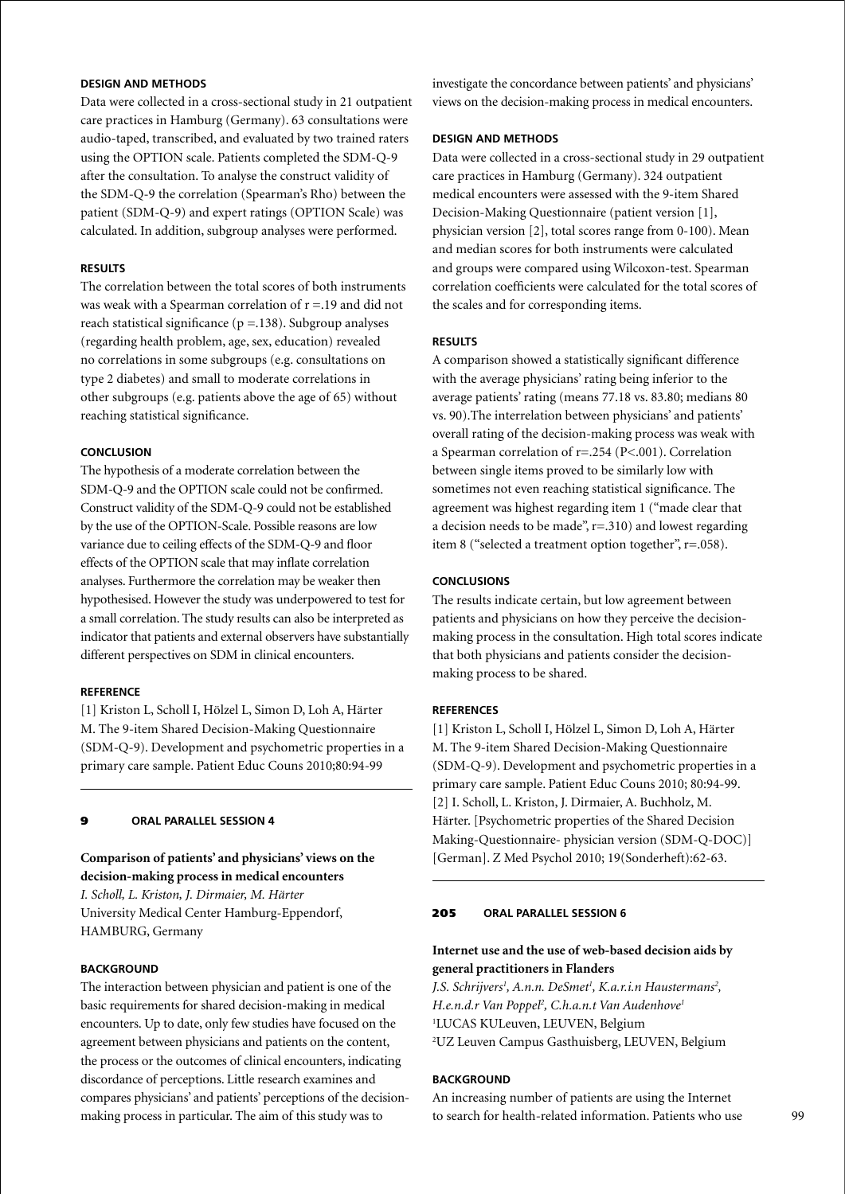#### DESIGN AND METHODS

Data were collected in a cross-sectional study in 21 outpatient care practices in Hamburg (Germany). 63 consultations were audio-taped, transcribed, and evaluated by two trained raters using the OPTION scale. Patients completed the SDM-Q-9 after the consultation. To analyse the construct validity of the SDM-Q-9 the correlation (Spearman's Rho) between the patient (SDM-Q-9) and expert ratings (OPTION Scale) was calculated. In addition, subgroup analyses were performed.

#### RESULTS

The correlation between the total scores of both instruments was weak with a Spearman correlation of $r = .19$ and did not reach statistical significance ($p = .138$). Subgroup analyses (regarding health problem, age, sex, education) revealed no correlations in some subgroups (e.g. consultations on type 2 diabetes) and small to moderate correlations in other subgroups (e.g. patients above the age of 65) without reaching statistical significance.

#### CONCLUSION

The hypothesis of a moderate correlation between the SDM-Q-9 and the OPTION scale could not be confirmed. Construct validity of the SDM-Q-9 could not be established by the use of the OPTION-Scale. Possible reasons are low variance due to ceiling effects of the SDM-Q-9 and floor effects of the OPTION scale that may inflate correlation analyses. Furthermore the correlation may be weaker then hypothesised. However the study was underpowered to test for a small correlation. The study results can also be interpreted as indicator that patients and external observers have substantially different perspectives on SDM in clinical encounters.

#### REFERENCE

[1] Kriston L, Scholl I, Hölzel L, Simon D, Loh A, Härter M. The 9-item Shared Decision-Making Questionnaire (SDM-Q-9). Development and psychometric properties in a primary care sample. Patient Educ Couns 2010;80:94-99

---

### 9 ORAL PARALLEL SESSION 4

## Comparison of patients' and physicians' views on the decision-making process in medical encounters

*I. Scholl, L. Kriston, J. Dirmaier, M. Härter*
University Medical Center Hamburg-Eppendorf, HAMBURG, Germany

#### BACKGROUND

The interaction between physician and patient is one of the basic requirements for shared decision-making in medical encounters. Up to date, only few studies have focused on the agreement between physicians and patients on the content, the process or the outcomes of clinical encounters, indicating discordance of perceptions. Little research examines and compares physicians' and patients' perceptions of the decision-making process in particular. The aim of this study was to investigate the concordance between patients' and physicians' views on the decision-making process in medical encounters.

#### DESIGN AND METHODS

Data were collected in a cross-sectional study in 29 outpatient care practices in Hamburg (Germany). 324 outpatient medical encounters were assessed with the 9-item Shared Decision-Making Questionnaire (patient version [1], physician version [2], total scores range from 0-100). Mean and median scores for both instruments were calculated and groups were compared using Wilcoxon-test. Spearman correlation coefficients were calculated for the total scores of the scales and for corresponding items.

#### RESULTS

A comparison showed a statistically significant difference with the average physicians' rating being inferior to the average patients' rating (means 77.18 vs. 83.80; medians 80 vs. 90).The interrelation between physicians' and patients' overall rating of the decision-making process was weak with a Spearman correlation of $r = .254$ ($P < .001$). Correlation between single items proved to be similarly low with sometimes not even reaching statistical significance. The agreement was highest regarding item 1 ("made clear that a decision needs to be made", $r = .310$) and lowest regarding item 8 ("selected a treatment option together", $r = .058$).

#### CONCLUSIONS

The results indicate certain, but low agreement between patients and physicians on how they perceive the decision-making process in the consultation. High total scores indicate that both physicians and patients consider the decision-making process to be shared.

#### REFERENCES

[1] Kriston L, Scholl I, Hölzel L, Simon D, Loh A, Härter M. The 9-item Shared Decision-Making Questionnaire (SDM-Q-9). Development and psychometric properties in a primary care sample. Patient Educ Couns 2010; 80:94-99.
[2] I. Scholl, L. Kriston, J. Dirmaier, A. Buchholz, M. Härter. [Psychometric properties of the Shared Decision Making-Questionnaire- physician version (SDM-Q-DOC)] [German]. Z Med Psychol 2010; 19(Sonderheft):62-63.

---

### 205 ORAL PARALLEL SESSION 6

## Internet use and the use of web-based decision aids by general practitioners in Flanders

*J.S. Schrijvers[1], A.n.n. DeSmet[1], K.a.r.i.n Haustermans[2], H.e.n.d.r Van Poppel[2], C.h.a.n.t Van Audenhove[1]*
[1]LUCAS KULeuven, LEUVEN, Belgium
[2]UZ Leuven Campus Gasthuisberg, LEUVEN, Belgium

#### BACKGROUND

An increasing number of patients are using the Internet to search for health-related information. Patients who use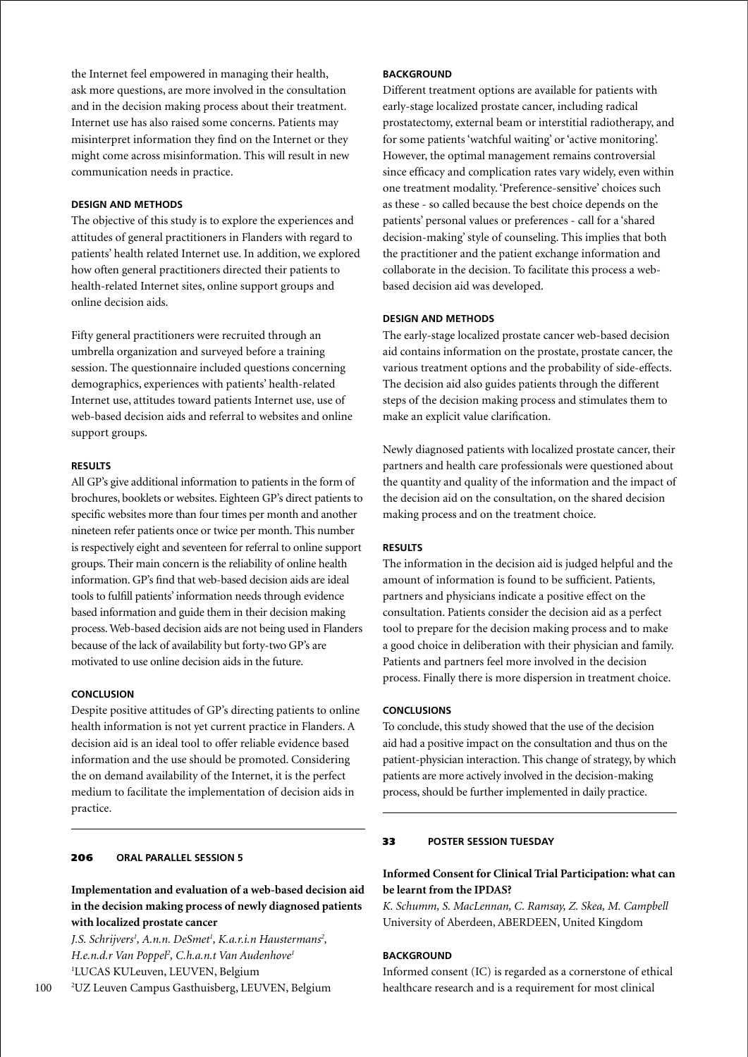the Internet feel empowered in managing their health, ask more questions, are more involved in the consultation and in the decision making process about their treatment. Internet use has also raised some concerns. Patients may misinterpret information they find on the Internet or they might come across misinformation. This will result in new communication needs in practice.

#### DESIGN AND METHODS

The objective of this study is to explore the experiences and attitudes of general practitioners in Flanders with regard to patients' health related Internet use. In addition, we explored how often general practitioners directed their patients to health-related Internet sites, online support groups and online decision aids.

Fifty general practitioners were recruited through an umbrella organization and surveyed before a training session. The questionnaire included questions concerning demographics, experiences with patients' health-related Internet use, attitudes toward patients Internet use, use of web-based decision aids and referral to websites and online support groups.

#### RESULTS

All GP's give additional information to patients in the form of brochures, booklets or websites. Eighteen GP's direct patients to specific websites more than four times per month and another nineteen refer patients once or twice per month. This number is respectively eight and seventeen for referral to online support groups. Their main concern is the reliability of online health information. GP's find that web-based decision aids are ideal tools to fulfill patients' information needs through evidence based information and guide them in their decision making process. Web-based decision aids are not being used in Flanders because of the lack of availability but forty-two GP's are motivated to use online decision aids in the future.

#### CONCLUSION

Despite positive attitudes of GP's directing patients to online health information is not yet current practice in Flanders. A decision aid is an ideal tool to offer reliable evidence based information and the use should be promoted. Considering the on demand availability of the Internet, it is the perfect medium to facilitate the implementation of decision aids in practice.

---

## 206 ORAL PARALLEL SESSION 5

### Implementation and evaluation of a web-based decision aid in the decision making process of newly diagnosed patients with localized prostate cancer

*J.S. Schrijvers[1], A.n.n. DeSmet[1], K.a.r.i.n Haustermans[2], H.e.n.d.r Van Poppel[2], C.h.a.n.t Van Audenhove[1]*
[1]LUCAS KULeuven, LEUVEN, Belgium
[2]UZ Leuven Campus Gasthuisberg, LEUVEN, Belgium

#### BACKGROUND

Different treatment options are available for patients with early-stage localized prostate cancer, including radical prostatectomy, external beam or interstitial radiotherapy, and for some patients 'watchful waiting' or 'active monitoring'. However, the optimal management remains controversial since efficacy and complication rates vary widely, even within one treatment modality. 'Preference-sensitive' choices such as these - so called because the best choice depends on the patients' personal values or preferences - call for a 'shared decision-making' style of counseling. This implies that both the practitioner and the patient exchange information and collaborate in the decision. To facilitate this process a web-based decision aid was developed.

#### DESIGN AND METHODS

The early-stage localized prostate cancer web-based decision aid contains information on the prostate, prostate cancer, the various treatment options and the probability of side-effects. The decision aid also guides patients through the different steps of the decision making process and stimulates them to make an explicit value clarification.

Newly diagnosed patients with localized prostate cancer, their partners and health care professionals were questioned about the quantity and quality of the information and the impact of the decision aid on the consultation, on the shared decision making process and on the treatment choice.

#### RESULTS

The information in the decision aid is judged helpful and the amount of information is found to be sufficient. Patients, partners and physicians indicate a positive effect on the consultation. Patients consider the decision aid as a perfect tool to prepare for the decision making process and to make a good choice in deliberation with their physician and family. Patients and partners feel more involved in the decision process. Finally there is more dispersion in treatment choice.

#### CONCLUSIONS

To conclude, this study showed that the use of the decision aid had a positive impact on the consultation and thus on the patient-physician interaction. This change of strategy, by which patients are more actively involved in the decision-making process, should be further implemented in daily practice.

---

## 33 POSTER SESSION TUESDAY

### Informed Consent for Clinical Trial Participation: what can be learnt from the IPDAS?

*K. Schumm, S. MacLennan, C. Ramsay, Z. Skea, M. Campbell*
University of Aberdeen, ABERDEEN, United Kingdom

#### BACKGROUND

Informed consent (IC) is regarded as a cornerstone of ethical healthcare research and is a requirement for most clinical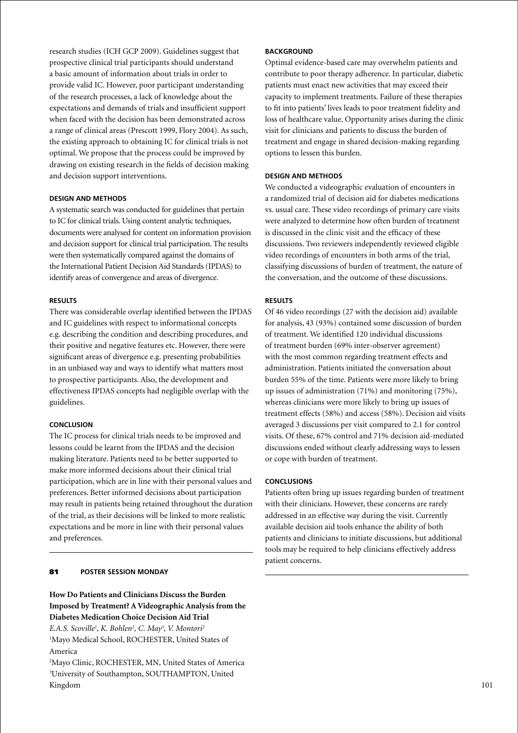research studies (ICH GCP 2009). Guidelines suggest that prospective clinical trial participants should understand a basic amount of information about trials in order to provide valid IC. However, poor participant understanding of the research processes, a lack of knowledge about the expectations and demands of trials and insufficient support when faced with the decision has been demonstrated across a range of clinical areas (Prescott 1999, Flory 2004). As such, the existing approach to obtaining IC for clinical trials is not optimal. We propose that the process could be improved by drawing on existing research in the fields of decision making and decision support interventions.

#### DESIGN AND METHODS

A systematic search was conducted for guidelines that pertain to IC for clinical trials. Using content analytic techniques, documents were analysed for content on information provision and decision support for clinical trial participation. The results were then systematically compared against the domains of the International Patient Decision Aid Standards (IPDAS) to identify areas of convergence and areas of divergence.

#### RESULTS

There was considerable overlap identified between the IPDAS and IC guidelines with respect to informational concepts e.g. describing the condition and describing procedures, and their positive and negative features etc. However, there were significant areas of divergence e.g. presenting probabilities in an unbiased way and ways to identify what matters most to prospective participants. Also, the development and effectiveness IPDAS concepts had negligible overlap with the guidelines.

#### CONCLUSION

The IC process for clinical trials needs to be improved and lessons could be learnt from the IPDAS and the decision making literature. Patients need to be better supported to make more informed decisions about their clinical trial participation, which are in line with their personal values and preferences. Better informed decisions about participation may result in patients being retained throughout the duration of the trial, as their decisions will be linked to more realistic expectations and be more in line with their personal values and preferences.

---

**81 POSTER SESSION MONDAY**

### How Do Patients and Clinicians Discuss the Burden Imposed by Treatment? A Videographic Analysis from the Diabetes Medication Choice Decision Aid Trial

*E.A.S. Scoville[1], K. Bohlen[2], C. May[3], V. Montori[2]*

[1]Mayo Medical School, ROCHESTER, United States of America

[2]Mayo Clinic, ROCHESTER, MN, United States of America

[3]University of Southampton, SOUTHAMPTON, United Kingdom

#### BACKGROUND

Optimal evidence-based care may overwhelm patients and contribute to poor therapy adherence. In particular, diabetic patients must enact new activities that may exceed their capacity to implement treatments. Failure of these therapies to fit into patients' lives leads to poor treatment fidelity and loss of healthcare value. Opportunity arises during the clinic visit for clinicians and patients to discuss the burden of treatment and engage in shared decision-making regarding options to lessen this burden.

#### DESIGN AND METHODS

We conducted a videographic evaluation of encounters in a randomized trial of decision aid for diabetes medications vs. usual care. These video recordings of primary care visits were analyzed to determine how often burden of treatment is discussed in the clinic visit and the efficacy of these discussions. Two reviewers independently reviewed eligible video recordings of encounters in both arms of the trial, classifying discussions of burden of treatment, the nature of the conversation, and the outcome of these discussions.

#### RESULTS

Of 46 video recordings (27 with the decision aid) available for analysis, 43 (93%) contained some discussion of burden of treatment. We identified 120 individual discussions of treatment burden (69% inter-observer agreement) with the most common regarding treatment effects and administration. Patients initiated the conversation about burden 55% of the time. Patients were more likely to bring up issues of administration (71%) and monitoring (75%), whereas clinicians were more likely to bring up issues of treatment effects (58%) and access (58%). Decision aid visits averaged 3 discussions per visit compared to 2.1 for control visits. Of these, 67% control and 71% decision aid-mediated discussions ended without clearly addressing ways to lessen or cope with burden of treatment.

#### CONCLUSIONS

Patients often bring up issues regarding burden of treatment with their clinicians. However, these concerns are rarely addressed in an effective way during the visit. Currently available decision aid tools enhance the ability of both patients and clinicians to initiate discussions, but additional tools may be required to help clinicians effectively address patient concerns.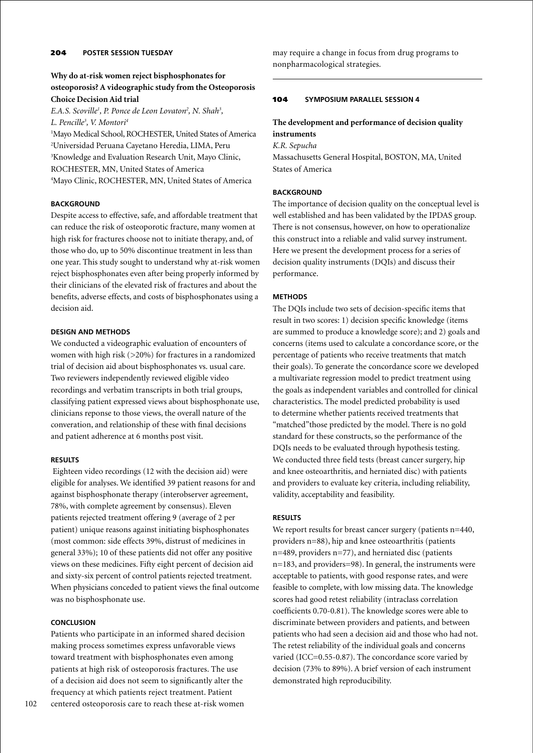**204 POSTER SESSION TUESDAY**

## Why do at-risk women reject bisphosphonates for osteoporosis? A videographic study from the Osteoporosis Choice Decision Aid trial

*E.A.S. Scoville[1], P. Ponce de Leon Lovaton[2], N. Shah[3], L. Pencille[3], V. Montori[4]*

[1]Mayo Medical School, ROCHESTER, United States of America
[2]Universidad Peruana Cayetano Heredia, LIMA, Peru
[3]Knowledge and Evaluation Research Unit, Mayo Clinic, ROCHESTER, MN, United States of America
[4]Mayo Clinic, ROCHESTER, MN, United States of America

### BACKGROUND

Despite access to effective, safe, and affordable treatment that can reduce the risk of osteoporotic fracture, many women at high risk for fractures choose not to initiate therapy, and, of those who do, up to 50% discontinue treatment in less than one year. This study sought to understand why at-risk women reject bisphosphonates even after being properly informed by their clinicians of the elevated risk of fractures and about the benefits, adverse effects, and costs of bisphosphonates using a decision aid.

### DESIGN AND METHODS

We conducted a videographic evaluation of encounters of women with high risk (>20%) for fractures in a randomized trial of decision aid about bisphosphonates vs. usual care. Two reviewers independently reviewed eligible video recordings and verbatim transcripts in both trial groups, classifying patient expressed views about bisphosphonate use, clinicians reponse to those views, the overall nature of the converation, and relationship of these with final decisions and patient adherence at 6 months post visit.

### RESULTS

Eighteen video recordings (12 with the decision aid) were eligible for analyses. We identified 39 patient reasons for and against bisphosphonate therapy (interobserver agreement, 78%, with complete agreement by consensus). Eleven patients rejected treatment offering 9 (average of 2 per patient) unique reasons against initiating bisphosphonates (most common: side effects 39%, distrust of medicines in general 33%); 10 of these patients did not offer any positive views on these medicines. Fifty eight percent of decision aid and sixty-six percent of control patients rejected treatment. When physicians conceded to patient views the final outcome was no bisphosphonate use.

### CONCLUSION

Patients who participate in an informed shared decision making process sometimes express unfavorable views toward treatment with bisphosphonates even among patients at high risk of osteoporosis fractures. The use of a decision aid does not seem to significantly alter the frequency at which patients reject treatment. Patient centered osteoporosis care to reach these at-risk women may require a change in focus from drug programs to nonpharmacological strategies.

---

**104 SYMPOSIUM PARALLEL SESSION 4**

## The development and performance of decision quality instruments

*K.R. Sepucha*

Massachusetts General Hospital, BOSTON, MA, United States of America

### BACKGROUND

The importance of decision quality on the conceptual level is well established and has been validated by the IPDAS group. There is not consensus, however, on how to operationalize this construct into a reliable and valid survey instrument. Here we present the development process for a series of decision quality instruments (DQIs) and discuss their performance.

### METHODS

The DQIs include two sets of decision-specific items that result in two scores: 1) decision specific knowledge (items are summed to produce a knowledge score); and 2) goals and concerns (items used to calculate a concordance score, or the percentage of patients who receive treatments that match their goals). To generate the concordance score we developed a multivariate regression model to predict treatment using the goals as independent variables and controlled for clinical characteristics. The model predicted probability is used to determine whether patients received treatments that "matched"those predicted by the model. There is no gold standard for these constructs, so the performance of the DQIs needs to be evaluated through hypothesis testing. We conducted three field tests (breast cancer surgery, hip and knee osteoarthritis, and herniated disc) with patients and providers to evaluate key criteria, including reliability, validity, acceptability and feasibility.

### RESULTS

We report results for breast cancer surgery (patients n=440, providers n=88), hip and knee osteoarthritis (patients n=489, providers n=77), and herniated disc (patients n=183, and providers=98). In general, the instruments were acceptable to patients, with good response rates, and were feasible to complete, with low missing data. The knowledge scores had good retest reliability (intraclass correlation coefficients 0.70-0.81). The knowledge scores were able to discriminate between providers and patients, and between patients who had seen a decision aid and those who had not. The retest reliability of the individual goals and concerns varied (ICC=0.55-0.87). The concordance score varied by decision (73% to 89%). A brief version of each instrument demonstrated high reproducibility.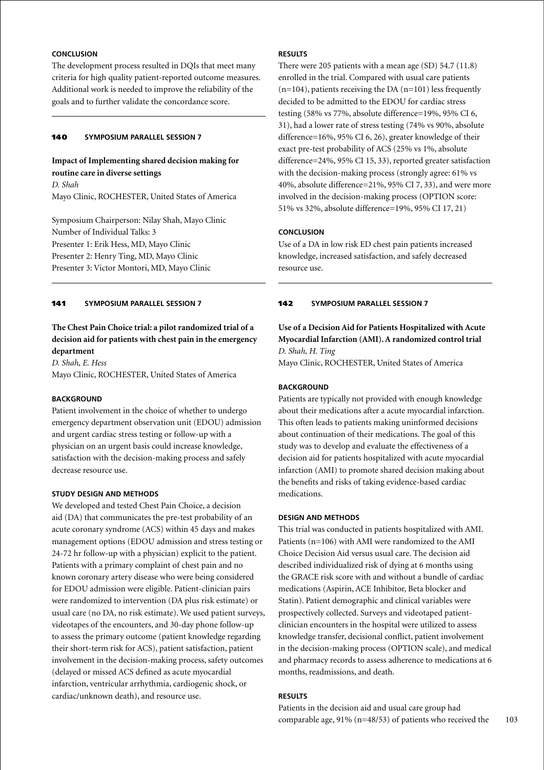#### CONCLUSION

The development process resulted in DQIs that meet many criteria for high quality patient-reported outcome measures. Additional work is needed to improve the reliability of the goals and to further validate the concordance score.

---

**140 SYMPOSIUM PARALLEL SESSION 7**

### Impact of Implementing shared decision making for routine care in diverse settings

*D. Shah*

Mayo Clinic, ROCHESTER, United States of America

Symposium Chairperson: Nilay Shah, Mayo Clinic
Number of Individual Talks: 3
Presenter 1: Erik Hess, MD, Mayo Clinic
Presenter 2: Henry Ting, MD, Mayo Clinic
Presenter 3: Victor Montori, MD, Mayo Clinic

---

**141 SYMPOSIUM PARALLEL SESSION 7**

### The Chest Pain Choice trial: a pilot randomized trial of a decision aid for patients with chest pain in the emergency department

*D. Shah, E. Hess*

Mayo Clinic, ROCHESTER, United States of America

#### BACKGROUND

Patient involvement in the choice of whether to undergo emergency department observation unit (EDOU) admission and urgent cardiac stress testing or follow-up with a physician on an urgent basis could increase knowledge, satisfaction with the decision-making process and safely decrease resource use.

#### STUDY DESIGN AND METHODS

We developed and tested Chest Pain Choice, a decision aid (DA) that communicates the pre-test probability of an acute coronary syndrome (ACS) within 45 days and makes management options (EDOU admission and stress testing or 24-72 hr follow-up with a physician) explicit to the patient. Patients with a primary complaint of chest pain and no known coronary artery disease who were being considered for EDOU admission were eligible. Patient-clinician pairs were randomized to intervention (DA plus risk estimate) or usual care (no DA, no risk estimate). We used patient surveys, videotapes of the encounters, and 30-day phone follow-up to assess the primary outcome (patient knowledge regarding their short-term risk for ACS), patient satisfaction, patient involvement in the decision-making process, safety outcomes (delayed or missed ACS defined as acute myocardial infarction, ventricular arrhythmia, cardiogenic shock, or cardiac/unknown death), and resource use.

#### RESULTS

There were 205 patients with a mean age (SD) 54.7 (11.8) enrolled in the trial. Compared with usual care patients (n=104), patients receiving the DA (n=101) less frequently decided to be admitted to the EDOU for cardiac stress testing (58% vs 77%, absolute difference=19%, 95% CI 6, 31), had a lower rate of stress testing (74% vs 90%, absolute difference=16%, 95% CI 6, 26), greater knowledge of their exact pre-test probability of ACS (25% vs 1%, absolute difference=24%, 95% CI 15, 33), reported greater satisfaction with the decision-making process (strongly agree: 61% vs 40%, absolute difference=21%, 95% CI 7, 33), and were more involved in the decision-making process (OPTION score: 51% vs 32%, absolute difference=19%, 95% CI 17, 21)

#### CONCLUSION

Use of a DA in low risk ED chest pain patients increased knowledge, increased satisfaction, and safely decreased resource use.

---

**142 SYMPOSIUM PARALLEL SESSION 7**

### Use of a Decision Aid for Patients Hospitalized with Acute Myocardial Infarction (AMI). A randomized control trial

*D. Shah, H. Ting*

Mayo Clinic, ROCHESTER, United States of America

#### BACKGROUND

Patients are typically not provided with enough knowledge about their medications after a acute myocardial infarction. This often leads to patients making uninformed decisions about continuation of their medications. The goal of this study was to develop and evaluate the effectiveness of a decision aid for patients hospitalized with acute myocardial infarction (AMI) to promote shared decision making about the benefits and risks of taking evidence-based cardiac medications.

#### DESIGN AND METHODS

This trial was conducted in patients hospitalized with AMI. Patients (n=106) with AMI were randomized to the AMI Choice Decision Aid versus usual care. The decision aid described individualized risk of dying at 6 months using the GRACE risk score with and without a bundle of cardiac medications (Aspirin, ACE Inhibitor, Beta blocker and Statin). Patient demographic and clinical variables were prospectively collected. Surveys and videotaped patient-clinician encounters in the hospital were utilized to assess knowledge transfer, decisional conflict, patient involvement in the decision-making process (OPTION scale), and medical and pharmacy records to assess adherence to medications at 6 months, readmissions, and death.

#### RESULTS

Patients in the decision aid and usual care group had comparable age, 91% (n=48/53) of patients who received the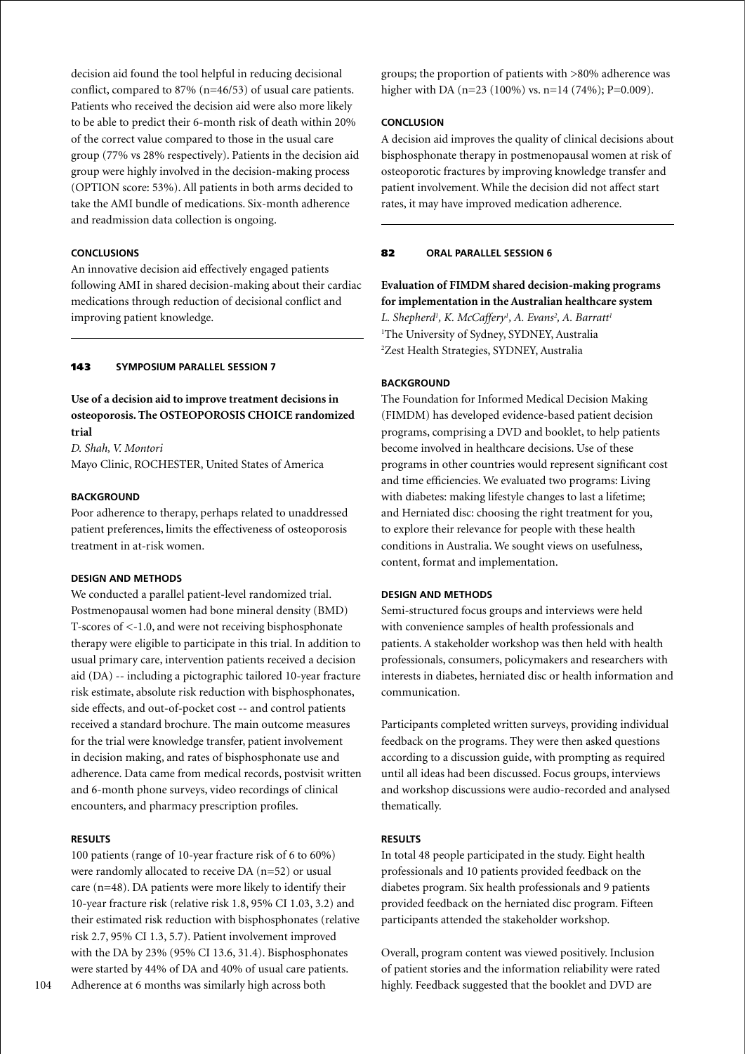decision aid found the tool helpful in reducing decisional conflict, compared to 87% (n=46/53) of usual care patients. Patients who received the decision aid were also more likely to be able to predict their 6-month risk of death within 20% of the correct value compared to those in the usual care group (77% vs 28% respectively). Patients in the decision aid group were highly involved in the decision-making process (OPTION score: 53%). All patients in both arms decided to take the AMI bundle of medications. Six-month adherence and readmission data collection is ongoing.

#### CONCLUSIONS

An innovative decision aid effectively engaged patients following AMI in shared decision-making about their cardiac medications through reduction of decisional conflict and improving patient knowledge.

---

### 143 SYMPOSIUM PARALLEL SESSION 7

## Use of a decision aid to improve treatment decisions in osteoporosis. The OSTEOPOROSIS CHOICE randomized trial

*D. Shah, V. Montori*
Mayo Clinic, ROCHESTER, United States of America

#### BACKGROUND

Poor adherence to therapy, perhaps related to unaddressed patient preferences, limits the effectiveness of osteoporosis treatment in at-risk women.

#### DESIGN AND METHODS

We conducted a parallel patient-level randomized trial. Postmenopausal women had bone mineral density (BMD) T-scores of <-1.0, and were not receiving bisphosphonate therapy were eligible to participate in this trial. In addition to usual primary care, intervention patients received a decision aid (DA) -- including a pictographic tailored 10-year fracture risk estimate, absolute risk reduction with bisphosphonates, side effects, and out-of-pocket cost -- and control patients received a standard brochure. The main outcome measures for the trial were knowledge transfer, patient involvement in decision making, and rates of bisphosphonate use and adherence. Data came from medical records, postvisit written and 6-month phone surveys, video recordings of clinical encounters, and pharmacy prescription profiles.

#### RESULTS

100 patients (range of 10-year fracture risk of 6 to 60%) were randomly allocated to receive DA (n=52) or usual care (n=48). DA patients were more likely to identify their 10-year fracture risk (relative risk 1.8, 95% CI 1.03, 3.2) and their estimated risk reduction with bisphosphonates (relative risk 2.7, 95% CI 1.3, 5.7). Patient involvement improved with the DA by 23% (95% CI 13.6, 31.4). Bisphosphonates were started by 44% of DA and 40% of usual care patients. Adherence at 6 months was similarly high across both groups; the proportion of patients with >80% adherence was higher with DA (n=23 (100%) vs. n=14 (74%); P=0.009).

#### CONCLUSION

A decision aid improves the quality of clinical decisions about bisphosphonate therapy in postmenopausal women at risk of osteoporotic fractures by improving knowledge transfer and patient involvement. While the decision did not affect start rates, it may have improved medication adherence.

---

### 82 ORAL PARALLEL SESSION 6

## Evaluation of FIMDM shared decision-making programs for implementation in the Australian healthcare system

*L. Shepherd[1], K. McCaffery[1], A. Evans[2], A. Barratt[1]*
[1]The University of Sydney, SYDNEY, Australia
[2]Zest Health Strategies, SYDNEY, Australia

#### BACKGROUND

The Foundation for Informed Medical Decision Making (FIMDM) has developed evidence-based patient decision programs, comprising a DVD and booklet, to help patients become involved in healthcare decisions. Use of these programs in other countries would represent significant cost and time efficiencies. We evaluated two programs: Living with diabetes: making lifestyle changes to last a lifetime; and Herniated disc: choosing the right treatment for you, to explore their relevance for people with these health conditions in Australia. We sought views on usefulness, content, format and implementation.

#### DESIGN AND METHODS

Semi-structured focus groups and interviews were held with convenience samples of health professionals and patients. A stakeholder workshop was then held with health professionals, consumers, policymakers and researchers with interests in diabetes, herniated disc or health information and communication.

Participants completed written surveys, providing individual feedback on the programs. They were then asked questions according to a discussion guide, with prompting as required until all ideas had been discussed. Focus groups, interviews and workshop discussions were audio-recorded and analysed thematically.

#### RESULTS

In total 48 people participated in the study. Eight health professionals and 10 patients provided feedback on the diabetes program. Six health professionals and 9 patients provided feedback on the herniated disc program. Fifteen participants attended the stakeholder workshop.

Overall, program content was viewed positively. Inclusion of patient stories and the information reliability were rated highly. Feedback suggested that the booklet and DVD are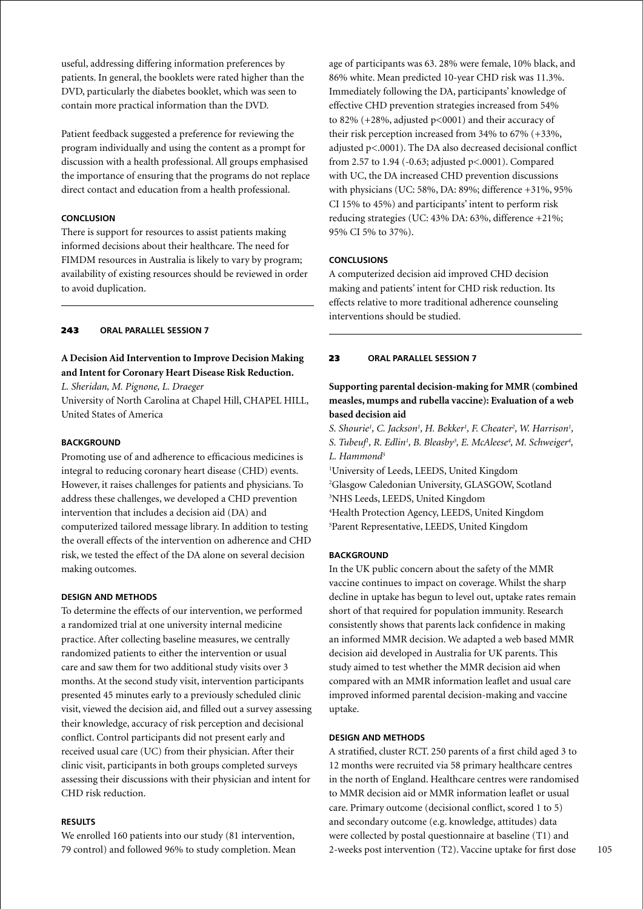useful, addressing differing information preferences by patients. In general, the booklets were rated higher than the DVD, particularly the diabetes booklet, which was seen to contain more practical information than the DVD.

Patient feedback suggested a preference for reviewing the program individually and using the content as a prompt for discussion with a health professional. All groups emphasised the importance of ensuring that the programs do not replace direct contact and education from a health professional.

#### CONCLUSION

There is support for resources to assist patients making informed decisions about their healthcare. The need for FIMDM resources in Australia is likely to vary by program; availability of existing resources should be reviewed in order to avoid duplication.

---

**243 ORAL PARALLEL SESSION 7**

### A Decision Aid Intervention to Improve Decision Making and Intent for Coronary Heart Disease Risk Reduction.

*L. Sheridan, M. Pignone, L. Draeger*

University of North Carolina at Chapel Hill, CHAPEL HILL, United States of America

#### BACKGROUND

Promoting use of and adherence to efficacious medicines is integral to reducing coronary heart disease (CHD) events. However, it raises challenges for patients and physicians. To address these challenges, we developed a CHD prevention intervention that includes a decision aid (DA) and computerized tailored message library. In addition to testing the overall effects of the intervention on adherence and CHD risk, we tested the effect of the DA alone on several decision making outcomes.

#### DESIGN AND METHODS

To determine the effects of our intervention, we performed a randomized trial at one university internal medicine practice. After collecting baseline measures, we centrally randomized patients to either the intervention or usual care and saw them for two additional study visits over 3 months. At the second study visit, intervention participants presented 45 minutes early to a previously scheduled clinic visit, viewed the decision aid, and filled out a survey assessing their knowledge, accuracy of risk perception and decisional conflict. Control participants did not present early and received usual care (UC) from their physician. After their clinic visit, participants in both groups completed surveys assessing their discussions with their physician and intent for CHD risk reduction.

#### RESULTS

We enrolled 160 patients into our study (81 intervention, 79 control) and followed 96% to study completion. Mean age of participants was 63. 28% were female, 10% black, and 86% white. Mean predicted 10-year CHD risk was 11.3%. Immediately following the DA, participants' knowledge of effective CHD prevention strategies increased from 54% to 82% (+28%, adjusted p<0001) and their accuracy of their risk perception increased from 34% to 67% (+33%, adjusted p<.0001). The DA also decreased decisional conflict from 2.57 to 1.94 (-0.63; adjusted p<.0001). Compared with UC, the DA increased CHD prevention discussions with physicians (UC: 58%, DA: 89%; difference +31%, 95% CI 15% to 45%) and participants' intent to perform risk reducing strategies (UC: 43% DA: 63%, difference +21%; 95% CI 5% to 37%).

#### CONCLUSIONS

A computerized decision aid improved CHD decision making and patients' intent for CHD risk reduction. Its effects relative to more traditional adherence counseling interventions should be studied.

---

**23 ORAL PARALLEL SESSION 7**

### Supporting parental decision-making for MMR (combined measles, mumps and rubella vaccine): Evaluation of a web based decision aid

*S. Shourie[1], C. Jackson[1], H. Bekker[1], F. Cheater[2], W. Harrison[1], S. Tubeuf[1], R. Edlin[1], B. Bleasby[3], E. McAleese[4], M. Schweiger[4], L. Hammond[5]*

[1]University of Leeds, LEEDS, United Kingdom
[2]Glasgow Caledonian University, GLASGOW, Scotland
[3]NHS Leeds, LEEDS, United Kingdom
[4]Health Protection Agency, LEEDS, United Kingdom
[5]Parent Representative, LEEDS, United Kingdom

#### BACKGROUND

In the UK public concern about the safety of the MMR vaccine continues to impact on coverage. Whilst the sharp decline in uptake has begun to level out, uptake rates remain short of that required for population immunity. Research consistently shows that parents lack confidence in making an informed MMR decision. We adapted a web based MMR decision aid developed in Australia for UK parents. This study aimed to test whether the MMR decision aid when compared with an MMR information leaflet and usual care improved informed parental decision-making and vaccine uptake.

#### DESIGN AND METHODS

A stratified, cluster RCT. 250 parents of a first child aged 3 to 12 months were recruited via 58 primary healthcare centres in the north of England. Healthcare centres were randomised to MMR decision aid or MMR information leaflet or usual care. Primary outcome (decisional conflict, scored 1 to 5) and secondary outcome (e.g. knowledge, attitudes) data were collected by postal questionnaire at baseline (T1) and 2-weeks post intervention (T2). Vaccine uptake for first dose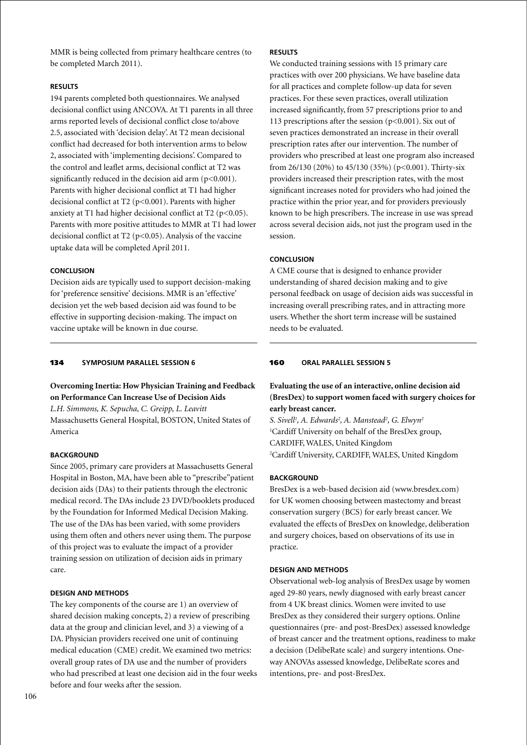MMR is being collected from primary healthcare centres (to be completed March 2011).

#### RESULTS

194 parents completed both questionnaires. We analysed decisional conflict using ANCOVA. At T1 parents in all three arms reported levels of decisional conflict close to/above 2.5, associated with 'decision delay'. At T2 mean decisional conflict had decreased for both intervention arms to below 2, associated with 'implementing decisions'. Compared to the control and leaflet arms, decisional conflict at T2 was significantly reduced in the decision aid arm ($p<0.001$). Parents with higher decisional conflict at T1 had higher decisional conflict at T2 ($p<0.001$). Parents with higher anxiety at T1 had higher decisional conflict at T2 ($p<0.05$). Parents with more positive attitudes to MMR at T1 had lower decisional conflict at T2 ($p<0.05$). Analysis of the vaccine uptake data will be completed April 2011.

#### CONCLUSION

Decision aids are typically used to support decision-making for 'preference sensitive' decisions. MMR is an 'effective' decision yet the web based decision aid was found to be effective in supporting decision-making. The impact on vaccine uptake will be known in due course.

---

### 134 SYMPOSIUM PARALLEL SESSION 6

## Overcoming Inertia: How Physician Training and Feedback on Performance Can Increase Use of Decision Aids

*L.H. Simmons, K. Sepucha, C. Greipp, L. Leavitt*
Massachusetts General Hospital, BOSTON, United States of America

#### BACKGROUND

Since 2005, primary care providers at Massachusetts General Hospital in Boston, MA, have been able to "prescribe"patient decision aids (DAs) to their patients through the electronic medical record. The DAs include 23 DVD/booklets produced by the Foundation for Informed Medical Decision Making. The use of the DAs has been varied, with some providers using them often and others never using them. The purpose of this project was to evaluate the impact of a provider training session on utilization of decision aids in primary care.

#### DESIGN AND METHODS

The key components of the course are 1) an overview of shared decision making concepts, 2) a review of prescribing data at the group and clinician level, and 3) a viewing of a DA. Physician providers received one unit of continuing medical education (CME) credit. We examined two metrics: overall group rates of DA use and the number of providers who had prescribed at least one decision aid in the four weeks before and four weeks after the session.

#### RESULTS

We conducted training sessions with 15 primary care practices with over 200 physicians. We have baseline data for all practices and complete follow-up data for seven practices. For these seven practices, overall utilization increased significantly, from 57 prescriptions prior to and 113 prescriptions after the session ($p<0.001$). Six out of seven practices demonstrated an increase in their overall prescription rates after our intervention. The number of providers who prescribed at least one program also increased from 26/130 (20%) to 45/130 (35%) ($p<0.001$). Thirty-six providers increased their prescription rates, with the most significant increases noted for providers who had joined the practice within the prior year, and for providers previously known to be high prescribers. The increase in use was spread across several decision aids, not just the program used in the session.

#### CONCLUSION

A CME course that is designed to enhance provider understanding of shared decision making and to give personal feedback on usage of decision aids was successful in increasing overall prescribing rates, and in attracting more users. Whether the short term increase will be sustained needs to be evaluated.

---

### 160 ORAL PARALLEL SESSION 5

## Evaluating the use of an interactive, online decision aid (BresDex) to support women faced with surgery choices for early breast cancer.

*S. Sivell[1], A. Edwards[2], A. Manstead[2], G. Elwyn[2]*
[1]Cardiff University on behalf of the BresDex group, CARDIFF, WALES, United Kingdom
[2]Cardiff University, CARDIFF, WALES, United Kingdom

#### BACKGROUND

BresDex is a web-based decision aid (www.bresdex.com) for UK women choosing between mastectomy and breast conservation surgery (BCS) for early breast cancer. We evaluated the effects of BresDex on knowledge, deliberation and surgery choices, based on observations of its use in practice.

#### DESIGN AND METHODS

Observational web-log analysis of BresDex usage by women aged 29-80 years, newly diagnosed with early breast cancer from 4 UK breast clinics. Women were invited to use BresDex as they considered their surgery options. Online questionnaires (pre- and post-BresDex) assessed knowledge of breast cancer and the treatment options, readiness to make a decision (DelibeRate scale) and surgery intentions. One-way ANOVAs assessed knowledge, DelibeRate scores and intentions, pre- and post-BresDex.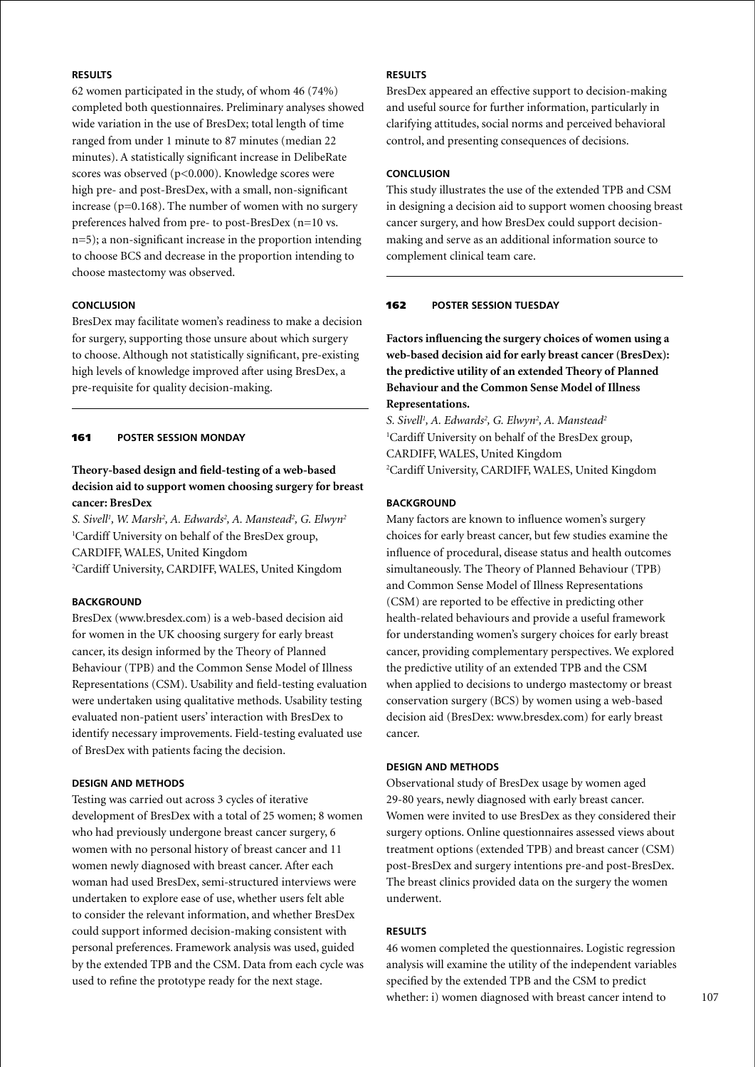### RESULTS

62 women participated in the study, of whom 46 (74%) completed both questionnaires. Preliminary analyses showed wide variation in the use of BresDex; total length of time ranged from under 1 minute to 87 minutes (median 22 minutes). A statistically significant increase in DelibeRate scores was observed ($p<0.000$). Knowledge scores were high pre- and post-BresDex, with a small, non-significant increase ($p=0.168$). The number of women with no surgery preferences halved from pre- to post-BresDex (n=10 vs. n=5); a non-significant increase in the proportion intending to choose BCS and decrease in the proportion intending to choose mastectomy was observed.

### CONCLUSION

BresDex may facilitate women's readiness to make a decision for surgery, supporting those unsure about which surgery to choose. Although not statistically significant, pre-existing high levels of knowledge improved after using BresDex, a pre-requisite for quality decision-making.

---

## 161 POSTER SESSION MONDAY

**Theory-based design and field-testing of a web-based decision aid to support women choosing surgery for breast cancer: BresDex**

*S. Sivell[1], W. Marsh[2], A. Edwards[2], A. Manstead[2], G. Elwyn[2]*
[1]Cardiff University on behalf of the BresDex group, CARDIFF, WALES, United Kingdom
[2]Cardiff University, CARDIFF, WALES, United Kingdom

### BACKGROUND

BresDex (www.bresdex.com) is a web-based decision aid for women in the UK choosing surgery for early breast cancer, its design informed by the Theory of Planned Behaviour (TPB) and the Common Sense Model of Illness Representations (CSM). Usability and field-testing evaluation were undertaken using qualitative methods. Usability testing evaluated non-patient users' interaction with BresDex to identify necessary improvements. Field-testing evaluated use of BresDex with patients facing the decision.

### DESIGN AND METHODS

Testing was carried out across 3 cycles of iterative development of BresDex with a total of 25 women; 8 women who had previously undergone breast cancer surgery, 6 women with no personal history of breast cancer and 11 women newly diagnosed with breast cancer. After each woman had used BresDex, semi-structured interviews were undertaken to explore ease of use, whether users felt able to consider the relevant information, and whether BresDex could support informed decision-making consistent with personal preferences. Framework analysis was used, guided by the extended TPB and the CSM. Data from each cycle was used to refine the prototype ready for the next stage.

### RESULTS

BresDex appeared an effective support to decision-making and useful source for further information, particularly in clarifying attitudes, social norms and perceived behavioral control, and presenting consequences of decisions.

### CONCLUSION

This study illustrates the use of the extended TPB and CSM in designing a decision aid to support women choosing breast cancer surgery, and how BresDex could support decision-making and serve as an additional information source to complement clinical team care.

---

## 162 POSTER SESSION TUESDAY

**Factors influencing the surgery choices of women using a web-based decision aid for early breast cancer (BresDex): the predictive utility of an extended Theory of Planned Behaviour and the Common Sense Model of Illness Representations.**

*S. Sivell[1], A. Edwards[2], G. Elwyn[2], A. Manstead[2]*
[1]Cardiff University on behalf of the BresDex group, CARDIFF, WALES, United Kingdom
[2]Cardiff University, CARDIFF, WALES, United Kingdom

### BACKGROUND

Many factors are known to influence women's surgery choices for early breast cancer, but few studies examine the influence of procedural, disease status and health outcomes simultaneously. The Theory of Planned Behaviour (TPB) and Common Sense Model of Illness Representations (CSM) are reported to be effective in predicting other health-related behaviours and provide a useful framework for understanding women's surgery choices for early breast cancer, providing complementary perspectives. We explored the predictive utility of an extended TPB and the CSM when applied to decisions to undergo mastectomy or breast conservation surgery (BCS) by women using a web-based decision aid (BresDex: www.bresdex.com) for early breast cancer.

### DESIGN AND METHODS

Observational study of BresDex usage by women aged 29-80 years, newly diagnosed with early breast cancer. Women were invited to use BresDex as they considered their surgery options. Online questionnaires assessed views about treatment options (extended TPB) and breast cancer (CSM) post-BresDex and surgery intentions pre-and post-BresDex. The breast clinics provided data on the surgery the women underwent.

### RESULTS

46 women completed the questionnaires. Logistic regression analysis will examine the utility of the independent variables specified by the extended TPB and the CSM to predict whether: i) women diagnosed with breast cancer intend to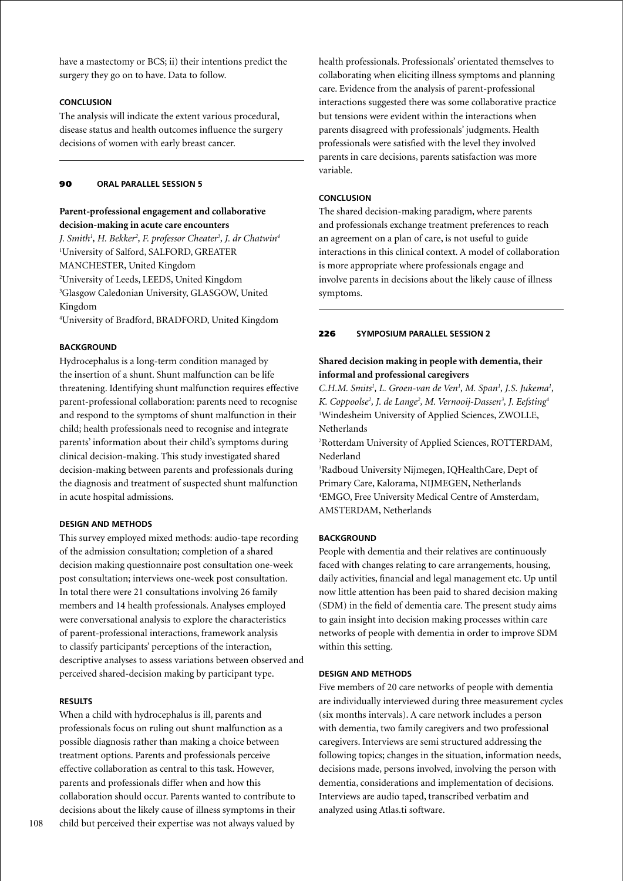have a mastectomy or BCS; ii) their intentions predict the surgery they go on to have. Data to follow.

#### CONCLUSION

The analysis will indicate the extent various procedural, disease status and health outcomes influence the surgery decisions of women with early breast cancer.

---

## 90 ORAL PARALLEL SESSION 5

### Parent-professional engagement and collaborative decision-making in acute care encounters

*J. Smith[1], H. Bekker[2], F. professor Cheater[3], J. dr Chatwin[4]*
[1]University of Salford, SALFORD, GREATER MANCHESTER, United Kingdom
[2]University of Leeds, LEEDS, United Kingdom
[3]Glasgow Caledonian University, GLASGOW, United Kingdom
[4]University of Bradford, BRADFORD, United Kingdom

#### BACKGROUND

Hydrocephalus is a long-term condition managed by the insertion of a shunt. Shunt malfunction can be life threatening. Identifying shunt malfunction requires effective parent-professional collaboration: parents need to recognise and respond to the symptoms of shunt malfunction in their child; health professionals need to recognise and integrate parents' information about their child's symptoms during clinical decision-making. This study investigated shared decision-making between parents and professionals during the diagnosis and treatment of suspected shunt malfunction in acute hospital admissions.

#### DESIGN AND METHODS

This survey employed mixed methods: audio-tape recording of the admission consultation; completion of a shared decision making questionnaire post consultation one-week post consultation; interviews one-week post consultation. In total there were 21 consultations involving 26 family members and 14 health professionals. Analyses employed were conversational analysis to explore the characteristics of parent-professional interactions, framework analysis to classify participants' perceptions of the interaction, descriptive analyses to assess variations between observed and perceived shared-decision making by participant type.

#### RESULTS

When a child with hydrocephalus is ill, parents and professionals focus on ruling out shunt malfunction as a possible diagnosis rather than making a choice between treatment options. Parents and professionals perceive effective collaboration as central to this task. However, parents and professionals differ when and how this collaboration should occur. Parents wanted to contribute to decisions about the likely cause of illness symptoms in their child but perceived their expertise was not always valued by health professionals. Professionals' orientated themselves to collaborating when eliciting illness symptoms and planning care. Evidence from the analysis of parent-professional interactions suggested there was some collaborative practice but tensions were evident within the interactions when parents disagreed with professionals' judgments. Health professionals were satisfied with the level they involved parents in care decisions, parents satisfaction was more variable.

#### CONCLUSION

The shared decision-making paradigm, where parents and professionals exchange treatment preferences to reach an agreement on a plan of care, is not useful to guide interactions in this clinical context. A model of collaboration is more appropriate where professionals engage and involve parents in decisions about the likely cause of illness symptoms.

---

## 226 SYMPOSIUM PARALLEL SESSION 2

### Shared decision making in people with dementia, their informal and professional caregivers

*C.H.M. Smits[1], L. Groen-van de Ven[1], M. Span[1], J.S. Jukema[1], K. Coppoolse[2], J. de Lange[2], M. Vernooij-Dassen[3], J. Eefsting[4]*
[1]Windesheim University of Applied Sciences, ZWOLLE, Netherlands
[2]Rotterdam University of Applied Sciences, ROTTERDAM, Nederland
[3]Radboud University Nijmegen, IQHealthCare, Dept of Primary Care, Kalorama, NIJMEGEN, Netherlands
[4]EMGO, Free University Medical Centre of Amsterdam, AMSTERDAM, Netherlands

#### BACKGROUND

People with dementia and their relatives are continuously faced with changes relating to care arrangements, housing, daily activities, financial and legal management etc. Up until now little attention has been paid to shared decision making (SDM) in the field of dementia care. The present study aims to gain insight into decision making processes within care networks of people with dementia in order to improve SDM within this setting.

#### DESIGN AND METHODS

Five members of 20 care networks of people with dementia are individually interviewed during three measurement cycles (six months intervals). A care network includes a person with dementia, two family caregivers and two professional caregivers. Interviews are semi structured addressing the following topics; changes in the situation, information needs, decisions made, persons involved, involving the person with dementia, considerations and implementation of decisions. Interviews are audio taped, transcribed verbatim and analyzed using Atlas.ti software.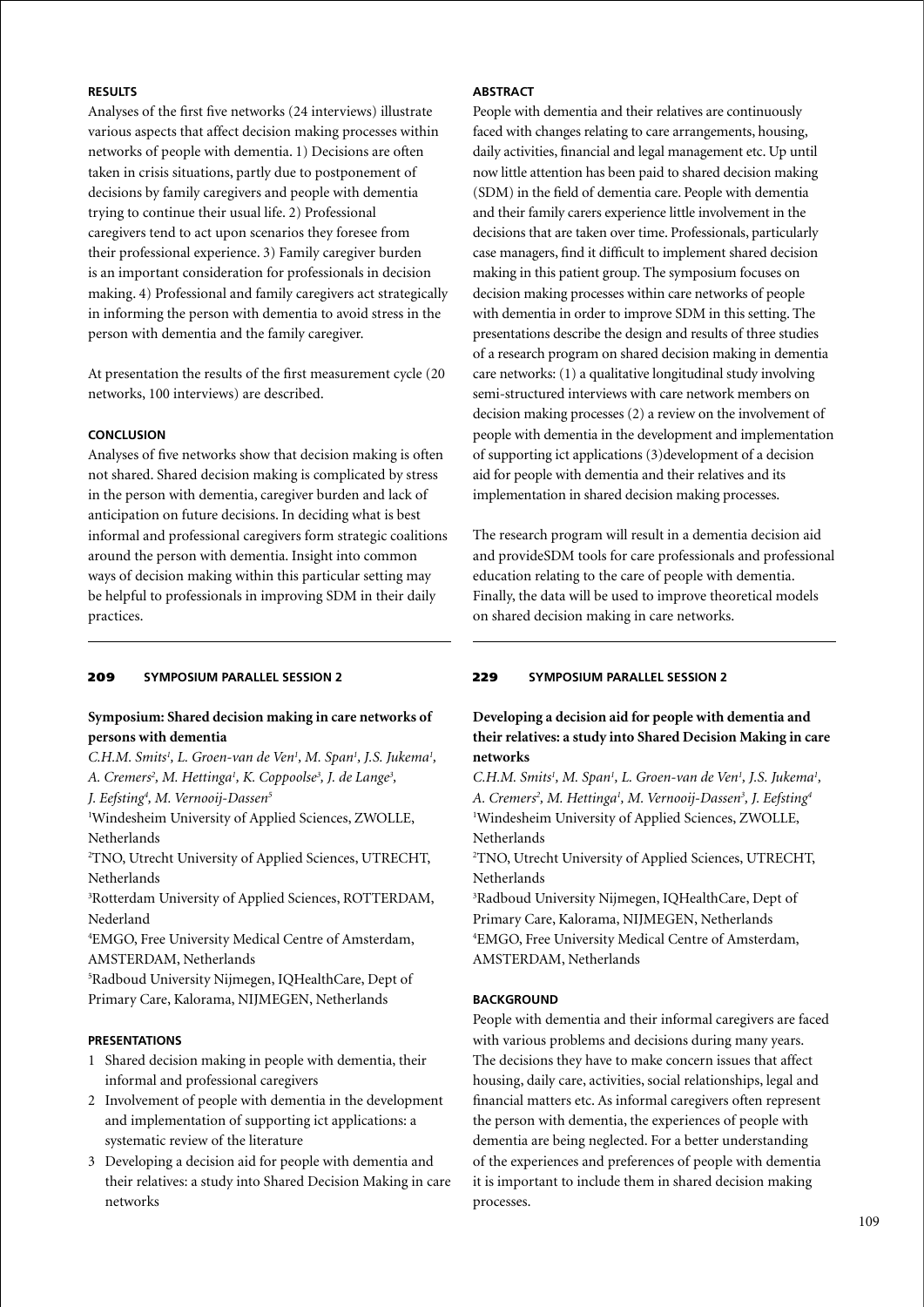### RESULTS

Analyses of the first five networks (24 interviews) illustrate various aspects that affect decision making processes within networks of people with dementia. 1) Decisions are often taken in crisis situations, partly due to postponement of decisions by family caregivers and people with dementia trying to continue their usual life. 2) Professional caregivers tend to act upon scenarios they foresee from their professional experience. 3) Family caregiver burden is an important consideration for professionals in decision making. 4) Professional and family caregivers act strategically in informing the person with dementia to avoid stress in the person with dementia and the family caregiver.

At presentation the results of the first measurement cycle (20 networks, 100 interviews) are described.

### CONCLUSION

Analyses of five networks show that decision making is often not shared. Shared decision making is complicated by stress in the person with dementia, caregiver burden and lack of anticipation on future decisions. In deciding what is best informal and professional caregivers form strategic coalitions around the person with dementia. Insight into common ways of decision making within this particular setting may be helpful to professionals in improving SDM in their daily practices.

---

## 209 SYMPOSIUM PARALLEL SESSION 2

### Symposium: Shared decision making in care networks of persons with dementia

*C.H.M. Smits[1], L. Groen-van de Ven[1], M. Span[1], J.S. Jukema[1], A. Cremers[2], M. Hettinga[1], K. Coppoolse[3], J. de Lange[3], J. Eefsting[4], M. Vernooij-Dassen[5]*

[1]Windesheim University of Applied Sciences, ZWOLLE, Netherlands
[2]TNO, Utrecht University of Applied Sciences, UTRECHT, Netherlands
[3]Rotterdam University of Applied Sciences, ROTTERDAM, Nederland
[4]EMGO, Free University Medical Centre of Amsterdam, AMSTERDAM, Netherlands
[5]Radboud University Nijmegen, IQHealthCare, Dept of Primary Care, Kalorama, NIJMEGEN, Netherlands

### PRESENTATIONS

1. Shared decision making in people with dementia, their informal and professional caregivers
2. Involvement of people with dementia in the development and implementation of supporting ict applications: a systematic review of the literature
3. Developing a decision aid for people with dementia and their relatives: a study into Shared Decision Making in care networks

### ABSTRACT

People with dementia and their relatives are continuously faced with changes relating to care arrangements, housing, daily activities, financial and legal management etc. Up until now little attention has been paid to shared decision making (SDM) in the field of dementia care. People with dementia and their family carers experience little involvement in the decisions that are taken over time. Professionals, particularly case managers, find it difficult to implement shared decision making in this patient group. The symposium focuses on decision making processes within care networks of people with dementia in order to improve SDM in this setting. The presentations describe the design and results of three studies of a research program on shared decision making in dementia care networks: (1) a qualitative longitudinal study involving semi-structured interviews with care network members on decision making processes (2) a review on the involvement of people with dementia in the development and implementation of supporting ict applications (3)development of a decision aid for people with dementia and their relatives and its implementation in shared decision making processes.

The research program will result in a dementia decision aid and provideSDM tools for care professionals and professional education relating to the care of people with dementia. Finally, the data will be used to improve theoretical models on shared decision making in care networks.

---

## 229 SYMPOSIUM PARALLEL SESSION 2

### Developing a decision aid for people with dementia and their relatives: a study into Shared Decision Making in care networks

*C.H.M. Smits[1], M. Span[1], L. Groen-van de Ven[1], J.S. Jukema[1], A. Cremers[2], M. Hettinga[1], M. Vernooij-Dassen[3], J. Eefsting[4]*

[1]Windesheim University of Applied Sciences, ZWOLLE, Netherlands
[2]TNO, Utrecht University of Applied Sciences, UTRECHT, Netherlands
[3]Radboud University Nijmegen, IQHealthCare, Dept of Primary Care, Kalorama, NIJMEGEN, Netherlands
[4]EMGO, Free University Medical Centre of Amsterdam, AMSTERDAM, Netherlands

### BACKGROUND

People with dementia and their informal caregivers are faced with various problems and decisions during many years. The decisions they have to make concern issues that affect housing, daily care, activities, social relationships, legal and financial matters etc. As informal caregivers often represent the person with dementia, the experiences of people with dementia are being neglected. For a better understanding of the experiences and preferences of people with dementia it is important to include them in shared decision making processes.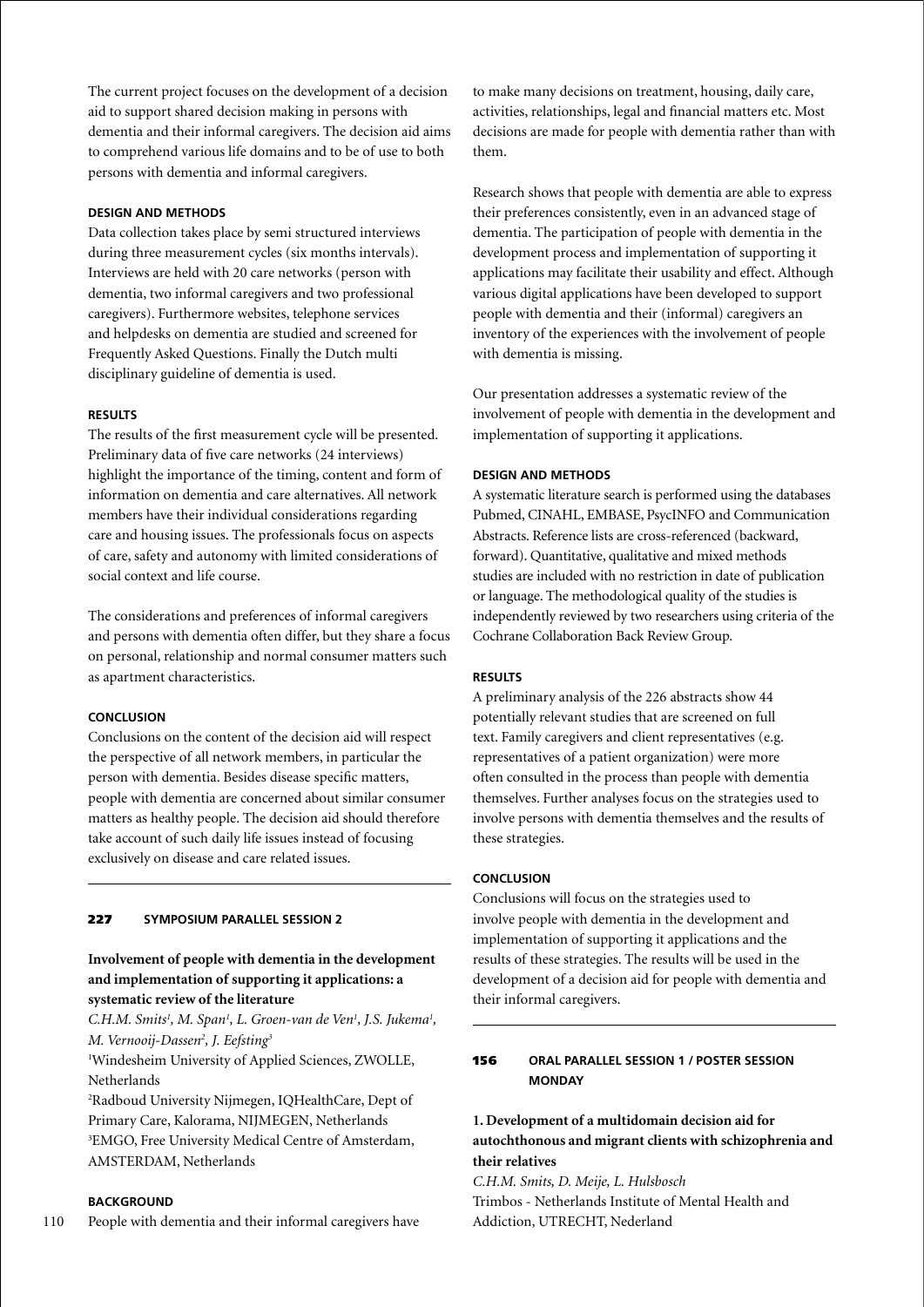The current project focuses on the development of a decision aid to support shared decision making in persons with dementia and their informal caregivers. The decision aid aims to comprehend various life domains and to be of use to both persons with dementia and informal caregivers.

#### DESIGN AND METHODS

Data collection takes place by semi structured interviews during three measurement cycles (six months intervals). Interviews are held with 20 care networks (person with dementia, two informal caregivers and two professional caregivers). Furthermore websites, telephone services and helpdesks on dementia are studied and screened for Frequently Asked Questions. Finally the Dutch multi disciplinary guideline of dementia is used.

#### RESULTS

The results of the first measurement cycle will be presented. Preliminary data of five care networks (24 interviews) highlight the importance of the timing, content and form of information on dementia and care alternatives. All network members have their individual considerations regarding care and housing issues. The professionals focus on aspects of care, safety and autonomy with limited considerations of social context and life course.

The considerations and preferences of informal caregivers and persons with dementia often differ, but they share a focus on personal, relationship and normal consumer matters such as apartment characteristics.

#### CONCLUSION

Conclusions on the content of the decision aid will respect the perspective of all network members, in particular the person with dementia. Besides disease specific matters, people with dementia are concerned about similar consumer matters as healthy people. The decision aid should therefore take account of such daily life issues instead of focusing exclusively on disease and care related issues.

---

### 227 SYMPOSIUM PARALLEL SESSION 2

## Involvement of people with dementia in the development and implementation of supporting it applications: a systematic review of the literature

*C.H.M. Smits[1], M. Span[1], L. Groen-van de Ven[1], J.S. Jukema[1], M. Vernooij-Dassen[2], J. Eefsting[3]*

[1]Windesheim University of Applied Sciences, ZWOLLE, Netherlands
[2]Radboud University Nijmegen, IQHealthCare, Dept of Primary Care, Kalorama, NIJMEGEN, Netherlands
[3]EMGO, Free University Medical Centre of Amsterdam, AMSTERDAM, Netherlands

#### BACKGROUND

People with dementia and their informal caregivers have to make many decisions on treatment, housing, daily care, activities, relationships, legal and financial matters etc. Most decisions are made for people with dementia rather than with them.

Research shows that people with dementia are able to express their preferences consistently, even in an advanced stage of dementia. The participation of people with dementia in the development process and implementation of supporting it applications may facilitate their usability and effect. Although various digital applications have been developed to support people with dementia and their (informal) caregivers an inventory of the experiences with the involvement of people with dementia is missing.

Our presentation addresses a systematic review of the involvement of people with dementia in the development and implementation of supporting it applications.

#### DESIGN AND METHODS

A systematic literature search is performed using the databases Pubmed, CINAHL, EMBASE, PsycINFO and Communication Abstracts. Reference lists are cross-referenced (backward, forward). Quantitative, qualitative and mixed methods studies are included with no restriction in date of publication or language. The methodological quality of the studies is independently reviewed by two researchers using criteria of the Cochrane Collaboration Back Review Group.

#### RESULTS

A preliminary analysis of the 226 abstracts show 44 potentially relevant studies that are screened on full text. Family caregivers and client representatives (e.g. representatives of a patient organization) were more often consulted in the process than people with dementia themselves. Further analyses focus on the strategies used to involve persons with dementia themselves and the results of these strategies.

#### CONCLUSION

Conclusions will focus on the strategies used to involve people with dementia in the development and implementation of supporting it applications and the results of these strategies. The results will be used in the development of a decision aid for people with dementia and their informal caregivers.

---

### 156 ORAL PARALLEL SESSION 1 / POSTER SESSION MONDAY

## 1. Development of a multidomain decision aid for autochthonous and migrant clients with schizophrenia and their relatives

*C.H.M. Smits, D. Meije, L. Hulsbosch*

Trimbos - Netherlands Institute of Mental Health and Addiction, UTRECHT, Nederland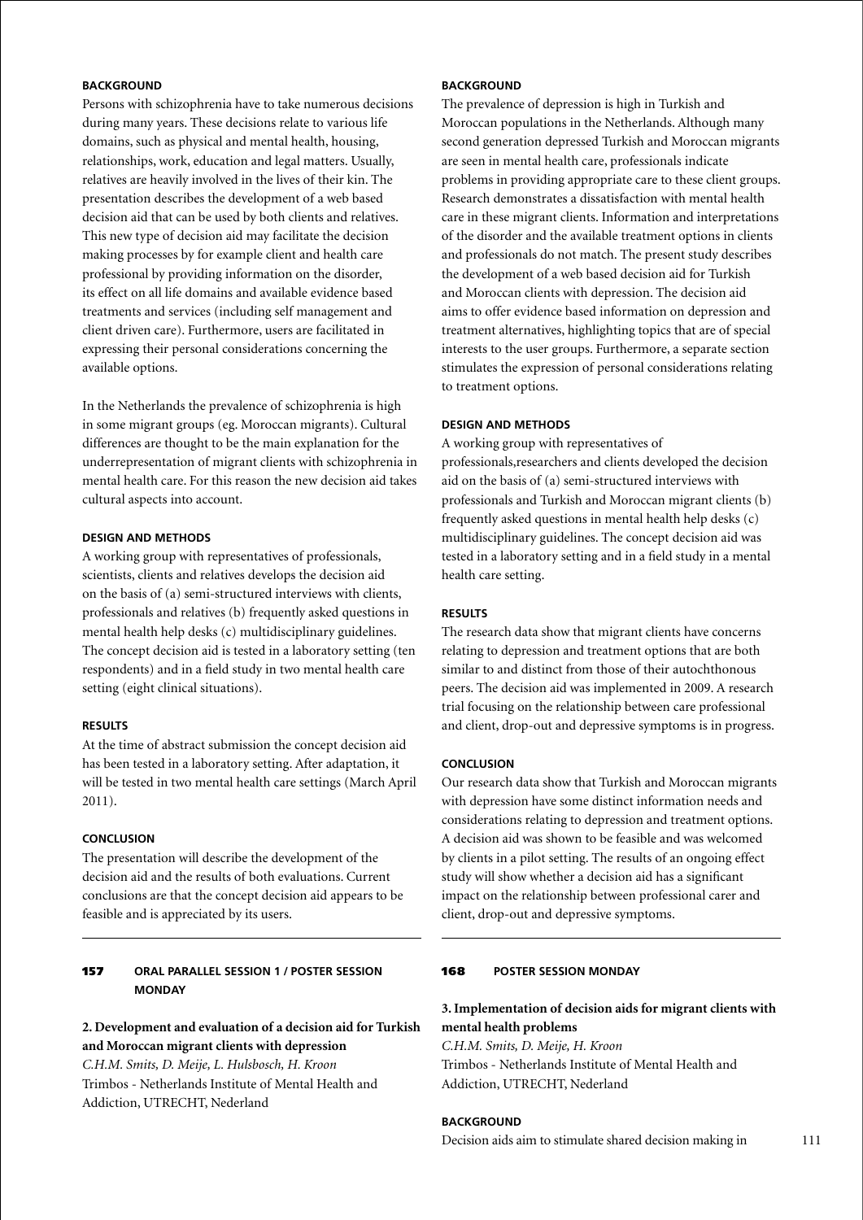#### BACKGROUND

Persons with schizophrenia have to take numerous decisions during many years. These decisions relate to various life domains, such as physical and mental health, housing, relationships, work, education and legal matters. Usually, relatives are heavily involved in the lives of their kin. The presentation describes the development of a web based decision aid that can be used by both clients and relatives. This new type of decision aid may facilitate the decision making processes by for example client and health care professional by providing information on the disorder, its effect on all life domains and available evidence based treatments and services (including self management and client driven care). Furthermore, users are facilitated in expressing their personal considerations concerning the available options.

In the Netherlands the prevalence of schizophrenia is high in some migrant groups (eg. Moroccan migrants). Cultural differences are thought to be the main explanation for the underrepresentation of migrant clients with schizophrenia in mental health care. For this reason the new decision aid takes cultural aspects into account.

#### DESIGN AND METHODS

A working group with representatives of professionals, scientists, clients and relatives develops the decision aid on the basis of (a) semi-structured interviews with clients, professionals and relatives (b) frequently asked questions in mental health help desks (c) multidisciplinary guidelines. The concept decision aid is tested in a laboratory setting (ten respondents) and in a field study in two mental health care setting (eight clinical situations).

#### RESULTS

At the time of abstract submission the concept decision aid has been tested in a laboratory setting. After adaptation, it will be tested in two mental health care settings (March April 2011).

#### CONCLUSION

The presentation will describe the development of the decision aid and the results of both evaluations. Current conclusions are that the concept decision aid appears to be feasible and is appreciated by its users.

---

### 157 ORAL PARALLEL SESSION 1 / POSTER SESSION MONDAY

**2. Development and evaluation of a decision aid for Turkish and Moroccan migrant clients with depression**

*C.H.M. Smits, D. Meije, L. Hulsbosch, H. Kroon*

Trimbos - Netherlands Institute of Mental Health and Addiction, UTRECHT, Nederland

#### BACKGROUND

The prevalence of depression is high in Turkish and Moroccan populations in the Netherlands. Although many second generation depressed Turkish and Moroccan migrants are seen in mental health care, professionals indicate problems in providing appropriate care to these client groups. Research demonstrates a dissatisfaction with mental health care in these migrant clients. Information and interpretations of the disorder and the available treatment options in clients and professionals do not match. The present study describes the development of a web based decision aid for Turkish and Moroccan clients with depression. The decision aid aims to offer evidence based information on depression and treatment alternatives, highlighting topics that are of special interests to the user groups. Furthermore, a separate section stimulates the expression of personal considerations relating to treatment options.

#### DESIGN AND METHODS

A working group with representatives of professionals,researchers and clients developed the decision aid on the basis of (a) semi-structured interviews with professionals and Turkish and Moroccan migrant clients (b) frequently asked questions in mental health help desks (c) multidisciplinary guidelines. The concept decision aid was tested in a laboratory setting and in a field study in a mental health care setting.

#### RESULTS

The research data show that migrant clients have concerns relating to depression and treatment options that are both similar to and distinct from those of their autochthonous peers. The decision aid was implemented in 2009. A research trial focusing on the relationship between care professional and client, drop-out and depressive symptoms is in progress.

#### CONCLUSION

Our research data show that Turkish and Moroccan migrants with depression have some distinct information needs and considerations relating to depression and treatment options. A decision aid was shown to be feasible and was welcomed by clients in a pilot setting. The results of an ongoing effect study will show whether a decision aid has a significant impact on the relationship between professional carer and client, drop-out and depressive symptoms.

---

### 168 POSTER SESSION MONDAY

**3. Implementation of decision aids for migrant clients with mental health problems**

*C.H.M. Smits, D. Meije, H. Kroon*

Trimbos - Netherlands Institute of Mental Health and Addiction, UTRECHT, Nederland

#### BACKGROUND

Decision aids aim to stimulate shared decision making in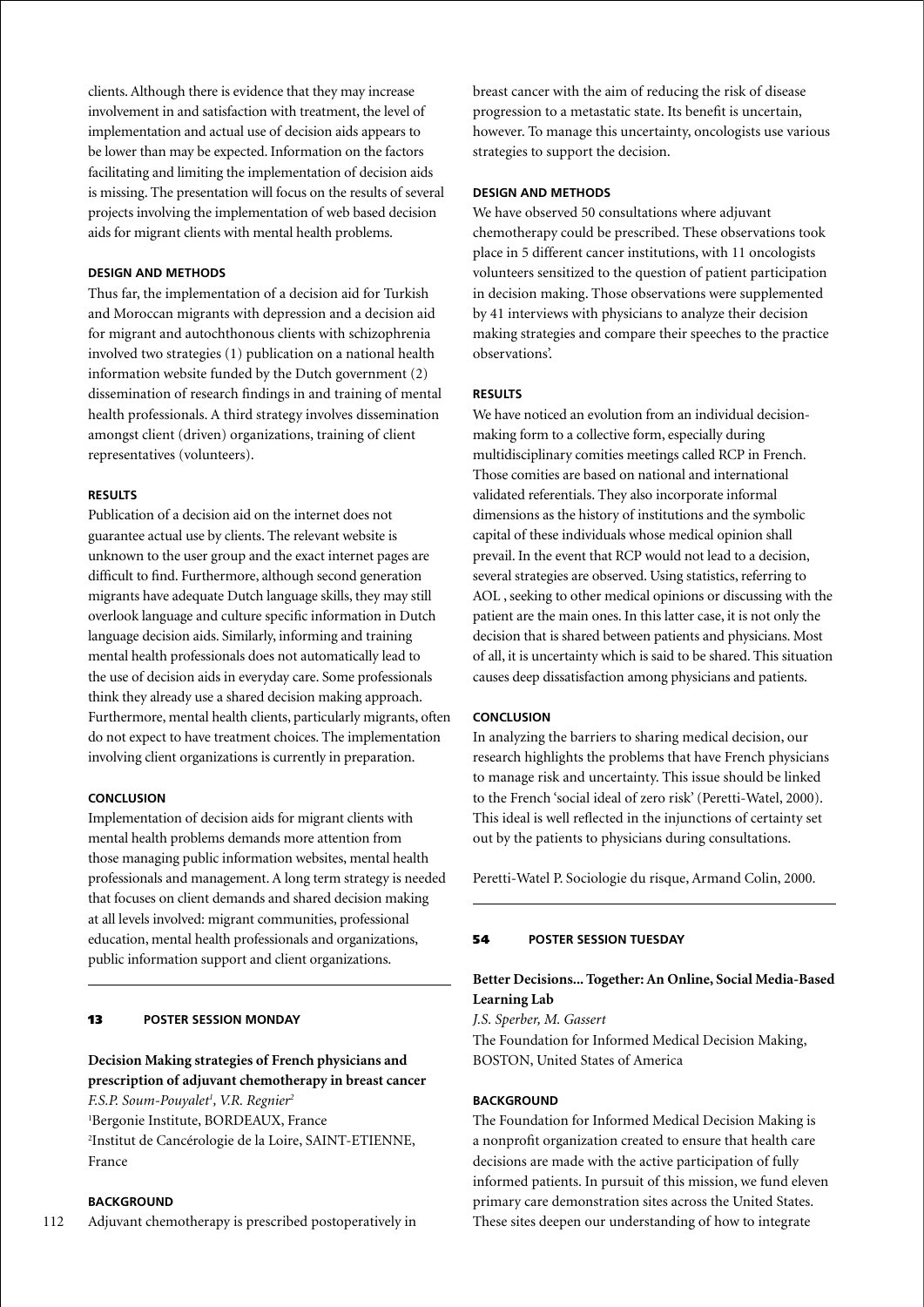clients. Although there is evidence that they may increase involvement in and satisfaction with treatment, the level of implementation and actual use of decision aids appears to be lower than may be expected. Information on the factors facilitating and limiting the implementation of decision aids is missing. The presentation will focus on the results of several projects involving the implementation of web based decision aids for migrant clients with mental health problems.

**DESIGN AND METHODS**

Thus far, the implementation of a decision aid for Turkish and Moroccan migrants with depression and a decision aid for migrant and autochthonous clients with schizophrenia involved two strategies (1) publication on a national health information website funded by the Dutch government (2) dissemination of research findings in and training of mental health professionals. A third strategy involves dissemination amongst client (driven) organizations, training of client representatives (volunteers).

**RESULTS**

Publication of a decision aid on the internet does not guarantee actual use by clients. The relevant website is unknown to the user group and the exact internet pages are difficult to find. Furthermore, although second generation migrants have adequate Dutch language skills, they may still overlook language and culture specific information in Dutch language decision aids. Similarly, informing and training mental health professionals does not automatically lead to the use of decision aids in everyday care. Some professionals think they already use a shared decision making approach. Furthermore, mental health clients, particularly migrants, often do not expect to have treatment choices. The implementation involving client organizations is currently in preparation.

**CONCLUSION**

Implementation of decision aids for migrant clients with mental health problems demands more attention from those managing public information websites, mental health professionals and management. A long term strategy is needed that focuses on client demands and shared decision making at all levels involved: migrant communities, professional education, mental health professionals and organizations, public information support and client organizations.

---

**13 POSTER SESSION MONDAY**

## Decision Making strategies of French physicians and prescription of adjuvant chemotherapy in breast cancer

*F.S.P. Soum-Pouyalet[1], V.R. Regnier[2]*

[1]Bergonie Institute, BORDEAUX, France
[2]Institut de Cancérologie de la Loire, SAINT-ETIENNE, France

**BACKGROUND**

Adjuvant chemotherapy is prescribed postoperatively in breast cancer with the aim of reducing the risk of disease progression to a metastatic state. Its benefit is uncertain, however. To manage this uncertainty, oncologists use various strategies to support the decision.

**DESIGN AND METHODS**

We have observed 50 consultations where adjuvant chemotherapy could be prescribed. These observations took place in 5 different cancer institutions, with 11 oncologists volunteers sensitized to the question of patient participation in decision making. Those observations were supplemented by 41 interviews with physicians to analyze their decision making strategies and compare their speeches to the practice observations'.

**RESULTS**

We have noticed an evolution from an individual decision-making form to a collective form, especially during multidisciplinary comities meetings called RCP in French. Those comities are based on national and international validated referentials. They also incorporate informal dimensions as the history of institutions and the symbolic capital of these individuals whose medical opinion shall prevail. In the event that RCP would not lead to a decision, several strategies are observed. Using statistics, referring to AOL , seeking to other medical opinions or discussing with the patient are the main ones. In this latter case, it is not only the decision that is shared between patients and physicians. Most of all, it is uncertainty which is said to be shared. This situation causes deep dissatisfaction among physicians and patients.

**CONCLUSION**

In analyzing the barriers to sharing medical decision, our research highlights the problems that have French physicians to manage risk and uncertainty. This issue should be linked to the French 'social ideal of zero risk' (Peretti-Watel, 2000). This ideal is well reflected in the injunctions of certainty set out by the patients to physicians during consultations.

Peretti-Watel P. Sociologie du risque, Armand Colin, 2000.

---

**54 POSTER SESSION TUESDAY**

## Better Decisions... Together: An Online, Social Media-Based Learning Lab

*J.S. Sperber, M. Gassert*

The Foundation for Informed Medical Decision Making, BOSTON, United States of America

**BACKGROUND**

The Foundation for Informed Medical Decision Making is a nonprofit organization created to ensure that health care decisions are made with the active participation of fully informed patients. In pursuit of this mission, we fund eleven primary care demonstration sites across the United States. These sites deepen our understanding of how to integrate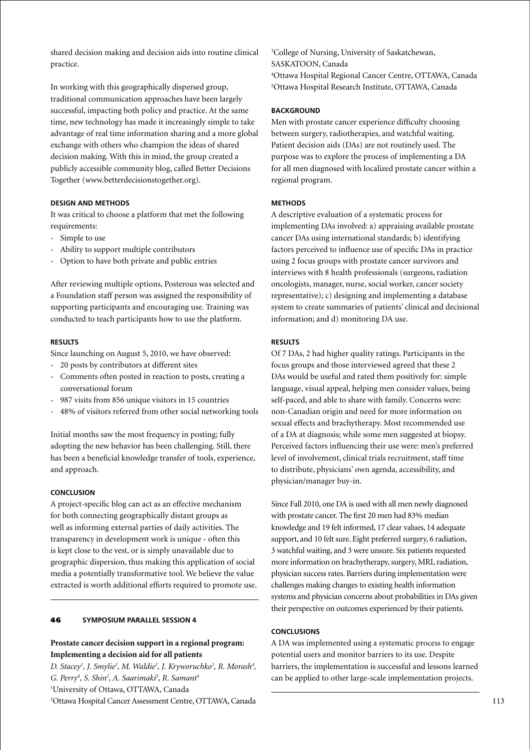shared decision making and decision aids into routine clinical practice.

In working with this geographically dispersed group, traditional communication approaches have been largely successful, impacting both policy and practice. At the same time, new technology has made it increasingly simple to take advantage of real time information sharing and a more global exchange with others who champion the ideas of shared decision making. With this in mind, the group created a publicly accessible community blog, called Better Decisions Together (www.betterdecisionstogether.org).

#### DESIGN AND METHODS

It was critical to choose a platform that met the following requirements:

- Simple to use
- Ability to support multiple contributors
- Option to have both private and public entries

After reviewing multiple options, Posterous was selected and a Foundation staff person was assigned the responsibility of supporting participants and encouraging use. Training was conducted to teach participants how to use the platform.

#### RESULTS

Since launching on August 5, 2010, we have observed:

- 20 posts by contributors at different sites
- Comments often posted in reaction to posts, creating a conversational forum
- 987 visits from 856 unique visitors in 15 countries
- 48% of visitors referred from other social networking tools

Initial months saw the most frequency in posting; fully adopting the new behavior has been challenging. Still, there has been a beneficial knowledge transfer of tools, experience, and approach.

#### CONCLUSION

A project-specific blog can act as an effective mechanism for both connecting geographically distant groups as well as informing external parties of daily activities. The transparency in development work is unique - often this is kept close to the vest, or is simply unavailable due to geographic dispersion, thus making this application of social media a potentially transformative tool. We believe the value extracted is worth additional efforts required to promote use.

---

## 46 SYMPOSIUM PARALLEL SESSION 4

### Prostate cancer decision support in a regional program: Implementing a decision aid for all patients

*D. Stacey[1], J. Smylie[2], M. Waldie[2], J. Kryworuchko[3], R. Morash[4], G. Perry[4], S. Shin[2], A. Saarimaki[5], R. Samant[4]*

[1]University of Ottawa, OTTAWA, Canada
[2]Ottawa Hospital Cancer Assessment Centre, OTTAWA, Canada
[3]College of Nursing, University of Saskatchewan, SASKATOON, Canada
[4]Ottawa Hospital Regional Cancer Centre, OTTAWA, Canada
[5]Ottawa Hospital Research Institute, OTTAWA, Canada

#### BACKGROUND

Men with prostate cancer experience difficulty choosing between surgery, radiotherapies, and watchful waiting. Patient decision aids (DAs) are not routinely used. The purpose was to explore the process of implementing a DA for all men diagnosed with localized prostate cancer within a regional program.

#### METHODS

A descriptive evaluation of a systematic process for implementing DAs involved: a) appraising available prostate cancer DAs using international standards; b) identifying factors perceived to influence use of specific DAs in practice using 2 focus groups with prostate cancer survivors and interviews with 8 health professionals (surgeons, radiation oncologists, manager, nurse, social worker, cancer society representative); c) designing and implementing a database system to create summaries of patients' clinical and decisional information; and d) monitoring DA use.

#### RESULTS

Of 7 DAs, 2 had higher quality ratings. Participants in the focus groups and those interviewed agreed that these 2 DAs would be useful and rated them positively for: simple language, visual appeal, helping men consider values, being self-paced, and able to share with family. Concerns were: non-Canadian origin and need for more information on sexual effects and brachytherapy. Most recommended use of a DA at diagnosis; while some men suggested at biopsy. Perceived factors influencing their use were: men's preferred level of involvement, clinical trials recruitment, staff time to distribute, physicians' own agenda, accessibility, and physician/manager buy-in.

Since Fall 2010, one DA is used with all men newly diagnosed with prostate cancer. The first 20 men had 83% median knowledge and 19 felt informed, 17 clear values, 14 adequate support, and 10 felt sure. Eight preferred surgery, 6 radiation, 3 watchful waiting, and 3 were unsure. Six patients requested more information on brachytherapy, surgery, MRI, radiation, physician success rates. Barriers during implementation were challenges making changes to existing health information systems and physician concerns about probabilities in DAs given their perspective on outcomes experienced by their patients.

#### CONCLUSIONS

A DA was implemented using a systematic process to engage potential users and monitor barriers to its use. Despite barriers, the implementation is successful and lessons learned can be applied to other large-scale implementation projects.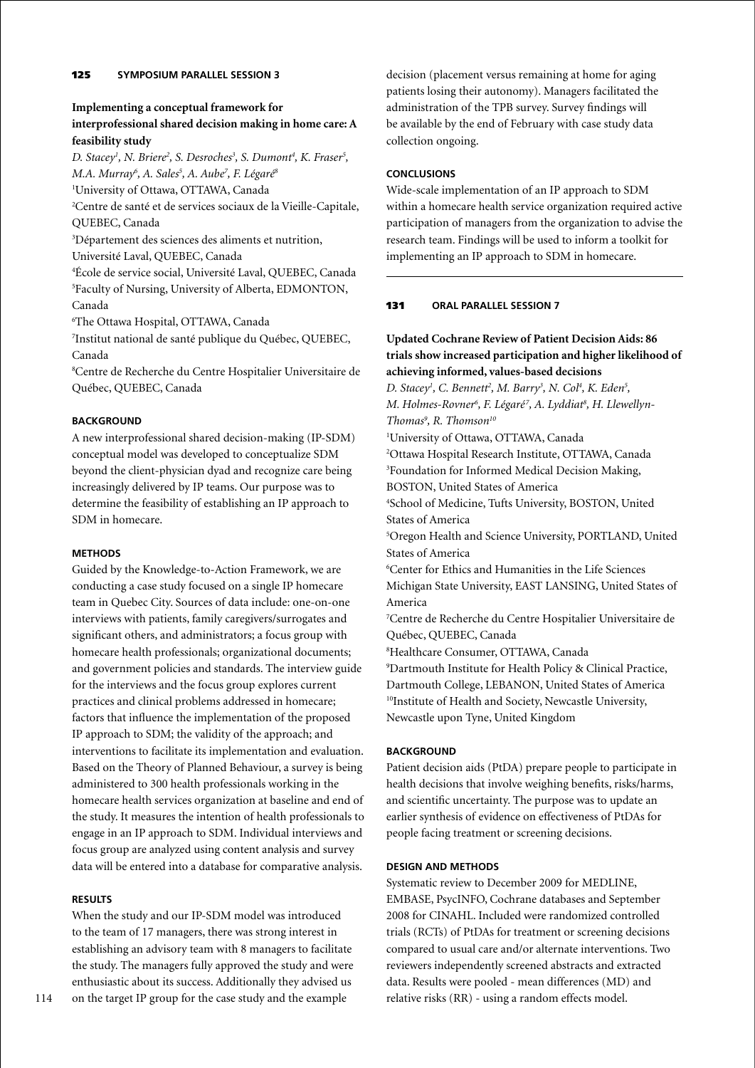## 125 SYMPOSIUM PARALLEL SESSION 3

### Implementing a conceptual framework for interprofessional shared decision making in home care: A feasibility study

*D. Stacey[1], N. Briere[2], S. Desroches[3], S. Dumont[4], K. Fraser[5], M.A. Murray[6], A. Sales[5], A. Aube[7], F. Légaré[8]*

[1]University of Ottawa, OTTAWA, Canada
[2]Centre de santé et de services sociaux de la Vieille-Capitale, QUEBEC, Canada
[3]Département des sciences des aliments et nutrition, Université Laval, QUEBEC, Canada
[4]École de service social, Université Laval, QUEBEC, Canada
[5]Faculty of Nursing, University of Alberta, EDMONTON, Canada
[6]The Ottawa Hospital, OTTAWA, Canada
[7]Institut national de santé publique du Québec, QUEBEC, Canada
[8]Centre de Recherche du Centre Hospitalier Universitaire de Québec, QUEBEC, Canada

#### BACKGROUND

A new interprofessional shared decision-making (IP-SDM) conceptual model was developed to conceptualize SDM beyond the client-physician dyad and recognize care being increasingly delivered by IP teams. Our purpose was to determine the feasibility of establishing an IP approach to SDM in homecare.

#### METHODS

Guided by the Knowledge-to-Action Framework, we are conducting a case study focused on a single IP homecare team in Quebec City. Sources of data include: one-on-one interviews with patients, family caregivers/surrogates and significant others, and administrators; a focus group with homecare health professionals; organizational documents; and government policies and standards. The interview guide for the interviews and the focus group explores current practices and clinical problems addressed in homecare; factors that influence the implementation of the proposed IP approach to SDM; the validity of the approach; and interventions to facilitate its implementation and evaluation. Based on the Theory of Planned Behaviour, a survey is being administered to 300 health professionals working in the homecare health services organization at baseline and end of the study. It measures the intention of health professionals to engage in an IP approach to SDM. Individual interviews and focus group are analyzed using content analysis and survey data will be entered into a database for comparative analysis.

#### RESULTS

When the study and our IP-SDM model was introduced to the team of 17 managers, there was strong interest in establishing an advisory team with 8 managers to facilitate the study. The managers fully approved the study and were enthusiastic about its success. Additionally they advised us on the target IP group for the case study and the example decision (placement versus remaining at home for aging patients losing their autonomy). Managers facilitated the administration of the TPB survey. Survey findings will be available by the end of February with case study data collection ongoing.

#### CONCLUSIONS

Wide-scale implementation of an IP approach to SDM within a homecare health service organization required active participation of managers from the organization to advise the research team. Findings will be used to inform a toolkit for implementing an IP approach to SDM in homecare.

---

## 131 ORAL PARALLEL SESSION 7

### Updated Cochrane Review of Patient Decision Aids: 86 trials show increased participation and higher likelihood of achieving informed, values-based decisions

*D. Stacey[1], C. Bennett[2], M. Barry[3], N. Col[4], K. Eden[5], M. Holmes-Rovner[6], F. Légaré[7], A. Lyddiatt[8], H. Llewellyn-Thomas[9], R. Thomson[10]*

[1]University of Ottawa, OTTAWA, Canada
[2]Ottawa Hospital Research Institute, OTTAWA, Canada
[3]Foundation for Informed Medical Decision Making, BOSTON, United States of America
[4]School of Medicine, Tufts University, BOSTON, United States of America
[5]Oregon Health and Science University, PORTLAND, United States of America
[6]Center for Ethics and Humanities in the Life Sciences Michigan State University, EAST LANSING, United States of America
[7]Centre de Recherche du Centre Hospitalier Universitaire de Québec, QUEBEC, Canada
[8]Healthcare Consumer, OTTAWA, Canada
[9]Dartmouth Institute for Health Policy & Clinical Practice, Dartmouth College, LEBANON, United States of America
[10]Institute of Health and Society, Newcastle University, Newcastle upon Tyne, United Kingdom

#### BACKGROUND

Patient decision aids (PtDA) prepare people to participate in health decisions that involve weighing benefits, risks/harms, and scientific uncertainty. The purpose was to update an earlier synthesis of evidence on effectiveness of PtDAs for people facing treatment or screening decisions.

#### DESIGN AND METHODS

Systematic review to December 2009 for MEDLINE, EMBASE, PsycINFO, Cochrane databases and September 2008 for CINAHL. Included were randomized controlled trials (RCTs) of PtDAs for treatment or screening decisions compared to usual care and/or alternate interventions. Two reviewers independently screened abstracts and extracted data. Results were pooled - mean differences (MD) and relative risks (RR) - using a random effects model.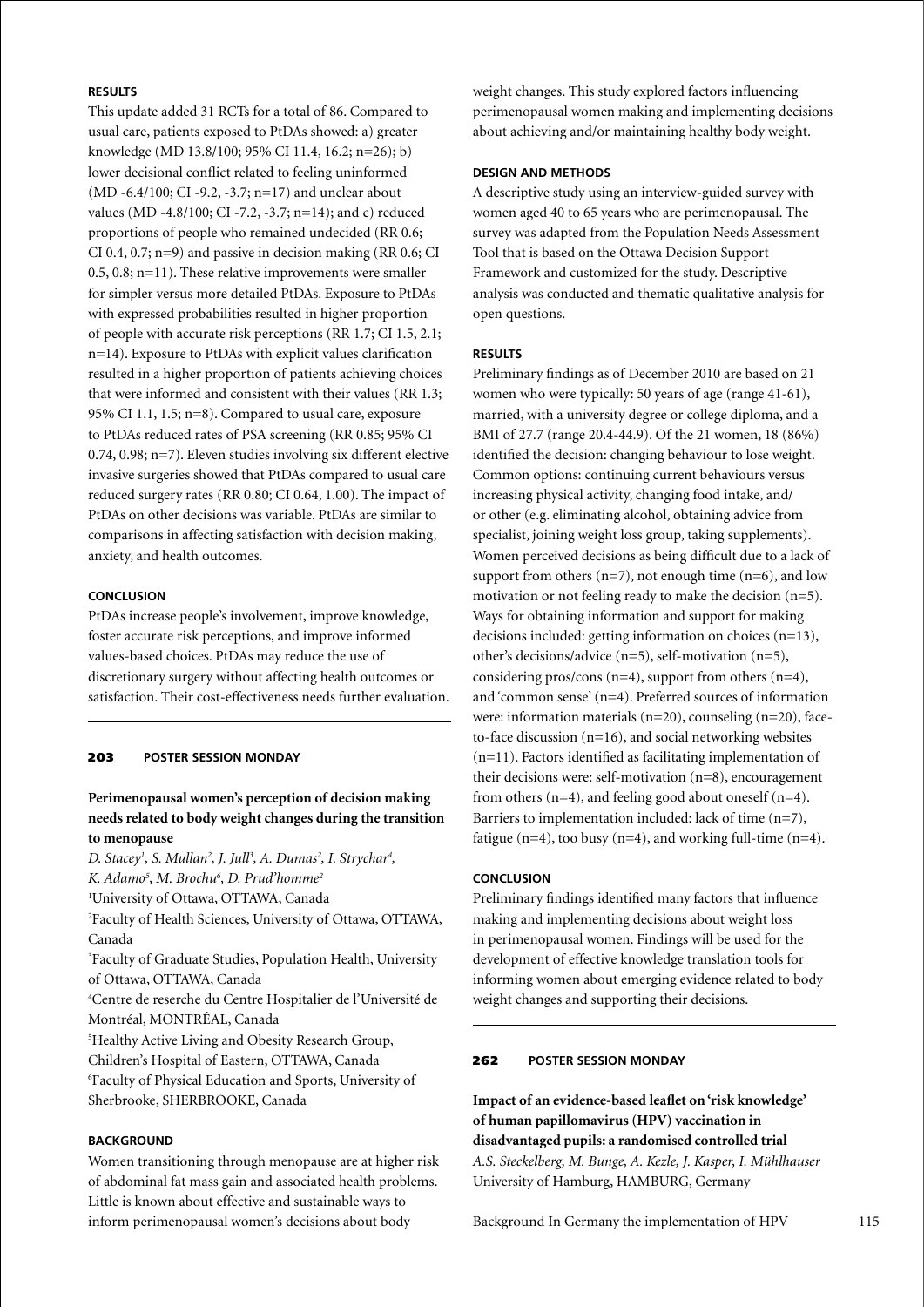### RESULTS

This update added 31 RCTs for a total of 86. Compared to usual care, patients exposed to PtDAs showed: a) greater knowledge (MD 13.8/100; 95% CI 11.4, 16.2; n=26); b) lower decisional conflict related to feeling uninformed (MD -6.4/100; CI -9.2, -3.7; n=17) and unclear about values (MD -4.8/100; CI -7.2, -3.7; n=14); and c) reduced proportions of people who remained undecided (RR 0.6; CI 0.4, 0.7; n=9) and passive in decision making (RR 0.6; CI 0.5, 0.8; n=11). These relative improvements were smaller for simpler versus more detailed PtDAs. Exposure to PtDAs with expressed probabilities resulted in higher proportion of people with accurate risk perceptions (RR 1.7; CI 1.5, 2.1; n=14). Exposure to PtDAs with explicit values clarification resulted in a higher proportion of patients achieving choices that were informed and consistent with their values (RR 1.3; 95% CI 1.1, 1.5; n=8). Compared to usual care, exposure to PtDAs reduced rates of PSA screening (RR 0.85; 95% CI 0.74, 0.98; n=7). Eleven studies involving six different elective invasive surgeries showed that PtDAs compared to usual care reduced surgery rates (RR 0.80; CI 0.64, 1.00). The impact of PtDAs on other decisions was variable. PtDAs are similar to comparisons in affecting satisfaction with decision making, anxiety, and health outcomes.

### CONCLUSION

PtDAs increase people's involvement, improve knowledge, foster accurate risk perceptions, and improve informed values-based choices. PtDAs may reduce the use of discretionary surgery without affecting health outcomes or satisfaction. Their cost-effectiveness needs further evaluation.

---

## 203 POSTER SESSION MONDAY

### Perimenopausal women's perception of decision making needs related to body weight changes during the transition to menopause

*D. Stacey[1], S. Mullan[2], J. Jull[3], A. Dumas[2], I. Strychar[4], K. Adamo[5], M. Brochu[6], D. Prud'homme[2]*

[1]University of Ottawa, OTTAWA, Canada
[2]Faculty of Health Sciences, University of Ottawa, OTTAWA, Canada
[3]Faculty of Graduate Studies, Population Health, University of Ottawa, OTTAWA, Canada
[4]Centre de reserche du Centre Hospitalier de l'Université de Montréal, MONTRÉAL, Canada
[5]Healthy Active Living and Obesity Research Group, Children's Hospital of Eastern, OTTAWA, Canada
[6]Faculty of Physical Education and Sports, University of Sherbrooke, SHERBROOKE, Canada

### BACKGROUND

Women transitioning through menopause are at higher risk of abdominal fat mass gain and associated health problems. Little is known about effective and sustainable ways to inform perimenopausal women's decisions about body weight changes. This study explored factors influencing perimenopausal women making and implementing decisions about achieving and/or maintaining healthy body weight.

### DESIGN AND METHODS

A descriptive study using an interview-guided survey with women aged 40 to 65 years who are perimenopausal. The survey was adapted from the Population Needs Assessment Tool that is based on the Ottawa Decision Support Framework and customized for the study. Descriptive analysis was conducted and thematic qualitative analysis for open questions.

### RESULTS

Preliminary findings as of December 2010 are based on 21 women who were typically: 50 years of age (range 41-61), married, with a university degree or college diploma, and a BMI of 27.7 (range 20.4-44.9). Of the 21 women, 18 (86%) identified the decision: changing behaviour to lose weight. Common options: continuing current behaviours versus increasing physical activity, changing food intake, and/or other (e.g. eliminating alcohol, obtaining advice from specialist, joining weight loss group, taking supplements). Women perceived decisions as being difficult due to a lack of support from others (n=7), not enough time (n=6), and low motivation or not feeling ready to make the decision (n=5). Ways for obtaining information and support for making decisions included: getting information on choices (n=13), other's decisions/advice (n=5), self-motivation (n=5), considering pros/cons (n=4), support from others (n=4), and 'common sense' (n=4). Preferred sources of information were: information materials (n=20), counseling (n=20), face-to-face discussion (n=16), and social networking websites (n=11). Factors identified as facilitating implementation of their decisions were: self-motivation (n=8), encouragement from others (n=4), and feeling good about oneself (n=4). Barriers to implementation included: lack of time (n=7), fatigue (n=4), too busy (n=4), and working full-time (n=4).

### CONCLUSION

Preliminary findings identified many factors that influence making and implementing decisions about weight loss in perimenopausal women. Findings will be used for the development of effective knowledge translation tools for informing women about emerging evidence related to body weight changes and supporting their decisions.

---

## 262 POSTER SESSION MONDAY

### Impact of an evidence-based leaflet on 'risk knowledge' of human papillomavirus (HPV) vaccination in disadvantaged pupils: a randomised controlled trial

*A.S. Steckelberg, M. Bunge, A. Kezle, J. Kasper, I. Mühlhauser*
University of Hamburg, HAMBURG, Germany

Background In Germany the implementation of HPV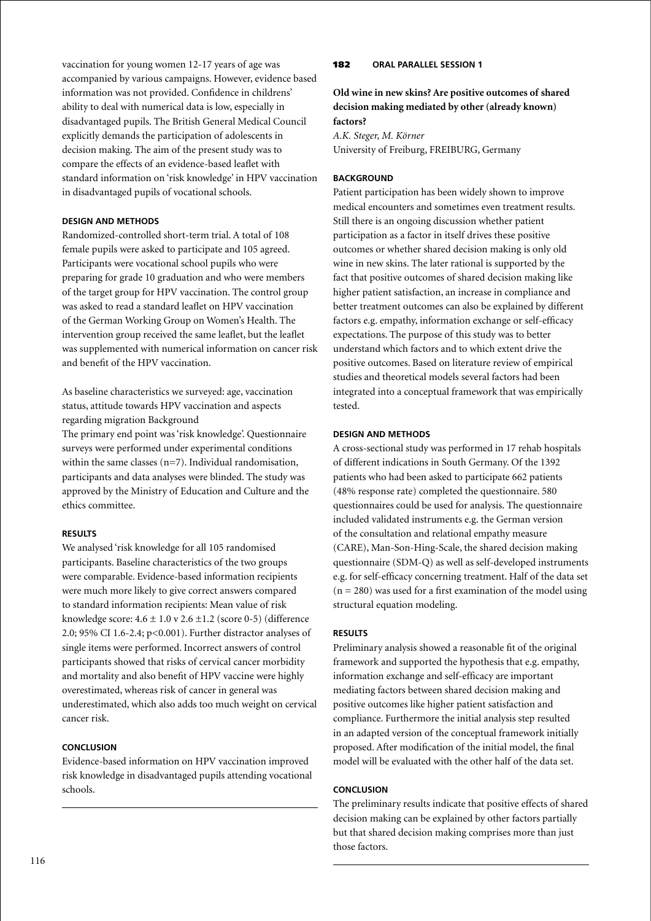vaccination for young women 12-17 years of age was accompanied by various campaigns. However, evidence based information was not provided. Confidence in childrens' ability to deal with numerical data is low, especially in disadvantaged pupils. The British General Medical Council explicitly demands the participation of adolescents in decision making. The aim of the present study was to compare the effects of an evidence-based leaflet with standard information on 'risk knowledge' in HPV vaccination in disadvantaged pupils of vocational schools.

#### DESIGN AND METHODS

Randomized-controlled short-term trial. A total of 108 female pupils were asked to participate and 105 agreed. Participants were vocational school pupils who were preparing for grade 10 graduation and who were members of the target group for HPV vaccination. The control group was asked to read a standard leaflet on HPV vaccination of the German Working Group on Women's Health. The intervention group received the same leaflet, but the leaflet was supplemented with numerical information on cancer risk and benefit of the HPV vaccination.

As baseline characteristics we surveyed: age, vaccination status, attitude towards HPV vaccination and aspects regarding migration Background

The primary end point was 'risk knowledge'. Questionnaire surveys were performed under experimental conditions within the same classes (n=7). Individual randomisation, participants and data analyses were blinded. The study was approved by the Ministry of Education and Culture and the ethics committee.

#### RESULTS

We analysed 'risk knowledge for all 105 randomised participants. Baseline characteristics of the two groups were comparable. Evidence-based information recipients were much more likely to give correct answers compared to standard information recipients: Mean value of risk knowledge score: $4.6 \pm 1.0$ v $2.6 \pm 1.2$ (score 0-5) (difference 2.0; 95% CI 1.6-2.4; $p<0.001$). Further distractor analyses of single items were performed. Incorrect answers of control participants showed that risks of cervical cancer morbidity and mortality and also benefit of HPV vaccine were highly overestimated, whereas risk of cancer in general was underestimated, which also adds too much weight on cervical cancer risk.

#### CONCLUSION

Evidence-based information on HPV vaccination improved risk knowledge in disadvantaged pupils attending vocational schools.

---

**182 ORAL PARALLEL SESSION 1**

### Old wine in new skins? Are positive outcomes of shared decision making mediated by other (already known) factors?

*A.K. Steger, M. Körner*
University of Freiburg, FREIBURG, Germany

#### BACKGROUND

Patient participation has been widely shown to improve medical encounters and sometimes even treatment results. Still there is an ongoing discussion whether patient participation as a factor in itself drives these positive outcomes or whether shared decision making is only old wine in new skins. The later rational is supported by the fact that positive outcomes of shared decision making like higher patient satisfaction, an increase in compliance and better treatment outcomes can also be explained by different factors e.g. empathy, information exchange or self-efficacy expectations. The purpose of this study was to better understand which factors and to which extent drive the positive outcomes. Based on literature review of empirical studies and theoretical models several factors had been integrated into a conceptual framework that was empirically tested.

#### DESIGN AND METHODS

A cross-sectional study was performed in 17 rehab hospitals of different indications in South Germany. Of the 1392 patients who had been asked to participate 662 patients (48% response rate) completed the questionnaire. 580 questionnaires could be used for analysis. The questionnaire included validated instruments e.g. the German version of the consultation and relational empathy measure (CARE), Man-Son-Hing-Scale, the shared decision making questionnaire (SDM-Q) as well as self-developed instruments e.g. for self-efficacy concerning treatment. Half of the data set (n = 280) was used for a first examination of the model using structural equation modeling.

#### RESULTS

Preliminary analysis showed a reasonable fit of the original framework and supported the hypothesis that e.g. empathy, information exchange and self-efficacy are important mediating factors between shared decision making and positive outcomes like higher patient satisfaction and compliance. Furthermore the initial analysis step resulted in an adapted version of the conceptual framework initially proposed. After modification of the initial model, the final model will be evaluated with the other half of the data set.

#### CONCLUSION

The preliminary results indicate that positive effects of shared decision making can be explained by other factors partially but that shared decision making comprises more than just those factors.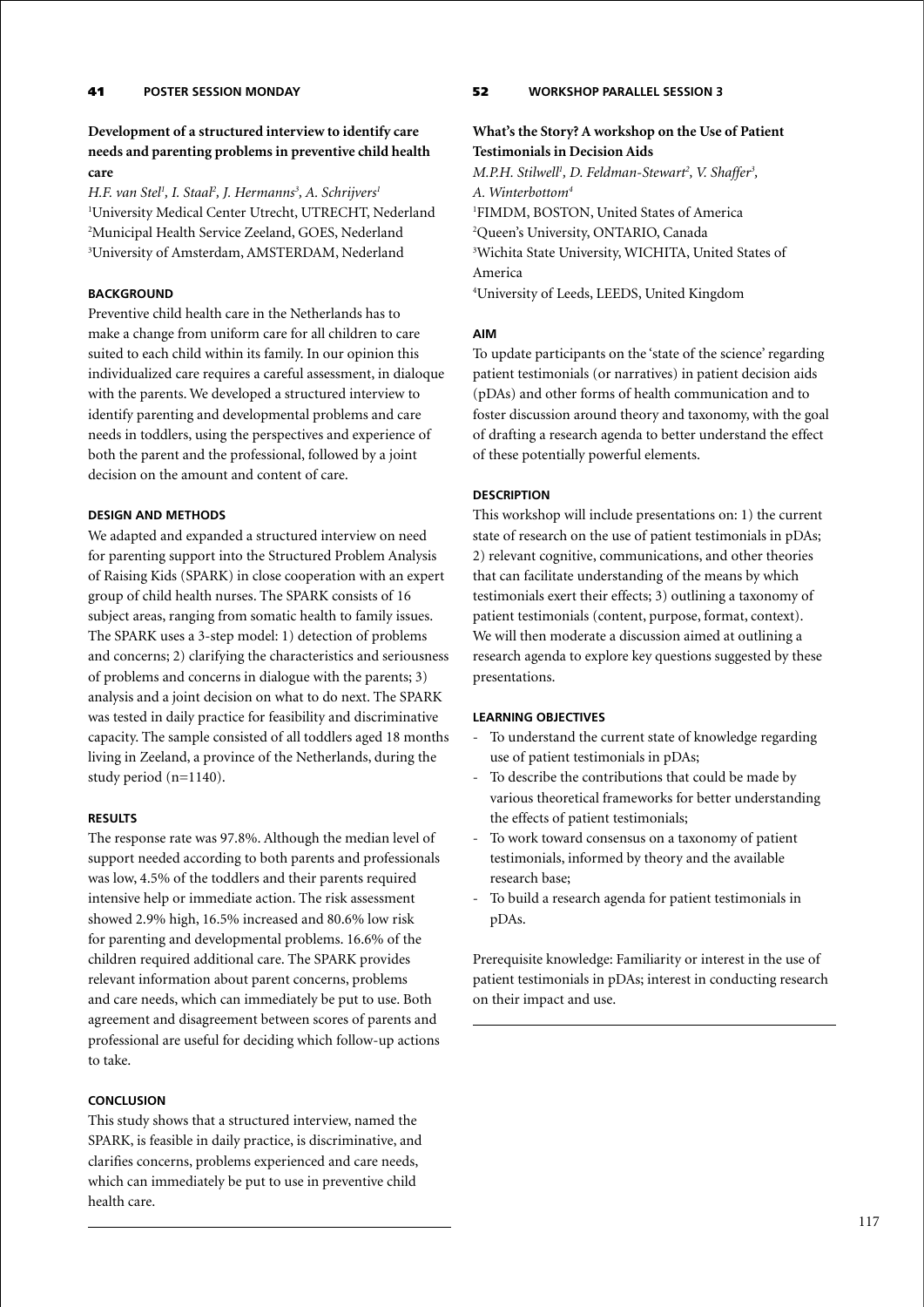## 41 POSTER SESSION MONDAY

### Development of a structured interview to identify care needs and parenting problems in preventive child health care

*H.F. van Stel[1], I. Staal[2], J. Hermanns[3], A. Schrijvers[1]*
[1]University Medical Center Utrecht, UTRECHT, Nederland
[2]Municipal Health Service Zeeland, GOES, Nederland
[3]University of Amsterdam, AMSTERDAM, Nederland

#### BACKGROUND

Preventive child health care in the Netherlands has to make a change from uniform care for all children to care suited to each child within its family. In our opinion this individualized care requires a careful assessment, in dialoque with the parents. We developed a structured interview to identify parenting and developmental problems and care needs in toddlers, using the perspectives and experience of both the parent and the professional, followed by a joint decision on the amount and content of care.

#### DESIGN AND METHODS

We adapted and expanded a structured interview on need for parenting support into the Structured Problem Analysis of Raising Kids (SPARK) in close cooperation with an expert group of child health nurses. The SPARK consists of 16 subject areas, ranging from somatic health to family issues. The SPARK uses a 3-step model: 1) detection of problems and concerns; 2) clarifying the characteristics and seriousness of problems and concerns in dialogue with the parents; 3) analysis and a joint decision on what to do next. The SPARK was tested in daily practice for feasibility and discriminative capacity. The sample consisted of all toddlers aged 18 months living in Zeeland, a province of the Netherlands, during the study period (n=1140).

#### RESULTS

The response rate was 97.8%. Although the median level of support needed according to both parents and professionals was low, 4.5% of the toddlers and their parents required intensive help or immediate action. The risk assessment showed 2.9% high, 16.5% increased and 80.6% low risk for parenting and developmental problems. 16.6% of the children required additional care. The SPARK provides relevant information about parent concerns, problems and care needs, which can immediately be put to use. Both agreement and disagreement between scores of parents and professional are useful for deciding which follow-up actions to take.

#### CONCLUSION

This study shows that a structured interview, named the SPARK, is feasible in daily practice, is discriminative, and clarifies concerns, problems experienced and care needs, which can immediately be put to use in preventive child health care.

## 52 WORKSHOP PARALLEL SESSION 3

### What's the Story? A workshop on the Use of Patient Testimonials in Decision Aids

*M.P.H. Stilwell[1], D. Feldman-Stewart[2], V. Shaffer[3], A. Winterbottom[4]*
[1]FIMDM, BOSTON, United States of America
[2]Queen's University, ONTARIO, Canada
[3]Wichita State University, WICHITA, United States of America
[4]University of Leeds, LEEDS, United Kingdom

#### AIM

To update participants on the 'state of the science' regarding patient testimonials (or narratives) in patient decision aids (pDAs) and other forms of health communication and to foster discussion around theory and taxonomy, with the goal of drafting a research agenda to better understand the effect of these potentially powerful elements.

#### DESCRIPTION

This workshop will include presentations on: 1) the current state of research on the use of patient testimonials in pDAs; 2) relevant cognitive, communications, and other theories that can facilitate understanding of the means by which testimonials exert their effects; 3) outlining a taxonomy of patient testimonials (content, purpose, format, context). We will then moderate a discussion aimed at outlining a research agenda to explore key questions suggested by these presentations.

#### LEARNING OBJECTIVES

- To understand the current state of knowledge regarding use of patient testimonials in pDAs;
- To describe the contributions that could be made by various theoretical frameworks for better understanding the effects of patient testimonials;
- To work toward consensus on a taxonomy of patient testimonials, informed by theory and the available research base;
- To build a research agenda for patient testimonials in pDAs.

Prerequisite knowledge: Familiarity or interest in the use of patient testimonials in pDAs; interest in conducting research on their impact and use.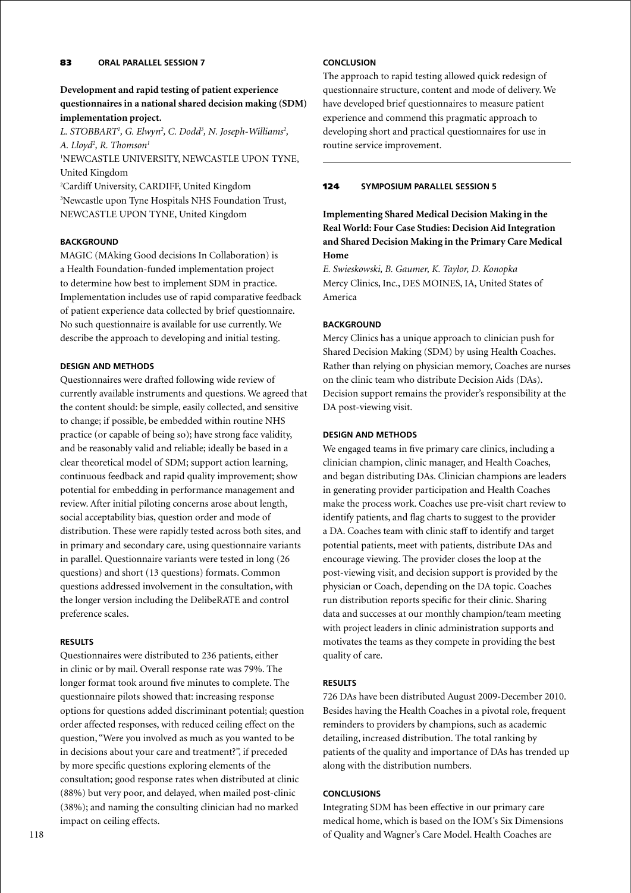**83 ORAL PARALLEL SESSION 7**

## Development and rapid testing of patient experience questionnaires in a national shared decision making (SDM) implementation project.

*L. STOBBART[1], G. Elwyn[2], C. Dodd[3], N. Joseph-Williams[2], A. Lloyd[2], R. Thomson[1]*

[1]NEWCASTLE UNIVERSITY, NEWCASTLE UPON TYNE, United Kingdom
[2]Cardiff University, CARDIFF, United Kingdom
[3]Newcastle upon Tyne Hospitals NHS Foundation Trust, NEWCASTLE UPON TYNE, United Kingdom

### BACKGROUND

MAGIC (MAking Good decisions In Collaboration) is a Health Foundation-funded implementation project to determine how best to implement SDM in practice. Implementation includes use of rapid comparative feedback of patient experience data collected by brief questionnaire. No such questionnaire is available for use currently. We describe the approach to developing and initial testing.

### DESIGN AND METHODS

Questionnaires were drafted following wide review of currently available instruments and questions. We agreed that the content should: be simple, easily collected, and sensitive to change; if possible, be embedded within routine NHS practice (or capable of being so); have strong face validity, and be reasonably valid and reliable; ideally be based in a clear theoretical model of SDM; support action learning, continuous feedback and rapid quality improvement; show potential for embedding in performance management and review. After initial piloting concerns arose about length, social acceptability bias, question order and mode of distribution. These were rapidly tested across both sites, and in primary and secondary care, using questionnaire variants in parallel. Questionnaire variants were tested in long (26 questions) and short (13 questions) formats. Common questions addressed involvement in the consultation, with the longer version including the DelibeRATE and control preference scales.

### RESULTS

Questionnaires were distributed to 236 patients, either in clinic or by mail. Overall response rate was 79%. The longer format took around five minutes to complete. The questionnaire pilots showed that: increasing response options for questions added discriminant potential; question order affected responses, with reduced ceiling effect on the question, "Were you involved as much as you wanted to be in decisions about your care and treatment?", if preceded by more specific questions exploring elements of the consultation; good response rates when distributed at clinic (88%) but very poor, and delayed, when mailed post-clinic (38%); and naming the consulting clinician had no marked impact on ceiling effects.

### CONCLUSION

The approach to rapid testing allowed quick redesign of questionnaire structure, content and mode of delivery. We have developed brief questionnaires to measure patient experience and commend this pragmatic approach to developing short and practical questionnaires for use in routine service improvement.

---

**124 SYMPOSIUM PARALLEL SESSION 5**

## Implementing Shared Medical Decision Making in the Real World: Four Case Studies: Decision Aid Integration and Shared Decision Making in the Primary Care Medical Home

*E. Swieskowski, B. Gaumer, K. Taylor, D. Konopka*

Mercy Clinics, Inc., DES MOINES, IA, United States of America

### BACKGROUND

Mercy Clinics has a unique approach to clinician push for Shared Decision Making (SDM) by using Health Coaches. Rather than relying on physician memory, Coaches are nurses on the clinic team who distribute Decision Aids (DAs). Decision support remains the provider's responsibility at the DA post-viewing visit.

### DESIGN AND METHODS

We engaged teams in five primary care clinics, including a clinician champion, clinic manager, and Health Coaches, and began distributing DAs. Clinician champions are leaders in generating provider participation and Health Coaches make the process work. Coaches use pre-visit chart review to identify patients, and flag charts to suggest to the provider a DA. Coaches team with clinic staff to identify and target potential patients, meet with patients, distribute DAs and encourage viewing. The provider closes the loop at the post-viewing visit, and decision support is provided by the physician or Coach, depending on the DA topic. Coaches run distribution reports specific for their clinic. Sharing data and successes at our monthly champion/team meeting with project leaders in clinic administration supports and motivates the teams as they compete in providing the best quality of care.

### RESULTS

726 DAs have been distributed August 2009-December 2010. Besides having the Health Coaches in a pivotal role, frequent reminders to providers by champions, such as academic detailing, increased distribution. The total ranking by patients of the quality and importance of DAs has trended up along with the distribution numbers.

### CONCLUSIONS

Integrating SDM has been effective in our primary care medical home, which is based on the IOM's Six Dimensions of Quality and Wagner's Care Model. Health Coaches are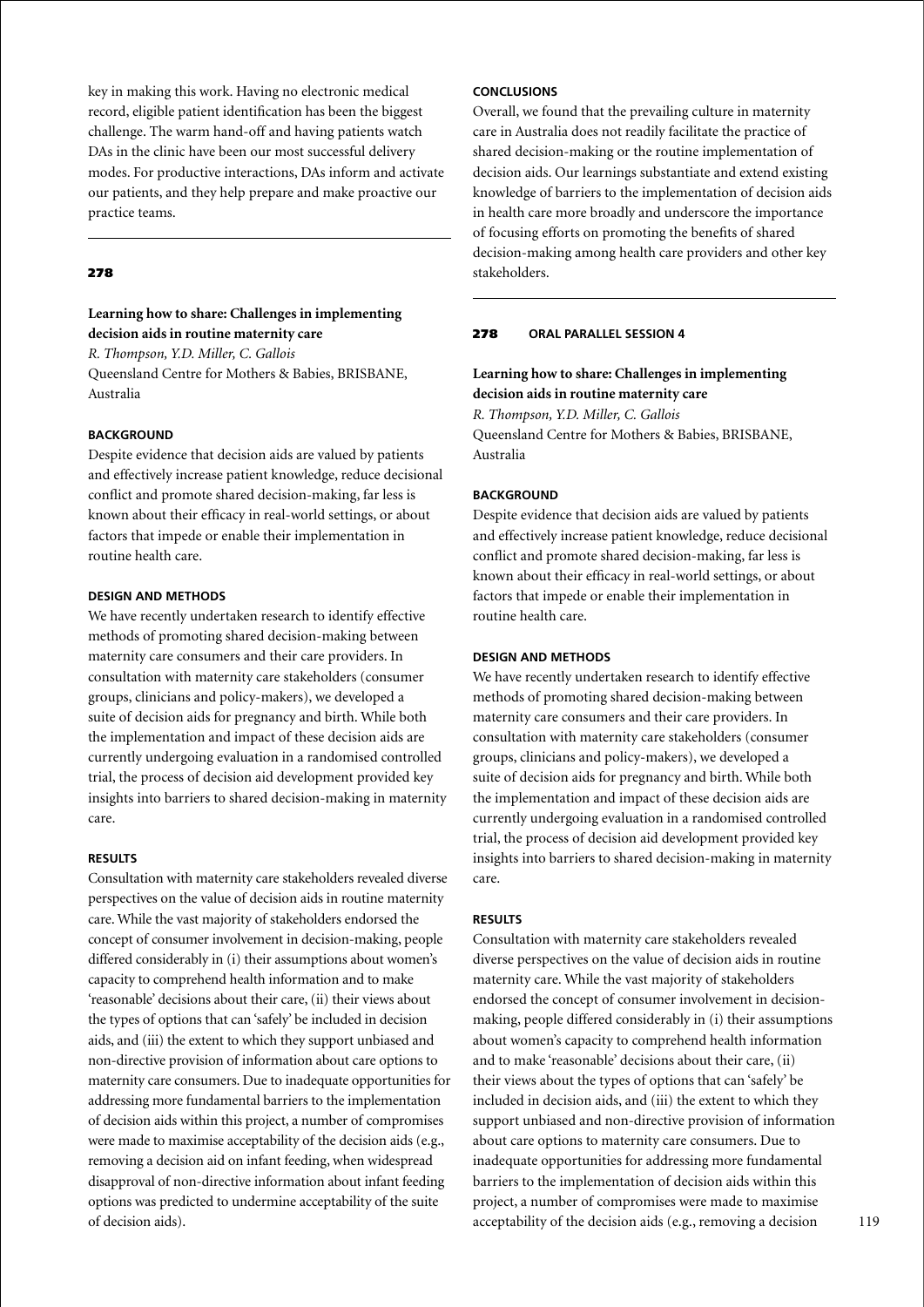key in making this work. Having no electronic medical record, eligible patient identification has been the biggest challenge. The warm hand-off and having patients watch DAs in the clinic have been our most successful delivery modes. For productive interactions, DAs inform and activate our patients, and they help prepare and make proactive our practice teams.

---

## 278

### Learning how to share: Challenges in implementing decision aids in routine maternity care

*R. Thompson, Y.D. Miller, C. Gallois*
Queensland Centre for Mothers & Babies, BRISBANE, Australia

#### BACKGROUND

Despite evidence that decision aids are valued by patients and effectively increase patient knowledge, reduce decisional conflict and promote shared decision-making, far less is known about their efficacy in real-world settings, or about factors that impede or enable their implementation in routine health care.

#### DESIGN AND METHODS

We have recently undertaken research to identify effective methods of promoting shared decision-making between maternity care consumers and their care providers. In consultation with maternity care stakeholders (consumer groups, clinicians and policy-makers), we developed a suite of decision aids for pregnancy and birth. While both the implementation and impact of these decision aids are currently undergoing evaluation in a randomised controlled trial, the process of decision aid development provided key insights into barriers to shared decision-making in maternity care.

#### RESULTS

Consultation with maternity care stakeholders revealed diverse perspectives on the value of decision aids in routine maternity care. While the vast majority of stakeholders endorsed the concept of consumer involvement in decision-making, people differed considerably in (i) their assumptions about women's capacity to comprehend health information and to make 'reasonable' decisions about their care, (ii) their views about the types of options that can 'safely' be included in decision aids, and (iii) the extent to which they support unbiased and non-directive provision of information about care options to maternity care consumers. Due to inadequate opportunities for addressing more fundamental barriers to the implementation of decision aids within this project, a number of compromises were made to maximise acceptability of the decision aids (e.g., removing a decision aid on infant feeding, when widespread disapproval of non-directive information about infant feeding options was predicted to undermine acceptability of the suite of decision aids).

#### CONCLUSIONS

Overall, we found that the prevailing culture in maternity care in Australia does not readily facilitate the practice of shared decision-making or the routine implementation of decision aids. Our learnings substantiate and extend existing knowledge of barriers to the implementation of decision aids in health care more broadly and underscore the importance of focusing efforts on promoting the benefits of shared decision-making among health care providers and other key stakeholders.

---

## 278 ORAL PARALLEL SESSION 4

### Learning how to share: Challenges in implementing decision aids in routine maternity care

*R. Thompson, Y.D. Miller, C. Gallois*
Queensland Centre for Mothers & Babies, BRISBANE, Australia

#### BACKGROUND

Despite evidence that decision aids are valued by patients and effectively increase patient knowledge, reduce decisional conflict and promote shared decision-making, far less is known about their efficacy in real-world settings, or about factors that impede or enable their implementation in routine health care.

#### DESIGN AND METHODS

We have recently undertaken research to identify effective methods of promoting shared decision-making between maternity care consumers and their care providers. In consultation with maternity care stakeholders (consumer groups, clinicians and policy-makers), we developed a suite of decision aids for pregnancy and birth. While both the implementation and impact of these decision aids are currently undergoing evaluation in a randomised controlled trial, the process of decision aid development provided key insights into barriers to shared decision-making in maternity care.

#### RESULTS

Consultation with maternity care stakeholders revealed diverse perspectives on the value of decision aids in routine maternity care. While the vast majority of stakeholders endorsed the concept of consumer involvement in decision-making, people differed considerably in (i) their assumptions about women's capacity to comprehend health information and to make 'reasonable' decisions about their care, (ii) their views about the types of options that can 'safely' be included in decision aids, and (iii) the extent to which they support unbiased and non-directive provision of information about care options to maternity care consumers. Due to inadequate opportunities for addressing more fundamental barriers to the implementation of decision aids within this project, a number of compromises were made to maximise acceptability of the decision aids (e.g., removing a decision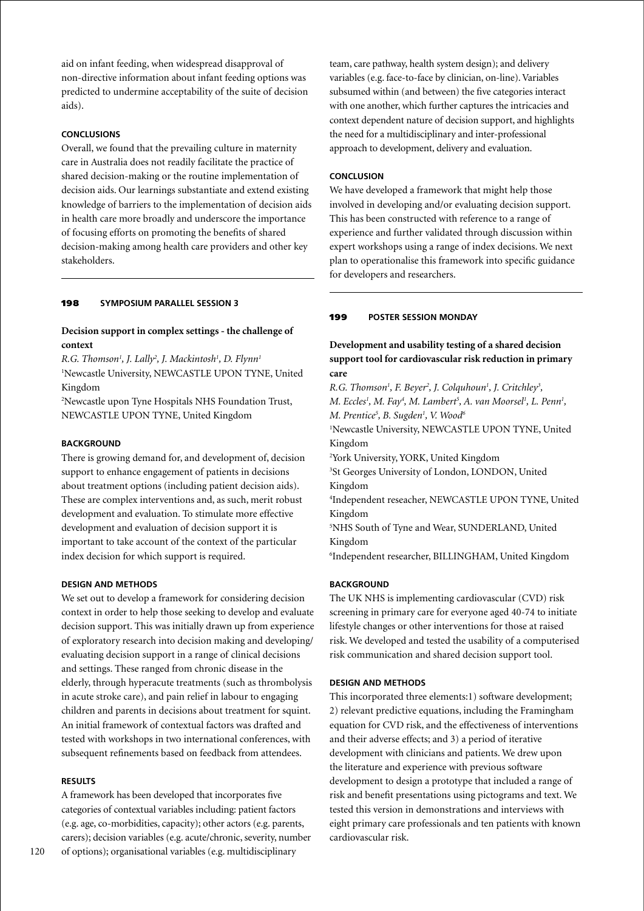aid on infant feeding, when widespread disapproval of non-directive information about infant feeding options was predicted to undermine acceptability of the suite of decision aids).

**CONCLUSIONS**

Overall, we found that the prevailing culture in maternity care in Australia does not readily facilitate the practice of shared decision-making or the routine implementation of decision aids. Our learnings substantiate and extend existing knowledge of barriers to the implementation of decision aids in health care more broadly and underscore the importance of focusing efforts on promoting the benefits of shared decision-making among health care providers and other key stakeholders.

---

**198 SYMPOSIUM PARALLEL SESSION 3**

## Decision support in complex settings - the challenge of context

*R.G. Thomson[1], J. Lally[2], J. Mackintosh[1], D. Flynn[1]*

[1]Newcastle University, NEWCASTLE UPON TYNE, United Kingdom

[2]Newcastle upon Tyne Hospitals NHS Foundation Trust, NEWCASTLE UPON TYNE, United Kingdom

**BACKGROUND**

There is growing demand for, and development of, decision support to enhance engagement of patients in decisions about treatment options (including patient decision aids). These are complex interventions and, as such, merit robust development and evaluation. To stimulate more effective development and evaluation of decision support it is important to take account of the context of the particular index decision for which support is required.

**DESIGN AND METHODS**

We set out to develop a framework for considering decision context in order to help those seeking to develop and evaluate decision support. This was initially drawn up from experience of exploratory research into decision making and developing/evaluating decision support in a range of clinical decisions and settings. These ranged from chronic disease in the elderly, through hyperacute treatments (such as thrombolysis in acute stroke care), and pain relief in labour to engaging children and parents in decisions about treatment for squint. An initial framework of contextual factors was drafted and tested with workshops in two international conferences, with subsequent refinements based on feedback from attendees.

**RESULTS**

A framework has been developed that incorporates five categories of contextual variables including: patient factors (e.g. age, co-morbidities, capacity); other actors (e.g. parents, carers); decision variables (e.g. acute/chronic, severity, number of options); organisational variables (e.g. multidisciplinary team, care pathway, health system design); and delivery variables (e.g. face-to-face by clinician, on-line). Variables subsumed within (and between) the five categories interact with one another, which further captures the intricacies and context dependent nature of decision support, and highlights the need for a multidisciplinary and inter-professional approach to development, delivery and evaluation.

**CONCLUSION**

We have developed a framework that might help those involved in developing and/or evaluating decision support. This has been constructed with reference to a range of experience and further validated through discussion within expert workshops using a range of index decisions. We next plan to operationalise this framework into specific guidance for developers and researchers.

---

**199 POSTER SESSION MONDAY**

## Development and usability testing of a shared decision support tool for cardiovascular risk reduction in primary care

*R.G. Thomson[1], F. Beyer[2], J. Colquhoun[1], J. Critchley[3], M. Eccles[1], M. Fay[4], M. Lambert[5], A. van Moorsel[1], L. Penn[1], M. Prentice[5], B. Sugden[1], V. Wood[6]*

[1]Newcastle University, NEWCASTLE UPON TYNE, United Kingdom

[2]York University, YORK, United Kingdom

[3]St Georges University of London, LONDON, United Kingdom

[4]Independent reseacher, NEWCASTLE UPON TYNE, United Kingdom

[5]NHS South of Tyne and Wear, SUNDERLAND, United Kingdom

[6]Independent researcher, BILLINGHAM, United Kingdom

**BACKGROUND**

The UK NHS is implementing cardiovascular (CVD) risk screening in primary care for everyone aged 40-74 to initiate lifestyle changes or other interventions for those at raised risk. We developed and tested the usability of a computerised risk communication and shared decision support tool.

**DESIGN AND METHODS**

This incorporated three elements:1) software development; 2) relevant predictive equations, including the Framingham equation for CVD risk, and the effectiveness of interventions and their adverse effects; and 3) a period of iterative development with clinicians and patients. We drew upon the literature and experience with previous software development to design a prototype that included a range of risk and benefit presentations using pictograms and text. We tested this version in demonstrations and interviews with eight primary care professionals and ten patients with known cardiovascular risk.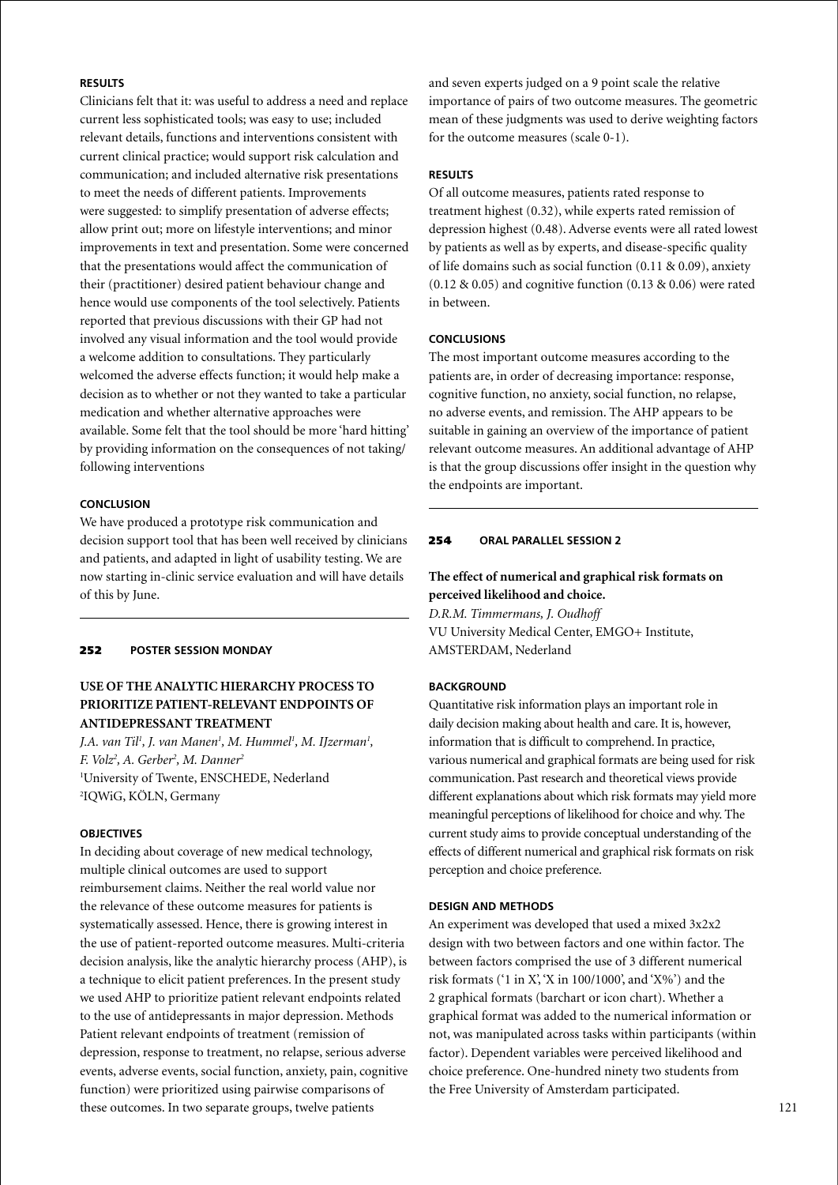### RESULTS

Clinicians felt that it: was useful to address a need and replace current less sophisticated tools; was easy to use; included relevant details, functions and interventions consistent with current clinical practice; would support risk calculation and communication; and included alternative risk presentations to meet the needs of different patients. Improvements were suggested: to simplify presentation of adverse effects; allow print out; more on lifestyle interventions; and minor improvements in text and presentation. Some were concerned that the presentations would affect the communication of their (practitioner) desired patient behaviour change and hence would use components of the tool selectively. Patients reported that previous discussions with their GP had not involved any visual information and the tool would provide a welcome addition to consultations. They particularly welcomed the adverse effects function; it would help make a decision as to whether or not they wanted to take a particular medication and whether alternative approaches were available. Some felt that the tool should be more 'hard hitting' by providing information on the consequences of not taking/following interventions

### CONCLUSION

We have produced a prototype risk communication and decision support tool that has been well received by clinicians and patients, and adapted in light of usability testing. We are now starting in-clinic service evaluation and will have details of this by June.

---

**252 POSTER SESSION MONDAY**

## USE OF THE ANALYTIC HIERARCHY PROCESS TO PRIORITIZE PATIENT-RELEVANT ENDPOINTS OF ANTIDEPRESSANT TREATMENT

*J.A. van Til[1], J. van Manen[1], M. Hummel[1], M. IJzerman[1], F. Volz[2], A. Gerber[2], M. Danner[2]*
[1]University of Twente, ENSCHEDE, Nederland
[2]IQWiG, KÖLN, Germany

### OBJECTIVES

In deciding about coverage of new medical technology, multiple clinical outcomes are used to support reimbursement claims. Neither the real world value nor the relevance of these outcome measures for patients is systematically assessed. Hence, there is growing interest in the use of patient-reported outcome measures. Multi-criteria decision analysis, like the analytic hierarchy process (AHP), is a technique to elicit patient preferences. In the present study we used AHP to prioritize patient relevant endpoints related to the use of antidepressants in major depression. Methods Patient relevant endpoints of treatment (remission of depression, response to treatment, no relapse, serious adverse events, adverse events, social function, anxiety, pain, cognitive function) were prioritized using pairwise comparisons of these outcomes. In two separate groups, twelve patients and seven experts judged on a 9 point scale the relative importance of pairs of two outcome measures. The geometric mean of these judgments was used to derive weighting factors for the outcome measures (scale 0-1).

### RESULTS

Of all outcome measures, patients rated response to treatment highest (0.32), while experts rated remission of depression highest (0.48). Adverse events were all rated lowest by patients as well as by experts, and disease-specific quality of life domains such as social function (0.11 & 0.09), anxiety (0.12 & 0.05) and cognitive function (0.13 & 0.06) were rated in between.

### CONCLUSIONS

The most important outcome measures according to the patients are, in order of decreasing importance: response, cognitive function, no anxiety, social function, no relapse, no adverse events, and remission. The AHP appears to be suitable in gaining an overview of the importance of patient relevant outcome measures. An additional advantage of AHP is that the group discussions offer insight in the question why the endpoints are important.

---

**254 ORAL PARALLEL SESSION 2**

## The effect of numerical and graphical risk formats on perceived likelihood and choice.

*D.R.M. Timmermans, J. Oudhoff*
VU University Medical Center, EMGO+ Institute, AMSTERDAM, Nederland

### BACKGROUND

Quantitative risk information plays an important role in daily decision making about health and care. It is, however, information that is difficult to comprehend. In practice, various numerical and graphical formats are being used for risk communication. Past research and theoretical views provide different explanations about which risk formats may yield more meaningful perceptions of likelihood for choice and why. The current study aims to provide conceptual understanding of the effects of different numerical and graphical risk formats on risk perception and choice preference.

### DESIGN AND METHODS

An experiment was developed that used a mixed 3x2x2 design with two between factors and one within factor. The between factors comprised the use of 3 different numerical risk formats ('1 in X', 'X in 100/1000', and 'X%') and the 2 graphical formats (barchart or icon chart). Whether a graphical format was added to the numerical information or not, was manipulated across tasks within participants (within factor). Dependent variables were perceived likelihood and choice preference. One-hundred ninety two students from the Free University of Amsterdam participated.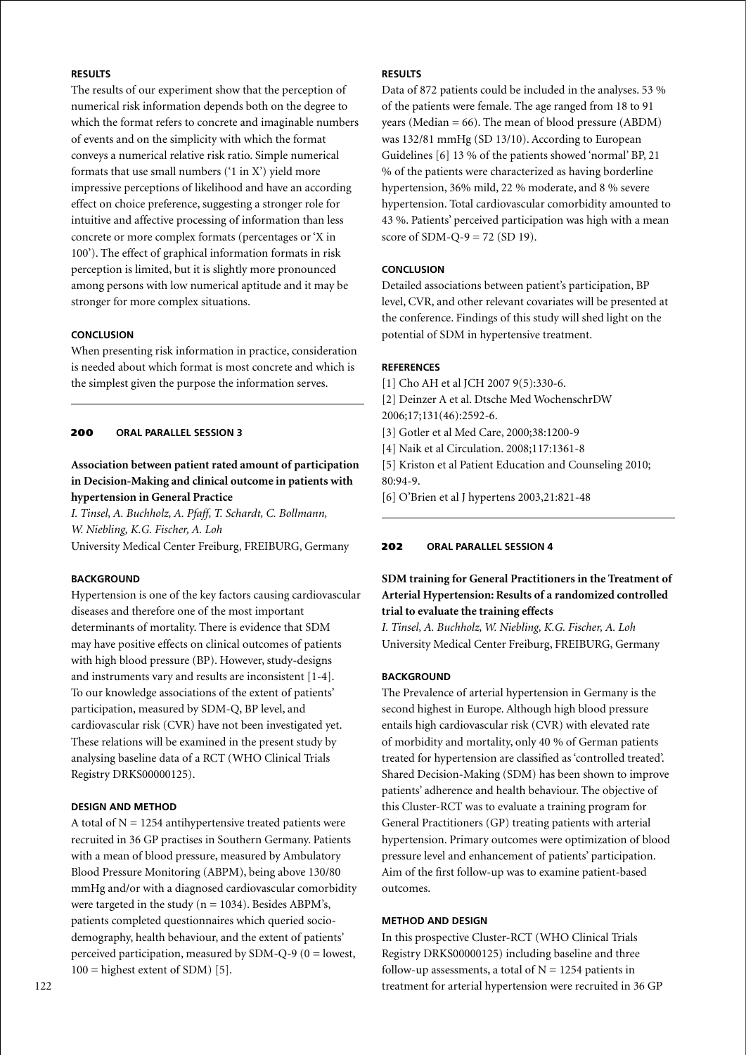#### RESULTS

The results of our experiment show that the perception of numerical risk information depends both on the degree to which the format refers to concrete and imaginable numbers of events and on the simplicity with which the format conveys a numerical relative risk ratio. Simple numerical formats that use small numbers ('1 in X') yield more impressive perceptions of likelihood and have an according effect on choice preference, suggesting a stronger role for intuitive and affective processing of information than less concrete or more complex formats (percentages or 'X in 100'). The effect of graphical information formats in risk perception is limited, but it is slightly more pronounced among persons with low numerical aptitude and it may be stronger for more complex situations.

#### CONCLUSION

When presenting risk information in practice, consideration is needed about which format is most concrete and which is the simplest given the purpose the information serves.

---

## 200 ORAL PARALLEL SESSION 3

### Association between patient rated amount of participation in Decision-Making and clinical outcome in patients with hypertension in General Practice

*I. Tinsel, A. Buchholz, A. Pfaff, T. Schardt, C. Bollmann, W. Niebling, K.G. Fischer, A. Loh*
University Medical Center Freiburg, FREIBURG, Germany

#### BACKGROUND

Hypertension is one of the key factors causing cardiovascular diseases and therefore one of the most important determinants of mortality. There is evidence that SDM may have positive effects on clinical outcomes of patients with high blood pressure (BP). However, study-designs and instruments vary and results are inconsistent [1-4]. To our knowledge associations of the extent of patients' participation, measured by SDM-Q, BP level, and cardiovascular risk (CVR) have not been investigated yet. These relations will be examined in the present study by analysing baseline data of a RCT (WHO Clinical Trials Registry DRKS00000125).

#### DESIGN AND METHOD

A total of N = 1254 antihypertensive treated patients were recruited in 36 GP practises in Southern Germany. Patients with a mean of blood pressure, measured by Ambulatory Blood Pressure Monitoring (ABPM), being above 130/80 mmHg and/or with a diagnosed cardiovascular comorbidity were targeted in the study (n = 1034). Besides ABPM's, patients completed questionnaires which queried socio-demography, health behaviour, and the extent of patients' perceived participation, measured by SDM-Q-9 (0 = lowest, 100 = highest extent of SDM) [5].

#### RESULTS

Data of 872 patients could be included in the analyses. 53 % of the patients were female. The age ranged from 18 to 91 years (Median = 66). The mean of blood pressure (ABDM) was 132/81 mmHg (SD 13/10). According to European Guidelines [6] 13 % of the patients showed 'normal' BP, 21 % of the patients were characterized as having borderline hypertension, 36% mild, 22 % moderate, and 8 % severe hypertension. Total cardiovascular comorbidity amounted to 43 %. Patients' perceived participation was high with a mean score of SDM-Q-9 = 72 (SD 19).

#### CONCLUSION

Detailed associations between patient's participation, BP level, CVR, and other relevant covariates will be presented at the conference. Findings of this study will shed light on the potential of SDM in hypertensive treatment.

#### REFERENCES

[1] Cho AH et al JCH 2007 9(5):330-6.
[2] Deinzer A et al. Dtsche Med WochenschrDW 2006;17;131(46):2592-6.
[3] Gotler et al Med Care, 2000;38:1200-9
[4] Naik et al Circulation. 2008;117:1361-8
[5] Kriston et al Patient Education and Counseling 2010; 80:94-9.
[6] O'Brien et al J hypertens 2003,21:821-48

---

## 202 ORAL PARALLEL SESSION 4

### SDM training for General Practitioners in the Treatment of Arterial Hypertension: Results of a randomized controlled trial to evaluate the training effects

*I. Tinsel, A. Buchholz, W. Niebling, K.G. Fischer, A. Loh*
University Medical Center Freiburg, FREIBURG, Germany

#### BACKGROUND

The Prevalence of arterial hypertension in Germany is the second highest in Europe. Although high blood pressure entails high cardiovascular risk (CVR) with elevated rate of morbidity and mortality, only 40 % of German patients treated for hypertension are classified as 'controlled treated'. Shared Decision-Making (SDM) has been shown to improve patients' adherence and health behaviour. The objective of this Cluster-RCT was to evaluate a training program for General Practitioners (GP) treating patients with arterial hypertension. Primary outcomes were optimization of blood pressure level and enhancement of patients' participation. Aim of the first follow-up was to examine patient-based outcomes.

#### METHOD AND DESIGN

In this prospective Cluster-RCT (WHO Clinical Trials Registry DRKS00000125) including baseline and three follow-up assessments, a total of N = 1254 patients in treatment for arterial hypertension were recruited in 36 GP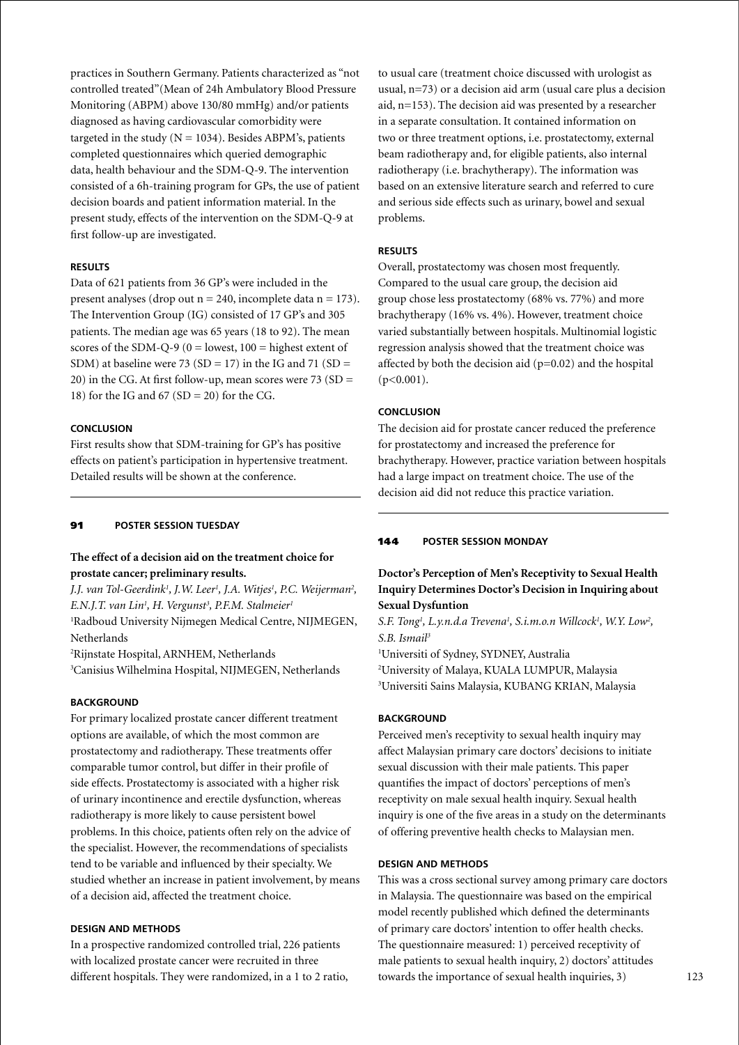practices in Southern Germany. Patients characterized as "not controlled treated"(Mean of 24h Ambulatory Blood Pressure Monitoring (ABPM) above 130/80 mmHg) and/or patients diagnosed as having cardiovascular comorbidity were targeted in the study (N = 1034). Besides ABPM's, patients completed questionnaires which queried demographic data, health behaviour and the SDM-Q-9. The intervention consisted of a 6h-training program for GPs, the use of patient decision boards and patient information material. In the present study, effects of the intervention on the SDM-Q-9 at first follow-up are investigated.

#### RESULTS

Data of 621 patients from 36 GP's were included in the present analyses (drop out n = 240, incomplete data n = 173). The Intervention Group (IG) consisted of 17 GP's and 305 patients. The median age was 65 years (18 to 92). The mean scores of the SDM-Q-9 (0 = lowest, 100 = highest extent of SDM) at baseline were 73 (SD = 17) in the IG and 71 (SD = 20) in the CG. At first follow-up, mean scores were 73 (SD = 18) for the IG and 67 (SD = 20) for the CG.

#### CONCLUSION

First results show that SDM-training for GP's has positive effects on patient's participation in hypertensive treatment. Detailed results will be shown at the conference.

---

**91 POSTER SESSION TUESDAY**

## The effect of a decision aid on the treatment choice for prostate cancer; preliminary results.

*J.J. van Tol-Geerdink[1], J.W. Leer[1], J.A. Witjes[1], P.C. Weijerman[2], E.N.J.T. van Lin[1], H. Vergunst[3], P.F.M. Stalmeier[1]*

[1]Radboud University Nijmegen Medical Centre, NIJMEGEN, Netherlands
[2]Rijnstate Hospital, ARNHEM, Netherlands
[3]Canisius Wilhelmina Hospital, NIJMEGEN, Netherlands

#### BACKGROUND

For primary localized prostate cancer different treatment options are available, of which the most common are prostatectomy and radiotherapy. These treatments offer comparable tumor control, but differ in their profile of side effects. Prostatectomy is associated with a higher risk of urinary incontinence and erectile dysfunction, whereas radiotherapy is more likely to cause persistent bowel problems. In this choice, patients often rely on the advice of the specialist. However, the recommendations of specialists tend to be variable and influenced by their specialty. We studied whether an increase in patient involvement, by means of a decision aid, affected the treatment choice.

#### DESIGN AND METHODS

In a prospective randomized controlled trial, 226 patients with localized prostate cancer were recruited in three different hospitals. They were randomized, in a 1 to 2 ratio, to usual care (treatment choice discussed with urologist as usual, n=73) or a decision aid arm (usual care plus a decision aid, n=153). The decision aid was presented by a researcher in a separate consultation. It contained information on two or three treatment options, i.e. prostatectomy, external beam radiotherapy and, for eligible patients, also internal radiotherapy (i.e. brachytherapy). The information was based on an extensive literature search and referred to cure and serious side effects such as urinary, bowel and sexual problems.

#### RESULTS

Overall, prostatectomy was chosen most frequently. Compared to the usual care group, the decision aid group chose less prostatectomy (68% vs. 77%) and more brachytherapy (16% vs. 4%). However, treatment choice varied substantially between hospitals. Multinomial logistic regression analysis showed that the treatment choice was affected by both the decision aid ($p=0.02$) and the hospital ($p<0.001$).

#### CONCLUSION

The decision aid for prostate cancer reduced the preference for prostatectomy and increased the preference for brachytherapy. However, practice variation between hospitals had a large impact on treatment choice. The use of the decision aid did not reduce this practice variation.

---

**144 POSTER SESSION MONDAY**

## Doctor's Perception of Men's Receptivity to Sexual Health Inquiry Determines Doctor's Decision in Inquiring about Sexual Dysfuntion

*S.F. Tong[1], L.y.n.d.a Trevena[1], S.i.m.o.n Willcock[1], W.Y. Low[2], S.B. Ismail[3]*

[1]Universiti of Sydney, SYDNEY, Australia
[2]University of Malaya, KUALA LUMPUR, Malaysia
[3]Universiti Sains Malaysia, KUBANG KRIAN, Malaysia

#### BACKGROUND

Perceived men's receptivity to sexual health inquiry may affect Malaysian primary care doctors' decisions to initiate sexual discussion with their male patients. This paper quantifies the impact of doctors' perceptions of men's receptivity on male sexual health inquiry. Sexual health inquiry is one of the five areas in a study on the determinants of offering preventive health checks to Malaysian men.

#### DESIGN AND METHODS

This was a cross sectional survey among primary care doctors in Malaysia. The questionnaire was based on the empirical model recently published which defined the determinants of primary care doctors' intention to offer health checks. The questionnaire measured: 1) perceived receptivity of male patients to sexual health inquiry, 2) doctors' attitudes towards the importance of sexual health inquiries, 3)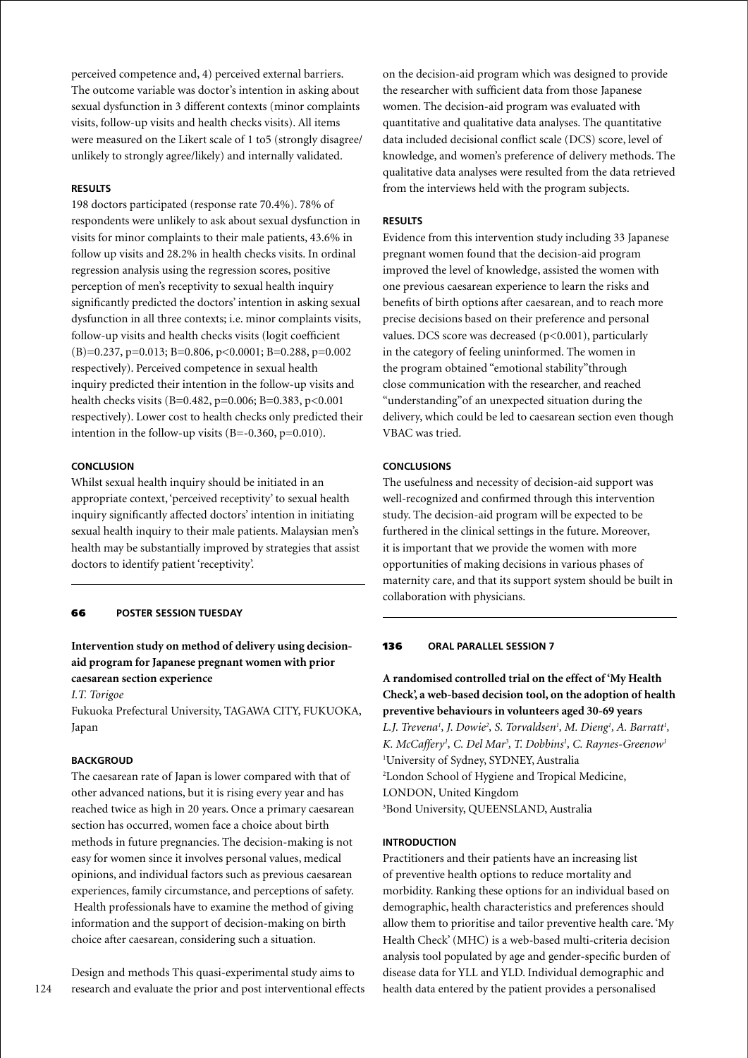perceived competence and, 4) perceived external barriers. The outcome variable was doctor's intention in asking about sexual dysfunction in 3 different contexts (minor complaints visits, follow-up visits and health checks visits). All items were measured on the Likert scale of 1 to5 (strongly disagree/ unlikely to strongly agree/likely) and internally validated.

### RESULTS

198 doctors participated (response rate 70.4%). 78% of respondents were unlikely to ask about sexual dysfunction in visits for minor complaints to their male patients, 43.6% in follow up visits and 28.2% in health checks visits. In ordinal regression analysis using the regression scores, positive perception of men's receptivity to sexual health inquiry significantly predicted the doctors' intention in asking sexual dysfunction in all three contexts; i.e. minor complaints visits, follow-up visits and health checks visits (logit coefficient (B)=0.237, $p=0.013$; B=0.806, $p<0.0001$; B=0.288, $p=0.002$ respectively). Perceived competence in sexual health inquiry predicted their intention in the follow-up visits and health checks visits (B=0.482, $p=0.006$; B=0.383, $p<0.001$ respectively). Lower cost to health checks only predicted their intention in the follow-up visits (B=-0.360, $p=0.010$).

### CONCLUSION

Whilst sexual health inquiry should be initiated in an appropriate context, 'perceived receptivity' to sexual health inquiry significantly affected doctors' intention in initiating sexual health inquiry to their male patients. Malaysian men's health may be substantially improved by strategies that assist doctors to identify patient 'receptivity'.

---

**66 POSTER SESSION TUESDAY**

## Intervention study on method of delivery using decision-aid program for Japanese pregnant women with prior caesarean section experience

*I.T. Torigoe*

Fukuoka Prefectural University, TAGAWA CITY, FUKUOKA, Japan

### BACKGROUD

The caesarean rate of Japan is lower compared with that of other advanced nations, but it is rising every year and has reached twice as high in 20 years. Once a primary caesarean section has occurred, women face a choice about birth methods in future pregnancies. The decision-making is not easy for women since it involves personal values, medical opinions, and individual factors such as previous caesarean experiences, family circumstance, and perceptions of safety. Health professionals have to examine the method of giving information and the support of decision-making on birth choice after caesarean, considering such a situation.

Design and methods This quasi-experimental study aims to research and evaluate the prior and post interventional effects on the decision-aid program which was designed to provide the researcher with sufficient data from those Japanese women. The decision-aid program was evaluated with quantitative and qualitative data analyses. The quantitative data included decisional conflict scale (DCS) score, level of knowledge, and women's preference of delivery methods. The qualitative data analyses were resulted from the data retrieved from the interviews held with the program subjects.

### RESULTS

Evidence from this intervention study including 33 Japanese pregnant women found that the decision-aid program improved the level of knowledge, assisted the women with one previous caesarean experience to learn the risks and benefits of birth options after caesarean, and to reach more precise decisions based on their preference and personal values. DCS score was decreased ($p<0.001$), particularly in the category of feeling uninformed. The women in the program obtained "emotional stability"through close communication with the researcher, and reached "understanding"of an unexpected situation during the delivery, which could be led to caesarean section even though VBAC was tried.

### CONCLUSIONS

The usefulness and necessity of decision-aid support was well-recognized and confirmed through this intervention study. The decision-aid program will be expected to be furthered in the clinical settings in the future. Moreover, it is important that we provide the women with more opportunities of making decisions in various phases of maternity care, and that its support system should be built in collaboration with physicians.

---

**136 ORAL PARALLEL SESSION 7**

## A randomised controlled trial on the effect of 'My Health Check', a web-based decision tool, on the adoption of health preventive behaviours in volunteers aged 30-69 years

*L.J. Trevena[1], J. Dowie[2], S. Torvaldsen[1], M. Dieng[1], A. Barratt[1], K. McCaffery[1], C. Del Mar[3], T. Dobbins[1], C. Raynes-Greenow[1]*

[1]University of Sydney, SYDNEY, Australia
[2]London School of Hygiene and Tropical Medicine, LONDON, United Kingdom
[3]Bond University, QUEENSLAND, Australia

### INTRODUCTION

Practitioners and their patients have an increasing list of preventive health options to reduce mortality and morbidity. Ranking these options for an individual based on demographic, health characteristics and preferences should allow them to prioritise and tailor preventive health care. 'My Health Check' (MHC) is a web-based multi-criteria decision analysis tool populated by age and gender-specific burden of disease data for YLL and YLD. Individual demographic and health data entered by the patient provides a personalised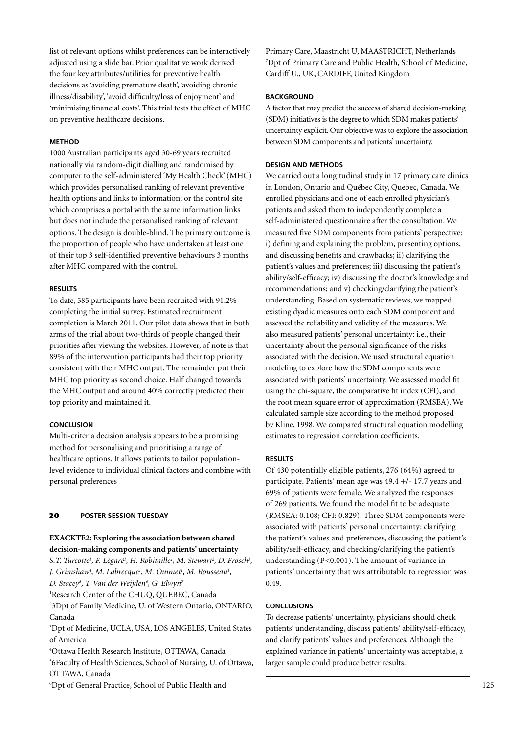list of relevant options whilst preferences can be interactively adjusted using a slide bar. Prior qualitative work derived the four key attributes/utilities for preventive health decisions as 'avoiding premature death', 'avoiding chronic illness/disability', 'avoid difficulty/loss of enjoyment' and 'minimising financial costs'. This trial tests the effect of MHC on preventive healthcare decisions.

### METHOD

1000 Australian participants aged 30-69 years recruited nationally via random-digit dialling and randomised by computer to the self-administered 'My Health Check' (MHC) which provides personalised ranking of relevant preventive health options and links to information; or the control site which comprises a portal with the same information links but does not include the personalised ranking of relevant options. The design is double-blind. The primary outcome is the proportion of people who have undertaken at least one of their top 3 self-identified preventive behaviours 3 months after MHC compared with the control.

### RESULTS

To date, 585 participants have been recruited with 91.2% completing the initial survey. Estimated recruitment completion is March 2011. Our pilot data shows that in both arms of the trial about two-thirds of people changed their priorities after viewing the websites. However, of note is that 89% of the intervention participants had their top priority consistent with their MHC output. The remainder put their MHC top priority as second choice. Half changed towards the MHC output and around 40% correctly predicted their top priority and maintained it.

### CONCLUSION

Multi-criteria decision analysis appears to be a promising method for personalising and prioritising a range of healthcare options. It allows patients to tailor population-level evidence to individual clinical factors and combine with personal preferences

---

## 20 POSTER SESSION TUESDAY

### EXACKTE2: Exploring the association between shared decision-making components and patients' uncertainty

*S.T. Turcotte[1], F. Légaré[1], H. Robitaille[1], M. Stewart[2], D. Frosch[3], J. Grimshaw[4], M. Labrecque[1], M. Ouimet[1], M. Rousseau[1], D. Stacey[5], T. Van der Weijden[6], G. Elwyn[7]*

[1]Research Center of the CHUQ, QUEBEC, Canada
[2]3Dpt of Family Medicine, U. of Western Ontario, ONTARIO, Canada
[3]Dpt of Medicine, UCLA, USA, LOS ANGELES, United States of America
[4]Ottawa Health Research Institute, OTTAWA, Canada
[5]6Faculty of Health Sciences, School of Nursing, U. of Ottawa, OTTAWA, Canada
[6]Dpt of General Practice, School of Public Health and Primary Care, Maastricht U, MAASTRICHT, Netherlands
[7]Dpt of Primary Care and Public Health, School of Medicine, Cardiff U., UK, CARDIFF, United Kingdom

### BACKGROUND

A factor that may predict the success of shared decision-making (SDM) initiatives is the degree to which SDM makes patients' uncertainty explicit. Our objective was to explore the association between SDM components and patients' uncertainty.

### DESIGN AND METHODS

We carried out a longitudinal study in 17 primary care clinics in London, Ontario and Québec City, Quebec, Canada. We enrolled physicians and one of each enrolled physician's patients and asked them to independently complete a self-administered questionnaire after the consultation. We measured five SDM components from patients' perspective: i) defining and explaining the problem, presenting options, and discussing benefits and drawbacks; ii) clarifying the patient's values and preferences; iii) discussing the patient's ability/self-efficacy; iv) discussing the doctor's knowledge and recommendations; and v) checking/clarifying the patient's understanding. Based on systematic reviews, we mapped existing dyadic measures onto each SDM component and assessed the reliability and validity of the measures. We also measured patients' personal uncertainty: i.e., their uncertainty about the personal significance of the risks associated with the decision. We used structural equation modeling to explore how the SDM components were associated with patients' uncertainty. We assessed model fit using the chi-square, the comparative fit index (CFI), and the root mean square error of approximation (RMSEA). We calculated sample size according to the method proposed by Kline, 1998. We compared structural equation modelling estimates to regression correlation coefficients.

### RESULTS

Of 430 potentially eligible patients, 276 (64%) agreed to participate. Patients' mean age was 49.4 +/- 17.7 years and 69% of patients were female. We analyzed the responses of 269 patients. We found the model fit to be adequate (RMSEA: 0.108; CFI: 0.829). Three SDM components were associated with patients' personal uncertainty: clarifying the patient's values and preferences, discussing the patient's ability/self-efficacy, and checking/clarifying the patient's understanding ($P<0.001$). The amount of variance in patients' uncertainty that was attributable to regression was 0.49.

### CONCLUSIONS

To decrease patients' uncertainty, physicians should check patients' understanding, discuss patients' ability/self-efficacy, and clarify patients' values and preferences. Although the explained variance in patients' uncertainty was acceptable, a larger sample could produce better results.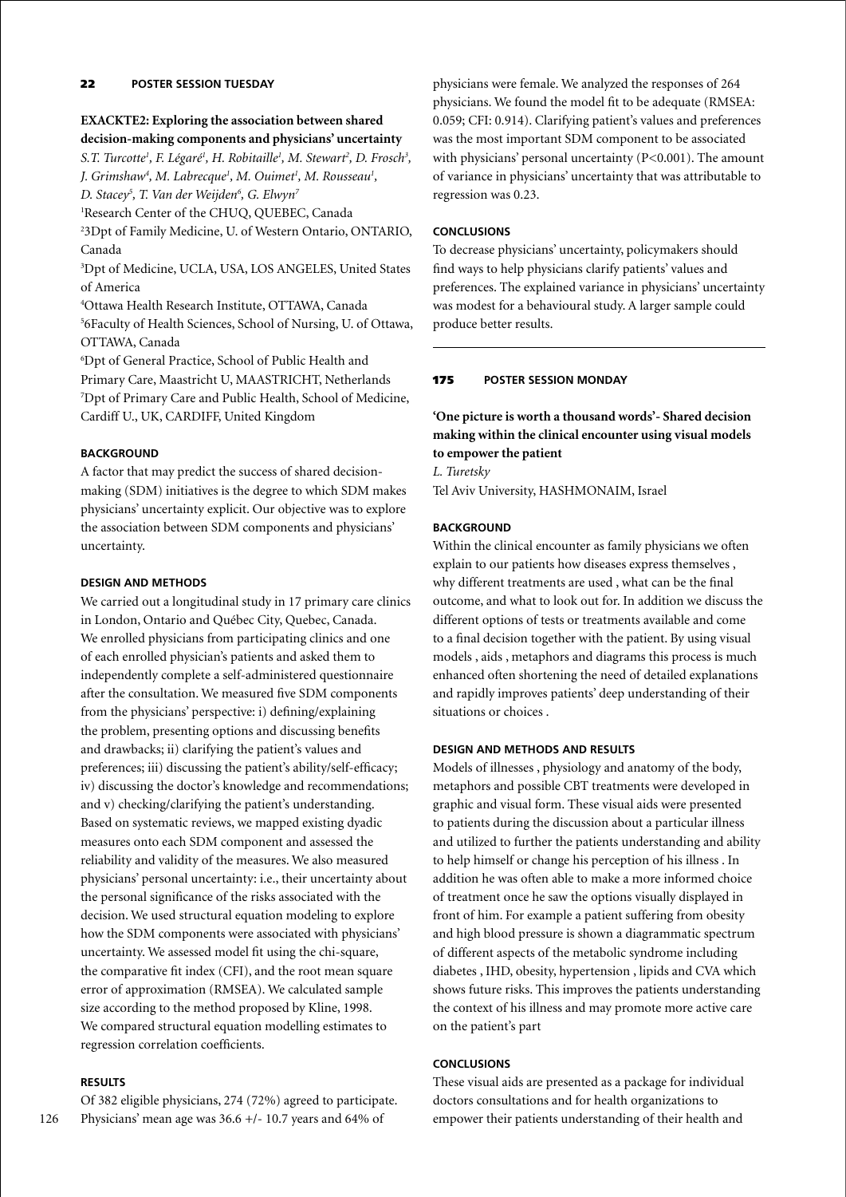## 22 POSTER SESSION TUESDAY

### EXACKTE2: Exploring the association between shared decision-making components and physicians' uncertainty

*S.T. Turcotte[1], F. Légaré[1], H. Robitaille[1], M. Stewart[2], D. Frosch[3], J. Grimshaw[4], M. Labrecque[1], M. Ouimet[1], M. Rousseau[1], D. Stacey[5], T. Van der Weijden[6], G. Elwyn[7]*

[1]Research Center of the CHUQ, QUEBEC, Canada
[2]3Dpt of Family Medicine, U. of Western Ontario, ONTARIO, Canada
[3]Dpt of Medicine, UCLA, USA, LOS ANGELES, United States of America
[4]Ottawa Health Research Institute, OTTAWA, Canada
[5]6Faculty of Health Sciences, School of Nursing, U. of Ottawa, OTTAWA, Canada
[6]Dpt of General Practice, School of Public Health and Primary Care, Maastricht U, MAASTRICHT, Netherlands
[7]Dpt of Primary Care and Public Health, School of Medicine, Cardiff U., UK, CARDIFF, United Kingdom

#### BACKGROUND

A factor that may predict the success of shared decision-making (SDM) initiatives is the degree to which SDM makes physicians' uncertainty explicit. Our objective was to explore the association between SDM components and physicians' uncertainty.

#### DESIGN AND METHODS

We carried out a longitudinal study in 17 primary care clinics in London, Ontario and Québec City, Quebec, Canada. We enrolled physicians from participating clinics and one of each enrolled physician's patients and asked them to independently complete a self-administered questionnaire after the consultation. We measured five SDM components from the physicians' perspective: i) defining/explaining the problem, presenting options and discussing benefits and drawbacks; ii) clarifying the patient's values and preferences; iii) discussing the patient's ability/self-efficacy; iv) discussing the doctor's knowledge and recommendations; and v) checking/clarifying the patient's understanding. Based on systematic reviews, we mapped existing dyadic measures onto each SDM component and assessed the reliability and validity of the measures. We also measured physicians' personal uncertainty: i.e., their uncertainty about the personal significance of the risks associated with the decision. We used structural equation modeling to explore how the SDM components were associated with physicians' uncertainty. We assessed model fit using the chi-square, the comparative fit index (CFI), and the root mean square error of approximation (RMSEA). We calculated sample size according to the method proposed by Kline, 1998. We compared structural equation modelling estimates to regression correlation coefficients.

#### RESULTS

Of 382 eligible physicians, 274 (72%) agreed to participate. Physicians' mean age was 36.6 +/- 10.7 years and 64% of physicians were female. We analyzed the responses of 264 physicians. We found the model fit to be adequate (RMSEA: 0.059; CFI: 0.914). Clarifying patient's values and preferences was the most important SDM component to be associated with physicians' personal uncertainty ($P<0.001$). The amount of variance in physicians' uncertainty that was attributable to regression was 0.23.

#### CONCLUSIONS

To decrease physicians' uncertainty, policymakers should find ways to help physicians clarify patients' values and preferences. The explained variance in physicians' uncertainty was modest for a behavioural study. A larger sample could produce better results.

---

## 175 POSTER SESSION MONDAY

### 'One picture is worth a thousand words'- Shared decision making within the clinical encounter using visual models to empower the patient

*L. Turetsky*

Tel Aviv University, HASHMONAIM, Israel

#### BACKGROUND

Within the clinical encounter as family physicians we often explain to our patients how diseases express themselves , why different treatments are used , what can be the final outcome, and what to look out for. In addition we discuss the different options of tests or treatments available and come to a final decision together with the patient. By using visual models , aids , metaphors and diagrams this process is much enhanced often shortening the need of detailed explanations and rapidly improves patients' deep understanding of their situations or choices .

#### DESIGN AND METHODS AND RESULTS

Models of illnesses , physiology and anatomy of the body, metaphors and possible CBT treatments were developed in graphic and visual form. These visual aids were presented to patients during the discussion about a particular illness and utilized to further the patients understanding and ability to help himself or change his perception of his illness . In addition he was often able to make a more informed choice of treatment once he saw the options visually displayed in front of him. For example a patient suffering from obesity and high blood pressure is shown a diagrammatic spectrum of different aspects of the metabolic syndrome including diabetes , IHD, obesity, hypertension , lipids and CVA which shows future risks. This improves the patients understanding the context of his illness and may promote more active care on the patient's part

#### CONCLUSIONS

These visual aids are presented as a package for individual doctors consultations and for health organizations to empower their patients understanding of their health and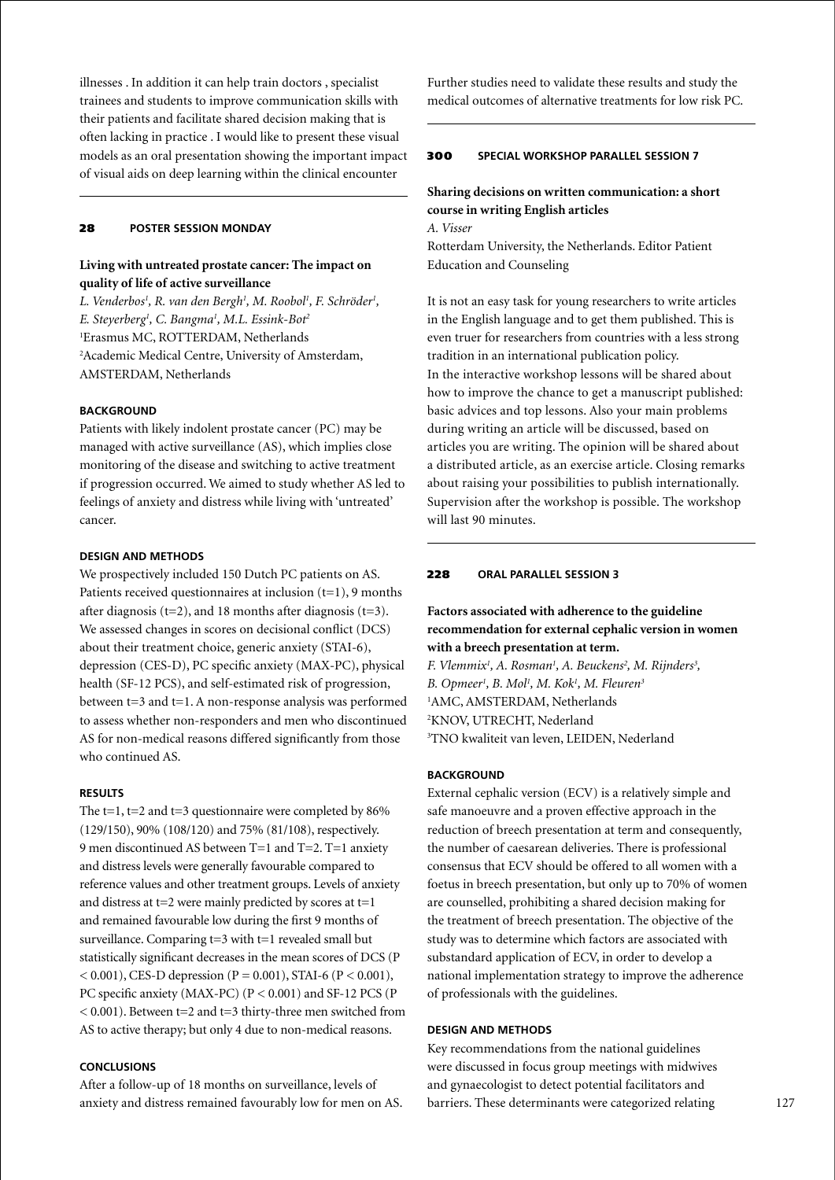illnesses . In addition it can help train doctors , specialist trainees and students to improve communication skills with their patients and facilitate shared decision making that is often lacking in practice . I would like to present these visual models as an oral presentation showing the important impact of visual aids on deep learning within the clinical encounter

## 28 POSTER SESSION MONDAY

### Living with untreated prostate cancer: The impact on quality of life of active surveillance

*L. Venderbos[1], R. van den Bergh[1], M. Roobol[1], F. Schröder[1], E. Steyerberg[1], C. Bangma[1], M.L. Essink-Bot[2]*

[1]Erasmus MC, ROTTERDAM, Netherlands
[2]Academic Medical Centre, University of Amsterdam, AMSTERDAM, Netherlands

#### BACKGROUND

Patients with likely indolent prostate cancer (PC) may be managed with active surveillance (AS), which implies close monitoring of the disease and switching to active treatment if progression occurred. We aimed to study whether AS led to feelings of anxiety and distress while living with 'untreated' cancer.

#### DESIGN AND METHODS

We prospectively included 150 Dutch PC patients on AS. Patients received questionnaires at inclusion (t=1), 9 months after diagnosis (t=2), and 18 months after diagnosis (t=3). We assessed changes in scores on decisional conflict (DCS) about their treatment choice, generic anxiety (STAI-6), depression (CES-D), PC specific anxiety (MAX-PC), physical health (SF-12 PCS), and self-estimated risk of progression, between t=3 and t=1. A non-response analysis was performed to assess whether non-responders and men who discontinued AS for non-medical reasons differed significantly from those who continued AS.

#### RESULTS

The t=1, t=2 and t=3 questionnaire were completed by 86% (129/150), 90% (108/120) and 75% (81/108), respectively. 9 men discontinued AS between T=1 and T=2. T=1 anxiety and distress levels were generally favourable compared to reference values and other treatment groups. Levels of anxiety and distress at t=2 were mainly predicted by scores at t=1 and remained favourable low during the first 9 months of surveillance. Comparing t=3 with t=1 revealed small but statistically significant decreases in the mean scores of DCS ($P < 0.001$), CES-D depression ($P = 0.001$), STAI-6 ($P < 0.001$), PC specific anxiety (MAX-PC) ($P < 0.001$) and SF-12 PCS ($P < 0.001$). Between t=2 and t=3 thirty-three men switched from AS to active therapy; but only 4 due to non-medical reasons.

#### CONCLUSIONS

After a follow-up of 18 months on surveillance, levels of anxiety and distress remained favourably low for men on AS. Further studies need to validate these results and study the medical outcomes of alternative treatments for low risk PC.

## 300 SPECIAL WORKSHOP PARALLEL SESSION 7

### Sharing decisions on written communication: a short course in writing English articles

*A. Visser*

Rotterdam University, the Netherlands. Editor Patient Education and Counseling

It is not an easy task for young researchers to write articles in the English language and to get them published. This is even truer for researchers from countries with a less strong tradition in an international publication policy.
In the interactive workshop lessons will be shared about how to improve the chance to get a manuscript published: basic advices and top lessons. Also your main problems during writing an article will be discussed, based on articles you are writing. The opinion will be shared about a distributed article, as an exercise article. Closing remarks about raising your possibilities to publish internationally. Supervision after the workshop is possible. The workshop will last 90 minutes.

## 228 ORAL PARALLEL SESSION 3

### Factors associated with adherence to the guideline recommendation for external cephalic version in women with a breech presentation at term.

*F. Vlemmix[1], A. Rosman[1], A. Beuckens[2], M. Rijnders[3], B. Opmeer[1], B. Mol[1], M. Kok[1], M. Fleuren[3]*

[1]AMC, AMSTERDAM, Netherlands
[2]KNOV, UTRECHT, Nederland
[3]TNO kwaliteit van leven, LEIDEN, Nederland

#### BACKGROUND

External cephalic version (ECV) is a relatively simple and safe manoeuvre and a proven effective approach in the reduction of breech presentation at term and consequently, the number of caesarean deliveries. There is professional consensus that ECV should be offered to all women with a foetus in breech presentation, but only up to 70% of women are counselled, prohibiting a shared decision making for the treatment of breech presentation. The objective of the study was to determine which factors are associated with substandard application of ECV, in order to develop a national implementation strategy to improve the adherence of professionals with the guidelines.

#### DESIGN AND METHODS

Key recommendations from the national guidelines were discussed in focus group meetings with midwives and gynaecologist to detect potential facilitators and barriers. These determinants were categorized relating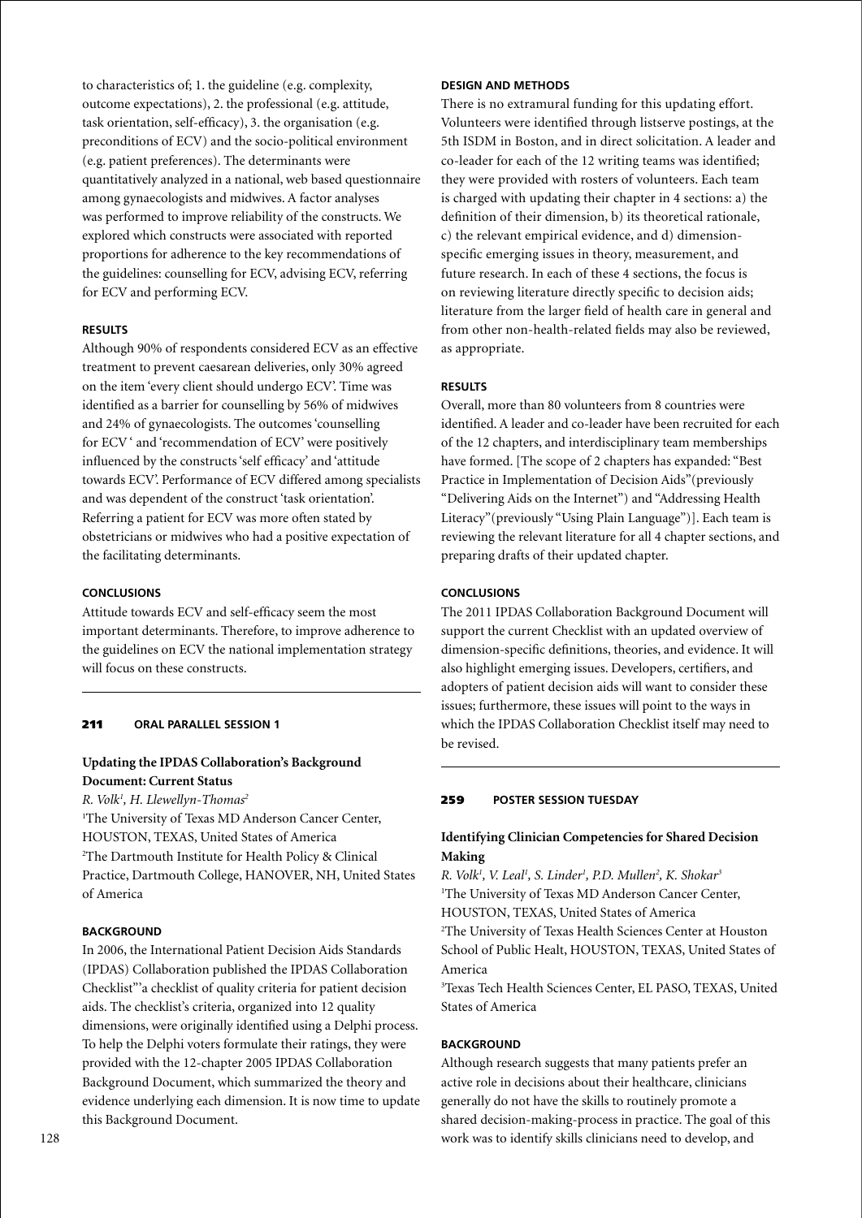to characteristics of; 1. the guideline (e.g. complexity, outcome expectations), 2. the professional (e.g. attitude, task orientation, self-efficacy), 3. the organisation (e.g. preconditions of ECV) and the socio-political environment (e.g. patient preferences). The determinants were quantitatively analyzed in a national, web based questionnaire among gynaecologists and midwives. A factor analyses was performed to improve reliability of the constructs. We explored which constructs were associated with reported proportions for adherence to the key recommendations of the guidelines: counselling for ECV, advising ECV, referring for ECV and performing ECV.

#### RESULTS

Although 90% of respondents considered ECV as an effective treatment to prevent caesarean deliveries, only 30% agreed on the item 'every client should undergo ECV'. Time was identified as a barrier for counselling by 56% of midwives and 24% of gynaecologists. The outcomes 'counselling for ECV ' and 'recommendation of ECV' were positively influenced by the constructs 'self efficacy' and 'attitude towards ECV'. Performance of ECV differed among specialists and was dependent of the construct 'task orientation'. Referring a patient for ECV was more often stated by obstetricians or midwives who had a positive expectation of the facilitating determinants.

#### CONCLUSIONS

Attitude towards ECV and self-efficacy seem the most important determinants. Therefore, to improve adherence to the guidelines on ECV the national implementation strategy will focus on these constructs.

---

**211 ORAL PARALLEL SESSION 1**

### Updating the IPDAS Collaboration's Background Document: Current Status

*R. Volk[1], H. Llewellyn-Thomas[2]*

[1]The University of Texas MD Anderson Cancer Center, HOUSTON, TEXAS, United States of America
[2]The Dartmouth Institute for Health Policy & Clinical Practice, Dartmouth College, HANOVER, NH, United States of America

#### BACKGROUND

In 2006, the International Patient Decision Aids Standards (IPDAS) Collaboration published the IPDAS Collaboration Checklist"'a checklist of quality criteria for patient decision aids. The checklist's criteria, organized into 12 quality dimensions, were originally identified using a Delphi process. To help the Delphi voters formulate their ratings, they were provided with the 12-chapter 2005 IPDAS Collaboration Background Document, which summarized the theory and evidence underlying each dimension. It is now time to update this Background Document.

#### DESIGN AND METHODS

There is no extramural funding for this updating effort. Volunteers were identified through listserve postings, at the 5th ISDM in Boston, and in direct solicitation. A leader and co-leader for each of the 12 writing teams was identified; they were provided with rosters of volunteers. Each team is charged with updating their chapter in 4 sections: a) the definition of their dimension, b) its theoretical rationale, c) the relevant empirical evidence, and d) dimension-specific emerging issues in theory, measurement, and future research. In each of these 4 sections, the focus is on reviewing literature directly specific to decision aids; literature from the larger field of health care in general and from other non-health-related fields may also be reviewed, as appropriate.

#### RESULTS

Overall, more than 80 volunteers from 8 countries were identified. A leader and co-leader have been recruited for each of the 12 chapters, and interdisciplinary team memberships have formed. [The scope of 2 chapters has expanded: "Best Practice in Implementation of Decision Aids"(previously "Delivering Aids on the Internet") and "Addressing Health Literacy"(previously "Using Plain Language")]. Each team is reviewing the relevant literature for all 4 chapter sections, and preparing drafts of their updated chapter.

#### CONCLUSIONS

The 2011 IPDAS Collaboration Background Document will support the current Checklist with an updated overview of dimension-specific definitions, theories, and evidence. It will also highlight emerging issues. Developers, certifiers, and adopters of patient decision aids will want to consider these issues; furthermore, these issues will point to the ways in which the IPDAS Collaboration Checklist itself may need to be revised.

---

**259 POSTER SESSION TUESDAY**

### Identifying Clinician Competencies for Shared Decision Making

*R. Volk[1], V. Leal[1], S. Linder[1], P.D. Mullen[2], K. Shokar[3]*

[1]The University of Texas MD Anderson Cancer Center, HOUSTON, TEXAS, United States of America
[2]The University of Texas Health Sciences Center at Houston School of Public Healt, HOUSTON, TEXAS, United States of America
[3]Texas Tech Health Sciences Center, EL PASO, TEXAS, United States of America

#### BACKGROUND

Although research suggests that many patients prefer an active role in decisions about their healthcare, clinicians generally do not have the skills to routinely promote a shared decision-making-process in practice. The goal of this work was to identify skills clinicians need to develop, and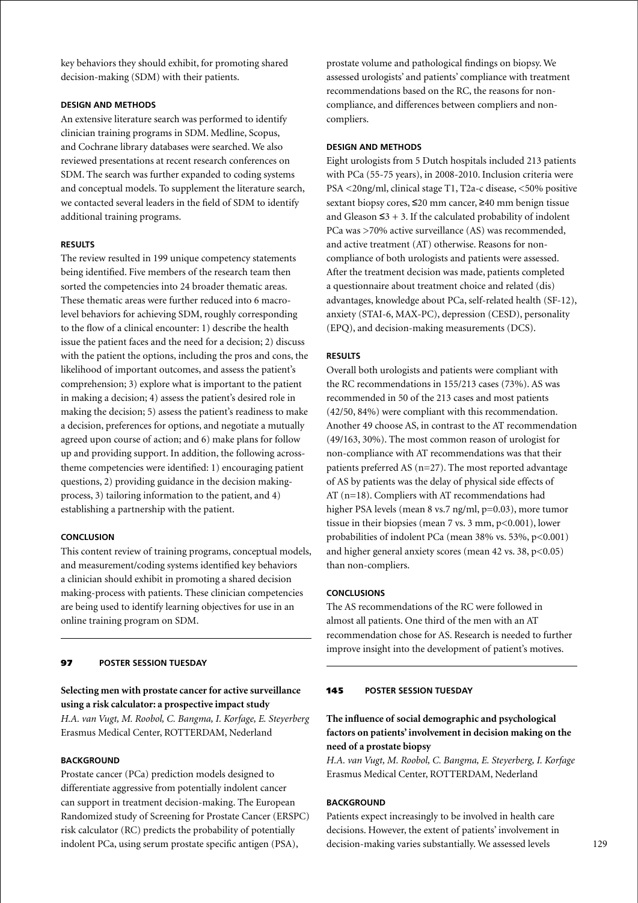key behaviors they should exhibit, for promoting shared decision-making (SDM) with their patients.

#### DESIGN AND METHODS

An extensive literature search was performed to identify clinician training programs in SDM. Medline, Scopus, and Cochrane library databases were searched. We also reviewed presentations at recent research conferences on SDM. The search was further expanded to coding systems and conceptual models. To supplement the literature search, we contacted several leaders in the field of SDM to identify additional training programs.

#### RESULTS

The review resulted in 199 unique competency statements being identified. Five members of the research team then sorted the competencies into 24 broader thematic areas. These thematic areas were further reduced into 6 macro-level behaviors for achieving SDM, roughly corresponding to the flow of a clinical encounter: 1) describe the health issue the patient faces and the need for a decision; 2) discuss with the patient the options, including the pros and cons, the likelihood of important outcomes, and assess the patient's comprehension; 3) explore what is important to the patient in making a decision; 4) assess the patient's desired role in making the decision; 5) assess the patient's readiness to make a decision, preferences for options, and negotiate a mutually agreed upon course of action; and 6) make plans for follow up and providing support. In addition, the following across-theme competencies were identified: 1) encouraging patient questions, 2) providing guidance in the decision making-process, 3) tailoring information to the patient, and 4) establishing a partnership with the patient.

#### CONCLUSION

This content review of training programs, conceptual models, and measurement/coding systems identified key behaviors a clinician should exhibit in promoting a shared decision making-process with patients. These clinician competencies are being used to identify learning objectives for use in an online training program on SDM.

---

### 97 POSTER SESSION TUESDAY

**Selecting men with prostate cancer for active surveillance using a risk calculator: a prospective impact study**
*H.A. van Vugt, M. Roobol, C. Bangma, I. Korfage, E. Steyerberg*
Erasmus Medical Center, ROTTERDAM, Nederland

#### BACKGROUND

Prostate cancer (PCa) prediction models designed to differentiate aggressive from potentially indolent cancer can support in treatment decision-making. The European Randomized study of Screening for Prostate Cancer (ERSPC) risk calculator (RC) predicts the probability of potentially indolent PCa, using serum prostate specific antigen (PSA), prostate volume and pathological findings on biopsy. We assessed urologists' and patients' compliance with treatment recommendations based on the RC, the reasons for non-compliance, and differences between compliers and non-compliers.

#### DESIGN AND METHODS

Eight urologists from 5 Dutch hospitals included 213 patients with PCa (55-75 years), in 2008-2010. Inclusion criteria were PSA <20ng/ml, clinical stage T1, T2a-c disease, <50% positive sextant biopsy cores, ≤20 mm cancer, ≥40 mm benign tissue and Gleason ≤3 + 3. If the calculated probability of indolent PCa was >70% active surveillance (AS) was recommended, and active treatment (AT) otherwise. Reasons for non-compliance of both urologists and patients were assessed. After the treatment decision was made, patients completed a questionnaire about treatment choice and related (dis) advantages, knowledge about PCa, self-related health (SF-12), anxiety (STAI-6, MAX-PC), depression (CESD), personality (EPQ), and decision-making measurements (DCS).

#### RESULTS

Overall both urologists and patients were compliant with the RC recommendations in 155/213 cases (73%). AS was recommended in 50 of the 213 cases and most patients (42/50, 84%) were compliant with this recommendation. Another 49 choose AS, in contrast to the AT recommendation (49/163, 30%). The most common reason of urologist for non-compliance with AT recommendations was that their patients preferred AS (n=27). The most reported advantage of AS by patients was the delay of physical side effects of AT (n=18). Compliers with AT recommendations had higher PSA levels (mean 8 vs.7 ng/ml, $p=0.03$), more tumor tissue in their biopsies (mean 7 vs. 3 mm, $p<0.001$), lower probabilities of indolent PCa (mean 38% vs. 53%, $p<0.001$) and higher general anxiety scores (mean 42 vs. 38, $p<0.05$) than non-compliers.

#### CONCLUSIONS

The AS recommendations of the RC were followed in almost all patients. One third of the men with an AT recommendation chose for AS. Research is needed to further improve insight into the development of patient's motives.

---

### 145 POSTER SESSION TUESDAY

**The influence of social demographic and psychological factors on patients' involvement in decision making on the need of a prostate biopsy**
*H.A. van Vugt, M. Roobol, C. Bangma, E. Steyerberg, I. Korfage*
Erasmus Medical Center, ROTTERDAM, Nederland

#### BACKGROUND

Patients expect increasingly to be involved in health care decisions. However, the extent of patients' involvement in decision-making varies substantially. We assessed levels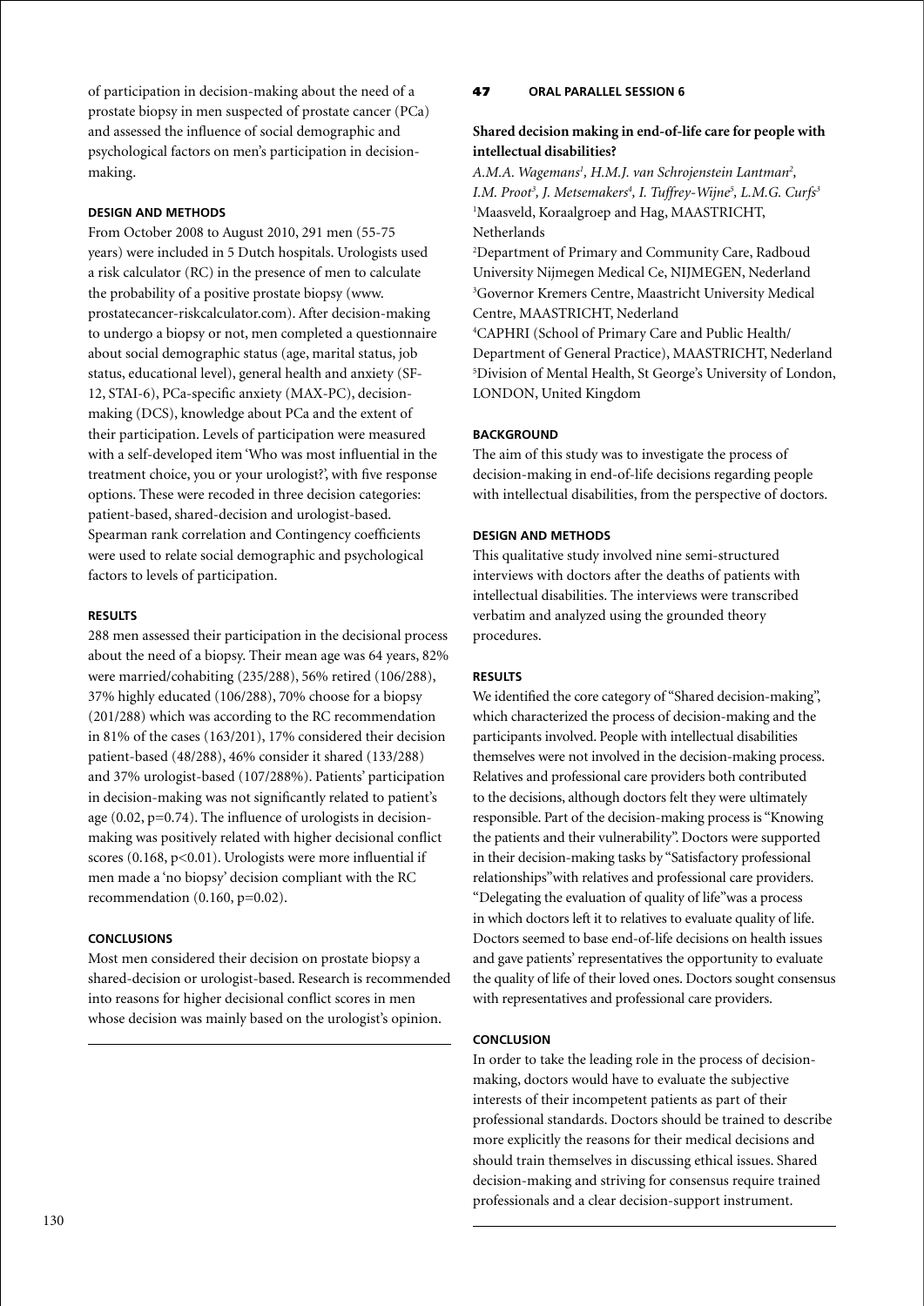of participation in decision-making about the need of a prostate biopsy in men suspected of prostate cancer (PCa) and assessed the influence of social demographic and psychological factors on men's participation in decision-making.

#### DESIGN AND METHODS

From October 2008 to August 2010, 291 men (55-75 years) were included in 5 Dutch hospitals. Urologists used a risk calculator (RC) in the presence of men to calculate the probability of a positive prostate biopsy (www.prostatecancer-riskcalculator.com). After decision-making to undergo a biopsy or not, men completed a questionnaire about social demographic status (age, marital status, job status, educational level), general health and anxiety (SF-12, STAI-6), PCa-specific anxiety (MAX-PC), decision-making (DCS), knowledge about PCa and the extent of their participation. Levels of participation were measured with a self-developed item 'Who was most influential in the treatment choice, you or your urologist?', with five response options. These were recoded in three decision categories: patient-based, shared-decision and urologist-based. Spearman rank correlation and Contingency coefficients were used to relate social demographic and psychological factors to levels of participation.

#### RESULTS

288 men assessed their participation in the decisional process about the need of a biopsy. Their mean age was 64 years, 82% were married/cohabiting (235/288), 56% retired (106/288), 37% highly educated (106/288), 70% choose for a biopsy (201/288) which was according to the RC recommendation in 81% of the cases (163/201), 17% considered their decision patient-based (48/288), 46% consider it shared (133/288) and 37% urologist-based (107/288%). Patients' participation in decision-making was not significantly related to patient's age (0.02, $p=0.74$). The influence of urologists in decision-making was positively related with higher decisional conflict scores (0.168, $p<0.01$). Urologists were more influential if men made a 'no biopsy' decision compliant with the RC recommendation (0.160, $p=0.02$).

#### CONCLUSIONS

Most men considered their decision on prostate biopsy a shared-decision or urologist-based. Research is recommended into reasons for higher decisional conflict scores in men whose decision was mainly based on the urologist's opinion.

#### 47 ORAL PARALLEL SESSION 6

### Shared decision making in end-of-life care for people with intellectual disabilities?

*A.M.A. Wagemans[1], H.M.J. van Schrojenstein Lantman[2], I.M. Proot[3], J. Metsemakers[4], I. Tuffrey-Wijne[5], L.M.G. Curfs[3]*

[1]Maasveld, Koraalgroep and Hag, MAASTRICHT, Netherlands
[2]Department of Primary and Community Care, Radboud University Nijmegen Medical Ce, NIJMEGEN, Nederland
[3]Governor Kremers Centre, Maastricht University Medical Centre, MAASTRICHT, Nederland
[4]CAPHRI (School of Primary Care and Public Health/ Department of General Practice), MAASTRICHT, Nederland
[5]Division of Mental Health, St George's University of London, LONDON, United Kingdom

#### BACKGROUND

The aim of this study was to investigate the process of decision-making in end-of-life decisions regarding people with intellectual disabilities, from the perspective of doctors.

#### DESIGN AND METHODS

This qualitative study involved nine semi-structured interviews with doctors after the deaths of patients with intellectual disabilities. The interviews were transcribed verbatim and analyzed using the grounded theory procedures.

#### RESULTS

We identified the core category of "Shared decision-making", which characterized the process of decision-making and the participants involved. People with intellectual disabilities themselves were not involved in the decision-making process. Relatives and professional care providers both contributed to the decisions, although doctors felt they were ultimately responsible. Part of the decision-making process is "Knowing the patients and their vulnerability". Doctors were supported in their decision-making tasks by "Satisfactory professional relationships" with relatives and professional care providers. "Delegating the evaluation of quality of life" was a process in which doctors left it to relatives to evaluate quality of life. Doctors seemed to base end-of-life decisions on health issues and gave patients' representatives the opportunity to evaluate the quality of life of their loved ones. Doctors sought consensus with representatives and professional care providers.

#### CONCLUSION

In order to take the leading role in the process of decision-making, doctors would have to evaluate the subjective interests of their incompetent patients as part of their professional standards. Doctors should be trained to describe more explicitly the reasons for their medical decisions and should train themselves in discussing ethical issues. Shared decision-making and striving for consensus require trained professionals and a clear decision-support instrument.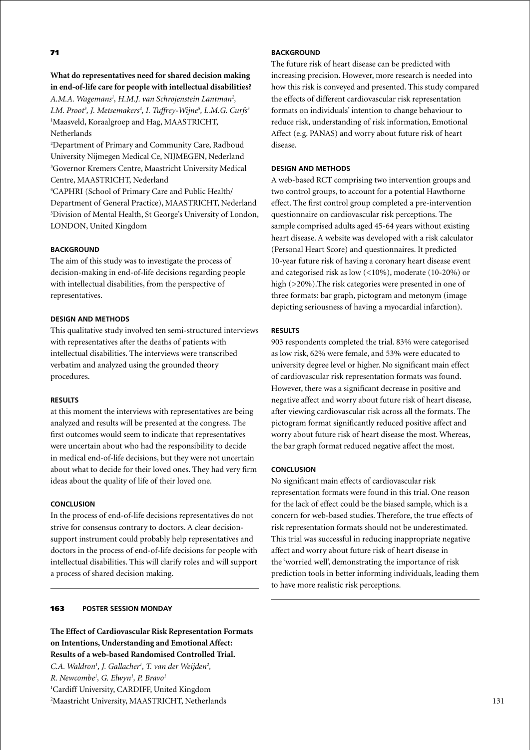## 71

**What do representatives need for shared decision making in end-of-life care for people with intellectual disabilities?**

*A.M.A. Wagemans[1], H.M.J. van Schrojenstein Lantman[2], I.M. Proot[3], J. Metsemakers[4], I. Tuffrey-Wijne[5], L.M.G. Curfs[3]*

[1]Maasveld, Koraalgroep and Hag, MAASTRICHT, Netherlands

[2]Department of Primary and Community Care, Radboud University Nijmegen Medical Ce, NIJMEGEN, Nederland

[3]Governor Kremers Centre, Maastricht University Medical Centre, MAASTRICHT, Nederland

[4]CAPHRI (School of Primary Care and Public Health/ Department of General Practice), MAASTRICHT, Nederland

[5]Division of Mental Health, St George's University of London, LONDON, United Kingdom

### BACKGROUND

The aim of this study was to investigate the process of decision-making in end-of-life decisions regarding people with intellectual disabilities, from the perspective of representatives.

### DESIGN AND METHODS

This qualitative study involved ten semi-structured interviews with representatives after the deaths of patients with intellectual disabilities. The interviews were transcribed verbatim and analyzed using the grounded theory procedures.

### RESULTS

at this moment the interviews with representatives are being analyzed and results will be presented at the congress. The first outcomes would seem to indicate that representatives were uncertain about who had the responsibility to decide in medical end-of-life decisions, but they were not uncertain about what to decide for their loved ones. They had very firm ideas about the quality of life of their loved one.

### CONCLUSION

In the process of end-of-life decisions representatives do not strive for consensus contrary to doctors. A clear decision-support instrument could probably help representatives and doctors in the process of end-of-life decisions for people with intellectual disabilities. This will clarify roles and will support a process of shared decision making.

## 163 POSTER SESSION MONDAY

**The Effect of Cardiovascular Risk Representation Formats on Intentions, Understanding and Emotional Affect: Results of a web-based Randomised Controlled Trial.**

*C.A. Waldron[1], J. Gallacher[1], T. van der Weijden[2], R. Newcombe[1], G. Elwyn[1], P. Bravo[1]*

[1]Cardiff University, CARDIFF, United Kingdom

[2]Maastricht University, MAASTRICHT, Netherlands

### BACKGROUND

The future risk of heart disease can be predicted with increasing precision. However, more research is needed into how this risk is conveyed and presented. This study compared the effects of different cardiovascular risk representation formats on individuals' intention to change behaviour to reduce risk, understanding of risk information, Emotional Affect (e.g. PANAS) and worry about future risk of heart disease.

### DESIGN AND METHODS

A web-based RCT comprising two intervention groups and two control groups, to account for a potential Hawthorne effect. The first control group completed a pre-intervention questionnaire on cardiovascular risk perceptions. The sample comprised adults aged 45-64 years without existing heart disease. A website was developed with a risk calculator (Personal Heart Score) and questionnaires. It predicted 10-year future risk of having a coronary heart disease event and categorised risk as low (<10%), moderate (10-20%) or high (>20%).The risk categories were presented in one of three formats: bar graph, pictogram and metonym (image depicting seriousness of having a myocardial infarction).

### RESULTS

903 respondents completed the trial. 83% were categorised as low risk, 62% were female, and 53% were educated to university degree level or higher. No significant main effect of cardiovascular risk representation formats was found. However, there was a significant decrease in positive and negative affect and worry about future risk of heart disease, after viewing cardiovascular risk across all the formats. The pictogram format significantly reduced positive affect and worry about future risk of heart disease the most. Whereas, the bar graph format reduced negative affect the most.

### CONCLUSION

No significant main effects of cardiovascular risk representation formats were found in this trial. One reason for the lack of effect could be the biased sample, which is a concern for web-based studies. Therefore, the true effects of risk representation formats should not be underestimated. This trial was successful in reducing inappropriate negative affect and worry about future risk of heart disease in the 'worried well', demonstrating the importance of risk prediction tools in better informing individuals, leading them to have more realistic risk perceptions.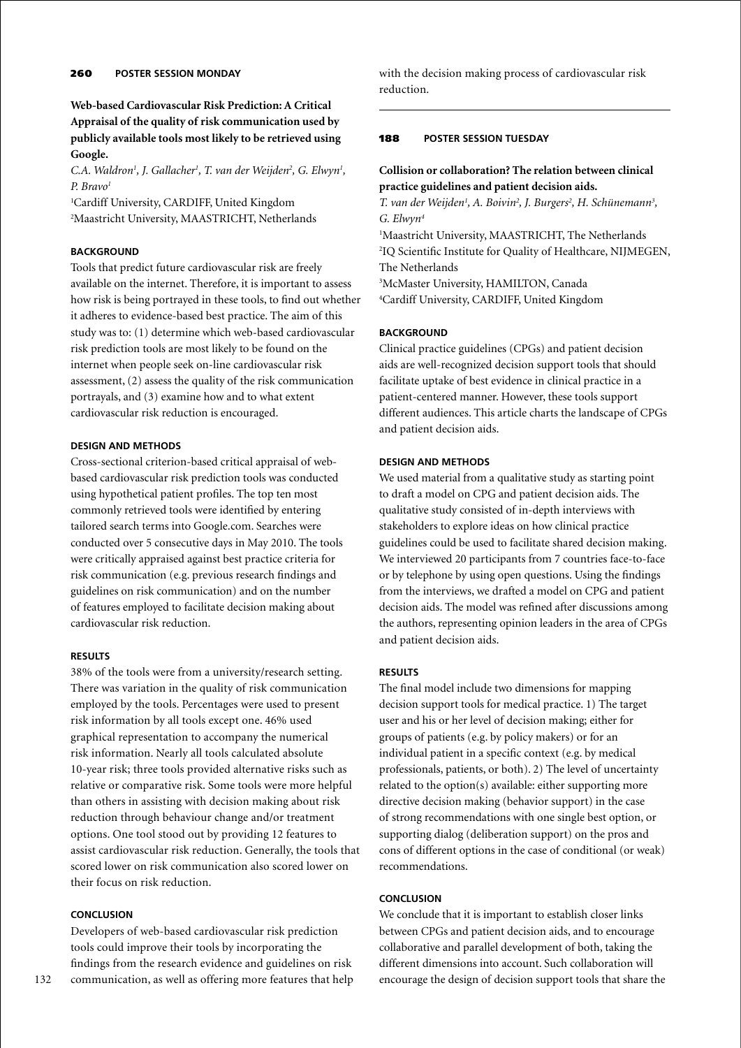## 260 POSTER SESSION MONDAY

### Web-based Cardiovascular Risk Prediction: A Critical Appraisal of the quality of risk communication used by publicly available tools most likely to be retrieved using Google.

*C.A. Waldron[1], J. Gallacher[1], T. van der Weijden[2], G. Elwyn[1], P. Bravo[1]*

[1]Cardiff University, CARDIFF, United Kingdom
[2]Maastricht University, MAASTRICHT, Netherlands

**BACKGROUND**

Tools that predict future cardiovascular risk are freely available on the internet. Therefore, it is important to assess how risk is being portrayed in these tools, to find out whether it adheres to evidence-based best practice. The aim of this study was to: (1) determine which web-based cardiovascular risk prediction tools are most likely to be found on the internet when people seek on-line cardiovascular risk assessment, (2) assess the quality of the risk communication portrayals, and (3) examine how and to what extent cardiovascular risk reduction is encouraged.

**DESIGN AND METHODS**

Cross-sectional criterion-based critical appraisal of web-based cardiovascular risk prediction tools was conducted using hypothetical patient profiles. The top ten most commonly retrieved tools were identified by entering tailored search terms into Google.com. Searches were conducted over 5 consecutive days in May 2010. The tools were critically appraised against best practice criteria for risk communication (e.g. previous research findings and guidelines on risk communication) and on the number of features employed to facilitate decision making about cardiovascular risk reduction.

**RESULTS**

38% of the tools were from a university/research setting. There was variation in the quality of risk communication employed by the tools. Percentages were used to present risk information by all tools except one. 46% used graphical representation to accompany the numerical risk information. Nearly all tools calculated absolute 10-year risk; three tools provided alternative risks such as relative or comparative risk. Some tools were more helpful than others in assisting with decision making about risk reduction through behaviour change and/or treatment options. One tool stood out by providing 12 features to assist cardiovascular risk reduction. Generally, the tools that scored lower on risk communication also scored lower on their focus on risk reduction.

**CONCLUSION**

Developers of web-based cardiovascular risk prediction tools could improve their tools by incorporating the findings from the research evidence and guidelines on risk communication, as well as offering more features that help with the decision making process of cardiovascular risk reduction.

---

## 188 POSTER SESSION TUESDAY

### Collision or collaboration? The relation between clinical practice guidelines and patient decision aids.

*T. van der Weijden[1], A. Boivin[2], J. Burgers[2], H. Schünemann[3], G. Elwyn[4]*

[1]Maastricht University, MAASTRICHT, The Netherlands
[2]IQ Scientific Institute for Quality of Healthcare, NIJMEGEN, The Netherlands
[3]McMaster University, HAMILTON, Canada
[4]Cardiff University, CARDIFF, United Kingdom

**BACKGROUND**

Clinical practice guidelines (CPGs) and patient decision aids are well-recognized decision support tools that should facilitate uptake of best evidence in clinical practice in a patient-centered manner. However, these tools support different audiences. This article charts the landscape of CPGs and patient decision aids.

**DESIGN AND METHODS**

We used material from a qualitative study as starting point to draft a model on CPG and patient decision aids. The qualitative study consisted of in-depth interviews with stakeholders to explore ideas on how clinical practice guidelines could be used to facilitate shared decision making. We interviewed 20 participants from 7 countries face-to-face or by telephone by using open questions. Using the findings from the interviews, we drafted a model on CPG and patient decision aids. The model was refined after discussions among the authors, representing opinion leaders in the area of CPGs and patient decision aids.

**RESULTS**

The final model include two dimensions for mapping decision support tools for medical practice. 1) The target user and his or her level of decision making; either for groups of patients (e.g. by policy makers) or for an individual patient in a specific context (e.g. by medical professionals, patients, or both). 2) The level of uncertainty related to the option(s) available: either supporting more directive decision making (behavior support) in the case of strong recommendations with one single best option, or supporting dialog (deliberation support) on the pros and cons of different options in the case of conditional (or weak) recommendations.

**CONCLUSION**

We conclude that it is important to establish closer links between CPGs and patient decision aids, and to encourage collaborative and parallel development of both, taking the different dimensions into account. Such collaboration will encourage the design of decision support tools that share the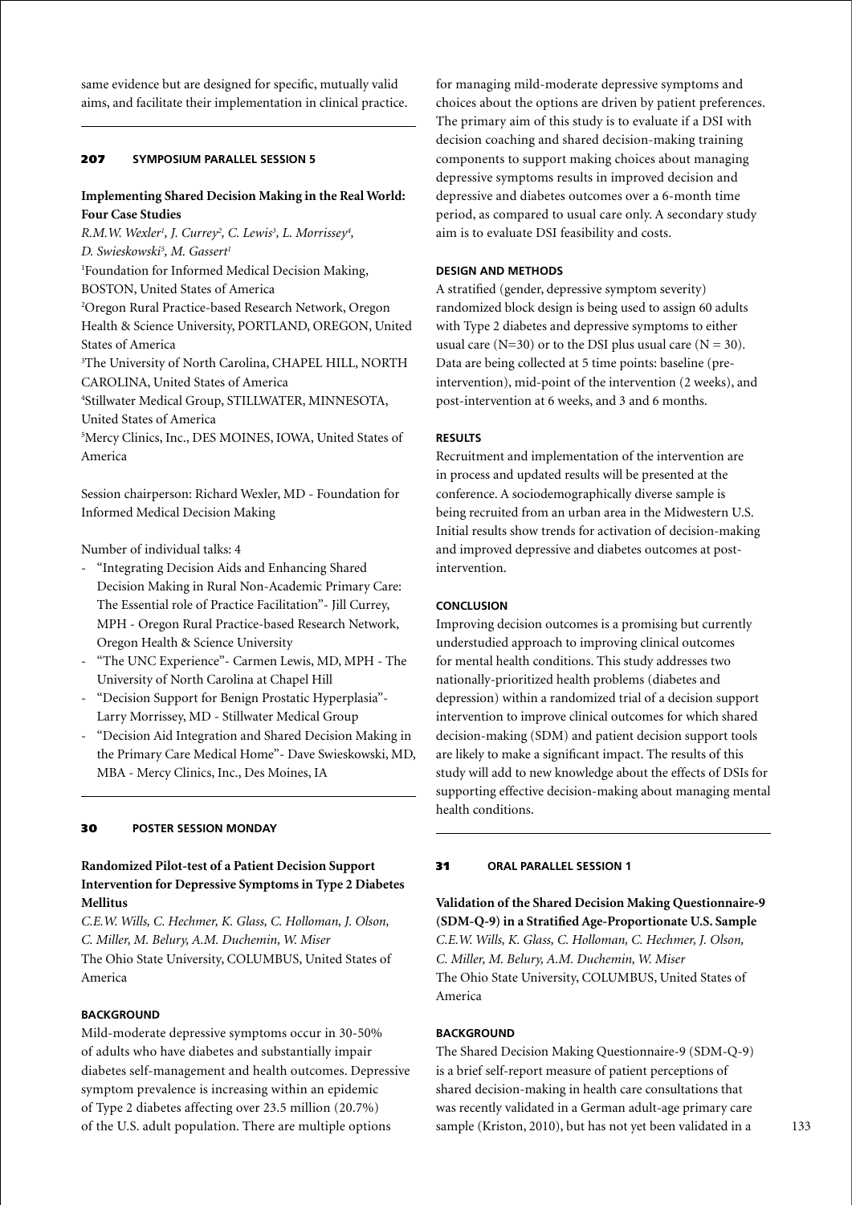same evidence but are designed for specific, mutually valid aims, and facilitate their implementation in clinical practice.

---

**207** **SYMPOSIUM PARALLEL SESSION 5**

## Implementing Shared Decision Making in the Real World: Four Case Studies

*R.M.W. Wexler[1], J. Currey[2], C. Lewis[3], L. Morrissey[4], D. Swieskowski[5], M. Gassert[1]*

[1]Foundation for Informed Medical Decision Making, BOSTON, United States of America

[2]Oregon Rural Practice-based Research Network, Oregon Health & Science University, PORTLAND, OREGON, United States of America

[3]The University of North Carolina, CHAPEL HILL, NORTH CAROLINA, United States of America

[4]Stillwater Medical Group, STILLWATER, MINNESOTA, United States of America

[5]Mercy Clinics, Inc., DES MOINES, IOWA, United States of America

Session chairperson: Richard Wexler, MD - Foundation for Informed Medical Decision Making

Number of individual talks: 4

- "Integrating Decision Aids and Enhancing Shared Decision Making in Rural Non-Academic Primary Care: The Essential role of Practice Facilitation"- Jill Currey, MPH - Oregon Rural Practice-based Research Network, Oregon Health & Science University
- "The UNC Experience"- Carmen Lewis, MD, MPH - The University of North Carolina at Chapel Hill
- "Decision Support for Benign Prostatic Hyperplasia"- Larry Morrissey, MD - Stillwater Medical Group
- "Decision Aid Integration and Shared Decision Making in the Primary Care Medical Home"- Dave Swieskowski, MD, MBA - Mercy Clinics, Inc., Des Moines, IA

---

**30** **POSTER SESSION MONDAY**

## Randomized Pilot-test of a Patient Decision Support Intervention for Depressive Symptoms in Type 2 Diabetes Mellitus

*C.E.W. Wills, C. Hechmer, K. Glass, C. Holloman, J. Olson, C. Miller, M. Belury, A.M. Duchemin, W. Miser*

The Ohio State University, COLUMBUS, United States of America

### BACKGROUND

Mild-moderate depressive symptoms occur in 30-50% of adults who have diabetes and substantially impair diabetes self-management and health outcomes. Depressive symptom prevalence is increasing within an epidemic of Type 2 diabetes affecting over 23.5 million (20.7%) of the U.S. adult population. There are multiple options for managing mild-moderate depressive symptoms and choices about the options are driven by patient preferences. The primary aim of this study is to evaluate if a DSI with decision coaching and shared decision-making training components to support making choices about managing depressive symptoms results in improved decision and depressive and diabetes outcomes over a 6-month time period, as compared to usual care only. A secondary study aim is to evaluate DSI feasibility and costs.

### DESIGN AND METHODS

A stratified (gender, depressive symptom severity) randomized block design is being used to assign 60 adults with Type 2 diabetes and depressive symptoms to either usual care (N=30) or to the DSI plus usual care (N = 30). Data are being collected at 5 time points: baseline (pre-intervention), mid-point of the intervention (2 weeks), and post-intervention at 6 weeks, and 3 and 6 months.

### RESULTS

Recruitment and implementation of the intervention are in process and updated results will be presented at the conference. A sociodemographically diverse sample is being recruited from an urban area in the Midwestern U.S. Initial results show trends for activation of decision-making and improved depressive and diabetes outcomes at post-intervention.

### CONCLUSION

Improving decision outcomes is a promising but currently understudied approach to improving clinical outcomes for mental health conditions. This study addresses two nationally-prioritized health problems (diabetes and depression) within a randomized trial of a decision support intervention to improve clinical outcomes for which shared decision-making (SDM) and patient decision support tools are likely to make a significant impact. The results of this study will add to new knowledge about the effects of DSIs for supporting effective decision-making about managing mental health conditions.

---

**31** **ORAL PARALLEL SESSION 1**

## Validation of the Shared Decision Making Questionnaire-9 (SDM-Q-9) in a Stratified Age-Proportionate U.S. Sample

*C.E.W. Wills, K. Glass, C. Holloman, C. Hechmer, J. Olson, C. Miller, M. Belury, A.M. Duchemin, W. Miser*

The Ohio State University, COLUMBUS, United States of America

### BACKGROUND

The Shared Decision Making Questionnaire-9 (SDM-Q-9) is a brief self-report measure of patient perceptions of shared decision-making in health care consultations that was recently validated in a German adult-age primary care sample (Kriston, 2010), but has not yet been validated in a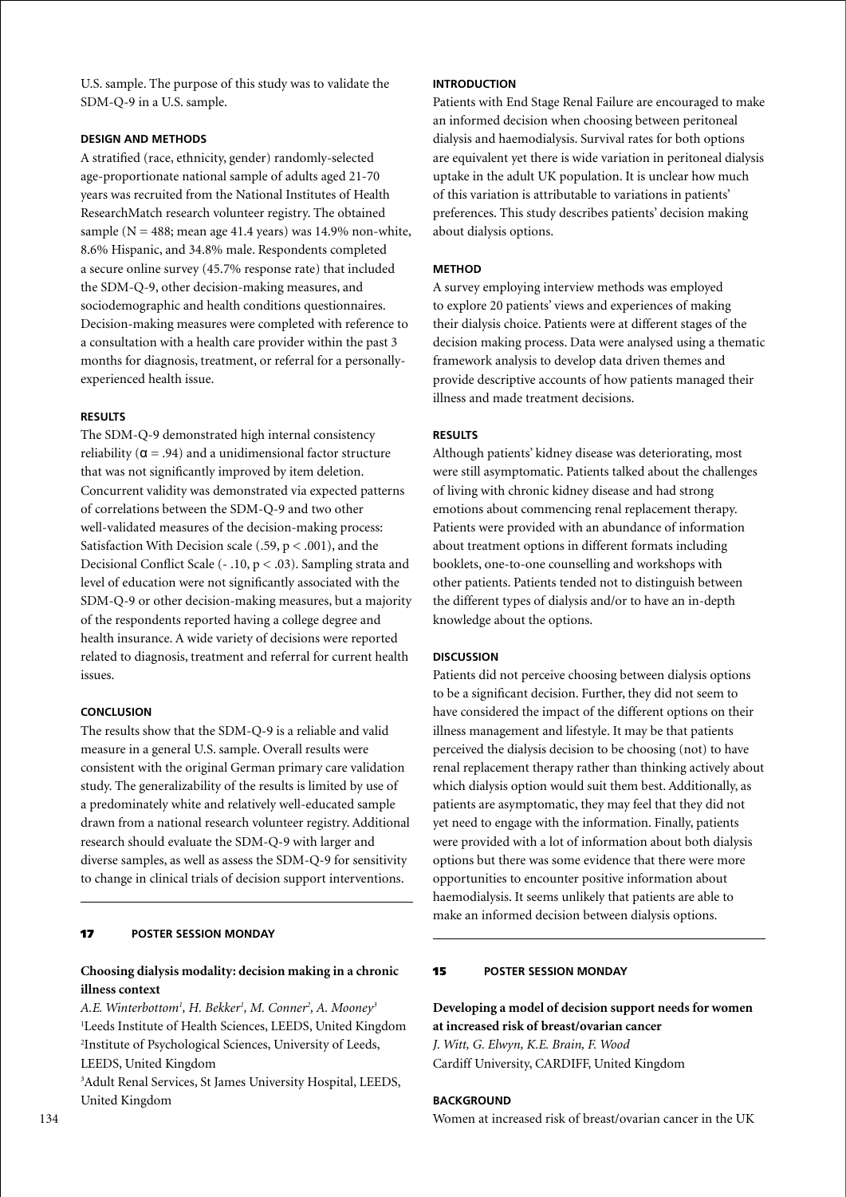U.S. sample. The purpose of this study was to validate the SDM-Q-9 in a U.S. sample.

### DESIGN AND METHODS

A stratified (race, ethnicity, gender) randomly-selected age-proportionate national sample of adults aged 21-70 years was recruited from the National Institutes of Health ResearchMatch research volunteer registry. The obtained sample (N = 488; mean age 41.4 years) was 14.9% non-white, 8.6% Hispanic, and 34.8% male. Respondents completed a secure online survey (45.7% response rate) that included the SDM-Q-9, other decision-making measures, and sociodemographic and health conditions questionnaires. Decision-making measures were completed with reference to a consultation with a health care provider within the past 3 months for diagnosis, treatment, or referral for a personally-experienced health issue.

### RESULTS

The SDM-Q-9 demonstrated high internal consistency reliability ($\alpha = .94$) and a unidimensional factor structure that was not significantly improved by item deletion. Concurrent validity was demonstrated via expected patterns of correlations between the SDM-Q-9 and two other well-validated measures of the decision-making process: Satisfaction With Decision scale (.59, $p < .001$), and the Decisional Conflict Scale (- .10, $p < .03$). Sampling strata and level of education were not significantly associated with the SDM-Q-9 or other decision-making measures, but a majority of the respondents reported having a college degree and health insurance. A wide variety of decisions were reported related to diagnosis, treatment and referral for current health issues.

### CONCLUSION

The results show that the SDM-Q-9 is a reliable and valid measure in a general U.S. sample. Overall results were consistent with the original German primary care validation study. The generalizability of the results is limited by use of a predominately white and relatively well-educated sample drawn from a national research volunteer registry. Additional research should evaluate the SDM-Q-9 with larger and diverse samples, as well as assess the SDM-Q-9 for sensitivity to change in clinical trials of decision support interventions.

---

## 17 POSTER SESSION MONDAY

### Choosing dialysis modality: decision making in a chronic illness context

*A.E. Winterbottom[1], H. Bekker[1], M. Conner[2], A. Mooney[3]*
[1]Leeds Institute of Health Sciences, LEEDS, United Kingdom
[2]Institute of Psychological Sciences, University of Leeds, LEEDS, United Kingdom
[3]Adult Renal Services, St James University Hospital, LEEDS, United Kingdom

### INTRODUCTION

Patients with End Stage Renal Failure are encouraged to make an informed decision when choosing between peritoneal dialysis and haemodialysis. Survival rates for both options are equivalent yet there is wide variation in peritoneal dialysis uptake in the adult UK population. It is unclear how much of this variation is attributable to variations in patients' preferences. This study describes patients' decision making about dialysis options.

### METHOD

A survey employing interview methods was employed to explore 20 patients' views and experiences of making their dialysis choice. Patients were at different stages of the decision making process. Data were analysed using a thematic framework analysis to develop data driven themes and provide descriptive accounts of how patients managed their illness and made treatment decisions.

### RESULTS

Although patients' kidney disease was deteriorating, most were still asymptomatic. Patients talked about the challenges of living with chronic kidney disease and had strong emotions about commencing renal replacement therapy. Patients were provided with an abundance of information about treatment options in different formats including booklets, one-to-one counselling and workshops with other patients. Patients tended not to distinguish between the different types of dialysis and/or to have an in-depth knowledge about the options.

### DISCUSSION

Patients did not perceive choosing between dialysis options to be a significant decision. Further, they did not seem to have considered the impact of the different options on their illness management and lifestyle. It may be that patients perceived the dialysis decision to be choosing (not) to have renal replacement therapy rather than thinking actively about which dialysis option would suit them best. Additionally, as patients are asymptomatic, they may feel that they did not yet need to engage with the information. Finally, patients were provided with a lot of information about both dialysis options but there was some evidence that there were more opportunities to encounter positive information about haemodialysis. It seems unlikely that patients are able to make an informed decision between dialysis options.

---

## 15 POSTER SESSION MONDAY

### Developing a model of decision support needs for women at increased risk of breast/ovarian cancer

*J. Witt, G. Elwyn, K.E. Brain, F. Wood*
Cardiff University, CARDIFF, United Kingdom

### BACKGROUND

Women at increased risk of breast/ovarian cancer in the UK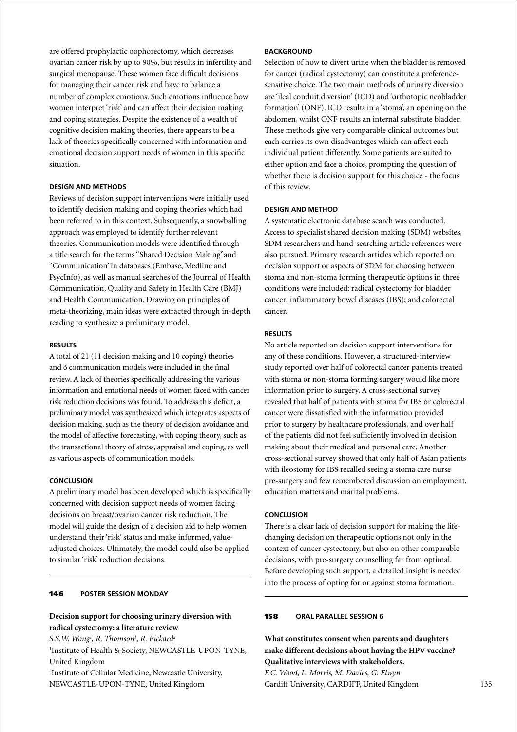are offered prophylactic oophorectomy, which decreases ovarian cancer risk by up to 90%, but results in infertility and surgical menopause. These women face difficult decisions for managing their cancer risk and have to balance a number of complex emotions. Such emotions influence how women interpret 'risk' and can affect their decision making and coping strategies. Despite the existence of a wealth of cognitive decision making theories, there appears to be a lack of theories specifically concerned with information and emotional decision support needs of women in this specific situation.

#### DESIGN AND METHODS

Reviews of decision support interventions were initially used to identify decision making and coping theories which had been referred to in this context. Subsequently, a snowballing approach was employed to identify further relevant theories. Communication models were identified through a title search for the terms "Shared Decision Making"and "Communication"in databases (Embase, Medline and PsycInfo), as well as manual searches of the Journal of Health Communication, Quality and Safety in Health Care (BMJ) and Health Communication. Drawing on principles of meta-theorizing, main ideas were extracted through in-depth reading to synthesize a preliminary model.

#### RESULTS

A total of 21 (11 decision making and 10 coping) theories and 6 communication models were included in the final review. A lack of theories specifically addressing the various information and emotional needs of women faced with cancer risk reduction decisions was found. To address this deficit, a preliminary model was synthesized which integrates aspects of decision making, such as the theory of decision avoidance and the model of affective forecasting, with coping theory, such as the transactional theory of stress, appraisal and coping, as well as various aspects of communication models.

#### CONCLUSION

A preliminary model has been developed which is specifically concerned with decision support needs of women facing decisions on breast/ovarian cancer risk reduction. The model will guide the design of a decision aid to help women understand their 'risk' status and make informed, value-adjusted choices. Ultimately, the model could also be applied to similar 'risk' reduction decisions.

### 146 POSTER SESSION MONDAY

## Decision support for choosing urinary diversion with radical cystectomy: a literature review

*S.S.W. Wong[1], R. Thomson[1], R. Pickard[2]*

[1]Institute of Health & Society, NEWCASTLE-UPON-TYNE, United Kingdom

[2]Institute of Cellular Medicine, Newcastle University, NEWCASTLE-UPON-TYNE, United Kingdom

#### BACKGROUND

Selection of how to divert urine when the bladder is removed for cancer (radical cystectomy) can constitute a preference-sensitive choice. The two main methods of urinary diversion are 'ileal conduit diversion' (ICD) and 'orthotopic neobladder formation' (ONF). ICD results in a 'stoma', an opening on the abdomen, whilst ONF results an internal substitute bladder. These methods give very comparable clinical outcomes but each carries its own disadvantages which can affect each individual patient differently. Some patients are suited to either option and face a choice, prompting the question of whether there is decision support for this choice - the focus of this review.

#### DESIGN AND METHOD

A systematic electronic database search was conducted. Access to specialist shared decision making (SDM) websites, SDM researchers and hand-searching article references were also pursued. Primary research articles which reported on decision support or aspects of SDM for choosing between stoma and non-stoma forming therapeutic options in three conditions were included: radical cystectomy for bladder cancer; inflammatory bowel diseases (IBS); and colorectal cancer.

#### RESULTS

No article reported on decision support interventions for any of these conditions. However, a structured-interview study reported over half of colorectal cancer patients treated with stoma or non-stoma forming surgery would like more information prior to surgery. A cross-sectional survey revealed that half of patients with stoma for IBS or colorectal cancer were dissatisfied with the information provided prior to surgery by healthcare professionals, and over half of the patients did not feel sufficiently involved in decision making about their medical and personal care. Another cross-sectional survey showed that only half of Asian patients with ileostomy for IBS recalled seeing a stoma care nurse pre-surgery and few remembered discussion on employment, education matters and marital problems.

#### CONCLUSION

There is a clear lack of decision support for making the life-changing decision on therapeutic options not only in the context of cancer cystectomy, but also on other comparable decisions, with pre-surgery counselling far from optimal. Before developing such support, a detailed insight is needed into the process of opting for or against stoma formation.

### 158 ORAL PARALLEL SESSION 6

## What constitutes consent when parents and daughters make different decisions about having the HPV vaccine? Qualitative interviews with stakeholders.

*F.C. Wood, L. Morris, M. Davies, G. Elwyn*

Cardiff University, CARDIFF, United Kingdom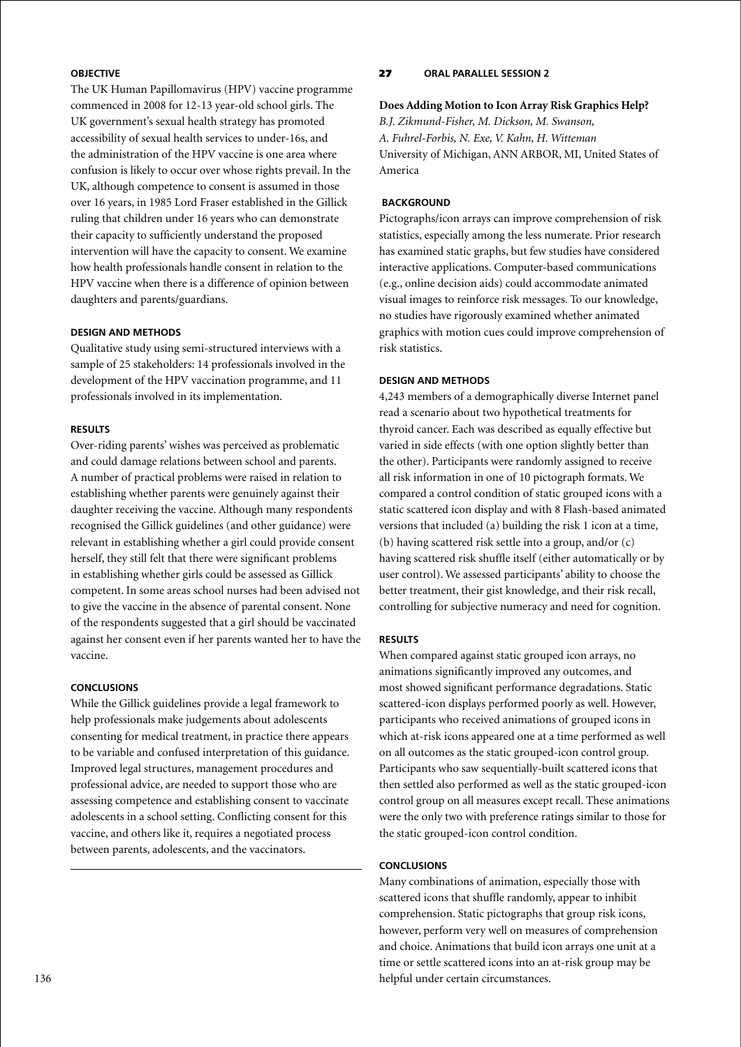### OBJECTIVE

The UK Human Papillomavirus (HPV) vaccine programme commenced in 2008 for 12-13 year-old school girls. The UK government's sexual health strategy has promoted accessibility of sexual health services to under-16s, and the administration of the HPV vaccine is one area where confusion is likely to occur over whose rights prevail. In the UK, although competence to consent is assumed in those over 16 years, in 1985 Lord Fraser established in the Gillick ruling that children under 16 years who can demonstrate their capacity to sufficiently understand the proposed intervention will have the capacity to consent. We examine how health professionals handle consent in relation to the HPV vaccine when there is a difference of opinion between daughters and parents/guardians.

### DESIGN AND METHODS

Qualitative study using semi-structured interviews with a sample of 25 stakeholders: 14 professionals involved in the development of the HPV vaccination programme, and 11 professionals involved in its implementation.

### RESULTS

Over-riding parents' wishes was perceived as problematic and could damage relations between school and parents. A number of practical problems were raised in relation to establishing whether parents were genuinely against their daughter receiving the vaccine. Although many respondents recognised the Gillick guidelines (and other guidance) were relevant in establishing whether a girl could provide consent herself, they still felt that there were significant problems in establishing whether girls could be assessed as Gillick competent. In some areas school nurses had been advised not to give the vaccine in the absence of parental consent. None of the respondents suggested that a girl should be vaccinated against her consent even if her parents wanted her to have the vaccine.

### CONCLUSIONS

While the Gillick guidelines provide a legal framework to help professionals make judgements about adolescents consenting for medical treatment, in practice there appears to be variable and confused interpretation of this guidance. Improved legal structures, management procedures and professional advice, are needed to support those who are assessing competence and establishing consent to vaccinate adolescents in a school setting. Conflicting consent for this vaccine, and others like it, requires a negotiated process between parents, adolescents, and the vaccinators.

---

## 27 ORAL PARALLEL SESSION 2

**Does Adding Motion to Icon Array Risk Graphics Help?**

*B.J. Zikmund-Fisher, M. Dickson, M. Swanson, A. Fuhrel-Forbis, N. Exe, V. Kahn, H. Witteman*
University of Michigan, ANN ARBOR, MI, United States of America

### BACKGROUND

Pictographs/icon arrays can improve comprehension of risk statistics, especially among the less numerate. Prior research has examined static graphs, but few studies have considered interactive applications. Computer-based communications (e.g., online decision aids) could accommodate animated visual images to reinforce risk messages. To our knowledge, no studies have rigorously examined whether animated graphics with motion cues could improve comprehension of risk statistics.

### DESIGN AND METHODS

4,243 members of a demographically diverse Internet panel read a scenario about two hypothetical treatments for thyroid cancer. Each was described as equally effective but varied in side effects (with one option slightly better than the other). Participants were randomly assigned to receive all risk information in one of 10 pictograph formats. We compared a control condition of static grouped icons with a static scattered icon display and with 8 Flash-based animated versions that included (a) building the risk 1 icon at a time, (b) having scattered risk settle into a group, and/or (c) having scattered risk shuffle itself (either automatically or by user control). We assessed participants' ability to choose the better treatment, their gist knowledge, and their risk recall, controlling for subjective numeracy and need for cognition.

### RESULTS

When compared against static grouped icon arrays, no animations significantly improved any outcomes, and most showed significant performance degradations. Static scattered-icon displays performed poorly as well. However, participants who received animations of grouped icons in which at-risk icons appeared one at a time performed as well on all outcomes as the static grouped-icon control group. Participants who saw sequentially-built scattered icons that then settled also performed as well as the static grouped-icon control group on all measures except recall. These animations were the only two with preference ratings similar to those for the static grouped-icon control condition.

### CONCLUSIONS

Many combinations of animation, especially those with scattered icons that shuffle randomly, appear to inhibit comprehension. Static pictographs that group risk icons, however, perform very well on measures of comprehension and choice. Animations that build icon arrays one unit at a time or settle scattered icons into an at-risk group may be helpful under certain circumstances.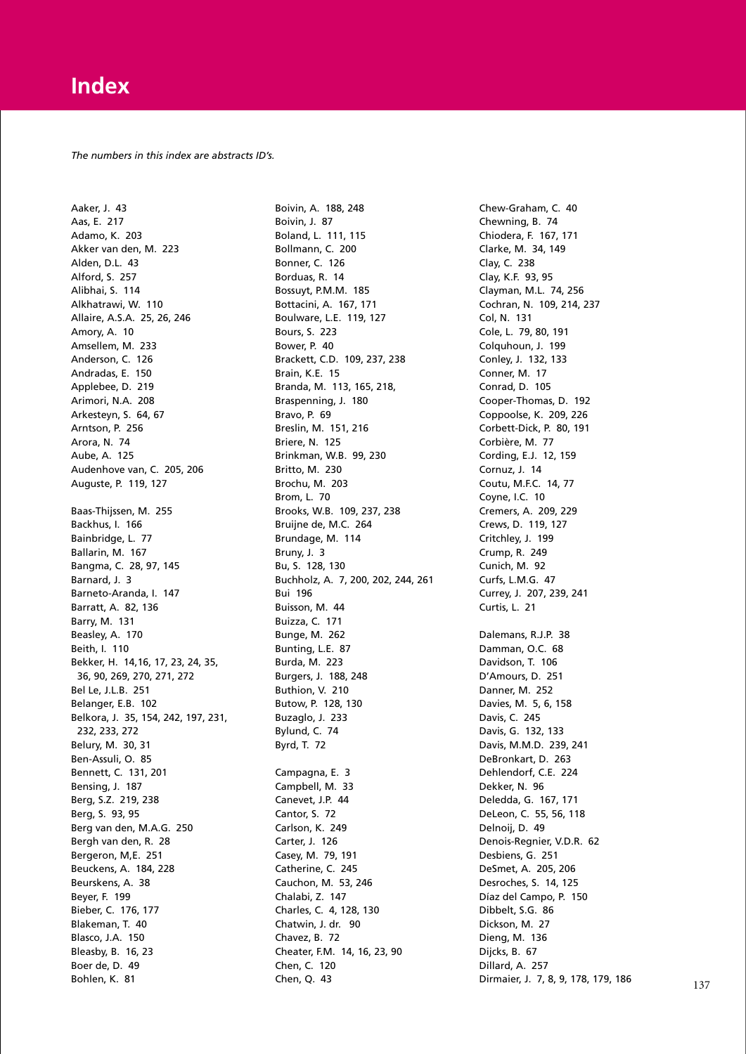# Index

*The numbers in this index are abstracts ID's.*

Aaker, J. 43
Aas, E. 217
Adamo, K. 203
Akker van den, M. 223
Alden, D.L. 43
Alford, S. 257
Alibhai, S. 114
Alkhatrawi, W. 110
Allaire, A.S.A. 25, 26, 246
Amory, A. 10
Amsellem, M. 233
Anderson, C. 126
Andradas, E. 150
Applebee, D. 219
Arimori, N.A. 208
Arkesteyn, S. 64, 67
Arntson, P. 256
Arora, N. 74
Aube, A. 125
Audenhove van, C. 205, 206
Auguste, P. 119, 127

Baas-Thijssen, M. 255
Backhus, I. 166
Bainbridge, L. 77
Ballarin, M. 167
Bangma, C. 28, 97, 145
Barnard, J. 3
Barneto-Aranda, I. 147
Barratt, A. 82, 136
Barry, M. 131
Beasley, A. 170
Beith, I. 110
Bekker, H. 14,16, 17, 23, 24, 35, 36, 90, 269, 270, 271, 272
Bel Le, J.L.B. 251
Belanger, E.B. 102
Belkora, J. 35, 154, 242, 197, 231, 232, 233, 272
Belury, M. 30, 31
Ben-Assuli, O. 85
Bennett, C. 131, 201
Bensing, J. 187
Berg, S.Z. 219, 238
Berg, S. 93, 95
Berg van den, M.A.G. 250
Bergh van den, R. 28
Bergeron, M,E. 251
Beuckens, A. 184, 228
Beurskens, A. 38
Beyer, F. 199
Bieber, C. 176, 177
Blakeman, T. 40
Blasco, J.A. 150
Bleasby, B. 16, 23
Boer de, D. 49
Bohlen, K. 81
Boivin, A. 188, 248
Boivin, J. 87
Boland, L. 111, 115
Bollmann, C. 200
Bonner, C. 126
Borduas, R. 14
Bossuyt, P.M.M. 185
Bottacini, A. 167, 171
Boulware, L.E. 119, 127
Bours, S. 223
Bower, P. 40
Brackett, C.D. 109, 237, 238
Brain, K.E. 15
Branda, M. 113, 165, 218,
Braspenning, J. 180
Bravo, P. 69
Breslin, M. 151, 216
Briere, N. 125
Brinkman, W.B. 99, 230
Britto, M. 230
Brochu, M. 203
Brom, L. 70
Brooks, W.B. 109, 237, 238
Bruijne de, M.C. 264
Brundage, M. 114
Bruny, J. 3
Bu, S. 128, 130
Buchholz, A. 7, 200, 202, 244, 261
Bui 196
Buisson, M. 44
Buizza, C. 171
Bunge, M. 262
Bunting, L.E. 87
Burda, M. 223
Burgers, J. 188, 248
Buthion, V. 210
Butow, P. 128, 130
Buzaglo, J. 233
Bylund, C. 74
Byrd, T. 72

Campagna, E. 3
Campbell, M. 33
Canevet, J.P. 44
Cantor, S. 72
Carlson, K. 249
Carter, J. 126
Casey, M. 79, 191
Catherine, C. 245
Cauchon, M. 53, 246
Chalabi, Z. 147
Charles, C. 4, 128, 130
Chatwin, J. dr. 90
Chavez, B. 72
Cheater, F.M. 14, 16, 23, 90
Chen, C. 120
Chen, Q. 43
Chew-Graham, C. 40
Chewning, B. 74
Chiodera, F. 167, 171
Clarke, M. 34, 149
Clay, C. 238
Clay, K.F. 93, 95
Clayman, M.L. 74, 256
Cochran, N. 109, 214, 237
Col, N. 131
Cole, L. 79, 80, 191
Colquhoun, J. 199
Conley, J. 132, 133
Conner, M. 17
Conrad, D. 105
Cooper-Thomas, D. 192
Coppoolse, K. 209, 226
Corbett-Dick, P. 80, 191
Corbière, M. 77
Cording, E.J. 12, 159
Cornuz, J. 14
Coutu, M.F.C. 14, 77
Coyne, I.C. 10
Cremers, A. 209, 229
Crews, D. 119, 127
Critchley, J. 199
Crump, R. 249
Cunich, M. 92
Curfs, L.M.G. 47
Currey, J. 207, 239, 241
Curtis, L. 21

Dalemans, R.J.P. 38
Damman, O.C. 68
Davidson, T. 106
D'Amours, D. 251
Danner, M. 252
Davies, M. 5, 6, 158
Davis, C. 245
Davis, G. 132, 133
Davis, M.M.D. 239, 241
DeBronkart, D. 263
Dehlendorf, C.E. 224
Dekker, N. 96
Deledda, G. 167, 171
DeLeon, C. 55, 56, 118
Delnoij, D. 49
Denois-Regnier, V.D.R. 62
Desbiens, G. 251
DeSmet, A. 205, 206
Desroches, S. 14, 125
Díaz del Campo, P. 150
Dibbelt, S.G. 86
Dickson, M. 27
Dieng, M. 136
Dijcks, B. 67
Dillard, A. 257
Dirmaier, J. 7, 8, 9, 178, 179, 186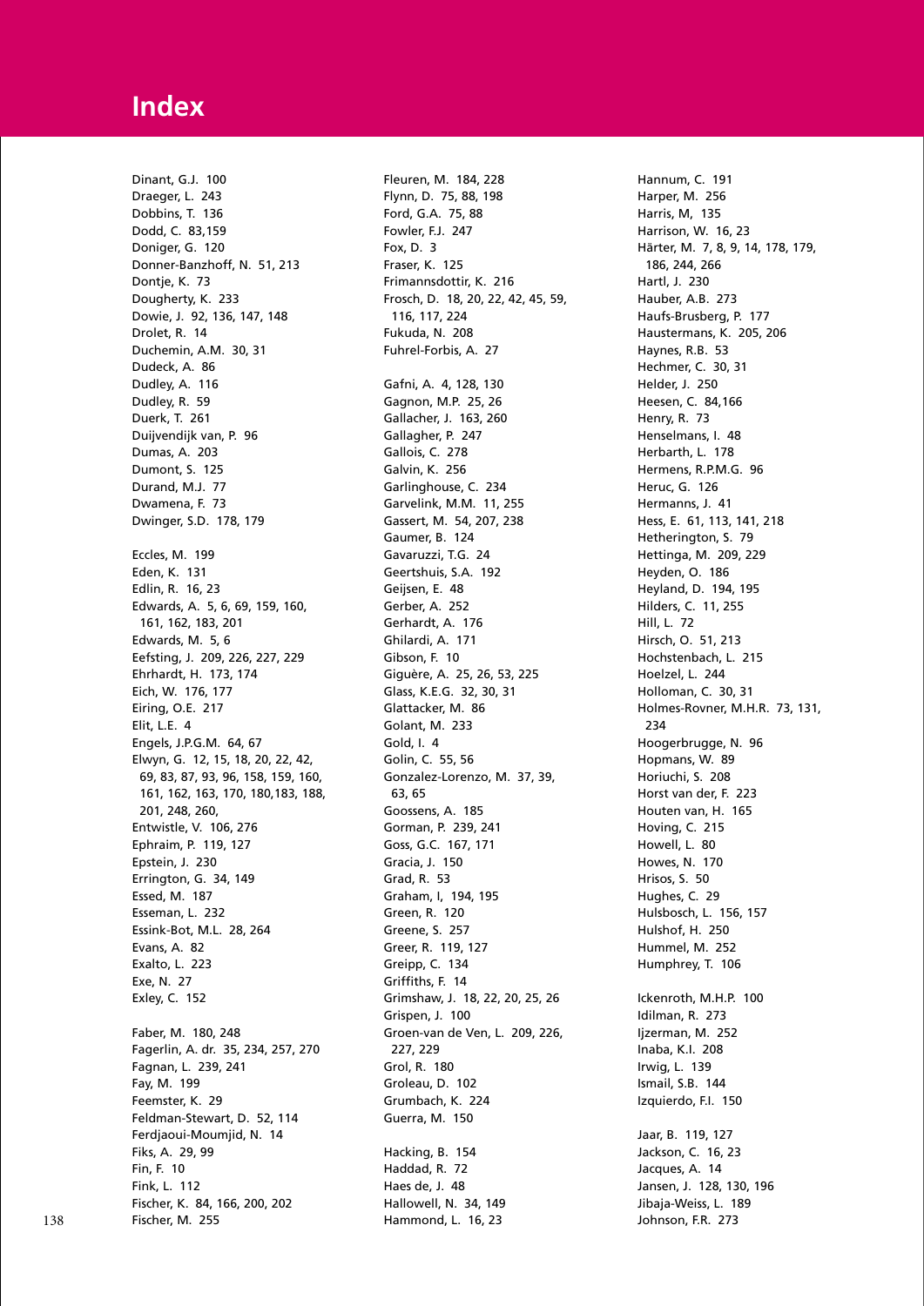# Index

Dinant, G.J. 100
Draeger, L. 243
Dobbins, T. 136
Dodd, C. 83,159
Doniger, G. 120
Donner-Banzhoff, N. 51, 213
Dontje, K. 73
Dougherty, K. 233
Dowie, J. 92, 136, 147, 148
Drolet, R. 14
Duchemin, A.M. 30, 31
Dudeck, A. 86
Dudley, A. 116
Dudley, R. 59
Duerk, T. 261
Duijvendijk van, P. 96
Dumas, A. 203
Dumont, S. 125
Durand, M.J. 77
Dwamena, F. 73
Dwinger, S.D. 178, 179

Eccles, M. 199
Eden, K. 131
Edlin, R. 16, 23
Edwards, A. 5, 6, 69, 159, 160, 161, 162, 183, 201
Edwards, M. 5, 6
Eefsting, J. 209, 226, 227, 229
Ehrhardt, H. 173, 174
Eich, W. 176, 177
Eiring, O.E. 217
Elit, L.E. 4
Engels, J.P.G.M. 64, 67
Elwyn, G. 12, 15, 18, 20, 22, 42, 69, 83, 87, 93, 96, 158, 159, 160, 161, 162, 163, 170, 180,183, 188, 201, 248, 260,
Entwistle, V. 106, 276
Ephraim, P. 119, 127
Epstein, J. 230
Errington, G. 34, 149
Essed, M. 187
Esseman, L. 232
Essink-Bot, M.L. 28, 264
Evans, A. 82
Exalto, L. 223
Exe, N. 27
Exley, C. 152

Faber, M. 180, 248
Fagerlin, A. dr. 35, 234, 257, 270
Fagnan, L. 239, 241
Fay, M. 199
Feemster, K. 29
Feldman-Stewart, D. 52, 114
Ferdjaoui-Moumjid, N. 14
Fiks, A. 29, 99
Fin, F. 10
Fink, L. 112
Fischer, K. 84, 166, 200, 202
Fischer, M. 255

Fleuren, M. 184, 228
Flynn, D. 75, 88, 198
Ford, G.A. 75, 88
Fowler, F.J. 247
Fox, D. 3
Fraser, K. 125
Frimannsdottir, K. 216
Frosch, D. 18, 20, 22, 42, 45, 59, 116, 117, 224
Fukuda, N. 208
Fuhrel-Forbis, A. 27

Gafni, A. 4, 128, 130
Gagnon, M.P. 25, 26
Gallacher, J. 163, 260
Gallagher, P. 247
Gallois, C. 278
Galvin, K. 256
Garlinghouse, C. 234
Garvelink, M.M. 11, 255
Gassert, M. 54, 207, 238
Gaumer, B. 124
Gavaruzzi, T.G. 24
Geertshuis, S.A. 192
Geijsen, E. 48
Gerber, A. 252
Gerhardt, A. 176
Ghilardi, A. 171
Gibson, F. 10
Giguère, A. 25, 26, 53, 225
Glass, K.E.G. 32, 30, 31
Glattacker, M. 86
Golant, M. 233
Gold, I. 4
Golin, C. 55, 56
Gonzalez-Lorenzo, M. 37, 39, 63, 65
Goossens, A. 185
Gorman, P. 239, 241
Goss, G.C. 167, 171
Gracia, J. 150
Grad, R. 53
Graham, I, 194, 195
Green, R. 120
Greene, S. 257
Greer, R. 119, 127
Greipp, C. 134
Griffiths, F. 14
Grimshaw, J. 18, 22, 20, 25, 26
Grispen, J. 100
Groen-van de Ven, L. 209, 226, 227, 229
Grol, R. 180
Groleau, D. 102
Grumbach, K. 224
Guerra, M. 150

Hacking, B. 154
Haddad, R. 72
Haes de, J. 48
Hallowell, N. 34, 149
Hammond, L. 16, 23

Hannum, C. 191
Harper, M. 256
Harris, M, 135
Harrison, W. 16, 23
Härter, M. 7, 8, 9, 14, 178, 179, 186, 244, 266
Hartl, J. 230
Hauber, A.B. 273
Haufs-Brusberg, P. 177
Haustermans, K. 205, 206
Haynes, R.B. 53
Hechmer, C. 30, 31
Helder, J. 250
Heesen, C. 84,166
Henry, R. 73
Henselmans, I. 48
Herbarth, L. 178
Hermens, R.P.M.G. 96
Heruc, G. 126
Hermanns, J. 41
Hess, E. 61, 113, 141, 218
Hetherington, S. 79
Hettinga, M. 209, 229
Heyden, O. 186
Heyland, D. 194, 195
Hilders, C. 11, 255
Hill, L. 72
Hirsch, O. 51, 213
Hochstenbach, L. 215
Hoelzel, L. 244
Holloman, C. 30, 31
Holmes-Rovner, M.H.R. 73, 131, 234
Hoogerbrugge, N. 96
Hopmans, W. 89
Horiuchi, S. 208
Horst van der, F. 223
Houten van, H. 165
Hoving, C. 215
Howell, L. 80
Howes, N. 170
Hrisos, S. 50
Hughes, C. 29
Hulsbosch, L. 156, 157
Hulshof, H. 250
Hummel, M. 252
Humphrey, T. 106

Ickenroth, M.H.P. 100
Idilman, R. 273
Ijzerman, M. 252
Inaba, K.I. 208
Irwig, L. 139
Ismail, S.B. 144
Izquierdo, F.I. 150

Jaar, B. 119, 127
Jackson, C. 16, 23
Jacques, A. 14
Jansen, J. 128, 130, 196
Jibaja-Weiss, L. 189
Johnson, F.R. 273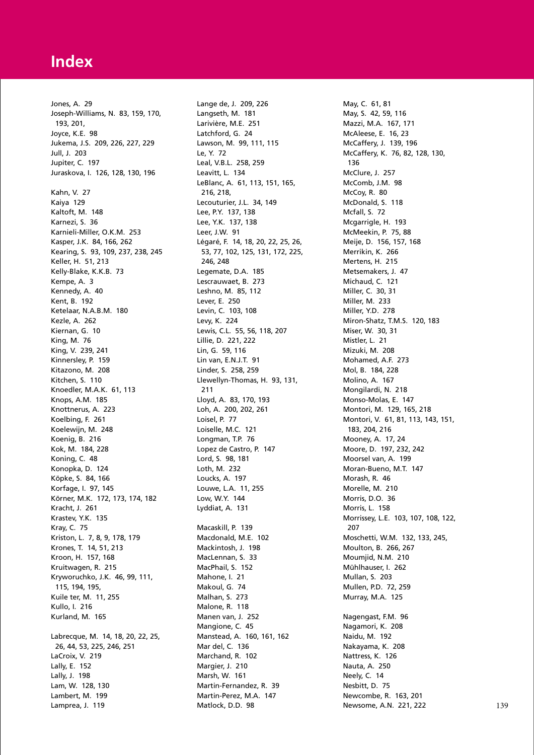# Index

Jones, A. 29
Joseph-Williams, N. 83, 159, 170, 193, 201,
Joyce, K.E. 98
Jukema, J.S. 209, 226, 227, 229
Jull, J. 203
Jupiter, C. 197
Juraskova, I. 126, 128, 130, 196

Kahn, V. 27
Kaiya 129
Kaltoft, M. 148
Karnezi, S. 36
Karnieli-Miller, O.K.M. 253
Kasper, J.K. 84, 166, 262
Kearing, S. 93, 109, 237, 238, 245
Keller, H. 51, 213
Kelly-Blake, K.K.B. 73
Kempe, A. 3
Kennedy, A. 40
Kent, B. 192
Ketelaar, N.A.B.M. 180
Kezle, A. 262
Kiernan, G. 10
King, M. 76
King, V. 239, 241
Kinnersley, P. 159
Kitazono, M. 208
Kitchen, S. 110
Knoedler, M.A.K. 61, 113
Knops, A.M. 185
Knottnerus, A. 223
Koelbing, F. 261
Koelewijn, M. 248
Koenig, B. 216
Kok, M. 184, 228
Koning, C. 48
Konopka, D. 124
Köpke, S. 84, 166
Korfage, I. 97, 145
Körner, M.K. 172, 173, 174, 182
Kracht, J. 261
Krastev, Y.K. 135
Kray, C. 75
Kriston, L. 7, 8, 9, 178, 179
Krones, T. 14, 51, 213
Kroon, H. 157, 168
Kruitwagen, R. 215
Kryworuchko, J.K. 46, 99, 111, 115, 194, 195,
Kuile ter, M. 11, 255
Kullo, I. 216
Kurland, M. 165

Labrecque, M. 14, 18, 20, 22, 25, 26, 44, 53, 225, 246, 251
LaCroix, V. 219
Lally, E. 152
Lally, J. 198
Lam, W. 128, 130
Lambert, M. 199
Lamprea, J. 119
Lange de, J. 209, 226
Langseth, M. 181
Larivière, M.E. 251
Latchford, G. 24
Lawson, M. 99, 111, 115
Le, Y. 72
Leal, V.B.L. 258, 259
Leavitt, L. 134
LeBlanc, A. 61, 113, 151, 165, 216, 218,
Lecouturier, J.L. 34, 149
Lee, P.Y. 137, 138
Lee, Y.K. 137, 138
Leer, J.W. 91
Légaré, F. 14, 18, 20, 22, 25, 26, 53, 77, 102, 125, 131, 172, 225, 246, 248
Legemate, D.A. 185
Lescrauwaet, B. 273
Leshno, M. 85, 112
Lever, E. 250
Levin, C. 103, 108
Levy, K. 224
Lewis, C.L. 55, 56, 118, 207
Lillie, D. 221, 222
Lin, G. 59, 116
Lin van, E.N.J.T. 91
Linder, S. 258, 259
Llewellyn-Thomas, H. 93, 131, 211
Lloyd, A. 83, 170, 193
Loh, A. 200, 202, 261
Loisel, P. 77
Loiselle, M.C. 121
Longman, T.P. 76
Lopez de Castro, P. 147
Lord, S. 98, 181
Loth, M. 232
Loucks, A. 197
Louwe, L.A. 11, 255
Low, W.Y. 144
Lyddiat, A. 131

Macaskill, P. 139
Macdonald, M.E. 102
Mackintosh, J. 198
MacLennan, S. 33
MacPhail, S. 152
Mahone, I. 21
Makoul, G. 74
Malhan, S. 273
Malone, R. 118
Manen van, J. 252
Mangione, C. 45
Manstead, A. 160, 161, 162
Mar del, C. 136
Marchand, R. 102
Margier, J. 210
Marsh, W. 161
Martin-Fernandez, R. 39
Martin-Perez, M.A. 147
Matlock, D.D. 98
May, C. 61, 81
May, S. 42, 59, 116
Mazzi, M.A. 167, 171
McAleese, E. 16, 23
McCaffery, J. 139, 196
McCaffery, K. 76, 82, 128, 130, 136
McClure, J. 257
McComb, J.M. 98
McCoy, R. 80
McDonald, S. 118
Mcfall, S. 72
Mcgarrigle, H. 193
McMeekin, P. 75, 88
Meije, D. 156, 157, 168
Merrikin, K. 266
Mertens, H. 215
Metsemakers, J. 47
Michaud, C. 121
Miller, C. 30, 31
Miller, M. 233
Miller, Y.D. 278
Miron-Shatz, T.M.S. 120, 183
Miser, W. 30, 31
Mistler, L. 21
Mizuki, M. 208
Mohamed, A.F. 273
Mol, B. 184, 228
Molino, A. 167
Mongilardi, N. 218
Monso-Molas, E. 147
Montori, M. 129, 165, 218
Montori, V. 61, 81, 113, 143, 151, 183, 204, 216
Mooney, A. 17, 24
Moore, D. 197, 232, 242
Moorsel van, A. 199
Moran-Bueno, M.T. 147
Morash, R. 46
Morelle, M. 210
Morris, D.O. 36
Morris, L. 158
Morrissey, L.E. 103, 107, 108, 122, 207
Moschetti, W.M. 132, 133, 245,
Moulton, B. 266, 267
Moumjid, N.M. 210
Mühlhauser, I. 262
Mullan, S. 203
Mullen, P.D. 72, 259
Murray, M.A. 125

Nagengast, F.M. 96
Nagamori, K. 208
Naidu, M. 192
Nakayama, K. 208
Nattress, K. 126
Nauta, A. 250
Neely, C. 14
Nesbitt, D. 75
Newcombe, R. 163, 201
Newsome, A.N. 221, 222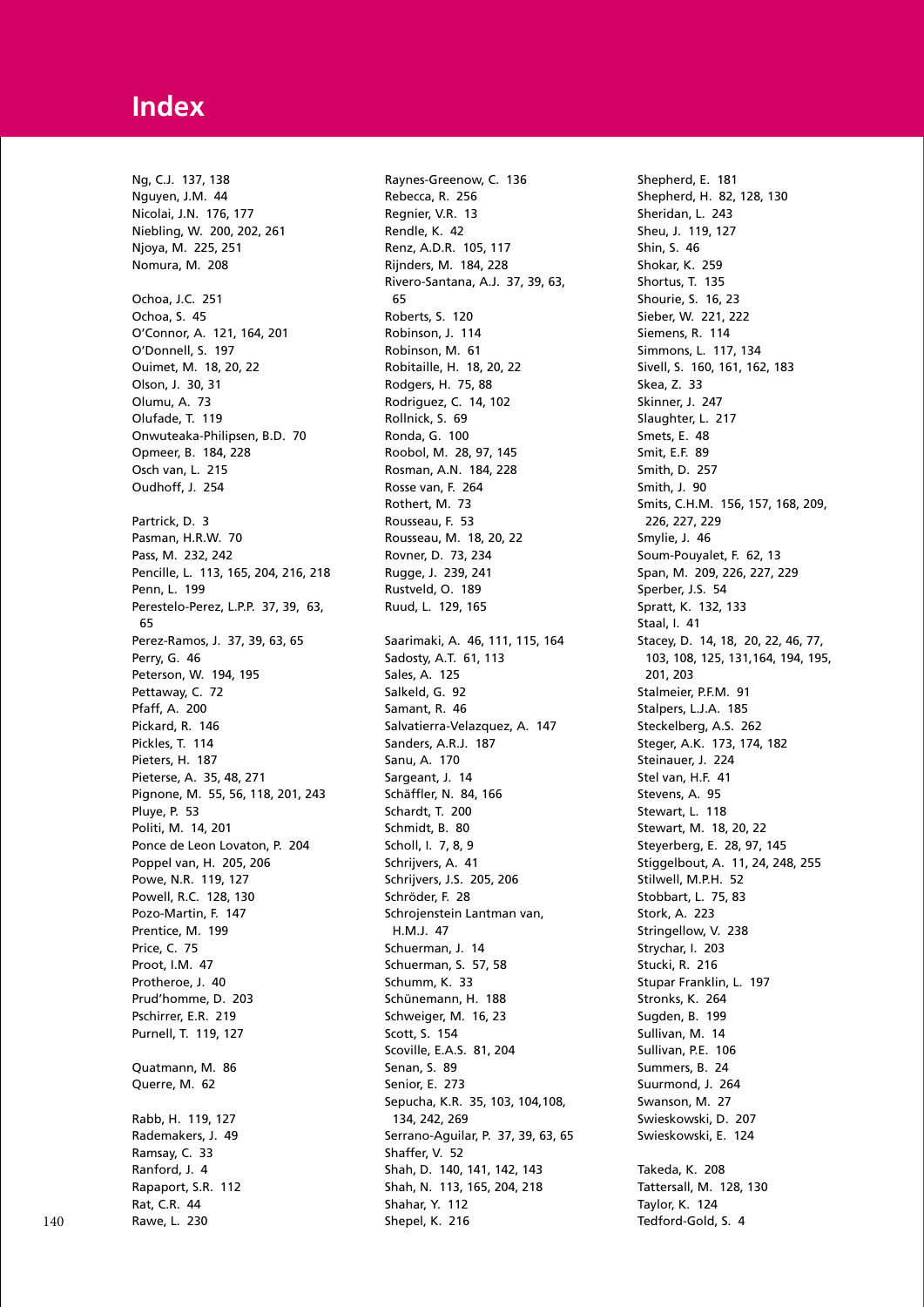# Index

Ng, C.J. 137, 138
Nguyen, J.M. 44
Nicolai, J.N. 176, 177
Niebling, W. 200, 202, 261
Njoya, M. 225, 251
Nomura, M. 208

Ochoa, J.C. 251
Ochoa, S. 45
O'Connor, A. 121, 164, 201
O'Donnell, S. 197
Ouimet, M. 18, 20, 22
Olson, J. 30, 31
Olumu, A. 73
Olufade, T. 119
Onwuteaka-Philipsen, B.D. 70
Opmeer, B. 184, 228
Osch van, L. 215
Oudhoff, J. 254

Partrick, D. 3
Pasman, H.R.W. 70
Pass, M. 232, 242
Pencille, L. 113, 165, 204, 216, 218
Penn, L. 199
Perestelo-Perez, L.P.P. 37, 39, 63, 65
Perez-Ramos, J. 37, 39, 63, 65
Perry, G. 46
Peterson, W. 194, 195
Pettaway, C. 72
Pfaff, A. 200
Pickard, R. 146
Pickles, T. 114
Pieters, H. 187
Pieterse, A. 35, 48, 271
Pignone, M. 55, 56, 118, 201, 243
Pluye, P. 53
Politi, M. 14, 201
Ponce de Leon Lovaton, P. 204
Poppel van, H. 205, 206
Powe, N.R. 119, 127
Powell, R.C. 128, 130
Pozo-Martin, F. 147
Prentice, M. 199
Price, C. 75
Proot, I.M. 47
Protheroe, J. 40
Prud'homme, D. 203
Pschirrer, E.R. 219
Purnell, T. 119, 127

Quatmann, M. 86
Querre, M. 62

Rabb, H. 119, 127
Rademakers, J. 49
Ramsay, C. 33
Ranford, J. 4
Rapaport, S.R. 112
Rat, C.R. 44
Rawe, L. 230
Raynes-Greenow, C. 136
Rebecca, R. 256
Regnier, V.R. 13
Rendle, K. 42
Renz, A.D.R. 105, 117
Rijnders, M. 184, 228
Rivero-Santana, A.J. 37, 39, 63, 65
Roberts, S. 120
Robinson, J. 114
Robinson, M. 61
Robitaille, H. 18, 20, 22
Rodgers, H. 75, 88
Rodriguez, C. 14, 102
Rollnick, S. 69
Ronda, G. 100
Roobol, M. 28, 97, 145
Rosman, A.N. 184, 228
Rosse van, F. 264
Rothert, M. 73
Rousseau, F. 53
Rousseau, M. 18, 20, 22
Rovner, D. 73, 234
Rugge, J. 239, 241
Rustveld, O. 189
Ruud, L. 129, 165

Saarimaki, A. 46, 111, 115, 164
Sadosty, A.T. 61, 113
Sales, A. 125
Salkeld, G. 92
Samant, R. 46
Salvatierra-Velazquez, A. 147
Sanders, A.R.J. 187
Sanu, A. 170
Sargeant, J. 14
Schäffler, N. 84, 166
Schardt, T. 200
Schmidt, B. 80
Scholl, I. 7, 8, 9
Schrijvers, A. 41
Schrijvers, J.S. 205, 206
Schröder, F. 28
Schrojenstein Lantman van, H.M.J. 47
Schuerman, J. 14
Schuerman, S. 57, 58
Schumm, K. 33
Schünemann, H. 188
Schweiger, M. 16, 23
Scott, S. 154
Scoville, E.A.S. 81, 204
Senan, S. 89
Senior, E. 273
Sepucha, K.R. 35, 103, 104,108, 134, 242, 269
Serrano-Aguilar, P. 37, 39, 63, 65
Shaffer, V. 52
Shah, D. 140, 141, 142, 143
Shah, N. 113, 165, 204, 218
Shahar, Y. 112
Shepel, K. 216
Shepherd, E. 181
Shepherd, H. 82, 128, 130
Sheridan, L. 243
Sheu, J. 119, 127
Shin, S. 46
Shokar, K. 259
Shortus, T. 135
Shourie, S. 16, 23
Sieber, W. 221, 222
Siemens, R. 114
Simmons, L. 117, 134
Sivell, S. 160, 161, 162, 183
Skea, Z. 33
Skinner, J. 247
Slaughter, L. 217
Smets, E. 48
Smit, E.F. 89
Smith, D. 257
Smith, J. 90
Smits, C.H.M. 156, 157, 168, 209, 226, 227, 229
Smylie, J. 46
Soum-Pouyalet, F. 62, 13
Span, M. 209, 226, 227, 229
Sperber, J.S. 54
Spratt, K. 132, 133
Staal, I. 41
Stacey, D. 14, 18, 20, 22, 46, 77, 103, 108, 125, 131,164, 194, 195, 201, 203
Stalmeier, P.F.M. 91
Stalpers, L.J.A. 185
Steckelberg, A.S. 262
Steger, A.K. 173, 174, 182
Steinauer, J. 224
Stel van, H.F. 41
Stevens, A. 95
Stewart, L. 118
Stewart, M. 18, 20, 22
Steyerberg, E. 28, 97, 145
Stiggelbout, A. 11, 24, 248, 255
Stilwell, M.P.H. 52
Stobbart, L. 75, 83
Stork, A. 223
Stringellow, V. 238
Strychar, I. 203
Stucki, R. 216
Stupar Franklin, L. 197
Stronks, K. 264
Sugden, B. 199
Sullivan, M. 14
Sullivan, P.E. 106
Summers, B. 24
Suurmond, J. 264
Swanson, M. 27
Swieskowski, D. 207
Swieskowski, E. 124

Takeda, K. 208
Tattersall, M. 128, 130
Taylor, K. 124
Tedford-Gold, S. 4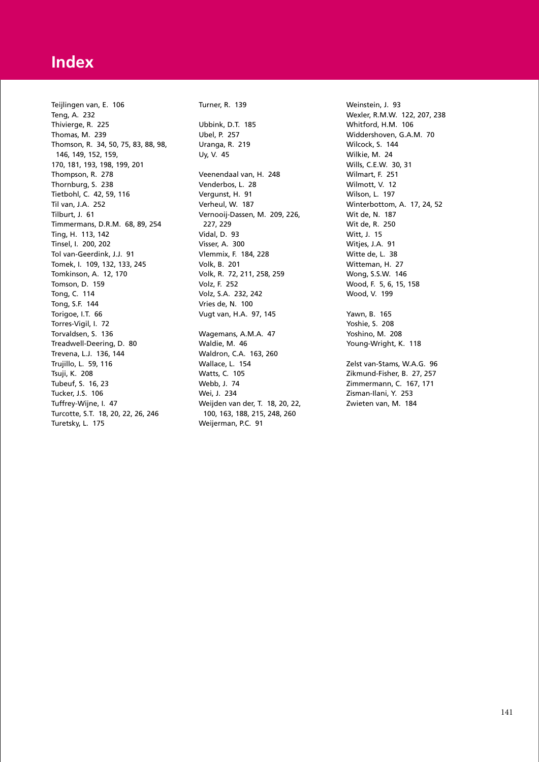# Index

Teijlingen van, E. 106
Teng, A. 232
Thivierge, R. 225
Thomas, M. 239
Thomson, R. 34, 50, 75, 83, 88, 98, 146, 149, 152, 159, 170, 181, 193, 198, 199, 201
Thompson, R. 278
Thornburg, S. 238
Tietbohl, C. 42, 59, 116
Til van, J.A. 252
Tilburt, J. 61
Timmermans, D.R.M. 68, 89, 254
Ting, H. 113, 142
Tinsel, I. 200, 202
Tol van-Geerdink, J.J. 91
Tomek, I. 109, 132, 133, 245
Tomkinson, A. 12, 170
Tomson, D. 159
Tong, C. 114
Tong, S.F. 144
Torigoe, I.T. 66
Torres-Vigil, I. 72
Torvaldsen, S. 136
Treadwell-Deering, D. 80
Trevena, L.J. 136, 144
Trujillo, L. 59, 116
Tsuji, K. 208
Tubeuf, S. 16, 23
Tucker, J.S. 106
Tuffrey-Wijne, I. 47
Turcotte, S.T. 18, 20, 22, 26, 246
Turetsky, L. 175

Turner, R. 139

Ubbink, D.T. 185
Ubel, P. 257
Uranga, R. 219
Uy, V. 45

Veenendaal van, H. 248
Venderbos, L. 28
Vergunst, H. 91
Verheul, W. 187
Vernooij-Dassen, M. 209, 226, 227, 229
Vidal, D. 93
Visser, A. 300
Vlemmix, F. 184, 228
Volk, B. 201
Volk, R. 72, 211, 258, 259
Volz, F. 252
Volz, S.A. 232, 242
Vries de, N. 100
Vugt van, H.A. 97, 145

Wagemans, A.M.A. 47
Waldie, M. 46
Waldron, C.A. 163, 260
Wallace, L. 154
Watts, C. 105
Webb, J. 74
Wei, J. 234
Weijden van der, T. 18, 20, 22, 100, 163, 188, 215, 248, 260
Weijerman, P.C. 91

Weinstein, J. 93
Wexler, R.M.W. 122, 207, 238
Whitford, H.M. 106
Widdershoven, G.A.M. 70
Wilcock, S. 144
Wilkie, M. 24
Wills, C.E.W. 30, 31
Wilmart, F. 251
Wilmott, V. 12
Wilson, L. 197
Winterbottom, A. 17, 24, 52
Wit de, N. 187
Wit de, R. 250
Witt, J. 15
Witjes, J.A. 91
Witte de, L. 38
Witteman, H. 27
Wong, S.S.W. 146
Wood, F. 5, 6, 15, 158
Wood, V. 199

Yawn, B. 165
Yoshie, S. 208
Yoshino, M. 208
Young-Wright, K. 118

Zelst van-Stams, W.A.G. 96
Zikmund-Fisher, B. 27, 257
Zimmermann, C. 167, 171
Zisman-Ilani, Y. 253
Zwieten van, M. 184